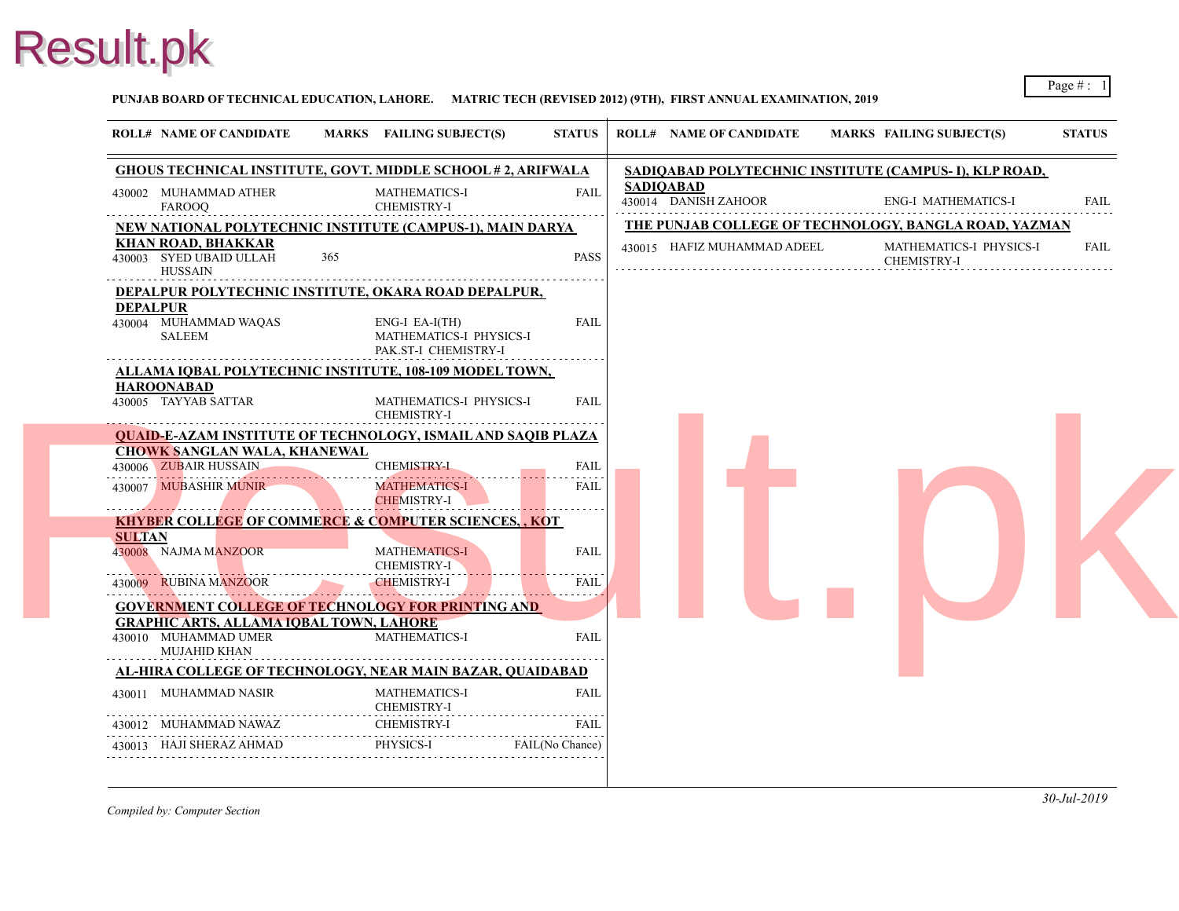**PUNJAB BOARD OF TECHNICAL EDUCATION, LAHORE. MATRIC TECH (REVISED 2012) (9TH), FIRST ANNUAL EXAMINATION, 2019**

| ROLL# | NAME OF CANDIDATE | MARKS | FAILING SUBJECT(S) | STATUS |
|---|---|---|---|---|
| **GHOUS TECHNICAL INSTITUTE, GOVT. MIDDLE SCHOOL # 2, ARIFWALA** | | | | |
| 430002 | MUHAMMAD ATHER FAROOQ | | MATHEMATICS-I CHEMISTRY-I | FAIL |
| **NEW NATIONAL POLYTECHNIC INSTITUTE (CAMPUS-1), MAIN DARYA KHAN ROAD, BHAKKAR** | | | | |
| 430003 | SYED UBAID ULLAH HUSSAIN | 365 | | PASS |
| **DEPALPUR POLYTECHNIC INSTITUTE, OKARA ROAD DEPALPUR, DEPALPUR** | | | | |
| 430004 | MUHAMMAD WAQAS SALEEM | | ENG-I EA-I(TH) MATHEMATICS-I PHYSICS-I PAK.ST-I CHEMISTRY-I | FAIL |
| **ALLAMA IQBAL POLYTECHNIC INSTITUTE, 108-109 MODEL TOWN, HAROONABAD** | | | | |
| 430005 | TAYYAB SATTAR | | MATHEMATICS-I PHYSICS-I CHEMISTRY-I | FAIL |
| **QUAID-E-AZAM INSTITUTE OF TECHNOLOGY, ISMAIL AND SAQIB PLAZA CHOWK SANGLAN WALA, KHANEWAL** | | | | |
| 430006 | ZUBAIR HUSSAIN | | CHEMISTRY-I | FAIL |
| 430007 | MUBASHIR MUNIR | | MATHEMATICS-I CHEMISTRY-I | FAIL |
| **KHYBER COLLEGE OF COMMERCE & COMPUTER SCIENCES, , KOT SULTAN** | | | | |
| 430008 | NAJMA MANZOOR | | MATHEMATICS-I CHEMISTRY-I | FAIL |
| 430009 | RUBINA MANZOOR | | CHEMISTRY-I | FAIL |
| **GOVERNMENT COLLEGE OF TECHNOLOGY FOR PRINTING AND GRAPHIC ARTS, ALLAMA IQBAL TOWN, LAHORE** | | | | |
| 430010 | MUHAMMAD UMER MUJAHID KHAN | | MATHEMATICS-I | FAIL |
| **AL-HIRA COLLEGE OF TECHNOLOGY, NEAR MAIN BAZAR, QUAIDABAD** | | | | |
| 430011 | MUHAMMAD NASIR | | MATHEMATICS-I CHEMISTRY-I | FAIL |
| 430012 | MUHAMMAD NAWAZ | | CHEMISTRY-I | FAIL |
| 430013 | HAJI SHERAZ AHMAD | | PHYSICS-I | FAIL(No Chance) |
| **SADIQABAD POLYTECHNIC INSTITUTE (CAMPUS- I), KLP ROAD, SADIQABAD** | | | | |
| 430014 | DANISH ZAHOOR | | ENG-I MATHEMATICS-I | FAIL |
| **THE PUNJAB COLLEGE OF TECHNOLOGY, BANGLA ROAD, YAZMAN** | | | | |
| 430015 | HAFIZ MUHAMMAD ADEEL | | MATHEMATICS-I PHYSICS-I CHEMISTRY-I | FAIL |

*Compiled by: Computer Section*

*30-Jul-2019*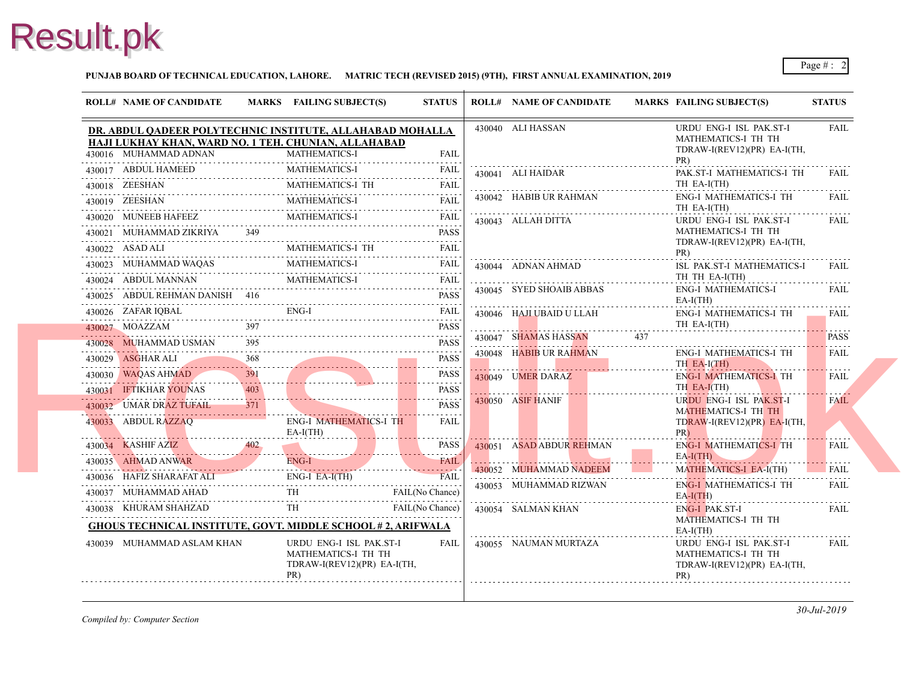**PUNJAB BOARD OF TECHNICAL EDUCATION, LAHORE. MATRIC TECH (REVISED 2015) (9TH), FIRST ANNUAL EXAMINATION, 2019**

| ROLL# | NAME OF CANDIDATE | MARKS | FAILING SUBJECT(S) | STATUS |
|---|---|---|---|---|
| **DR. ABDUL QADEER POLYTECHNIC INSTITUTE, ALLAHABAD MOHALLA HAJI LUKHAY KHAN, WARD NO. 1 TEH. CHUNIAN, ALLAHABAD** | | | | |
| 430016 | MUHAMMAD ADNAN | | MATHEMATICS-I | FAIL |
| 430017 | ABDUL HAMEED | | MATHEMATICS-I | FAIL |
| 430018 | ZEESHAN | | MATHEMATICS-I TH | FAIL |
| 430019 | ZEESHAN | | MATHEMATICS-I | FAIL |
| 430020 | MUNEEB HAFEEZ | | MATHEMATICS-I | FAIL |
| 430021 | MUHAMMAD ZIKRIYA | 349 | | PASS |
| 430022 | ASAD ALI | | MATHEMATICS-I TH | FAIL |
| 430023 | MUHAMMAD WAQAS | | MATHEMATICS-I | FAIL |
| 430024 | ABDUL MANNAN | | MATHEMATICS-I | FAIL |
| 430025 | ABDUL REHMAN DANISH | 416 | | PASS |
| 430026 | ZAFAR IQBAL | | ENG-I | FAIL |
| 430027 | MOAZZAM | 397 | | PASS |
| 430028 | MUHAMMAD USMAN | 395 | | PASS |
| 430029 | ASGHAR ALI | 368 | | PASS |
| 430030 | WAQAS AHMAD | 391 | | PASS |
| 430031 | IFTIKHAR YOUNAS | 403 | | PASS |
| 430032 | UMAR DRAZ TUFAIL | 371 | | PASS |
| 430033 | ABDUL RAZZAQ | | ENG-I MATHEMATICS-I TH EA-I(TH) | FAIL |
| 430034 | KASHIF AZIZ | 402 | | PASS |
| 430035 | AHMAD ANWAR | | ENG-I | FAIL |
| 430036 | HAFIZ SHARAFAT ALI | | ENG-I EA-I(TH) | FAIL |
| 430037 | MUHAMMAD AHAD | | TH | FAIL(No Chance) |
| 430038 | KHURAM SHAHZAD | | TH | FAIL(No Chance) |
| **GHOUS TECHNICAL INSTITUTE, GOVT. MIDDLE SCHOOL # 2, ARIFWALA** | | | | |
| 430039 | MUHAMMAD ASLAM KHAN | | URDU ENG-I ISL PAK.ST-I MATHEMATICS-I TH TH TDRAW-I(REV12)(PR) EA-I(TH, PR) | FAIL |
| 430040 | ALI HASSAN | | URDU ENG-I ISL PAK.ST-I MATHEMATICS-I TH TH TDRAW-I(REV12)(PR) EA-I(TH, PR) | FAIL |
| 430041 | ALI HAIDAR | | PAK.ST-I MATHEMATICS-I TH TH EA-I(TH) | FAIL |
| 430042 | HABIB UR RAHMAN | | ENG-I MATHEMATICS-I TH TH EA-I(TH) | FAIL |
| 430043 | ALLAH DITTA | | URDU ENG-I ISL PAK.ST-I MATHEMATICS-I TH TH TDRAW-I(REV12)(PR) EA-I(TH, PR) | FAIL |
| 430044 | ADNAN AHMAD | | ISL PAK.ST-I MATHEMATICS-I TH TH EA-I(TH) | FAIL |
| 430045 | SYED SHOAIB ABBAS | | ENG-I MATHEMATICS-I EA-I(TH) | FAIL |
| 430046 | HAJI UBAID U LLAH | | ENG-I MATHEMATICS-I TH TH EA-I(TH) | FAIL |
| 430047 | SHAMAS HASSAN | 437 | | PASS |
| 430048 | HABIB UR RAHMAN | | ENG-I MATHEMATICS-I TH TH EA-I(TH) | FAIL |
| 430049 | UMER DARAZ | | ENG-I MATHEMATICS-I TH TH EA-I(TH) | FAIL |
| 430050 | ASIF HANIF | | URDU ENG-I ISL PAK.ST-I MATHEMATICS-I TH TH TDRAW-I(REV12)(PR) EA-I(TH, PR) | FAIL |
| 430051 | ASAD ABDUR REHMAN | | ENG-I MATHEMATICS-I TH EA-I(TH) | FAIL |
| 430052 | MUHAMMAD NADEEM | | MATHEMATICS-I EA-I(TH) | FAIL |
| 430053 | MUHAMMAD RIZWAN | | ENG-I MATHEMATICS-I TH EA-I(TH) | FAIL |
| 430054 | SALMAN KHAN | | ENG-I PAK.ST-I MATHEMATICS-I TH TH EA-I(TH) | FAIL |
| 430055 | NAUMAN MURTAZA | | URDU ENG-I ISL PAK.ST-I MATHEMATICS-I TH TH TDRAW-I(REV12)(PR) EA-I(TH, PR) | FAIL |

*Compiled by: Computer Section*

*30-Jul-2019*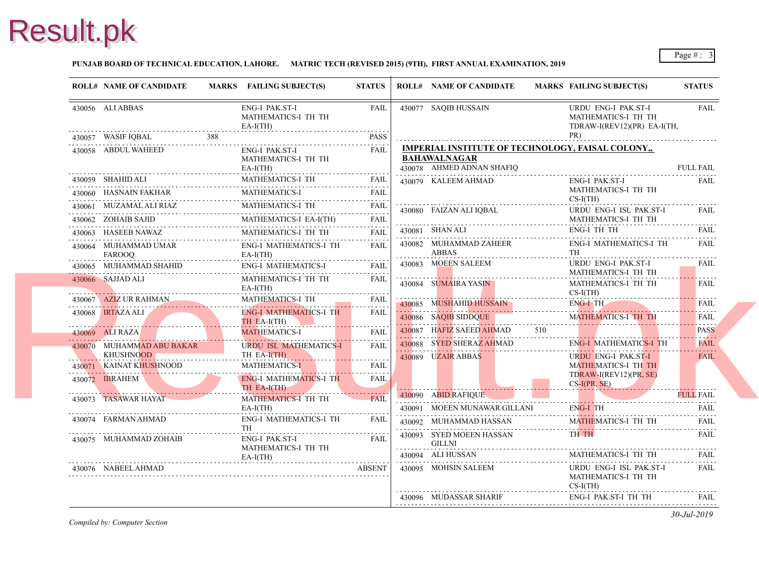**PUNJAB BOARD OF TECHNICAL EDUCATION, LAHORE. MATRIC TECH (REVISED 2015) (9TH), FIRST ANNUAL EXAMINATION, 2019**

| ROLL# | NAME OF CANDIDATE | MARKS | FAILING SUBJECT(S) | STATUS |
|---|---|---|---|---|
| 430056 | ALI ABBAS | | ENG-I PAK.ST-I MATHEMATICS-I TH TH EA-I(TH) | FAIL |
| 430057 | WASIF IQBAL | 388 | | PASS |
| 430058 | ABDUL WAHEED | | ENG-I PAK.ST-I MATHEMATICS-I TH TH EA-I(TH) | FAIL |
| 430059 | SHAHID ALI | | MATHEMATICS-I TH | FAIL |
| 430060 | HASNAIN FAKHAR | | MATHEMATICS-I | FAIL |
| 430061 | MUZAMAL ALI RIAZ | | MATHEMATICS-I TH | FAIL |
| 430062 | ZOHAIB SAJID | | MATHEMATICS-I EA-I(TH) | FAIL |
| 430063 | HASEEB NAWAZ | | MATHEMATICS-I TH TH | FAIL |
| 430064 | MUHAMMAD UMAR FAROOQ | | ENG-I MATHEMATICS-I TH EA-I(TH) | FAIL |
| 430065 | MUHAMMAD SHAHID | | ENG-I MATHEMATICS-I | FAIL |
| 430066 | SAJJAD ALI | | MATHEMATICS-I TH TH EA-I(TH) | FAIL |
| 430067 | AZIZ UR RAHMAN | | MATHEMATICS-I TH | FAIL |
| 430068 | IRTAZA ALI | | ENG-I MATHEMATICS-I TH TH EA-I(TH) | FAIL |
| 430069 | ALI RAZA | | MATHEMATICS-I | FAIL |
| 430070 | MUHAMMAD ABU BAKAR KHUSHNOOD | | URDU ISL MATHEMATICS-I TH EA-I(TH) | FAIL |
| 430071 | KAINAT KHUSHNOOD | | MATHEMATICS-I | FAIL |
| 430072 | IBRAHEM | | ENG-I MATHEMATICS-I TH TH EA-I(TH) | FAIL |
| 430073 | TASAWAR HAYAT | | MATHEMATICS-I TH TH EA-I(TH) | FAIL |
| 430074 | FARMAN AHMAD | | ENG-I MATHEMATICS-I TH TH | FAIL |
| 430075 | MUHAMMAD ZOHAIB | | ENG-I PAK.ST-I MATHEMATICS-I TH TH EA-I(TH) | FAIL |
| 430076 | NABEEL AHMAD | | | ABSENT |
| 430077 | SAQIB HUSSAIN | | URDU ENG-I PAK.ST-I MATHEMATICS-I TH TH TDRAW-I(REV12)(PR) EA-I(TH, PR) | FAIL |

**IMPERIAL INSTITUTE OF TECHNOLOGY, FAISAL COLONY,, BAHAWALNAGAR**

| ROLL# | NAME OF CANDIDATE | MARKS | FAILING SUBJECT(S) | STATUS |
|---|---|---|---|---|
| 430078 | AHMED ADNAN SHAFIQ | | | FULL FAIL |
| 430079 | KALEEM AHMAD | | ENG-I PAK.ST-I MATHEMATICS-I TH TH CS-I(TH) | FAIL |
| 430080 | FAIZAN ALI IQBAL | | URDU ENG-I ISL PAK.ST-I MATHEMATICS-I TH TH | FAIL |
| 430081 | SHAN ALI | | ENG-I TH TH | FAIL |
| 430082 | MUHAMMAD ZAHEER ABBAS | | ENG-I MATHEMATICS-I TH TH | FAIL |
| 430083 | MOEEN SALEEM | | URDU ENG-I PAK.ST-I MATHEMATICS-I TH TH | FAIL |
| 430084 | SUMAIRA YASIN | | MATHEMATICS-I TH TH CS-I(TH) | FAIL |
| 430085 | MUSHAHID HUSSAIN | | ENG-I TH | FAIL |
| 430086 | SAQIB SIDDQUE | | MATHEMATICS-I TH TH | FAIL |
| 430087 | HAFIZ SAEED AHMAD | 510 | | PASS |
| 430088 | SYED SHERAZ AHMAD | | ENG-I MATHEMATICS-I TH | FAIL |
| 430089 | UZAIR ABBAS | | URDU ENG-I PAK.ST-I MATHEMATICS-I TH TH TDRAW-I(REV12)(PR, SE) CS-I(PR, SE) | FAIL |
| 430090 | ABID RAFIQUE | | | FULL FAIL |
| 430091 | MOEEN MUNAWAR GILLANI | | ENG-I TH | FAIL |
| 430092 | MUHAMMAD HASSAN | | MATHEMATICS-I TH TH | FAIL |
| 430093 | SYED MOEEN HASSAN GILLNI | | TH TH | FAIL |
| 430094 | ALI HUSSAN | | MATHEMATICS-I TH TH | FAIL |
| 430095 | MOHSIN SALEEM | | URDU ENG-I ISL PAK.ST-I MATHEMATICS-I TH TH CS-I(TH) | FAIL |
| 430096 | MUDASSAR SHARIF | | ENG-I PAK.ST-I TH TH | FAIL |

*Compiled by: Computer Section*

*30-Jul-2019*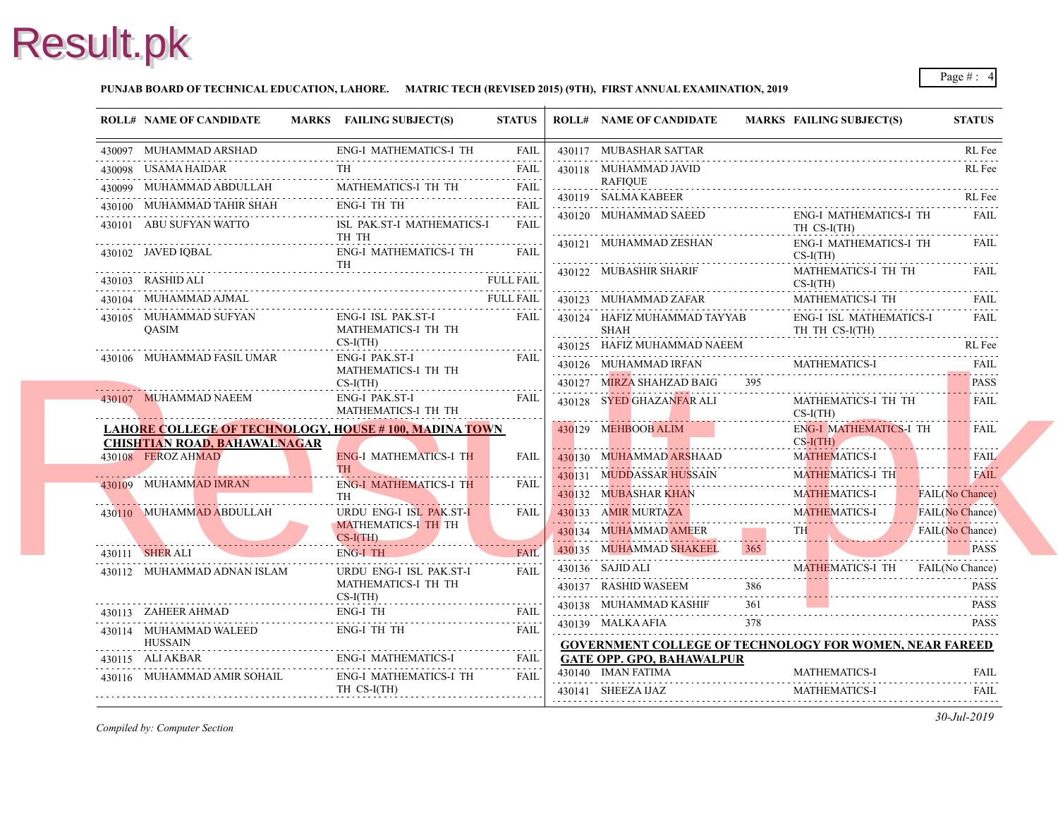**PUNJAB BOARD OF TECHNICAL EDUCATION, LAHORE. MATRIC TECH (REVISED 2015) (9TH), FIRST ANNUAL EXAMINATION, 2019**

| ROLL# | NAME OF CANDIDATE | MARKS | FAILING SUBJECT(S) | STATUS |
|---|---|---|---|---|
| 430097 | MUHAMMAD ARSHAD | | ENG-I MATHEMATICS-I TH | FAIL |
| 430098 | USAMA HAIDAR | | TH | FAIL |
| 430099 | MUHAMMAD ABDULLAH | | MATHEMATICS-I TH TH | FAIL |
| 430100 | MUHAMMAD TAHIR SHAH | | ENG-I TH TH | FAIL |
| 430101 | ABU SUFYAN WATTO | | ISL PAK.ST-I MATHEMATICS-I TH TH | FAIL |
| 430102 | JAVED IQBAL | | ENG-I MATHEMATICS-I TH TH | FAIL |
| 430103 | RASHID ALI | | | FULL FAIL |
| 430104 | MUHAMMAD AJMAL | | | FULL FAIL |
| 430105 | MUHAMMAD SUFYAN QASIM | | ENG-I ISL PAK.ST-I MATHEMATICS-I TH TH CS-I(TH) | FAIL |
| 430106 | MUHAMMAD FASIL UMAR | | ENG-I PAK.ST-I MATHEMATICS-I TH TH CS-I(TH) | FAIL |
| 430107 | MUHAMMAD NAEEM | | ENG-I PAK.ST-I MATHEMATICS-I TH TH | FAIL |

**LAHORE COLLEGE OF TECHNOLOGY, HOUSE # 100, MADINA TOWN CHISHTIAN ROAD, BAHAWALNAGAR**

| ROLL# | NAME OF CANDIDATE | MARKS | FAILING SUBJECT(S) | STATUS |
|---|---|---|---|---|
| 430108 | FEROZ AHMAD | | ENG-I MATHEMATICS-I TH TH | FAIL |
| 430109 | MUHAMMAD IMRAN | | ENG-I MATHEMATICS-I TH TH | FAIL |
| 430110 | MUHAMMAD ABDULLAH | | URDU ENG-I ISL PAK.ST-I MATHEMATICS-I TH TH CS-I(TH) | FAIL |
| 430111 | SHER ALI | | ENG-I TH | FAIL |
| 430112 | MUHAMMAD ADNAN ISLAM | | URDU ENG-I ISL PAK.ST-I MATHEMATICS-I TH TH CS-I(TH) | FAIL |
| 430113 | ZAHEER AHMAD | | ENG-I TH | FAIL |
| 430114 | MUHAMMAD WALEED HUSSAIN | | ENG-I TH TH | FAIL |
| 430115 | ALI AKBAR | | ENG-I MATHEMATICS-I | FAIL |
| 430116 | MUHAMMAD AMIR SOHAIL | | ENG-I MATHEMATICS-I TH TH CS-I(TH) | FAIL |
| 430117 | MUBASHAR SATTAR | | | RL Fee |
| 430118 | MUHAMMAD JAVID RAFIQUE | | | RL Fee |
| 430119 | SALMA KABEER | | | RL Fee |
| 430120 | MUHAMMAD SAEED | | ENG-I MATHEMATICS-I TH TH CS-I(TH) | FAIL |
| 430121 | MUHAMMAD ZESHAN | | ENG-I MATHEMATICS-I TH CS-I(TH) | FAIL |
| 430122 | MUBASHIR SHARIF | | MATHEMATICS-I TH TH CS-I(TH) | FAIL |
| 430123 | MUHAMMAD ZAFAR | | MATHEMATICS-I TH | FAIL |
| 430124 | HAFIZ MUHAMMAD TAYYAB SHAH | | ENG-I ISL MATHEMATICS-I TH TH CS-I(TH) | FAIL |
| 430125 | HAFIZ MUHAMMAD NAEEM | | | RL Fee |
| 430126 | MUHAMMAD IRFAN | | MATHEMATICS-I | FAIL |
| 430127 | MIRZA SHAHZAD BAIG | 395 | | PASS |
| 430128 | SYED GHAZANFAR ALI | | MATHEMATICS-I TH TH CS-I(TH) | FAIL |
| 430129 | MEHBOOB ALIM | | ENG-I MATHEMATICS-I TH CS-I(TH) | FAIL |
| 430130 | MUHAMMAD ARSHAAD | | MATHEMATICS-I | FAIL |
| 430131 | MUDDASSAR HUSSAIN | | MATHEMATICS-I TH | FAIL |
| 430132 | MUBASHAR KHAN | | MATHEMATICS-I | FAIL(No Chance) |
| 430133 | AMIR MURTAZA | | MATHEMATICS-I | FAIL(No Chance) |
| 430134 | MUHAMMAD AMEER | | TH | FAIL(No Chance) |
| 430135 | MUHAMMAD SHAKEEL | 365 | | PASS |
| 430136 | SAJID ALI | | MATHEMATICS-I TH | FAIL(No Chance) |
| 430137 | RASHID WASEEM | 386 | | PASS |
| 430138 | MUHAMMAD KASHIF | 361 | | PASS |
| 430139 | MALKA AFIA | 378 | | PASS |

**GOVERNMENT COLLEGE OF TECHNOLOGY FOR WOMEN, NEAR FAREED GATE OPP. GPO, BAHAWALPUR**

| ROLL# | NAME OF CANDIDATE | MARKS | FAILING SUBJECT(S) | STATUS |
|---|---|---|---|---|
| 430140 | IMAN FATIMA | | MATHEMATICS-I | FAIL |
| 430141 | SHEEZA IJAZ | | MATHEMATICS-I | FAIL |

*Compiled by: Computer Section*

*30-Jul-2019*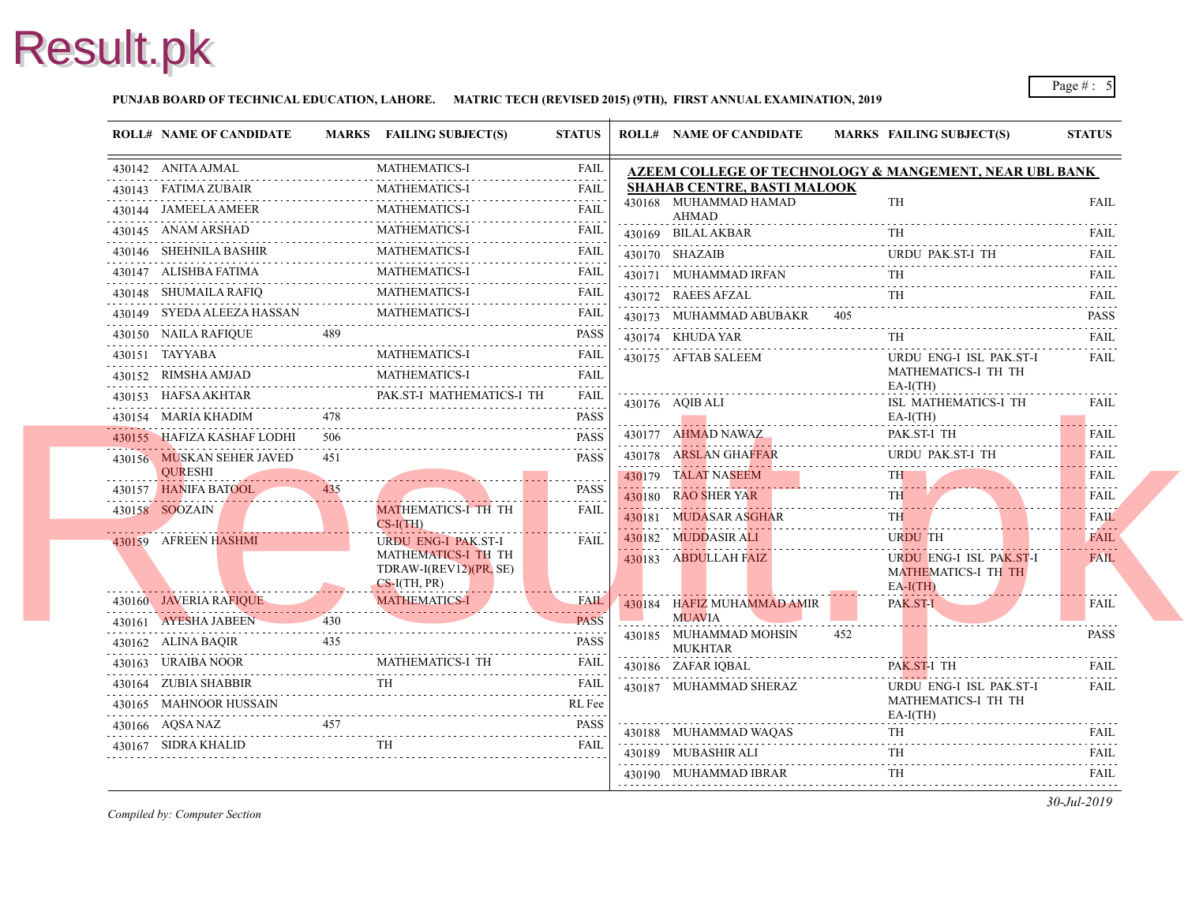**PUNJAB BOARD OF TECHNICAL EDUCATION, LAHORE. MATRIC TECH (REVISED 2015) (9TH), FIRST ANNUAL EXAMINATION, 2019**

| ROLL# | NAME OF CANDIDATE | MARKS | FAILING SUBJECT(S) | STATUS |
|---|---|---|---|---|
| 430142 | ANITA AJMAL | | MATHEMATICS-I | FAIL |
| 430143 | FATIMA ZUBAIR | | MATHEMATICS-I | FAIL |
| 430144 | JAMEELA AMEER | | MATHEMATICS-I | FAIL |
| 430145 | ANAM ARSHAD | | MATHEMATICS-I | FAIL |
| 430146 | SHEHNILA BASHIR | | MATHEMATICS-I | FAIL |
| 430147 | ALISHBA FATIMA | | MATHEMATICS-I | FAIL |
| 430148 | SHUMAILA RAFIQ | | MATHEMATICS-I | FAIL |
| 430149 | SYEDA ALEEZA HASSAN | | MATHEMATICS-I | FAIL |
| 430150 | NAILA RAFIQUE | 489 | | PASS |
| 430151 | TAYYABA | | MATHEMATICS-I | FAIL |
| 430152 | RIMSHA AMJAD | | MATHEMATICS-I | FAIL |
| 430153 | HAFSA AKHTAR | | PAK.ST-I MATHEMATICS-I TH | FAIL |
| 430154 | MARIA KHADIM | 478 | | PASS |
| 430155 | HAFIZA KASHAF LODHI | 506 | | PASS |
| 430156 | MUSKAN SEHER JAVED QURESHI | 451 | | PASS |
| 430157 | HANIFA BATOOL | 435 | | PASS |
| 430158 | SOOZAIN | | MATHEMATICS-I TH TH CS-I(TH) | FAIL |
| 430159 | AFREEN HASHMI | | URDU ENG-I PAK.ST-I MATHEMATICS-I TH TH TDRAW-I(REV12)(PR, SE) CS-I(TH, PR) | FAIL |
| 430160 | JAVERIA RAFIQUE | | MATHEMATICS-I | FAIL |
| 430161 | AYESHA JABEEN | 430 | | PASS |
| 430162 | ALINA BAQIR | 435 | | PASS |
| 430163 | URAIBA NOOR | | MATHEMATICS-I TH | FAIL |
| 430164 | ZUBIA SHABBIR | | TH | FAIL |
| 430165 | MAHNOOR HUSSAIN | | | RL Fee |
| 430166 | AQSA NAZ | 457 | | PASS |
| 430167 | SIDRA KHALID | | TH | FAIL |

**AZEEM COLLEGE OF TECHNOLOGY & MANGEMENT, NEAR UBL BANK SHAHAB CENTRE, BASTI MALOOK**

| ROLL# | NAME OF CANDIDATE | MARKS | FAILING SUBJECT(S) | STATUS |
|---|---|---|---|---|
| 430168 | MUHAMMAD HAMAD AHMAD | | TH | FAIL |
| 430169 | BILAL AKBAR | | TH | FAIL |
| 430170 | SHAZAIB | | URDU PAK.ST-I TH | FAIL |
| 430171 | MUHAMMAD IRFAN | | TH | FAIL |
| 430172 | RAEES AFZAL | | TH | FAIL |
| 430173 | MUHAMMAD ABUBAKR | 405 | | PASS |
| 430174 | KHUDA YAR | | TH | FAIL |
| 430175 | AFTAB SALEEM | | URDU ENG-I ISL PAK.ST-I MATHEMATICS-I TH TH EA-I(TH) | FAIL |
| 430176 | AQIB ALI | | ISL MATHEMATICS-I TH EA-I(TH) | FAIL |
| 430177 | AHMAD NAWAZ | | PAK.ST-I TH | FAIL |
| 430178 | ARSLAN GHAFFAR | | URDU PAK.ST-I TH | FAIL |
| 430179 | TALAT NASEEM | | TH | FAIL |
| 430180 | RAO SHER YAR | | TH | FAIL |
| 430181 | MUDASAR ASGHAR | | TH | FAIL |
| 430182 | MUDDASIR ALI | | URDU TH | FAIL |
| 430183 | ABDULLAH FAIZ | | URDU ENG-I ISL PAK.ST-I MATHEMATICS-I TH TH EA-I(TH) | FAIL |
| 430184 | HAFIZ MUHAMMAD AMIR MUAVIA | | PAK.ST-I | FAIL |
| 430185 | MUHAMMAD MOHSIN MUKHTAR | 452 | | PASS |
| 430186 | ZAFAR IQBAL | | PAK.ST-I TH | FAIL |
| 430187 | MUHAMMAD SHERAZ | | URDU ENG-I ISL PAK.ST-I MATHEMATICS-I TH TH EA-I(TH) | FAIL |
| 430188 | MUHAMMAD WAQAS | | TH | FAIL |
| 430189 | MUBASHIR ALI | | TH | FAIL |
| 430190 | MUHAMMAD IBRAR | | TH | FAIL |

*Compiled by: Computer Section*

*30-Jul-2019*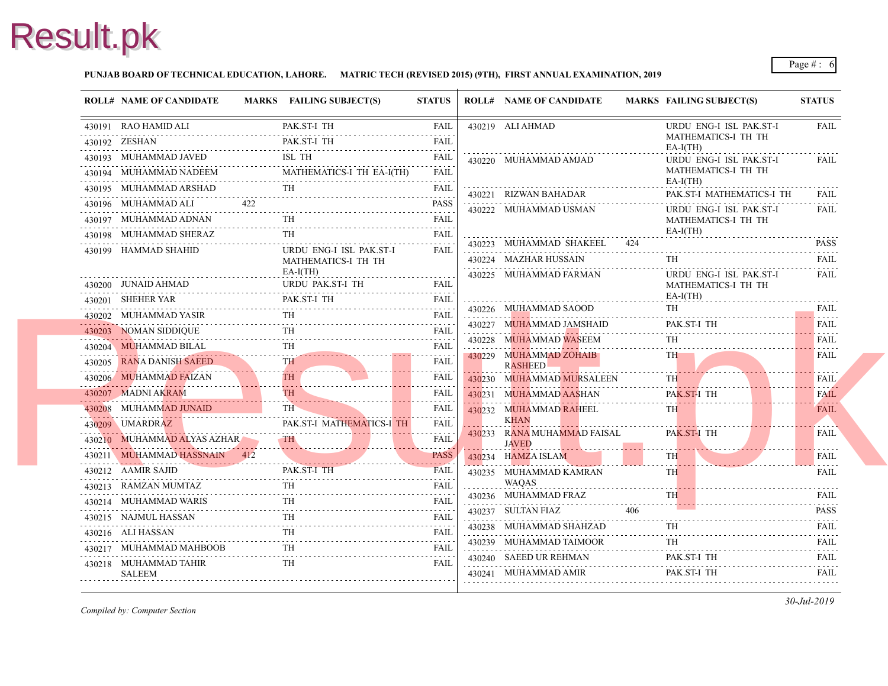**PUNJAB BOARD OF TECHNICAL EDUCATION, LAHORE. MATRIC TECH (REVISED 2015) (9TH), FIRST ANNUAL EXAMINATION, 2019**

| ROLL# | NAME OF CANDIDATE | MARKS | FAILING SUBJECT(S) | STATUS |
|---|---|---|---|---|
| 430191 | RAO HAMID ALI | | PAK.ST-I TH | FAIL |
| 430192 | ZESHAN | | PAK.ST-I TH | FAIL |
| 430193 | MUHAMMAD JAVED | | ISL TH | FAIL |
| 430194 | MUHAMMAD NADEEM | | MATHEMATICS-I TH EA-I(TH) | FAIL |
| 430195 | MUHAMMAD ARSHAD | | TH | FAIL |
| 430196 | MUHAMMAD ALI | 422 | | PASS |
| 430197 | MUHAMMAD ADNAN | | TH | FAIL |
| 430198 | MUHAMMAD SHERAZ | | TH | FAIL |
| 430199 | HAMMAD SHAHID | | URDU ENG-I ISL PAK.ST-I MATHEMATICS-I TH TH EA-I(TH) | FAIL |
| 430200 | JUNAID AHMAD | | URDU PAK.ST-I TH | FAIL |
| 430201 | SHEHER YAR | | PAK.ST-I TH | FAIL |
| 430202 | MUHAMMAD YASIR | | TH | FAIL |
| 430203 | NOMAN SIDDIQUE | | TH | FAIL |
| 430204 | MUHAMMAD BILAL | | TH | FAIL |
| 430205 | RANA DANISH SAEED | | TH | FAIL |
| 430206 | MUHAMMAD FAIZAN | | TH | FAIL |
| 430207 | MADNI AKRAM | | TH | FAIL |
| 430208 | MUHAMMAD JUNAID | | TH | FAIL |
| 430209 | UMARDRAZ | | PAK.ST-I MATHEMATICS-I TH | FAIL |
| 430210 | MUHAMMAD ALYAS AZHAR | | TH | FAIL |
| 430211 | MUHAMMAD HASSNAIN | 412 | | PASS |
| 430212 | AAMIR SAJID | | PAK.ST-I TH | FAIL |
| 430213 | RAMZAN MUMTAZ | | TH | FAIL |
| 430214 | MUHAMMAD WARIS | | TH | FAIL |
| 430215 | NAJMUL HASSAN | | TH | FAIL |
| 430216 | ALI HASSAN | | TH | FAIL |
| 430217 | MUHAMMAD MAHBOOB | | TH | FAIL |
| 430218 | MUHAMMAD TAHIR SALEEM | | TH | FAIL |
| 430219 | ALI AHMAD | | URDU ENG-I ISL PAK.ST-I MATHEMATICS-I TH TH EA-I(TH) | FAIL |
| 430220 | MUHAMMAD AMJAD | | URDU ENG-I ISL PAK.ST-I MATHEMATICS-I TH TH EA-I(TH) | FAIL |
| 430221 | RIZWAN BAHADAR | | PAK.ST-I MATHEMATICS-I TH | FAIL |
| 430222 | MUHAMMAD USMAN | | URDU ENG-I ISL PAK.ST-I MATHEMATICS-I TH TH EA-I(TH) | FAIL |
| 430223 | MUHAMMAD SHAKEEL | 424 | | PASS |
| 430224 | MAZHAR HUSSAIN | | TH | FAIL |
| 430225 | MUHAMMAD FARMAN | | URDU ENG-I ISL PAK.ST-I MATHEMATICS-I TH TH EA-I(TH) | FAIL |
| 430226 | MUHAMMAD SAOOD | | TH | FAIL |
| 430227 | MUHAMMAD JAMSHAID | | PAK.ST-I TH | FAIL |
| 430228 | MUHAMMAD WASEEM | | TH | FAIL |
| 430229 | MUHAMMAD ZOHAIB RASHEED | | TH | FAIL |
| 430230 | MUHAMMAD MURSALEEN | | TH | FAIL |
| 430231 | MUHAMMAD AASHAN | | PAK.ST-I TH | FAIL |
| 430232 | MUHAMMAD RAHEEL KHAN | | TH | FAIL |
| 430233 | RANA MUHAMMAD FAISAL JAVED | | PAK.ST-I TH | FAIL |
| 430234 | HAMZA ISLAM | | TH | FAIL |
| 430235 | MUHAMMAD KAMRAN WAQAS | | TH | FAIL |
| 430236 | MUHAMMAD FRAZ | | TH | FAIL |
| 430237 | SULTAN FIAZ | 406 | | PASS |
| 430238 | MUHAMMAD SHAHZAD | | TH | FAIL |
| 430239 | MUHAMMAD TAIMOOR | | TH | FAIL |
| 430240 | SAEED UR REHMAN | | PAK.ST-I TH | FAIL |
| 430241 | MUHAMMAD AMIR | | PAK.ST-I TH | FAIL |

*Compiled by: Computer Section*

*30-Jul-2019*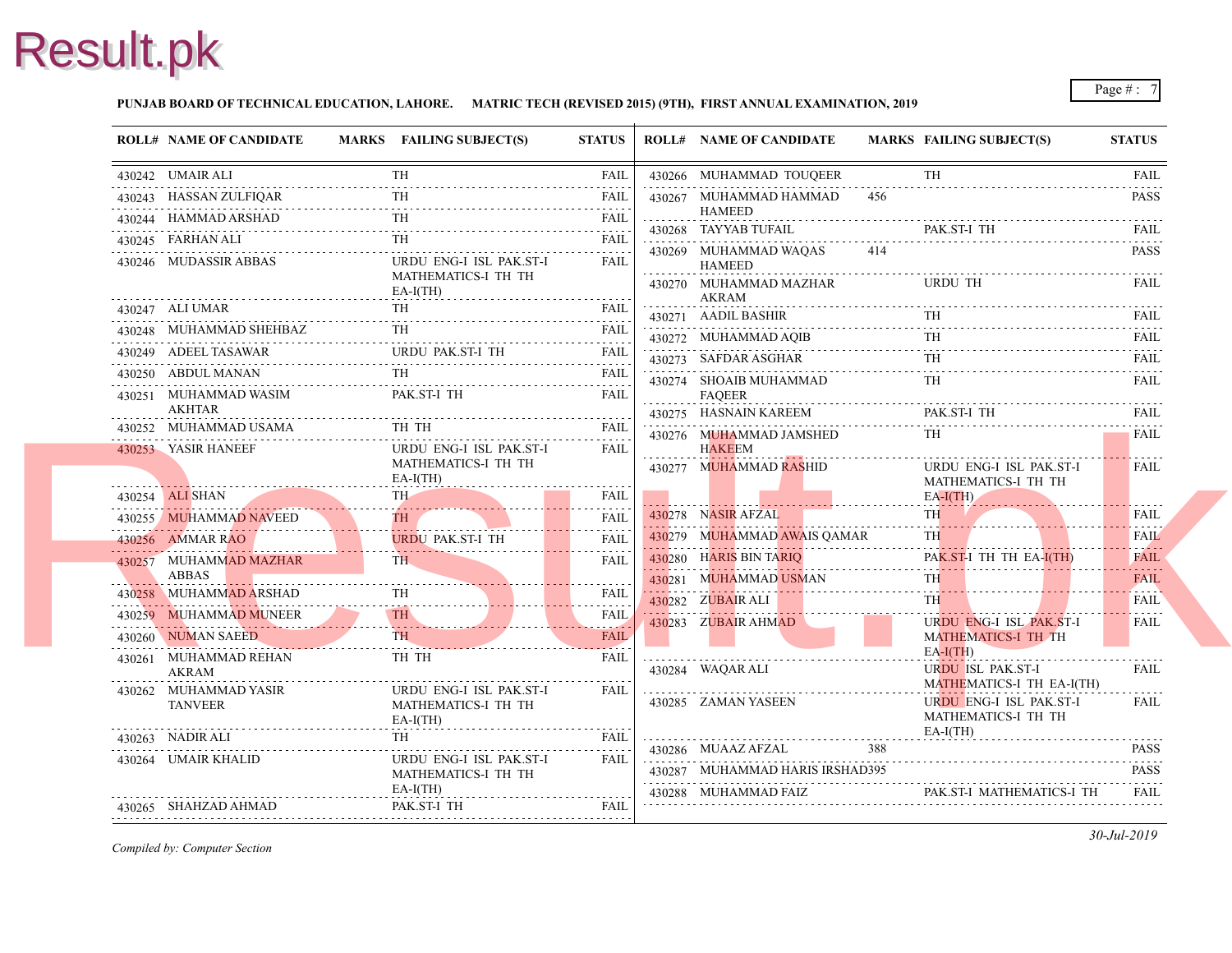**PUNJAB BOARD OF TECHNICAL EDUCATION, LAHORE.     MATRIC TECH (REVISED 2015) (9TH), FIRST ANNUAL EXAMINATION, 2019**

| ROLL# | NAME OF CANDIDATE | MARKS | FAILING SUBJECT(S) | STATUS |
|---|---|---|---|---|
| 430242 | UMAIR ALI | | TH | FAIL |
| 430243 | HASSAN ZULFIQAR | | TH | FAIL |
| 430244 | HAMMAD ARSHAD | | TH | FAIL |
| 430245 | FARHAN ALI | | TH | FAIL |
| 430246 | MUDASSIR ABBAS | | URDU ENG-I ISL PAK.ST-I MATHEMATICS-I TH TH EA-I(TH) | FAIL |
| 430247 | ALI UMAR | | TH | FAIL |
| 430248 | MUHAMMAD SHEHBAZ | | TH | FAIL |
| 430249 | ADEEL TASAWAR | | URDU PAK.ST-I TH | FAIL |
| 430250 | ABDUL MANAN | | TH | FAIL |
| 430251 | MUHAMMAD WASIM AKHTAR | | PAK.ST-I TH | FAIL |
| 430252 | MUHAMMAD USAMA | | TH TH | FAIL |
| 430253 | YASIR HANEEF | | URDU ENG-I ISL PAK.ST-I MATHEMATICS-I TH TH EA-I(TH) | FAIL |
| 430254 | ALI SHAN | | TH | FAIL |
| 430255 | MUHAMMAD NAVEED | | TH | FAIL |
| 430256 | AMMAR RAO | | URDU PAK.ST-I TH | FAIL |
| 430257 | MUHAMMAD MAZHAR ABBAS | | TH | FAIL |
| 430258 | MUHAMMAD ARSHAD | | TH | FAIL |
| 430259 | MUHAMMAD MUNEER | | TH | FAIL |
| 430260 | NUMAN SAEED | | TH | FAIL |
| 430261 | MUHAMMAD REHAN AKRAM | | TH TH | FAIL |
| 430262 | MUHAMMAD YASIR TANVEER | | URDU ENG-I ISL PAK.ST-I MATHEMATICS-I TH TH EA-I(TH) | FAIL |
| 430263 | NADIR ALI | | TH | FAIL |
| 430264 | UMAIR KHALID | | URDU ENG-I ISL PAK.ST-I MATHEMATICS-I TH TH EA-I(TH) | FAIL |
| 430265 | SHAHZAD AHMAD | | PAK.ST-I TH | FAIL |
| 430266 | MUHAMMAD TOUQEER | | TH | FAIL |
| 430267 | MUHAMMAD HAMMAD HAMEED | 456 | | PASS |
| 430268 | TAYYAB TUFAIL | | PAK.ST-I TH | FAIL |
| 430269 | MUHAMMAD WAQAS HAMEED | 414 | | PASS |
| 430270 | MUHAMMAD MAZHAR AKRAM | | URDU TH | FAIL |
| 430271 | AADIL BASHIR | | TH | FAIL |
| 430272 | MUHAMMAD AQIB | | TH | FAIL |
| 430273 | SAFDAR ASGHAR | | TH | FAIL |
| 430274 | SHOAIB MUHAMMAD FAQEER | | TH | FAIL |
| 430275 | HASNAIN KAREEM | | PAK.ST-I TH | FAIL |
| 430276 | MUHAMMAD JAMSHED HAKEEM | | TH | FAIL |
| 430277 | MUHAMMAD RASHID | | URDU ENG-I ISL PAK.ST-I MATHEMATICS-I TH TH EA-I(TH) | FAIL |
| 430278 | NASIR AFZAL | | TH | FAIL |
| 430279 | MUHAMMAD AWAIS QAMAR | | TH | FAIL |
| 430280 | HARIS BIN TARIQ | | PAK.ST-I TH TH EA-I(TH) | FAIL |
| 430281 | MUHAMMAD USMAN | | TH | FAIL |
| 430282 | ZUBAIR ALI | | TH | FAIL |
| 430283 | ZUBAIR AHMAD | | URDU ENG-I ISL PAK.ST-I MATHEMATICS-I TH TH EA-I(TH) | FAIL |
| 430284 | WAQAR ALI | | URDU ISL PAK.ST-I MATHEMATICS-I TH EA-I(TH) | FAIL |
| 430285 | ZAMAN YASEEN | | URDU ENG-I ISL PAK.ST-I MATHEMATICS-I TH TH EA-I(TH) | FAIL |
| 430286 | MUAAZ AFZAL | 388 | | PASS |
| 430287 | MUHAMMAD HARIS IRSHAD | 395 | | PASS |
| 430288 | MUHAMMAD FAIZ | | PAK.ST-I MATHEMATICS-I TH | FAIL |

*Compiled by: Computer Section*

*30-Jul-2019*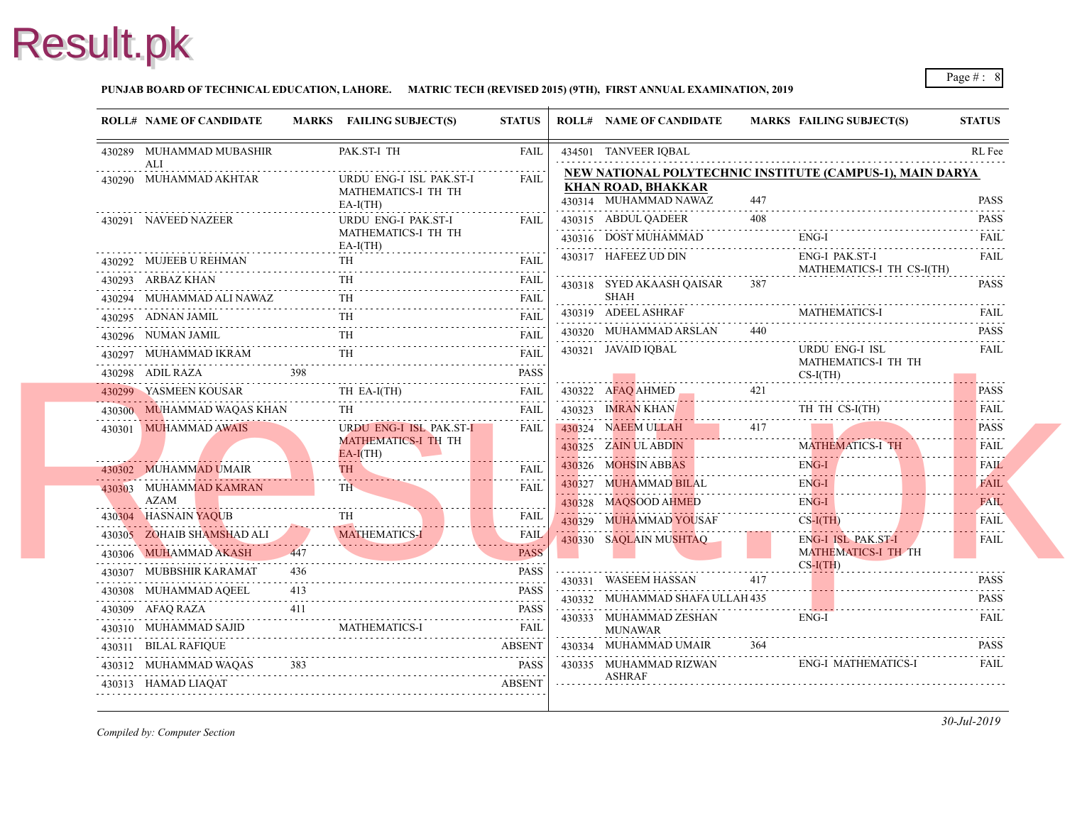**PUNJAB BOARD OF TECHNICAL EDUCATION, LAHORE. MATRIC TECH (REVISED 2015) (9TH), FIRST ANNUAL EXAMINATION, 2019**

| ROLL# | NAME OF CANDIDATE | MARKS | FAILING SUBJECT(S) | STATUS |
|---|---|---|---|---|
| 430289 | MUHAMMAD MUBASHIR ALI | | PAK.ST-I TH | FAIL |
| 430290 | MUHAMMAD AKHTAR | | URDU ENG-I ISL PAK.ST-I MATHEMATICS-I TH TH EA-I(TH) | FAIL |
| 430291 | NAVEED NAZEER | | URDU ENG-I PAK.ST-I MATHEMATICS-I TH TH EA-I(TH) | FAIL |
| 430292 | MUJEEB U REHMAN | | TH | FAIL |
| 430293 | ARBAZ KHAN | | TH | FAIL |
| 430294 | MUHAMMAD ALI NAWAZ | | TH | FAIL |
| 430295 | ADNAN JAMIL | | TH | FAIL |
| 430296 | NUMAN JAMIL | | TH | FAIL |
| 430297 | MUHAMMAD IKRAM | | TH | FAIL |
| 430298 | ADIL RAZA | 398 | | PASS |
| 430299 | YASMEEN KOUSAR | | TH EA-I(TH) | FAIL |
| 430300 | MUHAMMAD WAQAS KHAN | | TH | FAIL |
| 430301 | MUHAMMAD AWAIS | | URDU ENG-I ISL PAK.ST-I MATHEMATICS-I TH TH EA-I(TH) | FAIL |
| 430302 | MUHAMMAD UMAIR | | TH | FAIL |
| 430303 | MUHAMMAD KAMRAN AZAM | | TH | FAIL |
| 430304 | HASNAIN YAQUB | | TH | FAIL |
| 430305 | ZOHAIB SHAMSHAD ALI | | MATHEMATICS-I | FAIL |
| 430306 | MUHAMMAD AKASH | 447 | | PASS |
| 430307 | MUBBSHIR KARAMAT | 436 | | PASS |
| 430308 | MUHAMMAD AQEEL | 413 | | PASS |
| 430309 | AFAQ RAZA | 411 | | PASS |
| 430310 | MUHAMMAD SAJID | | MATHEMATICS-I | FAIL |
| 430311 | BILAL RAFIQUE | | | ABSENT |
| 430312 | MUHAMMAD WAQAS | 383 | | PASS |
| 430313 | HAMAD LIAQAT | | | ABSENT |
| 434501 | TANVEER IQBAL | | | RL Fee |

**NEW NATIONAL POLYTECHNIC INSTITUTE (CAMPUS-1), MAIN DARYA KHAN ROAD, BHAKKAR**

| ROLL# | NAME OF CANDIDATE | MARKS | FAILING SUBJECT(S) | STATUS |
|---|---|---|---|---|
| 430314 | MUHAMMAD NAWAZ | 447 | | PASS |
| 430315 | ABDUL QADEER | 408 | | PASS |
| 430316 | DOST MUHAMMAD | | ENG-I | FAIL |
| 430317 | HAFEEZ UD DIN | | ENG-I PAK.ST-I MATHEMATICS-I TH CS-I(TH) | FAIL |
| 430318 | SYED AKAASH QAISAR SHAH | 387 | | PASS |
| 430319 | ADEEL ASHRAF | | MATHEMATICS-I | FAIL |
| 430320 | MUHAMMAD ARSLAN | 440 | | PASS |
| 430321 | JAVAID IQBAL | | URDU ENG-I ISL MATHEMATICS-I TH TH CS-I(TH) | FAIL |
| 430322 | AFAQ AHMED | 421 | | PASS |
| 430323 | IMRAN KHAN | | TH TH CS-I(TH) | FAIL |
| 430324 | NAEEM ULLAH | 417 | | PASS |
| 430325 | ZAIN UL ABDIN | | MATHEMATICS-I TH | FAIL |
| 430326 | MOHSIN ABBAS | | ENG-I | FAIL |
| 430327 | MUHAMMAD BILAL | | ENG-I | FAIL |
| 430328 | MAQSOOD AHMED | | ENG-I | FAIL |
| 430329 | MUHAMMAD YOUSAF | | CS-I(TH) | FAIL |
| 430330 | SAQLAIN MUSHTAQ | | ENG-I ISL PAK.ST-I MATHEMATICS-I TH TH CS-I(TH) | FAIL |
| 430331 | WASEEM HASSAN | 417 | | PASS |
| 430332 | MUHAMMAD SHAFA ULLAH | 435 | | PASS |
| 430333 | MUHAMMAD ZESHAN MUNAWAR | | ENG-I | FAIL |
| 430334 | MUHAMMAD UMAIR | 364 | | PASS |
| 430335 | MUHAMMAD RIZWAN ASHRAF | | ENG-I MATHEMATICS-I | FAIL |

*Compiled by: Computer Section*

*30-Jul-2019*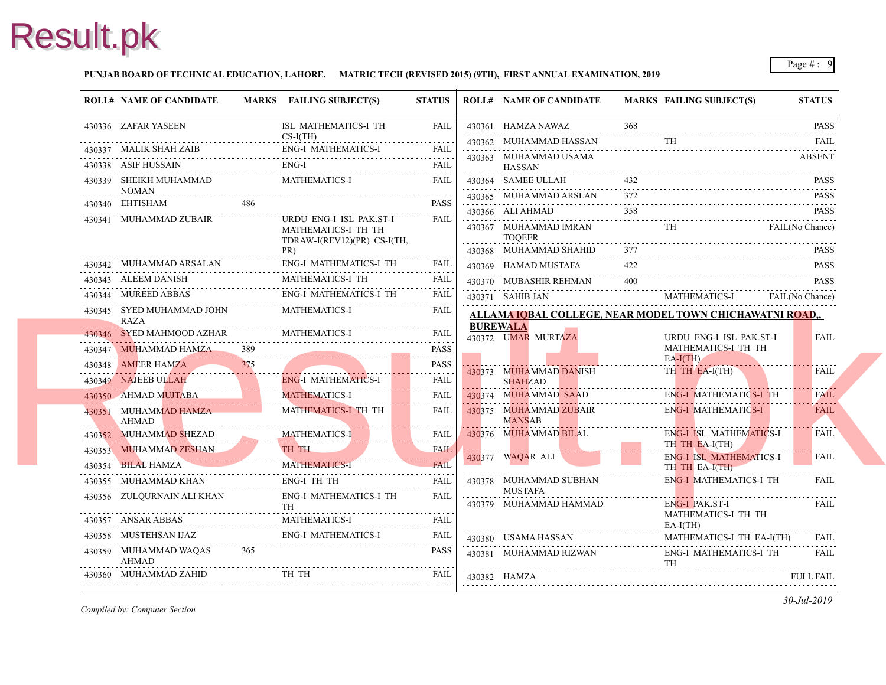**PUNJAB BOARD OF TECHNICAL EDUCATION, LAHORE. MATRIC TECH (REVISED 2015) (9TH), FIRST ANNUAL EXAMINATION, 2019**

| ROLL# | NAME OF CANDIDATE | MARKS | FAILING SUBJECT(S) | STATUS |
|---|---|---|---|---|
| 430336 | ZAFAR YASEEN | | ISL MATHEMATICS-I TH CS-I(TH) | FAIL |
| 430337 | MALIK SHAH ZAIB | | ENG-I MATHEMATICS-I | FAIL |
| 430338 | ASIF HUSSAIN | | ENG-I | FAIL |
| 430339 | SHEIKH MUHAMMAD NOMAN | | MATHEMATICS-I | FAIL |
| 430340 | EHTISHAM | 486 | | PASS |
| 430341 | MUHAMMAD ZUBAIR | | URDU ENG-I ISL PAK.ST-I MATHEMATICS-I TH TH TDRAW-I(REV12)(PR) CS-I(TH, PR) | FAIL |
| 430342 | MUHAMMAD ARSALAN | | ENG-I MATHEMATICS-I TH | FAIL |
| 430343 | ALEEM DANISH | | MATHEMATICS-I TH | FAIL |
| 430344 | MUREED ABBAS | | ENG-I MATHEMATICS-I TH | FAIL |
| 430345 | SYED MUHAMMAD JOHN RAZA | | MATHEMATICS-I | FAIL |
| 430346 | SYED MAHMOOD AZHAR | | MATHEMATICS-I | FAIL |
| 430347 | MUHAMMAD HAMZA | 389 | | PASS |
| 430348 | AMEER HAMZA | 375 | | PASS |
| 430349 | NAJEEB ULLAH | | ENG-I MATHEMATICS-I | FAIL |
| 430350 | AHMAD MUJTABA | | MATHEMATICS-I | FAIL |
| 430351 | MUHAMMAD HAMZA AHMAD | | MATHEMATICS-I TH TH | FAIL |
| 430352 | MUHAMMAD SHEZAD | | MATHEMATICS-I | FAIL |
| 430353 | MUHAMMAD ZESHAN | | TH TH | FAIL |
| 430354 | BILAL HAMZA | | MATHEMATICS-I | FAIL |
| 430355 | MUHAMMAD KHAN | | ENG-I TH TH | FAIL |
| 430356 | ZULQURNAIN ALI KHAN | | ENG-I MATHEMATICS-I TH TH | FAIL |
| 430357 | ANSAR ABBAS | | MATHEMATICS-I | FAIL |
| 430358 | MUSTEHSAN IJAZ | | ENG-I MATHEMATICS-I | FAIL |
| 430359 | MUHAMMAD WAQAS AHMAD | 365 | | PASS |
| 430360 | MUHAMMAD ZAHID | | TH TH | FAIL |
| 430361 | HAMZA NAWAZ | 368 | | PASS |
| 430362 | MUHAMMAD HASSAN | | TH | FAIL |
| 430363 | MUHAMMAD USAMA HASSAN | | | ABSENT |
| 430364 | SAMEE ULLAH | 432 | | PASS |
| 430365 | MUHAMMAD ARSLAN | 372 | | PASS |
| 430366 | ALI AHMAD | 358 | | PASS |
| 430367 | MUHAMMAD IMRAN TOQEER | | TH | FAIL(No Chance) |
| 430368 | MUHAMMAD SHAHID | 377 | | PASS |
| 430369 | HAMAD MUSTAFA | 422 | | PASS |
| 430370 | MUBASHIR REHMAN | 400 | | PASS |
| 430371 | SAHIB JAN | | MATHEMATICS-I | FAIL(No Chance) |

**ALLAMA IQBAL COLLEGE, NEAR MODEL TOWN CHICHAWATNI ROAD,, BUREWALA**

| ROLL# | NAME OF CANDIDATE | MARKS | FAILING SUBJECT(S) | STATUS |
|---|---|---|---|---|
| 430372 | UMAR MURTAZA | | URDU ENG-I ISL PAK.ST-I MATHEMATICS-I TH TH EA-I(TH) | FAIL |
| 430373 | MUHAMMAD DANISH SHAHZAD | | TH TH EA-I(TH) | FAIL |
| 430374 | MUHAMMAD SAAD | | ENG-I MATHEMATICS-I TH | FAIL |
| 430375 | MUHAMMAD ZUBAIR MANSAB | | ENG-I MATHEMATICS-I | FAIL |
| 430376 | MUHAMMAD BILAL | | ENG-I ISL MATHEMATICS-I TH TH EA-I(TH) | FAIL |
| 430377 | WAQAR ALI | | ENG-I ISL MATHEMATICS-I TH TH EA-I(TH) | FAIL |
| 430378 | MUHAMMAD SUBHAN MUSTAFA | | ENG-I MATHEMATICS-I TH | FAIL |
| 430379 | MUHAMMAD HAMMAD | | ENG-I PAK.ST-I MATHEMATICS-I TH TH EA-I(TH) | FAIL |
| 430380 | USAMA HASSAN | | MATHEMATICS-I TH EA-I(TH) | FAIL |
| 430381 | MUHAMMAD RIZWAN | | ENG-I MATHEMATICS-I TH TH | FAIL |
| 430382 | HAMZA | | | FULL FAIL |

*Compiled by: Computer Section*

*30-Jul-2019*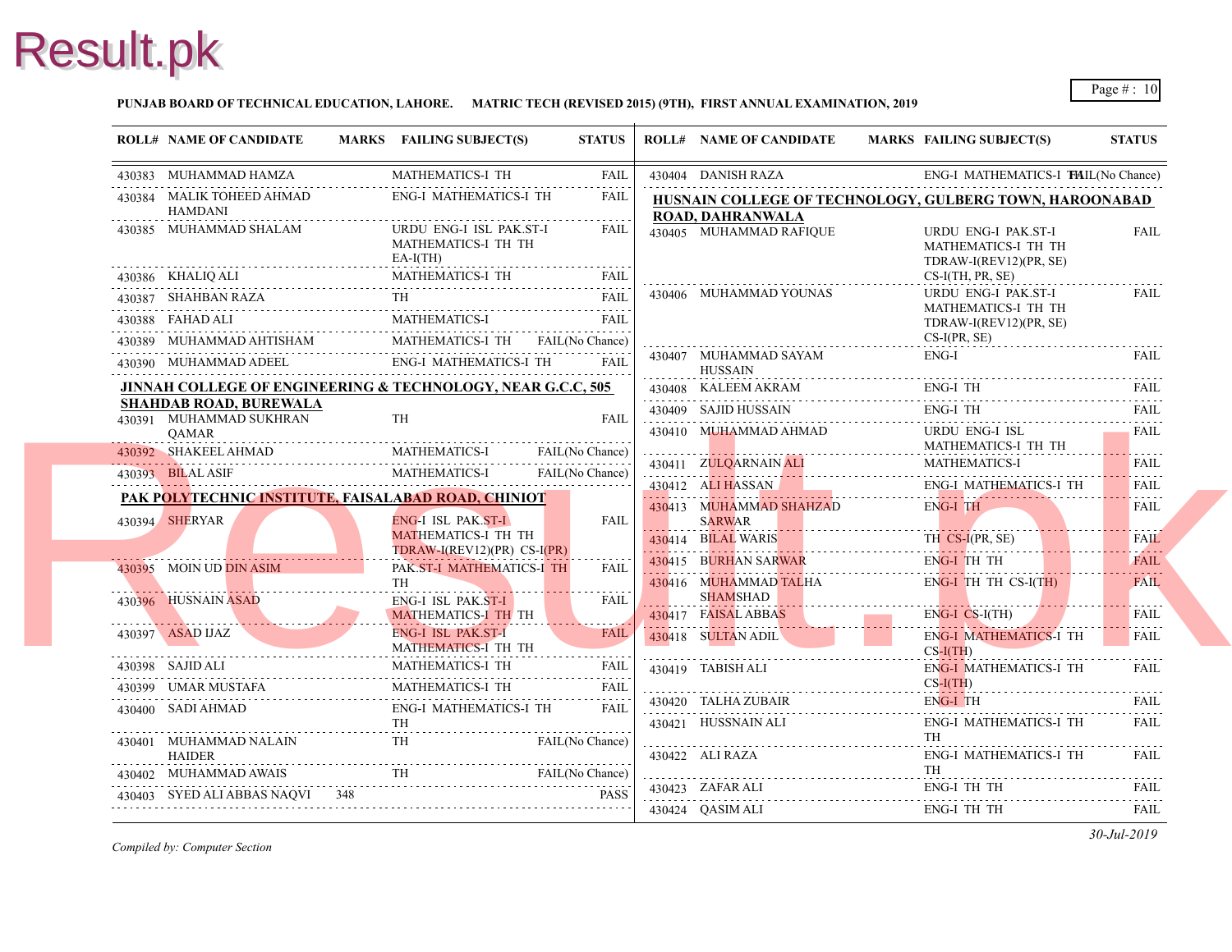**PUNJAB BOARD OF TECHNICAL EDUCATION, LAHORE. MATRIC TECH (REVISED 2015) (9TH), FIRST ANNUAL EXAMINATION, 2019**

| ROLL# | NAME OF CANDIDATE | MARKS | FAILING SUBJECT(S) | STATUS |
|---|---|---|---|---|
| 430383 | MUHAMMAD HAMZA | | MATHEMATICS-I TH | FAIL |
| 430384 | MALIK TOHEED AHMAD HAMDANI | | ENG-I MATHEMATICS-I TH | FAIL |
| 430385 | MUHAMMAD SHALAM | | URDU ENG-I ISL PAK.ST-I MATHEMATICS-I TH TH EA-I(TH) | FAIL |
| 430386 | KHALIQ ALI | | MATHEMATICS-I TH | FAIL |
| 430387 | SHAHBAN RAZA | | TH | FAIL |
| 430388 | FAHAD ALI | | MATHEMATICS-I | FAIL |
| 430389 | MUHAMMAD AHTISHAM | | MATHEMATICS-I TH | FAIL(No Chance) |
| 430390 | MUHAMMAD ADEEL | | ENG-I MATHEMATICS-I TH | FAIL |

**JINNAH COLLEGE OF ENGINEERING & TECHNOLOGY, NEAR G.C.C, 505 SHAHDAB ROAD, BUREWALA**

| ROLL# | NAME OF CANDIDATE | MARKS | FAILING SUBJECT(S) | STATUS |
|---|---|---|---|---|
| 430391 | MUHAMMAD SUKHRAN QAMAR | | TH | FAIL |
| 430392 | SHAKEEL AHMAD | | MATHEMATICS-I | FAIL(No Chance) |
| 430393 | BILAL ASIF | | MATHEMATICS-I | FAIL(No Chance) |

**PAK POLYTECHNIC INSTITUTE, FAISALABAD ROAD, CHINIOT**

| ROLL# | NAME OF CANDIDATE | MARKS | FAILING SUBJECT(S) | STATUS |
|---|---|---|---|---|
| 430394 | SHERYAR | | ENG-I ISL PAK.ST-I MATHEMATICS-I TH TH TDRAW-I(REV12)(PR) CS-I(PR) | FAIL |
| 430395 | MOIN UD DIN ASIM | | PAK.ST-I MATHEMATICS-I TH TH | FAIL |
| 430396 | HUSNAIN ASAD | | ENG-I ISL PAK.ST-I MATHEMATICS-I TH TH | FAIL |
| 430397 | ASAD IJAZ | | ENG-I ISL PAK.ST-I MATHEMATICS-I TH TH | FAIL |
| 430398 | SAJID ALI | | MATHEMATICS-I TH | FAIL |
| 430399 | UMAR MUSTAFA | | MATHEMATICS-I TH | FAIL |
| 430400 | SADI AHMAD | | ENG-I MATHEMATICS-I TH TH | FAIL |
| 430401 | MUHAMMAD NALAIN HAIDER | | TH | FAIL(No Chance) |
| 430402 | MUHAMMAD AWAIS | | TH | FAIL(No Chance) |
| 430403 | SYED ALI ABBAS NAQVI | 348 | | PASS |
| 430404 | DANISH RAZA | | ENG-I MATHEMATICS-I TH | FAIL(No Chance) |

**HUSNAIN COLLEGE OF TECHNOLOGY, GULBERG TOWN, HAROONABAD ROAD, DAHRANWALA**

| ROLL# | NAME OF CANDIDATE | MARKS | FAILING SUBJECT(S) | STATUS |
|---|---|---|---|---|
| 430405 | MUHAMMAD RAFIQUE | | URDU ENG-I PAK.ST-I MATHEMATICS-I TH TH TDRAW-I(REV12)(PR, SE) CS-I(TH, PR, SE) | FAIL |
| 430406 | MUHAMMAD YOUNAS | | URDU ENG-I PAK.ST-I MATHEMATICS-I TH TH TDRAW-I(REV12)(PR, SE) CS-I(PR, SE) | FAIL |
| 430407 | MUHAMMAD SAYAM HUSSAIN | | ENG-I | FAIL |
| 430408 | KALEEM AKRAM | | ENG-I TH | FAIL |
| 430409 | SAJID HUSSAIN | | ENG-I TH | FAIL |
| 430410 | MUHAMMAD AHMAD | | URDU ENG-I ISL MATHEMATICS-I TH TH | FAIL |
| 430411 | ZULQARNAIN ALI | | MATHEMATICS-I | FAIL |
| 430412 | ALI HASSAN | | ENG-I MATHEMATICS-I TH | FAIL |
| 430413 | MUHAMMAD SHAHZAD SARWAR | | ENG-I TH | FAIL |
| 430414 | BILAL WARIS | | TH CS-I(PR, SE) | FAIL |
| 430415 | BURHAN SARWAR | | ENG-I TH TH | FAIL |
| 430416 | MUHAMMAD TALHA SHAMSHAD | | ENG-I TH TH CS-I(TH) | FAIL |
| 430417 | FAISAL ABBAS | | ENG-I CS-I(TH) | FAIL |
| 430418 | SULTAN ADIL | | ENG-I MATHEMATICS-I TH CS-I(TH) | FAIL |
| 430419 | TABISH ALI | | ENG-I MATHEMATICS-I TH CS-I(TH) | FAIL |
| 430420 | TALHA ZUBAIR | | ENG-I TH | FAIL |
| 430421 | HUSSNAIN ALI | | ENG-I MATHEMATICS-I TH TH | FAIL |
| 430422 | ALI RAZA | | ENG-I MATHEMATICS-I TH TH | FAIL |
| 430423 | ZAFAR ALI | | ENG-I TH TH | FAIL |
| 430424 | QASIM ALI | | ENG-I TH TH | FAIL |

*Compiled by: Computer Section*

*30-Jul-2019*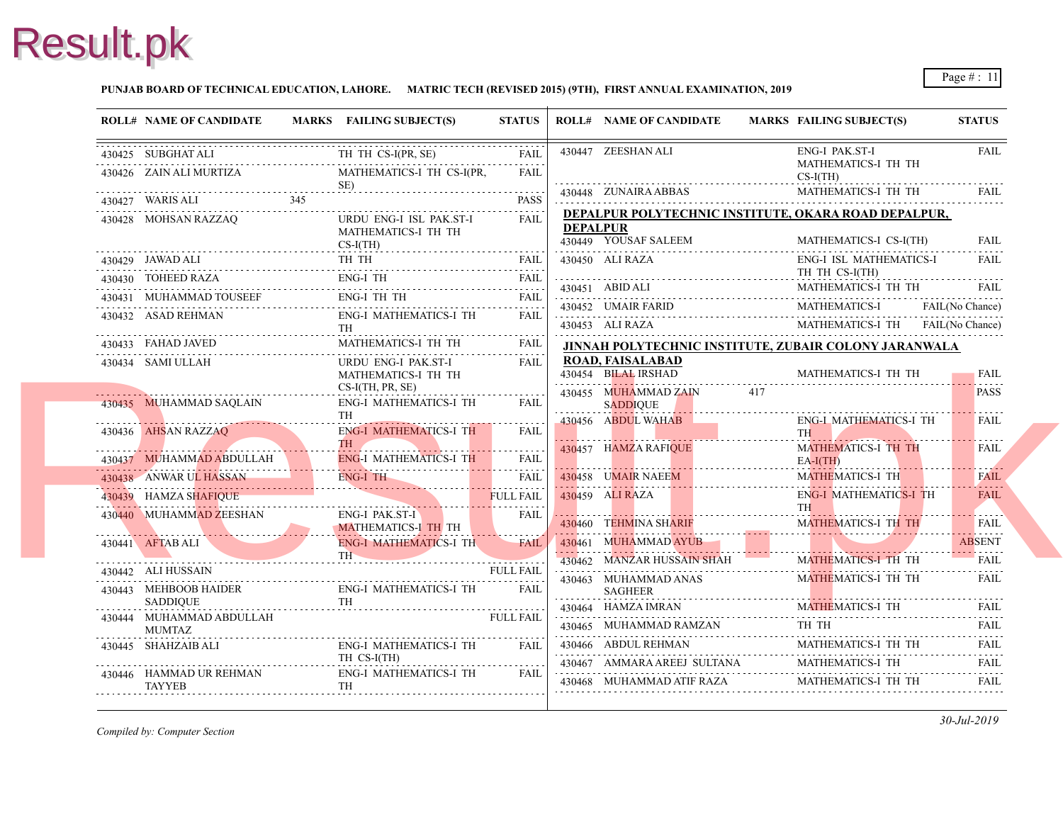**PUNJAB BOARD OF TECHNICAL EDUCATION, LAHORE. MATRIC TECH (REVISED 2015) (9TH), FIRST ANNUAL EXAMINATION, 2019**

| ROLL# | NAME OF CANDIDATE | MARKS | FAILING SUBJECT(S) | STATUS |
|---|---|---|---|---|
| 430425 | SUBGHAT ALI | | TH TH CS-I(PR, SE) | FAIL |
| 430426 | ZAIN ALI MURTIZA | | MATHEMATICS-I TH CS-I(PR, SE) | FAIL |
| 430427 | WARIS ALI | 345 | | PASS |
| 430428 | MOHSAN RAZZAQ | | URDU ENG-I ISL PAK.ST-I MATHEMATICS-I TH TH CS-I(TH) | FAIL |
| 430429 | JAWAD ALI | | TH TH | FAIL |
| 430430 | TOHEED RAZA | | ENG-I TH | FAIL |
| 430431 | MUHAMMAD TOUSEEF | | ENG-I TH TH | FAIL |
| 430432 | ASAD REHMAN | | ENG-I MATHEMATICS-I TH TH | FAIL |
| 430433 | FAHAD JAVED | | MATHEMATICS-I TH TH | FAIL |
| 430434 | SAMI ULLAH | | URDU ENG-I PAK.ST-I MATHEMATICS-I TH TH CS-I(TH, PR, SE) | FAIL |
| 430435 | MUHAMMAD SAQLAIN | | ENG-I MATHEMATICS-I TH TH | FAIL |
| 430436 | AHSAN RAZZAQ | | ENG-I MATHEMATICS-I TH TH | FAIL |
| 430437 | MUHAMMAD ABDULLAH | | ENG-I MATHEMATICS-I TH | FAIL |
| 430438 | ANWAR UL HASSAN | | ENG-I TH | FAIL |
| 430439 | HAMZA SHAFIQUE | | | FULL FAIL |
| 430440 | MUHAMMAD ZEESHAN | | ENG-I PAK.ST-I MATHEMATICS-I TH TH | FAIL |
| 430441 | AFTAB ALI | | ENG-I MATHEMATICS-I TH TH | FAIL |
| 430442 | ALI HUSSAIN | | | FULL FAIL |
| 430443 | MEHBOOB HAIDER SADDIQUE | | ENG-I MATHEMATICS-I TH TH | FAIL |
| 430444 | MUHAMMAD ABDULLAH MUMTAZ | | | FULL FAIL |
| 430445 | SHAHZAIB ALI | | ENG-I MATHEMATICS-I TH TH CS-I(TH) | FAIL |
| 430446 | HAMMAD UR REHMAN TAYYEB | | ENG-I MATHEMATICS-I TH TH | FAIL |
| 430447 | ZEESHAN ALI | | ENG-I PAK.ST-I MATHEMATICS-I TH TH CS-I(TH) | FAIL |
| 430448 | ZUNAIRA ABBAS | | MATHEMATICS-I TH TH | FAIL |

**DEPALPUR POLYTECHNIC INSTITUTE, OKARA ROAD DEPALPUR, DEPALPUR**

| ROLL# | NAME OF CANDIDATE | MARKS | FAILING SUBJECT(S) | STATUS |
|---|---|---|---|---|
| 430449 | YOUSAF SALEEM | | MATHEMATICS-I CS-I(TH) | FAIL |
| 430450 | ALI RAZA | | ENG-I ISL MATHEMATICS-I TH TH CS-I(TH) | FAIL |
| 430451 | ABID ALI | | MATHEMATICS-I TH TH | FAIL |
| 430452 | UMAIR FARID | | MATHEMATICS-I | FAIL(No Chance) |
| 430453 | ALI RAZA | | MATHEMATICS-I TH | FAIL(No Chance) |

**JINNAH POLYTECHNIC INSTITUTE, ZUBAIR COLONY JARANWALA ROAD, FAISALABAD**

| ROLL# | NAME OF CANDIDATE | MARKS | FAILING SUBJECT(S) | STATUS |
|---|---|---|---|---|
| 430454 | BILAL IRSHAD | | MATHEMATICS-I TH TH | FAIL |
| 430455 | MUHAMMAD ZAIN SADDIQUE | 417 | | PASS |
| 430456 | ABDUL WAHAB | | ENG-I MATHEMATICS-I TH TH | FAIL |
| 430457 | HAMZA RAFIQUE | | MATHEMATICS-I TH TH EA-I(TH) | FAIL |
| 430458 | UMAIR NAEEM | | MATHEMATICS-I TH | FAIL |
| 430459 | ALI RAZA | | ENG-I MATHEMATICS-I TH TH | FAIL |
| 430460 | TEHMINA SHARIF | | MATHEMATICS-I TH TH | FAIL |
| 430461 | MUHAMMAD AYUB | | | ABSENT |
| 430462 | MANZAR HUSSAIN SHAH | | MATHEMATICS-I TH TH | FAIL |
| 430463 | MUHAMMAD ANAS SAGHEER | | MATHEMATICS-I TH TH | FAIL |
| 430464 | HAMZA IMRAN | | MATHEMATICS-I TH | FAIL |
| 430465 | MUHAMMAD RAMZAN | | TH TH | FAIL |
| 430466 | ABDUL REHMAN | | MATHEMATICS-I TH TH | FAIL |
| 430467 | AMMARA AREEJ SULTANA | | MATHEMATICS-I TH | FAIL |
| 430468 | MUHAMMAD ATIF RAZA | | MATHEMATICS-I TH TH | FAIL |

*Compiled by: Computer Section*

*30-Jul-2019*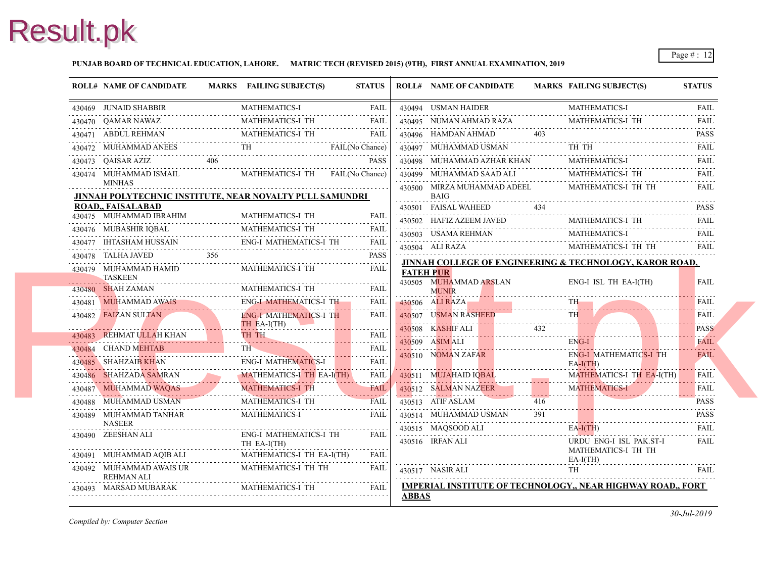**PUNJAB BOARD OF TECHNICAL EDUCATION, LAHORE. MATRIC TECH (REVISED 2015) (9TH), FIRST ANNUAL EXAMINATION, 2019**

| ROLL# | NAME OF CANDIDATE | MARKS | FAILING SUBJECT(S) | STATUS |
|---|---|---|---|---|
| 430469 | JUNAID SHABBIR | | MATHEMATICS-I | FAIL |
| 430470 | QAMAR NAWAZ | | MATHEMATICS-I TH | FAIL |
| 430471 | ABDUL REHMAN | | MATHEMATICS-I TH | FAIL |
| 430472 | MUHAMMAD ANEES | | TH | FAIL(No Chance) |
| 430473 | QAISAR AZIZ | 406 | | PASS |
| 430474 | MUHAMMAD ISMAIL MINHAS | | MATHEMATICS-I TH | FAIL(No Chance) |

**JINNAH POLYTECHNIC INSTITUTE, NEAR NOVALTY PULL SAMUNDRI ROAD,, FAISALABAD**

| ROLL# | NAME OF CANDIDATE | MARKS | FAILING SUBJECT(S) | STATUS |
|---|---|---|---|---|
| 430475 | MUHAMMAD IBRAHIM | | MATHEMATICS-I TH | FAIL |
| 430476 | MUBASHIR IQBAL | | MATHEMATICS-I TH | FAIL |
| 430477 | IHTASHAM HUSSAIN | | ENG-I MATHEMATICS-I TH | FAIL |
| 430478 | TALHA JAVED | 356 | | PASS |
| 430479 | MUHAMMAD HAMID TASKEEN | | MATHEMATICS-I TH | FAIL |
| 430480 | SHAH ZAMAN | | MATHEMATICS-I TH | FAIL |
| 430481 | MUHAMMAD AWAIS | | ENG-I MATHEMATICS-I TH | FAIL |
| 430482 | FAIZAN SULTAN | | ENG-I MATHEMATICS-I TH TH EA-I(TH) | FAIL |
| 430483 | REHMAT ULLAH KHAN | | TH TH | FAIL |
| 430484 | CHAND MEHTAB | | TH | FAIL |
| 430485 | SHAHZAIB KHAN | | ENG-I MATHEMATICS-I | FAIL |
| 430486 | SHAHZADA SAMRAN | | MATHEMATICS-I TH EA-I(TH) | FAIL |
| 430487 | MUHAMMAD WAQAS | | MATHEMATICS-I TH | FAIL |
| 430488 | MUHAMMAD USMAN | | MATHEMATICS-I TH | FAIL |
| 430489 | MUHAMMAD TANHAR NASEER | | MATHEMATICS-I | FAIL |
| 430490 | ZEESHAN ALI | | ENG-I MATHEMATICS-I TH TH EA-I(TH) | FAIL |
| 430491 | MUHAMMAD AQIB ALI | | MATHEMATICS-I TH EA-I(TH) | FAIL |
| 430492 | MUHAMMAD AWAIS UR REHMAN ALI | | MATHEMATICS-I TH TH | FAIL |
| 430493 | MARSAD MUBARAK | | MATHEMATICS-I TH | FAIL |
| 430494 | USMAN HAIDER | | MATHEMATICS-I | FAIL |
| 430495 | NUMAN AHMAD RAZA | | MATHEMATICS-I TH | FAIL |
| 430496 | HAMDAN AHMAD | 403 | | PASS |
| 430497 | MUHAMMAD USMAN | | TH TH | FAIL |
| 430498 | MUHAMMAD AZHAR KHAN | | MATHEMATICS-I | FAIL |
| 430499 | MUHAMMAD SAAD ALI | | MATHEMATICS-I TH | FAIL |
| 430500 | MIRZA MUHAMMAD ADEEL BAIG | | MATHEMATICS-I TH TH | FAIL |
| 430501 | FAISAL WAHEED | 434 | | PASS |
| 430502 | HAFIZ AZEEM JAVED | | MATHEMATICS-I TH | FAIL |
| 430503 | USAMA REHMAN | | MATHEMATICS-I | FAIL |
| 430504 | ALI RAZA | | MATHEMATICS-I TH TH | FAIL |

**JINNAH COLLEGE OF ENGINEERING & TECHNOLOGY, KAROR ROAD, FATEH PUR**

| ROLL# | NAME OF CANDIDATE | MARKS | FAILING SUBJECT(S) | STATUS |
|---|---|---|---|---|
| 430505 | MUHAMMAD ARSLAN MUNIR | | ENG-I ISL TH EA-I(TH) | FAIL |
| 430506 | ALI RAZA | | TH | FAIL |
| 430507 | USMAN RASHEED | | TH | FAIL |
| 430508 | KASHIF ALI | 432 | | PASS |
| 430509 | ASIM ALI | | ENG-I | FAIL |
| 430510 | NOMAN ZAFAR | | ENG-I MATHEMATICS-I TH EA-I(TH) | FAIL |
| 430511 | MUJAHAID IQBAL | | MATHEMATICS-I TH EA-I(TH) | FAIL |
| 430512 | SALMAN NAZEER | | MATHEMATICS-I | FAIL |
| 430513 | ATIF ASLAM | 416 | | PASS |
| 430514 | MUHAMMAD USMAN | 391 | | PASS |
| 430515 | MAQSOOD ALI | | EA-I(TH) | FAIL |
| 430516 | IRFAN ALI | | URDU ENG-I ISL PAK.ST-I MATHEMATICS-I TH TH EA-I(TH) | FAIL |
| 430517 | NASIR ALI | | TH | FAIL |

**IMPERIAL INSTITUTE OF TECHNOLOGY,, NEAR HIGHWAY ROAD,, FORT ABBAS**

*Compiled by: Computer Section*

*30-Jul-2019*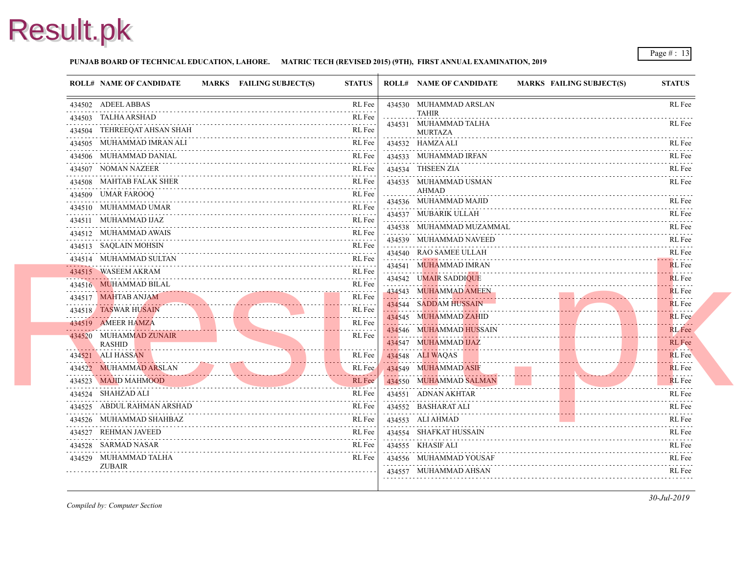**PUNJAB BOARD OF TECHNICAL EDUCATION, LAHORE. MATRIC TECH (REVISED 2015) (9TH), FIRST ANNUAL EXAMINATION, 2019**

| ROLL# | NAME OF CANDIDATE | MARKS | FAILING SUBJECT(S) | STATUS |
|---|---|---|---|---|
| 434502 | ADEEL ABBAS | | | RL Fee |
| 434503 | TALHA ARSHAD | | | RL Fee |
| 434504 | TEHREEQAT AHSAN SHAH | | | RL Fee |
| 434505 | MUHAMMAD IMRAN ALI | | | RL Fee |
| 434506 | MUHAMMAD DANIAL | | | RL Fee |
| 434507 | NOMAN NAZEER | | | RL Fee |
| 434508 | MAHTAB FALAK SHER | | | RL Fee |
| 434509 | UMAR FAROOQ | | | RL Fee |
| 434510 | MUHAMMAD UMAR | | | RL Fee |
| 434511 | MUHAMMAD IJAZ | | | RL Fee |
| 434512 | MUHAMMAD AWAIS | | | RL Fee |
| 434513 | SAQLAIN MOHSIN | | | RL Fee |
| 434514 | MUHAMMAD SULTAN | | | RL Fee |
| 434515 | WASEEM AKRAM | | | RL Fee |
| 434516 | MUHAMMAD BILAL | | | RL Fee |
| 434517 | MAHTAB ANJAM | | | RL Fee |
| 434518 | TASWAR HUSAIN | | | RL Fee |
| 434519 | AMEER HAMZA | | | RL Fee |
| 434520 | MUHAMMAD ZUNAIR RASHID | | | RL Fee |
| 434521 | ALI HASSAN | | | RL Fee |
| 434522 | MUHAMMAD ARSLAN | | | RL Fee |
| 434523 | MAJID MAHMOOD | | | RL Fee |
| 434524 | SHAHZAD ALI | | | RL Fee |
| 434525 | ABDUL RAHMAN ARSHAD | | | RL Fee |
| 434526 | MUHAMMAD SHAHBAZ | | | RL Fee |
| 434527 | REHMAN JAVEED | | | RL Fee |
| 434528 | SARMAD NASAR | | | RL Fee |
| 434529 | MUHAMMAD TALHA ZUBAIR | | | RL Fee |
| 434530 | MUHAMMAD ARSLAN TAHIR | | | RL Fee |
| 434531 | MUHAMMAD TALHA MURTAZA | | | RL Fee |
| 434532 | HAMZA ALI | | | RL Fee |
| 434533 | MUHAMMAD IRFAN | | | RL Fee |
| 434534 | THSEEN ZIA | | | RL Fee |
| 434535 | MUHAMMAD USMAN AHMAD | | | RL Fee |
| 434536 | MUHAMMAD MAJID | | | RL Fee |
| 434537 | MUBARIK ULLAH | | | RL Fee |
| 434538 | MUHAMMAD MUZAMMAL | | | RL Fee |
| 434539 | MUHAMMAD NAVEED | | | RL Fee |
| 434540 | RAO SAMEE ULLAH | | | RL Fee |
| 434541 | MUHAMMAD IMRAN | | | RL Fee |
| 434542 | UMAIR SADDIQUE | | | RL Fee |
| 434543 | MUHAMMAD AMEEN | | | RL Fee |
| 434544 | SADDAM HUSSAIN | | | RL Fee |
| 434545 | MUHAMMAD ZAHID | | | RL Fee |
| 434546 | MUHAMMAD HUSSAIN | | | RL Fee |
| 434547 | MUHAMMAD IJAZ | | | RL Fee |
| 434548 | ALI WAQAS | | | RL Fee |
| 434549 | MUHAMMAD ASIF | | | RL Fee |
| 434550 | MUHAMMAD SALMAN | | | RL Fee |
| 434551 | ADNAN AKHTAR | | | RL Fee |
| 434552 | BASHARAT ALI | | | RL Fee |
| 434553 | ALI AHMAD | | | RL Fee |
| 434554 | SHAFKAT HUSSAIN | | | RL Fee |
| 434555 | KHASIF ALI | | | RL Fee |
| 434556 | MUHAMMAD YOUSAF | | | RL Fee |
| 434557 | MUHAMMAD AHSAN | | | RL Fee |

*Compiled by: Computer Section*

*30-Jul-2019*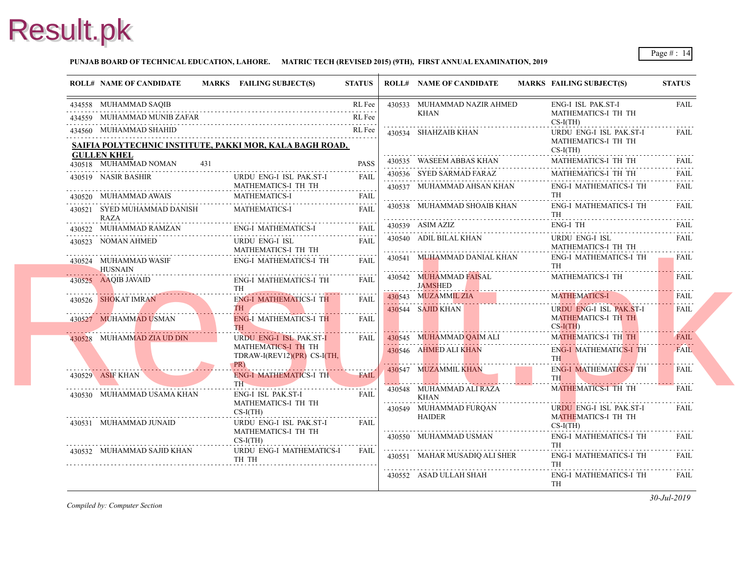**PUNJAB BOARD OF TECHNICAL EDUCATION, LAHORE. MATRIC TECH (REVISED 2015) (9TH), FIRST ANNUAL EXAMINATION, 2019**

| ROLL# | NAME OF CANDIDATE | MARKS | FAILING SUBJECT(S) | STATUS |
|---|---|---|---|---|
| 434558 | MUHAMMAD SAQIB | | | RL Fee |
| 434559 | MUHAMMAD MUNIB ZAFAR | | | RL Fee |
| 434560 | MUHAMMAD SHAHID | | | RL Fee |

**SAIFIA POLYTECHNIC INSTITUTE, PAKKI MOR, KALA BAGH ROAD, GULLEN KHEL**

| ROLL# | NAME OF CANDIDATE | MARKS | FAILING SUBJECT(S) | STATUS |
|---|---|---|---|---|
| 430518 | MUHAMMAD NOMAN | 431 | | PASS |
| 430519 | NASIR BASHIR | | URDU ENG-I ISL PAK.ST-I MATHEMATICS-I TH TH | FAIL |
| 430520 | MUHAMMAD AWAIS | | MATHEMATICS-I | FAIL |
| 430521 | SYED MUHAMMAD DANISH RAZA | | MATHEMATICS-I | FAIL |
| 430522 | MUHAMMAD RAMZAN | | ENG-I MATHEMATICS-I | FAIL |
| 430523 | NOMAN AHMED | | URDU ENG-I ISL MATHEMATICS-I TH TH | FAIL |
| 430524 | MUHAMMAD WASIF HUSNAIN | | ENG-I MATHEMATICS-I TH | FAIL |
| 430525 | AAQIB JAVAID | | ENG-I MATHEMATICS-I TH TH | FAIL |
| 430526 | SHOKAT IMRAN | | ENG-I MATHEMATICS-I TH TH | FAIL |
| 430527 | MUHAMMAD USMAN | | ENG-I MATHEMATICS-I TH TH | FAIL |
| 430528 | MUHAMMAD ZIA UD DIN | | URDU ENG-I ISL PAK.ST-I MATHEMATICS-I TH TH TDRAW-I(REV12)(PR) CS-I(TH, PR) | FAIL |
| 430529 | ASIF KHAN | | ENG-I MATHEMATICS-I TH TH | FAIL |
| 430530 | MUHAMMAD USAMA KHAN | | ENG-I ISL PAK.ST-I MATHEMATICS-I TH TH CS-I(TH) | FAIL |
| 430531 | MUHAMMAD JUNAID | | URDU ENG-I ISL PAK.ST-I MATHEMATICS-I TH TH CS-I(TH) | FAIL |
| 430532 | MUHAMMAD SAJID KHAN | | URDU ENG-I MATHEMATICS-I TH TH | FAIL |
| 430533 | MUHAMMAD NAZIR AHMED KHAN | | ENG-I ISL PAK.ST-I MATHEMATICS-I TH TH CS-I(TH) | FAIL |
| 430534 | SHAHZAIB KHAN | | URDU ENG-I ISL PAK.ST-I MATHEMATICS-I TH TH CS-I(TH) | FAIL |
| 430535 | WASEEM ABBAS KHAN | | MATHEMATICS-I TH TH | FAIL |
| 430536 | SYED SARMAD FARAZ | | MATHEMATICS-I TH TH | FAIL |
| 430537 | MUHAMMAD AHSAN KHAN | | ENG-I MATHEMATICS-I TH TH | FAIL |
| 430538 | MUHAMMAD SHOAIB KHAN | | ENG-I MATHEMATICS-I TH TH | FAIL |
| 430539 | ASIM AZIZ | | ENG-I TH | FAIL |
| 430540 | ADIL BILAL KHAN | | URDU ENG-I ISL MATHEMATICS-I TH TH | FAIL |
| 430541 | MUHAMMAD DANIAL KHAN | | ENG-I MATHEMATICS-I TH TH | FAIL |
| 430542 | MUHAMMAD FAISAL JAMSHED | | MATHEMATICS-I TH | FAIL |
| 430543 | MUZAMMIL ZIA | | MATHEMATICS-I | FAIL |
| 430544 | SAJID KHAN | | URDU ENG-I ISL PAK.ST-I MATHEMATICS-I TH TH CS-I(TH) | FAIL |
| 430545 | MUHAMMAD QAIM ALI | | MATHEMATICS-I TH TH | FAIL |
| 430546 | AHMED ALI KHAN | | ENG-I MATHEMATICS-I TH TH | FAIL |
| 430547 | MUZAMMIL KHAN | | ENG-I MATHEMATICS-I TH TH | FAIL |
| 430548 | MUHAMMAD ALI RAZA KHAN | | MATHEMATICS-I TH TH | FAIL |
| 430549 | MUHAMMAD FURQAN HAIDER | | URDU ENG-I ISL PAK.ST-I MATHEMATICS-I TH TH CS-I(TH) | FAIL |
| 430550 | MUHAMMAD USMAN | | ENG-I MATHEMATICS-I TH TH | FAIL |
| 430551 | MAHAR MUSADIQ ALI SHER | | ENG-I MATHEMATICS-I TH TH | FAIL |
| 430552 | ASAD ULLAH SHAH | | ENG-I MATHEMATICS-I TH TH | FAIL |

*Compiled by: Computer Section*

*30-Jul-2019*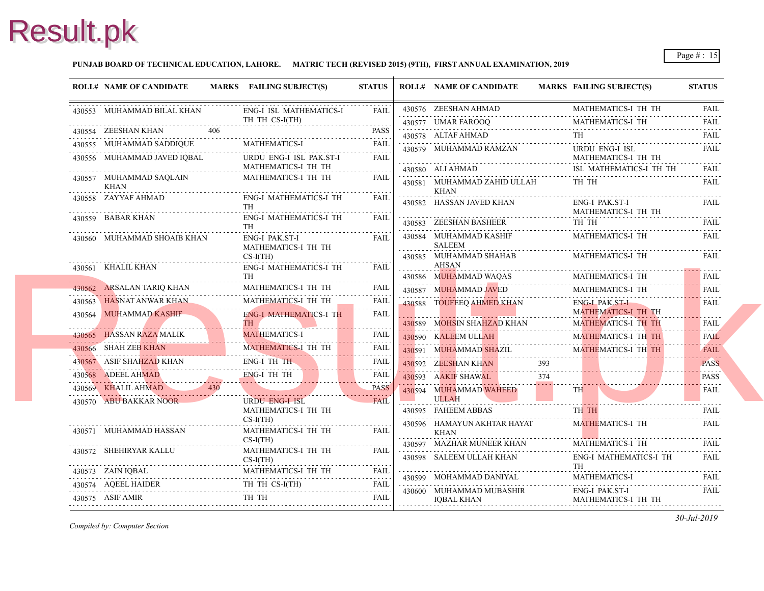**PUNJAB BOARD OF TECHNICAL EDUCATION, LAHORE. MATRIC TECH (REVISED 2015) (9TH), FIRST ANNUAL EXAMINATION, 2019**

| ROLL# | NAME OF CANDIDATE | MARKS | FAILING SUBJECT(S) | STATUS |
|---|---|---|---|---|
| 430553 | MUHAMMAD BILAL KHAN | | ENG-I ISL MATHEMATICS-I TH TH CS-I(TH) | FAIL |
| 430554 | ZEESHAN KHAN | 406 | | PASS |
| 430555 | MUHAMMAD SADDIQUE | | MATHEMATICS-I | FAIL |
| 430556 | MUHAMMAD JAVED IQBAL | | URDU ENG-I ISL PAK.ST-I MATHEMATICS-I TH TH | FAIL |
| 430557 | MUHAMMAD SAQLAIN KHAN | | MATHEMATICS-I TH TH | FAIL |
| 430558 | ZAYYAF AHMAD | | ENG-I MATHEMATICS-I TH TH | FAIL |
| 430559 | BABAR KHAN | | ENG-I MATHEMATICS-I TH TH | FAIL |
| 430560 | MUHAMMAD SHOAIB KHAN | | ENG-I PAK.ST-I MATHEMATICS-I TH TH CS-I(TH) | FAIL |
| 430561 | KHALIL KHAN | | ENG-I MATHEMATICS-I TH TH | FAIL |
| 430562 | ARSALAN TARIQ KHAN | | MATHEMATICS-I TH TH | FAIL |
| 430563 | HASNAT ANWAR KHAN | | MATHEMATICS-I TH TH | FAIL |
| 430564 | MUHAMMAD KASHIF | | ENG-I MATHEMATICS-I TH TH | FAIL |
| 430565 | HASSAN RAZA MALIK | | MATHEMATICS-I | FAIL |
| 430566 | SHAH ZEB KHAN | | MATHEMATICS-I TH TH | FAIL |
| 430567 | ASIF SHAHZAD KHAN | | ENG-I TH TH | FAIL |
| 430568 | ADEEL AHMAD | | ENG-I TH TH | FAIL |
| 430569 | KHALIL AHMAD | 430 | | PASS |
| 430570 | ABU BAKKAR NOOR | | URDU ENG-I ISL MATHEMATICS-I TH TH CS-I(TH) | FAIL |
| 430571 | MUHAMMAD HASSAN | | MATHEMATICS-I TH TH CS-I(TH) | FAIL |
| 430572 | SHEHIRYAR KALLU | | MATHEMATICS-I TH TH CS-I(TH) | FAIL |
| 430573 | ZAIN IQBAL | | MATHEMATICS-I TH TH | FAIL |
| 430574 | AQEEL HAIDER | | TH TH CS-I(TH) | FAIL |
| 430575 | ASIF AMIR | | TH TH | FAIL |
| 430576 | ZEESHAN AHMAD | | MATHEMATICS-I TH TH | FAIL |
| 430577 | UMAR FAROOQ | | MATHEMATICS-I TH | FAIL |
| 430578 | ALTAF AHMAD | | TH | FAIL |
| 430579 | MUHAMMAD RAMZAN | | URDU ENG-I ISL MATHEMATICS-I TH TH | FAIL |
| 430580 | ALI AHMAD | | ISL MATHEMATICS-I TH TH | FAIL |
| 430581 | MUHAMMAD ZAHID ULLAH KHAN | | TH TH | FAIL |
| 430582 | HASSAN JAVED KHAN | | ENG-I PAK.ST-I MATHEMATICS-I TH TH | FAIL |
| 430583 | ZEESHAN BASHEER | | TH TH | FAIL |
| 430584 | MUHAMMAD KASHIF SALEEM | | MATHEMATICS-I TH | FAIL |
| 430585 | MUHAMMAD SHAHAB AHSAN | | MATHEMATICS-I TH | FAIL |
| 430586 | MUHAMMAD WAQAS | | MATHEMATICS-I TH | FAIL |
| 430587 | MUHAMMAD JAVED | | MATHEMATICS-I TH | FAIL |
| 430588 | TOUFEEQ AHMED KHAN | | ENG-I PAK.ST-I MATHEMATICS-I TH TH | FAIL |
| 430589 | MOHSIN SHAHZAD KHAN | | MATHEMATICS-I TH TH | FAIL |
| 430590 | KALEEM ULLAH | | MATHEMATICS-I TH TH | FAIL |
| 430591 | MUHAMMAD SHAZIL | | MATHEMATICS-I TH TH | FAIL |
| 430592 | ZEESHAN KHAN | 393 | | PASS |
| 430593 | AAKIF SHAWAL | 374 | | PASS |
| 430594 | MUHAMMAD WAHEED ULLAH | | TH | FAIL |
| 430595 | FAHEEM ABBAS | | TH TH | FAIL |
| 430596 | HAMAYUN AKHTAR HAYAT KHAN | | MATHEMATICS-I TH | FAIL |
| 430597 | MAZHAR MUNEER KHAN | | MATHEMATICS-I TH | FAIL |
| 430598 | SALEEM ULLAH KHAN | | ENG-I MATHEMATICS-I TH TH | FAIL |
| 430599 | MOHAMMAD DANIYAL | | MATHEMATICS-I | FAIL |
| 430600 | MUHAMMAD MUBASHIR IQBAL KHAN | | ENG-I PAK.ST-I MATHEMATICS-I TH TH | FAIL |

*Compiled by: Computer Section*

*30-Jul-2019*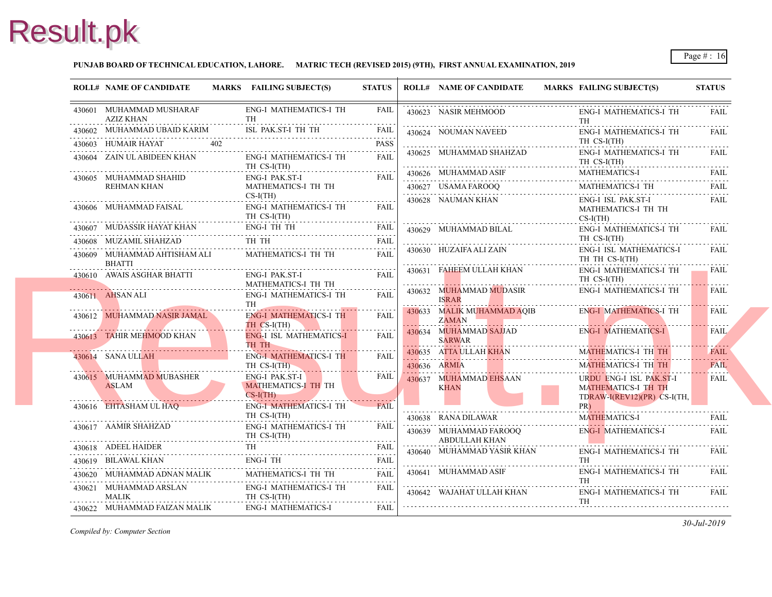**PUNJAB BOARD OF TECHNICAL EDUCATION, LAHORE. MATRIC TECH (REVISED 2015) (9TH), FIRST ANNUAL EXAMINATION, 2019**

| ROLL# | NAME OF CANDIDATE | MARKS | FAILING SUBJECT(S) | STATUS |
|---|---|---|---|---|
| 430601 | MUHAMMAD MUSHARAF AZIZ KHAN | | ENG-I MATHEMATICS-I TH TH | FAIL |
| 430602 | MUHAMMAD UBAID KARIM | | ISL PAK.ST-I TH TH | FAIL |
| 430603 | HUMAIR HAYAT | 402 | | PASS |
| 430604 | ZAIN UL ABIDEEN KHAN | | ENG-I MATHEMATICS-I TH TH CS-I(TH) | FAIL |
| 430605 | MUHAMMAD SHAHID REHMAN KHAN | | ENG-I PAK.ST-I MATHEMATICS-I TH TH CS-I(TH) | FAIL |
| 430606 | MUHAMMAD FAISAL | | ENG-I MATHEMATICS-I TH TH CS-I(TH) | FAIL |
| 430607 | MUDASSIR HAYAT KHAN | | ENG-I TH TH | FAIL |
| 430608 | MUZAMIL SHAHZAD | | TH TH | FAIL |
| 430609 | MUHAMMAD AHTISHAM ALI BHATTI | | MATHEMATICS-I TH TH | FAIL |
| 430610 | AWAIS ASGHAR BHATTI | | ENG-I PAK.ST-I MATHEMATICS-I TH TH | FAIL |
| 430611 | AHSAN ALI | | ENG-I MATHEMATICS-I TH TH | FAIL |
| 430612 | MUHAMMAD NASIR JAMAL | | ENG-I MATHEMATICS-I TH TH CS-I(TH) | FAIL |
| 430613 | TAHIR MEHMOOD KHAN | | ENG-I ISL MATHEMATICS-I TH TH | FAIL |
| 430614 | SANA ULLAH | | ENG-I MATHEMATICS-I TH TH CS-I(TH) | FAIL |
| 430615 | MUHAMMAD MUBASHER ASLAM | | ENG-I PAK.ST-I MATHEMATICS-I TH TH CS-I(TH) | FAIL |
| 430616 | EHTASHAM UL HAQ | | ENG-I MATHEMATICS-I TH TH CS-I(TH) | FAIL |
| 430617 | AAMIR SHAHZAD | | ENG-I MATHEMATICS-I TH TH CS-I(TH) | FAIL |
| 430618 | ADEEL HAIDER | | TH | FAIL |
| 430619 | BILAWAL KHAN | | ENG-I TH | FAIL |
| 430620 | MUHAMMAD ADNAN MALIK | | MATHEMATICS-I TH TH | FAIL |
| 430621 | MUHAMMAD ARSLAN MALIK | | ENG-I MATHEMATICS-I TH TH CS-I(TH) | FAIL |
| 430622 | MUHAMMAD FAIZAN MALIK | | ENG-I MATHEMATICS-I | FAIL |
| 430623 | NASIR MEHMOOD | | ENG-I MATHEMATICS-I TH TH | FAIL |
| 430624 | NOUMAN NAVEED | | ENG-I MATHEMATICS-I TH TH CS-I(TH) | FAIL |
| 430625 | MUHAMMAD SHAHZAD | | ENG-I MATHEMATICS-I TH TH CS-I(TH) | FAIL |
| 430626 | MUHAMMAD ASIF | | MATHEMATICS-I | FAIL |
| 430627 | USAMA FAROOQ | | MATHEMATICS-I TH | FAIL |
| 430628 | NAUMAN KHAN | | ENG-I ISL PAK.ST-I MATHEMATICS-I TH TH CS-I(TH) | FAIL |
| 430629 | MUHAMMAD BILAL | | ENG-I MATHEMATICS-I TH TH CS-I(TH) | FAIL |
| 430630 | HUZAIFA ALI ZAIN | | ENG-I ISL MATHEMATICS-I TH TH CS-I(TH) | FAIL |
| 430631 | FAHEEM ULLAH KHAN | | ENG-I MATHEMATICS-I TH TH CS-I(TH) | FAIL |
| 430632 | MUHAMMAD MUDASIR ISRAR | | ENG-I MATHEMATICS-I TH | FAIL |
| 430633 | MALIK MUHAMMAD AQIB ZAMAN | | ENG-I MATHEMATICS-I TH | FAIL |
| 430634 | MUHAMMAD SAJJAD SARWAR | | ENG-I MATHEMATICS-I | FAIL |
| 430635 | ATTA ULLAH KHAN | | MATHEMATICS-I TH TH | FAIL |
| 430636 | ARMIA | | MATHEMATICS-I TH TH | FAIL |
| 430637 | MUHAMMAD EHSAAN KHAN | | URDU ENG-I ISL PAK.ST-I MATHEMATICS-I TH TH TDRAW-I(REV12)(PR) CS-I(TH, PR) | FAIL |
| 430638 | RANA DILAWAR | | MATHEMATICS-I | FAIL |
| 430639 | MUHAMMAD FAROOQ ABDULLAH KHAN | | ENG-I MATHEMATICS-I | FAIL |
| 430640 | MUHAMMAD YASIR KHAN | | ENG-I MATHEMATICS-I TH TH | FAIL |
| 430641 | MUHAMMAD ASIF | | ENG-I MATHEMATICS-I TH TH | FAIL |
| 430642 | WAJAHAT ULLAH KHAN | | ENG-I MATHEMATICS-I TH TH | FAIL |

*Compiled by: Computer Section*

*30-Jul-2019*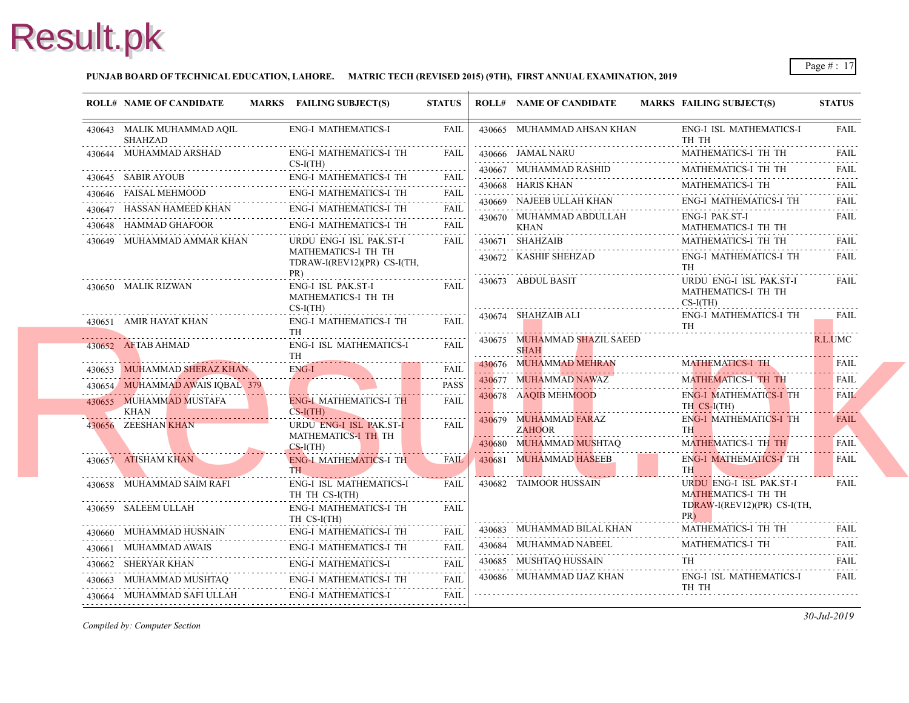**PUNJAB BOARD OF TECHNICAL EDUCATION, LAHORE. MATRIC TECH (REVISED 2015) (9TH), FIRST ANNUAL EXAMINATION, 2019**

| ROLL# | NAME OF CANDIDATE | MARKS | FAILING SUBJECT(S) | STATUS |
|---|---|---|---|---|
| 430643 | MALIK MUHAMMAD AQIL SHAHZAD | | ENG-I MATHEMATICS-I | FAIL |
| 430644 | MUHAMMAD ARSHAD | | ENG-I MATHEMATICS-I TH CS-I(TH) | FAIL |
| 430645 | SABIR AYOUB | | ENG-I MATHEMATICS-I TH | FAIL |
| 430646 | FAISAL MEHMOOD | | ENG-I MATHEMATICS-I TH | FAIL |
| 430647 | HASSAN HAMEED KHAN | | ENG-I MATHEMATICS-I TH | FAIL |
| 430648 | HAMMAD GHAFOOR | | ENG-I MATHEMATICS-I TH | FAIL |
| 430649 | MUHAMMAD AMMAR KHAN | | URDU ENG-I ISL PAK.ST-I MATHEMATICS-I TH TH TDRAW-I(REV12)(PR) CS-I(TH, PR) | FAIL |
| 430650 | MALIK RIZWAN | | ENG-I ISL PAK.ST-I MATHEMATICS-I TH TH CS-I(TH) | FAIL |
| 430651 | AMIR HAYAT KHAN | | ENG-I MATHEMATICS-I TH TH | FAIL |
| 430652 | AFTAB AHMAD | | ENG-I ISL MATHEMATICS-I TH | FAIL |
| 430653 | MUHAMMAD SHERAZ KHAN | | ENG-I | FAIL |
| 430654 | MUHAMMAD AWAIS IQBAL | 379 | | PASS |
| 430655 | MUHAMMAD MUSTAFA KHAN | | ENG-I MATHEMATICS-I TH CS-I(TH) | FAIL |
| 430656 | ZEESHAN KHAN | | URDU ENG-I ISL PAK.ST-I MATHEMATICS-I TH TH CS-I(TH) | FAIL |
| 430657 | ATISHAM KHAN | | ENG-I MATHEMATICS-I TH TH | FAIL |
| 430658 | MUHAMMAD SAIM RAFI | | ENG-I ISL MATHEMATICS-I TH TH CS-I(TH) | FAIL |
| 430659 | SALEEM ULLAH | | ENG-I MATHEMATICS-I TH TH CS-I(TH) | FAIL |
| 430660 | MUHAMMAD HUSNAIN | | ENG-I MATHEMATICS-I TH | FAIL |
| 430661 | MUHAMMAD AWAIS | | ENG-I MATHEMATICS-I TH | FAIL |
| 430662 | SHERYAR KHAN | | ENG-I MATHEMATICS-I | FAIL |
| 430663 | MUHAMMAD MUSHTAQ | | ENG-I MATHEMATICS-I TH | FAIL |
| 430664 | MUHAMMAD SAFI ULLAH | | ENG-I MATHEMATICS-I | FAIL |
| 430665 | MUHAMMAD AHSAN KHAN | | ENG-I ISL MATHEMATICS-I TH TH | FAIL |
| 430666 | JAMAL NARU | | MATHEMATICS-I TH TH | FAIL |
| 430667 | MUHAMMAD RASHID | | MATHEMATICS-I TH TH | FAIL |
| 430668 | HARIS KHAN | | MATHEMATICS-I TH | FAIL |
| 430669 | NAJEEB ULLAH KHAN | | ENG-I MATHEMATICS-I TH | FAIL |
| 430670 | MUHAMMAD ABDULLAH KHAN | | ENG-I PAK.ST-I MATHEMATICS-I TH TH | FAIL |
| 430671 | SHAHZAIB | | MATHEMATICS-I TH TH | FAIL |
| 430672 | KASHIF SHEHZAD | | ENG-I MATHEMATICS-I TH TH | FAIL |
| 430673 | ABDUL BASIT | | URDU ENG-I ISL PAK.ST-I MATHEMATICS-I TH TH CS-I(TH) | FAIL |
| 430674 | SHAHZAIB ALI | | ENG-I MATHEMATICS-I TH TH | FAIL |
| 430675 | MUHAMMAD SHAZIL SAEED SHAH | | | R.L.UMC |
| 430676 | MUHAMMAD MEHRAN | | MATHEMATICS-I TH | FAIL |
| 430677 | MUHAMMAD NAWAZ | | MATHEMATICS-I TH TH | FAIL |
| 430678 | AAQIB MEHMOOD | | ENG-I MATHEMATICS-I TH TH CS-I(TH) | FAIL |
| 430679 | MUHAMMAD FARAZ ZAHOOR | | ENG-I MATHEMATICS-I TH TH | FAIL |
| 430680 | MUHAMMAD MUSHTAQ | | MATHEMATICS-I TH TH | FAIL |
| 430681 | MUHAMMAD HASEEB | | ENG-I MATHEMATICS-I TH TH | FAIL |
| 430682 | TAIMOOR HUSSAIN | | URDU ENG-I ISL PAK.ST-I MATHEMATICS-I TH TH TDRAW-I(REV12)(PR) CS-I(TH, PR) | FAIL |
| 430683 | MUHAMMAD BILAL KHAN | | MATHEMATICS-I TH TH | FAIL |
| 430684 | MUHAMMAD NABEEL | | MATHEMATICS-I TH | FAIL |
| 430685 | MUSHTAQ HUSSAIN | | TH | FAIL |
| 430686 | MUHAMMAD IJAZ KHAN | | ENG-I ISL MATHEMATICS-I TH TH | FAIL |

*Compiled by: Computer Section*

*30-Jul-2019*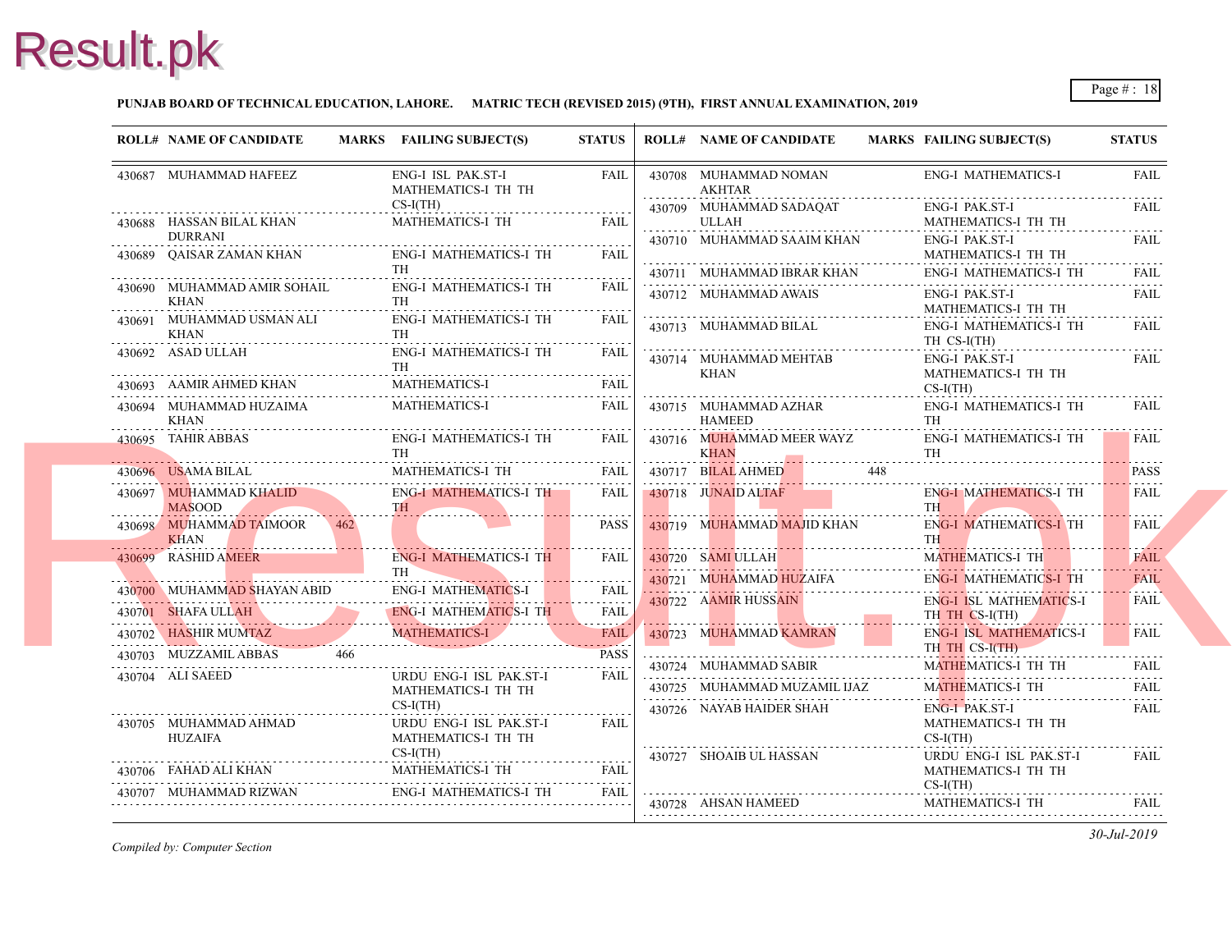**PUNJAB BOARD OF TECHNICAL EDUCATION, LAHORE. MATRIC TECH (REVISED 2015) (9TH), FIRST ANNUAL EXAMINATION, 2019**

| ROLL# | NAME OF CANDIDATE | MARKS | FAILING SUBJECT(S) | STATUS |
|---|---|---|---|---|
| 430687 | MUHAMMAD HAFEEZ | | ENG-I ISL PAK.ST-I MATHEMATICS-I TH TH CS-I(TH) | FAIL |
| 430688 | HASSAN BILAL KHAN DURRANI | | MATHEMATICS-I TH | FAIL |
| 430689 | QAISAR ZAMAN KHAN | | ENG-I MATHEMATICS-I TH TH | FAIL |
| 430690 | MUHAMMAD AMIR SOHAIL KHAN | | ENG-I MATHEMATICS-I TH TH | FAIL |
| 430691 | MUHAMMAD USMAN ALI KHAN | | ENG-I MATHEMATICS-I TH TH | FAIL |
| 430692 | ASAD ULLAH | | ENG-I MATHEMATICS-I TH TH | FAIL |
| 430693 | AAMIR AHMED KHAN | | MATHEMATICS-I | FAIL |
| 430694 | MUHAMMAD HUZAIMA KHAN | | MATHEMATICS-I | FAIL |
| 430695 | TAHIR ABBAS | | ENG-I MATHEMATICS-I TH TH | FAIL |
| 430696 | USAMA BILAL | | MATHEMATICS-I TH | FAIL |
| 430697 | MUHAMMAD KHALID MASOOD | | ENG-I MATHEMATICS-I TH TH | FAIL |
| 430698 | MUHAMMAD TAIMOOR KHAN | 462 | | PASS |
| 430699 | RASHID AMEER | | ENG-I MATHEMATICS-I TH TH | FAIL |
| 430700 | MUHAMMAD SHAYAN ABID | | ENG-I MATHEMATICS-I | FAIL |
| 430701 | SHAFA ULLAH | | ENG-I MATHEMATICS-I TH | FAIL |
| 430702 | HASHIR MUMTAZ | | MATHEMATICS-I | FAIL |
| 430703 | MUZZAMIL ABBAS | 466 | | PASS |
| 430704 | ALI SAEED | | URDU ENG-I ISL PAK.ST-I MATHEMATICS-I TH TH CS-I(TH) | FAIL |
| 430705 | MUHAMMAD AHMAD HUZAIFA | | URDU ENG-I ISL PAK.ST-I MATHEMATICS-I TH TH CS-I(TH) | FAIL |
| 430706 | FAHAD ALI KHAN | | MATHEMATICS-I TH | FAIL |
| 430707 | MUHAMMAD RIZWAN | | ENG-I MATHEMATICS-I TH | FAIL |
| 430708 | MUHAMMAD NOMAN AKHTAR | | ENG-I MATHEMATICS-I | FAIL |
| 430709 | MUHAMMAD SADAQAT ULLAH | | ENG-I PAK.ST-I MATHEMATICS-I TH TH | FAIL |
| 430710 | MUHAMMAD SAAIM KHAN | | ENG-I PAK.ST-I MATHEMATICS-I TH TH | FAIL |
| 430711 | MUHAMMAD IBRAR KHAN | | ENG-I MATHEMATICS-I TH | FAIL |
| 430712 | MUHAMMAD AWAIS | | ENG-I PAK.ST-I MATHEMATICS-I TH TH | FAIL |
| 430713 | MUHAMMAD BILAL | | ENG-I MATHEMATICS-I TH TH CS-I(TH) | FAIL |
| 430714 | MUHAMMAD MEHTAB KHAN | | ENG-I PAK.ST-I MATHEMATICS-I TH TH CS-I(TH) | FAIL |
| 430715 | MUHAMMAD AZHAR HAMEED | | ENG-I MATHEMATICS-I TH TH | FAIL |
| 430716 | MUHAMMAD MEER WAYZ KHAN | | ENG-I MATHEMATICS-I TH TH | FAIL |
| 430717 | BILAL AHMED | 448 | | PASS |
| 430718 | JUNAID ALTAF | | ENG-I MATHEMATICS-I TH TH | FAIL |
| 430719 | MUHAMMAD MAJID KHAN | | ENG-I MATHEMATICS-I TH TH | FAIL |
| 430720 | SAMI ULLAH | | MATHEMATICS-I TH | FAIL |
| 430721 | MUHAMMAD HUZAIFA | | ENG-I MATHEMATICS-I TH | FAIL |
| 430722 | AAMIR HUSSAIN | | ENG-I ISL MATHEMATICS-I TH TH CS-I(TH) | FAIL |
| 430723 | MUHAMMAD KAMRAN | | ENG-I ISL MATHEMATICS-I TH TH CS-I(TH) | FAIL |
| 430724 | MUHAMMAD SABIR | | MATHEMATICS-I TH TH | FAIL |
| 430725 | MUHAMMAD MUZAMIL IJAZ | | MATHEMATICS-I TH | FAIL |
| 430726 | NAYAB HAIDER SHAH | | ENG-I PAK.ST-I MATHEMATICS-I TH TH CS-I(TH) | FAIL |
| 430727 | SHOAIB UL HASSAN | | URDU ENG-I ISL PAK.ST-I MATHEMATICS-I TH TH CS-I(TH) | FAIL |
| 430728 | AHSAN HAMEED | | MATHEMATICS-I TH | FAIL |

*Compiled by: Computer Section*

*30-Jul-2019*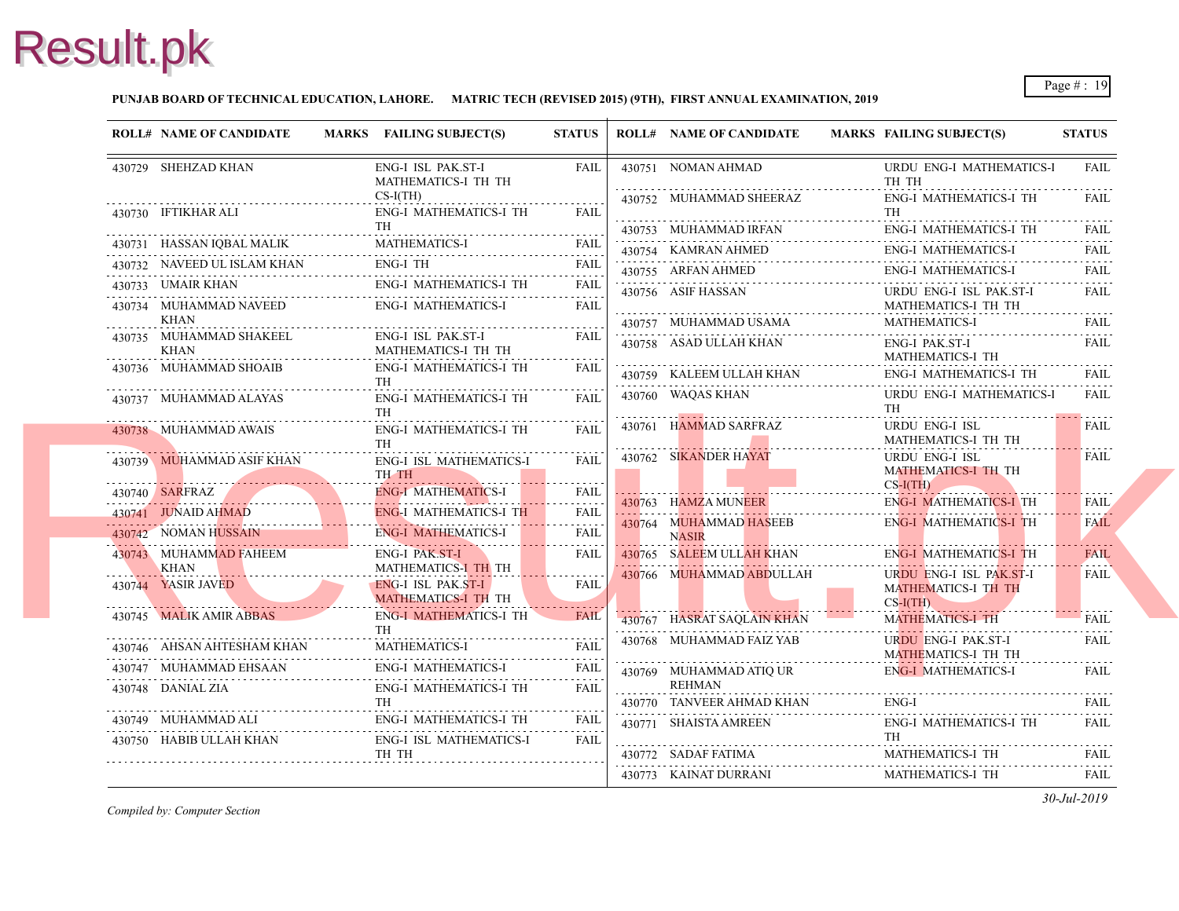**PUNJAB BOARD OF TECHNICAL EDUCATION, LAHORE. MATRIC TECH (REVISED 2015) (9TH), FIRST ANNUAL EXAMINATION, 2019**

| ROLL# | NAME OF CANDIDATE | MARKS | FAILING SUBJECT(S) | STATUS |
|---|---|---|---|---|
| 430729 | SHEHZAD KHAN | | ENG-I ISL PAK.ST-I MATHEMATICS-I TH TH CS-I(TH) | FAIL |
| 430730 | IFTIKHAR ALI | | ENG-I MATHEMATICS-I TH TH | FAIL |
| 430731 | HASSAN IQBAL MALIK | | MATHEMATICS-I | FAIL |
| 430732 | NAVEED UL ISLAM KHAN | | ENG-I TH | FAIL |
| 430733 | UMAIR KHAN | | ENG-I MATHEMATICS-I TH | FAIL |
| 430734 | MUHAMMAD NAVEED KHAN | | ENG-I MATHEMATICS-I | FAIL |
| 430735 | MUHAMMAD SHAKEEL KHAN | | ENG-I ISL PAK.ST-I MATHEMATICS-I TH TH | FAIL |
| 430736 | MUHAMMAD SHOAIB | | ENG-I MATHEMATICS-I TH TH | FAIL |
| 430737 | MUHAMMAD ALAYAS | | ENG-I MATHEMATICS-I TH TH | FAIL |
| 430738 | MUHAMMAD AWAIS | | ENG-I MATHEMATICS-I TH TH | FAIL |
| 430739 | MUHAMMAD ASIF KHAN | | ENG-I ISL MATHEMATICS-I TH TH | FAIL |
| 430740 | SARFRAZ | | ENG-I MATHEMATICS-I | FAIL |
| 430741 | JUNAID AHMAD | | ENG-I MATHEMATICS-I TH | FAIL |
| 430742 | NOMAN HUSSAIN | | ENG-I MATHEMATICS-I | FAIL |
| 430743 | MUHAMMAD FAHEEM KHAN | | ENG-I PAK.ST-I MATHEMATICS-I TH TH | FAIL |
| 430744 | YASIR JAVED | | ENG-I ISL PAK.ST-I MATHEMATICS-I TH TH | FAIL |
| 430745 | MALIK AMIR ABBAS | | ENG-I MATHEMATICS-I TH TH | FAIL |
| 430746 | AHSAN AHTESHAM KHAN | | MATHEMATICS-I | FAIL |
| 430747 | MUHAMMAD EHSAAN | | ENG-I MATHEMATICS-I | FAIL |
| 430748 | DANIAL ZIA | | ENG-I MATHEMATICS-I TH TH | FAIL |
| 430749 | MUHAMMAD ALI | | ENG-I MATHEMATICS-I TH | FAIL |
| 430750 | HABIB ULLAH KHAN | | ENG-I ISL MATHEMATICS-I TH TH | FAIL |
| 430751 | NOMAN AHMAD | | URDU ENG-I MATHEMATICS-I TH TH | FAIL |
| 430752 | MUHAMMAD SHEERAZ | | ENG-I MATHEMATICS-I TH TH | FAIL |
| 430753 | MUHAMMAD IRFAN | | ENG-I MATHEMATICS-I TH | FAIL |
| 430754 | KAMRAN AHMED | | ENG-I MATHEMATICS-I | FAIL |
| 430755 | ARFAN AHMED | | ENG-I MATHEMATICS-I | FAIL |
| 430756 | ASIF HASSAN | | URDU ENG-I ISL PAK.ST-I MATHEMATICS-I TH TH | FAIL |
| 430757 | MUHAMMAD USAMA | | MATHEMATICS-I | FAIL |
| 430758 | ASAD ULLAH KHAN | | ENG-I PAK.ST-I MATHEMATICS-I TH | FAIL |
| 430759 | KALEEM ULLAH KHAN | | ENG-I MATHEMATICS-I TH | FAIL |
| 430760 | WAQAS KHAN | | URDU ENG-I MATHEMATICS-I TH | FAIL |
| 430761 | HAMMAD SARFRAZ | | URDU ENG-I ISL MATHEMATICS-I TH TH | FAIL |
| 430762 | SIKANDER HAYAT | | URDU ENG-I ISL MATHEMATICS-I TH TH CS-I(TH) | FAIL |
| 430763 | HAMZA MUNEER | | ENG-I MATHEMATICS-I TH | FAIL |
| 430764 | MUHAMMAD HASEEB NASIR | | ENG-I MATHEMATICS-I TH | FAIL |
| 430765 | SALEEM ULLAH KHAN | | ENG-I MATHEMATICS-I TH | FAIL |
| 430766 | MUHAMMAD ABDULLAH | | URDU ENG-I ISL PAK.ST-I MATHEMATICS-I TH TH CS-I(TH) | FAIL |
| 430767 | HASRAT SAQLAIN KHAN | | MATHEMATICS-I TH | FAIL |
| 430768 | MUHAMMAD FAIZ YAB | | URDU ENG-I PAK.ST-I MATHEMATICS-I TH TH | FAIL |
| 430769 | MUHAMMAD ATIQ UR REHMAN | | ENG-I MATHEMATICS-I | FAIL |
| 430770 | TANVEER AHMAD KHAN | | ENG-I | FAIL |
| 430771 | SHAISTA AMREEN | | ENG-I MATHEMATICS-I TH TH | FAIL |
| 430772 | SADAF FATIMA | | MATHEMATICS-I TH | FAIL |
| 430773 | KAINAT DURRANI | | MATHEMATICS-I TH | FAIL |

*Compiled by: Computer Section*

*30-Jul-2019*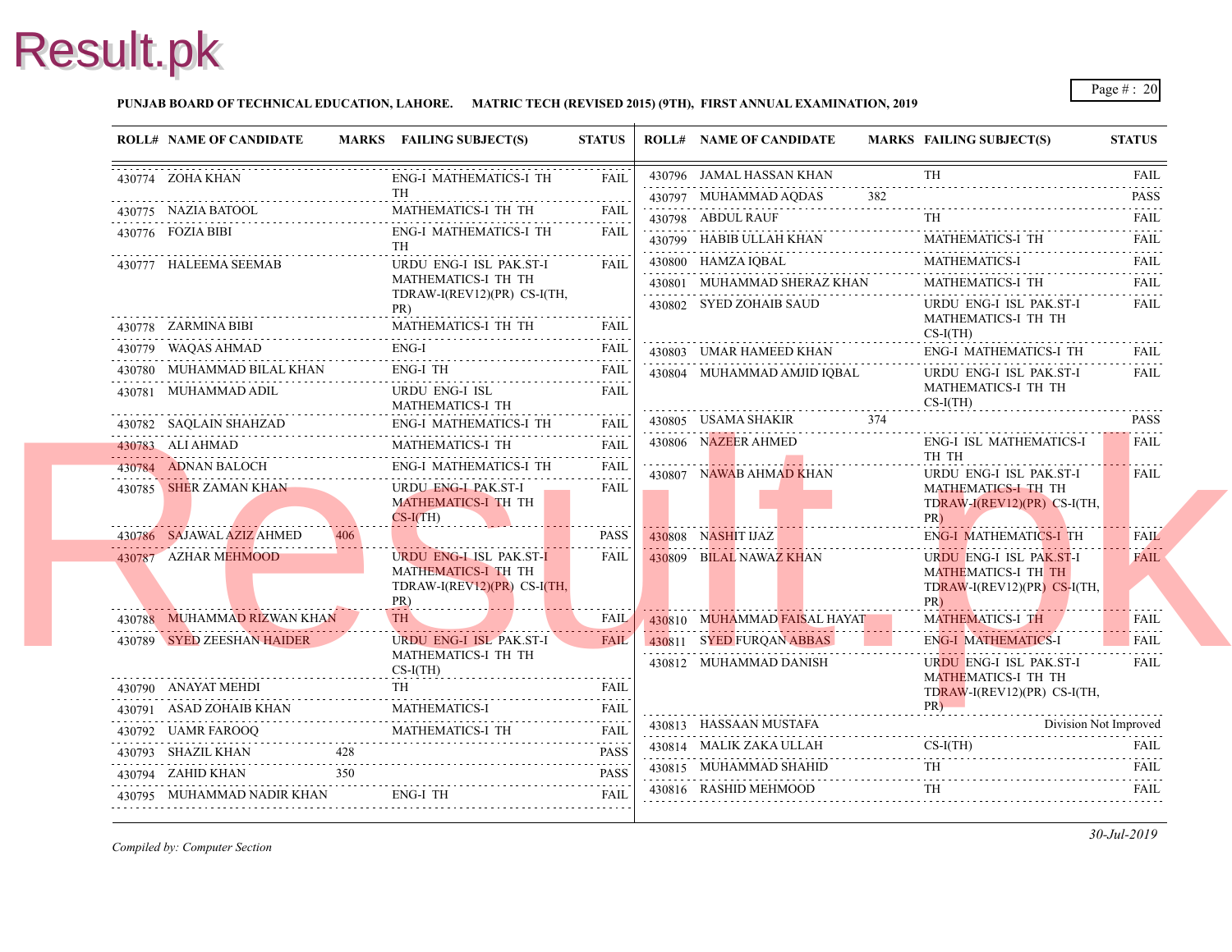**PUNJAB BOARD OF TECHNICAL EDUCATION, LAHORE. MATRIC TECH (REVISED 2015) (9TH), FIRST ANNUAL EXAMINATION, 2019**

| ROLL# | NAME OF CANDIDATE | MARKS | FAILING SUBJECT(S) | STATUS |
|---|---|---|---|---|
| 430774 | ZOHA KHAN | | ENG-I MATHEMATICS-I TH TH | FAIL |
| 430775 | NAZIA BATOOL | | MATHEMATICS-I TH TH | FAIL |
| 430776 | FOZIA BIBI | | ENG-I MATHEMATICS-I TH TH | FAIL |
| 430777 | HALEEMA SEEMAB | | URDU ENG-I ISL PAK.ST-I MATHEMATICS-I TH TH TDRAW-I(REV12)(PR) CS-I(TH, PR) | FAIL |
| 430778 | ZARMINA BIBI | | MATHEMATICS-I TH TH | FAIL |
| 430779 | WAQAS AHMAD | | ENG-I | FAIL |
| 430780 | MUHAMMAD BILAL KHAN | | ENG-I TH | FAIL |
| 430781 | MUHAMMAD ADIL | | URDU ENG-I ISL MATHEMATICS-I TH | FAIL |
| 430782 | SAQLAIN SHAHZAD | | ENG-I MATHEMATICS-I TH | FAIL |
| 430783 | ALI AHMAD | | MATHEMATICS-I TH | FAIL |
| 430784 | ADNAN BALOCH | | ENG-I MATHEMATICS-I TH | FAIL |
| 430785 | SHER ZAMAN KHAN | | URDU ENG-I PAK.ST-I MATHEMATICS-I TH TH CS-I(TH) | FAIL |
| 430786 | SAJAWAL AZIZ AHMED | 406 | | PASS |
| 430787 | AZHAR MEHMOOD | | URDU ENG-I ISL PAK.ST-I MATHEMATICS-I TH TH TDRAW-I(REV12)(PR) CS-I(TH, PR) | FAIL |
| 430788 | MUHAMMAD RIZWAN KHAN | | TH | FAIL |
| 430789 | SYED ZEESHAN HAIDER | | URDU ENG-I ISL PAK.ST-I MATHEMATICS-I TH TH CS-I(TH) | FAIL |
| 430790 | ANAYAT MEHDI | | TH | FAIL |
| 430791 | ASAD ZOHAIB KHAN | | MATHEMATICS-I | FAIL |
| 430792 | UAMR FAROOQ | | MATHEMATICS-I TH | FAIL |
| 430793 | SHAZIL KHAN | 428 | | PASS |
| 430794 | ZAHID KHAN | 350 | | PASS |
| 430795 | MUHAMMAD NADIR KHAN | | ENG-I TH | FAIL |
| 430796 | JAMAL HASSAN KHAN | | TH | FAIL |
| 430797 | MUHAMMAD AQDAS | 382 | | PASS |
| 430798 | ABDUL RAUF | | TH | FAIL |
| 430799 | HABIB ULLAH KHAN | | MATHEMATICS-I TH | FAIL |
| 430800 | HAMZA IQBAL | | MATHEMATICS-I | FAIL |
| 430801 | MUHAMMAD SHERAZ KHAN | | MATHEMATICS-I TH | FAIL |
| 430802 | SYED ZOHAIB SAUD | | URDU ENG-I ISL PAK.ST-I MATHEMATICS-I TH TH CS-I(TH) | FAIL |
| 430803 | UMAR HAMEED KHAN | | ENG-I MATHEMATICS-I TH | FAIL |
| 430804 | MUHAMMAD AMJID IQBAL | | URDU ENG-I ISL PAK.ST-I MATHEMATICS-I TH TH CS-I(TH) | FAIL |
| 430805 | USAMA SHAKIR | 374 | | PASS |
| 430806 | NAZEER AHMED | | ENG-I ISL MATHEMATICS-I TH TH | FAIL |
| 430807 | NAWAB AHMAD KHAN | | URDU ENG-I ISL PAK.ST-I MATHEMATICS-I TH TH TDRAW-I(REV12)(PR) CS-I(TH, PR) | FAIL |
| 430808 | NASHIT IJAZ | | ENG-I MATHEMATICS-I TH | FAIL |
| 430809 | BILAL NAWAZ KHAN | | URDU ENG-I ISL PAK.ST-I MATHEMATICS-I TH TH TDRAW-I(REV12)(PR) CS-I(TH, PR) | FAIL |
| 430810 | MUHAMMAD FAISAL HAYAT | | MATHEMATICS-I TH | FAIL |
| 430811 | SYED FURQAN ABBAS | | ENG-I MATHEMATICS-I | FAIL |
| 430812 | MUHAMMAD DANISH | | URDU ENG-I ISL PAK.ST-I MATHEMATICS-I TH TH TDRAW-I(REV12)(PR) CS-I(TH, PR) | FAIL |
| 430813 | HASSAAN MUSTAFA | | | Division Not Improved |
| 430814 | MALIK ZAKA ULLAH | | CS-I(TH) | FAIL |
| 430815 | MUHAMMAD SHAHID | | TH | FAIL |
| 430816 | RASHID MEHMOOD | | TH | FAIL |

*Compiled by: Computer Section*

*30-Jul-2019*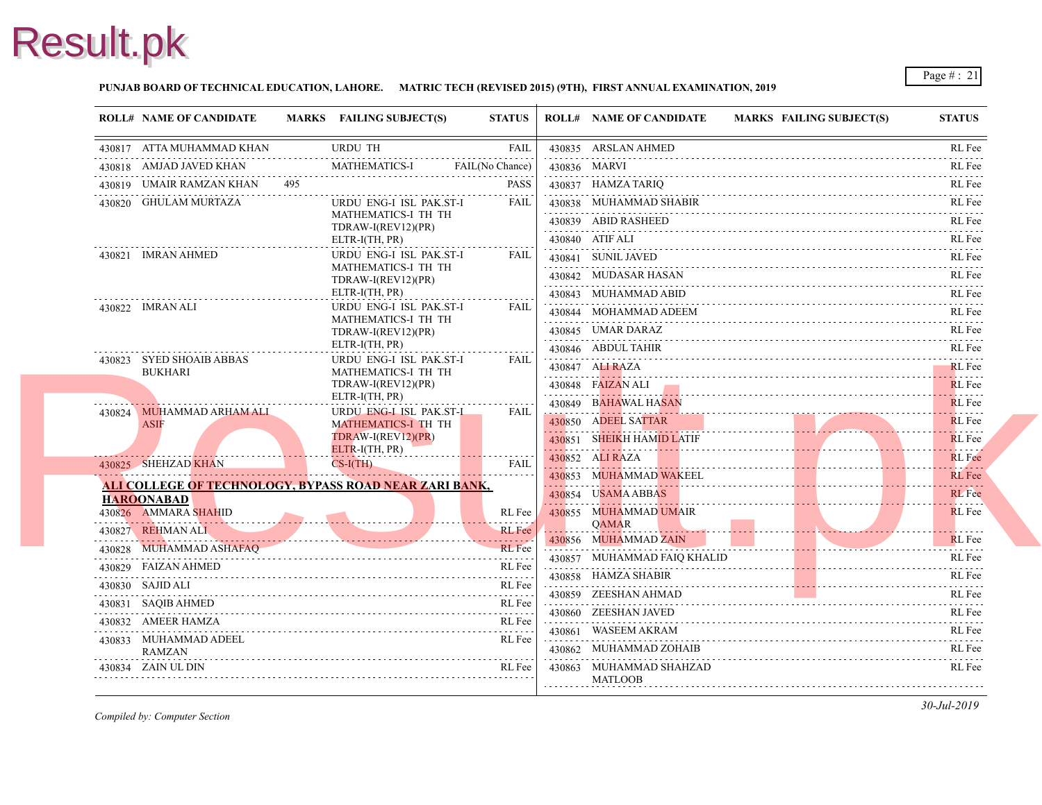**PUNJAB BOARD OF TECHNICAL EDUCATION, LAHORE. MATRIC TECH (REVISED 2015) (9TH), FIRST ANNUAL EXAMINATION, 2019**

| ROLL# | NAME OF CANDIDATE | MARKS | FAILING SUBJECT(S) | STATUS |
|---|---|---|---|---|
| 430817 | ATTA MUHAMMAD KHAN | | URDU TH | FAIL |
| 430818 | AMJAD JAVED KHAN | | MATHEMATICS-I | FAIL(No Chance) |
| 430819 | UMAIR RAMZAN KHAN | 495 | | PASS |
| 430820 | GHULAM MURTAZA | | URDU ENG-I ISL PAK.ST-I MATHEMATICS-I TH TH TDRAW-I(REV12)(PR) ELTR-I(TH, PR) | FAIL |
| 430821 | IMRAN AHMED | | URDU ENG-I ISL PAK.ST-I MATHEMATICS-I TH TH TDRAW-I(REV12)(PR) ELTR-I(TH, PR) | FAIL |
| 430822 | IMRAN ALI | | URDU ENG-I ISL PAK.ST-I MATHEMATICS-I TH TH TDRAW-I(REV12)(PR) ELTR-I(TH, PR) | FAIL |
| 430823 | SYED SHOAIB ABBAS BUKHARI | | URDU ENG-I ISL PAK.ST-I MATHEMATICS-I TH TH TDRAW-I(REV12)(PR) ELTR-I(TH, PR) | FAIL |
| 430824 | MUHAMMAD ARHAM ALI ASIF | | URDU ENG-I ISL PAK.ST-I MATHEMATICS-I TH TH TDRAW-I(REV12)(PR) ELTR-I(TH, PR) | FAIL |
| 430825 | SHEHZAD KHAN | | CS-I(TH) | FAIL |

**ALI COLLEGE OF TECHNOLOGY, BYPASS ROAD NEAR ZARI BANK, HAROONABAD**

| ROLL# | NAME OF CANDIDATE | MARKS | FAILING SUBJECT(S) | STATUS |
|---|---|---|---|---|
| 430826 | AMMARA SHAHID | | | RL Fee |
| 430827 | REHMAN ALI | | | RL Fee |
| 430828 | MUHAMMAD ASHAFAQ | | | RL Fee |
| 430829 | FAIZAN AHMED | | | RL Fee |
| 430830 | SAJID ALI | | | RL Fee |
| 430831 | SAQIB AHMED | | | RL Fee |
| 430832 | AMEER HAMZA | | | RL Fee |
| 430833 | MUHAMMAD ADEEL RAMZAN | | | RL Fee |
| 430834 | ZAIN UL DIN | | | RL Fee |
| 430835 | ARSLAN AHMED | | | RL Fee |
| 430836 | MARVI | | | RL Fee |
| 430837 | HAMZA TARIQ | | | RL Fee |
| 430838 | MUHAMMAD SHABIR | | | RL Fee |
| 430839 | ABID RASHEED | | | RL Fee |
| 430840 | ATIF ALI | | | RL Fee |
| 430841 | SUNIL JAVED | | | RL Fee |
| 430842 | MUDASAR HASAN | | | RL Fee |
| 430843 | MUHAMMAD ABID | | | RL Fee |
| 430844 | MOHAMMAD ADEEM | | | RL Fee |
| 430845 | UMAR DARAZ | | | RL Fee |
| 430846 | ABDUL TAHIR | | | RL Fee |
| 430847 | ALI RAZA | | | RL Fee |
| 430848 | FAIZAN ALI | | | RL Fee |
| 430849 | BAHAWAL HASAN | | | RL Fee |
| 430850 | ADEEL SATTAR | | | RL Fee |
| 430851 | SHEIKH HAMID LATIF | | | RL Fee |
| 430852 | ALI RAZA | | | RL Fee |
| 430853 | MUHAMMAD WAKEEL | | | RL Fee |
| 430854 | USAMA ABBAS | | | RL Fee |
| 430855 | MUHAMMAD UMAIR QAMAR | | | RL Fee |
| 430856 | MUHAMMAD ZAIN | | | RL Fee |
| 430857 | MUHAMMAD FAIQ KHALID | | | RL Fee |
| 430858 | HAMZA SHABIR | | | RL Fee |
| 430859 | ZEESHAN AHMAD | | | RL Fee |
| 430860 | ZEESHAN JAVED | | | RL Fee |
| 430861 | WASEEM AKRAM | | | RL Fee |
| 430862 | MUHAMMAD ZOHAIB | | | RL Fee |
| 430863 | MUHAMMAD SHAHZAD MATLOOB | | | RL Fee |

*Compiled by: Computer Section*

*30-Jul-2019*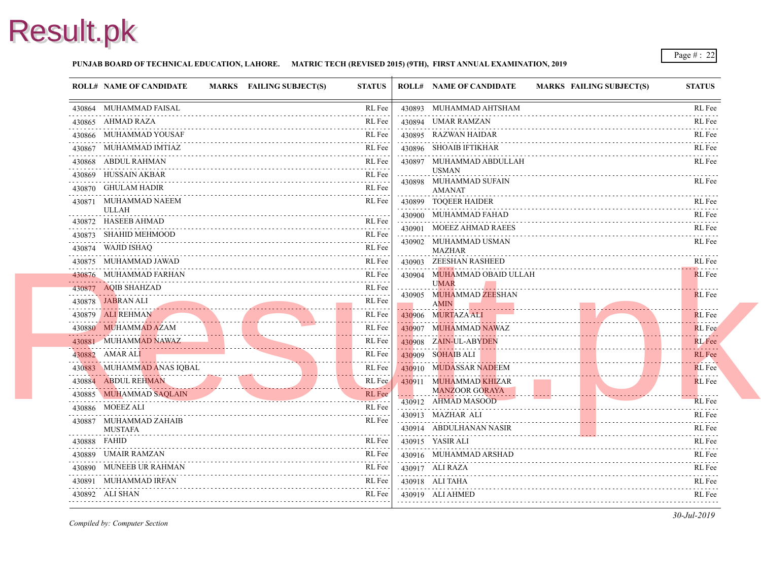**PUNJAB BOARD OF TECHNICAL EDUCATION, LAHORE. MATRIC TECH (REVISED 2015) (9TH), FIRST ANNUAL EXAMINATION, 2019**

| ROLL# | NAME OF CANDIDATE | MARKS | FAILING SUBJECT(S) | STATUS |
|---|---|---|---|---|
| 430864 | MUHAMMAD FAISAL | | | RL Fee |
| 430865 | AHMAD RAZA | | | RL Fee |
| 430866 | MUHAMMAD YOUSAF | | | RL Fee |
| 430867 | MUHAMMAD IMTIAZ | | | RL Fee |
| 430868 | ABDUL RAHMAN | | | RL Fee |
| 430869 | HUSSAIN AKBAR | | | RL Fee |
| 430870 | GHULAM HADIR | | | RL Fee |
| 430871 | MUHAMMAD NAEEM ULLAH | | | RL Fee |
| 430872 | HASEEB AHMAD | | | RL Fee |
| 430873 | SHAHID MEHMOOD | | | RL Fee |
| 430874 | WAJID ISHAQ | | | RL Fee |
| 430875 | MUHAMMAD JAWAD | | | RL Fee |
| 430876 | MUHAMMAD FARHAN | | | RL Fee |
| 430877 | AQIB SHAHZAD | | | RL Fee |
| 430878 | JABRAN ALI | | | RL Fee |
| 430879 | ALI REHMAN | | | RL Fee |
| 430880 | MUHAMMAD AZAM | | | RL Fee |
| 430881 | MUHAMMAD NAWAZ | | | RL Fee |
| 430882 | AMAR ALI | | | RL Fee |
| 430883 | MUHAMMAD ANAS IQBAL | | | RL Fee |
| 430884 | ABDUL REHMAN | | | RL Fee |
| 430885 | MUHAMMAD SAQLAIN | | | RL Fee |
| 430886 | MOEEZ ALI | | | RL Fee |
| 430887 | MUHAMMAD ZAHAIB MUSTAFA | | | RL Fee |
| 430888 | FAHID | | | RL Fee |
| 430889 | UMAIR RAMZAN | | | RL Fee |
| 430890 | MUNEEB UR RAHMAN | | | RL Fee |
| 430891 | MUHAMMAD IRFAN | | | RL Fee |
| 430892 | ALI SHAN | | | RL Fee |
| 430893 | MUHAMMAD AHTSHAM | | | RL Fee |
| 430894 | UMAR RAMZAN | | | RL Fee |
| 430895 | RAZWAN HAIDAR | | | RL Fee |
| 430896 | SHOAIB IFTIKHAR | | | RL Fee |
| 430897 | MUHAMMAD ABDULLAH USMAN | | | RL Fee |
| 430898 | MUHAMMAD SUFAIN AMANAT | | | RL Fee |
| 430899 | TOQEER HAIDER | | | RL Fee |
| 430900 | MUHAMMAD FAHAD | | | RL Fee |
| 430901 | MOEEZ AHMAD RAEES | | | RL Fee |
| 430902 | MUHAMMAD USMAN MAZHAR | | | RL Fee |
| 430903 | ZEESHAN RASHEED | | | RL Fee |
| 430904 | MUHAMMAD OBAID ULLAH UMAR | | | RL Fee |
| 430905 | MUHAMMAD ZEESHAN AMIN | | | RL Fee |
| 430906 | MURTAZA ALI | | | RL Fee |
| 430907 | MUHAMMAD NAWAZ | | | RL Fee |
| 430908 | ZAIN-UL-ABYDEN | | | RL Fee |
| 430909 | SOHAIB ALI | | | RL Fee |
| 430910 | MUDASSAR NADEEM | | | RL Fee |
| 430911 | MUHAMMAD KHIZAR MANZOOR GORAYA | | | RL Fee |
| 430912 | AHMAD MASOOD | | | RL Fee |
| 430913 | MAZHAR ALI | | | RL Fee |
| 430914 | ABDULHANAN NASIR | | | RL Fee |
| 430915 | YASIR ALI | | | RL Fee |
| 430916 | MUHAMMAD ARSHAD | | | RL Fee |
| 430917 | ALI RAZA | | | RL Fee |
| 430918 | ALI TAHA | | | RL Fee |
| 430919 | ALI AHMED | | | RL Fee |

*Compiled by: Computer Section*

*30-Jul-2019*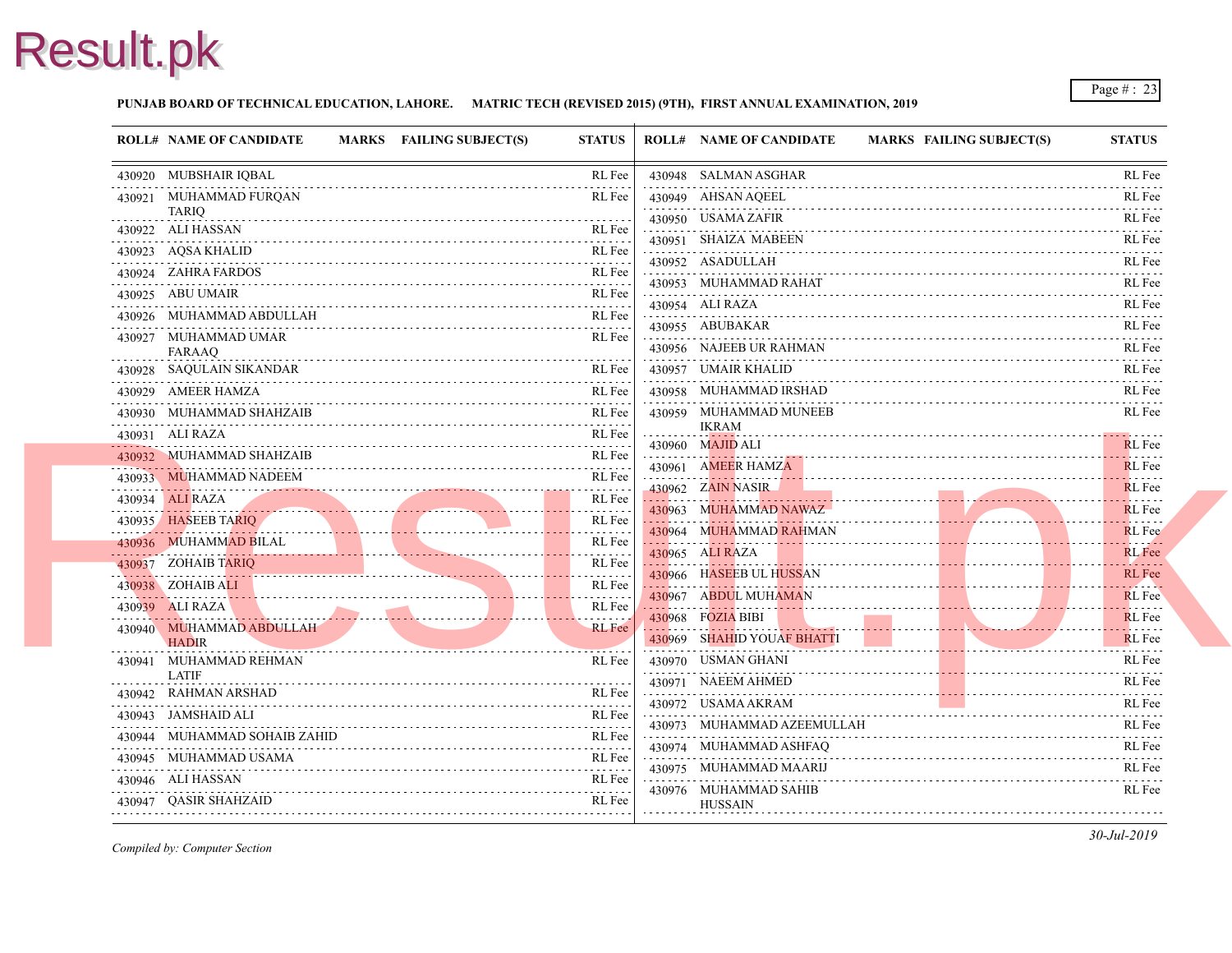**PUNJAB BOARD OF TECHNICAL EDUCATION, LAHORE. MATRIC TECH (REVISED 2015) (9TH), FIRST ANNUAL EXAMINATION, 2019**

| ROLL# | NAME OF CANDIDATE | MARKS | FAILING SUBJECT(S) | STATUS |
|---|---|---|---|---|
| 430920 | MUBSHAIR IQBAL | | | RL Fee |
| 430921 | MUHAMMAD FURQAN TARIQ | | | RL Fee |
| 430922 | ALI HASSAN | | | RL Fee |
| 430923 | AQSA KHALID | | | RL Fee |
| 430924 | ZAHRA FARDOS | | | RL Fee |
| 430925 | ABU UMAIR | | | RL Fee |
| 430926 | MUHAMMAD ABDULLAH | | | RL Fee |
| 430927 | MUHAMMAD UMAR FARAAQ | | | RL Fee |
| 430928 | SAQULAIN SIKANDAR | | | RL Fee |
| 430929 | AMEER HAMZA | | | RL Fee |
| 430930 | MUHAMMAD SHAHZAIB | | | RL Fee |
| 430931 | ALI RAZA | | | RL Fee |
| 430932 | MUHAMMAD SHAHZAIB | | | RL Fee |
| 430933 | MUHAMMAD NADEEM | | | RL Fee |
| 430934 | ALI RAZA | | | RL Fee |
| 430935 | HASEEB TARIQ | | | RL Fee |
| 430936 | MUHAMMAD BILAL | | | RL Fee |
| 430937 | ZOHAIB TARIQ | | | RL Fee |
| 430938 | ZOHAIB ALI | | | RL Fee |
| 430939 | ALI RAZA | | | RL Fee |
| 430940 | MUHAMMAD ABDULLAH HADIR | | | RL Fee |
| 430941 | MUHAMMAD REHMAN LATIF | | | RL Fee |
| 430942 | RAHMAN ARSHAD | | | RL Fee |
| 430943 | JAMSHAID ALI | | | RL Fee |
| 430944 | MUHAMMAD SOHAIB ZAHID | | | RL Fee |
| 430945 | MUHAMMAD USAMA | | | RL Fee |
| 430946 | ALI HASSAN | | | RL Fee |
| 430947 | QASIR SHAHZAID | | | RL Fee |
| 430948 | SALMAN ASGHAR | | | RL Fee |
| 430949 | AHSAN AQEEL | | | RL Fee |
| 430950 | USAMA ZAFIR | | | RL Fee |
| 430951 | SHAIZA MABEEN | | | RL Fee |
| 430952 | ASADULLAH | | | RL Fee |
| 430953 | MUHAMMAD RAHAT | | | RL Fee |
| 430954 | ALI RAZA | | | RL Fee |
| 430955 | ABUBAKAR | | | RL Fee |
| 430956 | NAJEEB UR RAHMAN | | | RL Fee |
| 430957 | UMAIR KHALID | | | RL Fee |
| 430958 | MUHAMMAD IRSHAD | | | RL Fee |
| 430959 | MUHAMMAD MUNEEB IKRAM | | | RL Fee |
| 430960 | MAJID ALI | | | RL Fee |
| 430961 | AMEER HAMZA | | | RL Fee |
| 430962 | ZAIN NASIR | | | RL Fee |
| 430963 | MUHAMMAD NAWAZ | | | RL Fee |
| 430964 | MUHAMMAD RAHMAN | | | RL Fee |
| 430965 | ALI RAZA | | | RL Fee |
| 430966 | HASEEB UL HUSSAN | | | RL Fee |
| 430967 | ABDUL MUHAMAN | | | RL Fee |
| 430968 | FOZIA BIBI | | | RL Fee |
| 430969 | SHAHID YOUAF BHATTI | | | RL Fee |
| 430970 | USMAN GHANI | | | RL Fee |
| 430971 | NAEEM AHMED | | | RL Fee |
| 430972 | USAMA AKRAM | | | RL Fee |
| 430973 | MUHAMMAD AZEEMULLAH | | | RL Fee |
| 430974 | MUHAMMAD ASHFAQ | | | RL Fee |
| 430975 | MUHAMMAD MAARIJ | | | RL Fee |
| 430976 | MUHAMMAD SAHIB HUSSAIN | | | RL Fee |

*Compiled by: Computer Section*

*30-Jul-2019*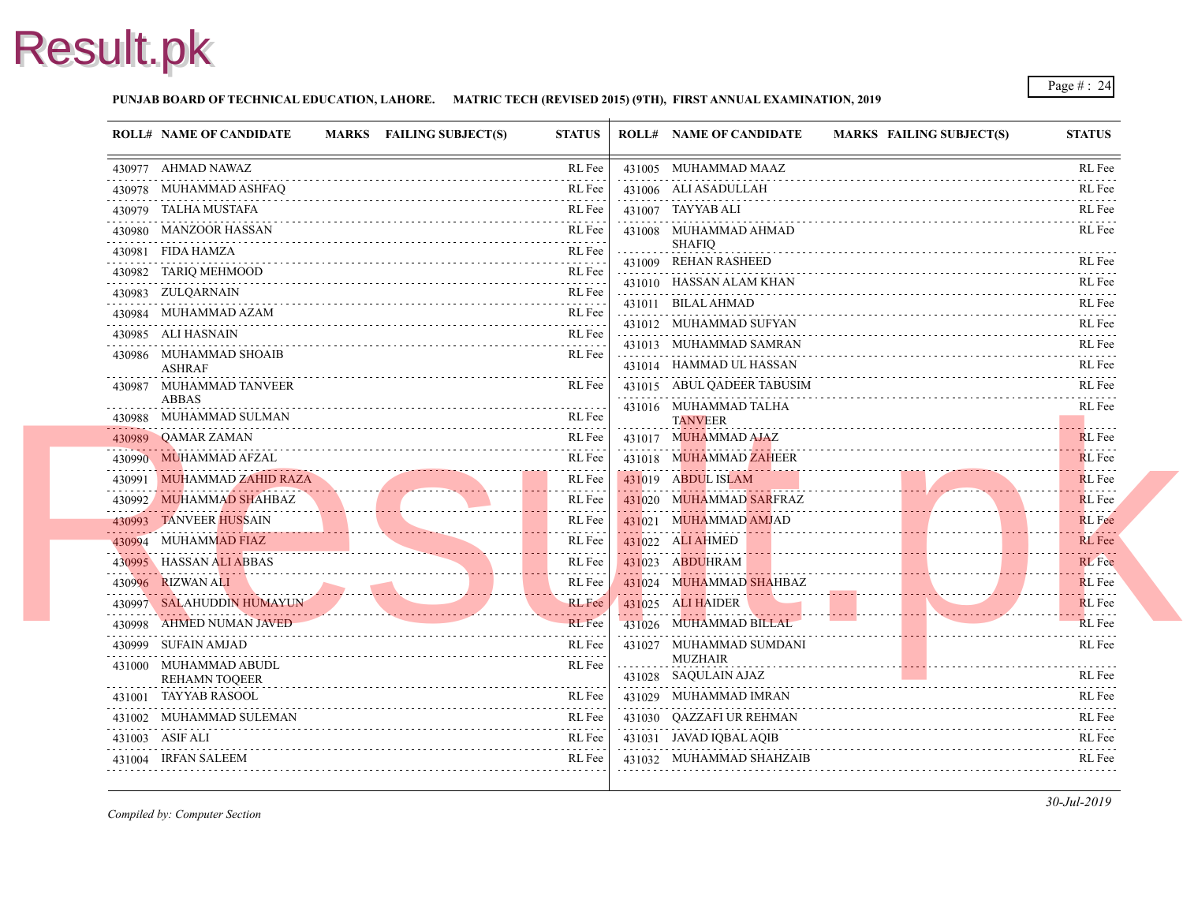**PUNJAB BOARD OF TECHNICAL EDUCATION, LAHORE. MATRIC TECH (REVISED 2015) (9TH), FIRST ANNUAL EXAMINATION, 2019**

| ROLL# | NAME OF CANDIDATE | MARKS | FAILING SUBJECT(S) | STATUS |
|---|---|---|---|---|
| 430977 | AHMAD NAWAZ | | | RL Fee |
| 430978 | MUHAMMAD ASHFAQ | | | RL Fee |
| 430979 | TALHA MUSTAFA | | | RL Fee |
| 430980 | MANZOOR HASSAN | | | RL Fee |
| 430981 | FIDA HAMZA | | | RL Fee |
| 430982 | TARIQ MEHMOOD | | | RL Fee |
| 430983 | ZULQARNAIN | | | RL Fee |
| 430984 | MUHAMMAD AZAM | | | RL Fee |
| 430985 | ALI HASNAIN | | | RL Fee |
| 430986 | MUHAMMAD SHOAIB ASHRAF | | | RL Fee |
| 430987 | MUHAMMAD TANVEER ABBAS | | | RL Fee |
| 430988 | MUHAMMAD SULMAN | | | RL Fee |
| 430989 | QAMAR ZAMAN | | | RL Fee |
| 430990 | MUHAMMAD AFZAL | | | RL Fee |
| 430991 | MUHAMMAD ZAHID RAZA | | | RL Fee |
| 430992 | MUHAMMAD SHAHBAZ | | | RL Fee |
| 430993 | TANVEER HUSSAIN | | | RL Fee |
| 430994 | MUHAMMAD FIAZ | | | RL Fee |
| 430995 | HASSAN ALI ABBAS | | | RL Fee |
| 430996 | RIZWAN ALI | | | RL Fee |
| 430997 | SALAHUDDIN HUMAYUN | | | RL Fee |
| 430998 | AHMED NUMAN JAVED | | | RL Fee |
| 430999 | SUFAIN AMJAD | | | RL Fee |
| 431000 | MUHAMMAD ABUDL REHAMN TOQEER | | | RL Fee |
| 431001 | TAYYAB RASOOL | | | RL Fee |
| 431002 | MUHAMMAD SULEMAN | | | RL Fee |
| 431003 | ASIF ALI | | | RL Fee |
| 431004 | IRFAN SALEEM | | | RL Fee |
| 431005 | MUHAMMAD MAAZ | | | RL Fee |
| 431006 | ALI ASADULLAH | | | RL Fee |
| 431007 | TAYYAB ALI | | | RL Fee |
| 431008 | MUHAMMAD AHMAD SHAFIQ | | | RL Fee |
| 431009 | REHAN RASHEED | | | RL Fee |
| 431010 | HASSAN ALAM KHAN | | | RL Fee |
| 431011 | BILAL AHMAD | | | RL Fee |
| 431012 | MUHAMMAD SUFYAN | | | RL Fee |
| 431013 | MUHAMMAD SAMRAN | | | RL Fee |
| 431014 | HAMMAD UL HASSAN | | | RL Fee |
| 431015 | ABUL QADEER TABUSIM | | | RL Fee |
| 431016 | MUHAMMAD TALHA TANVEER | | | RL Fee |
| 431017 | MUHAMMAD AJAZ | | | RL Fee |
| 431018 | MUHAMMAD ZAHEER | | | RL Fee |
| 431019 | ABDUL ISLAM | | | RL Fee |
| 431020 | MUHAMMAD SARFRAZ | | | RL Fee |
| 431021 | MUHAMMAD AMJAD | | | RL Fee |
| 431022 | ALI AHMED | | | RL Fee |
| 431023 | ABDUHRAM | | | RL Fee |
| 431024 | MUHAMMAD SHAHBAZ | | | RL Fee |
| 431025 | ALI HAIDER | | | RL Fee |
| 431026 | MUHAMMAD BILLAL | | | RL Fee |
| 431027 | MUHAMMAD SUMDANI MUZHAIR | | | RL Fee |
| 431028 | SAQULAIN AJAZ | | | RL Fee |
| 431029 | MUHAMMAD IMRAN | | | RL Fee |
| 431030 | QAZZAFI UR REHMAN | | | RL Fee |
| 431031 | JAVAD IQBAL AQIB | | | RL Fee |
| 431032 | MUHAMMAD SHAHZAIB | | | RL Fee |

*Compiled by: Computer Section*

*30-Jul-2019*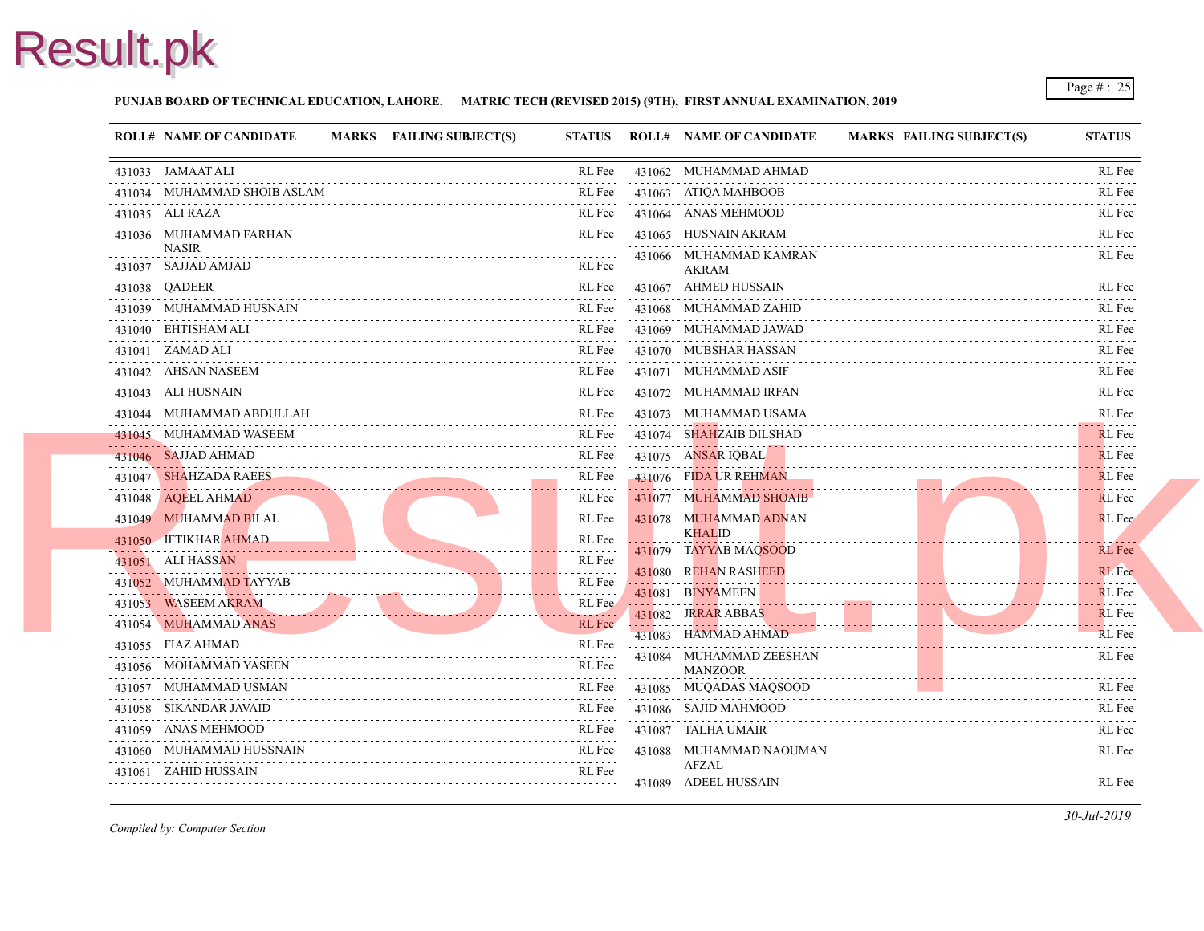**PUNJAB BOARD OF TECHNICAL EDUCATION, LAHORE. MATRIC TECH (REVISED 2015) (9TH), FIRST ANNUAL EXAMINATION, 2019**

| ROLL# | NAME OF CANDIDATE | MARKS | FAILING SUBJECT(S) | STATUS |
|---|---|---|---|---|
| 431033 | JAMAAT ALI | | | RL Fee |
| 431034 | MUHAMMAD SHOIB ASLAM | | | RL Fee |
| 431035 | ALI RAZA | | | RL Fee |
| 431036 | MUHAMMAD FARHAN NASIR | | | RL Fee |
| 431037 | SAJJAD AMJAD | | | RL Fee |
| 431038 | QADEER | | | RL Fee |
| 431039 | MUHAMMAD HUSNAIN | | | RL Fee |
| 431040 | EHTISHAM ALI | | | RL Fee |
| 431041 | ZAMAD ALI | | | RL Fee |
| 431042 | AHSAN NASEEM | | | RL Fee |
| 431043 | ALI HUSNAIN | | | RL Fee |
| 431044 | MUHAMMAD ABDULLAH | | | RL Fee |
| 431045 | MUHAMMAD WASEEM | | | RL Fee |
| 431046 | SAJJAD AHMAD | | | RL Fee |
| 431047 | SHAHZADA RAEES | | | RL Fee |
| 431048 | AQEEL AHMAD | | | RL Fee |
| 431049 | MUHAMMAD BILAL | | | RL Fee |
| 431050 | IFTIKHAR AHMAD | | | RL Fee |
| 431051 | ALI HASSAN | | | RL Fee |
| 431052 | MUHAMMAD TAYYAB | | | RL Fee |
| 431053 | WASEEM AKRAM | | | RL Fee |
| 431054 | MUHAMMAD ANAS | | | RL Fee |
| 431055 | FIAZ AHMAD | | | RL Fee |
| 431056 | MOHAMMAD YASEEN | | | RL Fee |
| 431057 | MUHAMMAD USMAN | | | RL Fee |
| 431058 | SIKANDAR JAVAID | | | RL Fee |
| 431059 | ANAS MEHMOOD | | | RL Fee |
| 431060 | MUHAMMAD HUSSNAIN | | | RL Fee |
| 431061 | ZAHID HUSSAIN | | | RL Fee |
| 431062 | MUHAMMAD AHMAD | | | RL Fee |
| 431063 | ATIQA MAHBOOB | | | RL Fee |
| 431064 | ANAS MEHMOOD | | | RL Fee |
| 431065 | HUSNAIN AKRAM | | | RL Fee |
| 431066 | MUHAMMAD KAMRAN AKRAM | | | RL Fee |
| 431067 | AHMED HUSSAIN | | | RL Fee |
| 431068 | MUHAMMAD ZAHID | | | RL Fee |
| 431069 | MUHAMMAD JAWAD | | | RL Fee |
| 431070 | MUBSHAR HASSAN | | | RL Fee |
| 431071 | MUHAMMAD ASIF | | | RL Fee |
| 431072 | MUHAMMAD IRFAN | | | RL Fee |
| 431073 | MUHAMMAD USAMA | | | RL Fee |
| 431074 | SHAHZAIB DILSHAD | | | RL Fee |
| 431075 | ANSAR IQBAL | | | RL Fee |
| 431076 | FIDA UR REHMAN | | | RL Fee |
| 431077 | MUHAMMAD SHOAIB | | | RL Fee |
| 431078 | MUHAMMAD ADNAN KHALID | | | RL Fee |
| 431079 | TAYYAB MAQSOOD | | | RL Fee |
| 431080 | REHAN RASHEED | | | RL Fee |
| 431081 | BINYAMEEN | | | RL Fee |
| 431082 | JRRAR ABBAS | | | RL Fee |
| 431083 | HAMMAD AHMAD | | | RL Fee |
| 431084 | MUHAMMAD ZEESHAN MANZOOR | | | RL Fee |
| 431085 | MUQADAS MAQSOOD | | | RL Fee |
| 431086 | SAJID MAHMOOD | | | RL Fee |
| 431087 | TALHA UMAIR | | | RL Fee |
| 431088 | MUHAMMAD NAOUMAN AFZAL | | | RL Fee |
| 431089 | ADEEL HUSSAIN | | | RL Fee |

*Compiled by: Computer Section*

*30-Jul-2019*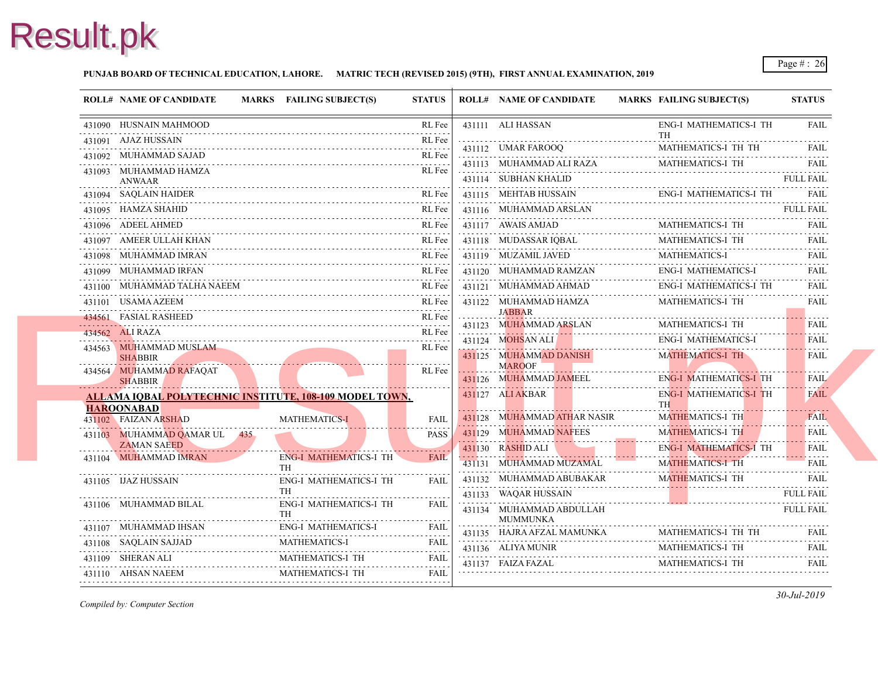**PUNJAB BOARD OF TECHNICAL EDUCATION, LAHORE. MATRIC TECH (REVISED 2015) (9TH), FIRST ANNUAL EXAMINATION, 2019**

| ROLL# | NAME OF CANDIDATE | MARKS | FAILING SUBJECT(S) | STATUS |
|---|---|---|---|---|
| 431090 | HUSNAIN MAHMOOD | | | RL Fee |
| 431091 | AJAZ HUSSAIN | | | RL Fee |
| 431092 | MUHAMMAD SAJAD | | | RL Fee |
| 431093 | MUHAMMAD HAMZA ANWAAR | | | RL Fee |
| 431094 | SAQLAIN HAIDER | | | RL Fee |
| 431095 | HAMZA SHAHID | | | RL Fee |
| 431096 | ADEEL AHMED | | | RL Fee |
| 431097 | AMEER ULLAH KHAN | | | RL Fee |
| 431098 | MUHAMMAD IMRAN | | | RL Fee |
| 431099 | MUHAMMAD IRFAN | | | RL Fee |
| 431100 | MUHAMMAD TALHA NAEEM | | | RL Fee |
| 431101 | USAMA AZEEM | | | RL Fee |
| 434561 | FASIAL RASHEED | | | RL Fee |
| 434562 | ALI RAZA | | | RL Fee |
| 434563 | MUHAMMAD MUSLAM SHABBIR | | | RL Fee |
| 434564 | MUHAMMAD RAFAQAT SHABBIR | | | RL Fee |

**ALLAMA IQBAL POLYTECHNIC INSTITUTE, 108-109 MODEL TOWN, HAROONABAD**

| ROLL# | NAME OF CANDIDATE | MARKS | FAILING SUBJECT(S) | STATUS |
|---|---|---|---|---|
| 431102 | FAIZAN ARSHAD | | MATHEMATICS-I | FAIL |
| 431103 | MUHAMMAD QAMAR UL ZAMAN SAEED | 435 | | PASS |
| 431104 | MUHAMMAD IMRAN | | ENG-I MATHEMATICS-I TH TH | FAIL |
| 431105 | IJAZ HUSSAIN | | ENG-I MATHEMATICS-I TH TH | FAIL |
| 431106 | MUHAMMAD BILAL | | ENG-I MATHEMATICS-I TH TH | FAIL |
| 431107 | MUHAMMAD IHSAN | | ENG-I MATHEMATICS-I | FAIL |
| 431108 | SAQLAIN SAJJAD | | MATHEMATICS-I | FAIL |
| 431109 | SHERAN ALI | | MATHEMATICS-I TH | FAIL |
| 431110 | AHSAN NAEEM | | MATHEMATICS-I TH | FAIL |
| 431111 | ALI HASSAN | | ENG-I MATHEMATICS-I TH TH | FAIL |
| 431112 | UMAR FAROOQ | | MATHEMATICS-I TH TH | FAIL |
| 431113 | MUHAMMAD ALI RAZA | | MATHEMATICS-I TH | FAIL |
| 431114 | SUBHAN KHALID | | | FULL FAIL |
| 431115 | MEHTAB HUSSAIN | | ENG-I MATHEMATICS-I TH | FAIL |
| 431116 | MUHAMMAD ARSLAN | | | FULL FAIL |
| 431117 | AWAIS AMJAD | | MATHEMATICS-I TH | FAIL |
| 431118 | MUDASSAR IQBAL | | MATHEMATICS-I TH | FAIL |
| 431119 | MUZAMIL JAVED | | MATHEMATICS-I | FAIL |
| 431120 | MUHAMMAD RAMZAN | | ENG-I MATHEMATICS-I | FAIL |
| 431121 | MUHAMMAD AHMAD | | ENG-I MATHEMATICS-I TH | FAIL |
| 431122 | MUHAMMAD HAMZA JABBAR | | MATHEMATICS-I TH | FAIL |
| 431123 | MUHAMMAD ARSLAN | | MATHEMATICS-I TH | FAIL |
| 431124 | MOHSAN ALI | | ENG-I MATHEMATICS-I | FAIL |
| 431125 | MUHAMMAD DANISH MAROOF | | MATHEMATICS-I TH | FAIL |
| 431126 | MUHAMMAD JAMEEL | | ENG-I MATHEMATICS-I TH | FAIL |
| 431127 | ALI AKBAR | | ENG-I MATHEMATICS-I TH TH | FAIL |
| 431128 | MUHAMMAD ATHAR NASIR | | MATHEMATICS-I TH | FAIL |
| 431129 | MUHAMMAD NAFEES | | MATHEMATICS-I TH | FAIL |
| 431130 | RASHID ALI | | ENG-I MATHEMATICS-I TH | FAIL |
| 431131 | MUHAMMAD MUZAMAL | | MATHEMATICS-I TH | FAIL |
| 431132 | MUHAMMAD ABUBAKAR | | MATHEMATICS-I TH | FAIL |
| 431133 | WAQAR HUSSAIN | | | FULL FAIL |
| 431134 | MUHAMMAD ABDULLAH MUMMUNKA | | | FULL FAIL |
| 431135 | HAJRA AFZAL MAMUNKA | | MATHEMATICS-I TH TH | FAIL |
| 431136 | ALIYA MUNIR | | MATHEMATICS-I TH | FAIL |
| 431137 | FAIZA FAZAL | | MATHEMATICS-I TH | FAIL |

*Compiled by: Computer Section*

*30-Jul-2019*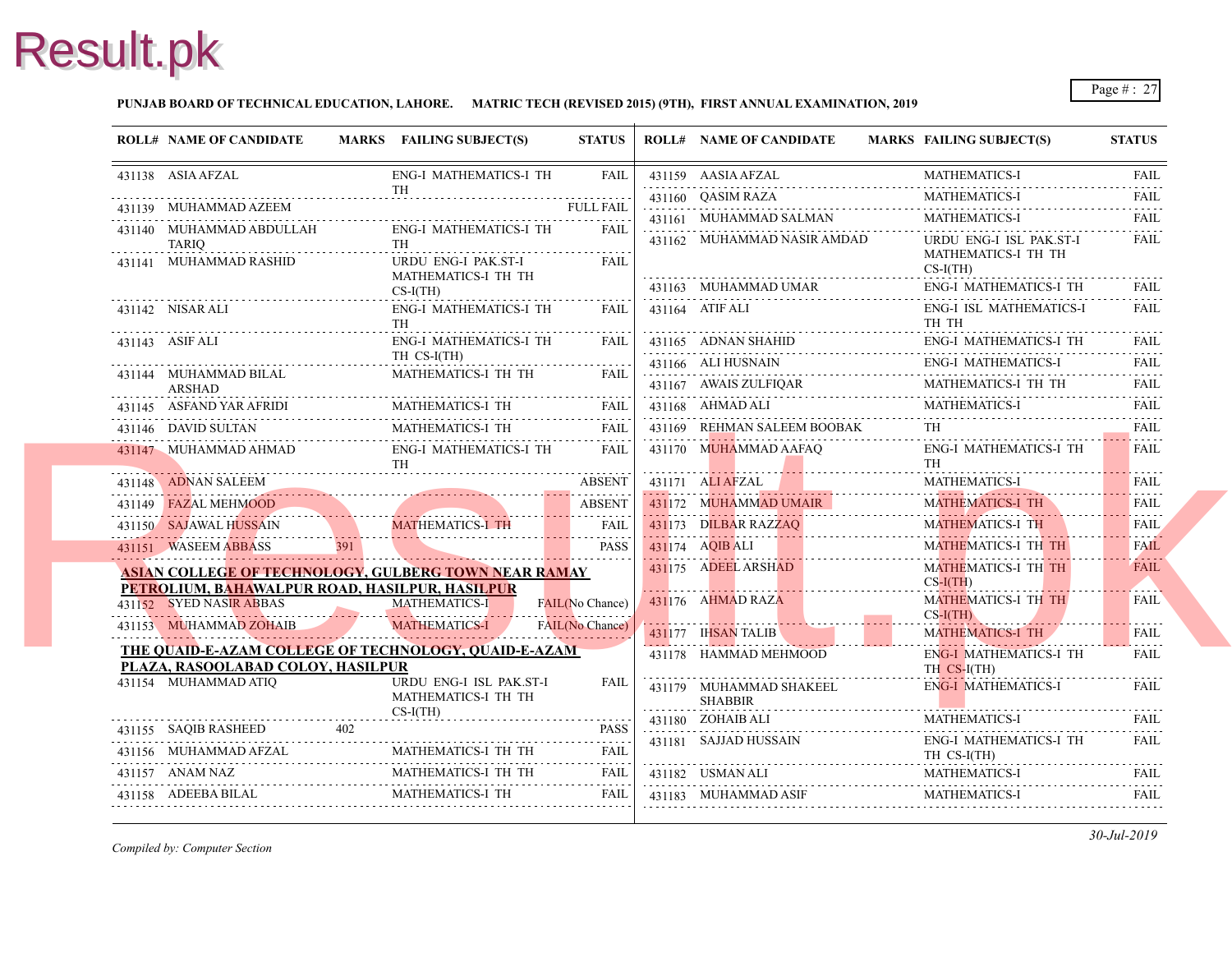**PUNJAB BOARD OF TECHNICAL EDUCATION, LAHORE. MATRIC TECH (REVISED 2015) (9TH), FIRST ANNUAL EXAMINATION, 2019**

| ROLL# | NAME OF CANDIDATE | MARKS | FAILING SUBJECT(S) | STATUS |
|---|---|---|---|---|
| 431138 | ASIA AFZAL | | ENG-I MATHEMATICS-I TH TH | FAIL |
| 431139 | MUHAMMAD AZEEM | | | FULL FAIL |
| 431140 | MUHAMMAD ABDULLAH TARIQ | | ENG-I MATHEMATICS-I TH TH | FAIL |
| 431141 | MUHAMMAD RASHID | | URDU ENG-I PAK.ST-I MATHEMATICS-I TH TH CS-I(TH) | FAIL |
| 431142 | NISAR ALI | | ENG-I MATHEMATICS-I TH TH | FAIL |
| 431143 | ASIF ALI | | ENG-I MATHEMATICS-I TH TH CS-I(TH) | FAIL |
| 431144 | MUHAMMAD BILAL ARSHAD | | MATHEMATICS-I TH TH | FAIL |
| 431145 | ASFAND YAR AFRIDI | | MATHEMATICS-I TH | FAIL |
| 431146 | DAVID SULTAN | | MATHEMATICS-I TH | FAIL |
| 431147 | MUHAMMAD AHMAD | | ENG-I MATHEMATICS-I TH TH | FAIL |
| 431148 | ADNAN SALEEM | | | ABSENT |
| 431149 | FAZAL MEHMOOD | | | ABSENT |
| 431150 | SAJAWAL HUSSAIN | | MATHEMATICS-I TH | FAIL |
| 431151 | WASEEM ABBASS | 391 | | PASS |

**ASIAN COLLEGE OF TECHNOLOGY, GULBERG TOWN NEAR RAMAY PETROLIUM, BAHAWALPUR ROAD, HASILPUR, HASILPUR**

| ROLL# | NAME OF CANDIDATE | MARKS | FAILING SUBJECT(S) | STATUS |
|---|---|---|---|---|
| 431152 | SYED NASIR ABBAS | | MATHEMATICS-I | FAIL(No Chance) |
| 431153 | MUHAMMAD ZOHAIB | | MATHEMATICS-I | FAIL(No Chance) |

**THE QUAID-E-AZAM COLLEGE OF TECHNOLOGY, QUAID-E-AZAM PLAZA, RASOOLABAD COLOY, HASILPUR**

| ROLL# | NAME OF CANDIDATE | MARKS | FAILING SUBJECT(S) | STATUS |
|---|---|---|---|---|
| 431154 | MUHAMMAD ATIQ | | URDU ENG-I ISL PAK.ST-I MATHEMATICS-I TH TH CS-I(TH) | FAIL |
| 431155 | SAQIB RASHEED | 402 | | PASS |
| 431156 | MUHAMMAD AFZAL | | MATHEMATICS-I TH TH | FAIL |
| 431157 | ANAM NAZ | | MATHEMATICS-I TH TH | FAIL |
| 431158 | ADEEBA BILAL | | MATHEMATICS-I TH | FAIL |
| 431159 | AASIA AFZAL | | MATHEMATICS-I | FAIL |
| 431160 | QASIM RAZA | | MATHEMATICS-I | FAIL |
| 431161 | MUHAMMAD SALMAN | | MATHEMATICS-I | FAIL |
| 431162 | MUHAMMAD NASIR AMDAD | | URDU ENG-I ISL PAK.ST-I MATHEMATICS-I TH TH CS-I(TH) | FAIL |
| 431163 | MUHAMMAD UMAR | | ENG-I MATHEMATICS-I TH | FAIL |
| 431164 | ATIF ALI | | ENG-I ISL MATHEMATICS-I TH TH | FAIL |
| 431165 | ADNAN SHAHID | | ENG-I MATHEMATICS-I TH | FAIL |
| 431166 | ALI HUSNAIN | | ENG-I MATHEMATICS-I | FAIL |
| 431167 | AWAIS ZULFIQAR | | MATHEMATICS-I TH TH | FAIL |
| 431168 | AHMAD ALI | | MATHEMATICS-I | FAIL |
| 431169 | REHMAN SALEEM BOOBAK | | TH | FAIL |
| 431170 | MUHAMMAD AAFAQ | | ENG-I MATHEMATICS-I TH TH | FAIL |
| 431171 | ALI AFZAL | | MATHEMATICS-I | FAIL |
| 431172 | MUHAMMAD UMAIR | | MATHEMATICS-I TH | FAIL |
| 431173 | DILBAR RAZZAQ | | MATHEMATICS-I TH | FAIL |
| 431174 | AQIB ALI | | MATHEMATICS-I TH TH | FAIL |
| 431175 | ADEEL ARSHAD | | MATHEMATICS-I TH TH CS-I(TH) | FAIL |
| 431176 | AHMAD RAZA | | MATHEMATICS-I TH TH CS-I(TH) | FAIL |
| 431177 | IHSAN TALIB | | MATHEMATICS-I TH | FAIL |
| 431178 | HAMMAD MEHMOOD | | ENG-I MATHEMATICS-I TH TH CS-I(TH) | FAIL |
| 431179 | MUHAMMAD SHAKEEL SHABBIR | | ENG-I MATHEMATICS-I | FAIL |
| 431180 | ZOHAIB ALI | | MATHEMATICS-I | FAIL |
| 431181 | SAJJAD HUSSAIN | | ENG-I MATHEMATICS-I TH TH CS-I(TH) | FAIL |
| 431182 | USMAN ALI | | MATHEMATICS-I | FAIL |
| 431183 | MUHAMMAD ASIF | | MATHEMATICS-I | FAIL |

*Compiled by: Computer Section*

*30-Jul-2019*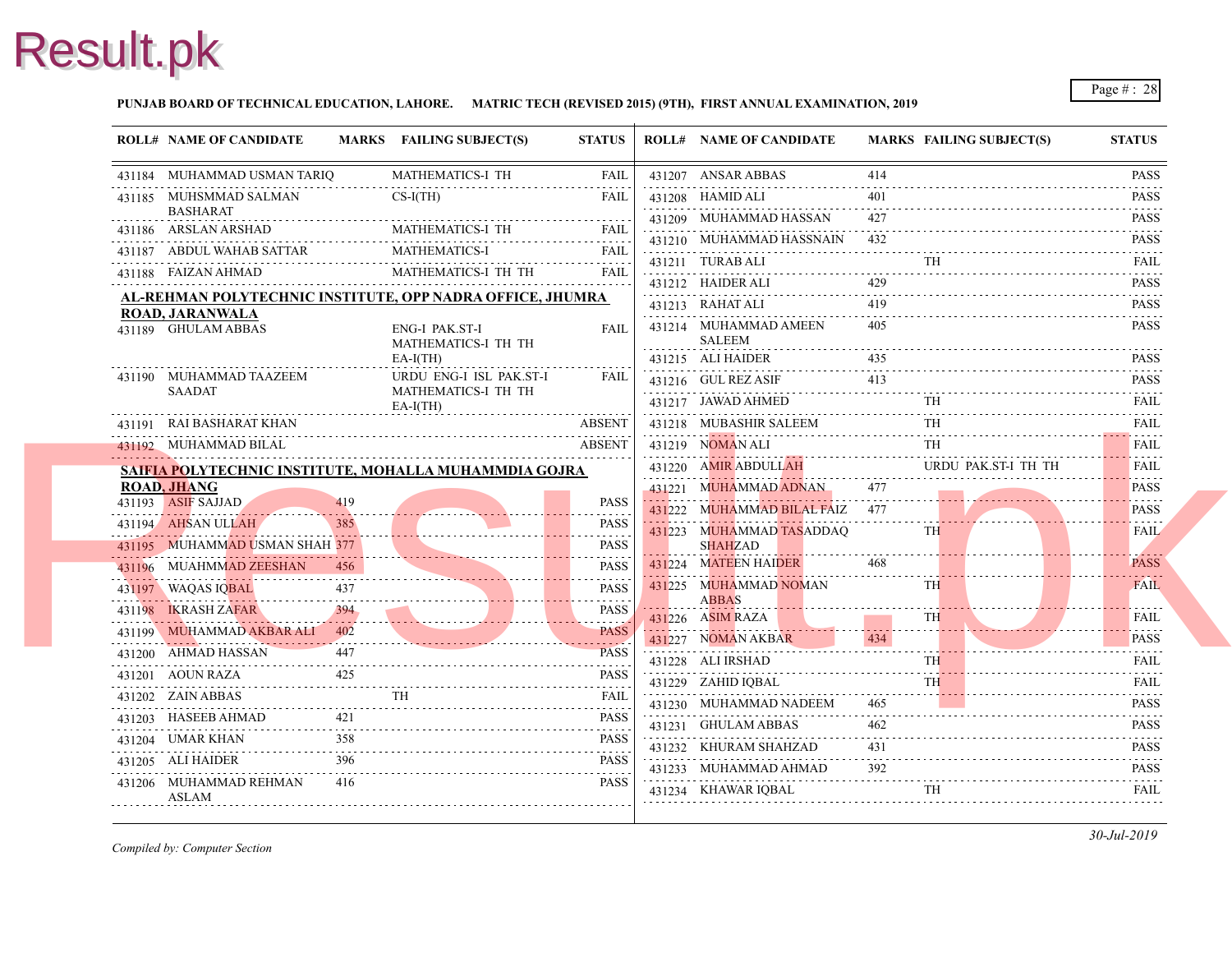**PUNJAB BOARD OF TECHNICAL EDUCATION, LAHORE. MATRIC TECH (REVISED 2015) (9TH), FIRST ANNUAL EXAMINATION, 2019**

| ROLL# | NAME OF CANDIDATE | MARKS | FAILING SUBJECT(S) | STATUS |
|---|---|---|---|---|
| 431184 | MUHAMMAD USMAN TARIQ | | MATHEMATICS-I TH | FAIL |
| 431185 | MUHSMMAD SALMAN BASHARAT | | CS-I(TH) | FAIL |
| 431186 | ARSLAN ARSHAD | | MATHEMATICS-I TH | FAIL |
| 431187 | ABDUL WAHAB SATTAR | | MATHEMATICS-I | FAIL |
| 431188 | FAIZAN AHMAD | | MATHEMATICS-I TH TH | FAIL |

**AL-REHMAN POLYTECHNIC INSTITUTE, OPP NADRA OFFICE, JHUMRA ROAD, JARANWALA**

| ROLL# | NAME OF CANDIDATE | MARKS | FAILING SUBJECT(S) | STATUS |
|---|---|---|---|---|
| 431189 | GHULAM ABBAS | | ENG-I PAK.ST-I MATHEMATICS-I TH TH EA-I(TH) | FAIL |
| 431190 | MUHAMMAD TAAZEEM SAADAT | | URDU ENG-I ISL PAK.ST-I MATHEMATICS-I TH TH EA-I(TH) | FAIL |
| 431191 | RAI BASHARAT KHAN | | | ABSENT |
| 431192 | MUHAMMAD BILAL | | | ABSENT |

**SAIFIA POLYTECHNIC INSTITUTE, MOHALLA MUHAMMDIA GOJRA ROAD, JHANG**

| ROLL# | NAME OF CANDIDATE | MARKS | FAILING SUBJECT(S) | STATUS |
|---|---|---|---|---|
| 431193 | ASIF SAJJAD | 419 | | PASS |
| 431194 | AHSAN ULLAH | 385 | | PASS |
| 431195 | MUHAMMAD USMAN SHAH | 377 | | PASS |
| 431196 | MUAHMMAD ZEESHAN | 456 | | PASS |
| 431197 | WAQAS IQBAL | 437 | | PASS |
| 431198 | IKRASH ZAFAR | 394 | | PASS |
| 431199 | MUHAMMAD AKBAR ALI | 402 | | PASS |
| 431200 | AHMAD HASSAN | 447 | | PASS |
| 431201 | AOUN RAZA | 425 | | PASS |
| 431202 | ZAIN ABBAS | | TH | FAIL |
| 431203 | HASEEB AHMAD | 421 | | PASS |
| 431204 | UMAR KHAN | 358 | | PASS |
| 431205 | ALI HAIDER | 396 | | PASS |
| 431206 | MUHAMMAD REHMAN ASLAM | 416 | | PASS |
| 431207 | ANSAR ABBAS | 414 | | PASS |
| 431208 | HAMID ALI | 401 | | PASS |
| 431209 | MUHAMMAD HASSAN | 427 | | PASS |
| 431210 | MUHAMMAD HASSNAIN | 432 | | PASS |
| 431211 | TURAB ALI | | TH | FAIL |
| 431212 | HAIDER ALI | 429 | | PASS |
| 431213 | RAHAT ALI | 419 | | PASS |
| 431214 | MUHAMMAD AMEEN SALEEM | 405 | | PASS |
| 431215 | ALI HAIDER | 435 | | PASS |
| 431216 | GUL REZ ASIF | 413 | | PASS |
| 431217 | JAWAD AHMED | | TH | FAIL |
| 431218 | MUBASHIR SALEEM | | TH | FAIL |
| 431219 | NOMAN ALI | | TH | FAIL |
| 431220 | AMIR ABDULLAH | | URDU PAK.ST-I TH TH | FAIL |
| 431221 | MUHAMMAD ADNAN | 477 | | PASS |
| 431222 | MUHAMMAD BILAL FAIZ | 477 | | PASS |
| 431223 | MUHAMMAD TASADDAQ SHAHZAD | | TH | FAIL |
| 431224 | MATEEN HAIDER | 468 | | PASS |
| 431225 | MUHAMMAD NOMAN ABBAS | | TH | FAIL |
| 431226 | ASIM RAZA | | TH | FAIL |
| 431227 | NOMAN AKBAR | 434 | | PASS |
| 431228 | ALI IRSHAD | | TH | FAIL |
| 431229 | ZAHID IQBAL | | TH | FAIL |
| 431230 | MUHAMMAD NADEEM | 465 | | PASS |
| 431231 | GHULAM ABBAS | 462 | | PASS |
| 431232 | KHURAM SHAHZAD | 431 | | PASS |
| 431233 | MUHAMMAD AHMAD | 392 | | PASS |
| 431234 | KHAWAR IQBAL | | TH | FAIL |

*Compiled by: Computer Section*

*30-Jul-2019*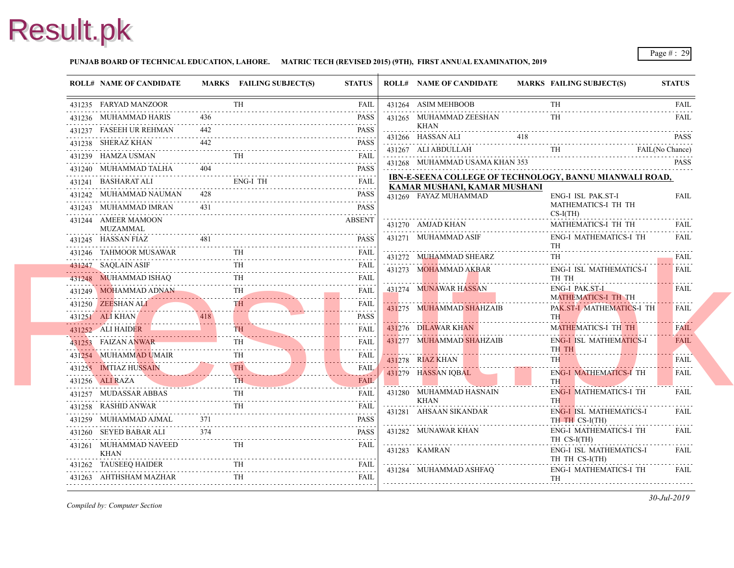**PUNJAB BOARD OF TECHNICAL EDUCATION, LAHORE. MATRIC TECH (REVISED 2015) (9TH), FIRST ANNUAL EXAMINATION, 2019**

| ROLL# | NAME OF CANDIDATE | MARKS | FAILING SUBJECT(S) | STATUS |
|---|---|---|---|---|
| 431235 | FARYAD MANZOOR | | TH | FAIL |
| 431236 | MUHAMMAD HARIS | 436 | | PASS |
| 431237 | FASEEH UR REHMAN | 442 | | PASS |
| 431238 | SHERAZ KHAN | 442 | | PASS |
| 431239 | HAMZA USMAN | | TH | FAIL |
| 431240 | MUHAMMAD TALHA | 404 | | PASS |
| 431241 | BASHARAT ALI | | ENG-I TH | FAIL |
| 431242 | MUHAMMAD NAUMAN | 428 | | PASS |
| 431243 | MUHAMMAD IMRAN | 431 | | PASS |
| 431244 | AMEER MAMOON MUZAMMAL | | | ABSENT |
| 431245 | HASSAN FIAZ | 481 | | PASS |
| 431246 | TAHMOOR MUSAWAR | | TH | FAIL |
| 431247 | SAQLAIN ASIF | | TH | FAIL |
| 431248 | MUHAMMAD ISHAQ | | TH | FAIL |
| 431249 | MOHAMMAD ADNAN | | TH | FAIL |
| 431250 | ZEESHAN ALI | | TH | FAIL |
| 431251 | ALI KHAN | 418 | | PASS |
| 431252 | ALI HAIDER | | TH | FAIL |
| 431253 | FAIZAN ANWAR | | TH | FAIL |
| 431254 | MUHAMMAD UMAIR | | TH | FAIL |
| 431255 | IMTIAZ HUSSAIN | | TH | FAIL |
| 431256 | ALI RAZA | | TH | FAIL |
| 431257 | MUDASSAR ABBAS | | TH | FAIL |
| 431258 | RASHID ANWAR | | TH | FAIL |
| 431259 | MUHAMMAD AJMAL | 371 | | PASS |
| 431260 | SEYED BABAR ALI | 374 | | PASS |
| 431261 | MUHAMMAD NAVEED KHAN | | TH | FAIL |
| 431262 | TAUSEEQ HAIDER | | TH | FAIL |
| 431263 | AHTHSHAM MAZHAR | | TH | FAIL |
| 431264 | ASIM MEHBOOB | | TH | FAIL |
| 431265 | MUHAMMAD ZEESHAN KHAN | | TH | FAIL |
| 431266 | HASSAN ALI | 418 | | PASS |
| 431267 | ALI ABDULLAH | | TH | FAIL(No Chance) |
| 431268 | MUHAMMAD USAMA KHAN | 353 | | PASS |

**IBN-E-SEENA COLLEGE OF TECHNOLOGY, BANNU MIANWALI ROAD, KAMAR MUSHANI, KAMAR MUSHANI**

| ROLL# | NAME OF CANDIDATE | MARKS | FAILING SUBJECT(S) | STATUS |
|---|---|---|---|---|
| 431269 | FAYAZ MUHAMMAD | | ENG-I ISL PAK.ST-I MATHEMATICS-I TH TH CS-I(TH) | FAIL |
| 431270 | AMJAD KHAN | | MATHEMATICS-I TH TH | FAIL |
| 431271 | MUHAMMAD ASIF | | ENG-I MATHEMATICS-I TH TH | FAIL |
| 431272 | MUHAMMAD SHEARZ | | TH | FAIL |
| 431273 | MOHAMMAD AKBAR | | ENG-I ISL MATHEMATICS-I TH TH | FAIL |
| 431274 | MUNAWAR HASSAN | | ENG-I PAK.ST-I MATHEMATICS-I TH TH | FAIL |
| 431275 | MUHAMMAD SHAHZAIB | | PAK.ST-I MATHEMATICS-I TH TH | FAIL |
| 431276 | DILAWAR KHAN | | MATHEMATICS-I TH TH | FAIL |
| 431277 | MUHAMMAD SHAHZAIB | | ENG-I ISL MATHEMATICS-I TH TH | FAIL |
| 431278 | RIAZ KHAN | | TH | FAIL |
| 431279 | HASSAN IQBAL | | ENG-I MATHEMATICS-I TH TH | FAIL |
| 431280 | MUHAMMAD HASNAIN KHAN | | ENG-I MATHEMATICS-I TH TH | FAIL |
| 431281 | AHSAAN SIKANDAR | | ENG-I ISL MATHEMATICS-I TH TH CS-I(TH) | FAIL |
| 431282 | MUNAWAR KHAN | | ENG-I MATHEMATICS-I TH TH CS-I(TH) | FAIL |
| 431283 | KAMRAN | | ENG-I ISL MATHEMATICS-I TH TH CS-I(TH) | FAIL |
| 431284 | MUHAMMAD ASHFAQ | | ENG-I MATHEMATICS-I TH TH | FAIL |

*Compiled by: Computer Section*

*30-Jul-2019*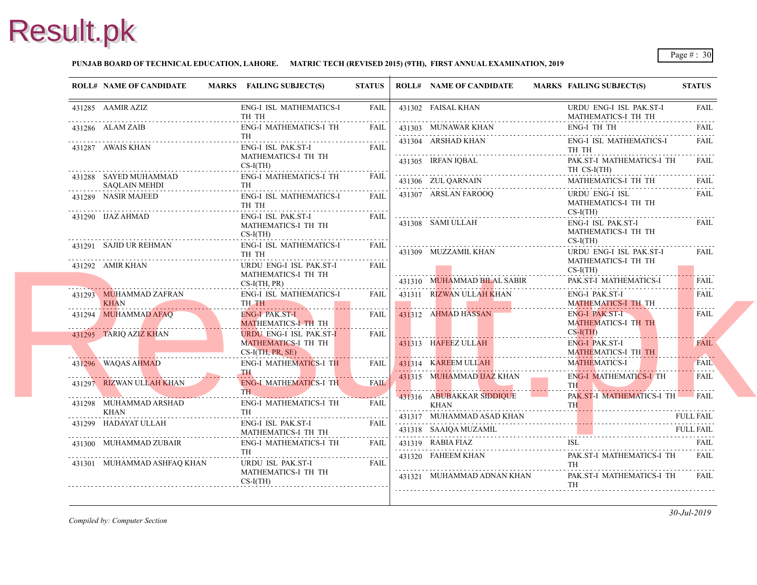**PUNJAB BOARD OF TECHNICAL EDUCATION, LAHORE. MATRIC TECH (REVISED 2015) (9TH), FIRST ANNUAL EXAMINATION, 2019**

| ROLL# | NAME OF CANDIDATE | MARKS | FAILING SUBJECT(S) | STATUS |
|---|---|---|---|---|
| 431285 | AAMIR AZIZ | | ENG-I ISL MATHEMATICS-I TH TH | FAIL |
| 431286 | ALAM ZAIB | | ENG-I MATHEMATICS-I TH TH | FAIL |
| 431287 | AWAIS KHAN | | ENG-I ISL PAK.ST-I MATHEMATICS-I TH TH CS-I(TH) | FAIL |
| 431288 | SAYED MUHAMMAD SAQLAIN MEHDI | | ENG-I MATHEMATICS-I TH TH | FAIL |
| 431289 | NASIR MAJEED | | ENG-I ISL MATHEMATICS-I TH TH | FAIL |
| 431290 | IJAZ AHMAD | | ENG-I ISL PAK.ST-I MATHEMATICS-I TH TH CS-I(TH) | FAIL |
| 431291 | SAJID UR REHMAN | | ENG-I ISL MATHEMATICS-I TH TH | FAIL |
| 431292 | AMIR KHAN | | URDU ENG-I ISL PAK.ST-I MATHEMATICS-I TH TH CS-I(TH, PR) | FAIL |
| 431293 | MUHAMMAD ZAFRAN KHAN | | ENG-I ISL MATHEMATICS-I TH TH | FAIL |
| 431294 | MUHAMMAD AFAQ | | ENG-I PAK.ST-I MATHEMATICS-I TH TH | FAIL |
| 431295 | TARIQ AZIZ KHAN | | URDU ENG-I ISL PAK.ST-I MATHEMATICS-I TH TH CS-I(TH, PR, SE) | FAIL |
| 431296 | WAQAS AHMAD | | ENG-I MATHEMATICS-I TH TH | FAIL |
| 431297 | RIZWAN ULLAH KHAN | | ENG-I MATHEMATICS-I TH TH | FAIL |
| 431298 | MUHAMMAD ARSHAD KHAN | | ENG-I MATHEMATICS-I TH TH | FAIL |
| 431299 | HADAYAT ULLAH | | ENG-I ISL PAK.ST-I MATHEMATICS-I TH TH | FAIL |
| 431300 | MUHAMMAD ZUBAIR | | ENG-I MATHEMATICS-I TH TH | FAIL |
| 431301 | MUHAMMAD ASHFAQ KHAN | | URDU ISL PAK.ST-I MATHEMATICS-I TH TH CS-I(TH) | FAIL |
| 431302 | FAISAL KHAN | | URDU ENG-I ISL PAK.ST-I MATHEMATICS-I TH TH | FAIL |
| 431303 | MUNAWAR KHAN | | ENG-I TH TH | FAIL |
| 431304 | ARSHAD KHAN | | ENG-I ISL MATHEMATICS-I TH TH | FAIL |
| 431305 | IRFAN IQBAL | | PAK.ST-I MATHEMATICS-I TH TH CS-I(TH) | FAIL |
| 431306 | ZUL QARNAIN | | MATHEMATICS-I TH TH | FAIL |
| 431307 | ARSLAN FAROOQ | | URDU ENG-I ISL MATHEMATICS-I TH TH CS-I(TH) | FAIL |
| 431308 | SAMI ULLAH | | ENG-I ISL PAK.ST-I MATHEMATICS-I TH TH CS-I(TH) | FAIL |
| 431309 | MUZZAMIL KHAN | | URDU ENG-I ISL PAK.ST-I MATHEMATICS-I TH TH CS-I(TH) | FAIL |
| 431310 | MUHAMMAD BILAL SABIR | | PAK.ST-I MATHEMATICS-I | FAIL |
| 431311 | RIZWAN ULLAH KHAN | | ENG-I PAK.ST-I MATHEMATICS-I TH TH | FAIL |
| 431312 | AHMAD HASSAN | | ENG-I PAK.ST-I MATHEMATICS-I TH TH CS-I(TH) | FAIL |
| 431313 | HAFEEZ ULLAH | | ENG-I PAK.ST-I MATHEMATICS-I TH TH | FAIL |
| 431314 | KAREEM ULLAH | | MATHEMATICS-I | FAIL |
| 431315 | MUHAMMAD IJAZ KHAN | | ENG-I MATHEMATICS-I TH TH | FAIL |
| 431316 | ABUBAKKAR SIDDIQUE KHAN | | PAK.ST-I MATHEMATICS-I TH TH | FAIL |
| 431317 | MUHAMMAD ASAD KHAN | | | FULL FAIL |
| 431318 | SAAIQA MUZAMIL | | | FULL FAIL |
| 431319 | RABIA FIAZ | | ISL | FAIL |
| 431320 | FAHEEM KHAN | | PAK.ST-I MATHEMATICS-I TH TH | FAIL |
| 431321 | MUHAMMAD ADNAN KHAN | | PAK.ST-I MATHEMATICS-I TH TH | FAIL |

*Compiled by: Computer Section*

*30-Jul-2019*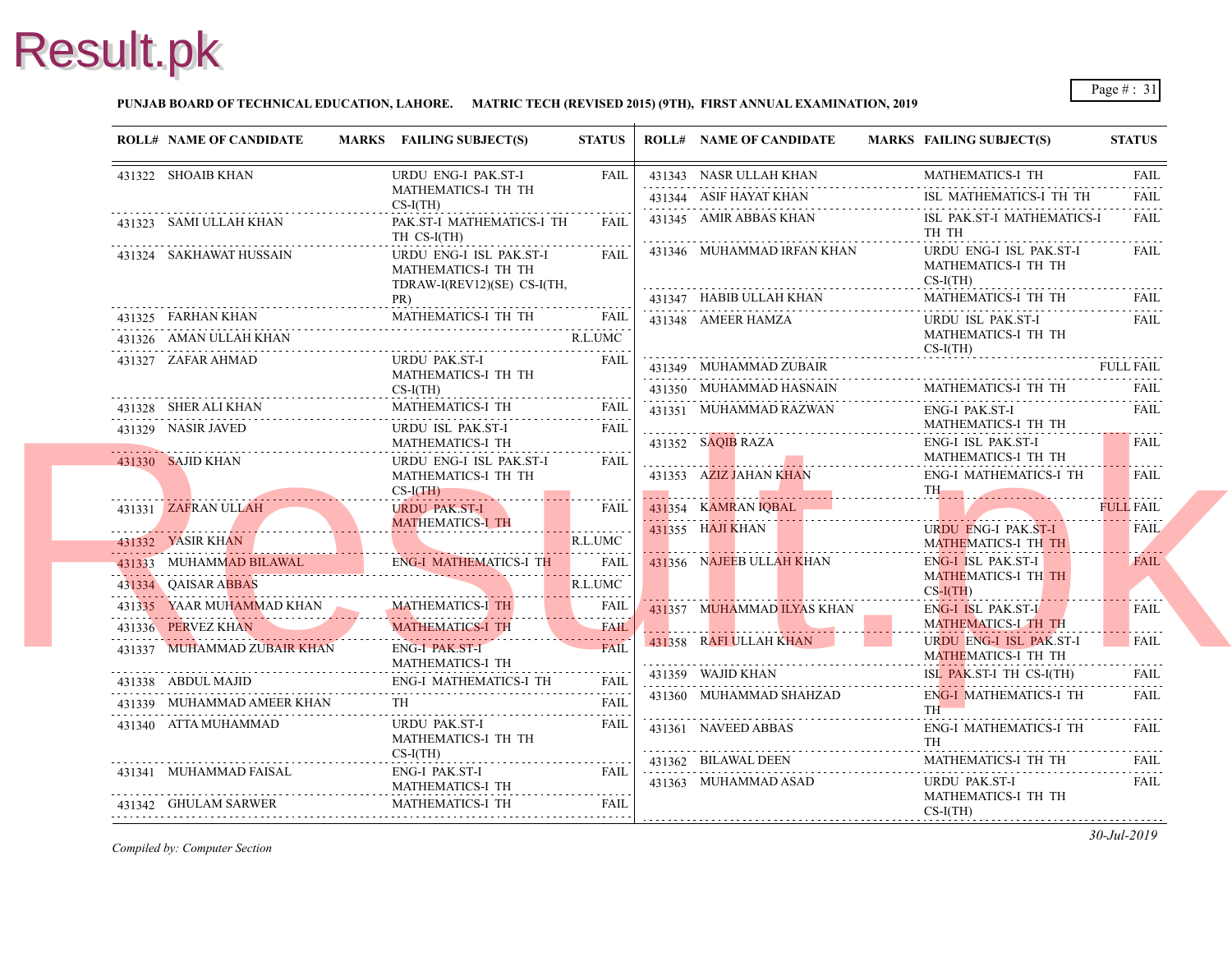**PUNJAB BOARD OF TECHNICAL EDUCATION, LAHORE. MATRIC TECH (REVISED 2015) (9TH), FIRST ANNUAL EXAMINATION, 2019**

| ROLL# | NAME OF CANDIDATE | MARKS | FAILING SUBJECT(S) | STATUS |
|---|---|---|---|---|
| 431322 | SHOAIB KHAN | | URDU ENG-I PAK.ST-I MATHEMATICS-I TH TH CS-I(TH) | FAIL |
| 431323 | SAMI ULLAH KHAN | | PAK.ST-I MATHEMATICS-I TH TH CS-I(TH) | FAIL |
| 431324 | SAKHAWAT HUSSAIN | | URDU ENG-I ISL PAK.ST-I MATHEMATICS-I TH TH TDRAW-I(REV12)(SE) CS-I(TH, PR) | FAIL |
| 431325 | FARHAN KHAN | | MATHEMATICS-I TH TH | FAIL |
| 431326 | AMAN ULLAH KHAN | | | R.L.UMC |
| 431327 | ZAFAR AHMAD | | URDU PAK.ST-I MATHEMATICS-I TH TH CS-I(TH) | FAIL |
| 431328 | SHER ALI KHAN | | MATHEMATICS-I TH | FAIL |
| 431329 | NASIR JAVED | | URDU ISL PAK.ST-I MATHEMATICS-I TH | FAIL |
| 431330 | SAJID KHAN | | URDU ENG-I ISL PAK.ST-I MATHEMATICS-I TH TH CS-I(TH) | FAIL |
| 431331 | ZAFRAN ULLAH | | URDU PAK.ST-I MATHEMATICS-I TH | FAIL |
| 431332 | YASIR KHAN | | | R.L.UMC |
| 431333 | MUHAMMAD BILAWAL | | ENG-I MATHEMATICS-I TH | FAIL |
| 431334 | QAISAR ABBAS | | | R.L.UMC |
| 431335 | YAAR MUHAMMAD KHAN | | MATHEMATICS-I TH | FAIL |
| 431336 | PERVEZ KHAN | | MATHEMATICS-I TH | FAIL |
| 431337 | MUHAMMAD ZUBAIR KHAN | | ENG-I PAK.ST-I MATHEMATICS-I TH | FAIL |
| 431338 | ABDUL MAJID | | ENG-I MATHEMATICS-I TH | FAIL |
| 431339 | MUHAMMAD AMEER KHAN | | TH | FAIL |
| 431340 | ATTA MUHAMMAD | | URDU PAK.ST-I MATHEMATICS-I TH TH CS-I(TH) | FAIL |
| 431341 | MUHAMMAD FAISAL | | ENG-I PAK.ST-I MATHEMATICS-I TH | FAIL |
| 431342 | GHULAM SARWER | | MATHEMATICS-I TH | FAIL |
| 431343 | NASR ULLAH KHAN | | MATHEMATICS-I TH | FAIL |
| 431344 | ASIF HAYAT KHAN | | ISL MATHEMATICS-I TH TH | FAIL |
| 431345 | AMIR ABBAS KHAN | | ISL PAK.ST-I MATHEMATICS-I TH TH | FAIL |
| 431346 | MUHAMMAD IRFAN KHAN | | URDU ENG-I ISL PAK.ST-I MATHEMATICS-I TH TH CS-I(TH) | FAIL |
| 431347 | HABIB ULLAH KHAN | | MATHEMATICS-I TH TH | FAIL |
| 431348 | AMEER HAMZA | | URDU ISL PAK.ST-I MATHEMATICS-I TH TH CS-I(TH) | FAIL |
| 431349 | MUHAMMAD ZUBAIR | | | FULL FAIL |
| 431350 | MUHAMMAD HASNAIN | | MATHEMATICS-I TH TH | FAIL |
| 431351 | MUHAMMAD RAZWAN | | ENG-I PAK.ST-I MATHEMATICS-I TH TH | FAIL |
| 431352 | SAQIB RAZA | | ENG-I ISL PAK.ST-I MATHEMATICS-I TH TH | FAIL |
| 431353 | AZIZ JAHAN KHAN | | ENG-I MATHEMATICS-I TH TH | FAIL |
| 431354 | KAMRAN IQBAL | | | FULL FAIL |
| 431355 | HAJI KHAN | | URDU ENG-I PAK.ST-I MATHEMATICS-I TH TH | FAIL |
| 431356 | NAJEEB ULLAH KHAN | | ENG-I ISL PAK.ST-I MATHEMATICS-I TH TH CS-I(TH) | FAIL |
| 431357 | MUHAMMAD ILYAS KHAN | | ENG-I ISL PAK.ST-I MATHEMATICS-I TH TH | FAIL |
| 431358 | RAFI ULLAH KHAN | | URDU ENG-I ISL PAK.ST-I MATHEMATICS-I TH TH | FAIL |
| 431359 | WAJID KHAN | | ISL PAK.ST-I TH CS-I(TH) | FAIL |
| 431360 | MUHAMMAD SHAHZAD | | ENG-I MATHEMATICS-I TH TH | FAIL |
| 431361 | NAVEED ABBAS | | ENG-I MATHEMATICS-I TH TH | FAIL |
| 431362 | BILAWAL DEEN | | MATHEMATICS-I TH TH | FAIL |
| 431363 | MUHAMMAD ASAD | | URDU PAK.ST-I MATHEMATICS-I TH TH CS-I(TH) | FAIL |

*Compiled by: Computer Section*

*30-Jul-2019*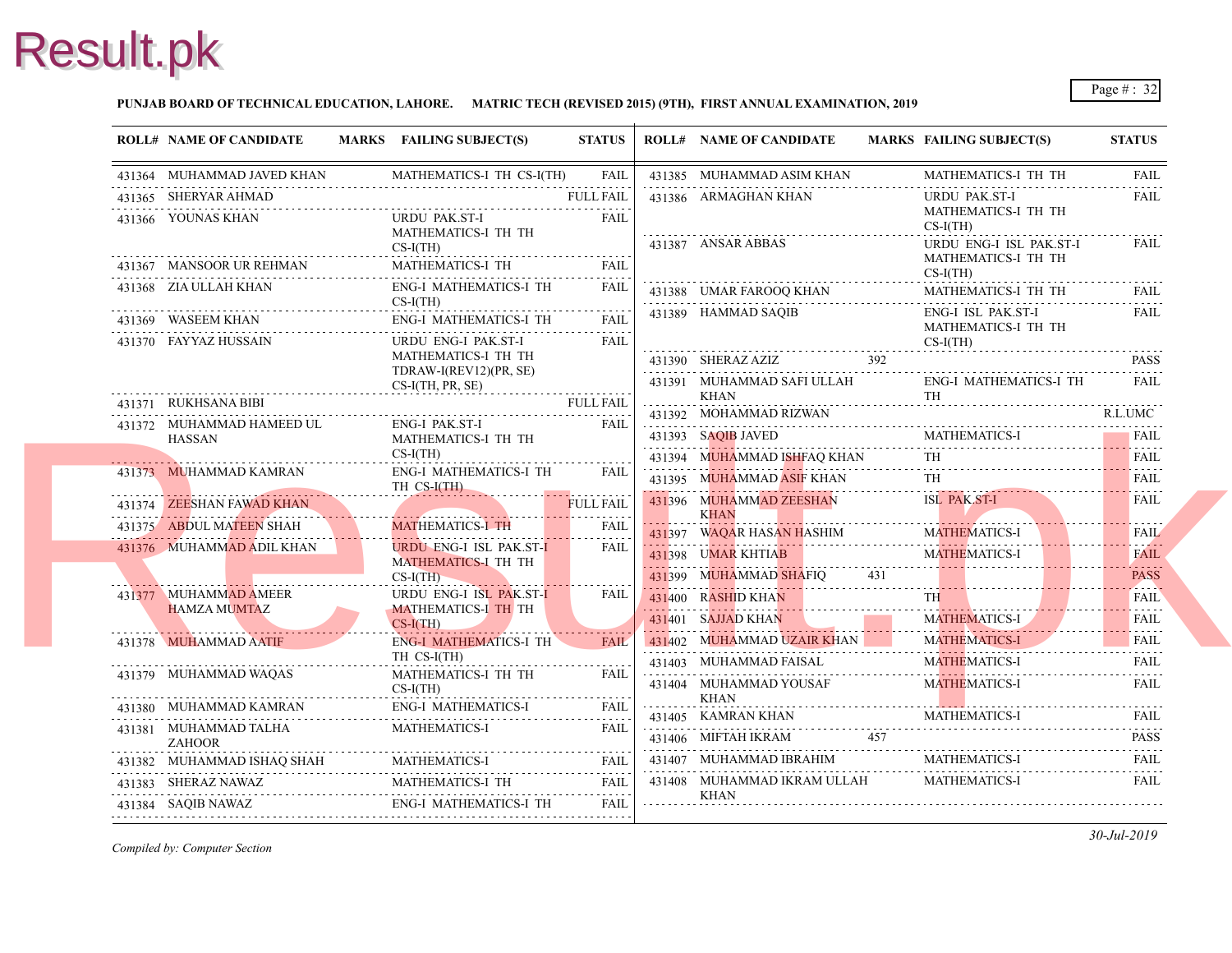**PUNJAB BOARD OF TECHNICAL EDUCATION, LAHORE. MATRIC TECH (REVISED 2015) (9TH), FIRST ANNUAL EXAMINATION, 2019**

| ROLL# | NAME OF CANDIDATE | MARKS | FAILING SUBJECT(S) | STATUS |
|---|---|---|---|---|
| 431364 | MUHAMMAD JAVED KHAN | | MATHEMATICS-I TH CS-I(TH) | FAIL |
| 431365 | SHERYAR AHMAD | | | FULL FAIL |
| 431366 | YOUNAS KHAN | | URDU PAK.ST-I MATHEMATICS-I TH TH CS-I(TH) | FAIL |
| 431367 | MANSOOR UR REHMAN | | MATHEMATICS-I TH | FAIL |
| 431368 | ZIA ULLAH KHAN | | ENG-I MATHEMATICS-I TH CS-I(TH) | FAIL |
| 431369 | WASEEM KHAN | | ENG-I MATHEMATICS-I TH | FAIL |
| 431370 | FAYYAZ HUSSAIN | | URDU ENG-I PAK.ST-I MATHEMATICS-I TH TH TDRAW-I(REV12)(PR, SE) CS-I(TH, PR, SE) | FAIL |
| 431371 | RUKHSANA BIBI | | | FULL FAIL |
| 431372 | MUHAMMAD HAMEED UL HASSAN | | ENG-I PAK.ST-I MATHEMATICS-I TH TH CS-I(TH) | FAIL |
| 431373 | MUHAMMAD KAMRAN | | ENG-I MATHEMATICS-I TH TH CS-I(TH) | FAIL |
| 431374 | ZEESHAN FAWAD KHAN | | | FULL FAIL |
| 431375 | ABDUL MATEEN SHAH | | MATHEMATICS-I TH | FAIL |
| 431376 | MUHAMMAD ADIL KHAN | | URDU ENG-I ISL PAK.ST-I MATHEMATICS-I TH TH CS-I(TH) | FAIL |
| 431377 | MUHAMMAD AMEER HAMZA MUMTAZ | | URDU ENG-I ISL PAK.ST-I MATHEMATICS-I TH TH CS-I(TH) | FAIL |
| 431378 | MUHAMMAD AATIF | | ENG-I MATHEMATICS-I TH TH CS-I(TH) | FAIL |
| 431379 | MUHAMMAD WAQAS | | MATHEMATICS-I TH TH CS-I(TH) | FAIL |
| 431380 | MUHAMMAD KAMRAN | | ENG-I MATHEMATICS-I | FAIL |
| 431381 | MUHAMMAD TALHA ZAHOOR | | MATHEMATICS-I | FAIL |
| 431382 | MUHAMMAD ISHAQ SHAH | | MATHEMATICS-I | FAIL |
| 431383 | SHERAZ NAWAZ | | MATHEMATICS-I TH | FAIL |
| 431384 | SAQIB NAWAZ | | ENG-I MATHEMATICS-I TH | FAIL |
| 431385 | MUHAMMAD ASIM KHAN | | MATHEMATICS-I TH TH | FAIL |
| 431386 | ARMAGHAN KHAN | | URDU PAK.ST-I MATHEMATICS-I TH TH CS-I(TH) | FAIL |
| 431387 | ANSAR ABBAS | | URDU ENG-I ISL PAK.ST-I MATHEMATICS-I TH TH CS-I(TH) | FAIL |
| 431388 | UMAR FAROOQ KHAN | | MATHEMATICS-I TH TH | FAIL |
| 431389 | HAMMAD SAQIB | | ENG-I ISL PAK.ST-I MATHEMATICS-I TH TH CS-I(TH) | FAIL |
| 431390 | SHERAZ AZIZ | 392 | | PASS |
| 431391 | MUHAMMAD SAFI ULLAH KHAN | | ENG-I MATHEMATICS-I TH TH | FAIL |
| 431392 | MOHAMMAD RIZWAN | | | R.L.UMC |
| 431393 | SAQIB JAVED | | MATHEMATICS-I | FAIL |
| 431394 | MUHAMMAD ISHFAQ KHAN | | TH | FAIL |
| 431395 | MUHAMMAD ASIF KHAN | | TH | FAIL |
| 431396 | MUHAMMAD ZEESHAN KHAN | | ISL PAK.ST-I | FAIL |
| 431397 | WAQAR HASAN HASHIM | | MATHEMATICS-I | FAIL |
| 431398 | UMAR KHTIAB | | MATHEMATICS-I | FAIL |
| 431399 | MUHAMMAD SHAFIQ | 431 | | PASS |
| 431400 | RASHID KHAN | | TH | FAIL |
| 431401 | SAJJAD KHAN | | MATHEMATICS-I | FAIL |
| 431402 | MUHAMMAD UZAIR KHAN | | MATHEMATICS-I | FAIL |
| 431403 | MUHAMMAD FAISAL | | MATHEMATICS-I | FAIL |
| 431404 | MUHAMMAD YOUSAF KHAN | | MATHEMATICS-I | FAIL |
| 431405 | KAMRAN KHAN | | MATHEMATICS-I | FAIL |
| 431406 | MIFTAH IKRAM | 457 | | PASS |
| 431407 | MUHAMMAD IBRAHIM | | MATHEMATICS-I | FAIL |
| 431408 | MUHAMMAD IKRAM ULLAH KHAN | | MATHEMATICS-I | FAIL |

*Compiled by: Computer Section*

*30-Jul-2019*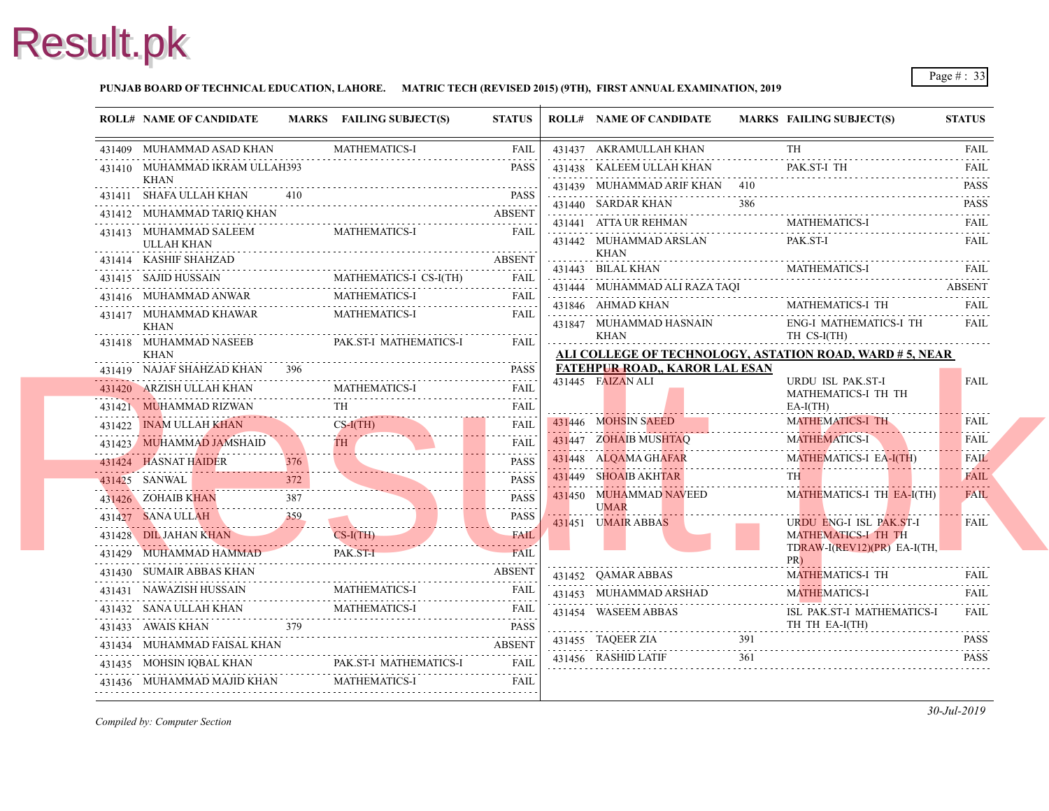**PUNJAB BOARD OF TECHNICAL EDUCATION, LAHORE. MATRIC TECH (REVISED 2015) (9TH), FIRST ANNUAL EXAMINATION, 2019**

| ROLL# | NAME OF CANDIDATE | MARKS | FAILING SUBJECT(S) | STATUS |
|---|---|---|---|---|
| 431409 | MUHAMMAD ASAD KHAN | | MATHEMATICS-I | FAIL |
| 431410 | MUHAMMAD IKRAM ULLAH KHAN | 393 | | PASS |
| 431411 | SHAFA ULLAH KHAN | 410 | | PASS |
| 431412 | MUHAMMAD TARIQ KHAN | | | ABSENT |
| 431413 | MUHAMMAD SALEEM ULLAH KHAN | | MATHEMATICS-I | FAIL |
| 431414 | KASHIF SHAHZAD | | | ABSENT |
| 431415 | SAJID HUSSAIN | | MATHEMATICS-I CS-I(TH) | FAIL |
| 431416 | MUHAMMAD ANWAR | | MATHEMATICS-I | FAIL |
| 431417 | MUHAMMAD KHAWAR KHAN | | MATHEMATICS-I | FAIL |
| 431418 | MUHAMMAD NASEEB KHAN | | PAK.ST-I MATHEMATICS-I | FAIL |
| 431419 | NAJAF SHAHZAD KHAN | 396 | | PASS |
| 431420 | ARZISH ULLAH KHAN | | MATHEMATICS-I | FAIL |
| 431421 | MUHAMMAD RIZWAN | | TH | FAIL |
| 431422 | INAM ULLAH KHAN | | CS-I(TH) | FAIL |
| 431423 | MUHAMMAD JAMSHAID | | TH | FAIL |
| 431424 | HASNAT HAIDER | 376 | | PASS |
| 431425 | SANWAL | 372 | | PASS |
| 431426 | ZOHAIB KHAN | 387 | | PASS |
| 431427 | SANA ULLAH | 359 | | PASS |
| 431428 | DIL JAHAN KHAN | | CS-I(TH) | FAIL |
| 431429 | MUHAMMAD HAMMAD | | PAK.ST-I | FAIL |
| 431430 | SUMAIR ABBAS KHAN | | | ABSENT |
| 431431 | NAWAZISH HUSSAIN | | MATHEMATICS-I | FAIL |
| 431432 | SANA ULLAH KHAN | | MATHEMATICS-I | FAIL |
| 431433 | AWAIS KHAN | 379 | | PASS |
| 431434 | MUHAMMAD FAISAL KHAN | | | ABSENT |
| 431435 | MOHSIN IQBAL KHAN | | PAK.ST-I MATHEMATICS-I | FAIL |
| 431436 | MUHAMMAD MAJID KHAN | | MATHEMATICS-I | FAIL |
| 431437 | AKRAMULLAH KHAN | | TH | FAIL |
| 431438 | KALEEM ULLAH KHAN | | PAK.ST-I TH | FAIL |
| 431439 | MUHAMMAD ARIF KHAN | 410 | | PASS |
| 431440 | SARDAR KHAN | 386 | | PASS |
| 431441 | ATTA UR REHMAN | | MATHEMATICS-I | FAIL |
| 431442 | MUHAMMAD ARSLAN KHAN | | PAK.ST-I | FAIL |
| 431443 | BILAL KHAN | | MATHEMATICS-I | FAIL |
| 431444 | MUHAMMAD ALI RAZA TAQI | | | ABSENT |
| 431846 | AHMAD KHAN | | MATHEMATICS-I TH | FAIL |
| 431847 | MUHAMMAD HASNAIN KHAN | | ENG-I MATHEMATICS-I TH CS-I(TH) | FAIL |

**ALI COLLEGE OF TECHNOLOGY, ASTATION ROAD, WARD # 5, NEAR FATEHPUR ROAD,, KAROR LAL ESAN**

| ROLL# | NAME OF CANDIDATE | MARKS | FAILING SUBJECT(S) | STATUS |
|---|---|---|---|---|
| 431445 | FAIZAN ALI | | URDU ISL PAK.ST-I MATHEMATICS-I TH TH EA-I(TH) | FAIL |
| 431446 | MOHSIN SAEED | | MATHEMATICS-I TH | FAIL |
| 431447 | ZOHAIB MUSHTAQ | | MATHEMATICS-I | FAIL |
| 431448 | ALQAMA GHAFAR | | MATHEMATICS-I EA-I(TH) | FAIL |
| 431449 | SHOAIB AKHTAR | | TH | FAIL |
| 431450 | MUHAMMAD NAVEED UMAR | | MATHEMATICS-I TH EA-I(TH) | FAIL |
| 431451 | UMAIR ABBAS | | URDU ENG-I ISL PAK.ST-I MATHEMATICS-I TH TH TDRAW-I(REV12)(PR) EA-I(TH, PR) | FAIL |
| 431452 | QAMAR ABBAS | | MATHEMATICS-I TH | FAIL |
| 431453 | MUHAMMAD ARSHAD | | MATHEMATICS-I | FAIL |
| 431454 | WASEEM ABBAS | | ISL PAK.ST-I MATHEMATICS-I TH TH EA-I(TH) | FAIL |
| 431455 | TAQEER ZIA | 391 | | PASS |
| 431456 | RASHID LATIF | 361 | | PASS |

*Compiled by: Computer Section*

*30-Jul-2019*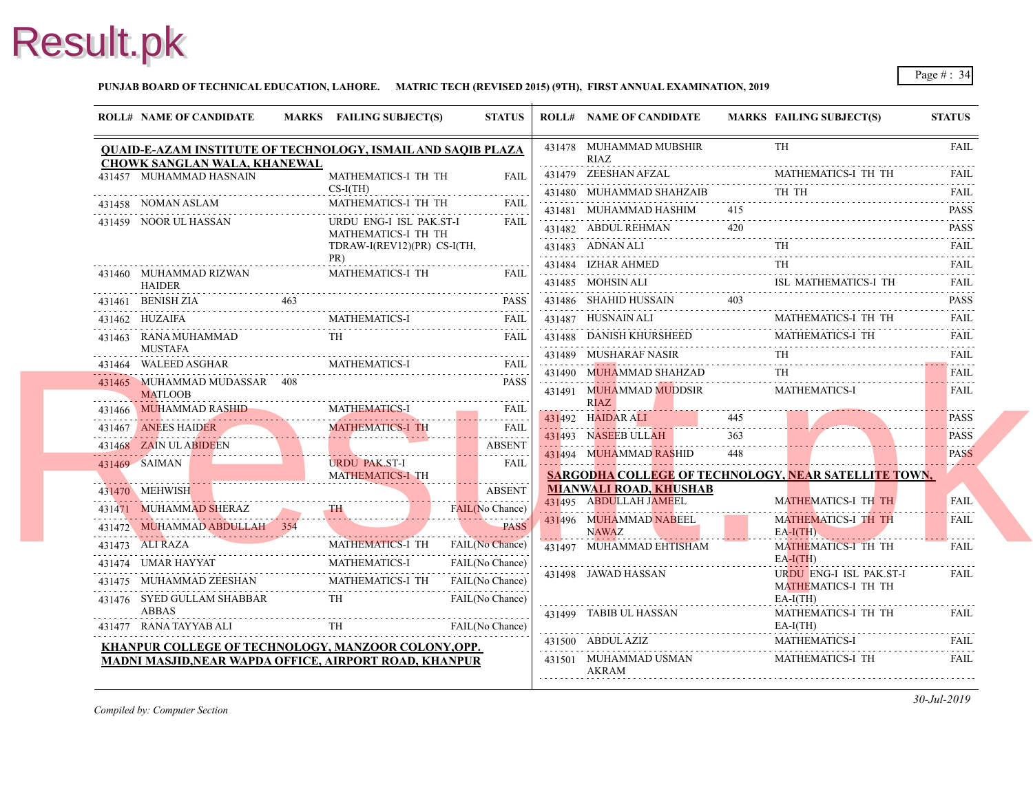**PUNJAB BOARD OF TECHNICAL EDUCATION, LAHORE. MATRIC TECH (REVISED 2015) (9TH), FIRST ANNUAL EXAMINATION, 2019**

| ROLL# | NAME OF CANDIDATE | MARKS | FAILING SUBJECT(S) | STATUS |
|---|---|---|---|---|
| **QUAID-E-AZAM INSTITUTE OF TECHNOLOGY, ISMAIL AND SAQIB PLAZA CHOWK SANGLAN WALA, KHANEWAL** | | | | |
| 431457 | MUHAMMAD HASNAIN | | MATHEMATICS-I TH TH CS-I(TH) | FAIL |
| 431458 | NOMAN ASLAM | | MATHEMATICS-I TH TH | FAIL |
| 431459 | NOOR UL HASSAN | | URDU ENG-I ISL PAK.ST-I MATHEMATICS-I TH TH TDRAW-I(REV12)(PR) CS-I(TH, PR) | FAIL |
| 431460 | MUHAMMAD RIZWAN HAIDER | | MATHEMATICS-I TH | FAIL |
| 431461 | BENISH ZIA | 463 | | PASS |
| 431462 | HUZAIFA | | MATHEMATICS-I | FAIL |
| 431463 | RANA MUHAMMAD MUSTAFA | | TH | FAIL |
| 431464 | WALEED ASGHAR | | MATHEMATICS-I | FAIL |
| 431465 | MUHAMMAD MUDASSAR MATLOOB | 408 | | PASS |
| 431466 | MUHAMMAD RASHID | | MATHEMATICS-I | FAIL |
| 431467 | ANEES HAIDER | | MATHEMATICS-I TH | FAIL |
| 431468 | ZAIN UL ABIDEEN | | | ABSENT |
| 431469 | SAIMAN | | URDU PAK.ST-I MATHEMATICS-I TH | FAIL |
| 431470 | MEHWISH | | | ABSENT |
| 431471 | MUHAMMAD SHERAZ | | TH | FAIL(No Chance) |
| 431472 | MUHAMMAD ABDULLAH | 354 | | PASS |
| 431473 | ALI RAZA | | MATHEMATICS-I TH | FAIL(No Chance) |
| 431474 | UMAR HAYYAT | | MATHEMATICS-I | FAIL(No Chance) |
| 431475 | MUHAMMAD ZEESHAN | | MATHEMATICS-I TH | FAIL(No Chance) |
| 431476 | SYED GULLAM SHABBAR ABBAS | | TH | FAIL(No Chance) |
| 431477 | RANA TAYYAB ALI | | TH | FAIL(No Chance) |
| **KHANPUR COLLEGE OF TECHNOLOGY, MANZOOR COLONY,OPP. MADNI MASJID,NEAR WAPDA OFFICE, AIRPORT ROAD, KHANPUR** | | | | |
| 431478 | MUHAMMAD MUBSHIR RIAZ | | TH | FAIL |
| 431479 | ZEESHAN AFZAL | | MATHEMATICS-I TH TH | FAIL |
| 431480 | MUHAMMAD SHAHZAIB | | TH TH | FAIL |
| 431481 | MUHAMMAD HASHIM | 415 | | PASS |
| 431482 | ABDUL REHMAN | 420 | | PASS |
| 431483 | ADNAN ALI | | TH | FAIL |
| 431484 | IZHAR AHMED | | TH | FAIL |
| 431485 | MOHSIN ALI | | ISL MATHEMATICS-I TH | FAIL |
| 431486 | SHAHID HUSSAIN | 403 | | PASS |
| 431487 | HUSNAIN ALI | | MATHEMATICS-I TH TH | FAIL |
| 431488 | DANISH KHURSHEED | | MATHEMATICS-I TH | FAIL |
| 431489 | MUSHARAF NASIR | | TH | FAIL |
| 431490 | MUHAMMAD SHAHZAD | | TH | FAIL |
| 431491 | MUHAMMAD MUDDSIR RIAZ | | MATHEMATICS-I | FAIL |
| 431492 | HAIDAR ALI | 445 | | PASS |
| 431493 | NASEEB ULLAH | 363 | | PASS |
| 431494 | MUHAMMAD RASHID | 448 | | PASS |
| **SARGODHA COLLEGE OF TECHNOLOGY, NEAR SATELLITE TOWN, MIANWALI ROAD, KHUSHAB** | | | | |
| 431495 | ABDULLAH JAMEEL | | MATHEMATICS-I TH TH | FAIL |
| 431496 | MUHAMMAD NABEEL NAWAZ | | MATHEMATICS-I TH TH EA-I(TH) | FAIL |
| 431497 | MUHAMMAD EHTISHAM | | MATHEMATICS-I TH TH EA-I(TH) | FAIL |
| 431498 | JAWAD HASSAN | | URDU ENG-I ISL PAK.ST-I MATHEMATICS-I TH TH EA-I(TH) | FAIL |
| 431499 | TABIB UL HASSAN | | MATHEMATICS-I TH TH EA-I(TH) | FAIL |
| 431500 | ABDUL AZIZ | | MATHEMATICS-I | FAIL |
| 431501 | MUHAMMAD USMAN AKRAM | | MATHEMATICS-I TH | FAIL |

*Compiled by: Computer Section*

30-Jul-2019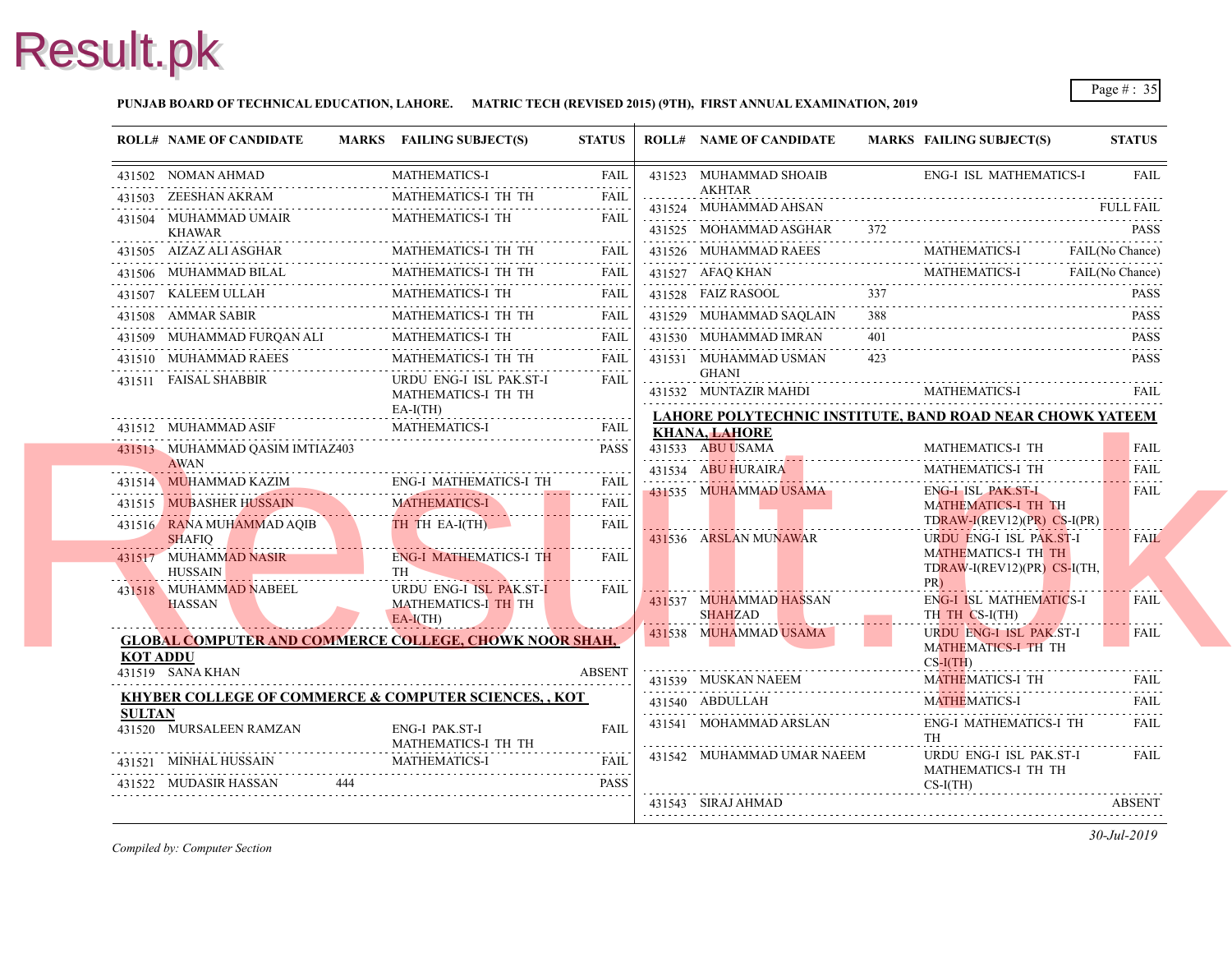**PUNJAB BOARD OF TECHNICAL EDUCATION, LAHORE. MATRIC TECH (REVISED 2015) (9TH), FIRST ANNUAL EXAMINATION, 2019**

| ROLL# | NAME OF CANDIDATE | MARKS | FAILING SUBJECT(S) | STATUS |
|---|---|---|---|---|
| 431502 | NOMAN AHMAD | | MATHEMATICS-I | FAIL |
| 431503 | ZEESHAN AKRAM | | MATHEMATICS-I TH TH | FAIL |
| 431504 | MUHAMMAD UMAIR KHAWAR | | MATHEMATICS-I TH | FAIL |
| 431505 | AIZAZ ALI ASGHAR | | MATHEMATICS-I TH TH | FAIL |
| 431506 | MUHAMMAD BILAL | | MATHEMATICS-I TH TH | FAIL |
| 431507 | KALEEM ULLAH | | MATHEMATICS-I TH | FAIL |
| 431508 | AMMAR SABIR | | MATHEMATICS-I TH TH | FAIL |
| 431509 | MUHAMMAD FURQAN ALI | | MATHEMATICS-I TH | FAIL |
| 431510 | MUHAMMAD RAEES | | MATHEMATICS-I TH TH | FAIL |
| 431511 | FAISAL SHABBIR | | URDU ENG-I ISL PAK.ST-I MATHEMATICS-I TH TH EA-I(TH) | FAIL |
| 431512 | MUHAMMAD ASIF | | MATHEMATICS-I | FAIL |
| 431513 | MUHAMMAD QASIM IMTIAZ AWAN | 403 | | PASS |
| 431514 | MUHAMMAD KAZIM | | ENG-I MATHEMATICS-I TH | FAIL |
| 431515 | MUBASHER HUSSAIN | | MATHEMATICS-I | FAIL |
| 431516 | RANA MUHAMMAD AQIB SHAFIQ | | TH TH EA-I(TH) | FAIL |
| 431517 | MUHAMMAD NASIR HUSSAIN | | ENG-I MATHEMATICS-I TH TH | FAIL |
| 431518 | MUHAMMAD NABEEL HASSAN | | URDU ENG-I ISL PAK.ST-I MATHEMATICS-I TH TH EA-I(TH) | FAIL |

**GLOBAL COMPUTER AND COMMERCE COLLEGE, CHOWK NOOR SHAH, KOT ADDU**

| ROLL# | NAME OF CANDIDATE | MARKS | FAILING SUBJECT(S) | STATUS |
|---|---|---|---|---|
| 431519 | SANA KHAN | | | ABSENT |

**KHYBER COLLEGE OF COMMERCE & COMPUTER SCIENCES, , KOT SULTAN**

| ROLL# | NAME OF CANDIDATE | MARKS | FAILING SUBJECT(S) | STATUS |
|---|---|---|---|---|
| 431520 | MURSALEEN RAMZAN | | ENG-I PAK.ST-I MATHEMATICS-I TH TH | FAIL |
| 431521 | MINHAL HUSSAIN | | MATHEMATICS-I | FAIL |
| 431522 | MUDASIR HASSAN | 444 | | PASS |
| 431523 | MUHAMMAD SHOAIB AKHTAR | | ENG-I ISL MATHEMATICS-I | FAIL |
| 431524 | MUHAMMAD AHSAN | | | FULL FAIL |
| 431525 | MOHAMMAD ASGHAR | 372 | | PASS |
| 431526 | MUHAMMAD RAEES | | MATHEMATICS-I | FAIL(No Chance) |
| 431527 | AFAQ KHAN | | MATHEMATICS-I | FAIL(No Chance) |
| 431528 | FAIZ RASOOL | 337 | | PASS |
| 431529 | MUHAMMAD SAQLAIN | 388 | | PASS |
| 431530 | MUHAMMAD IMRAN | 401 | | PASS |
| 431531 | MUHAMMAD USMAN GHANI | 423 | | PASS |
| 431532 | MUNTAZIR MAHDI | | MATHEMATICS-I | FAIL |

**LAHORE POLYTECHNIC INSTITUTE, BAND ROAD NEAR CHOWK YATEEM KHANA, LAHORE**

| ROLL# | NAME OF CANDIDATE | MARKS | FAILING SUBJECT(S) | STATUS |
|---|---|---|---|---|
| 431533 | ABU USAMA | | MATHEMATICS-I TH | FAIL |
| 431534 | ABU HURAIRA | | MATHEMATICS-I TH | FAIL |
| 431535 | MUHAMMAD USAMA | | ENG-I ISL PAK.ST-I MATHEMATICS-I TH TH TDRAW-I(REV12)(PR) CS-I(PR) | FAIL |
| 431536 | ARSLAN MUNAWAR | | URDU ENG-I ISL PAK.ST-I MATHEMATICS-I TH TH TDRAW-I(REV12)(PR) CS-I(TH, PR) | FAIL |
| 431537 | MUHAMMAD HASSAN SHAHZAD | | ENG-I ISL MATHEMATICS-I TH TH CS-I(TH) | FAIL |
| 431538 | MUHAMMAD USAMA | | URDU ENG-I ISL PAK.ST-I MATHEMATICS-I TH TH CS-I(TH) | FAIL |
| 431539 | MUSKAN NAEEM | | MATHEMATICS-I TH | FAIL |
| 431540 | ABDULLAH | | MATHEMATICS-I | FAIL |
| 431541 | MOHAMMAD ARSLAN | | ENG-I MATHEMATICS-I TH TH | FAIL |
| 431542 | MUHAMMAD UMAR NAEEM | | URDU ENG-I ISL PAK.ST-I MATHEMATICS-I TH TH CS-I(TH) | FAIL |
| 431543 | SIRAJ AHMAD | | | ABSENT |

*Compiled by: Computer Section*

*30-Jul-2019*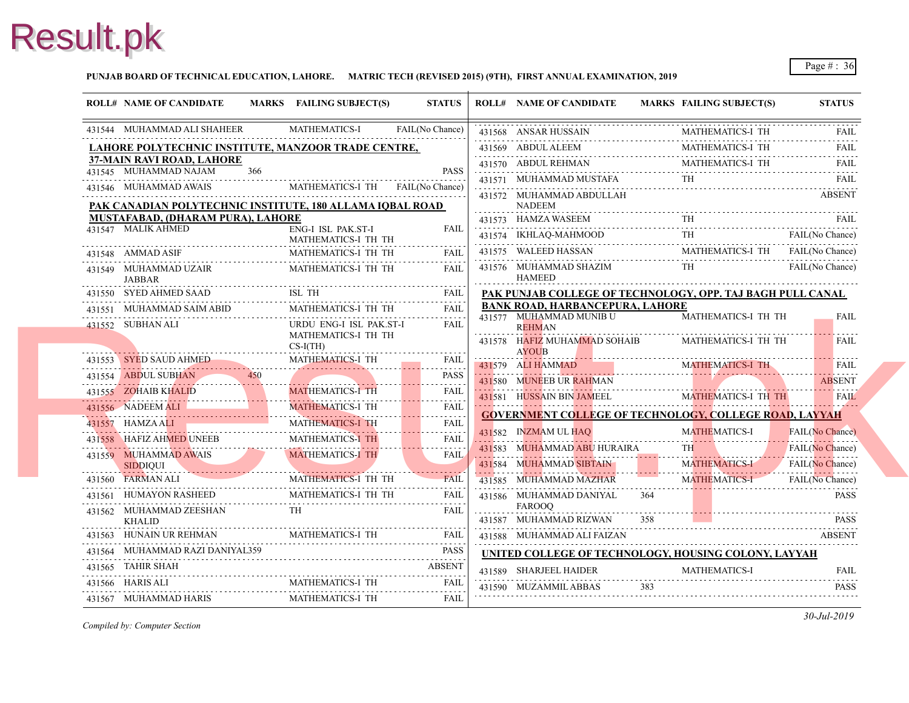**PUNJAB BOARD OF TECHNICAL EDUCATION, LAHORE. MATRIC TECH (REVISED 2015) (9TH), FIRST ANNUAL EXAMINATION, 2019**

| ROLL# | NAME OF CANDIDATE | MARKS | FAILING SUBJECT(S) | STATUS |
|---|---|---|---|---|
| 431544 | MUHAMMAD ALI SHAHEER | | MATHEMATICS-I | FAIL(No Chance) |

**LAHORE POLYTECHNIC INSTITUTE, MANZOOR TRADE CENTRE, 37-MAIN RAVI ROAD, LAHORE**

| ROLL# | NAME OF CANDIDATE | MARKS | FAILING SUBJECT(S) | STATUS |
|---|---|---|---|---|
| 431545 | MUHAMMAD NAJAM | 366 | | PASS |
| 431546 | MUHAMMAD AWAIS | | MATHEMATICS-I TH | FAIL(No Chance) |

**PAK CANADIAN POLYTECHNIC INSTITUTE, 180 ALLAMA IQBAL ROAD MUSTAFABAD, (DHARAM PURA), LAHORE**

| ROLL# | NAME OF CANDIDATE | MARKS | FAILING SUBJECT(S) | STATUS |
|---|---|---|---|---|
| 431547 | MALIK AHMED | | ENG-I ISL PAK.ST-I MATHEMATICS-I TH TH | FAIL |
| 431548 | AMMAD ASIF | | MATHEMATICS-I TH TH | FAIL |
| 431549 | MUHAMMAD UZAIR JABBAR | | MATHEMATICS-I TH TH | FAIL |
| 431550 | SYED AHMED SAAD | | ISL TH | FAIL |
| 431551 | MUHAMMAD SAIM ABID | | MATHEMATICS-I TH TH | FAIL |
| 431552 | SUBHAN ALI | | URDU ENG-I ISL PAK.ST-I MATHEMATICS-I TH TH CS-I(TH) | FAIL |
| 431553 | SYED SAUD AHMED | | MATHEMATICS-I TH | FAIL |
| 431554 | ABDUL SUBHAN | 450 | | PASS |
| 431555 | ZOHAIB KHALID | | MATHEMATICS-I TH | FAIL |
| 431556 | NADEEM ALI | | MATHEMATICS-I TH | FAIL |
| 431557 | HAMZA ALI | | MATHEMATICS-I TH | FAIL |
| 431558 | HAFIZ AHMED UNEEB | | MATHEMATICS-I TH | FAIL |
| 431559 | MUHAMMAD AWAIS SIDDIQUI | | MATHEMATICS-I TH | FAIL |
| 431560 | FARMAN ALI | | MATHEMATICS-I TH TH | FAIL |
| 431561 | HUMAYON RASHEED | | MATHEMATICS-I TH TH | FAIL |
| 431562 | MUHAMMAD ZEESHAN KHALID | | TH | FAIL |
| 431563 | HUNAIN UR REHMAN | | MATHEMATICS-I TH | FAIL |
| 431564 | MUHAMMAD RAZI DANIYAL | 359 | | PASS |
| 431565 | TAHIR SHAH | | | ABSENT |
| 431566 | HARIS ALI | | MATHEMATICS-I TH | FAIL |
| 431567 | MUHAMMAD HARIS | | MATHEMATICS-I TH | FAIL |
| 431568 | ANSAR HUSSAIN | | MATHEMATICS-I TH | FAIL |
| 431569 | ABDUL ALEEM | | MATHEMATICS-I TH | FAIL |
| 431570 | ABDUL REHMAN | | MATHEMATICS-I TH | FAIL |
| 431571 | MUHAMMAD MUSTAFA | | TH | FAIL |
| 431572 | MUHAMMAD ABDULLAH NADEEM | | | ABSENT |
| 431573 | HAMZA WASEEM | | TH | FAIL |
| 431574 | IKHLAQ-MAHMOOD | | TH | FAIL(No Chance) |
| 431575 | WALEED HASSAN | | MATHEMATICS-I TH | FAIL(No Chance) |
| 431576 | MUHAMMAD SHAZIM HAMEED | | TH | FAIL(No Chance) |

**PAK PUNJAB COLLEGE OF TECHNOLOGY, OPP. TAJ BAGH PULL CANAL BANK ROAD, HARBANCEPURA, LAHORE**

| ROLL# | NAME OF CANDIDATE | MARKS | FAILING SUBJECT(S) | STATUS |
|---|---|---|---|---|
| 431577 | MUHAMMAD MUNIB U REHMAN | | MATHEMATICS-I TH TH | FAIL |
| 431578 | HAFIZ MUHAMMAD SOHAIB AYOUB | | MATHEMATICS-I TH TH | FAIL |
| 431579 | ALI HAMMAD | | MATHEMATICS-I TH | FAIL |
| 431580 | MUNEEB UR RAHMAN | | | ABSENT |
| 431581 | HUSSAIN BIN JAMEEL | | MATHEMATICS-I TH TH | FAIL |

**GOVERNMENT COLLEGE OF TECHNOLOGY, COLLEGE ROAD, LAYYAH**

| ROLL# | NAME OF CANDIDATE | MARKS | FAILING SUBJECT(S) | STATUS |
|---|---|---|---|---|
| 431582 | INZMAM UL HAQ | | MATHEMATICS-I | FAIL(No Chance) |
| 431583 | MUHAMMAD ABU HURAIRA | | TH | FAIL(No Chance) |
| 431584 | MUHAMMAD SIBTAIN | | MATHEMATICS-I | FAIL(No Chance) |
| 431585 | MUHAMMAD MAZHAR | | MATHEMATICS-I | FAIL(No Chance) |
| 431586 | MUHAMMAD DANIYAL FAROOQ | 364 | | PASS |
| 431587 | MUHAMMAD RIZWAN | 358 | | PASS |
| 431588 | MUHAMMAD ALI FAIZAN | | | ABSENT |

**UNITED COLLEGE OF TECHNOLOGY, HOUSING COLONY, LAYYAH**

| ROLL# | NAME OF CANDIDATE | MARKS | FAILING SUBJECT(S) | STATUS |
|---|---|---|---|---|
| 431589 | SHARJEEL HAIDER | | MATHEMATICS-I | FAIL |
| 431590 | MUZAMMIL ABBAS | 383 | | PASS |

*Compiled by: Computer Section*

*30-Jul-2019*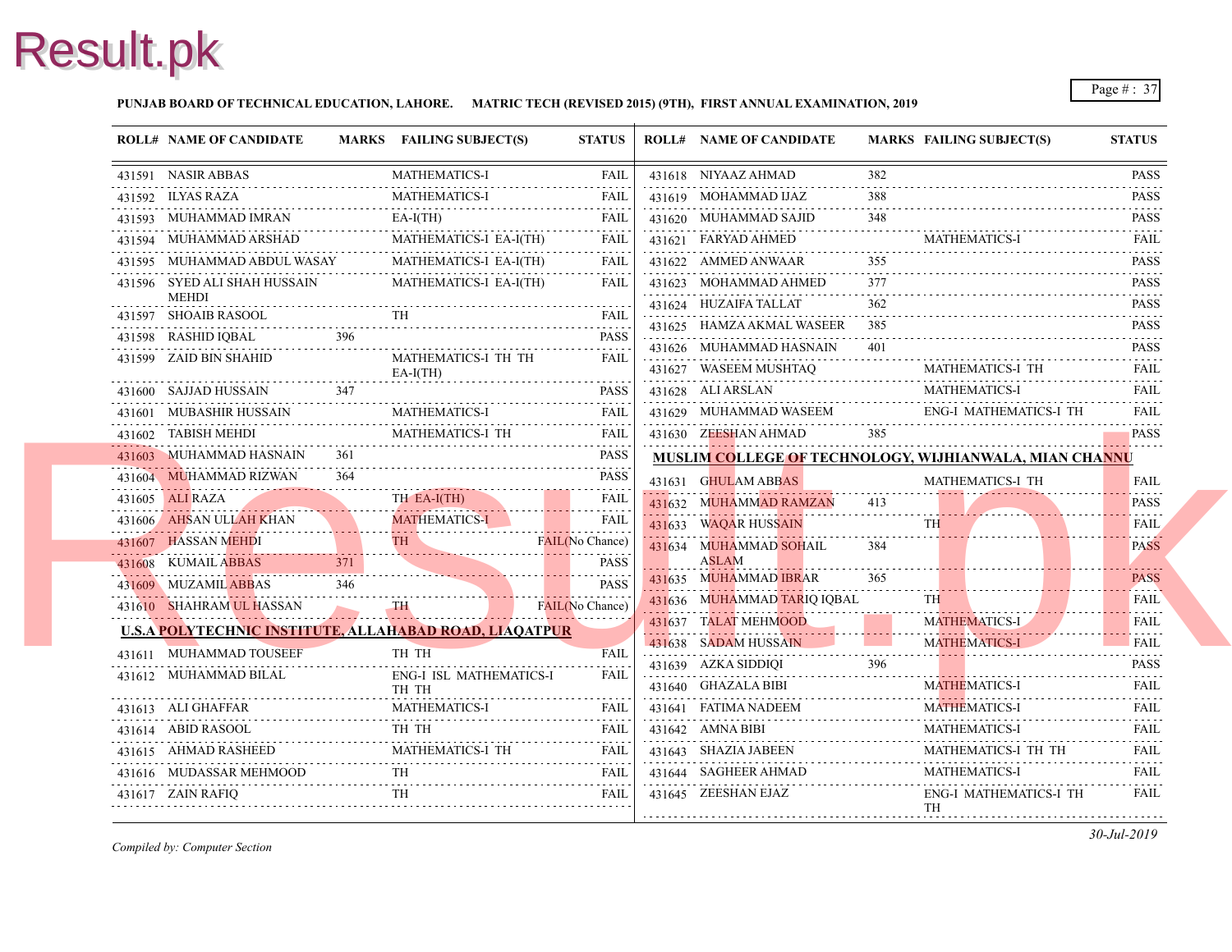**PUNJAB BOARD OF TECHNICAL EDUCATION, LAHORE. MATRIC TECH (REVISED 2015) (9TH), FIRST ANNUAL EXAMINATION, 2019**

| ROLL# | NAME OF CANDIDATE | MARKS | FAILING SUBJECT(S) | STATUS |
|---|---|---|---|---|
| 431591 | NASIR ABBAS | | MATHEMATICS-I | FAIL |
| 431592 | ILYAS RAZA | | MATHEMATICS-I | FAIL |
| 431593 | MUHAMMAD IMRAN | | EA-I(TH) | FAIL |
| 431594 | MUHAMMAD ARSHAD | | MATHEMATICS-I EA-I(TH) | FAIL |
| 431595 | MUHAMMAD ABDUL WASAY | | MATHEMATICS-I EA-I(TH) | FAIL |
| 431596 | SYED ALI SHAH HUSSAIN MEHDI | | MATHEMATICS-I EA-I(TH) | FAIL |
| 431597 | SHOAIB RASOOL | | TH | FAIL |
| 431598 | RASHID IQBAL | 396 | | PASS |
| 431599 | ZAID BIN SHAHID | | MATHEMATICS-I TH TH EA-I(TH) | FAIL |
| 431600 | SAJJAD HUSSAIN | 347 | | PASS |
| 431601 | MUBASHIR HUSSAIN | | MATHEMATICS-I | FAIL |
| 431602 | TABISH MEHDI | | MATHEMATICS-I TH | FAIL |
| 431603 | MUHAMMAD HASNAIN | 361 | | PASS |
| 431604 | MUHAMMAD RIZWAN | 364 | | PASS |
| 431605 | ALI RAZA | | TH EA-I(TH) | FAIL |
| 431606 | AHSAN ULLAH KHAN | | MATHEMATICS-I | FAIL |
| 431607 | HASSAN MEHDI | | TH | FAIL(No Chance) |
| 431608 | KUMAIL ABBAS | 371 | | PASS |
| 431609 | MUZAMIL ABBAS | 346 | | PASS |
| 431610 | SHAHRAM UL HASSAN | | TH | FAIL(No Chance) |

**U.S.A POLYTECHNIC INSTITUTE, ALLAHABAD ROAD, LIAQATPUR**

| ROLL# | NAME OF CANDIDATE | MARKS | FAILING SUBJECT(S) | STATUS |
|---|---|---|---|---|
| 431611 | MUHAMMAD TOUSEEF | | TH TH | FAIL |
| 431612 | MUHAMMAD BILAL | | ENG-I ISL MATHEMATICS-I TH TH | FAIL |
| 431613 | ALI GHAFFAR | | MATHEMATICS-I | FAIL |
| 431614 | ABID RASOOL | | TH TH | FAIL |
| 431615 | AHMAD RASHEED | | MATHEMATICS-I TH | FAIL |
| 431616 | MUDASSAR MEHMOOD | | TH | FAIL |
| 431617 | ZAIN RAFIQ | | TH | FAIL |
| 431618 | NIYAAZ AHMAD | 382 | | PASS |
| 431619 | MOHAMMAD IJAZ | 388 | | PASS |
| 431620 | MUHAMMAD SAJID | 348 | | PASS |
| 431621 | FARYAD AHMED | | MATHEMATICS-I | FAIL |
| 431622 | AMMED ANWAAR | 355 | | PASS |
| 431623 | MOHAMMAD AHMED | 377 | | PASS |
| 431624 | HUZAIFA TALLAT | 362 | | PASS |
| 431625 | HAMZA AKMAL WASEER | 385 | | PASS |
| 431626 | MUHAMMAD HASNAIN | 401 | | PASS |
| 431627 | WASEEM MUSHTAQ | | MATHEMATICS-I TH | FAIL |
| 431628 | ALI ARSLAN | | MATHEMATICS-I | FAIL |
| 431629 | MUHAMMAD WASEEM | | ENG-I MATHEMATICS-I TH | FAIL |
| 431630 | ZEESHAN AHMAD | 385 | | PASS |

**MUSLIM COLLEGE OF TECHNOLOGY, WIJHIANWALA, MIAN CHANNU**

| ROLL# | NAME OF CANDIDATE | MARKS | FAILING SUBJECT(S) | STATUS |
|---|---|---|---|---|
| 431631 | GHULAM ABBAS | | MATHEMATICS-I TH | FAIL |
| 431632 | MUHAMMAD RAMZAN | 413 | | PASS |
| 431633 | WAQAR HUSSAIN | | TH | FAIL |
| 431634 | MUHAMMAD SOHAIL ASLAM | 384 | | PASS |
| 431635 | MUHAMMAD IBRAR | 365 | | PASS |
| 431636 | MUHAMMAD TARIQ IQBAL | | TH | FAIL |
| 431637 | TALAT MEHMOOD | | MATHEMATICS-I | FAIL |
| 431638 | SADAM HUSSAIN | | MATHEMATICS-I | FAIL |
| 431639 | AZKA SIDDIQI | 396 | | PASS |
| 431640 | GHAZALA BIBI | | MATHEMATICS-I | FAIL |
| 431641 | FATIMA NADEEM | | MATHEMATICS-I | FAIL |
| 431642 | AMNA BIBI | | MATHEMATICS-I | FAIL |
| 431643 | SHAZIA JABEEN | | MATHEMATICS-I TH TH | FAIL |
| 431644 | SAGHEER AHMAD | | MATHEMATICS-I | FAIL |
| 431645 | ZEESHAN EJAZ | | ENG-I MATHEMATICS-I TH TH | FAIL |

*Compiled by: Computer Section*

*30-Jul-2019*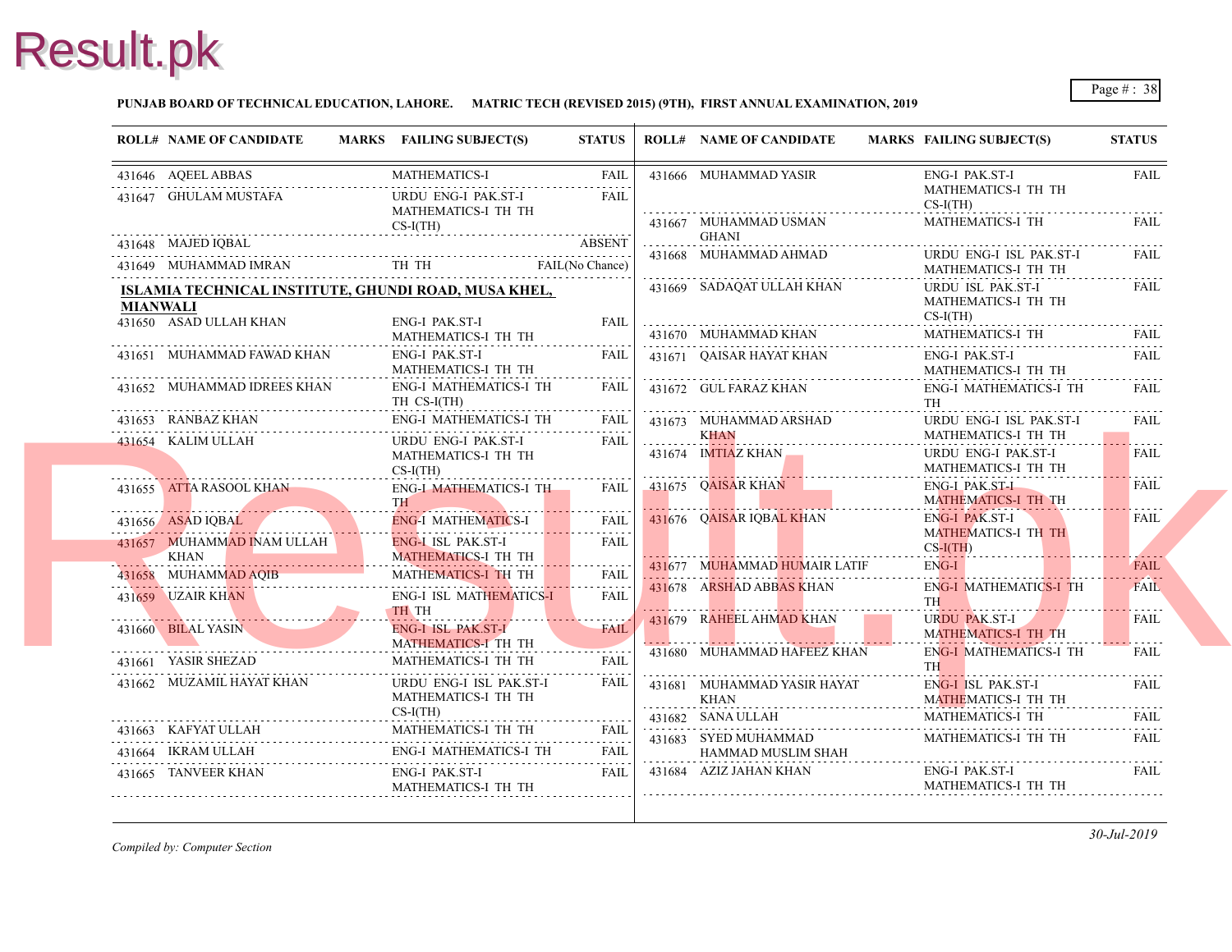**PUNJAB BOARD OF TECHNICAL EDUCATION, LAHORE. MATRIC TECH (REVISED 2015) (9TH), FIRST ANNUAL EXAMINATION, 2019**

| ROLL# | NAME OF CANDIDATE | MARKS | FAILING SUBJECT(S) | STATUS |
|---|---|---|---|---|
| 431646 | AQEEL ABBAS | | MATHEMATICS-I | FAIL |
| 431647 | GHULAM MUSTAFA | | URDU ENG-I PAK.ST-I MATHEMATICS-I TH TH CS-I(TH) | FAIL |
| 431648 | MAJED IQBAL | | | ABSENT |
| 431649 | MUHAMMAD IMRAN | | TH TH | FAIL(No Chance) |

**ISLAMIA TECHNICAL INSTITUTE, GHUNDI ROAD, MUSA KHEL, MIANWALI**

| ROLL# | NAME OF CANDIDATE | MARKS | FAILING SUBJECT(S) | STATUS |
|---|---|---|---|---|
| 431650 | ASAD ULLAH KHAN | | ENG-I PAK.ST-I MATHEMATICS-I TH TH | FAIL |
| 431651 | MUHAMMAD FAWAD KHAN | | ENG-I PAK.ST-I MATHEMATICS-I TH TH | FAIL |
| 431652 | MUHAMMAD IDREES KHAN | | ENG-I MATHEMATICS-I TH TH CS-I(TH) | FAIL |
| 431653 | RANBAZ KHAN | | ENG-I MATHEMATICS-I TH | FAIL |
| 431654 | KALIM ULLAH | | URDU ENG-I PAK.ST-I MATHEMATICS-I TH TH CS-I(TH) | FAIL |
| 431655 | ATTA RASOOL KHAN | | ENG-I MATHEMATICS-I TH TH | FAIL |
| 431656 | ASAD IQBAL | | ENG-I MATHEMATICS-I | FAIL |
| 431657 | MUHAMMAD INAM ULLAH KHAN | | ENG-I ISL PAK.ST-I MATHEMATICS-I TH TH | FAIL |
| 431658 | MUHAMMAD AQIB | | MATHEMATICS-I TH TH | FAIL |
| 431659 | UZAIR KHAN | | ENG-I ISL MATHEMATICS-I TH TH | FAIL |
| 431660 | BILAL YASIN | | ENG-I ISL PAK.ST-I MATHEMATICS-I TH TH | FAIL |
| 431661 | YASIR SHEZAD | | MATHEMATICS-I TH TH | FAIL |
| 431662 | MUZAMIL HAYAT KHAN | | URDU ENG-I ISL PAK.ST-I MATHEMATICS-I TH TH CS-I(TH) | FAIL |
| 431663 | KAFYAT ULLAH | | MATHEMATICS-I TH TH | FAIL |
| 431664 | IKRAM ULLAH | | ENG-I MATHEMATICS-I TH | FAIL |
| 431665 | TANVEER KHAN | | ENG-I PAK.ST-I MATHEMATICS-I TH TH | FAIL |
| 431666 | MUHAMMAD YASIR | | ENG-I PAK.ST-I MATHEMATICS-I TH TH CS-I(TH) | FAIL |
| 431667 | MUHAMMAD USMAN GHANI | | MATHEMATICS-I TH | FAIL |
| 431668 | MUHAMMAD AHMAD | | URDU ENG-I ISL PAK.ST-I MATHEMATICS-I TH TH | FAIL |
| 431669 | SADAQAT ULLAH KHAN | | URDU ISL PAK.ST-I MATHEMATICS-I TH TH CS-I(TH) | FAIL |
| 431670 | MUHAMMAD KHAN | | MATHEMATICS-I TH | FAIL |
| 431671 | QAISAR HAYAT KHAN | | ENG-I PAK.ST-I MATHEMATICS-I TH TH | FAIL |
| 431672 | GUL FARAZ KHAN | | ENG-I MATHEMATICS-I TH TH | FAIL |
| 431673 | MUHAMMAD ARSHAD KHAN | | URDU ENG-I ISL PAK.ST-I MATHEMATICS-I TH TH | FAIL |
| 431674 | IMTIAZ KHAN | | URDU ENG-I PAK.ST-I MATHEMATICS-I TH TH | FAIL |
| 431675 | QAISAR KHAN | | ENG-I PAK.ST-I MATHEMATICS-I TH TH | FAIL |
| 431676 | QAISAR IQBAL KHAN | | ENG-I PAK.ST-I MATHEMATICS-I TH TH CS-I(TH) | FAIL |
| 431677 | MUHAMMAD HUMAIR LATIF | | ENG-I | FAIL |
| 431678 | ARSHAD ABBAS KHAN | | ENG-I MATHEMATICS-I TH TH | FAIL |
| 431679 | RAHEEL AHMAD KHAN | | URDU PAK.ST-I MATHEMATICS-I TH TH | FAIL |
| 431680 | MUHAMMAD HAFEEZ KHAN | | ENG-I MATHEMATICS-I TH TH | FAIL |
| 431681 | MUHAMMAD YASIR HAYAT KHAN | | ENG-I ISL PAK.ST-I MATHEMATICS-I TH TH | FAIL |
| 431682 | SANA ULLAH | | MATHEMATICS-I TH | FAIL |
| 431683 | SYED MUHAMMAD HAMMAD MUSLIM SHAH | | MATHEMATICS-I TH TH | FAIL |
| 431684 | AZIZ JAHAN KHAN | | ENG-I PAK.ST-I MATHEMATICS-I TH TH | FAIL |

*Compiled by: Computer Section*

*30-Jul-2019*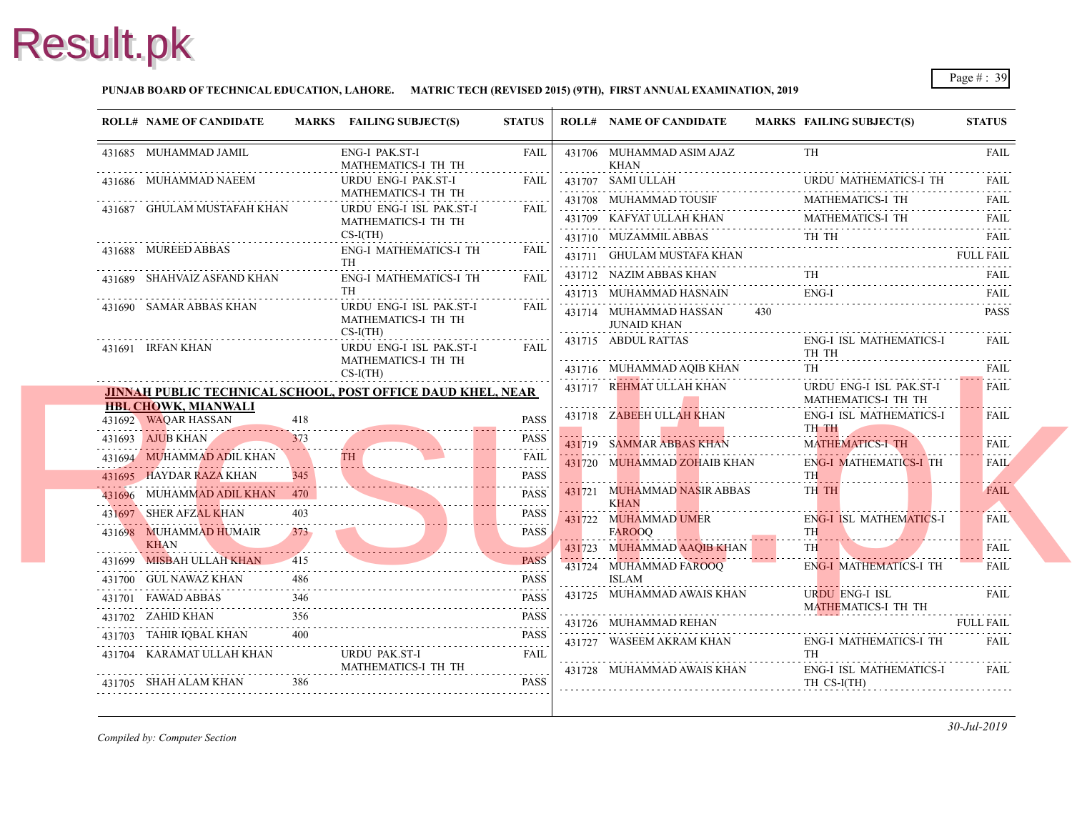**PUNJAB BOARD OF TECHNICAL EDUCATION, LAHORE. MATRIC TECH (REVISED 2015) (9TH), FIRST ANNUAL EXAMINATION, 2019**

| ROLL# | NAME OF CANDIDATE | MARKS | FAILING SUBJECT(S) | STATUS |
|---|---|---|---|---|
| 431685 | MUHAMMAD JAMIL | | ENG-I PAK.ST-I MATHEMATICS-I TH TH | FAIL |
| 431686 | MUHAMMAD NAEEM | | URDU ENG-I PAK.ST-I MATHEMATICS-I TH TH | FAIL |
| 431687 | GHULAM MUSTAFAH KHAN | | URDU ENG-I ISL PAK.ST-I MATHEMATICS-I TH TH CS-I(TH) | FAIL |
| 431688 | MUREED ABBAS | | ENG-I MATHEMATICS-I TH TH | FAIL |
| 431689 | SHAHVAIZ ASFAND KHAN | | ENG-I MATHEMATICS-I TH TH | FAIL |
| 431690 | SAMAR ABBAS KHAN | | URDU ENG-I ISL PAK.ST-I MATHEMATICS-I TH TH CS-I(TH) | FAIL |
| 431691 | IRFAN KHAN | | URDU ENG-I ISL PAK.ST-I MATHEMATICS-I TH TH CS-I(TH) | FAIL |

**JINNAH PUBLIC TECHNICAL SCHOOL, POST OFFICE DAUD KHEL, NEAR HBL CHOWK, MIANWALI**

| ROLL# | NAME OF CANDIDATE | MARKS | FAILING SUBJECT(S) | STATUS |
|---|---|---|---|---|
| 431692 | WAQAR HASSAN | 418 | | PASS |
| 431693 | AJUB KHAN | 373 | | PASS |
| 431694 | MUHAMMAD ADIL KHAN | | TH | FAIL |
| 431695 | HAYDAR RAZA KHAN | 345 | | PASS |
| 431696 | MUHAMMAD ADIL KHAN | 470 | | PASS |
| 431697 | SHER AFZAL KHAN | 403 | | PASS |
| 431698 | MUHAMMAD HUMAIR KHAN | 373 | | PASS |
| 431699 | MISBAH ULLAH KHAN | 415 | | PASS |
| 431700 | GUL NAWAZ KHAN | 486 | | PASS |
| 431701 | FAWAD ABBAS | 346 | | PASS |
| 431702 | ZAHID KHAN | 356 | | PASS |
| 431703 | TAHIR IQBAL KHAN | 400 | | PASS |
| 431704 | KARAMAT ULLAH KHAN | | URDU PAK.ST-I MATHEMATICS-I TH TH | FAIL |
| 431705 | SHAH ALAM KHAN | 386 | | PASS |
| 431706 | MUHAMMAD ASIM AJAZ KHAN | | TH | FAIL |
| 431707 | SAMI ULLAH | | URDU MATHEMATICS-I TH | FAIL |
| 431708 | MUHAMMAD TOUSIF | | MATHEMATICS-I TH | FAIL |
| 431709 | KAFYAT ULLAH KHAN | | MATHEMATICS-I TH | FAIL |
| 431710 | MUZAMMIL ABBAS | | TH TH | FAIL |
| 431711 | GHULAM MUSTAFA KHAN | | | FULL FAIL |
| 431712 | NAZIM ABBAS KHAN | | TH | FAIL |
| 431713 | MUHAMMAD HASNAIN | | ENG-I | FAIL |
| 431714 | MUHAMMAD HASSAN JUNAID KHAN | 430 | | PASS |
| 431715 | ABDUL RATTAS | | ENG-I ISL MATHEMATICS-I TH TH | FAIL |
| 431716 | MUHAMMAD AQIB KHAN | | TH | FAIL |
| 431717 | REHMAT ULLAH KHAN | | URDU ENG-I ISL PAK.ST-I MATHEMATICS-I TH TH | FAIL |
| 431718 | ZABEEH ULLAH KHAN | | ENG-I ISL MATHEMATICS-I TH TH | FAIL |
| 431719 | SAMMAR ABBAS KHAN | | MATHEMATICS-I TH | FAIL |
| 431720 | MUHAMMAD ZOHAIB KHAN | | ENG-I MATHEMATICS-I TH TH | FAIL |
| 431721 | MUHAMMAD NASIR ABBAS KHAN | | TH TH | FAIL |
| 431722 | MUHAMMAD UMER FAROOQ | | ENG-I ISL MATHEMATICS-I TH | FAIL |
| 431723 | MUHAMMAD AAQIB KHAN | | TH | FAIL |
| 431724 | MUHAMMAD FAROOQ ISLAM | | ENG-I MATHEMATICS-I TH | FAIL |
| 431725 | MUHAMMAD AWAIS KHAN | | URDU ENG-I ISL MATHEMATICS-I TH TH | FAIL |
| 431726 | MUHAMMAD REHAN | | | FULL FAIL |
| 431727 | WASEEM AKRAM KHAN | | ENG-I MATHEMATICS-I TH TH | FAIL |
| 431728 | MUHAMMAD AWAIS KHAN | | ENG-I ISL MATHEMATICS-I TH CS-I(TH) | FAIL |

*Compiled by: Computer Section*

*30-Jul-2019*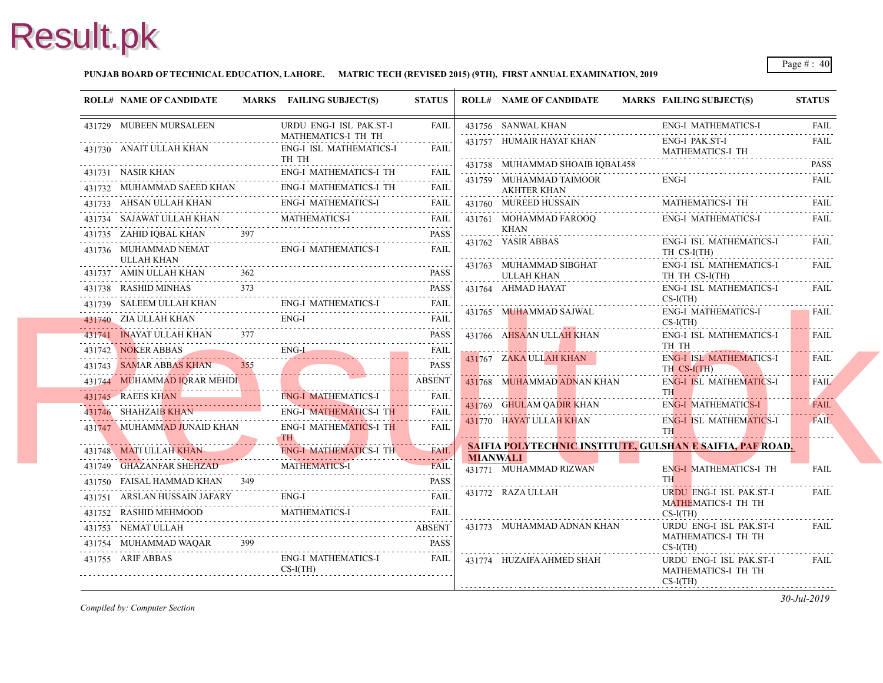**PUNJAB BOARD OF TECHNICAL EDUCATION, LAHORE. MATRIC TECH (REVISED 2015) (9TH), FIRST ANNUAL EXAMINATION, 2019**

| ROLL# | NAME OF CANDIDATE | MARKS | FAILING SUBJECT(S) | STATUS |
|---|---|---|---|---|
| 431729 | MUBEEN MURSALEEN | | URDU ENG-I ISL PAK.ST-I MATHEMATICS-I TH TH | FAIL |
| 431730 | ANAIT ULLAH KHAN | | ENG-I ISL MATHEMATICS-I TH TH | FAIL |
| 431731 | NASIR KHAN | | ENG-I MATHEMATICS-I TH | FAIL |
| 431732 | MUHAMMAD SAEED KHAN | | ENG-I MATHEMATICS-I TH | FAIL |
| 431733 | AHSAN ULLAH KHAN | | ENG-I MATHEMATICS-I | FAIL |
| 431734 | SAJAWAT ULLAH KHAN | | MATHEMATICS-I | FAIL |
| 431735 | ZAHID IQBAL KHAN | 397 | | PASS |
| 431736 | MUHAMMAD NEMAT ULLAH KHAN | | ENG-I MATHEMATICS-I | FAIL |
| 431737 | AMIN ULLAH KHAN | 362 | | PASS |
| 431738 | RASHID MINHAS | 373 | | PASS |
| 431739 | SALEEM ULLAH KHAN | | ENG-I MATHEMATICS-I | FAIL |
| 431740 | ZIA ULLAH KHAN | | ENG-I | FAIL |
| 431741 | INAYAT ULLAH KHAN | 377 | | PASS |
| 431742 | NOKER ABBAS | | ENG-I | FAIL |
| 431743 | SAMAR ABBAS KHAN | 355 | | PASS |
| 431744 | MUHAMMAD IQRAR MEHDI | | | ABSENT |
| 431745 | RAEES KHAN | | ENG-I MATHEMATICS-I | FAIL |
| 431746 | SHAHZAIB KHAN | | ENG-I MATHEMATICS-I TH | FAIL |
| 431747 | MUHAMMAD JUNAID KHAN | | ENG-I MATHEMATICS-I TH TH | FAIL |
| 431748 | MATI ULLAH KHAN | | ENG-I MATHEMATICS-I TH | FAIL |
| 431749 | GHAZANFAR SHEHZAD | | MATHEMATICS-I | FAIL |
| 431750 | FAISAL HAMMAD KHAN | 349 | | PASS |
| 431751 | ARSLAN HUSSAIN JAFARY | | ENG-I | FAIL |
| 431752 | RASHID MEHMOOD | | MATHEMATICS-I | FAIL |
| 431753 | NEMAT ULLAH | | | ABSENT |
| 431754 | MUHAMMAD WAQAR | 399 | | PASS |
| 431755 | ARIF ABBAS | | ENG-I MATHEMATICS-I CS-I(TH) | FAIL |
| 431756 | SANWAL KHAN | | ENG-I MATHEMATICS-I | FAIL |
| 431757 | HUMAIR HAYAT KHAN | | ENG-I PAK.ST-I MATHEMATICS-I TH | FAIL |
| 431758 | MUHAMMAD SHOAIB IQBAL | 458 | | PASS |
| 431759 | MUHAMMAD TAIMOOR AKHTER KHAN | | ENG-I | FAIL |
| 431760 | MUREED HUSSAIN | | MATHEMATICS-I TH | FAIL |
| 431761 | MOHAMMAD FAROOQ KHAN | | ENG-I MATHEMATICS-I | FAIL |
| 431762 | YASIR ABBAS | | ENG-I ISL MATHEMATICS-I TH CS-I(TH) | FAIL |
| 431763 | MUHAMMAD SIBGHAT ULLAH KHAN | | ENG-I ISL MATHEMATICS-I TH TH CS-I(TH) | FAIL |
| 431764 | AHMAD HAYAT | | ENG-I ISL MATHEMATICS-I CS-I(TH) | FAIL |
| 431765 | MUHAMMAD SAJWAL | | ENG-I MATHEMATICS-I CS-I(TH) | FAIL |
| 431766 | AHSAAN ULLAH KHAN | | ENG-I ISL MATHEMATICS-I TH TH | FAIL |
| 431767 | ZAKA ULLAH KHAN | | ENG-I ISL MATHEMATICS-I TH CS-I(TH) | FAIL |
| 431768 | MUHAMMAD ADNAN KHAN | | ENG-I ISL MATHEMATICS-I TH | FAIL |
| 431769 | GHULAM QADIR KHAN | | ENG-I MATHEMATICS-I | FAIL |
| 431770 | HAYAT ULLAH KHAN | | ENG-I ISL MATHEMATICS-I TH | FAIL |

**SAIFIA POLYTECHNIC INSTITUTE, GULSHAN E SAIFIA, PAF ROAD, MIANWALI**

| ROLL# | NAME OF CANDIDATE | MARKS | FAILING SUBJECT(S) | STATUS |
|---|---|---|---|---|
| 431771 | MUHAMMAD RIZWAN | | ENG-I MATHEMATICS-I TH TH | FAIL |
| 431772 | RAZA ULLAH | | URDU ENG-I ISL PAK.ST-I MATHEMATICS-I TH TH CS-I(TH) | FAIL |
| 431773 | MUHAMMAD ADNAN KHAN | | URDU ENG-I ISL PAK.ST-I MATHEMATICS-I TH TH CS-I(TH) | FAIL |
| 431774 | HUZAIFA AHMED SHAH | | URDU ENG-I ISL PAK.ST-I MATHEMATICS-I TH TH CS-I(TH) | FAIL |

*Compiled by: Computer Section*

*30-Jul-2019*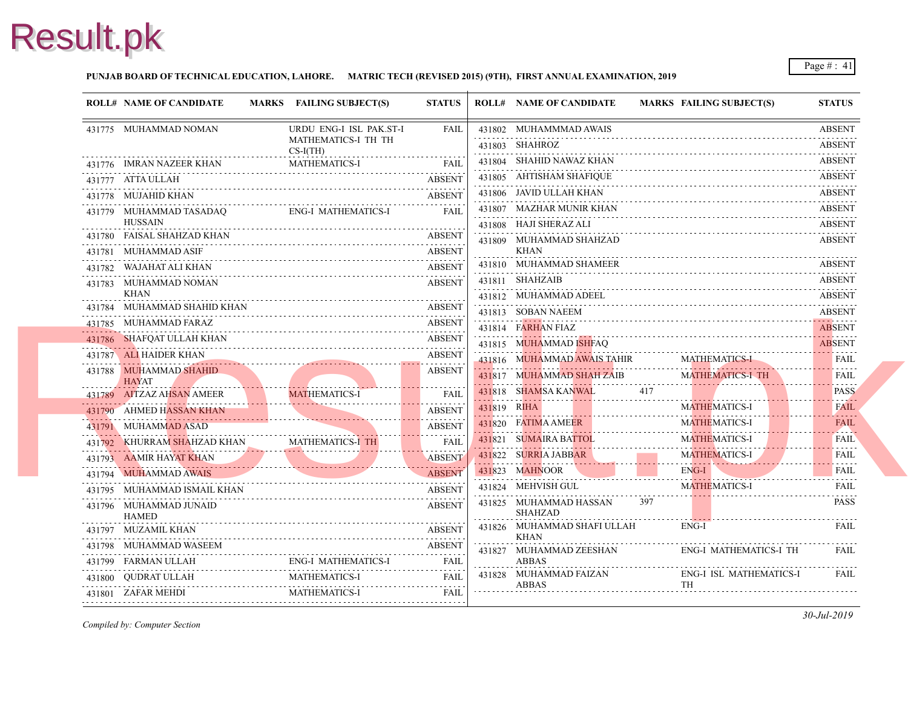**PUNJAB BOARD OF TECHNICAL EDUCATION, LAHORE. MATRIC TECH (REVISED 2015) (9TH), FIRST ANNUAL EXAMINATION, 2019**

| ROLL# | NAME OF CANDIDATE | MARKS | FAILING SUBJECT(S) | STATUS |
|---|---|---|---|---|
| 431775 | MUHAMMAD NOMAN | | URDU ENG-I ISL PAK.ST-I MATHEMATICS-I TH TH CS-I(TH) | FAIL |
| 431776 | IMRAN NAZEER KHAN | | MATHEMATICS-I | FAIL |
| 431777 | ATTA ULLAH | | | ABSENT |
| 431778 | MUJAHID KHAN | | | ABSENT |
| 431779 | MUHAMMAD TASADAQ HUSSAIN | | ENG-I MATHEMATICS-I | FAIL |
| 431780 | FAISAL SHAHZAD KHAN | | | ABSENT |
| 431781 | MUHAMMAD ASIF | | | ABSENT |
| 431782 | WAJAHAT ALI KHAN | | | ABSENT |
| 431783 | MUHAMMAD NOMAN KHAN | | | ABSENT |
| 431784 | MUHAMMAD SHAHID KHAN | | | ABSENT |
| 431785 | MUHAMMAD FARAZ | | | ABSENT |
| 431786 | SHAFQAT ULLAH KHAN | | | ABSENT |
| 431787 | ALI HAIDER KHAN | | | ABSENT |
| 431788 | MUHAMMAD SHAHID HAYAT | | | ABSENT |
| 431789 | AITZAZ AHSAN AMEER | | MATHEMATICS-I | FAIL |
| 431790 | AHMED HASSAN KHAN | | | ABSENT |
| 431791 | MUHAMMAD ASAD | | | ABSENT |
| 431792 | KHURRAM SHAHZAD KHAN | | MATHEMATICS-I TH | FAIL |
| 431793 | AAMIR HAYAT KHAN | | | ABSENT |
| 431794 | MUHAMMAD AWAIS | | | ABSENT |
| 431795 | MUHAMMAD ISMAIL KHAN | | | ABSENT |
| 431796 | MUHAMMAD JUNAID HAMED | | | ABSENT |
| 431797 | MUZAMIL KHAN | | | ABSENT |
| 431798 | MUHAMMAD WASEEM | | | ABSENT |
| 431799 | FARMAN ULLAH | | ENG-I MATHEMATICS-I | FAIL |
| 431800 | QUDRAT ULLAH | | MATHEMATICS-I | FAIL |
| 431801 | ZAFAR MEHDI | | MATHEMATICS-I | FAIL |
| 431802 | MUHAMMMAD AWAIS | | | ABSENT |
| 431803 | SHAHROZ | | | ABSENT |
| 431804 | SHAHID NAWAZ KHAN | | | ABSENT |
| 431805 | AHTISHAM SHAFIQUE | | | ABSENT |
| 431806 | JAVID ULLAH KHAN | | | ABSENT |
| 431807 | MAZHAR MUNIR KHAN | | | ABSENT |
| 431808 | HAJI SHERAZ ALI | | | ABSENT |
| 431809 | MUHAMMAD SHAHZAD KHAN | | | ABSENT |
| 431810 | MUHAMMAD SHAMEER | | | ABSENT |
| 431811 | SHAHZAIB | | | ABSENT |
| 431812 | MUHAMMAD ADEEL | | | ABSENT |
| 431813 | SOBAN NAEEM | | | ABSENT |
| 431814 | FARHAN FIAZ | | | ABSENT |
| 431815 | MUHAMMAD ISHFAQ | | | ABSENT |
| 431816 | MUHAMMAD AWAIS TAHIR | | MATHEMATICS-I | FAIL |
| 431817 | MUHAMMAD SHAH ZAIB | | MATHEMATICS-I TH | FAIL |
| 431818 | SHAMSA KANWAL | 417 | | PASS |
| 431819 | RIHA | | MATHEMATICS-I | FAIL |
| 431820 | FATIMA AMEER | | MATHEMATICS-I | FAIL |
| 431821 | SUMAIRA BATTOL | | MATHEMATICS-I | FAIL |
| 431822 | SURRIA JABBAR | | MATHEMATICS-I | FAIL |
| 431823 | MAHNOOR | | ENG-I | FAIL |
| 431824 | MEHVISH GUL | | MATHEMATICS-I | FAIL |
| 431825 | MUHAMMAD HASSAN SHAHZAD | 397 | | PASS |
| 431826 | MUHAMMAD SHAFI ULLAH KHAN | | ENG-I | FAIL |
| 431827 | MUHAMMAD ZEESHAN ABBAS | | ENG-I MATHEMATICS-I TH | FAIL |
| 431828 | MUHAMMAD FAIZAN ABBAS | | ENG-I ISL MATHEMATICS-I TH | FAIL |

*Compiled by: Computer Section*

*30-Jul-2019*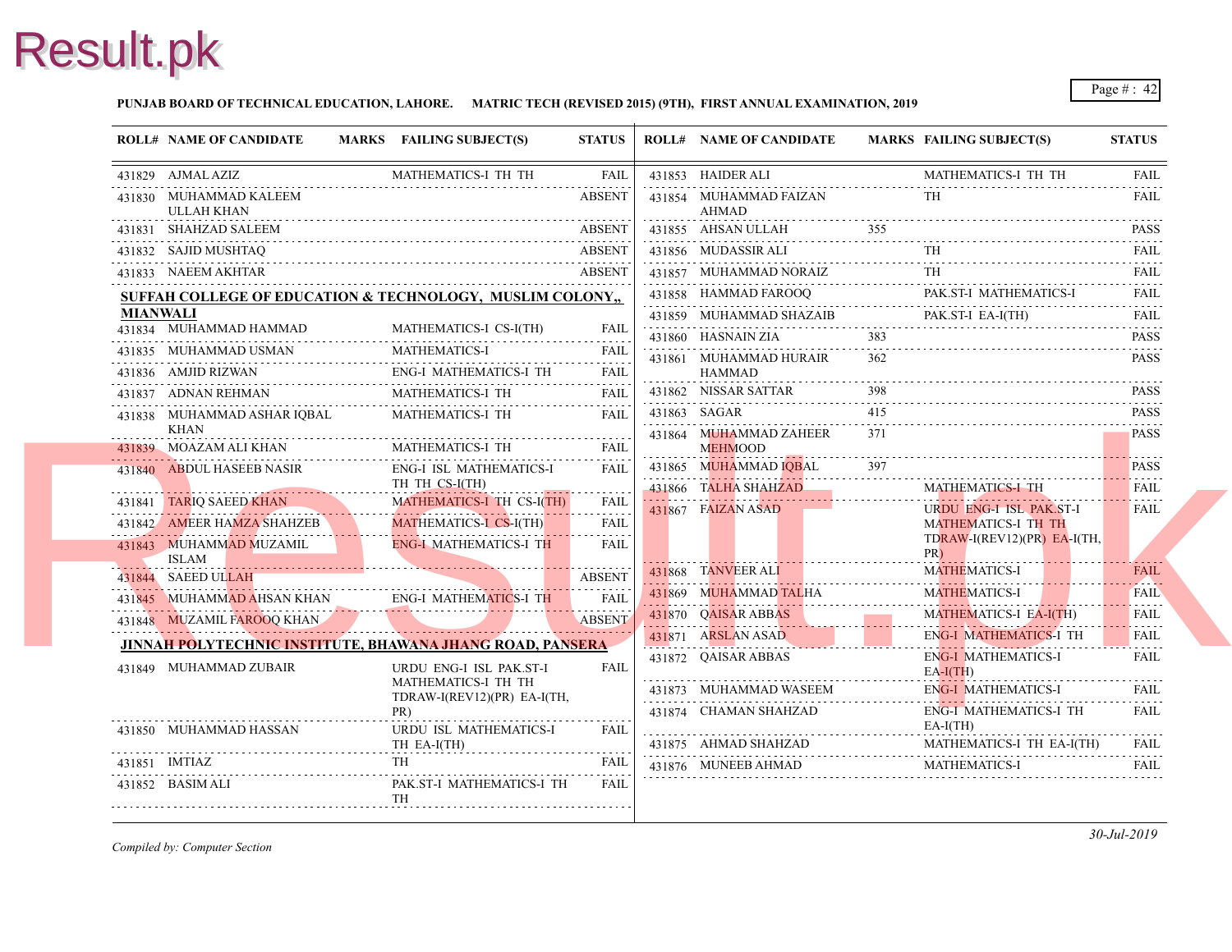**PUNJAB BOARD OF TECHNICAL EDUCATION, LAHORE. MATRIC TECH (REVISED 2015) (9TH), FIRST ANNUAL EXAMINATION, 2019**

| ROLL# | NAME OF CANDIDATE | MARKS | FAILING SUBJECT(S) | STATUS |
|---|---|---|---|---|
| 431829 | AJMAL AZIZ | | MATHEMATICS-I TH TH | FAIL |
| 431830 | MUHAMMAD KALEEM ULLAH KHAN | | | ABSENT |
| 431831 | SHAHZAD SALEEM | | | ABSENT |
| 431832 | SAJID MUSHTAQ | | | ABSENT |
| 431833 | NAEEM AKHTAR | | | ABSENT |

**SUFFAH COLLEGE OF EDUCATION & TECHNOLOGY, MUSLIM COLONY,, MIANWALI**

| ROLL# | NAME OF CANDIDATE | MARKS | FAILING SUBJECT(S) | STATUS |
|---|---|---|---|---|
| 431834 | MUHAMMAD HAMMAD | | MATHEMATICS-I CS-I(TH) | FAIL |
| 431835 | MUHAMMAD USMAN | | MATHEMATICS-I | FAIL |
| 431836 | AMJID RIZWAN | | ENG-I MATHEMATICS-I TH | FAIL |
| 431837 | ADNAN REHMAN | | MATHEMATICS-I TH | FAIL |
| 431838 | MUHAMMAD ASHAR IQBAL KHAN | | MATHEMATICS-I TH | FAIL |
| 431839 | MOAZAM ALI KHAN | | MATHEMATICS-I TH | FAIL |
| 431840 | ABDUL HASEEB NASIR | | ENG-I ISL MATHEMATICS-I TH TH CS-I(TH) | FAIL |
| 431841 | TARIQ SAEED KHAN | | MATHEMATICS-I TH CS-I(TH) | FAIL |
| 431842 | AMEER HAMZA SHAHZEB | | MATHEMATICS-I CS-I(TH) | FAIL |
| 431843 | MUHAMMAD MUZAMIL ISLAM | | ENG-I MATHEMATICS-I TH | FAIL |
| 431844 | SAEED ULLAH | | | ABSENT |
| 431845 | MUHAMMAD AHSAN KHAN | | ENG-I MATHEMATICS-I TH | FAIL |
| 431848 | MUZAMIL FAROOQ KHAN | | | ABSENT |

**JINNAH POLYTECHNIC INSTITUTE, BHAWANA JHANG ROAD, PANSERA**

| ROLL# | NAME OF CANDIDATE | MARKS | FAILING SUBJECT(S) | STATUS |
|---|---|---|---|---|
| 431849 | MUHAMMAD ZUBAIR | | URDU ENG-I ISL PAK.ST-I MATHEMATICS-I TH TH TDRAW-I(REV12)(PR) EA-I(TH, PR) | FAIL |
| 431850 | MUHAMMAD HASSAN | | URDU ISL MATHEMATICS-I TH EA-I(TH) | FAIL |
| 431851 | IMTIAZ | | TH | FAIL |
| 431852 | BASIM ALI | | PAK.ST-I MATHEMATICS-I TH TH | FAIL |
| 431853 | HAIDER ALI | | MATHEMATICS-I TH TH | FAIL |
| 431854 | MUHAMMAD FAIZAN AHMAD | | TH | FAIL |
| 431855 | AHSAN ULLAH | 355 | | PASS |
| 431856 | MUDASSIR ALI | | TH | FAIL |
| 431857 | MUHAMMAD NORAIZ | | TH | FAIL |
| 431858 | HAMMAD FAROOQ | | PAK.ST-I MATHEMATICS-I | FAIL |
| 431859 | MUHAMMAD SHAZAIB | | PAK.ST-I EA-I(TH) | FAIL |
| 431860 | HASNAIN ZIA | 383 | | PASS |
| 431861 | MUHAMMAD HURAIR HAMMAD | 362 | | PASS |
| 431862 | NISSAR SATTAR | 398 | | PASS |
| 431863 | SAGAR | 415 | | PASS |
| 431864 | MUHAMMAD ZAHEER MEHMOOD | 371 | | PASS |
| 431865 | MUHAMMAD IQBAL | 397 | | PASS |
| 431866 | TALHA SHAHZAD | | MATHEMATICS-I TH | FAIL |
| 431867 | FAIZAN ASAD | | URDU ENG-I ISL PAK.ST-I MATHEMATICS-I TH TH TDRAW-I(REV12)(PR) EA-I(TH, PR) | FAIL |
| 431868 | TANVEER ALI | | MATHEMATICS-I | FAIL |
| 431869 | MUHAMMAD TALHA | | MATHEMATICS-I | FAIL |
| 431870 | QAISAR ABBAS | | MATHEMATICS-I EA-I(TH) | FAIL |
| 431871 | ARSLAN ASAD | | ENG-I MATHEMATICS-I TH | FAIL |
| 431872 | QAISAR ABBAS | | ENG-I MATHEMATICS-I EA-I(TH) | FAIL |
| 431873 | MUHAMMAD WASEEM | | ENG-I MATHEMATICS-I | FAIL |
| 431874 | CHAMAN SHAHZAD | | ENG-I MATHEMATICS-I TH EA-I(TH) | FAIL |
| 431875 | AHMAD SHAHZAD | | MATHEMATICS-I TH EA-I(TH) | FAIL |
| 431876 | MUNEEB AHMAD | | MATHEMATICS-I | FAIL |

*Compiled by: Computer Section*

*30-Jul-2019*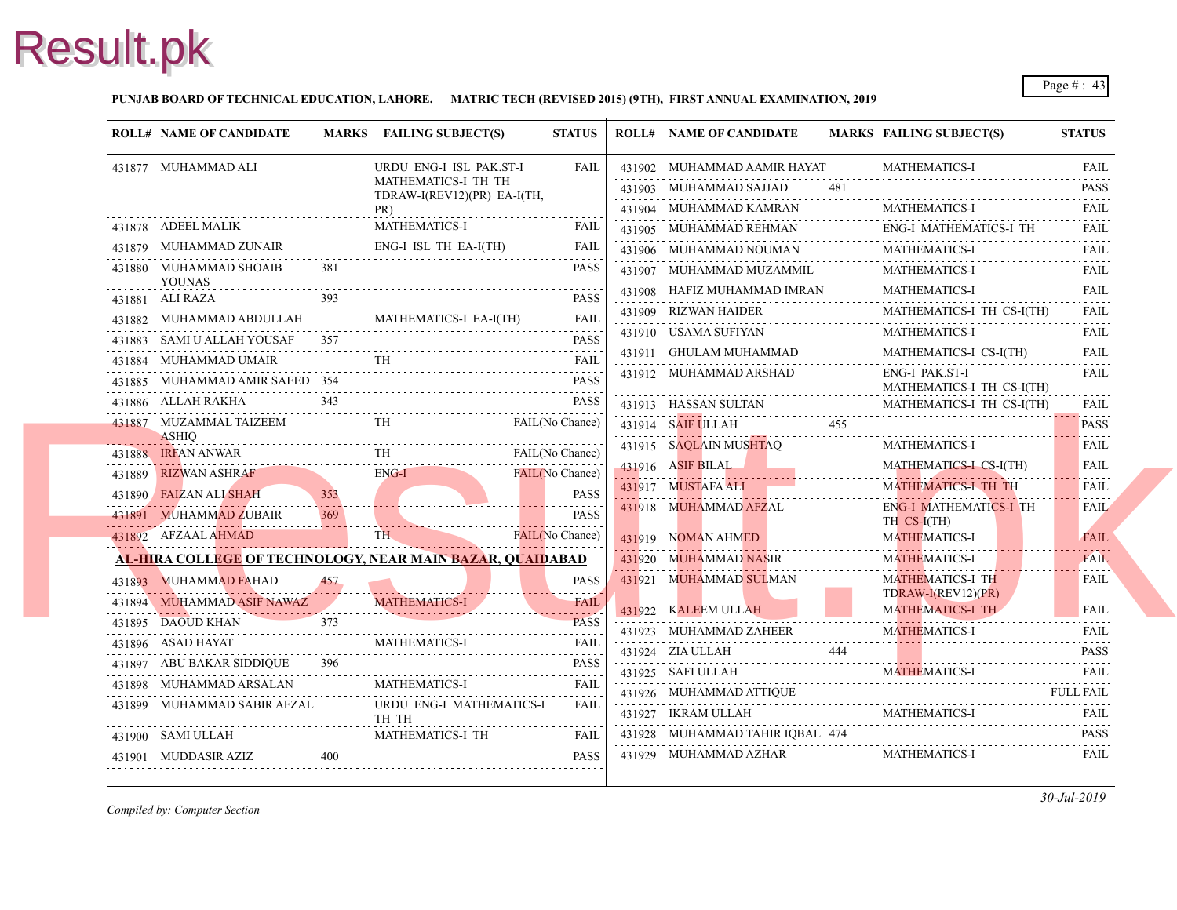**PUNJAB BOARD OF TECHNICAL EDUCATION, LAHORE. MATRIC TECH (REVISED 2015) (9TH), FIRST ANNUAL EXAMINATION, 2019**

| ROLL# | NAME OF CANDIDATE | MARKS | FAILING SUBJECT(S) | STATUS |
|---|---|---|---|---|
| 431877 | MUHAMMAD ALI | | URDU ENG-I ISL PAK.ST-I MATHEMATICS-I TH TH TDRAW-I(REV12)(PR) EA-I(TH, PR) | FAIL |
| 431878 | ADEEL MALIK | | MATHEMATICS-I | FAIL |
| 431879 | MUHAMMAD ZUNAIR | | ENG-I ISL TH EA-I(TH) | FAIL |
| 431880 | MUHAMMAD SHOAIB YOUNAS | 381 | | PASS |
| 431881 | ALI RAZA | 393 | | PASS |
| 431882 | MUHAMMAD ABDULLAH | | MATHEMATICS-I EA-I(TH) | FAIL |
| 431883 | SAMI U ALLAH YOUSAF | 357 | | PASS |
| 431884 | MUHAMMAD UMAIR | | TH | FAIL |
| 431885 | MUHAMMAD AMIR SAEED | 354 | | PASS |
| 431886 | ALLAH RAKHA | 343 | | PASS |
| 431887 | MUZAMMAL TAIZEEM ASHIQ | | TH | FAIL(No Chance) |
| 431888 | IRFAN ANWAR | | TH | FAIL(No Chance) |
| 431889 | RIZWAN ASHRAF | | ENG-I | FAIL(No Chance) |
| 431890 | FAIZAN ALI SHAH | 353 | | PASS |
| 431891 | MUHAMMAD ZUBAIR | 369 | | PASS |
| 431892 | AFZAAL AHMAD | | TH | FAIL(No Chance) |

**AL-HIRA COLLEGE OF TECHNOLOGY, NEAR MAIN BAZAR, QUAIDABAD**

| ROLL# | NAME OF CANDIDATE | MARKS | FAILING SUBJECT(S) | STATUS |
|---|---|---|---|---|
| 431893 | MUHAMMAD FAHAD | 457 | | PASS |
| 431894 | MUHAMMAD ASIF NAWAZ | | MATHEMATICS-I | FAIL |
| 431895 | DAOUD KHAN | 373 | | PASS |
| 431896 | ASAD HAYAT | | MATHEMATICS-I | FAIL |
| 431897 | ABU BAKAR SIDDIQUE | 396 | | PASS |
| 431898 | MUHAMMAD ARSALAN | | MATHEMATICS-I | FAIL |
| 431899 | MUHAMMAD SABIR AFZAL | | URDU ENG-I MATHEMATICS-I TH TH | FAIL |
| 431900 | SAMI ULLAH | | MATHEMATICS-I TH | FAIL |
| 431901 | MUDDASIR AZIZ | 400 | | PASS |
| 431902 | MUHAMMAD AAMIR HAYAT | | MATHEMATICS-I | FAIL |
| 431903 | MUHAMMAD SAJJAD | 481 | | PASS |
| 431904 | MUHAMMAD KAMRAN | | MATHEMATICS-I | FAIL |
| 431905 | MUHAMMAD REHMAN | | ENG-I MATHEMATICS-I TH | FAIL |
| 431906 | MUHAMMAD NOUMAN | | MATHEMATICS-I | FAIL |
| 431907 | MUHAMMAD MUZAMMIL | | MATHEMATICS-I | FAIL |
| 431908 | HAFIZ MUHAMMAD IMRAN | | MATHEMATICS-I | FAIL |
| 431909 | RIZWAN HAIDER | | MATHEMATICS-I TH CS-I(TH) | FAIL |
| 431910 | USAMA SUFIYAN | | MATHEMATICS-I | FAIL |
| 431911 | GHULAM MUHAMMAD | | MATHEMATICS-I CS-I(TH) | FAIL |
| 431912 | MUHAMMAD ARSHAD | | ENG-I PAK.ST-I MATHEMATICS-I TH CS-I(TH) | FAIL |
| 431913 | HASSAN SULTAN | | MATHEMATICS-I TH CS-I(TH) | FAIL |
| 431914 | SAIF ULLAH | 455 | | PASS |
| 431915 | SAQLAIN MUSHTAQ | | MATHEMATICS-I | FAIL |
| 431916 | ASIF BILAL | | MATHEMATICS-I CS-I(TH) | FAIL |
| 431917 | MUSTAFA ALI | | MATHEMATICS-I TH TH | FAIL |
| 431918 | MUHAMMAD AFZAL | | ENG-I MATHEMATICS-I TH TH CS-I(TH) | FAIL |
| 431919 | NOMAN AHMED | | MATHEMATICS-I | FAIL |
| 431920 | MUHAMMAD NASIR | | MATHEMATICS-I | FAIL |
| 431921 | MUHAMMAD SULMAN | | MATHEMATICS-I TH TDRAW-I(REV12)(PR) | FAIL |
| 431922 | KALEEM ULLAH | | MATHEMATICS-I TH | FAIL |
| 431923 | MUHAMMAD ZAHEER | | MATHEMATICS-I | FAIL |
| 431924 | ZIA ULLAH | 444 | | PASS |
| 431925 | SAFI ULLAH | | MATHEMATICS-I | FAIL |
| 431926 | MUHAMMAD ATTIQUE | | | FULL FAIL |
| 431927 | IKRAM ULLAH | | MATHEMATICS-I | FAIL |
| 431928 | MUHAMMAD TAHIR IQBAL | 474 | | PASS |
| 431929 | MUHAMMAD AZHAR | | MATHEMATICS-I | FAIL |

*Compiled by: Computer Section*

*30-Jul-2019*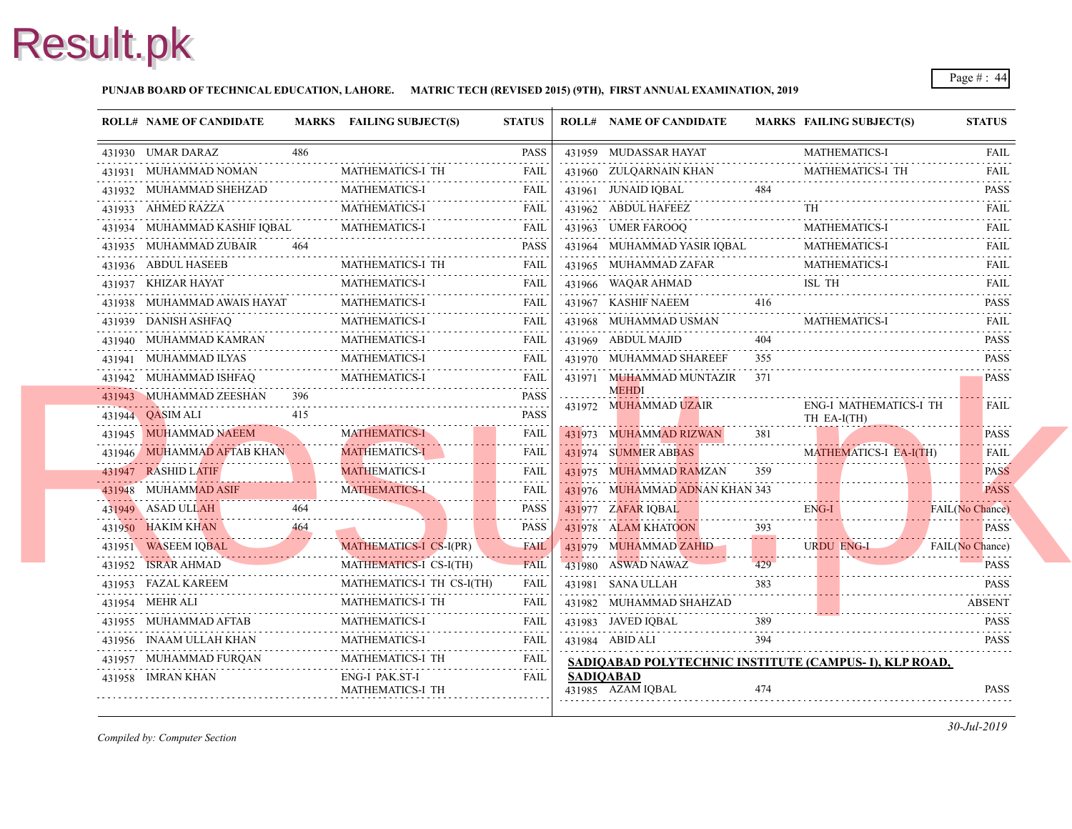**PUNJAB BOARD OF TECHNICAL EDUCATION, LAHORE. MATRIC TECH (REVISED 2015) (9TH), FIRST ANNUAL EXAMINATION, 2019**

| ROLL# | NAME OF CANDIDATE | MARKS | FAILING SUBJECT(S) | STATUS |
|---|---|---|---|---|
| 431930 | UMAR DARAZ | 486 | | PASS |
| 431931 | MUHAMMAD NOMAN | | MATHEMATICS-I TH | FAIL |
| 431932 | MUHAMMAD SHEHZAD | | MATHEMATICS-I | FAIL |
| 431933 | AHMED RAZZA | | MATHEMATICS-I | FAIL |
| 431934 | MUHAMMAD KASHIF IQBAL | | MATHEMATICS-I | FAIL |
| 431935 | MUHAMMAD ZUBAIR | 464 | | PASS |
| 431936 | ABDUL HASEEB | | MATHEMATICS-I TH | FAIL |
| 431937 | KHIZAR HAYAT | | MATHEMATICS-I | FAIL |
| 431938 | MUHAMMAD AWAIS HAYAT | | MATHEMATICS-I | FAIL |
| 431939 | DANISH ASHFAQ | | MATHEMATICS-I | FAIL |
| 431940 | MUHAMMAD KAMRAN | | MATHEMATICS-I | FAIL |
| 431941 | MUHAMMAD ILYAS | | MATHEMATICS-I | FAIL |
| 431942 | MUHAMMAD ISHFAQ | | MATHEMATICS-I | FAIL |
| 431943 | MUHAMMAD ZEESHAN | 396 | | PASS |
| 431944 | QASIM ALI | 415 | | PASS |
| 431945 | MUHAMMAD NAEEM | | MATHEMATICS-I | FAIL |
| 431946 | MUHAMMAD AFTAB KHAN | | MATHEMATICS-I | FAIL |
| 431947 | RASHID LATIF | | MATHEMATICS-I | FAIL |
| 431948 | MUHAMMAD ASIF | | MATHEMATICS-I | FAIL |
| 431949 | ASAD ULLAH | 464 | | PASS |
| 431950 | HAKIM KHAN | 464 | | PASS |
| 431951 | WASEEM IQBAL | | MATHEMATICS-I CS-I(PR) | FAIL |
| 431952 | ISRAR AHMAD | | MATHEMATICS-I CS-I(TH) | FAIL |
| 431953 | FAZAL KAREEM | | MATHEMATICS-I TH CS-I(TH) | FAIL |
| 431954 | MEHR ALI | | MATHEMATICS-I TH | FAIL |
| 431955 | MUHAMMAD AFTAB | | MATHEMATICS-I | FAIL |
| 431956 | INAAM ULLAH KHAN | | MATHEMATICS-I | FAIL |
| 431957 | MUHAMMAD FURQAN | | MATHEMATICS-I TH | FAIL |
| 431958 | IMRAN KHAN | | ENG-I PAK.ST-I MATHEMATICS-I TH | FAIL |
| 431959 | MUDASSAR HAYAT | | MATHEMATICS-I | FAIL |
| 431960 | ZULQARNAIN KHAN | | MATHEMATICS-I TH | FAIL |
| 431961 | JUNAID IQBAL | 484 | | PASS |
| 431962 | ABDUL HAFEEZ | | TH | FAIL |
| 431963 | UMER FAROOQ | | MATHEMATICS-I | FAIL |
| 431964 | MUHAMMAD YASIR IQBAL | | MATHEMATICS-I | FAIL |
| 431965 | MUHAMMAD ZAFAR | | MATHEMATICS-I | FAIL |
| 431966 | WAQAR AHMAD | | ISL TH | FAIL |
| 431967 | KASHIF NAEEM | 416 | | PASS |
| 431968 | MUHAMMAD USMAN | | MATHEMATICS-I | FAIL |
| 431969 | ABDUL MAJID | 404 | | PASS |
| 431970 | MUHAMMAD SHAREEF | 355 | | PASS |
| 431971 | MUHAMMAD MUNTAZIR MEHDI | 371 | | PASS |
| 431972 | MUHAMMAD UZAIR | | ENG-I MATHEMATICS-I TH TH EA-I(TH) | FAIL |
| 431973 | MUHAMMAD RIZWAN | 381 | | PASS |
| 431974 | SUMMER ABBAS | | MATHEMATICS-I EA-I(TH) | FAIL |
| 431975 | MUHAMMAD RAMZAN | 359 | | PASS |
| 431976 | MUHAMMAD ADNAN KHAN | 343 | | PASS |
| 431977 | ZAFAR IQBAL | | ENG-I | FAIL(No Chance) |
| 431978 | ALAM KHATOON | 393 | | PASS |
| 431979 | MUHAMMAD ZAHID | | URDU ENG-I | FAIL(No Chance) |
| 431980 | ASWAD NAWAZ | 429 | | PASS |
| 431981 | SANA ULLAH | 383 | | PASS |
| 431982 | MUHAMMAD SHAHZAD | | | ABSENT |
| 431983 | JAVED IQBAL | 389 | | PASS |
| 431984 | ABID ALI | 394 | | PASS |

**SADIQABAD POLYTECHNIC INSTITUTE (CAMPUS- I), KLP ROAD, SADIQABAD**

| ROLL# | NAME OF CANDIDATE | MARKS | FAILING SUBJECT(S) | STATUS |
|---|---|---|---|---|
| 431985 | AZAM IQBAL | 474 | | PASS |

*Compiled by: Computer Section*

*30-Jul-2019*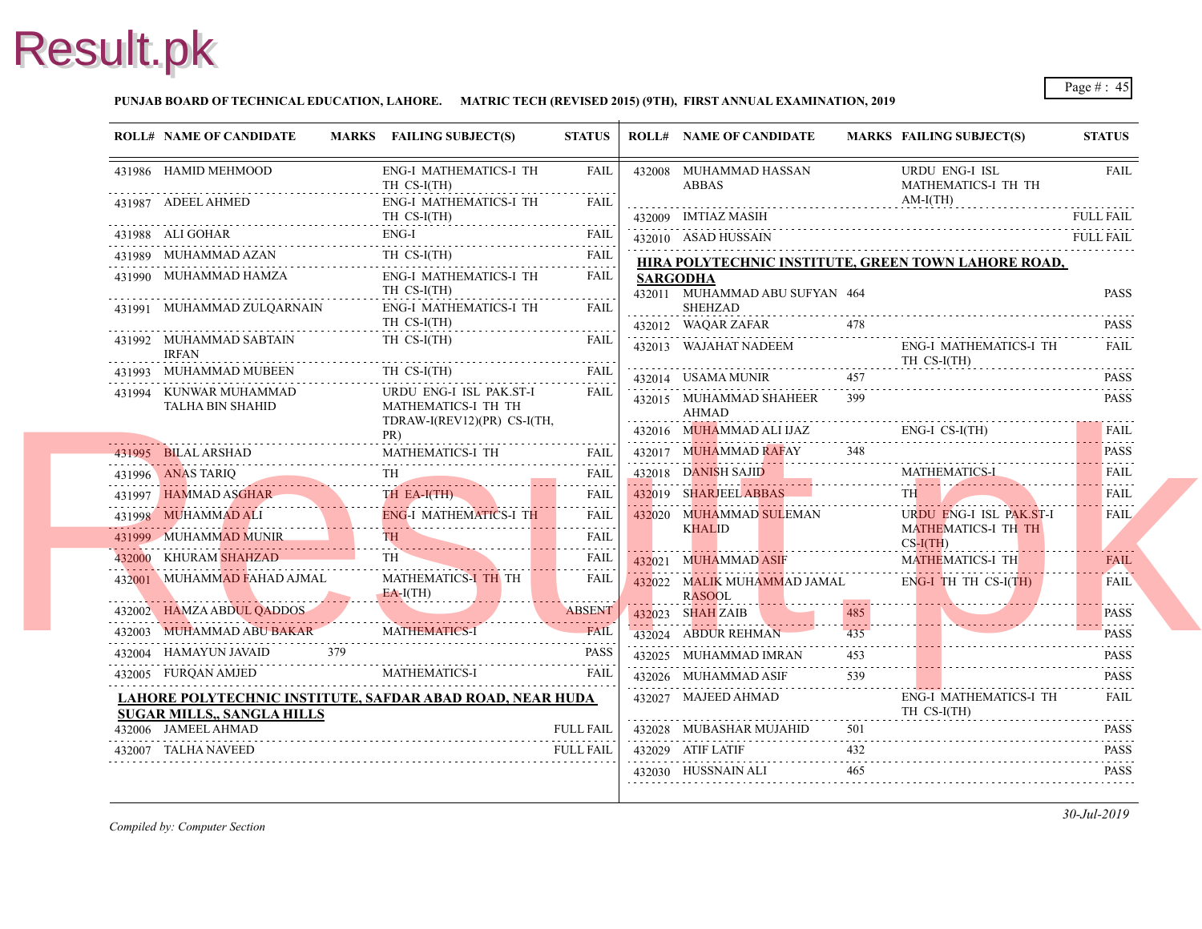**PUNJAB BOARD OF TECHNICAL EDUCATION, LAHORE. MATRIC TECH (REVISED 2015) (9TH), FIRST ANNUAL EXAMINATION, 2019**

| ROLL# | NAME OF CANDIDATE | MARKS | FAILING SUBJECT(S) | STATUS |
|---|---|---|---|---|
| 431986 | HAMID MEHMOOD | | ENG-I MATHEMATICS-I TH TH CS-I(TH) | FAIL |
| 431987 | ADEEL AHMED | | ENG-I MATHEMATICS-I TH TH CS-I(TH) | FAIL |
| 431988 | ALI GOHAR | | ENG-I | FAIL |
| 431989 | MUHAMMAD AZAN | | TH CS-I(TH) | FAIL |
| 431990 | MUHAMMAD HAMZA | | ENG-I MATHEMATICS-I TH TH CS-I(TH) | FAIL |
| 431991 | MUHAMMAD ZULQARNAIN | | ENG-I MATHEMATICS-I TH TH CS-I(TH) | FAIL |
| 431992 | MUHAMMAD SABTAIN IRFAN | | TH CS-I(TH) | FAIL |
| 431993 | MUHAMMAD MUBEEN | | TH CS-I(TH) | FAIL |
| 431994 | KUNWAR MUHAMMAD TALHA BIN SHAHID | | URDU ENG-I ISL PAK.ST-I MATHEMATICS-I TH TH TDRAW-I(REV12)(PR) CS-I(TH, PR) | FAIL |
| 431995 | BILAL ARSHAD | | MATHEMATICS-I TH | FAIL |
| 431996 | ANAS TARIQ | | TH | FAIL |
| 431997 | HAMMAD ASGHAR | | TH EA-I(TH) | FAIL |
| 431998 | MUHAMMAD ALI | | ENG-I MATHEMATICS-I TH | FAIL |
| 431999 | MUHAMMAD MUNIR | | TH | FAIL |
| 432000 | KHURAM SHAHZAD | | TH | FAIL |
| 432001 | MUHAMMAD FAHAD AJMAL | | MATHEMATICS-I TH TH EA-I(TH) | FAIL |
| 432002 | HAMZA ABDUL QADDOS | | | ABSENT |
| 432003 | MUHAMMAD ABU BAKAR | | MATHEMATICS-I | FAIL |
| 432004 | HAMAYUN JAVAID | 379 | | PASS |
| 432005 | FURQAN AMJED | | MATHEMATICS-I | FAIL |

**LAHORE POLYTECHNIC INSTITUTE, SAFDAR ABAD ROAD, NEAR HUDA SUGAR MILLS,, SANGLA HILLS**

| ROLL# | NAME OF CANDIDATE | MARKS | FAILING SUBJECT(S) | STATUS |
|---|---|---|---|---|
| 432006 | JAMEEL AHMAD | | | FULL FAIL |
| 432007 | TALHA NAVEED | | | FULL FAIL |
| 432008 | MUHAMMAD HASSAN ABBAS | | URDU ENG-I ISL MATHEMATICS-I TH TH AM-I(TH) | FAIL |
| 432009 | IMTIAZ MASIH | | | FULL FAIL |
| 432010 | ASAD HUSSAIN | | | FULL FAIL |

**HIRA POLYTECHNIC INSTITUTE, GREEN TOWN LAHORE ROAD, SARGODHA**

| ROLL# | NAME OF CANDIDATE | MARKS | FAILING SUBJECT(S) | STATUS |
|---|---|---|---|---|
| 432011 | MUHAMMAD ABU SUFYAN SHEHZAD | 464 | | PASS |
| 432012 | WAQAR ZAFAR | 478 | | PASS |
| 432013 | WAJAHAT NADEEM | | ENG-I MATHEMATICS-I TH TH CS-I(TH) | FAIL |
| 432014 | USAMA MUNIR | 457 | | PASS |
| 432015 | MUHAMMAD SHAHEER AHMAD | 399 | | PASS |
| 432016 | MUHAMMAD ALI IJAZ | | ENG-I CS-I(TH) | FAIL |
| 432017 | MUHAMMAD RAFAY | 348 | | PASS |
| 432018 | DANISH SAJID | | MATHEMATICS-I | FAIL |
| 432019 | SHARJEEL ABBAS | | TH | FAIL |
| 432020 | MUHAMMAD SULEMAN KHALID | | URDU ENG-I ISL PAK.ST-I MATHEMATICS-I TH TH CS-I(TH) | FAIL |
| 432021 | MUHAMMAD ASIF | | MATHEMATICS-I TH | FAIL |
| 432022 | MALIK MUHAMMAD JAMAL RASOOL | | ENG-I TH TH CS-I(TH) | FAIL |
| 432023 | SHAH ZAIB | 485 | | PASS |
| 432024 | ABDUR REHMAN | 435 | | PASS |
| 432025 | MUHAMMAD IMRAN | 453 | | PASS |
| 432026 | MUHAMMAD ASIF | 539 | | PASS |
| 432027 | MAJEED AHMAD | | ENG-I MATHEMATICS-I TH TH CS-I(TH) | FAIL |
| 432028 | MUBASHAR MUJAHID | 501 | | PASS |
| 432029 | ATIF LATIF | 432 | | PASS |
| 432030 | HUSSNAIN ALI | 465 | | PASS |

*Compiled by: Computer Section*

*30-Jul-2019*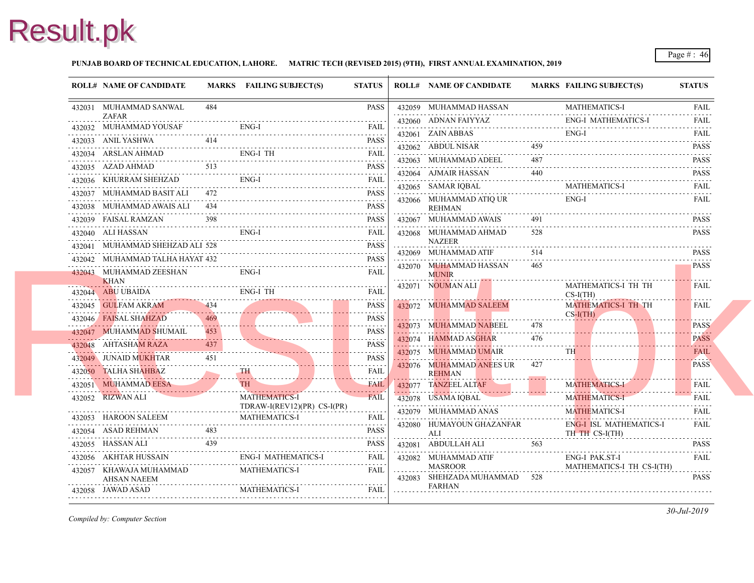**PUNJAB BOARD OF TECHNICAL EDUCATION, LAHORE. MATRIC TECH (REVISED 2015) (9TH), FIRST ANNUAL EXAMINATION, 2019**

| ROLL# | NAME OF CANDIDATE | MARKS | FAILING SUBJECT(S) | STATUS |
|---|---|---|---|---|
| 432031 | MUHAMMAD SANWAL ZAFAR | 484 | | PASS |
| 432032 | MUHAMMAD YOUSAF | | ENG-I | FAIL |
| 432033 | ANIL YASHWA | 414 | | PASS |
| 432034 | ARSLAN AHMAD | | ENG-I TH | FAIL |
| 432035 | AZAD AHMAD | 513 | | PASS |
| 432036 | KHURRAM SHEHZAD | | ENG-I | FAIL |
| 432037 | MUHAMMAD BASIT ALI | 472 | | PASS |
| 432038 | MUHAMMAD AWAIS ALI | 434 | | PASS |
| 432039 | FAISAL RAMZAN | 398 | | PASS |
| 432040 | ALI HASSAN | | ENG-I | FAIL |
| 432041 | MUHAMMAD SHEHZAD ALI | 528 | | PASS |
| 432042 | MUHAMMAD TALHA HAYAT | 432 | | PASS |
| 432043 | MUHAMMAD ZEESHAN KHAN | | ENG-I | FAIL |
| 432044 | ABU UBAIDA | | ENG-I TH | FAIL |
| 432045 | GULFAM AKRAM | 434 | | PASS |
| 432046 | FAISAL SHAHZAD | 469 | | PASS |
| 432047 | MUHAMMAD SHUMAIL | 453 | | PASS |
| 432048 | AHTASHAM RAZA | 437 | | PASS |
| 432049 | JUNAID MUKHTAR | 451 | | PASS |
| 432050 | TALHA SHAHBAZ | | TH | FAIL |
| 432051 | MUHAMMAD EESA | | TH | FAIL |
| 432052 | RIZWAN ALI | | MATHEMATICS-I TDRAW-I(REV12)(PR) CS-I(PR) | FAIL |
| 432053 | HAROON SALEEM | | MATHEMATICS-I | FAIL |
| 432054 | ASAD REHMAN | 483 | | PASS |
| 432055 | HASSAN ALI | 439 | | PASS |
| 432056 | AKHTAR HUSSAIN | | ENG-I MATHEMATICS-I | FAIL |
| 432057 | KHAWAJA MUHAMMAD AHSAN NAEEM | | MATHEMATICS-I | FAIL |
| 432058 | JAWAD ASAD | | MATHEMATICS-I | FAIL |
| 432059 | MUHAMMAD HASSAN | | MATHEMATICS-I | FAIL |
| 432060 | ADNAN FAIYYAZ | | ENG-I MATHEMATICS-I | FAIL |
| 432061 | ZAIN ABBAS | | ENG-I | FAIL |
| 432062 | ABDUL NISAR | 459 | | PASS |
| 432063 | MUHAMMAD ADEEL | 487 | | PASS |
| 432064 | AJMAIR HASSAN | 440 | | PASS |
| 432065 | SAMAR IQBAL | | MATHEMATICS-I | FAIL |
| 432066 | MUHAMMAD ATIQ UR REHMAN | | ENG-I | FAIL |
| 432067 | MUHAMMAD AWAIS | 491 | | PASS |
| 432068 | MUHAMMAD AHMAD NAZEER | 528 | | PASS |
| 432069 | MUHAMMAD ATIF | 514 | | PASS |
| 432070 | MUHAMMAD HASSAN MUNIR | 465 | | PASS |
| 432071 | NOUMAN ALI | | MATHEMATICS-I TH TH CS-I(TH) | FAIL |
| 432072 | MUHAMMAD SALEEM | | MATHEMATICS-I TH TH CS-I(TH) | FAIL |
| 432073 | MUHAMMAD NABEEL | 478 | | PASS |
| 432074 | HAMMAD ASGHAR | 476 | | PASS |
| 432075 | MUHAMMAD UMAIR | | TH | FAIL |
| 432076 | MUHAMMAD ANEES UR REHMAN | 427 | | PASS |
| 432077 | TANZEEL ALTAF | | MATHEMATICS-I | FAIL |
| 432078 | USAMA IQBAL | | MATHEMATICS-I | FAIL |
| 432079 | MUHAMMAD ANAS | | MATHEMATICS-I | FAIL |
| 432080 | HUMAYOUN GHAZANFAR ALI | | ENG-I ISL MATHEMATICS-I TH TH CS-I(TH) | FAIL |
| 432081 | ABDULLAH ALI | 563 | | PASS |
| 432082 | MUHAMMAD ATIF MASROOR | | ENG-I PAK.ST-I MATHEMATICS-I TH CS-I(TH) | FAIL |
| 432083 | SHEHZADA MUHAMMAD FARHAN | 528 | | PASS |

*Compiled by: Computer Section*

*30-Jul-2019*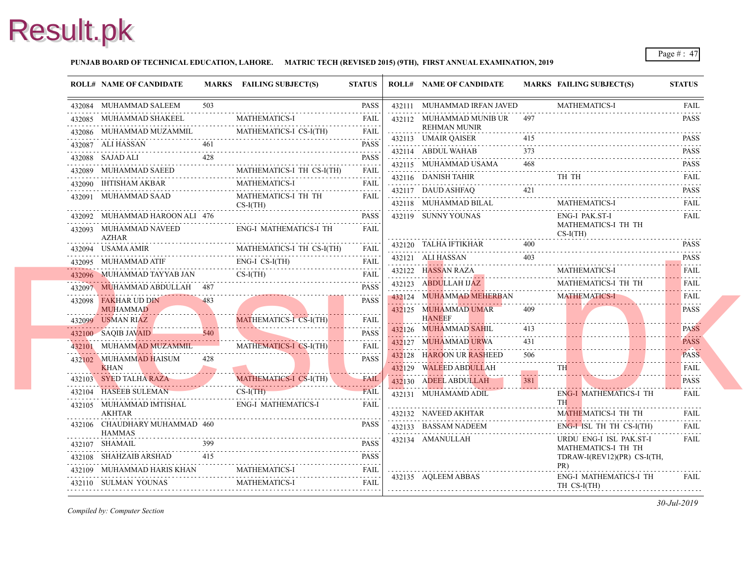**PUNJAB BOARD OF TECHNICAL EDUCATION, LAHORE. MATRIC TECH (REVISED 2015) (9TH), FIRST ANNUAL EXAMINATION, 2019**

| ROLL# | NAME OF CANDIDATE | MARKS | FAILING SUBJECT(S) | STATUS |
|---|---|---|---|---|
| 432084 | MUHAMMAD SALEEM | 503 | | PASS |
| 432085 | MUHAMMAD SHAKEEL | | MATHEMATICS-I | FAIL |
| 432086 | MUHAMMAD MUZAMMIL | | MATHEMATICS-I CS-I(TH) | FAIL |
| 432087 | ALI HASSAN | 461 | | PASS |
| 432088 | SAJAD ALI | 428 | | PASS |
| 432089 | MUHAMMAD SAEED | | MATHEMATICS-I TH CS-I(TH) | FAIL |
| 432090 | IHTISHAM AKBAR | | MATHEMATICS-I | FAIL |
| 432091 | MUHAMMAD SAAD | | MATHEMATICS-I TH TH CS-I(TH) | FAIL |
| 432092 | MUHAMMAD HAROON ALI | 476 | | PASS |
| 432093 | MUHAMMAD NAVEED AZHAR | | ENG-I MATHEMATICS-I TH | FAIL |
| 432094 | USAMA AMIR | | MATHEMATICS-I TH CS-I(TH) | FAIL |
| 432095 | MUHAMMAD ATIF | | ENG-I CS-I(TH) | FAIL |
| 432096 | MUHAMMAD TAYYAB JAN | | CS-I(TH) | FAIL |
| 432097 | MUHAMMAD ABDULLAH | 487 | | PASS |
| 432098 | FAKHAR UD DIN MUHAMMAD | 483 | | PASS |
| 432099 | USMAN RIAZ | | MATHEMATICS-I CS-I(TH) | FAIL |
| 432100 | SAQIB JAVAID | 540 | | PASS |
| 432101 | MUHAMMAD MUZAMMIL | | MATHEMATICS-I CS-I(TH) | FAIL |
| 432102 | MUHAMMAD HAISUM KHAN | 428 | | PASS |
| 432103 | SYED TALHA RAZA | | MATHEMATICS-I CS-I(TH) | FAIL |
| 432104 | HASEEB SULEMAN | | CS-I(TH) | FAIL |
| 432105 | MUHAMMAD IMTISHAL AKHTAR | | ENG-I MATHEMATICS-I | FAIL |
| 432106 | CHAUDHARY MUHAMMAD HAMMAS | 460 | | PASS |
| 432107 | SHAMAIL | 399 | | PASS |
| 432108 | SHAHZAIB ARSHAD | 415 | | PASS |
| 432109 | MUHAMMAD HARIS KHAN | | MATHEMATICS-I | FAIL |
| 432110 | SULMAN YOUNAS | | MATHEMATICS-I | FAIL |
| 432111 | MUHAMMAD IRFAN JAVED | | MATHEMATICS-I | FAIL |
| 432112 | MUHAMMAD MUNIB UR REHMAN MUNIR | 497 | | PASS |
| 432113 | UMAIR QAISER | 415 | | PASS |
| 432114 | ABDUL WAHAB | 373 | | PASS |
| 432115 | MUHAMMAD USAMA | 468 | | PASS |
| 432116 | DANISH TAHIR | | TH TH | FAIL |
| 432117 | DAUD ASHFAQ | 421 | | PASS |
| 432118 | MUHAMMAD BILAL | | MATHEMATICS-I | FAIL |
| 432119 | SUNNY YOUNAS | | ENG-I PAK.ST-I MATHEMATICS-I TH TH CS-I(TH) | FAIL |
| 432120 | TALHA IFTIKHAR | 400 | | PASS |
| 432121 | ALI HASSAN | 403 | | PASS |
| 432122 | HASSAN RAZA | | MATHEMATICS-I | FAIL |
| 432123 | ABDULLAH IJAZ | | MATHEMATICS-I TH TH | FAIL |
| 432124 | MUHAMMAD MEHERBAN | | MATHEMATICS-I | FAIL |
| 432125 | MUHAMMAD UMAR HANEEF | 409 | | PASS |
| 432126 | MUHAMMAD SAHIL | 413 | | PASS |
| 432127 | MUHAMMAD URWA | 431 | | PASS |
| 432128 | HAROON UR RASHEED | 506 | | PASS |
| 432129 | WALEED ABDULLAH | | TH | FAIL |
| 432130 | ADEEL ABDULLAH | 381 | | PASS |
| 432131 | MUHAMAMD ADIL | | ENG-I MATHEMATICS-I TH TH | FAIL |
| 432132 | NAVEED AKHTAR | | MATHEMATICS-I TH TH | FAIL |
| 432133 | BASSAM NADEEM | | ENG-I ISL TH TH CS-I(TH) | FAIL |
| 432134 | AMANULLAH | | URDU ENG-I ISL PAK.ST-I MATHEMATICS-I TH TH TDRAW-I(REV12)(PR) CS-I(TH, PR) | FAIL |
| 432135 | AQLEEM ABBAS | | ENG-I MATHEMATICS-I TH TH CS-I(TH) | FAIL |

*Compiled by: Computer Section*

*30-Jul-2019*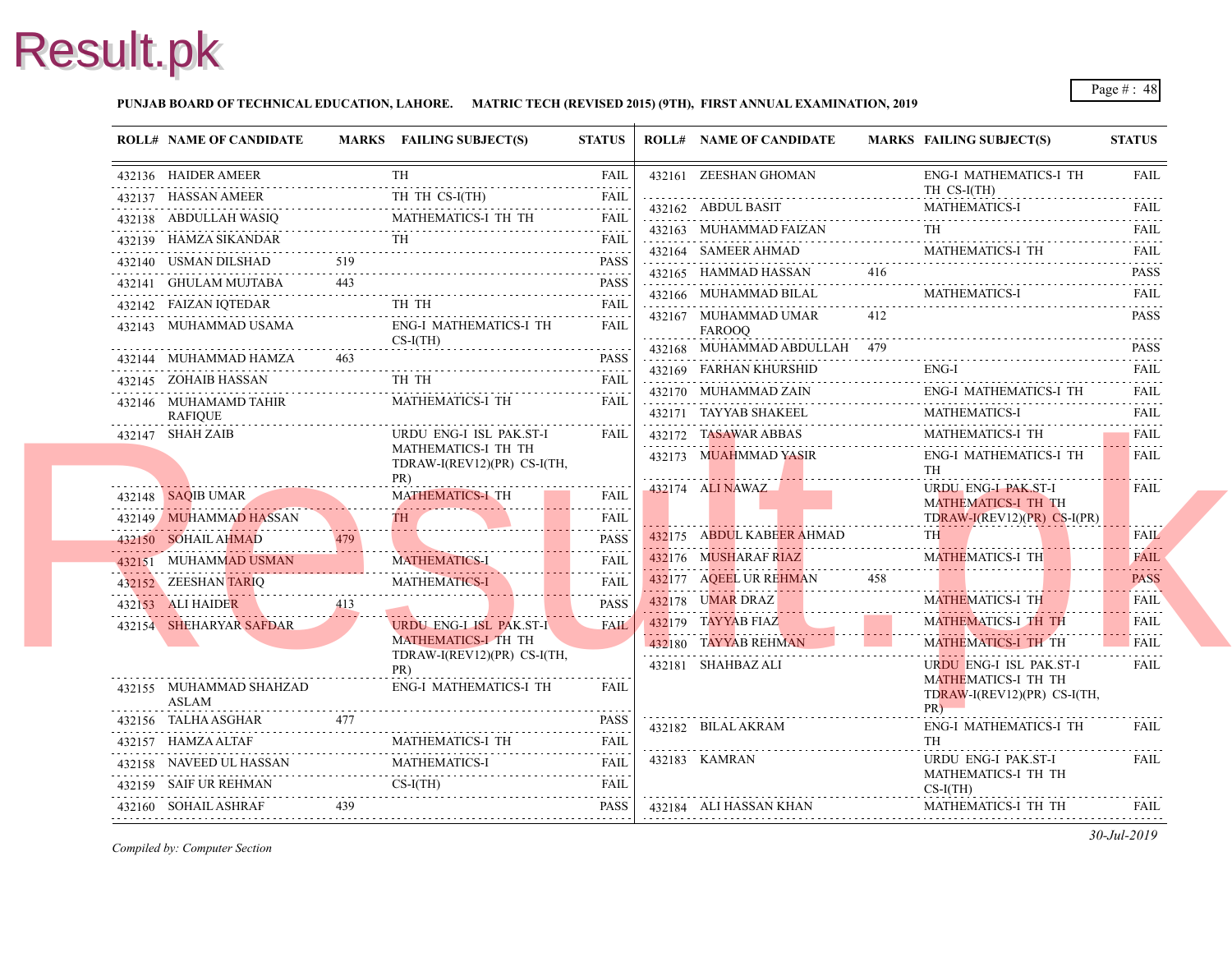**PUNJAB BOARD OF TECHNICAL EDUCATION, LAHORE. MATRIC TECH (REVISED 2015) (9TH), FIRST ANNUAL EXAMINATION, 2019**

| ROLL# | NAME OF CANDIDATE | MARKS | FAILING SUBJECT(S) | STATUS |
|---|---|---|---|---|
| 432136 | HAIDER AMEER | | TH | FAIL |
| 432137 | HASSAN AMEER | | TH TH CS-I(TH) | FAIL |
| 432138 | ABDULLAH WASIQ | | MATHEMATICS-I TH TH | FAIL |
| 432139 | HAMZA SIKANDAR | | TH | FAIL |
| 432140 | USMAN DILSHAD | 519 | | PASS |
| 432141 | GHULAM MUJTABA | 443 | | PASS |
| 432142 | FAIZAN IQTEDAR | | TH TH | FAIL |
| 432143 | MUHAMMAD USAMA | | ENG-I MATHEMATICS-I TH CS-I(TH) | FAIL |
| 432144 | MUHAMMAD HAMZA | 463 | | PASS |
| 432145 | ZOHAIB HASSAN | | TH TH | FAIL |
| 432146 | MUHAMAMD TAHIR RAFIQUE | | MATHEMATICS-I TH | FAIL |
| 432147 | SHAH ZAIB | | URDU ENG-I ISL PAK.ST-I MATHEMATICS-I TH TH TDRAW-I(REV12)(PR) CS-I(TH, PR) | FAIL |
| 432148 | SAQIB UMAR | | MATHEMATICS-I TH | FAIL |
| 432149 | MUHAMMAD HASSAN | | TH | FAIL |
| 432150 | SOHAIL AHMAD | 479 | | PASS |
| 432151 | MUHAMMAD USMAN | | MATHEMATICS-I | FAIL |
| 432152 | ZEESHAN TARIQ | | MATHEMATICS-I | FAIL |
| 432153 | ALI HAIDER | 413 | | PASS |
| 432154 | SHEHARYAR SAFDAR | | URDU ENG-I ISL PAK.ST-I MATHEMATICS-I TH TH TDRAW-I(REV12)(PR) CS-I(TH, PR) | FAIL |
| 432155 | MUHAMMAD SHAHZAD ASLAM | | ENG-I MATHEMATICS-I TH | FAIL |
| 432156 | TALHA ASGHAR | 477 | | PASS |
| 432157 | HAMZA ALTAF | | MATHEMATICS-I TH | FAIL |
| 432158 | NAVEED UL HASSAN | | MATHEMATICS-I | FAIL |
| 432159 | SAIF UR REHMAN | | CS-I(TH) | FAIL |
| 432160 | SOHAIL ASHRAF | 439 | | PASS |
| 432161 | ZEESHAN GHOMAN | | ENG-I MATHEMATICS-I TH TH CS-I(TH) | FAIL |
| 432162 | ABDUL BASIT | | MATHEMATICS-I | FAIL |
| 432163 | MUHAMMAD FAIZAN | | TH | FAIL |
| 432164 | SAMEER AHMAD | | MATHEMATICS-I TH | FAIL |
| 432165 | HAMMAD HASSAN | 416 | | PASS |
| 432166 | MUHAMMAD BILAL | | MATHEMATICS-I | FAIL |
| 432167 | MUHAMMAD UMAR FAROOQ | 412 | | PASS |
| 432168 | MUHAMMAD ABDULLAH | 479 | | PASS |
| 432169 | FARHAN KHURSHID | | ENG-I | FAIL |
| 432170 | MUHAMMAD ZAIN | | ENG-I MATHEMATICS-I TH | FAIL |
| 432171 | TAYYAB SHAKEEL | | MATHEMATICS-I | FAIL |
| 432172 | TASAWAR ABBAS | | MATHEMATICS-I TH | FAIL |
| 432173 | MUAHMMAD YASIR | | ENG-I MATHEMATICS-I TH TH | FAIL |
| 432174 | ALI NAWAZ | | URDU ENG-I PAK.ST-I MATHEMATICS-I TH TH TDRAW-I(REV12)(PR) CS-I(PR) | FAIL |
| 432175 | ABDUL KABEER AHMAD | | TH | FAIL |
| 432176 | MUSHARAF RIAZ | | MATHEMATICS-I TH | FAIL |
| 432177 | AQEEL UR REHMAN | 458 | | PASS |
| 432178 | UMAR DRAZ | | MATHEMATICS-I TH | FAIL |
| 432179 | TAYYAB FIAZ | | MATHEMATICS-I TH TH | FAIL |
| 432180 | TAYYAB REHMAN | | MATHEMATICS-I TH TH | FAIL |
| 432181 | SHAHBAZ ALI | | URDU ENG-I ISL PAK.ST-I MATHEMATICS-I TH TH TDRAW-I(REV12)(PR) CS-I(TH, PR) | FAIL |
| 432182 | BILAL AKRAM | | ENG-I MATHEMATICS-I TH TH | FAIL |
| 432183 | KAMRAN | | URDU ENG-I PAK.ST-I MATHEMATICS-I TH TH CS-I(TH) | FAIL |
| 432184 | ALI HASSAN KHAN | | MATHEMATICS-I TH TH | FAIL |

*Compiled by: Computer Section*

*30-Jul-2019*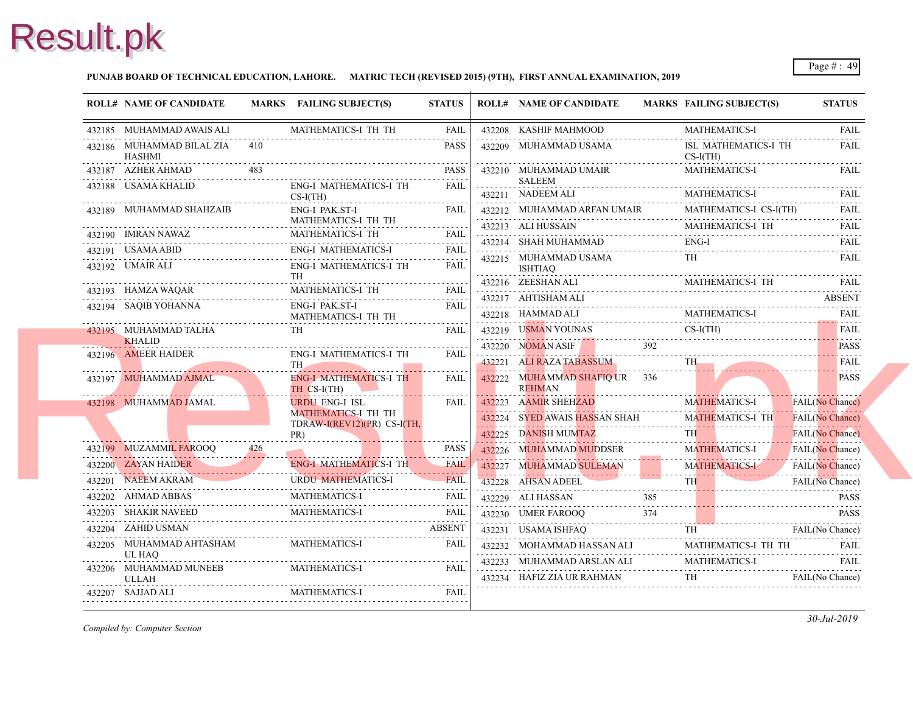**PUNJAB BOARD OF TECHNICAL EDUCATION, LAHORE. MATRIC TECH (REVISED 2015) (9TH), FIRST ANNUAL EXAMINATION, 2019**

| ROLL# | NAME OF CANDIDATE | MARKS | FAILING SUBJECT(S) | STATUS |
|---|---|---|---|---|
| 432185 | MUHAMMAD AWAIS ALI | | MATHEMATICS-I TH TH | FAIL |
| 432186 | MUHAMMAD BILAL ZIA HASHMI | 410 | | PASS |
| 432187 | AZHER AHMAD | 483 | | PASS |
| 432188 | USAMA KHALID | | ENG-I MATHEMATICS-I TH CS-I(TH) | FAIL |
| 432189 | MUHAMMAD SHAHZAIB | | ENG-I PAK.ST-I MATHEMATICS-I TH TH | FAIL |
| 432190 | IMRAN NAWAZ | | MATHEMATICS-I TH | FAIL |
| 432191 | USAMA ABID | | ENG-I MATHEMATICS-I | FAIL |
| 432192 | UMAIR ALI | | ENG-I MATHEMATICS-I TH TH | FAIL |
| 432193 | HAMZA WAQAR | | MATHEMATICS-I TH | FAIL |
| 432194 | SAQIB YOHANNA | | ENG-I PAK.ST-I MATHEMATICS-I TH TH | FAIL |
| 432195 | MUHAMMAD TALHA KHALID | | TH | FAIL |
| 432196 | AMEER HAIDER | | ENG-I MATHEMATICS-I TH TH | FAIL |
| 432197 | MUHAMMAD AJMAL | | ENG-I MATHEMATICS-I TH TH CS-I(TH) | FAIL |
| 432198 | MUHAMMAD JAMAL | | URDU ENG-I ISL MATHEMATICS-I TH TH TDRAW-I(REV12)(PR) CS-I(TH, PR) | FAIL |
| 432199 | MUZAMMIL FAROOQ | 426 | | PASS |
| 432200 | ZAYAN HAIDER | | ENG-I MATHEMATICS-I TH | FAIL |
| 432201 | NAEEM AKRAM | | URDU MATHEMATICS-I | FAIL |
| 432202 | AHMAD ABBAS | | MATHEMATICS-I | FAIL |
| 432203 | SHAKIR NAVEED | | MATHEMATICS-I | FAIL |
| 432204 | ZAHID USMAN | | | ABSENT |
| 432205 | MUHAMMAD AHTASHAM UL HAQ | | MATHEMATICS-I | FAIL |
| 432206 | MUHAMMAD MUNEEB ULLAH | | MATHEMATICS-I | FAIL |
| 432207 | SAJJAD ALI | | MATHEMATICS-I | FAIL |
| 432208 | KASHIF MAHMOOD | | MATHEMATICS-I | FAIL |
| 432209 | MUHAMMAD USAMA | | ISL MATHEMATICS-I TH CS-I(TH) | FAIL |
| 432210 | MUHAMMAD UMAIR SALEEM | | MATHEMATICS-I | FAIL |
| 432211 | NADEEM ALI | | MATHEMATICS-I | FAIL |
| 432212 | MUHAMMAD ARFAN UMAIR | | MATHEMATICS-I CS-I(TH) | FAIL |
| 432213 | ALI HUSSAIN | | MATHEMATICS-I TH | FAIL |
| 432214 | SHAH MUHAMMAD | | ENG-I | FAIL |
| 432215 | MUHAMMAD USAMA ISHTIAQ | | TH | FAIL |
| 432216 | ZEESHAN ALI | | MATHEMATICS-I TH | FAIL |
| 432217 | AHTISHAM ALI | | | ABSENT |
| 432218 | HAMMAD ALI | | MATHEMATICS-I | FAIL |
| 432219 | USMAN YOUNAS | | CS-I(TH) | FAIL |
| 432220 | NOMAN ASIF | 392 | | PASS |
| 432221 | ALI RAZA TABASSUM | | TH | FAIL |
| 432222 | MUHAMMAD SHAFIQ UR REHMAN | 336 | | PASS |
| 432223 | AAMIR SHEHZAD | | MATHEMATICS-I | FAIL(No Chance) |
| 432224 | SYED AWAIS HASSAN SHAH | | MATHEMATICS-I TH | FAIL(No Chance) |
| 432225 | DANISH MUMTAZ | | TH | FAIL(No Chance) |
| 432226 | MUHAMMAD MUDDSER | | MATHEMATICS-I | FAIL(No Chance) |
| 432227 | MUHAMMAD SULEMAN | | MATHEMATICS-I | FAIL(No Chance) |
| 432228 | AHSAN ADEEL | | TH | FAIL(No Chance) |
| 432229 | ALI HASSAN | 385 | | PASS |
| 432230 | UMER FAROOQ | 374 | | PASS |
| 432231 | USAMA ISHFAQ | | TH | FAIL(No Chance) |
| 432232 | MOHAMMAD HASSAN ALI | | MATHEMATICS-I TH TH | FAIL |
| 432233 | MUHAMMAD ARSLAN ALI | | MATHEMATICS-I | FAIL |
| 432234 | HAFIZ ZIA UR RAHMAN | | TH | FAIL(No Chance) |

*Compiled by: Computer Section*

*30-Jul-2019*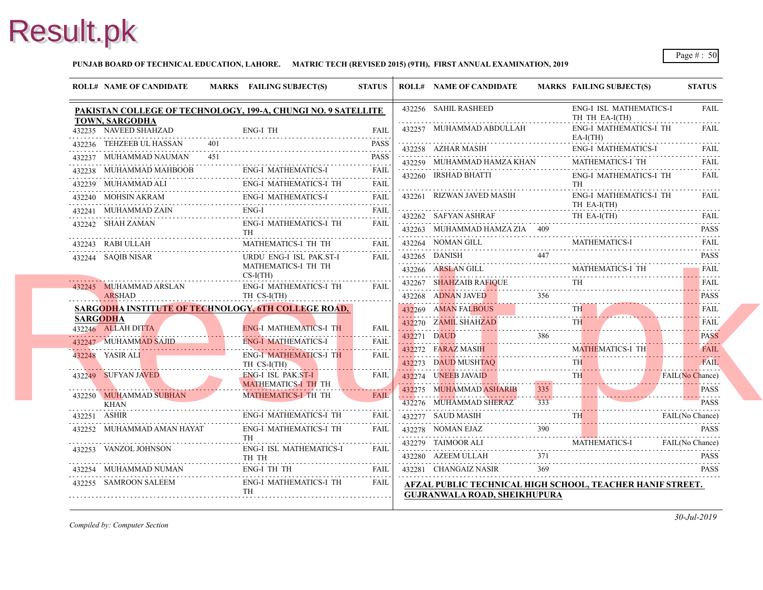**PUNJAB BOARD OF TECHNICAL EDUCATION, LAHORE. MATRIC TECH (REVISED 2015) (9TH), FIRST ANNUAL EXAMINATION, 2019**

**PAKISTAN COLLEGE OF TECHNOLOGY, 199-A, CHUNGI NO. 9 SATELLITE TOWN, SARGODHA**

| ROLL# | NAME OF CANDIDATE | MARKS | FAILING SUBJECT(S) | STATUS |
|---|---|---|---|---|
| 432235 | NAVEED SHAHZAD | | ENG-I TH | FAIL |
| 432236 | TEHZEEB UL HASSAN | 401 | | PASS |
| 432237 | MUHAMMAD NAUMAN | 451 | | PASS |
| 432238 | MUHAMMAD MAHBOOB | | ENG-I MATHEMATICS-I | FAIL |
| 432239 | MUHAMMAD ALI | | ENG-I MATHEMATICS-I TH | FAIL |
| 432240 | MOHSIN AKRAM | | ENG-I MATHEMATICS-I | FAIL |
| 432241 | MUHAMMAD ZAIN | | ENG-I | FAIL |
| 432242 | SHAH ZAMAN | | ENG-I MATHEMATICS-I TH TH | FAIL |
| 432243 | RABI ULLAH | | MATHEMATICS-I TH TH | FAIL |
| 432244 | SAQIB NISAR | | URDU ENG-I ISL PAK.ST-I MATHEMATICS-I TH TH CS-I(TH) | FAIL |
| 432245 | MUHAMMAD ARSLAN ARSHAD | | ENG-I MATHEMATICS-I TH TH CS-I(TH) | FAIL |

**SARGODHA INSTITUTE OF TECHNOLOGY, 6TH COLLEGE ROAD, SARGODHA**

| ROLL# | NAME OF CANDIDATE | MARKS | FAILING SUBJECT(S) | STATUS |
|---|---|---|---|---|
| 432246 | ALLAH DITTA | | ENG-I MATHEMATICS-I TH | FAIL |
| 432247 | MUHAMMAD SAJID | | ENG-I MATHEMATICS-I | FAIL |
| 432248 | YASIR ALI | | ENG-I MATHEMATICS-I TH TH CS-I(TH) | FAIL |
| 432249 | SUFYAN JAVED | | ENG-I ISL PAK.ST-I MATHEMATICS-I TH TH | FAIL |
| 432250 | MUHAMMAD SUBHAN KHAN | | MATHEMATICS-I TH TH | FAIL |
| 432251 | ASHIR | | ENG-I MATHEMATICS-I TH | FAIL |
| 432252 | MUHAMMAD AMAN HAYAT | | ENG-I MATHEMATICS-I TH TH | FAIL |
| 432253 | VANZOL JOHNSON | | ENG-I ISL MATHEMATICS-I TH TH | FAIL |
| 432254 | MUHAMMAD NUMAN | | ENG-I TH TH | FAIL |
| 432255 | SAMROON SALEEM | | ENG-I MATHEMATICS-I TH TH | FAIL |
| 432256 | SAHIL RASHEED | | ENG-I ISL MATHEMATICS-I TH TH EA-I(TH) | FAIL |
| 432257 | MUHAMMAD ABDULLAH | | ENG-I MATHEMATICS-I TH EA-I(TH) | FAIL |
| 432258 | AZHAR MASIH | | ENG-I MATHEMATICS-I | FAIL |
| 432259 | MUHAMMAD HAMZA KHAN | | MATHEMATICS-I TH | FAIL |
| 432260 | IRSHAD BHATTI | | ENG-I MATHEMATICS-I TH TH | FAIL |
| 432261 | RIZWAN JAVED MASIH | | ENG-I MATHEMATICS-I TH TH EA-I(TH) | FAIL |
| 432262 | SAFYAN ASHRAF | | TH EA-I(TH) | FAIL |
| 432263 | MUHAMMAD HAMZA ZIA | 409 | | PASS |
| 432264 | NOMAN GILL | | MATHEMATICS-I | FAIL |
| 432265 | DANISH | 447 | | PASS |
| 432266 | ARSLAN GILL | | MATHEMATICS-I TH | FAIL |
| 432267 | SHAHZAIB RAFIQUE | | TH | FAIL |
| 432268 | ADNAN JAVED | 356 | | PASS |
| 432269 | AMAN FALBOUS | | TH | FAIL |
| 432270 | ZAMIL SHAHZAD | | TH | FAIL |
| 432271 | DAUD | 386 | | PASS |
| 432272 | FARAZ MASIH | | MATHEMATICS-I TH | FAIL |
| 432273 | DAUD MUSHTAQ | | TH | FAIL |
| 432274 | UNEEB JAVAID | | TH | FAIL(No Chance) |
| 432275 | MUHAMMAD ASHARIB | 335 | | PASS |
| 432276 | MUHAMMAD SHERAZ | 333 | | PASS |
| 432277 | SAUD MASIH | | TH | FAIL(No Chance) |
| 432278 | NOMAN EJAZ | 390 | | PASS |
| 432279 | TAIMOOR ALI | | MATHEMATICS-I | FAIL(No Chance) |
| 432280 | AZEEM ULLAH | 371 | | PASS |
| 432281 | CHANGAIZ NASIR | 369 | | PASS |

**AFZAL PUBLIC TECHNICAL HIGH SCHOOL, TEACHER HANIF STREET. GUJRANWALA ROAD, SHEIKHUPURA**

*Compiled by: Computer Section*

*30-Jul-2019*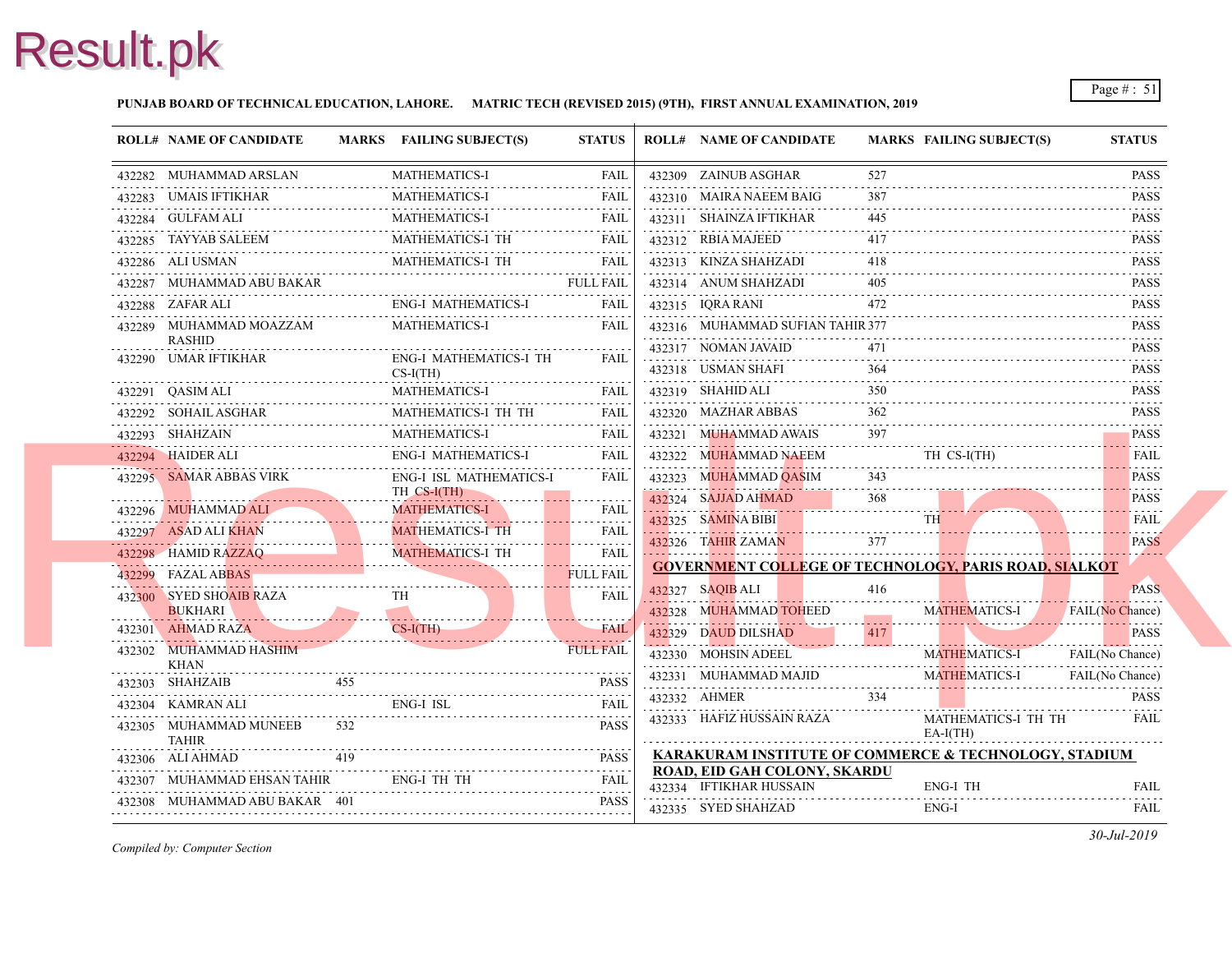**PUNJAB BOARD OF TECHNICAL EDUCATION, LAHORE. MATRIC TECH (REVISED 2015) (9TH), FIRST ANNUAL EXAMINATION, 2019**

| ROLL# | NAME OF CANDIDATE | MARKS | FAILING SUBJECT(S) | STATUS |
|---|---|---|---|---|
| 432282 | MUHAMMAD ARSLAN | | MATHEMATICS-I | FAIL |
| 432283 | UMAIS IFTIKHAR | | MATHEMATICS-I | FAIL |
| 432284 | GULFAM ALI | | MATHEMATICS-I | FAIL |
| 432285 | TAYYAB SALEEM | | MATHEMATICS-I TH | FAIL |
| 432286 | ALI USMAN | | MATHEMATICS-I TH | FAIL |
| 432287 | MUHAMMAD ABU BAKAR | | | FULL FAIL |
| 432288 | ZAFAR ALI | | ENG-I MATHEMATICS-I | FAIL |
| 432289 | MUHAMMAD MOAZZAM RASHID | | MATHEMATICS-I | FAIL |
| 432290 | UMAR IFTIKHAR | | ENG-I MATHEMATICS-I TH CS-I(TH) | FAIL |
| 432291 | QASIM ALI | | MATHEMATICS-I | FAIL |
| 432292 | SOHAIL ASGHAR | | MATHEMATICS-I TH TH | FAIL |
| 432293 | SHAHZAIN | | MATHEMATICS-I | FAIL |
| 432294 | HAIDER ALI | | ENG-I MATHEMATICS-I | FAIL |
| 432295 | SAMAR ABBAS VIRK | | ENG-I ISL MATHEMATICS-I TH CS-I(TH) | FAIL |
| 432296 | MUHAMMAD ALI | | MATHEMATICS-I | FAIL |
| 432297 | ASAD ALI KHAN | | MATHEMATICS-I TH | FAIL |
| 432298 | HAMID RAZZAQ | | MATHEMATICS-I TH | FAIL |
| 432299 | FAZAL ABBAS | | | FULL FAIL |
| 432300 | SYED SHOAIB RAZA BUKHARI | | TH | FAIL |
| 432301 | AHMAD RAZA | | CS-I(TH) | FAIL |
| 432302 | MUHAMMAD HASHIM KHAN | | | FULL FAIL |
| 432303 | SHAHZAIB | 455 | | PASS |
| 432304 | KAMRAN ALI | | ENG-I ISL | FAIL |
| 432305 | MUHAMMAD MUNEEB TAHIR | 532 | | PASS |
| 432306 | ALI AHMAD | 419 | | PASS |
| 432307 | MUHAMMAD EHSAN TAHIR | | ENG-I TH TH | FAIL |
| 432308 | MUHAMMAD ABU BAKAR | 401 | | PASS |
| 432309 | ZAINUB ASGHAR | 527 | | PASS |
| 432310 | MAIRA NAEEM BAIG | 387 | | PASS |
| 432311 | SHAINZA IFTIKHAR | 445 | | PASS |
| 432312 | RBIA MAJEED | 417 | | PASS |
| 432313 | KINZA SHAHZADI | 418 | | PASS |
| 432314 | ANUM SHAHZADI | 405 | | PASS |
| 432315 | IQRA RANI | 472 | | PASS |
| 432316 | MUHAMMAD SUFIAN TAHIR | 377 | | PASS |
| 432317 | NOMAN JAVAID | 471 | | PASS |
| 432318 | USMAN SHAFI | 364 | | PASS |
| 432319 | SHAHID ALI | 350 | | PASS |
| 432320 | MAZHAR ABBAS | 362 | | PASS |
| 432321 | MUHAMMAD AWAIS | 397 | | PASS |
| 432322 | MUHAMMAD NAEEM | | TH CS-I(TH) | FAIL |
| 432323 | MUHAMMAD QASIM | 343 | | PASS |
| 432324 | SAJJAD AHMAD | 368 | | PASS |
| 432325 | SAMINA BIBI | | TH | FAIL |
| 432326 | TAHIR ZAMAN | 377 | | PASS |

**GOVERNMENT COLLEGE OF TECHNOLOGY, PARIS ROAD, SIALKOT**

| ROLL# | NAME OF CANDIDATE | MARKS | FAILING SUBJECT(S) | STATUS |
|---|---|---|---|---|
| 432327 | SAQIB ALI | 416 | | PASS |
| 432328 | MUHAMMAD TOHEED | | MATHEMATICS-I | FAIL(No Chance) |
| 432329 | DAUD DILSHAD | 417 | | PASS |
| 432330 | MOHSIN ADEEL | | MATHEMATICS-I | FAIL(No Chance) |
| 432331 | MUHAMMAD MAJID | | MATHEMATICS-I | FAIL(No Chance) |
| 432332 | AHMER | 334 | | PASS |
| 432333 | HAFIZ HUSSAIN RAZA | | MATHEMATICS-I TH TH EA-I(TH) | FAIL |

**KARAKURAM INSTITUTE OF COMMERCE & TECHNOLOGY, STADIUM ROAD, EID GAH COLONY, SKARDU**

| ROLL# | NAME OF CANDIDATE | MARKS | FAILING SUBJECT(S) | STATUS |
|---|---|---|---|---|
| 432334 | IFTIKHAR HUSSAIN | | ENG-I TH | FAIL |
| 432335 | SYED SHAHZAD | | ENG-I | FAIL |

*Compiled by: Computer Section*

*30-Jul-2019*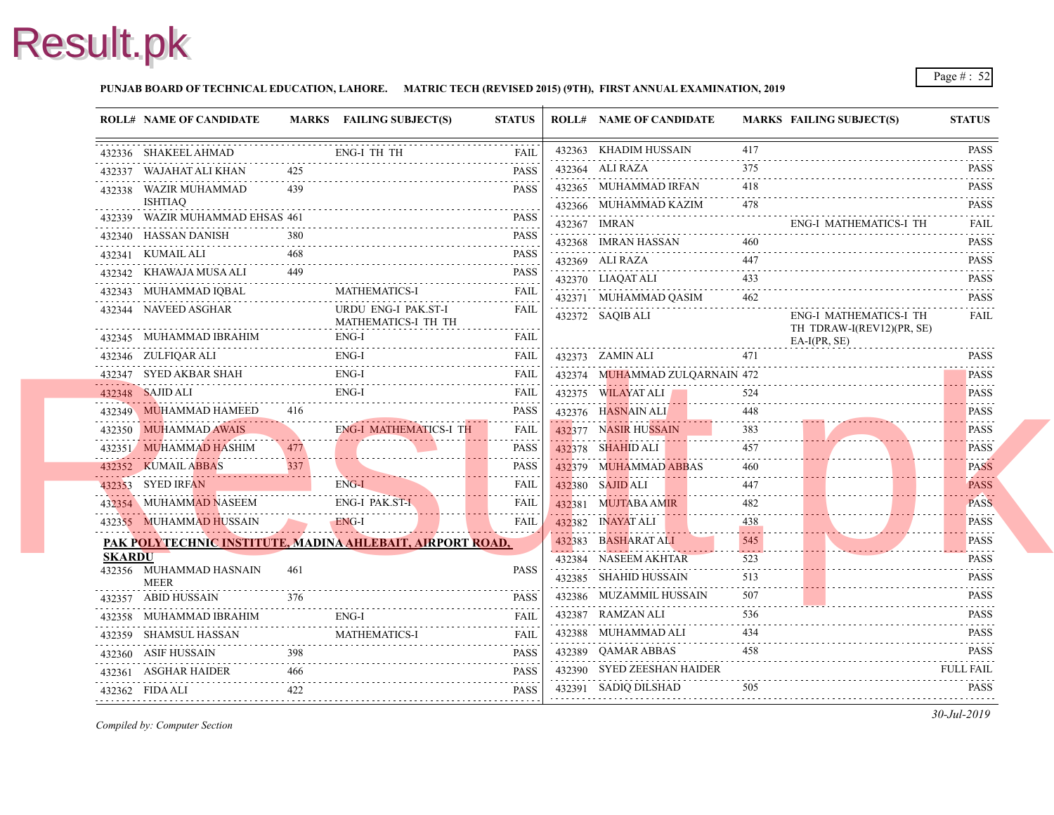**PUNJAB BOARD OF TECHNICAL EDUCATION, LAHORE. MATRIC TECH (REVISED 2015) (9TH), FIRST ANNUAL EXAMINATION, 2019**

| ROLL# | NAME OF CANDIDATE | MARKS | FAILING SUBJECT(S) | STATUS |
|---|---|---|---|---|
| 432336 | SHAKEEL AHMAD | | ENG-I TH TH | FAIL |
| 432337 | WAJAHAT ALI KHAN | 425 | | PASS |
| 432338 | WAZIR MUHAMMAD ISHTIAQ | 439 | | PASS |
| 432339 | WAZIR MUHAMMAD EHSAS | 461 | | PASS |
| 432340 | HASSAN DANISH | 380 | | PASS |
| 432341 | KUMAIL ALI | 468 | | PASS |
| 432342 | KHAWAJA MUSA ALI | 449 | | PASS |
| 432343 | MUHAMMAD IQBAL | | MATHEMATICS-I | FAIL |
| 432344 | NAVEED ASGHAR | | URDU ENG-I PAK.ST-I MATHEMATICS-I TH TH | FAIL |
| 432345 | MUHAMMAD IBRAHIM | | ENG-I | FAIL |
| 432346 | ZULFIQAR ALI | | ENG-I | FAIL |
| 432347 | SYED AKBAR SHAH | | ENG-I | FAIL |
| 432348 | SAJID ALI | | ENG-I | FAIL |
| 432349 | MUHAMMAD HAMEED | 416 | | PASS |
| 432350 | MUHAMMAD AWAIS | | ENG-I MATHEMATICS-I TH | FAIL |
| 432351 | MUHAMMAD HASHIM | 477 | | PASS |
| 432352 | KUMAIL ABBAS | 337 | | PASS |
| 432353 | SYED IRFAN | | ENG-I | FAIL |
| 432354 | MUHAMMAD NASEEM | | ENG-I PAK.ST-I | FAIL |
| 432355 | MUHAMMAD HUSSAIN | | ENG-I | FAIL |

**PAK POLYTECHNIC INSTITUTE, MADINA AHLEBAIT, AIRPORT ROAD, SKARDU**

| ROLL# | NAME OF CANDIDATE | MARKS | FAILING SUBJECT(S) | STATUS |
|---|---|---|---|---|
| 432356 | MUHAMMAD HASNAIN MEER | 461 | | PASS |
| 432357 | ABID HUSSAIN | 376 | | PASS |
| 432358 | MUHAMMAD IBRAHIM | | ENG-I | FAIL |
| 432359 | SHAMSUL HASSAN | | MATHEMATICS-I | FAIL |
| 432360 | ASIF HUSSAIN | 398 | | PASS |
| 432361 | ASGHAR HAIDER | 466 | | PASS |
| 432362 | FIDA ALI | 422 | | PASS |
| 432363 | KHADIM HUSSAIN | 417 | | PASS |
| 432364 | ALI RAZA | 375 | | PASS |
| 432365 | MUHAMMAD IRFAN | 418 | | PASS |
| 432366 | MUHAMMAD KAZIM | 478 | | PASS |
| 432367 | IMRAN | | ENG-I MATHEMATICS-I TH | FAIL |
| 432368 | IMRAN HASSAN | 460 | | PASS |
| 432369 | ALI RAZA | 447 | | PASS |
| 432370 | LIAQAT ALI | 433 | | PASS |
| 432371 | MUHAMMAD QASIM | 462 | | PASS |
| 432372 | SAQIB ALI | | ENG-I MATHEMATICS-I TH TH TDRAW-I(REV12)(PR, SE) EA-I(PR, SE) | FAIL |
| 432373 | ZAMIN ALI | 471 | | PASS |
| 432374 | MUHAMMAD ZULQARNAIN | 472 | | PASS |
| 432375 | WILAYAT ALI | 524 | | PASS |
| 432376 | HASNAIN ALI | 448 | | PASS |
| 432377 | NASIR HUSSAIN | 383 | | PASS |
| 432378 | SHAHID ALI | 457 | | PASS |
| 432379 | MUHAMMAD ABBAS | 460 | | PASS |
| 432380 | SAJID ALI | 447 | | PASS |
| 432381 | MUJTABA AMIR | 482 | | PASS |
| 432382 | INAYAT ALI | 438 | | PASS |
| 432383 | BASHARAT ALI | 545 | | PASS |
| 432384 | NASEEM AKHTAR | 523 | | PASS |
| 432385 | SHAHID HUSSAIN | 513 | | PASS |
| 432386 | MUZAMMIL HUSSAIN | 507 | | PASS |
| 432387 | RAMZAN ALI | 536 | | PASS |
| 432388 | MUHAMMAD ALI | 434 | | PASS |
| 432389 | QAMAR ABBAS | 458 | | PASS |
| 432390 | SYED ZEESHAN HAIDER | | | FULL FAIL |
| 432391 | SADIQ DILSHAD | 505 | | PASS |

*Compiled by: Computer Section*

*30-Jul-2019*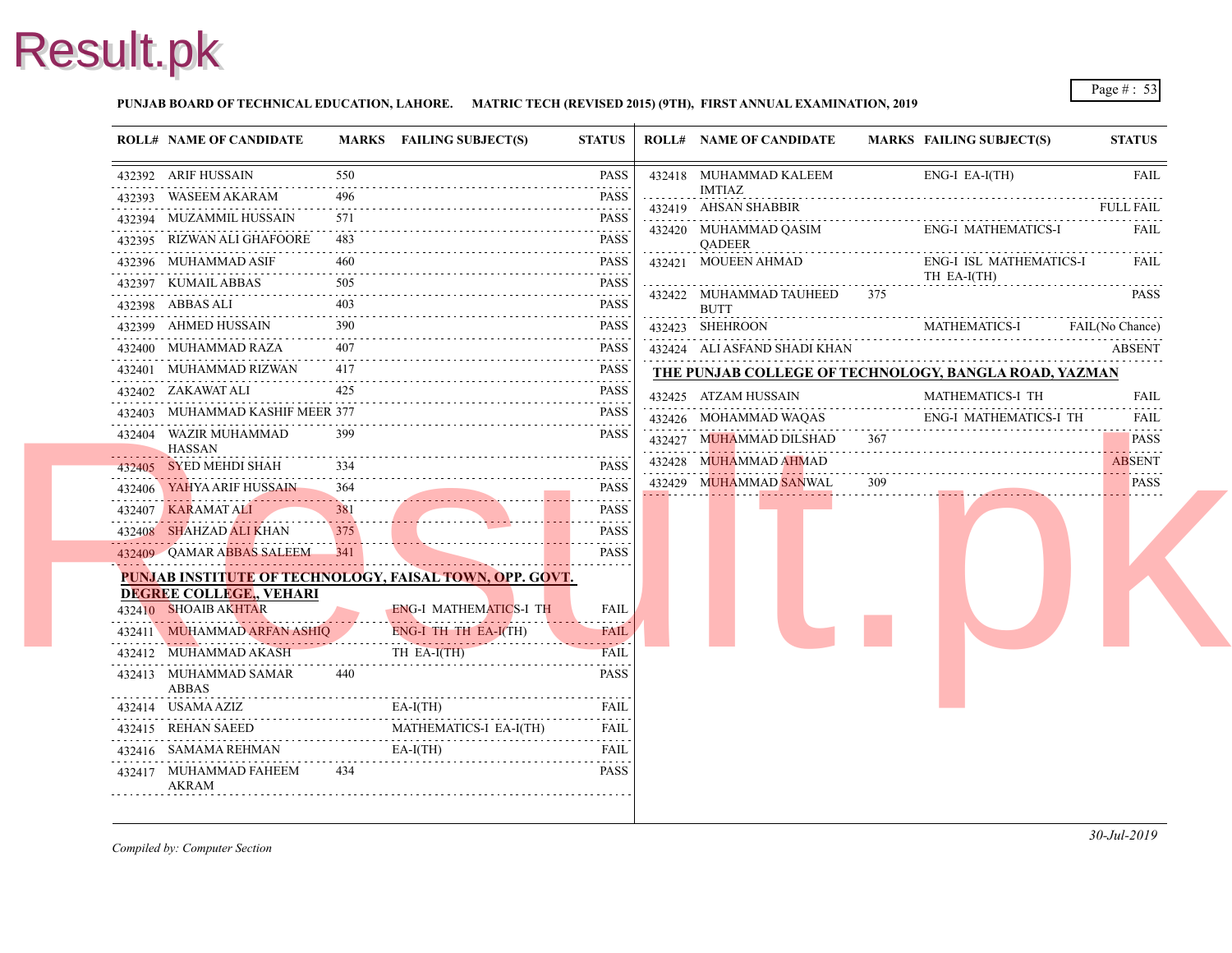PUNJAB BOARD OF TECHNICAL EDUCATION, LAHORE. MATRIC TECH (REVISED 2015) (9TH), FIRST ANNUAL EXAMINATION, 2019

| ROLL# | NAME OF CANDIDATE | MARKS | FAILING SUBJECT(S) | STATUS |
|---|---|---|---|---|
| 432392 | ARIF HUSSAIN | 550 | | PASS |
| 432393 | WASEEM AKARAM | 496 | | PASS |
| 432394 | MUZAMMIL HUSSAIN | 571 | | PASS |
| 432395 | RIZWAN ALI GHAFOORE | 483 | | PASS |
| 432396 | MUHAMMAD ASIF | 460 | | PASS |
| 432397 | KUMAIL ABBAS | 505 | | PASS |
| 432398 | ABBAS ALI | 403 | | PASS |
| 432399 | AHMED HUSSAIN | 390 | | PASS |
| 432400 | MUHAMMAD RAZA | 407 | | PASS |
| 432401 | MUHAMMAD RIZWAN | 417 | | PASS |
| 432402 | ZAKAWAT ALI | 425 | | PASS |
| 432403 | MUHAMMAD KASHIF MEER | 377 | | PASS |
| 432404 | WAZIR MUHAMMAD HASSAN | 399 | | PASS |
| 432405 | SYED MEHDI SHAH | 334 | | PASS |
| 432406 | YAHYA ARIF HUSSAIN | 364 | | PASS |
| 432407 | KARAMAT ALI | 381 | | PASS |
| 432408 | SHAHZAD ALI KHAN | 375 | | PASS |
| 432409 | QAMAR ABBAS SALEEM | 341 | | PASS |

**PUNJAB INSTITUTE OF TECHNOLOGY, FAISAL TOWN, OPP. GOVT. DEGREE COLLEGE,, VEHARI**

| ROLL# | NAME OF CANDIDATE | MARKS | FAILING SUBJECT(S) | STATUS |
|---|---|---|---|---|
| 432410 | SHOIAB AKHTAR | | ENG-I MATHEMATICS-I TH | FAIL |
| 432411 | MUHAMMAD ARFAN ASHIQ | | ENG-I TH TH EA-I(TH) | FAIL |
| 432412 | MUHAMMAD AKASH | | TH EA-I(TH) | FAIL |
| 432413 | MUHAMMAD SAMAR ABBAS | 440 | | PASS |
| 432414 | USAMA AZIZ | | EA-I(TH) | FAIL |
| 432415 | REHAN SAEED | | MATHEMATICS-I EA-I(TH) | FAIL |
| 432416 | SAMAMA REHMAN | | EA-I(TH) | FAIL |
| 432417 | MUHAMMAD FAHEEM AKRAM | 434 | | PASS |
| 432418 | MUHAMMAD KALEEM IMTIAZ | | ENG-I EA-I(TH) | FAIL |
| 432419 | AHSAN SHABBIR | | | FULL FAIL |
| 432420 | MUHAMMAD QASIM QADEER | | ENG-I MATHEMATICS-I | FAIL |
| 432421 | MOUEEN AHMAD | | ENG-I ISL MATHEMATICS-I TH EA-I(TH) | FAIL |
| 432422 | MUHAMMAD TAUHEED BUTT | 375 | | PASS |
| 432423 | SHEHROON | | MATHEMATICS-I | FAIL(No Chance) |
| 432424 | ALI ASFAND SHADI KHAN | | | ABSENT |

**THE PUNJAB COLLEGE OF TECHNOLOGY, BANGLA ROAD, YAZMAN**

| ROLL# | NAME OF CANDIDATE | MARKS | FAILING SUBJECT(S) | STATUS |
|---|---|---|---|---|
| 432425 | ATZAM HUSSAIN | | MATHEMATICS-I TH | FAIL |
| 432426 | MOHAMMAD WAQAS | | ENG-I MATHEMATICS-I TH | FAIL |
| 432427 | MUHAMMAD DILSHAD | 367 | | PASS |
| 432428 | MUHAMMAD AHMAD | | | ABSENT |
| 432429 | MUHAMMAD SANWAL | 309 | | PASS |

*Compiled by: Computer Section*

*30-Jul-2019*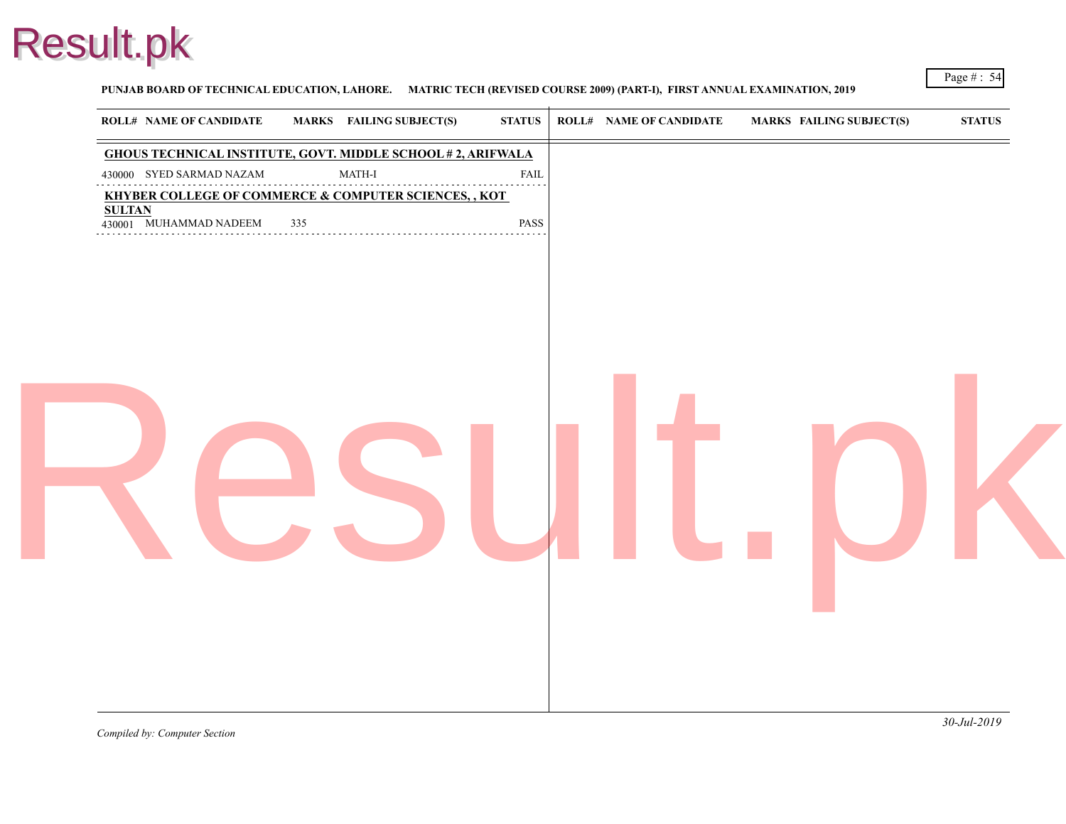**PUNJAB BOARD OF TECHNICAL EDUCATION, LAHORE. MATRIC TECH (REVISED COURSE 2009) (PART-I), FIRST ANNUAL EXAMINATION, 2019**

| ROLL# | NAME OF CANDIDATE | MARKS | FAILING SUBJECT(S) | STATUS |
|---|---|---|---|---|
| **GHOUS TECHNICAL INSTITUTE, GOVT. MIDDLE SCHOOL # 2, ARIFWALA** | | | | |
| 430000 | SYED SARMAD NAZAM | | MATH-I | FAIL |
| **KHYBER COLLEGE OF COMMERCE & COMPUTER SCIENCES, , KOT SULTAN** | | | | |
| 430001 | MUHAMMAD NADEEM | 335 | | PASS |

*Compiled by: Computer Section*

*30-Jul-2019*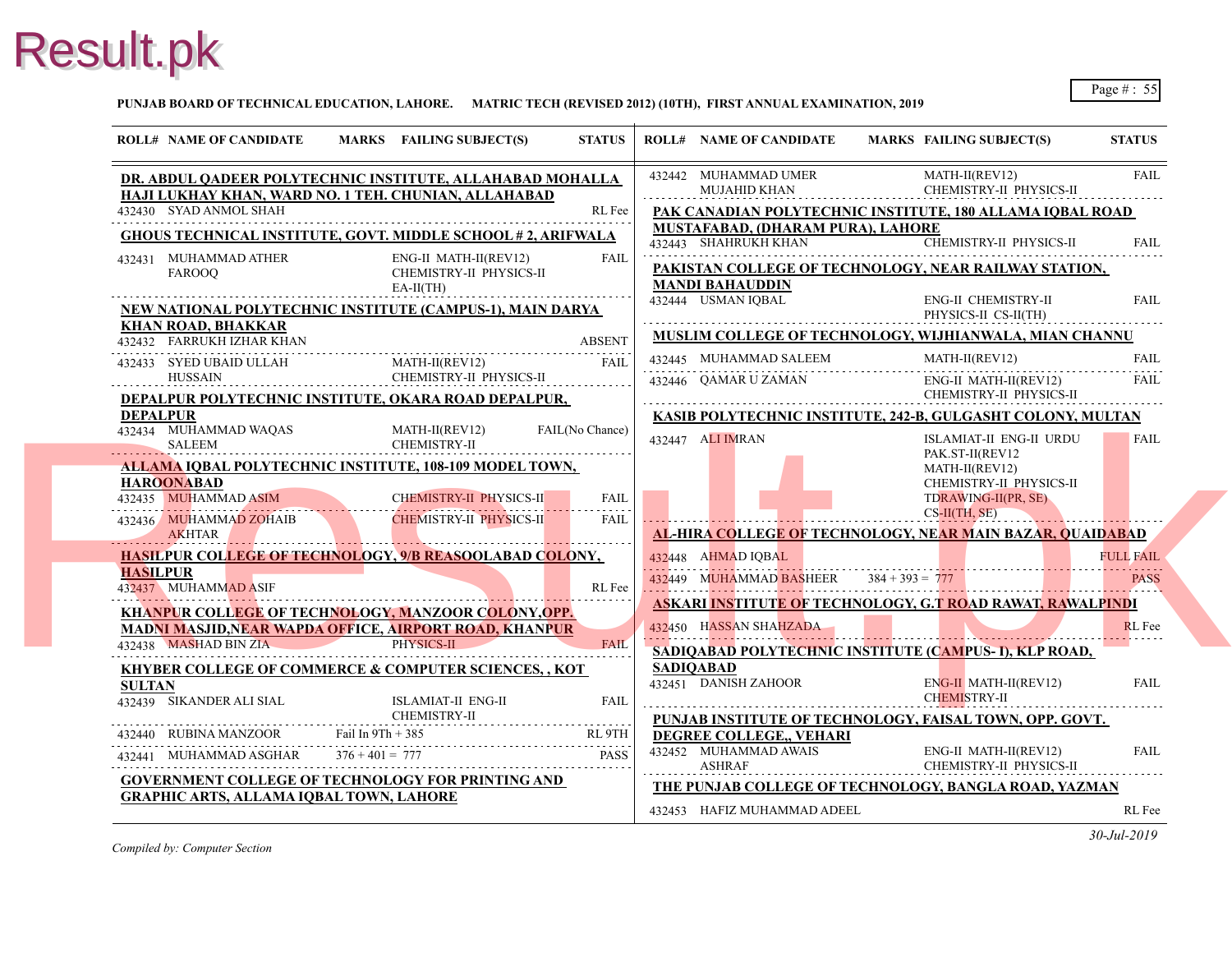**PUNJAB BOARD OF TECHNICAL EDUCATION, LAHORE. MATRIC TECH (REVISED 2012) (10TH), FIRST ANNUAL EXAMINATION, 2019**

| ROLL# | NAME OF CANDIDATE | MARKS | FAILING SUBJECT(S) | STATUS |
|---|---|---|---|---|
| **DR. ABDUL QADEER POLYTECHNIC INSTITUTE, ALLAHABAD MOHALLA HAJI LUKHAY KHAN, WARD NO. 1 TEH. CHUNIAN, ALLAHABAD** | | | | |
| 432430 | SYAD ANMOL SHAH | | | RL Fee |
| **GHOUS TECHNICAL INSTITUTE, GOVT. MIDDLE SCHOOL # 2, ARIFWALA** | | | | |
| 432431 | MUHAMMAD ATHER FAROOQ | | ENG-II MATH-II(REV12) CHEMISTRY-II PHYSICS-II EA-II(TH) | FAIL |
| **NEW NATIONAL POLYTECHNIC INSTITUTE (CAMPUS-1), MAIN DARYA KHAN ROAD, BHAKKAR** | | | | |
| 432432 | FARRUKH IZHAR KHAN | | | ABSENT |
| 432433 | SYED UBAID ULLAH HUSSAIN | | MATH-II(REV12) CHEMISTRY-II PHYSICS-II | FAIL |
| **DEPALPUR POLYTECHNIC INSTITUTE, OKARA ROAD DEPALPUR, DEPALPUR** | | | | |
| 432434 | MUHAMMAD WAQAS SALEEM | | MATH-II(REV12) CHEMISTRY-II | FAIL(No Chance) |
| **ALLAMA IQBAL POLYTECHNIC INSTITUTE, 108-109 MODEL TOWN, HAROONABAD** | | | | |
| 432435 | MUHAMMAD ASIM | | CHEMISTRY-II PHYSICS-II | FAIL |
| 432436 | MUHAMMAD ZOHAIB AKHTAR | | CHEMISTRY-II PHYSICS-II | FAIL |
| **HASILPUR COLLEGE OF TECHNOLOGY, 9/B REASOOLABAD COLONY, HASILPUR** | | | | |
| 432437 | MUHAMMAD ASIF | | | RL Fee |
| **KHANPUR COLLEGE OF TECHNOLOGY, MANZOOR COLONY,OPP. MADNI MASJID,NEAR WAPDA OFFICE, AIRPORT ROAD, KHANPUR** | | | | |
| 432438 | MASHAD BIN ZIA | | PHYSICS-II | FAIL |
| **KHYBER COLLEGE OF COMMERCE & COMPUTER SCIENCES, , KOT SULTAN** | | | | |
| 432439 | SIKANDER ALI SIAL | | ISLAMIAT-II ENG-II CHEMISTRY-II | FAIL |
| 432440 | RUBINA MANZOOR | Fail In 9Th + 385 | | RL 9TH |
| 432441 | MUHAMMAD ASGHAR | 376 + 401 = 777 | | PASS |
| **GOVERNMENT COLLEGE OF TECHNOLOGY FOR PRINTING AND GRAPHIC ARTS, ALLAMA IQBAL TOWN, LAHORE** | | | | |
| 432442 | MUHAMMAD UMER MUJAHID KHAN | | MATH-II(REV12) CHEMISTRY-II PHYSICS-II | FAIL |
| **PAK CANADIAN POLYTECHNIC INSTITUTE, 180 ALLAMA IQBAL ROAD MUSTAFABAD, (DHARAM PURA), LAHORE** | | | | |
| 432443 | SHAHRUKH KHAN | | CHEMISTRY-II PHYSICS-II | FAIL |
| **PAKISTAN COLLEGE OF TECHNOLOGY, NEAR RAILWAY STATION, MANDI BAHAUDDIN** | | | | |
| 432444 | USMAN IQBAL | | ENG-II CHEMISTRY-II PHYSICS-II CS-II(TH) | FAIL |
| **MUSLIM COLLEGE OF TECHNOLOGY, WIJHIANWALA, MIAN CHANNU** | | | | |
| 432445 | MUHAMMAD SALEEM | | MATH-II(REV12) | FAIL |
| 432446 | QAMAR U ZAMAN | | ENG-II MATH-II(REV12) CHEMISTRY-II PHYSICS-II | FAIL |
| **KASIB POLYTECHNIC INSTITUTE, 242-B, GULGASHT COLONY, MULTAN** | | | | |
| 432447 | ALI IMRAN | | ISLAMIAT-II ENG-II URDU PAK.ST-II(REV12 MATH-II(REV12) CHEMISTRY-II PHYSICS-II TDRAWING-II(PR, SE) CS-II(TH, SE) | FAIL |
| **AL-HIRA COLLEGE OF TECHNOLOGY, NEAR MAIN BAZAR, QUAIDABAD** | | | | |
| 432448 | AHMAD IQBAL | | | FULL FAIL |
| 432449 | MUHAMMAD BASHEER | 384 + 393 = 777 | | PASS |
| **ASKARI INSTITUTE OF TECHNOLOGY, G.T ROAD RAWAT, RAWALPINDI** | | | | |
| 432450 | HASSAN SHAHZADA | | | RL Fee |
| **SADIQABAD POLYTECHNIC INSTITUTE (CAMPUS- I), KLP ROAD, SADIQABAD** | | | | |
| 432451 | DANISH ZAHOOR | | ENG-II MATH-II(REV12) CHEMISTRY-II | FAIL |
| **PUNJAB INSTITUTE OF TECHNOLOGY, FAISAL TOWN, OPP. GOVT. DEGREE COLLEGE,, VEHARI** | | | | |
| 432452 | MUHAMMAD AWAIS ASHRAF | | ENG-II MATH-II(REV12) CHEMISTRY-II PHYSICS-II | FAIL |
| **THE PUNJAB COLLEGE OF TECHNOLOGY, BANGLA ROAD, YAZMAN** | | | | |
| 432453 | HAFIZ MUHAMMAD ADEEL | | | RL Fee |

*Compiled by: Computer Section*

*30-Jul-2019*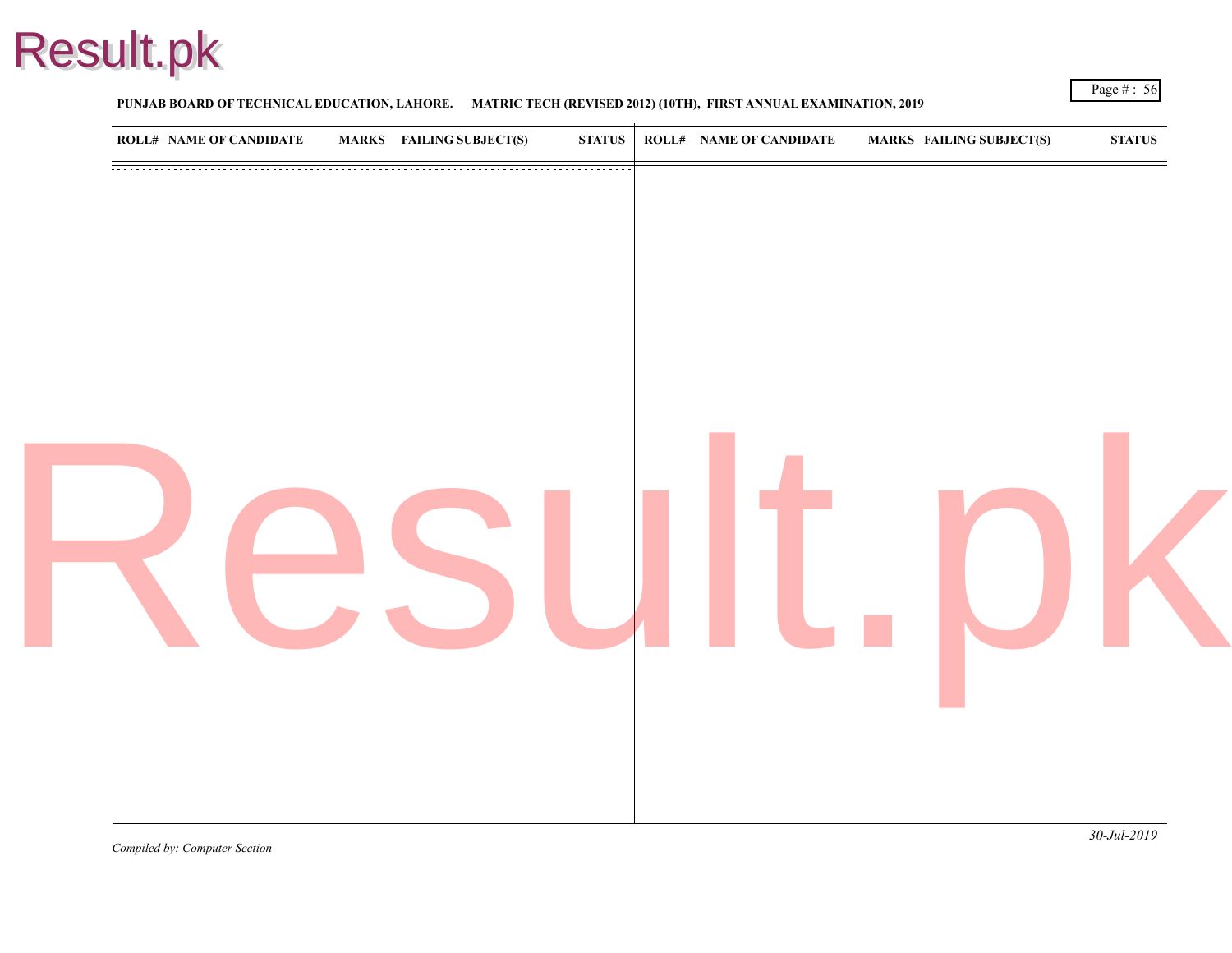**PUNJAB BOARD OF TECHNICAL EDUCATION, LAHORE. MATRIC TECH (REVISED 2012) (10TH), FIRST ANNUAL EXAMINATION, 2019**

| ROLL# | NAME OF CANDIDATE | MARKS | FAILING SUBJECT(S) | STATUS | ROLL# | NAME OF CANDIDATE | MARKS | FAILING SUBJECT(S) | STATUS |
|---|---|---|---|---|---|---|---|---|---|

*Compiled by: Computer Section*

*30-Jul-2019*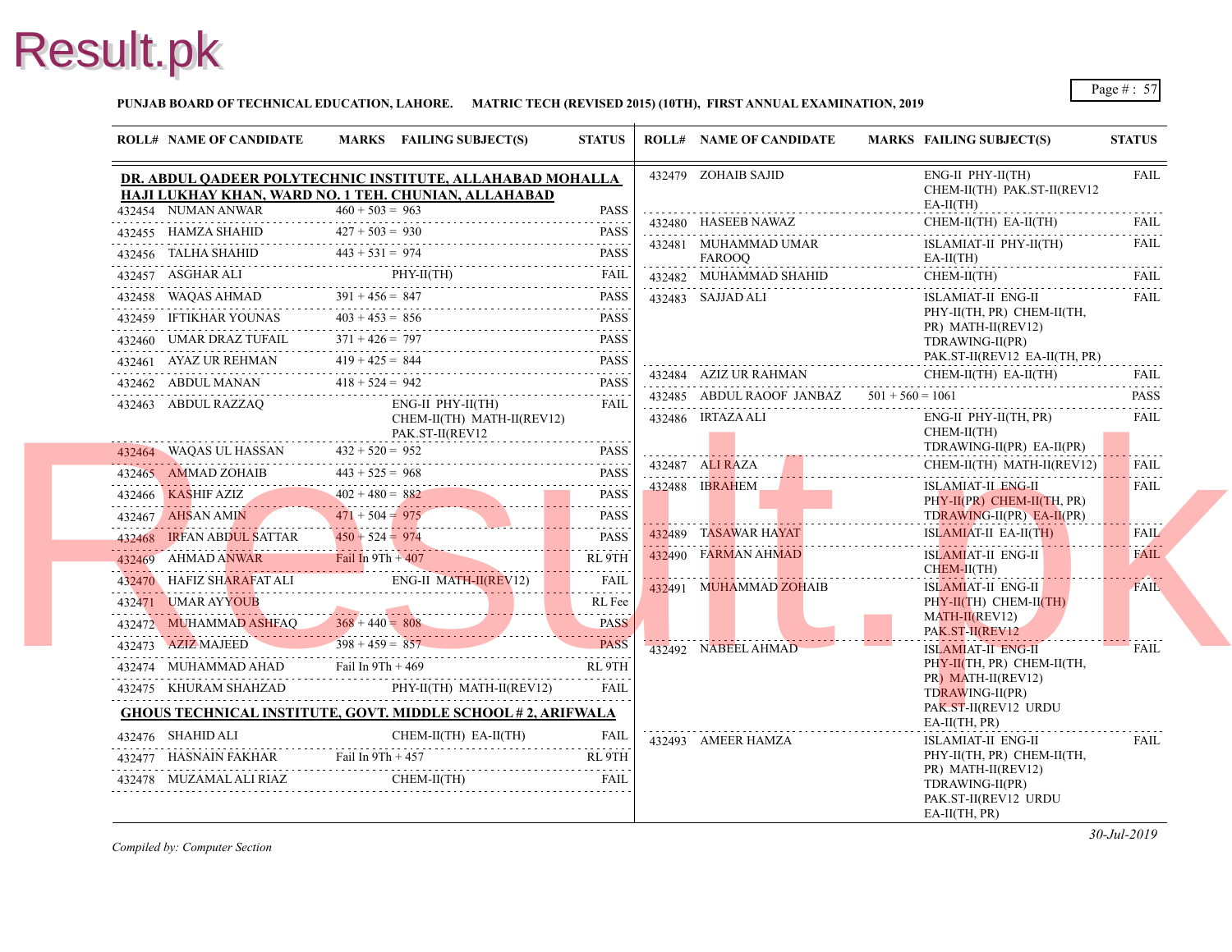**PUNJAB BOARD OF TECHNICAL EDUCATION, LAHORE. MATRIC TECH (REVISED 2015) (10TH), FIRST ANNUAL EXAMINATION, 2019**

| ROLL# | NAME OF CANDIDATE | MARKS | FAILING SUBJECT(S) | STATUS |
|---|---|---|---|---|
| **DR. ABDUL QADEER POLYTECHNIC INSTITUTE, ALLAHABAD MOHALLA HAJI LUKHAY KHAN, WARD NO. 1 TEH. CHUNIAN, ALLAHABAD** | | | | |
| 432454 | NUMAN ANWAR | 460 + 503 = 963 | | PASS |
| 432455 | HAMZA SHAHID | 427 + 503 = 930 | | PASS |
| 432456 | TALHA SHAHID | 443 + 531 = 974 | | PASS |
| 432457 | ASGHAR ALI | | PHY-II(TH) | FAIL |
| 432458 | WAQAS AHMAD | 391 + 456 = 847 | | PASS |
| 432459 | IFTIKHAR YOUNAS | 403 + 453 = 856 | | PASS |
| 432460 | UMAR DRAZ TUFAIL | 371 + 426 = 797 | | PASS |
| 432461 | AYAZ UR REHMAN | 419 + 425 = 844 | | PASS |
| 432462 | ABDUL MANAN | 418 + 524 = 942 | | PASS |
| 432463 | ABDUL RAZZAQ | | ENG-II PHY-II(TH) CHEM-II(TH) MATH-II(REV12) PAK.ST-II(REV12 | FAIL |
| 432464 | WAQAS UL HASSAN | 432 + 520 = 952 | | PASS |
| 432465 | AMMAD ZOHAIB | 443 + 525 = 968 | | PASS |
| 432466 | KASHIF AZIZ | 402 + 480 = 882 | | PASS |
| 432467 | AHSAN AMIN | 471 + 504 = 975 | | PASS |
| 432468 | IRFAN ABDUL SATTAR | 450 + 524 = 974 | | PASS |
| 432469 | AHMAD ANWAR | Fail In 9Th + 407 | | RL 9TH |
| 432470 | HAFIZ SHARAFAT ALI | | ENG-II MATH-II(REV12) | FAIL |
| 432471 | UMAR AYYOUB | | | RL Fee |
| 432472 | MUHAMMAD ASHFAQ | 368 + 440 = 808 | | PASS |
| 432473 | AZIZ MAJEED | 398 + 459 = 857 | | PASS |
| 432474 | MUHAMMAD AHAD | Fail In 9Th + 469 | | RL 9TH |
| 432475 | KHURAM SHAHZAD | | PHY-II(TH) MATH-II(REV12) | FAIL |
| **GHOUS TECHNICAL INSTITUTE, GOVT. MIDDLE SCHOOL # 2, ARIFWALA** | | | | |
| 432476 | SHAHID ALI | | CHEM-II(TH) EA-II(TH) | FAIL |
| 432477 | HASNAIN FAKHAR | Fail In 9Th + 457 | | RL 9TH |
| 432478 | MUZAMAL ALI RIAZ | | CHEM-II(TH) | FAIL |
| 432479 | ZOHAIB SAJID | | ENG-II PHY-II(TH) CHEM-II(TH) PAK.ST-II(REV12 EA-II(TH) | FAIL |
| 432480 | HASEEB NAWAZ | | CHEM-II(TH) EA-II(TH) | FAIL |
| 432481 | MUHAMMAD UMAR FAROOQ | | ISLAMIAT-II PHY-II(TH) EA-II(TH) | FAIL |
| 432482 | MUHAMMAD SHAHID | | CHEM-II(TH) | FAIL |
| 432483 | SAJJAD ALI | | ISLAMIAT-II ENG-II PHY-II(TH, PR) CHEM-II(TH, PR) MATH-II(REV12) TDRAWING-II(PR) PAK.ST-II(REV12 EA-II(TH, PR) | FAIL |
| 432484 | AZIZ UR RAHMAN | | CHEM-II(TH) EA-II(TH) | FAIL |
| 432485 | ABDUL RAOOF JANBAZ | 501 + 560 = 1061 | | PASS |
| 432486 | IRTAZA ALI | | ENG-II PHY-II(TH, PR) CHEM-II(TH) TDRAWING-II(PR) EA-II(PR) | FAIL |
| 432487 | ALI RAZA | | CHEM-II(TH) MATH-II(REV12) | FAIL |
| 432488 | IBRAHEM | | ISLAMIAT-II ENG-II PHY-II(PR) CHEM-II(TH, PR) TDRAWING-II(PR) EA-II(PR) | FAIL |
| 432489 | TASAWAR HAYAT | | ISLAMIAT-II EA-II(TH) | FAIL |
| 432490 | FARMAN AHMAD | | ISLAMIAT-II ENG-II CHEM-II(TH) | FAIL |
| 432491 | MUHAMMAD ZOHAIB | | ISLAMIAT-II ENG-II PHY-II(TH) CHEM-II(TH) MATH-II(REV12) PAK.ST-II(REV12 | FAIL |
| 432492 | NABEEL AHMAD | | ISLAMIAT-II ENG-II PHY-II(TH, PR) CHEM-II(TH, PR) MATH-II(REV12) TDRAWING-II(PR) PAK.ST-II(REV12 URDU EA-II(TH, PR) | FAIL |
| 432493 | AMEER HAMZA | | ISLAMIAT-II ENG-II PHY-II(TH, PR) CHEM-II(TH, PR) MATH-II(REV12) TDRAWING-II(PR) PAK.ST-II(REV12 URDU EA-II(TH, PR) | FAIL |

*Compiled by: Computer Section*

*30-Jul-2019*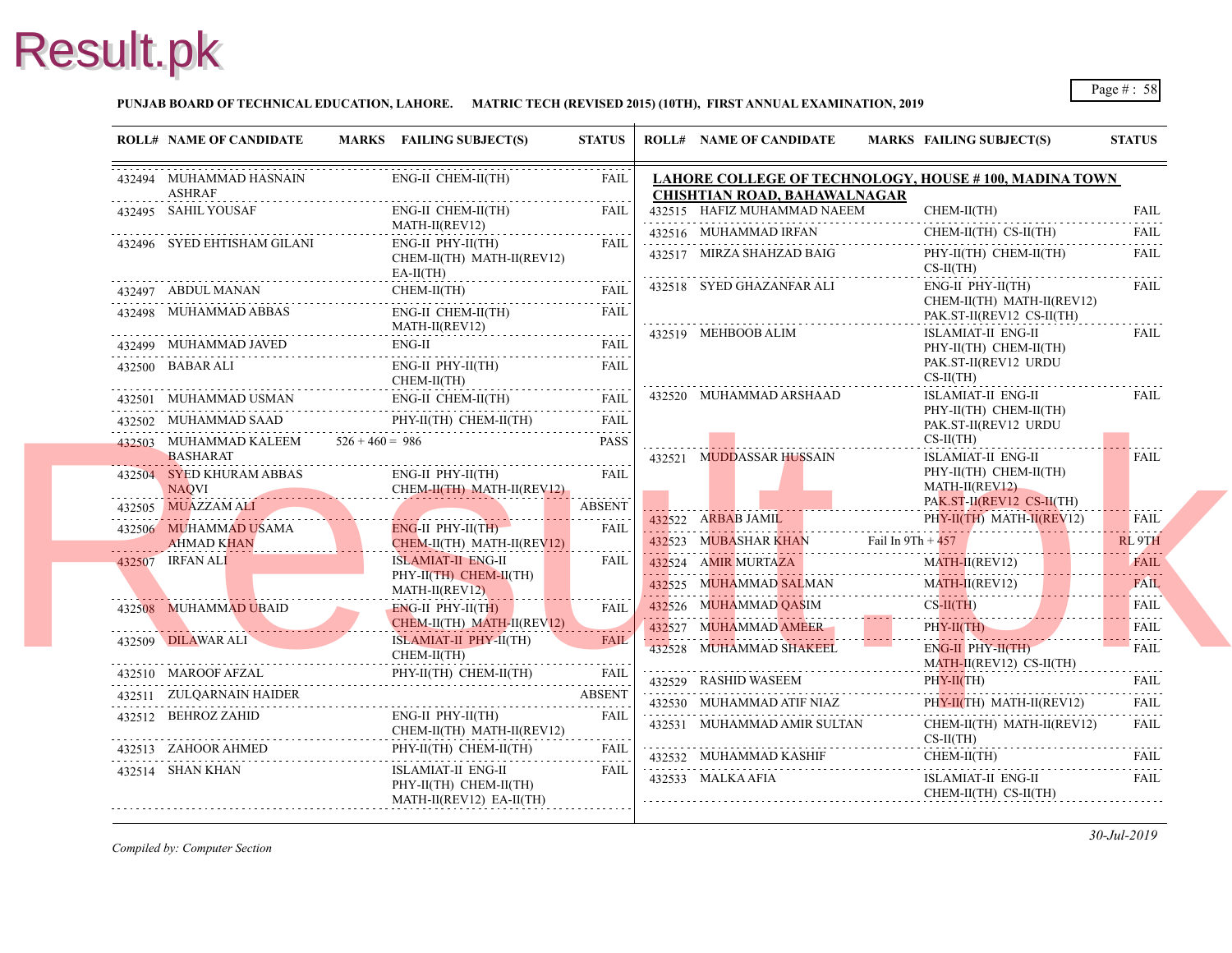**PUNJAB BOARD OF TECHNICAL EDUCATION, LAHORE. MATRIC TECH (REVISED 2015) (10TH), FIRST ANNUAL EXAMINATION, 2019**

| ROLL# | NAME OF CANDIDATE | MARKS | FAILING SUBJECT(S) | STATUS |
|---|---|---|---|---|
| 432494 | MUHAMMAD HASNAIN ASHRAF | | ENG-II CHEM-II(TH) | FAIL |
| 432495 | SAHIL YOUSAF | | ENG-II CHEM-II(TH) MATH-II(REV12) | FAIL |
| 432496 | SYED EHTISHAM GILANI | | ENG-II PHY-II(TH) CHEM-II(TH) MATH-II(REV12) EA-II(TH) | FAIL |
| 432497 | ABDUL MANAN | | CHEM-II(TH) | FAIL |
| 432498 | MUHAMMAD ABBAS | | ENG-II CHEM-II(TH) MATH-II(REV12) | FAIL |
| 432499 | MUHAMMAD JAVED | | ENG-II | FAIL |
| 432500 | BABAR ALI | | ENG-II PHY-II(TH) CHEM-II(TH) | FAIL |
| 432501 | MUHAMMAD USMAN | | ENG-II CHEM-II(TH) | FAIL |
| 432502 | MUHAMMAD SAAD | | PHY-II(TH) CHEM-II(TH) | FAIL |
| 432503 | MUHAMMAD KALEEM BASHARAT | 526 + 460 = 986 | | PASS |
| 432504 | SYED KHURAM ABBAS NAQVI | | ENG-II PHY-II(TH) CHEM-II(TH) MATH-II(REV12) | FAIL |
| 432505 | MUAZZAM ALI | | | ABSENT |
| 432506 | MUHAMMAD USAMA AHMAD KHAN | | ENG-II PHY-II(TH) CHEM-II(TH) MATH-II(REV12) | FAIL |
| 432507 | IRFAN ALI | | ISLAMIAT-II ENG-II PHY-II(TH) CHEM-II(TH) MATH-II(REV12) | FAIL |
| 432508 | MUHAMMAD UBAID | | ENG-II PHY-II(TH) CHEM-II(TH) MATH-II(REV12) | FAIL |
| 432509 | DILAWAR ALI | | ISLAMIAT-II PHY-II(TH) CHEM-II(TH) | FAIL |
| 432510 | MAROOF AFZAL | | PHY-II(TH) CHEM-II(TH) | FAIL |
| 432511 | ZULQARNAIN HAIDER | | | ABSENT |
| 432512 | BEHROZ ZAHID | | ENG-II PHY-II(TH) CHEM-II(TH) MATH-II(REV12) | FAIL |
| 432513 | ZAHOOR AHMED | | PHY-II(TH) CHEM-II(TH) | FAIL |
| 432514 | SHAN KHAN | | ISLAMIAT-II ENG-II PHY-II(TH) CHEM-II(TH) MATH-II(REV12) EA-II(TH) | FAIL |

**LAHORE COLLEGE OF TECHNOLOGY, HOUSE # 100, MADINA TOWN CHISHTIAN ROAD, BAHAWALNAGAR**

| ROLL# | NAME OF CANDIDATE | MARKS | FAILING SUBJECT(S) | STATUS |
|---|---|---|---|---|
| 432515 | HAFIZ MUHAMMAD NAEEM | | CHEM-II(TH) | FAIL |
| 432516 | MUHAMMAD IRFAN | | CHEM-II(TH) CS-II(TH) | FAIL |
| 432517 | MIRZA SHAHZAD BAIG | | PHY-II(TH) CHEM-II(TH) CS-II(TH) | FAIL |
| 432518 | SYED GHAZANFAR ALI | | ENG-II PHY-II(TH) CHEM-II(TH) MATH-II(REV12) PAK.ST-II(REV12 CS-II(TH) | FAIL |
| 432519 | MEHBOOB ALIM | | ISLAMIAT-II ENG-II PHY-II(TH) CHEM-II(TH) PAK.ST-II(REV12 URDU CS-II(TH) | FAIL |
| 432520 | MUHAMMAD ARSHAAD | | ISLAMIAT-II ENG-II PHY-II(TH) CHEM-II(TH) PAK.ST-II(REV12 URDU CS-II(TH) | FAIL |
| 432521 | MUDDASSAR HUSSAIN | | ISLAMIAT-II ENG-II PHY-II(TH) CHEM-II(TH) MATH-II(REV12) PAK.ST-II(REV12 CS-II(TH) | FAIL |
| 432522 | ARBAB JAMIL | | PHY-II(TH) MATH-II(REV12) | FAIL |
| 432523 | MUBASHAR KHAN | Fail In 9Th + 457 | | RL 9TH |
| 432524 | AMIR MURTAZA | | MATH-II(REV12) | FAIL |
| 432525 | MUHAMMAD SALMAN | | MATH-II(REV12) | FAIL |
| 432526 | MUHAMMAD QASIM | | CS-II(TH) | FAIL |
| 432527 | MUHAMMAD AMEER | | PHY-II(TH) | FAIL |
| 432528 | MUHAMMAD SHAKEEL | | ENG-II PHY-II(TH) MATH-II(REV12) CS-II(TH) | FAIL |
| 432529 | RASHID WASEEM | | PHY-II(TH) | FAIL |
| 432530 | MUHAMMAD ATIF NIAZ | | PHY-II(TH) MATH-II(REV12) | FAIL |
| 432531 | MUHAMMAD AMIR SULTAN | | CHEM-II(TH) MATH-II(REV12) CS-II(TH) | FAIL |
| 432532 | MUHAMMAD KASHIF | | CHEM-II(TH) | FAIL |
| 432533 | MALKA AFIA | | ISLAMIAT-II ENG-II CHEM-II(TH) CS-II(TH) | FAIL |

*Compiled by: Computer Section*

*30-Jul-2019*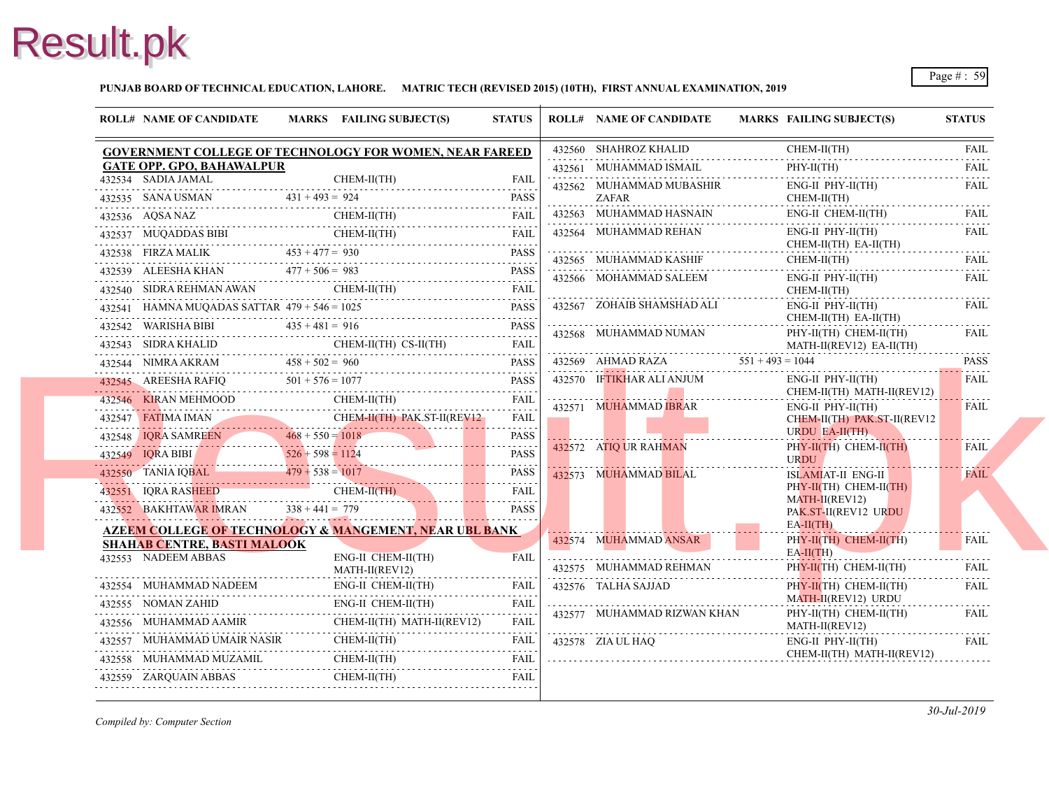**PUNJAB BOARD OF TECHNICAL EDUCATION, LAHORE. MATRIC TECH (REVISED 2015) (10TH), FIRST ANNUAL EXAMINATION, 2019**

### GOVERNMENT COLLEGE OF TECHNOLOGY FOR WOMEN, NEAR FAREED GATE OPP. GPO, BAHAWALPUR

| ROLL# | NAME OF CANDIDATE | MARKS | FAILING SUBJECT(S) | STATUS |
|---|---|---|---|---|
| 432534 | SADIA JAMAL | | CHEM-II(TH) | FAIL |
| 432535 | SANA USMAN | 431 + 493 = 924 | | PASS |
| 432536 | AQSA NAZ | | CHEM-II(TH) | FAIL |
| 432537 | MUQADDAS BIBI | | CHEM-II(TH) | FAIL |
| 432538 | FIRZA MALIK | 453 + 477 = 930 | | PASS |
| 432539 | ALEESHA KHAN | 477 + 506 = 983 | | PASS |
| 432540 | SIDRA REHMAN AWAN | | CHEM-II(TH) | FAIL |
| 432541 | HAMNA MUQADAS SATTAR | 479 + 546 = 1025 | | PASS |
| 432542 | WARISHA BIBI | 435 + 481 = 916 | | PASS |
| 432543 | SIDRA KHALID | | CHEM-II(TH) CS-II(TH) | FAIL |
| 432544 | NIMRA AKRAM | 458 + 502 = 960 | | PASS |
| 432545 | AREESHA RAFIQ | 501 + 576 = 1077 | | PASS |
| 432546 | KIRAN MEHMOOD | | CHEM-II(TH) | FAIL |
| 432547 | FATIMA IMAN | | CHEM-II(TH) PAK.ST-II(REV12 | FAIL |
| 432548 | IQRA SAMREEN | 468 + 550 = 1018 | | PASS |
| 432549 | IQRA BIBI | 526 + 598 = 1124 | | PASS |
| 432550 | TANIA IQBAL | 479 + 538 = 1017 | | PASS |
| 432551 | IQRA RASHEED | | CHEM-II(TH) | FAIL |
| 432552 | BAKHTAWAR IMRAN | 338 + 441 = 779 | | PASS |

### AZEEM COLLEGE OF TECHNOLOGY & MANGEMENT, NEAR UBL BANK SHAHAB CENTRE, BASTI MALOOK

| ROLL# | NAME OF CANDIDATE | MARKS | FAILING SUBJECT(S) | STATUS |
|---|---|---|---|---|
| 432553 | NADEEM ABBAS | | ENG-II CHEM-II(TH) MATH-II(REV12) | FAIL |
| 432554 | MUHAMMAD NADEEM | | ENG-II CHEM-II(TH) | FAIL |
| 432555 | NOMAN ZAHID | | ENG-II CHEM-II(TH) | FAIL |
| 432556 | MUHAMMAD AAMIR | | CHEM-II(TH) MATH-II(REV12) | FAIL |
| 432557 | MUHAMMAD UMAIR NASIR | | CHEM-II(TH) | FAIL |
| 432558 | MUHAMMAD MUZAMIL | | CHEM-II(TH) | FAIL |
| 432559 | ZARQUAIN ABBAS | | CHEM-II(TH) | FAIL |
| 432560 | SHAHROZ KHALID | | CHEM-II(TH) | FAIL |
| 432561 | MUHAMMAD ISMAIL | | PHY-II(TH) | FAIL |
| 432562 | MUHAMMAD MUBASHIR ZAFAR | | ENG-II PHY-II(TH) CHEM-II(TH) | FAIL |
| 432563 | MUHAMMAD HASNAIN | | ENG-II CHEM-II(TH) | FAIL |
| 432564 | MUHAMMAD REHAN | | ENG-II PHY-II(TH) CHEM-II(TH) EA-II(TH) | FAIL |
| 432565 | MUHAMMAD KASHIF | | CHEM-II(TH) | FAIL |
| 432566 | MOHAMMAD SALEEM | | ENG-II PHY-II(TH) CHEM-II(TH) | FAIL |
| 432567 | ZOHAIB SHAMSHAD ALI | | ENG-II PHY-II(TH) CHEM-II(TH) EA-II(TH) | FAIL |
| 432568 | MUHAMMAD NUMAN | | PHY-II(TH) CHEM-II(TH) MATH-II(REV12) EA-II(TH) | FAIL |
| 432569 | AHMAD RAZA | 551 + 493 = 1044 | | PASS |
| 432570 | IFTIKHAR ALI ANJUM | | ENG-II PHY-II(TH) CHEM-II(TH) MATH-II(REV12) | FAIL |
| 432571 | MUHAMMAD IBRAR | | ENG-II PHY-II(TH) CHEM-II(TH) PAK.ST-II(REV12 URDU EA-II(TH) | FAIL |
| 432572 | ATIQ UR RAHMAN | | PHY-II(TH) CHEM-II(TH) URDU | FAIL |
| 432573 | MUHAMMAD BILAL | | ISLAMIAT-II ENG-II PHY-II(TH) CHEM-II(TH) MATH-II(REV12) PAK.ST-II(REV12 URDU EA-II(TH) | FAIL |
| 432574 | MUHAMMAD ANSAR | | PHY-II(TH) CHEM-II(TH) EA-II(TH) | FAIL |
| 432575 | MUHAMMAD REHMAN | | PHY-II(TH) CHEM-II(TH) | FAIL |
| 432576 | TALHA SAJJAD | | PHY-II(TH) CHEM-II(TH) MATH-II(REV12) URDU | FAIL |
| 432577 | MUHAMMAD RIZWAN KHAN | | PHY-II(TH) CHEM-II(TH) MATH-II(REV12) | FAIL |
| 432578 | ZIA UL HAQ | | ENG-II PHY-II(TH) CHEM-II(TH) MATH-II(REV12) | FAIL |

*Compiled by: Computer Section*

*30-Jul-2019*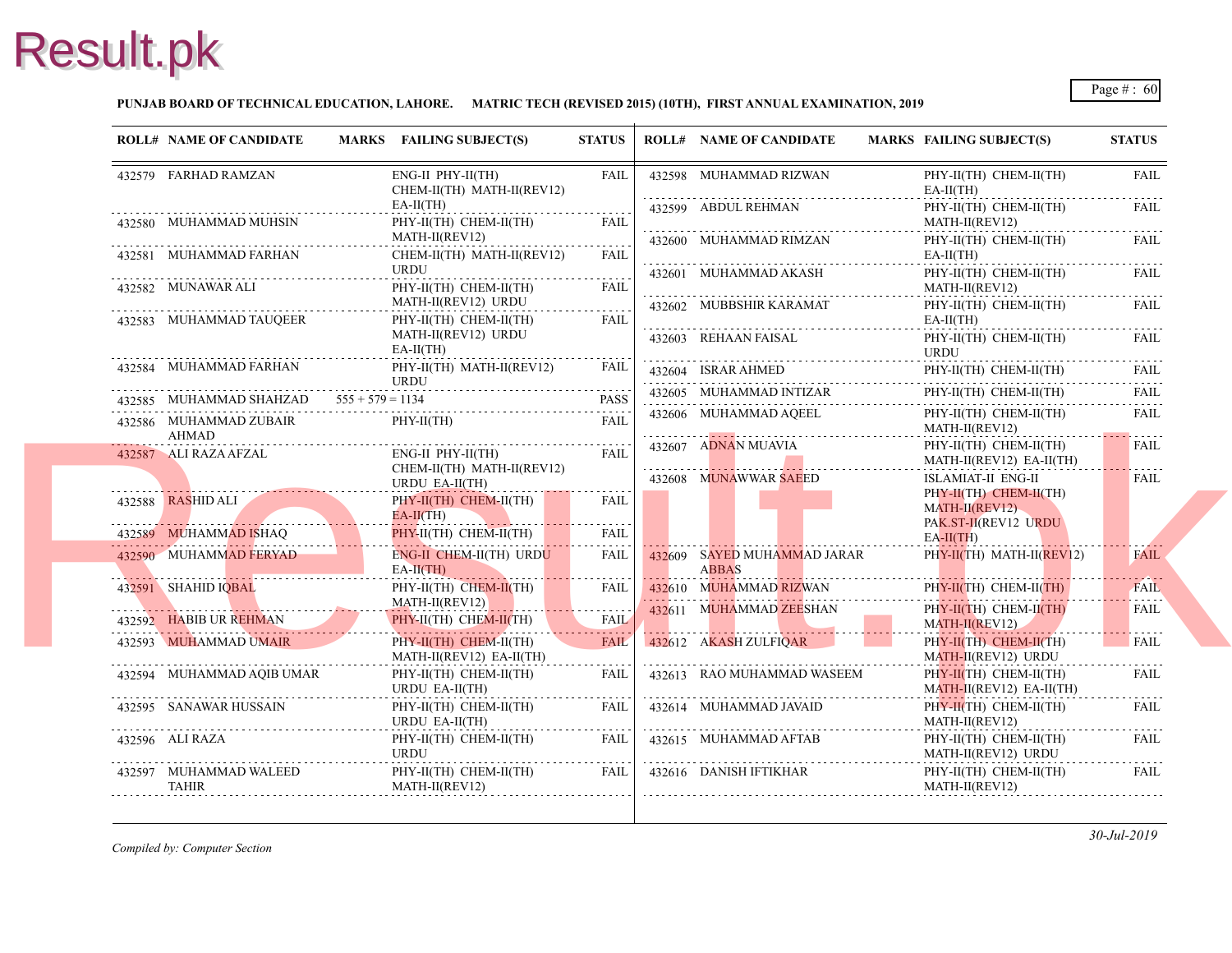**PUNJAB BOARD OF TECHNICAL EDUCATION, LAHORE. MATRIC TECH (REVISED 2015) (10TH), FIRST ANNUAL EXAMINATION, 2019**

| ROLL# | NAME OF CANDIDATE | MARKS | FAILING SUBJECT(S) | STATUS |
|---|---|---|---|---|
| 432579 | FARHAD RAMZAN | | ENG-II PHY-II(TH) CHEM-II(TH) MATH-II(REV12) EA-II(TH) | FAIL |
| 432580 | MUHAMMAD MUHSIN | | PHY-II(TH) CHEM-II(TH) MATH-II(REV12) | FAIL |
| 432581 | MUHAMMAD FARHAN | | CHEM-II(TH) MATH-II(REV12) URDU | FAIL |
| 432582 | MUNAWAR ALI | | PHY-II(TH) CHEM-II(TH) MATH-II(REV12) URDU | FAIL |
| 432583 | MUHAMMAD TAUQEER | | PHY-II(TH) CHEM-II(TH) MATH-II(REV12) URDU EA-II(TH) | FAIL |
| 432584 | MUHAMMAD FARHAN | | PHY-II(TH) MATH-II(REV12) URDU | FAIL |
| 432585 | MUHAMMAD SHAHZAD | 555 + 579 = 1134 | | PASS |
| 432586 | MUHAMMAD ZUBAIR AHMAD | | PHY-II(TH) | FAIL |
| 432587 | ALI RAZA AFZAL | | ENG-II PHY-II(TH) CHEM-II(TH) MATH-II(REV12) URDU EA-II(TH) | FAIL |
| 432588 | RASHID ALI | | PHY-II(TH) CHEM-II(TH) EA-II(TH) | FAIL |
| 432589 | MUHAMMAD ISHAQ | | PHY-II(TH) CHEM-II(TH) | FAIL |
| 432590 | MUHAMMAD FERYAD | | ENG-II CHEM-II(TH) URDU EA-II(TH) | FAIL |
| 432591 | SHAHID IQBAL | | PHY-II(TH) CHEM-II(TH) MATH-II(REV12) | FAIL |
| 432592 | HABIB UR REHMAN | | PHY-II(TH) CHEM-II(TH) | FAIL |
| 432593 | MUHAMMAD UMAIR | | PHY-II(TH) CHEM-II(TH) MATH-II(REV12) EA-II(TH) | FAIL |
| 432594 | MUHAMMAD AQIB UMAR | | PHY-II(TH) CHEM-II(TH) URDU EA-II(TH) | FAIL |
| 432595 | SANAWAR HUSSAIN | | PHY-II(TH) CHEM-II(TH) URDU EA-II(TH) | FAIL |
| 432596 | ALI RAZA | | PHY-II(TH) CHEM-II(TH) URDU | FAIL |
| 432597 | MUHAMMAD WALEED TAHIR | | PHY-II(TH) CHEM-II(TH) MATH-II(REV12) | FAIL |
| 432598 | MUHAMMAD RIZWAN | | PHY-II(TH) CHEM-II(TH) EA-II(TH) | FAIL |
| 432599 | ABDUL REHMAN | | PHY-II(TH) CHEM-II(TH) MATH-II(REV12) | FAIL |
| 432600 | MUHAMMAD RIMZAN | | PHY-II(TH) CHEM-II(TH) EA-II(TH) | FAIL |
| 432601 | MUHAMMAD AKASH | | PHY-II(TH) CHEM-II(TH) MATH-II(REV12) | FAIL |
| 432602 | MUBBSHIR KARAMAT | | PHY-II(TH) CHEM-II(TH) EA-II(TH) | FAIL |
| 432603 | REHAAN FAISAL | | PHY-II(TH) CHEM-II(TH) URDU | FAIL |
| 432604 | ISRAR AHMED | | PHY-II(TH) CHEM-II(TH) | FAIL |
| 432605 | MUHAMMAD INTIZAR | | PHY-II(TH) CHEM-II(TH) | FAIL |
| 432606 | MUHAMMAD AQEEL | | PHY-II(TH) CHEM-II(TH) MATH-II(REV12) | FAIL |
| 432607 | ADNAN MUAVIA | | PHY-II(TH) CHEM-II(TH) MATH-II(REV12) EA-II(TH) | FAIL |
| 432608 | MUNAWWAR SAEED | | ISLAMIAT-II ENG-II PHY-II(TH) CHEM-II(TH) MATH-II(REV12) PAK.ST-II(REV12 URDU EA-II(TH) | FAIL |
| 432609 | SAYED MUHAMMAD JARAR ABBAS | | PHY-II(TH) MATH-II(REV12) | FAIL |
| 432610 | MUHAMMAD RIZWAN | | PHY-II(TH) CHEM-II(TH) | FAIL |
| 432611 | MUHAMMAD ZEESHAN | | PHY-II(TH) CHEM-II(TH) MATH-II(REV12) | FAIL |
| 432612 | AKASH ZULFIQAR | | PHY-II(TH) CHEM-II(TH) MATH-II(REV12) URDU | FAIL |
| 432613 | RAO MUHAMMAD WASEEM | | PHY-II(TH) CHEM-II(TH) MATH-II(REV12) EA-II(TH) | FAIL |
| 432614 | MUHAMMAD JAVAID | | PHY-II(TH) CHEM-II(TH) MATH-II(REV12) | FAIL |
| 432615 | MUHAMMAD AFTAB | | PHY-II(TH) CHEM-II(TH) MATH-II(REV12) URDU | FAIL |
| 432616 | DANISH IFTIKHAR | | PHY-II(TH) CHEM-II(TH) MATH-II(REV12) | FAIL |

*Compiled by: Computer Section*

*30-Jul-2019*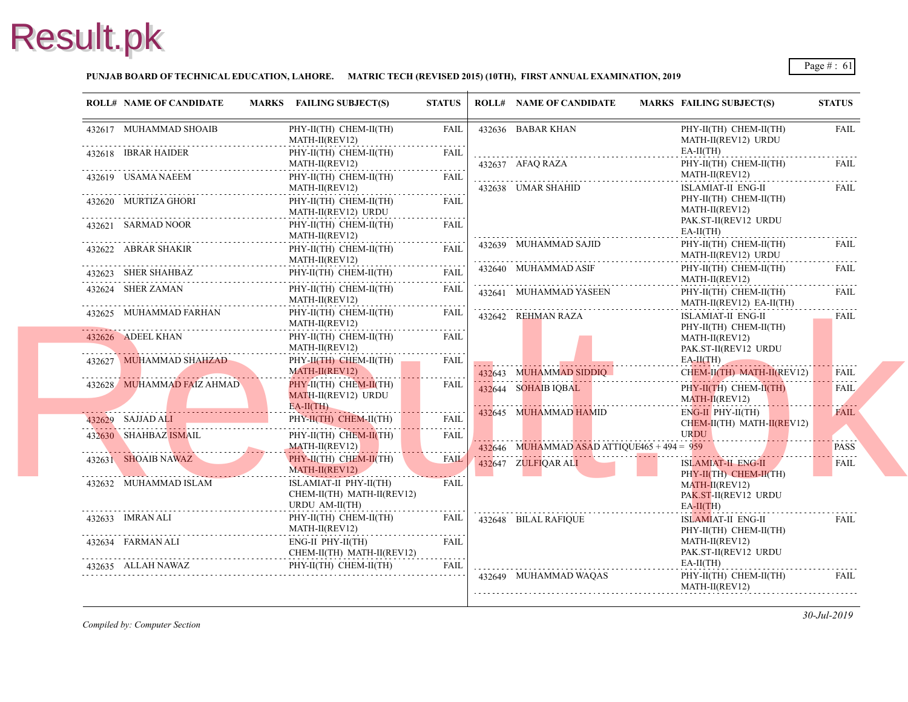**PUNJAB BOARD OF TECHNICAL EDUCATION, LAHORE. MATRIC TECH (REVISED 2015) (10TH), FIRST ANNUAL EXAMINATION, 2019**

| ROLL# | NAME OF CANDIDATE | MARKS | FAILING SUBJECT(S) | STATUS |
|---|---|---|---|---|
| 432617 | MUHAMMAD SHOAIB | | PHY-II(TH) CHEM-II(TH) MATH-II(REV12) | FAIL |
| 432618 | IBRAR HAIDER | | PHY-II(TH) CHEM-II(TH) MATH-II(REV12) | FAIL |
| 432619 | USAMA NAEEM | | PHY-II(TH) CHEM-II(TH) MATH-II(REV12) | FAIL |
| 432620 | MURTIZA GHORI | | PHY-II(TH) CHEM-II(TH) MATH-II(REV12) URDU | FAIL |
| 432621 | SARMAD NOOR | | PHY-II(TH) CHEM-II(TH) MATH-II(REV12) | FAIL |
| 432622 | ABRAR SHAKIR | | PHY-II(TH) CHEM-II(TH) MATH-II(REV12) | FAIL |
| 432623 | SHER SHAHBAZ | | PHY-II(TH) CHEM-II(TH) | FAIL |
| 432624 | SHER ZAMAN | | PHY-II(TH) CHEM-II(TH) MATH-II(REV12) | FAIL |
| 432625 | MUHAMMAD FARHAN | | PHY-II(TH) CHEM-II(TH) MATH-II(REV12) | FAIL |
| 432626 | ADEEL KHAN | | PHY-II(TH) CHEM-II(TH) MATH-II(REV12) | FAIL |
| 432627 | MUHAMMAD SHAHZAD | | PHY-II(TH) CHEM-II(TH) MATH-II(REV12) | FAIL |
| 432628 | MUHAMMAD FAIZ AHMAD | | PHY-II(TH) CHEM-II(TH) MATH-II(REV12) URDU EA-II(TH) | FAIL |
| 432629 | SAJJAD ALI | | PHY-II(TH) CHEM-II(TH) | FAIL |
| 432630 | SHAHBAZ ISMAIL | | PHY-II(TH) CHEM-II(TH) MATH-II(REV12) | FAIL |
| 432631 | SHOAIB NAWAZ | | PHY-II(TH) CHEM-II(TH) MATH-II(REV12) | FAIL |
| 432632 | MUHAMMAD ISLAM | | ISLAMIAT-II PHY-II(TH) CHEM-II(TH) MATH-II(REV12) URDU AM-II(TH) | FAIL |
| 432633 | IMRAN ALI | | PHY-II(TH) CHEM-II(TH) MATH-II(REV12) | FAIL |
| 432634 | FARMAN ALI | | ENG-II PHY-II(TH) CHEM-II(TH) MATH-II(REV12) | FAIL |
| 432635 | ALLAH NAWAZ | | PHY-II(TH) CHEM-II(TH) | FAIL |
| 432636 | BABAR KHAN | | PHY-II(TH) CHEM-II(TH) MATH-II(REV12) URDU EA-II(TH) | FAIL |
| 432637 | AFAQ RAZA | | PHY-II(TH) CHEM-II(TH) MATH-II(REV12) | FAIL |
| 432638 | UMAR SHAHID | | ISLAMIAT-II ENG-II PHY-II(TH) CHEM-II(TH) MATH-II(REV12) PAK.ST-II(REV12 URDU EA-II(TH) | FAIL |
| 432639 | MUHAMMAD SAJID | | PHY-II(TH) CHEM-II(TH) MATH-II(REV12) URDU | FAIL |
| 432640 | MUHAMMAD ASIF | | PHY-II(TH) CHEM-II(TH) MATH-II(REV12) | FAIL |
| 432641 | MUHAMMAD YASEEN | | PHY-II(TH) CHEM-II(TH) MATH-II(REV12) EA-II(TH) | FAIL |
| 432642 | REHMAN RAZA | | ISLAMIAT-II ENG-II PHY-II(TH) CHEM-II(TH) MATH-II(REV12) PAK.ST-II(REV12 URDU EA-II(TH) | FAIL |
| 432643 | MUHAMMAD SIDDIQ | | CHEM-II(TH) MATH-II(REV12) | FAIL |
| 432644 | SOHAIB IQBAL | | PHY-II(TH) CHEM-II(TH) MATH-II(REV12) | FAIL |
| 432645 | MUHAMMAD HAMID | | ENG-II PHY-II(TH) CHEM-II(TH) MATH-II(REV12) URDU | FAIL |
| 432646 | MUHAMMAD ASAD ATTIQUE | 465 + 494 = 959 | | PASS |
| 432647 | ZULFIQAR ALI | | ISLAMIAT-II ENG-II PHY-II(TH) CHEM-II(TH) MATH-II(REV12) PAK.ST-II(REV12 URDU EA-II(TH) | FAIL |
| 432648 | BILAL RAFIQUE | | ISLAMIAT-II ENG-II PHY-II(TH) CHEM-II(TH) MATH-II(REV12) PAK.ST-II(REV12 URDU EA-II(TH) | FAIL |
| 432649 | MUHAMMAD WAQAS | | PHY-II(TH) CHEM-II(TH) MATH-II(REV12) | FAIL |

*Compiled by: Computer Section*

*30-Jul-2019*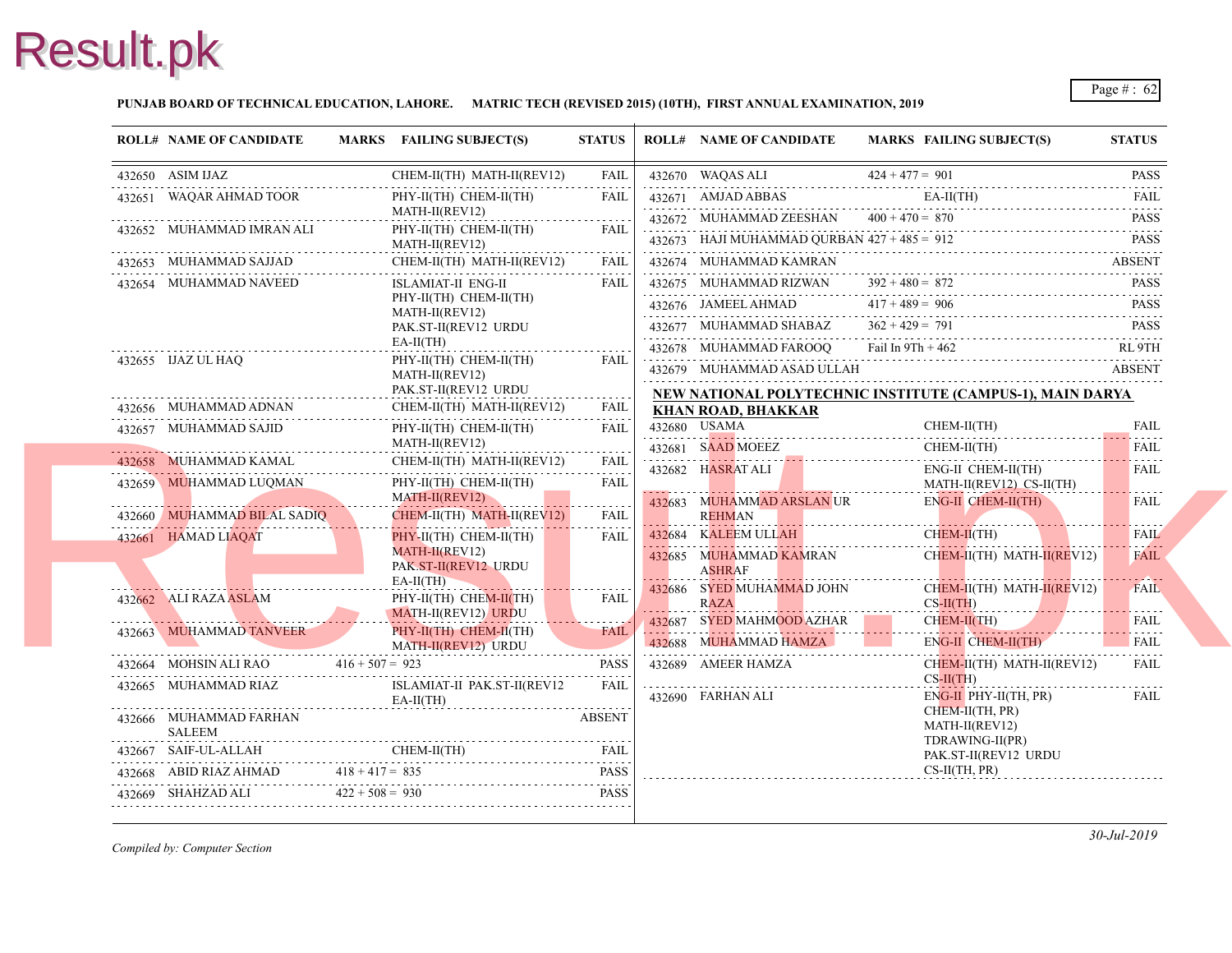**PUNJAB BOARD OF TECHNICAL EDUCATION, LAHORE. MATRIC TECH (REVISED 2015) (10TH), FIRST ANNUAL EXAMINATION, 2019**

| ROLL# | NAME OF CANDIDATE | MARKS | FAILING SUBJECT(S) | STATUS |
|---|---|---|---|---|
| 432650 | ASIM IJAZ | | CHEM-II(TH) MATH-II(REV12) | FAIL |
| 432651 | WAQAR AHMAD TOOR | | PHY-II(TH) CHEM-II(TH) MATH-II(REV12) | FAIL |
| 432652 | MUHAMMAD IMRAN ALI | | PHY-II(TH) CHEM-II(TH) MATH-II(REV12) | FAIL |
| 432653 | MUHAMMAD SAJJAD | | CHEM-II(TH) MATH-II(REV12) | FAIL |
| 432654 | MUHAMMAD NAVEED | | ISLAMIAT-II ENG-II PHY-II(TH) CHEM-II(TH) MATH-II(REV12) PAK.ST-II(REV12 URDU EA-II(TH) | FAIL |
| 432655 | IJAZ UL HAQ | | PHY-II(TH) CHEM-II(TH) MATH-II(REV12) PAK.ST-II(REV12 URDU | FAIL |
| 432656 | MUHAMMAD ADNAN | | CHEM-II(TH) MATH-II(REV12) | FAIL |
| 432657 | MUHAMMAD SAJID | | PHY-II(TH) CHEM-II(TH) MATH-II(REV12) | FAIL |
| 432658 | MUHAMMAD KAMAL | | CHEM-II(TH) MATH-II(REV12) | FAIL |
| 432659 | MUHAMMAD LUQMAN | | PHY-II(TH) CHEM-II(TH) MATH-II(REV12) | FAIL |
| 432660 | MUHAMMAD BILAL SADIQ | | CHEM-II(TH) MATH-II(REV12) | FAIL |
| 432661 | HAMAD LIAQAT | | PHY-II(TH) CHEM-II(TH) MATH-II(REV12) PAK.ST-II(REV12 URDU EA-II(TH) | FAIL |
| 432662 | ALI RAZA ASLAM | | PHY-II(TH) CHEM-II(TH) MATH-II(REV12) URDU | FAIL |
| 432663 | MUHAMMAD TANVEER | | PHY-II(TH) CHEM-II(TH) MATH-II(REV12) URDU | FAIL |
| 432664 | MOHSIN ALI RAO | 416 + 507 = 923 | | PASS |
| 432665 | MUHAMMAD RIAZ | | ISLAMIAT-II PAK.ST-II(REV12 EA-II(TH) | FAIL |
| 432666 | MUHAMMAD FARHAN SALEEM | | | ABSENT |
| 432667 | SAIF-UL-ALLAH | | CHEM-II(TH) | FAIL |
| 432668 | ABID RIAZ AHMAD | 418 + 417 = 835 | | PASS |
| 432669 | SHAHZAD ALI | 422 + 508 = 930 | | PASS |
| 432670 | WAQAS ALI | 424 + 477 = 901 | | PASS |
| 432671 | AMJAD ABBAS | | EA-II(TH) | FAIL |
| 432672 | MUHAMMAD ZEESHAN | 400 + 470 = 870 | | PASS |
| 432673 | HAJI MUHAMMAD QURBAN | 427 + 485 = 912 | | PASS |
| 432674 | MUHAMMAD KAMRAN | | | ABSENT |
| 432675 | MUHAMMAD RIZWAN | 392 + 480 = 872 | | PASS |
| 432676 | JAMEEL AHMAD | 417 + 489 = 906 | | PASS |
| 432677 | MUHAMMAD SHABAZ | 362 + 429 = 791 | | PASS |
| 432678 | MUHAMMAD FAROOQ | Fail In 9Th + 462 | | RL 9TH |
| 432679 | MUHAMMAD ASAD ULLAH | | | ABSENT |

**NEW NATIONAL POLYTECHNIC INSTITUTE (CAMPUS-1), MAIN DARYA KHAN ROAD, BHAKKAR**

| ROLL# | NAME OF CANDIDATE | MARKS | FAILING SUBJECT(S) | STATUS |
|---|---|---|---|---|
| 432680 | USAMA | | CHEM-II(TH) | FAIL |
| 432681 | SAAD MOEEZ | | CHEM-II(TH) | FAIL |
| 432682 | HASRAT ALI | | ENG-II CHEM-II(TH) MATH-II(REV12) CS-II(TH) | FAIL |
| 432683 | MUHAMMAD ARSLAN UR REHMAN | | ENG-II CHEM-II(TH) | FAIL |
| 432684 | KALEEM ULLAH | | CHEM-II(TH) | FAIL |
| 432685 | MUHAMMAD KAMRAN ASHRAF | | CHEM-II(TH) MATH-II(REV12) | FAIL |
| 432686 | SYED MUHAMMAD JOHN RAZA | | CHEM-II(TH) MATH-II(REV12) CS-II(TH) | FAIL |
| 432687 | SYED MAHMOOD AZHAR | | CHEM-II(TH) | FAIL |
| 432688 | MUHAMMAD HAMZA | | ENG-II CHEM-II(TH) | FAIL |
| 432689 | AMEER HAMZA | | CHEM-II(TH) MATH-II(REV12) CS-II(TH) | FAIL |
| 432690 | FARHAN ALI | | ENG-II PHY-II(TH, PR) CHEM-II(TH, PR) MATH-II(REV12) TDRAWING-II(PR) PAK.ST-II(REV12 URDU CS-II(TH, PR) | FAIL |

*Compiled by: Computer Section*

*30-Jul-2019*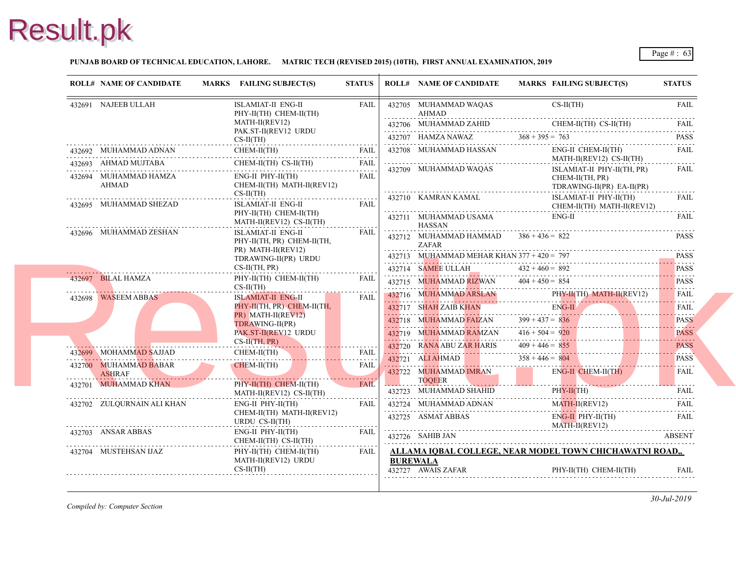**PUNJAB BOARD OF TECHNICAL EDUCATION, LAHORE. MATRIC TECH (REVISED 2015) (10TH), FIRST ANNUAL EXAMINATION, 2019**

| ROLL# | NAME OF CANDIDATE | MARKS | FAILING SUBJECT(S) | STATUS |
|---|---|---|---|---|
| 432691 | NAJEEB ULLAH | | ISLAMIAT-II ENG-II PHY-II(TH) CHEM-II(TH) MATH-II(REV12) PAK.ST-II(REV12 URDU CS-II(TH) | FAIL |
| 432692 | MUHAMMAD ADNAN | | CHEM-II(TH) | FAIL |
| 432693 | AHMAD MUJTABA | | CHEM-II(TH) CS-II(TH) | FAIL |
| 432694 | MUHAMMAD HAMZA AHMAD | | ENG-II PHY-II(TH) CHEM-II(TH) MATH-II(REV12) CS-II(TH) | FAIL |
| 432695 | MUHAMMAD SHEZAD | | ISLAMIAT-II ENG-II PHY-II(TH) CHEM-II(TH) MATH-II(REV12) CS-II(TH) | FAIL |
| 432696 | MUHAMMAD ZESHAN | | ISLAMIAT-II ENG-II PHY-II(TH, PR) CHEM-II(TH, PR) MATH-II(REV12) TDRAWING-II(PR) URDU CS-II(TH, PR) | FAIL |
| 432697 | BILAL HAMZA | | PHY-II(TH) CHEM-II(TH) CS-II(TH) | FAIL |
| 432698 | WASEEM ABBAS | | ISLAMIAT-II ENG-II PHY-II(TH, PR) CHEM-II(TH, PR) MATH-II(REV12) TDRAWING-II(PR) PAK.ST-II(REV12 URDU CS-II(TH, PR) | FAIL |
| 432699 | MOHAMMAD SAJJAD | | CHEM-II(TH) | FAIL |
| 432700 | MUHAMMAD BABAR ASHRAF | | CHEM-II(TH) | FAIL |
| 432701 | MUHAMMAD KHAN | | PHY-II(TH) CHEM-II(TH) MATH-II(REV12) CS-II(TH) | FAIL |
| 432702 | ZULQURNAIN ALI KHAN | | ENG-II PHY-II(TH) CHEM-II(TH) MATH-II(REV12) URDU CS-II(TH) | FAIL |
| 432703 | ANSAR ABBAS | | ENG-II PHY-II(TH) CHEM-II(TH) CS-II(TH) | FAIL |
| 432704 | MUSTEHSAN IJAZ | | PHY-II(TH) CHEM-II(TH) MATH-II(REV12) URDU CS-II(TH) | FAIL |
| 432705 | MUHAMMAD WAQAS AHMAD | | CS-II(TH) | FAIL |
| 432706 | MUHAMMAD ZAHID | | CHEM-II(TH) CS-II(TH) | FAIL |
| 432707 | HAMZA NAWAZ | 368 + 395 = 763 | | PASS |
| 432708 | MUHAMMAD HASSAN | | ENG-II CHEM-II(TH) MATH-II(REV12) CS-II(TH) | FAIL |
| 432709 | MUHAMMAD WAQAS | | ISLAMIAT-II PHY-II(TH, PR) CHEM-II(TH, PR) TDRAWING-II(PR) EA-II(PR) | FAIL |
| 432710 | KAMRAN KAMAL | | ISLAMIAT-II PHY-II(TH) CHEM-II(TH) MATH-II(REV12) | FAIL |
| 432711 | MUHAMMAD USAMA HASSAN | | ENG-II | FAIL |
| 432712 | MUHAMMAD HAMMAD ZAFAR | 386 + 436 = 822 | | PASS |
| 432713 | MUHAMMAD MEHAR KHAN | 377 + 420 = 797 | | PASS |
| 432714 | SAMEE ULLAH | 432 + 460 = 892 | | PASS |
| 432715 | MUHAMMAD RIZWAN | 404 + 450 = 854 | | PASS |
| 432716 | MUHAMMAD ARSLAN | | PHY-II(TH) MATH-II(REV12) | FAIL |
| 432717 | SHAH ZAIB KHAN | | ENG-II | FAIL |
| 432718 | MUHAMMAD FAIZAN | 399 + 437 = 836 | | PASS |
| 432719 | MUHAMMAD RAMZAN | 416 + 504 = 920 | | PASS |
| 432720 | RANA ABU ZAR HARIS | 409 + 446 = 855 | | PASS |
| 432721 | ALI AHMAD | 358 + 446 = 804 | | PASS |
| 432722 | MUHAMMAD IMRAN TOQEER | | ENG-II CHEM-II(TH) | FAIL |
| 432723 | MUHAMMAD SHAHID | | PHY-II(TH) | FAIL |
| 432724 | MUHAMMAD ADNAN | | MATH-II(REV12) | FAIL |
| 432725 | ASMAT ABBAS | | ENG-II PHY-II(TH) MATH-II(REV12) | FAIL |
| 432726 | SAHIB JAN | | | ABSENT |

**ALLAMA IQBAL COLLEGE, NEAR MODEL TOWN CHICHAWATNI ROAD,, BUREWALA**

| ROLL# | NAME OF CANDIDATE | MARKS | FAILING SUBJECT(S) | STATUS |
|---|---|---|---|---|
| 432727 | AWAIS ZAFAR | | PHY-II(TH) CHEM-II(TH) | FAIL |

*Compiled by: Computer Section*

*30-Jul-2019*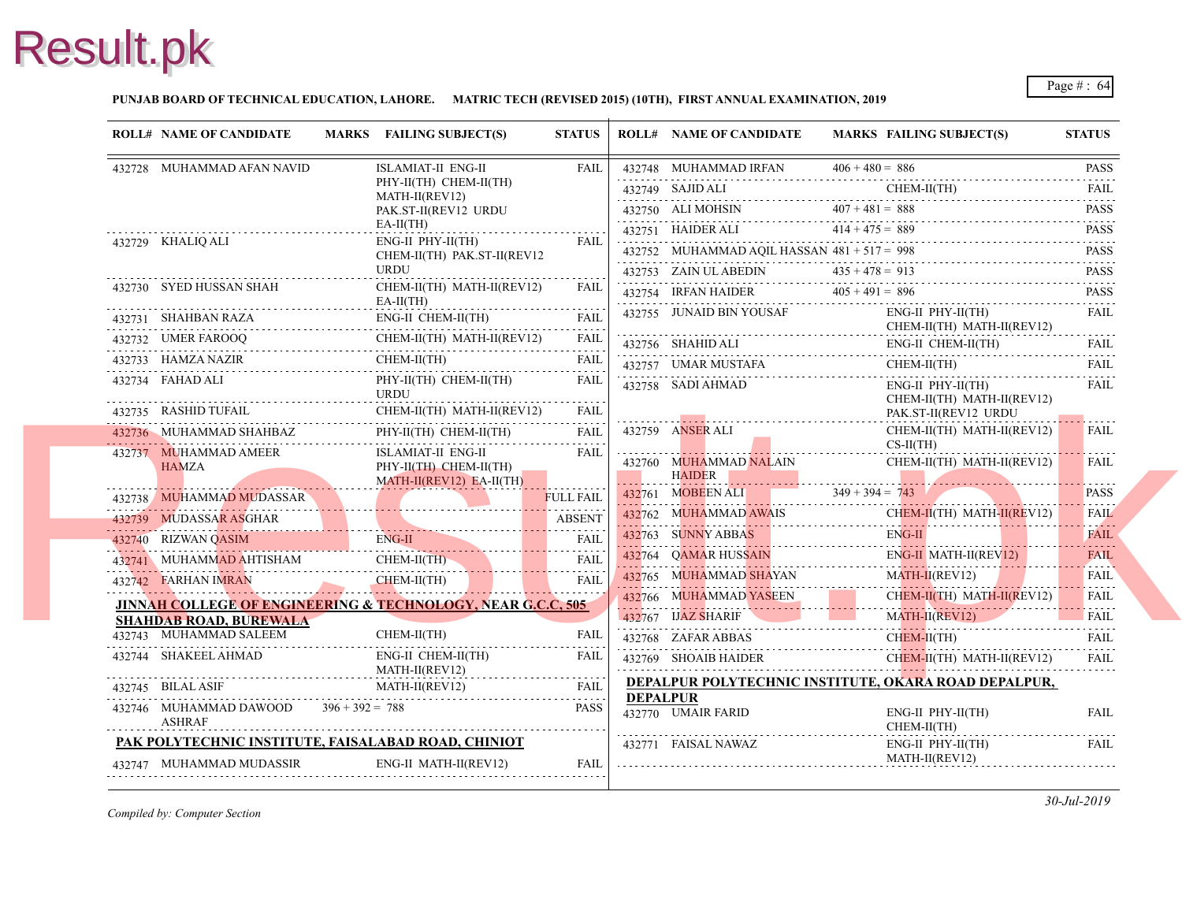**PUNJAB BOARD OF TECHNICAL EDUCATION, LAHORE. MATRIC TECH (REVISED 2015) (10TH), FIRST ANNUAL EXAMINATION, 2019**

| ROLL# | NAME OF CANDIDATE | MARKS | FAILING SUBJECT(S) | STATUS |
|---|---|---|---|---|
| 432728 | MUHAMMAD AFAN NAVID | | ISLAMIAT-II ENG-II PHY-II(TH) CHEM-II(TH) MATH-II(REV12) PAK.ST-II(REV12 URDU EA-II(TH) | FAIL |
| 432729 | KHALIQ ALI | | ENG-II PHY-II(TH) CHEM-II(TH) PAK.ST-II(REV12 URDU | FAIL |
| 432730 | SYED HUSSAN SHAH | | CHEM-II(TH) MATH-II(REV12) EA-II(TH) | FAIL |
| 432731 | SHAHBAN RAZA | | ENG-II CHEM-II(TH) | FAIL |
| 432732 | UMER FAROOQ | | CHEM-II(TH) MATH-II(REV12) | FAIL |
| 432733 | HAMZA NAZIR | | CHEM-II(TH) | FAIL |
| 432734 | FAHAD ALI | | PHY-II(TH) CHEM-II(TH) URDU | FAIL |
| 432735 | RASHID TUFAIL | | CHEM-II(TH) MATH-II(REV12) | FAIL |
| 432736 | MUHAMMAD SHAHBAZ | | PHY-II(TH) CHEM-II(TH) | FAIL |
| 432737 | MUHAMMAD AMEER HAMZA | | ISLAMIAT-II ENG-II PHY-II(TH) CHEM-II(TH) MATH-II(REV12) EA-II(TH) | FAIL |
| 432738 | MUHAMMAD MUDASSAR | | | FULL FAIL |
| 432739 | MUDASSAR ASGHAR | | | ABSENT |
| 432740 | RIZWAN QASIM | | ENG-II | FAIL |
| 432741 | MUHAMMAD AHTISHAM | | CHEM-II(TH) | FAIL |
| 432742 | FARHAN IMRAN | | CHEM-II(TH) | FAIL |

**JINNAH COLLEGE OF ENGINEERING & TECHNOLOGY, NEAR G.C.C, 505 SHAHDAB ROAD, BUREWALA**

| ROLL# | NAME OF CANDIDATE | MARKS | FAILING SUBJECT(S) | STATUS |
|---|---|---|---|---|
| 432743 | MUHAMMAD SALEEM | | CHEM-II(TH) | FAIL |
| 432744 | SHAKEEL AHMAD | | ENG-II CHEM-II(TH) MATH-II(REV12) | FAIL |
| 432745 | BILAL ASIF | | MATH-II(REV12) | FAIL |
| 432746 | MUHAMMAD DAWOOD ASHRAF | 396 + 392 = 788 | | PASS |

**PAK POLYTECHNIC INSTITUTE, FAISALABAD ROAD, CHINIOT**

| ROLL# | NAME OF CANDIDATE | MARKS | FAILING SUBJECT(S) | STATUS |
|---|---|---|---|---|
| 432747 | MUHAMMAD MUDASSIR | | ENG-II MATH-II(REV12) | FAIL |
| 432748 | MUHAMMAD IRFAN | 406 + 480 = 886 | | PASS |
| 432749 | SAJID ALI | | CHEM-II(TH) | FAIL |
| 432750 | ALI MOHSIN | 407 + 481 = 888 | | PASS |
| 432751 | HAIDER ALI | 414 + 475 = 889 | | PASS |
| 432752 | MUHAMMAD AQIL HASSAN | 481 + 517 = 998 | | PASS |
| 432753 | ZAIN UL ABEDIN | 435 + 478 = 913 | | PASS |
| 432754 | IRFAN HAIDER | 405 + 491 = 896 | | PASS |
| 432755 | JUNAID BIN YOUSAF | | ENG-II PHY-II(TH) CHEM-II(TH) MATH-II(REV12) | FAIL |
| 432756 | SHAHID ALI | | ENG-II CHEM-II(TH) | FAIL |
| 432757 | UMAR MUSTAFA | | CHEM-II(TH) | FAIL |
| 432758 | SADI AHMAD | | ENG-II PHY-II(TH) CHEM-II(TH) MATH-II(REV12) PAK.ST-II(REV12 URDU | FAIL |
| 432759 | ANSER ALI | | CHEM-II(TH) MATH-II(REV12) CS-II(TH) | FAIL |
| 432760 | MUHAMMAD NALAIN HAIDER | | CHEM-II(TH) MATH-II(REV12) | FAIL |
| 432761 | MOBEEN ALI | 349 + 394 = 743 | | PASS |
| 432762 | MUHAMMAD AWAIS | | CHEM-II(TH) MATH-II(REV12) | FAIL |
| 432763 | SUNNY ABBAS | | ENG-II | FAIL |
| 432764 | QAMAR HUSSAIN | | ENG-II MATH-II(REV12) | FAIL |
| 432765 | MUHAMMAD SHAYAN | | MATH-II(REV12) | FAIL |
| 432766 | MUHAMMAD YASEEN | | CHEM-II(TH) MATH-II(REV12) | FAIL |
| 432767 | IJAZ SHARIF | | MATH-II(REV12) | FAIL |
| 432768 | ZAFAR ABBAS | | CHEM-II(TH) | FAIL |
| 432769 | SHOAIB HAIDER | | CHEM-II(TH) MATH-II(REV12) | FAIL |

**DEPALPUR POLYTECHNIC INSTITUTE, OKARA ROAD DEPALPUR, DEPALPUR**

| ROLL# | NAME OF CANDIDATE | MARKS | FAILING SUBJECT(S) | STATUS |
|---|---|---|---|---|
| 432770 | UMAIR FARID | | ENG-II PHY-II(TH) CHEM-II(TH) | FAIL |
| 432771 | FAISAL NAWAZ | | ENG-II PHY-II(TH) MATH-II(REV12) | FAIL |

*Compiled by: Computer Section*

*30-Jul-2019*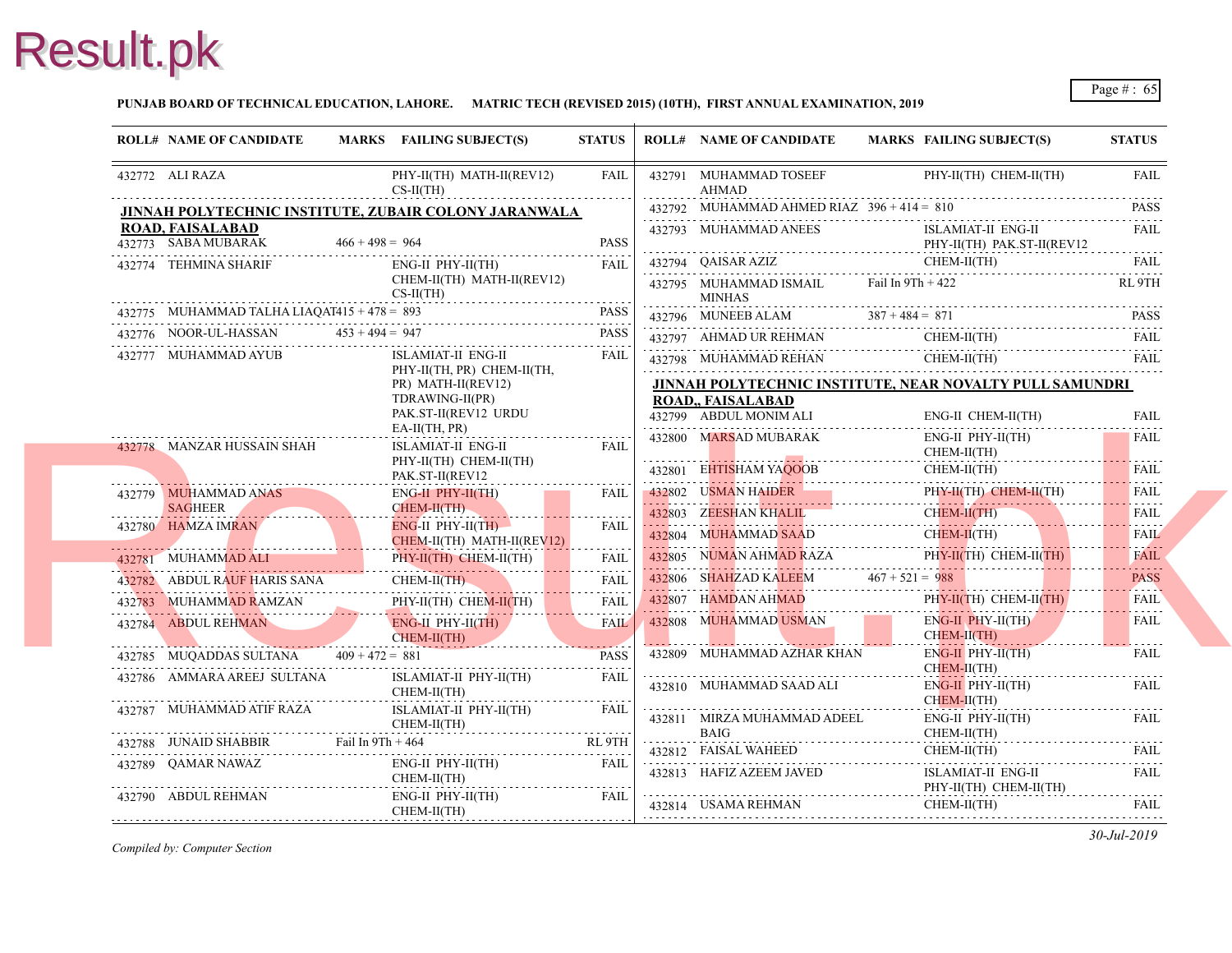**PUNJAB BOARD OF TECHNICAL EDUCATION, LAHORE. MATRIC TECH (REVISED 2015) (10TH), FIRST ANNUAL EXAMINATION, 2019**

| ROLL# | NAME OF CANDIDATE | MARKS | FAILING SUBJECT(S) | STATUS |
|---|---|---|---|---|
| 432772 | ALI RAZA | | PHY-II(TH) MATH-II(REV12) CS-II(TH) | FAIL |

**JINNAH POLYTECHNIC INSTITUTE, ZUBAIR COLONY JARANWALA ROAD, FAISALABAD**

| ROLL# | NAME OF CANDIDATE | MARKS | FAILING SUBJECT(S) | STATUS |
|---|---|---|---|---|
| 432773 | SABA MUBARAK | 466 + 498 = 964 | | PASS |
| 432774 | TEHMINA SHARIF | | ENG-II PHY-II(TH) CHEM-II(TH) MATH-II(REV12) CS-II(TH) | FAIL |
| 432775 | MUHAMMAD TALHA LIAQAT | 415 + 478 = 893 | | PASS |
| 432776 | NOOR-UL-HASSAN | 453 + 494 = 947 | | PASS |
| 432777 | MUHAMMAD AYUB | | ISLAMIAT-II ENG-II PHY-II(TH, PR) CHEM-II(TH, PR) MATH-II(REV12) TDRAWING-II(PR) PAK.ST-II(REV12 URDU EA-II(TH, PR) | FAIL |
| 432778 | MANZAR HUSSAIN SHAH | | ISLAMIAT-II ENG-II PHY-II(TH) CHEM-II(TH) PAK.ST-II(REV12 | FAIL |
| 432779 | MUHAMMAD ANAS SAGHEER | | ENG-II PHY-II(TH) CHEM-II(TH) | FAIL |
| 432780 | HAMZA IMRAN | | ENG-II PHY-II(TH) CHEM-II(TH) MATH-II(REV12) | FAIL |
| 432781 | MUHAMMAD ALI | | PHY-II(TH) CHEM-II(TH) | FAIL |
| 432782 | ABDUL RAUF HARIS SANA | | CHEM-II(TH) | FAIL |
| 432783 | MUHAMMAD RAMZAN | | PHY-II(TH) CHEM-II(TH) | FAIL |
| 432784 | ABDUL REHMAN | | ENG-II PHY-II(TH) CHEM-II(TH) | FAIL |
| 432785 | MUQADDAS SULTANA | 409 + 472 = 881 | | PASS |
| 432786 | AMMARA AREEJ SULTANA | | ISLAMIAT-II PHY-II(TH) CHEM-II(TH) | FAIL |
| 432787 | MUHAMMAD ATIF RAZA | | ISLAMIAT-II PHY-II(TH) CHEM-II(TH) | FAIL |
| 432788 | JUNAID SHABBIR | Fail In 9Th + 464 | | RL 9TH |
| 432789 | QAMAR NAWAZ | | ENG-II PHY-II(TH) CHEM-II(TH) | FAIL |
| 432790 | ABDUL REHMAN | | ENG-II PHY-II(TH) CHEM-II(TH) | FAIL |
| 432791 | MUHAMMAD TOSEEF AHMAD | | PHY-II(TH) CHEM-II(TH) | FAIL |
| 432792 | MUHAMMAD AHMED RIAZ | 396 + 414 = 810 | | PASS |
| 432793 | MUHAMMAD ANEES | | ISLAMIAT-II ENG-II PHY-II(TH) PAK.ST-II(REV12 | FAIL |
| 432794 | QAISAR AZIZ | | CHEM-II(TH) | FAIL |
| 432795 | MUHAMMAD ISMAIL MINHAS | Fail In 9Th + 422 | | RL 9TH |
| 432796 | MUNEEB ALAM | 387 + 484 = 871 | | PASS |
| 432797 | AHMAD UR REHMAN | | CHEM-II(TH) | FAIL |
| 432798 | MUHAMMAD REHAN | | CHEM-II(TH) | FAIL |

**JINNAH POLYTECHNIC INSTITUTE, NEAR NOVALTY PULL SAMUNDRI ROAD,, FAISALABAD**

| ROLL# | NAME OF CANDIDATE | MARKS | FAILING SUBJECT(S) | STATUS |
|---|---|---|---|---|
| 432799 | ABDUL MONIM ALI | | ENG-II CHEM-II(TH) | FAIL |
| 432800 | MARSAD MUBARAK | | ENG-II PHY-II(TH) CHEM-II(TH) | FAIL |
| 432801 | EHTISHAM YAQOOB | | CHEM-II(TH) | FAIL |
| 432802 | USMAN HAIDER | | PHY-II(TH) CHEM-II(TH) | FAIL |
| 432803 | ZEESHAN KHALIL | | CHEM-II(TH) | FAIL |
| 432804 | MUHAMMAD SAAD | | CHEM-II(TH) | FAIL |
| 432805 | NUMAN AHMAD RAZA | | PHY-II(TH) CHEM-II(TH) | FAIL |
| 432806 | SHAHZAD KALEEM | 467 + 521 = 988 | | PASS |
| 432807 | HAMDAN AHMAD | | PHY-II(TH) CHEM-II(TH) | FAIL |
| 432808 | MUHAMMAD USMAN | | ENG-II PHY-II(TH) CHEM-II(TH) | FAIL |
| 432809 | MUHAMMAD AZHAR KHAN | | ENG-II PHY-II(TH) CHEM-II(TH) | FAIL |
| 432810 | MUHAMMAD SAAD ALI | | ENG-II PHY-II(TH) CHEM-II(TH) | FAIL |
| 432811 | MIRZA MUHAMMAD ADEEL BAIG | | ENG-II PHY-II(TH) CHEM-II(TH) | FAIL |
| 432812 | FAISAL WAHEED | | CHEM-II(TH) | FAIL |
| 432813 | HAFIZ AZEEM JAVED | | ISLAMIAT-II ENG-II PHY-II(TH) CHEM-II(TH) | FAIL |
| 432814 | USAMA REHMAN | | CHEM-II(TH) | FAIL |

*Compiled by: Computer Section*

*30-Jul-2019*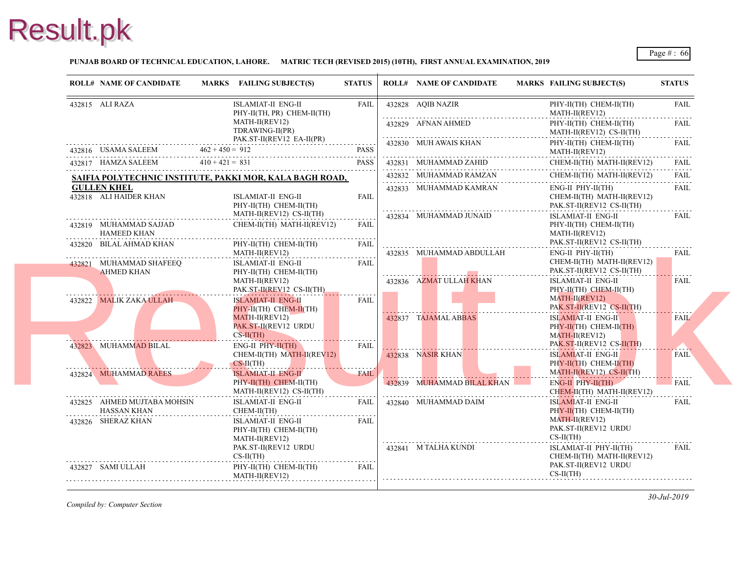**PUNJAB BOARD OF TECHNICAL EDUCATION, LAHORE. MATRIC TECH (REVISED 2015) (10TH), FIRST ANNUAL EXAMINATION, 2019**

| ROLL# | NAME OF CANDIDATE | MARKS | FAILING SUBJECT(S) | STATUS |
|---|---|---|---|---|
| 432815 | ALI RAZA | | ISLAMIAT-II ENG-II PHY-II(TH, PR) CHEM-II(TH) MATH-II(REV12) TDRAWING-II(PR) PAK.ST-II(REV12 EA-II(PR) | FAIL |
| 432816 | USAMA SALEEM | 462 + 450 = 912 | | PASS |
| 432817 | HAMZA SALEEM | 410 + 421 = 831 | | PASS |

**SAIFIA POLYTECHNIC INSTITUTE, PAKKI MOR, KALA BAGH ROAD, GULLEN KHEL**

| ROLL# | NAME OF CANDIDATE | MARKS | FAILING SUBJECT(S) | STATUS |
|---|---|---|---|---|
| 432818 | ALI HAIDER KHAN | | ISLAMIAT-II ENG-II PHY-II(TH) CHEM-II(TH) MATH-II(REV12) CS-II(TH) | FAIL |
| 432819 | MUHAMMAD SAJJAD HAMEED KHAN | | CHEM-II(TH) MATH-II(REV12) | FAIL |
| 432820 | BILAL AHMAD KHAN | | PHY-II(TH) CHEM-II(TH) MATH-II(REV12) | FAIL |
| 432821 | MUHAMMAD SHAFEEQ AHMED KHAN | | ISLAMIAT-II ENG-II PHY-II(TH) CHEM-II(TH) MATH-II(REV12) PAK.ST-II(REV12 CS-II(TH) | FAIL |
| 432822 | MALIK ZAKA ULLAH | | ISLAMIAT-II ENG-II PHY-II(TH) CHEM-II(TH) MATH-II(REV12) PAK.ST-II(REV12 URDU CS-II(TH) | FAIL |
| 432823 | MUHAMMAD BILAL | | ENG-II PHY-II(TH) CHEM-II(TH) MATH-II(REV12) CS-II(TH) | FAIL |
| 432824 | MUHAMMAD RAEES | | ISLAMIAT-II ENG-II PHY-II(TH) CHEM-II(TH) MATH-II(REV12) CS-II(TH) | FAIL |
| 432825 | AHMED MUJTABA MOHSIN HASSAN KHAN | | ISLAMIAT-II ENG-II CHEM-II(TH) | FAIL |
| 432826 | SHERAZ KHAN | | ISLAMIAT-II ENG-II PHY-II(TH) CHEM-II(TH) MATH-II(REV12) PAK.ST-II(REV12 URDU CS-II(TH) | FAIL |
| 432827 | SAMI ULLAH | | PHY-II(TH) CHEM-II(TH) MATH-II(REV12) | FAIL |
| 432828 | AQIB NAZIR | | PHY-II(TH) CHEM-II(TH) MATH-II(REV12) | FAIL |
| 432829 | AFNAN AHMED | | PHY-II(TH) CHEM-II(TH) MATH-II(REV12) CS-II(TH) | FAIL |
| 432830 | MUH AWAIS KHAN | | PHY-II(TH) CHEM-II(TH) MATH-II(REV12) | FAIL |
| 432831 | MUHAMMAD ZAHID | | CHEM-II(TH) MATH-II(REV12) | FAIL |
| 432832 | MUHAMMAD RAMZAN | | CHEM-II(TH) MATH-II(REV12) | FAIL |
| 432833 | MUHAMMAD KAMRAN | | ENG-II PHY-II(TH) CHEM-II(TH) MATH-II(REV12) PAK.ST-II(REV12 CS-II(TH) | FAIL |
| 432834 | MUHAMMAD JUNAID | | ISLAMIAT-II ENG-II PHY-II(TH) CHEM-II(TH) MATH-II(REV12) PAK.ST-II(REV12 CS-II(TH) | FAIL |
| 432835 | MUHAMMAD ABDULLAH | | ENG-II PHY-II(TH) CHEM-II(TH) MATH-II(REV12) PAK.ST-II(REV12 CS-II(TH) | FAIL |
| 432836 | AZMAT ULLAH KHAN | | ISLAMIAT-II ENG-II PHY-II(TH) CHEM-II(TH) MATH-II(REV12) PAK.ST-II(REV12 CS-II(TH) | FAIL |
| 432837 | TAJAMAL ABBAS | | ISLAMIAT-II ENG-II PHY-II(TH) CHEM-II(TH) MATH-II(REV12) PAK.ST-II(REV12 CS-II(TH) | FAIL |
| 432838 | NASIR KHAN | | ISLAMIAT-II ENG-II PHY-II(TH) CHEM-II(TH) MATH-II(REV12) CS-II(TH) | FAIL |
| 432839 | MUHAMMAD BILAL KHAN | | ENG-II PHY-II(TH) CHEM-II(TH) MATH-II(REV12) | FAIL |
| 432840 | MUHAMMAD DAIM | | ISLAMIAT-II ENG-II PHY-II(TH) CHEM-II(TH) MATH-II(REV12) PAK.ST-II(REV12 URDU CS-II(TH) | FAIL |
| 432841 | M TALHA KUNDI | | ISLAMIAT-II PHY-II(TH) CHEM-II(TH) MATH-II(REV12) PAK.ST-II(REV12 URDU CS-II(TH) | FAIL |

*Compiled by: Computer Section*

*30-Jul-2019*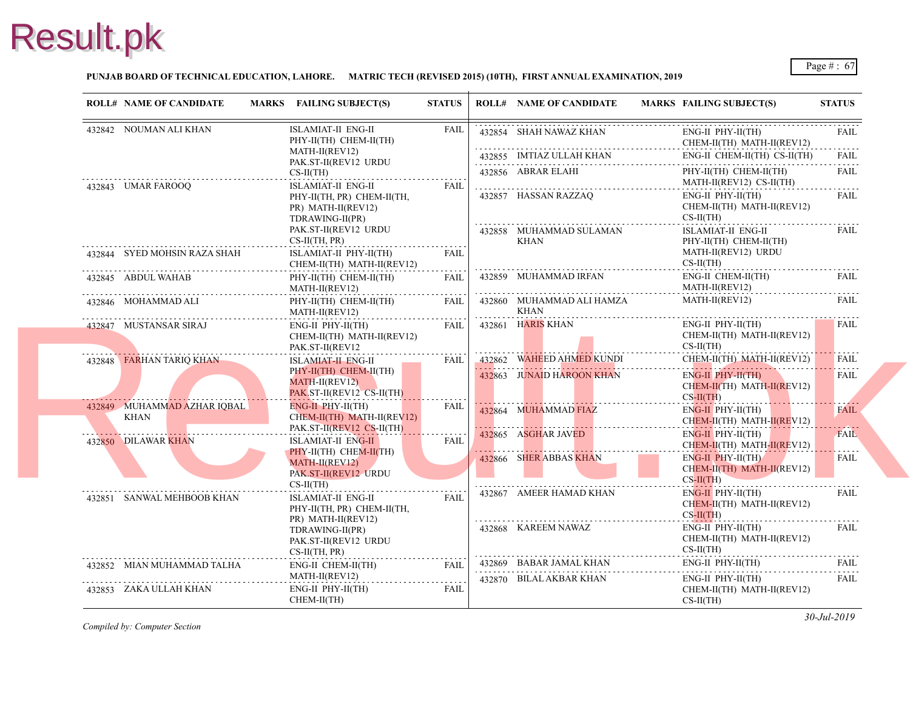**PUNJAB BOARD OF TECHNICAL EDUCATION, LAHORE. MATRIC TECH (REVISED 2015) (10TH), FIRST ANNUAL EXAMINATION, 2019**

| ROLL# | NAME OF CANDIDATE | MARKS | FAILING SUBJECT(S) | STATUS |
|---|---|---|---|---|
| 432842 | NOUMAN ALI KHAN | | ISLAMIAT-II ENG-II PHY-II(TH) CHEM-II(TH) MATH-II(REV12) PAK.ST-II(REV12 URDU CS-II(TH) | FAIL |
| 432843 | UMAR FAROOQ | | ISLAMIAT-II ENG-II PHY-II(TH, PR) CHEM-II(TH, PR) MATH-II(REV12) TDRAWING-II(PR) PAK.ST-II(REV12 URDU CS-II(TH, PR) | FAIL |
| 432844 | SYED MOHSIN RAZA SHAH | | ISLAMIAT-II PHY-II(TH) CHEM-II(TH) MATH-II(REV12) | FAIL |
| 432845 | ABDUL WAHAB | | PHY-II(TH) CHEM-II(TH) MATH-II(REV12) | FAIL |
| 432846 | MOHAMMAD ALI | | PHY-II(TH) CHEM-II(TH) MATH-II(REV12) | FAIL |
| 432847 | MUSTANSAR SIRAJ | | ENG-II PHY-II(TH) CHEM-II(TH) MATH-II(REV12) PAK.ST-II(REV12 | FAIL |
| 432848 | FARHAN TARIQ KHAN | | ISLAMIAT-II ENG-II PHY-II(TH) CHEM-II(TH) MATH-II(REV12) PAK.ST-II(REV12 CS-II(TH) | FAIL |
| 432849 | MUHAMMAD AZHAR IQBAL KHAN | | ENG-II PHY-II(TH) CHEM-II(TH) MATH-II(REV12) PAK.ST-II(REV12 CS-II(TH) | FAIL |
| 432850 | DILAWAR KHAN | | ISLAMIAT-II ENG-II PHY-II(TH) CHEM-II(TH) MATH-II(REV12) PAK.ST-II(REV12 URDU CS-II(TH) | FAIL |
| 432851 | SANWAL MEHBOOB KHAN | | ISLAMIAT-II ENG-II PHY-II(TH, PR) CHEM-II(TH, PR) MATH-II(REV12) TDRAWING-II(PR) PAK.ST-II(REV12 URDU CS-II(TH, PR) | FAIL |
| 432852 | MIAN MUHAMMAD TALHA | | ENG-II CHEM-II(TH) MATH-II(REV12) | FAIL |
| 432853 | ZAKA ULLAH KHAN | | ENG-II PHY-II(TH) CHEM-II(TH) | FAIL |
| 432854 | SHAH NAWAZ KHAN | | ENG-II PHY-II(TH) CHEM-II(TH) MATH-II(REV12) | FAIL |
| 432855 | IMTIAZ ULLAH KHAN | | ENG-II CHEM-II(TH) CS-II(TH) | FAIL |
| 432856 | ABRAR ELAHI | | PHY-II(TH) CHEM-II(TH) MATH-II(REV12) CS-II(TH) | FAIL |
| 432857 | HASSAN RAZZAQ | | ENG-II PHY-II(TH) CHEM-II(TH) MATH-II(REV12) CS-II(TH) | FAIL |
| 432858 | MUHAMMAD SULAMAN KHAN | | ISLAMIAT-II ENG-II PHY-II(TH) CHEM-II(TH) MATH-II(REV12) URDU CS-II(TH) | FAIL |
| 432859 | MUHAMMAD IRFAN | | ENG-II CHEM-II(TH) MATH-II(REV12) | FAIL |
| 432860 | MUHAMMAD ALI HAMZA KHAN | | MATH-II(REV12) | FAIL |
| 432861 | HARIS KHAN | | ENG-II PHY-II(TH) CHEM-II(TH) MATH-II(REV12) CS-II(TH) | FAIL |
| 432862 | WAHEED AHMED KUNDI | | CHEM-II(TH) MATH-II(REV12) | FAIL |
| 432863 | JUNAID HAROON KHAN | | ENG-II PHY-II(TH) CHEM-II(TH) MATH-II(REV12) CS-II(TH) | FAIL |
| 432864 | MUHAMMAD FIAZ | | ENG-II PHY-II(TH) CHEM-II(TH) MATH-II(REV12) | FAIL |
| 432865 | ASGHAR JAVED | | ENG-II PHY-II(TH) CHEM-II(TH) MATH-II(REV12) | FAIL |
| 432866 | SHER ABBAS KHAN | | ENG-II PHY-II(TH) CHEM-II(TH) MATH-II(REV12) CS-II(TH) | FAIL |
| 432867 | AMEER HAMAD KHAN | | ENG-II PHY-II(TH) CHEM-II(TH) MATH-II(REV12) CS-II(TH) | FAIL |
| 432868 | KAREEM NAWAZ | | ENG-II PHY-II(TH) CHEM-II(TH) MATH-II(REV12) CS-II(TH) | FAIL |
| 432869 | BABAR JAMAL KHAN | | ENG-II PHY-II(TH) | FAIL |
| 432870 | BILAL AKBAR KHAN | | ENG-II PHY-II(TH) CHEM-II(TH) MATH-II(REV12) CS-II(TH) | FAIL |

*Compiled by: Computer Section*

*30-Jul-2019*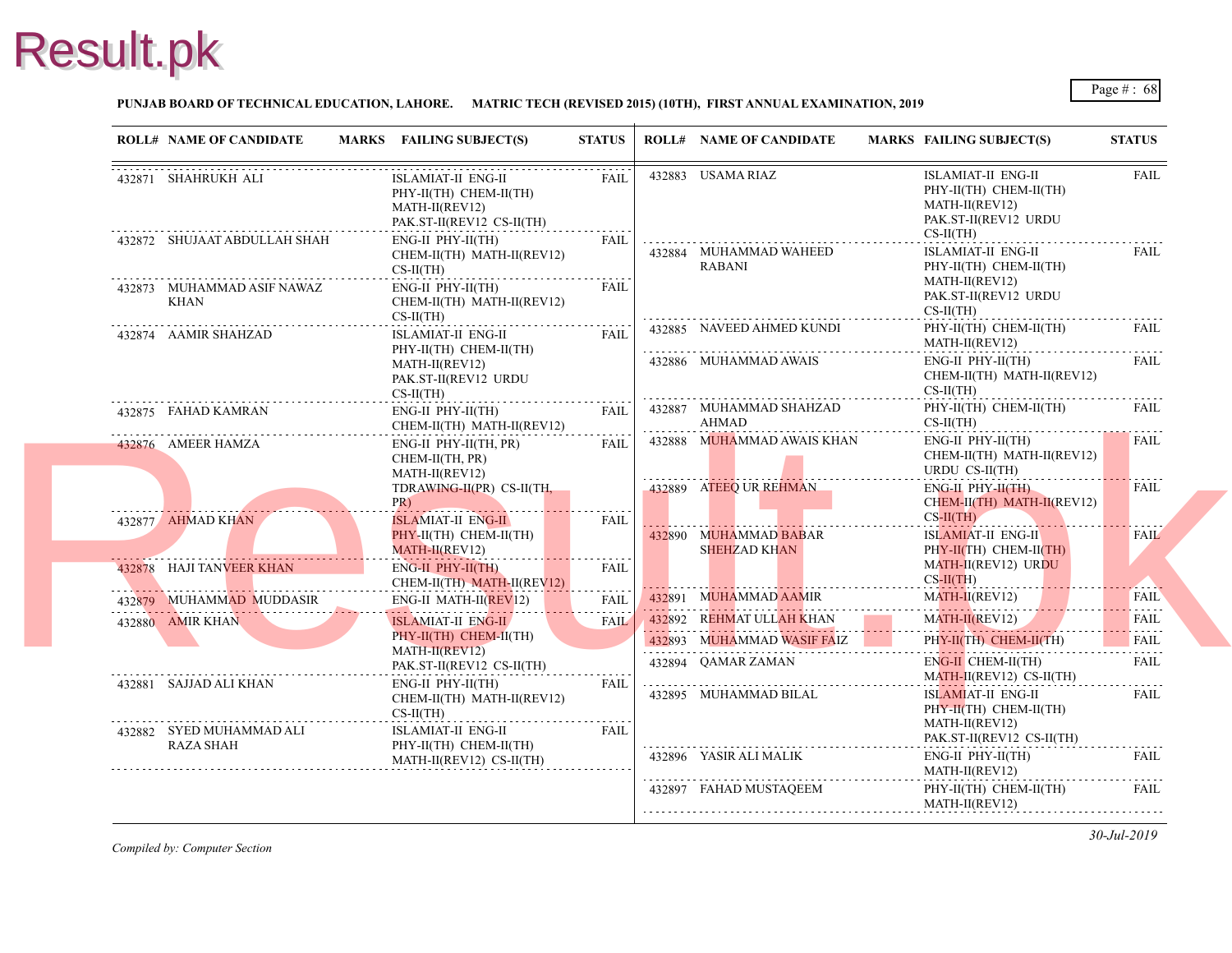**PUNJAB BOARD OF TECHNICAL EDUCATION, LAHORE. MATRIC TECH (REVISED 2015) (10TH), FIRST ANNUAL EXAMINATION, 2019**

| ROLL# | NAME OF CANDIDATE | MARKS | FAILING SUBJECT(S) | STATUS |
|---|---|---|---|---|
| 432871 | SHAHRUKH ALI | | ISLAMIAT-II ENG-II PHY-II(TH) CHEM-II(TH) MATH-II(REV12) PAK.ST-II(REV12 CS-II(TH) | FAIL |
| 432872 | SHUJAAT ABDULLAH SHAH | | ENG-II PHY-II(TH) CHEM-II(TH) MATH-II(REV12) CS-II(TH) | FAIL |
| 432873 | MUHAMMAD ASIF NAWAZ KHAN | | ENG-II PHY-II(TH) CHEM-II(TH) MATH-II(REV12) CS-II(TH) | FAIL |
| 432874 | AAMIR SHAHZAD | | ISLAMIAT-II ENG-II PHY-II(TH) CHEM-II(TH) MATH-II(REV12) PAK.ST-II(REV12 URDU CS-II(TH) | FAIL |
| 432875 | FAHAD KAMRAN | | ENG-II PHY-II(TH) CHEM-II(TH) MATH-II(REV12) | FAIL |
| 432876 | AMEER HAMZA | | ENG-II PHY-II(TH, PR) CHEM-II(TH, PR) MATH-II(REV12) TDRAWING-II(PR) CS-II(TH, PR) | FAIL |
| 432877 | AHMAD KHAN | | ISLAMIAT-II ENG-II PHY-II(TH) CHEM-II(TH) MATH-II(REV12) | FAIL |
| 432878 | HAJI TANVEER KHAN | | ENG-II PHY-II(TH) CHEM-II(TH) MATH-II(REV12) | FAIL |
| 432879 | MUHAMMAD MUDDASIR | | ENG-II MATH-II(REV12) | FAIL |
| 432880 | AMIR KHAN | | ISLAMIAT-II ENG-II PHY-II(TH) CHEM-II(TH) MATH-II(REV12) PAK.ST-II(REV12 CS-II(TH) | FAIL |
| 432881 | SAJJAD ALI KHAN | | ENG-II PHY-II(TH) CHEM-II(TH) MATH-II(REV12) CS-II(TH) | FAIL |
| 432882 | SYED MUHAMMAD ALI RAZA SHAH | | ISLAMIAT-II ENG-II PHY-II(TH) CHEM-II(TH) MATH-II(REV12) CS-II(TH) | FAIL |
| 432883 | USAMA RIAZ | | ISLAMIAT-II ENG-II PHY-II(TH) CHEM-II(TH) MATH-II(REV12) PAK.ST-II(REV12 URDU CS-II(TH) | FAIL |
| 432884 | MUHAMMAD WAHEED RABANI | | ISLAMIAT-II ENG-II PHY-II(TH) CHEM-II(TH) MATH-II(REV12) PAK.ST-II(REV12 URDU CS-II(TH) | FAIL |
| 432885 | NAVEED AHMED KUNDI | | PHY-II(TH) CHEM-II(TH) MATH-II(REV12) | FAIL |
| 432886 | MUHAMMAD AWAIS | | ENG-II PHY-II(TH) CHEM-II(TH) MATH-II(REV12) CS-II(TH) | FAIL |
| 432887 | MUHAMMAD SHAHZAD AHMAD | | PHY-II(TH) CHEM-II(TH) CS-II(TH) | FAIL |
| 432888 | MUHAMMAD AWAIS KHAN | | ENG-II PHY-II(TH) CHEM-II(TH) MATH-II(REV12) URDU CS-II(TH) | FAIL |
| 432889 | ATEEQ UR REHMAN | | ENG-II PHY-II(TH) CHEM-II(TH) MATH-II(REV12) CS-II(TH) | FAIL |
| 432890 | MUHAMMAD BABAR SHEHZAD KHAN | | ISLAMIAT-II ENG-II PHY-II(TH) CHEM-II(TH) MATH-II(REV12) URDU CS-II(TH) | FAIL |
| 432891 | MUHAMMAD AAMIR | | MATH-II(REV12) | FAIL |
| 432892 | REHMAT ULLAH KHAN | | MATH-II(REV12) | FAIL |
| 432893 | MUHAMMAD WASIF FAIZ | | PHY-II(TH) CHEM-II(TH) | FAIL |
| 432894 | QAMAR ZAMAN | | ENG-II CHEM-II(TH) MATH-II(REV12) CS-II(TH) | FAIL |
| 432895 | MUHAMMAD BILAL | | ISLAMIAT-II ENG-II PHY-II(TH) CHEM-II(TH) MATH-II(REV12) PAK.ST-II(REV12 CS-II(TH) | FAIL |
| 432896 | YASIR ALI MALIK | | ENG-II PHY-II(TH) MATH-II(REV12) | FAIL |
| 432897 | FAHAD MUSTAQEEM | | PHY-II(TH) CHEM-II(TH) MATH-II(REV12) | FAIL |

*Compiled by: Computer Section*

*30-Jul-2019*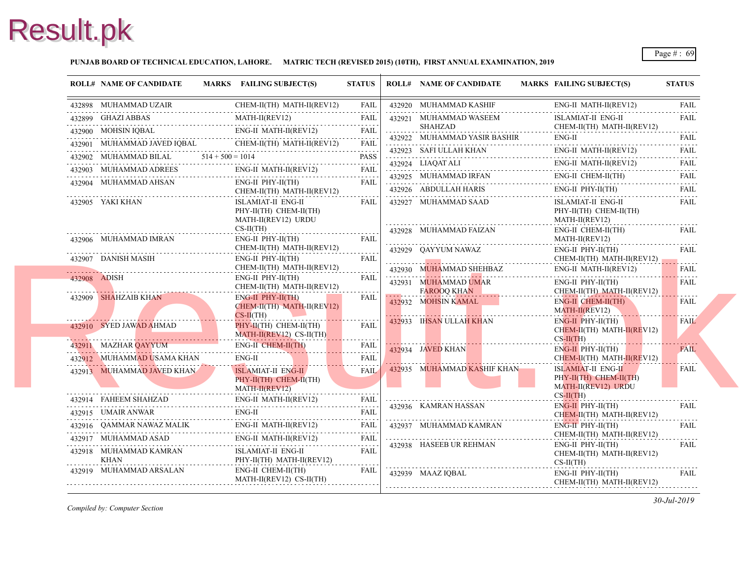**PUNJAB BOARD OF TECHNICAL EDUCATION, LAHORE. MATRIC TECH (REVISED 2015) (10TH), FIRST ANNUAL EXAMINATION, 2019**

| ROLL# | NAME OF CANDIDATE | MARKS | FAILING SUBJECT(S) | STATUS |
|---|---|---|---|---|
| 432898 | MUHAMMAD UZAIR | | CHEM-II(TH) MATH-II(REV12) | FAIL |
| 432899 | GHAZI ABBAS | | MATH-II(REV12) | FAIL |
| 432900 | MOHSIN IQBAL | | ENG-II MATH-II(REV12) | FAIL |
| 432901 | MUHAMMAD JAVED IQBAL | | CHEM-II(TH) MATH-II(REV12) | FAIL |
| 432902 | MUHAMMAD BILAL | 514 + 500 = 1014 | | PASS |
| 432903 | MUHAMMAD ADREES | | ENG-II MATH-II(REV12) | FAIL |
| 432904 | MUHAMMAD AHSAN | | ENG-II PHY-II(TH) CHEM-II(TH) MATH-II(REV12) | FAIL |
| 432905 | YAKI KHAN | | ISLAMIAT-II ENG-II PHY-II(TH) CHEM-II(TH) MATH-II(REV12) URDU CS-II(TH) | FAIL |
| 432906 | MUHAMMAD IMRAN | | ENG-II PHY-II(TH) CHEM-II(TH) MATH-II(REV12) | FAIL |
| 432907 | DANISH MASIH | | ENG-II PHY-II(TH) CHEM-II(TH) MATH-II(REV12) | FAIL |
| 432908 | ADISH | | ENG-II PHY-II(TH) CHEM-II(TH) MATH-II(REV12) | FAIL |
| 432909 | SHAHZAIB KHAN | | ENG-II PHY-II(TH) CHEM-II(TH) MATH-II(REV12) CS-II(TH) | FAIL |
| 432910 | SYED JAWAD AHMAD | | PHY-II(TH) CHEM-II(TH) MATH-II(REV12) CS-II(TH) | FAIL |
| 432911 | MAZHAR QAYYUM | | ENG-II CHEM-II(TH) | FAIL |
| 432912 | MUHAMMAD USAMA KHAN | | ENG-II | FAIL |
| 432913 | MUHAMMAD JAVED KHAN | | ISLAMIAT-II ENG-II PHY-II(TH) CHEM-II(TH) MATH-II(REV12) | FAIL |
| 432914 | FAHEEM SHAHZAD | | ENG-II MATH-II(REV12) | FAIL |
| 432915 | UMAIR ANWAR | | ENG-II | FAIL |
| 432916 | QAMMAR NAWAZ MALIK | | ENG-II MATH-II(REV12) | FAIL |
| 432917 | MUHAMMAD ASAD | | ENG-II MATH-II(REV12) | FAIL |
| 432918 | MUHAMMAD KAMRAN KHAN | | ISLAMIAT-II ENG-II PHY-II(TH) MATH-II(REV12) | FAIL |
| 432919 | MUHAMMAD ARSALAN | | ENG-II CHEM-II(TH) MATH-II(REV12) CS-II(TH) | FAIL |
| 432920 | MUHAMMAD KASHIF | | ENG-II MATH-II(REV12) | FAIL |
| 432921 | MUHAMMAD WASEEM SHAHZAD | | ISLAMIAT-II ENG-II CHEM-II(TH) MATH-II(REV12) | FAIL |
| 432922 | MUHAMMAD YASIR BASHIR | | ENG-II | FAIL |
| 432923 | SAFI ULLAH KHAN | | ENG-II MATH-II(REV12) | FAIL |
| 432924 | LIAQAT ALI | | ENG-II MATH-II(REV12) | FAIL |
| 432925 | MUHAMMAD IRFAN | | ENG-II CHEM-II(TH) | FAIL |
| 432926 | ABDULLAH HARIS | | ENG-II PHY-II(TH) | FAIL |
| 432927 | MUHAMMAD SAAD | | ISLAMIAT-II ENG-II PHY-II(TH) CHEM-II(TH) MATH-II(REV12) | FAIL |
| 432928 | MUHAMMAD FAIZAN | | ENG-II CHEM-II(TH) MATH-II(REV12) | FAIL |
| 432929 | QAYYUM NAWAZ | | ENG-II PHY-II(TH) CHEM-II(TH) MATH-II(REV12) | FAIL |
| 432930 | MUHAMMAD SHEHBAZ | | ENG-II MATH-II(REV12) | FAIL |
| 432931 | MUHAMMAD UMAR FAROOQ KHAN | | ENG-II PHY-II(TH) CHEM-II(TH) MATH-II(REV12) | FAIL |
| 432932 | MOHSIN KAMAL | | ENG-II CHEM-II(TH) MATH-II(REV12) | FAIL |
| 432933 | IHSAN ULLAH KHAN | | ENG-II PHY-II(TH) CHEM-II(TH) MATH-II(REV12) CS-II(TH) | FAIL |
| 432934 | JAVED KHAN | | ENG-II PHY-II(TH) CHEM-II(TH) MATH-II(REV12) | FAIL |
| 432935 | MUHAMMAD KASHIF KHAN | | ISLAMIAT-II ENG-II PHY-II(TH) CHEM-II(TH) MATH-II(REV12) URDU CS-II(TH) | FAIL |
| 432936 | KAMRAN HASSAN | | ENG-II PHY-II(TH) CHEM-II(TH) MATH-II(REV12) | FAIL |
| 432937 | MUHAMMAD KAMRAN | | ENG-II PHY-II(TH) CHEM-II(TH) MATH-II(REV12) | FAIL |
| 432938 | HASEEB UR REHMAN | | ENG-II PHY-II(TH) CHEM-II(TH) MATH-II(REV12) CS-II(TH) | FAIL |
| 432939 | MAAZ IQBAL | | ENG-II PHY-II(TH) CHEM-II(TH) MATH-II(REV12) | FAIL |

*Compiled by: Computer Section*

*30-Jul-2019*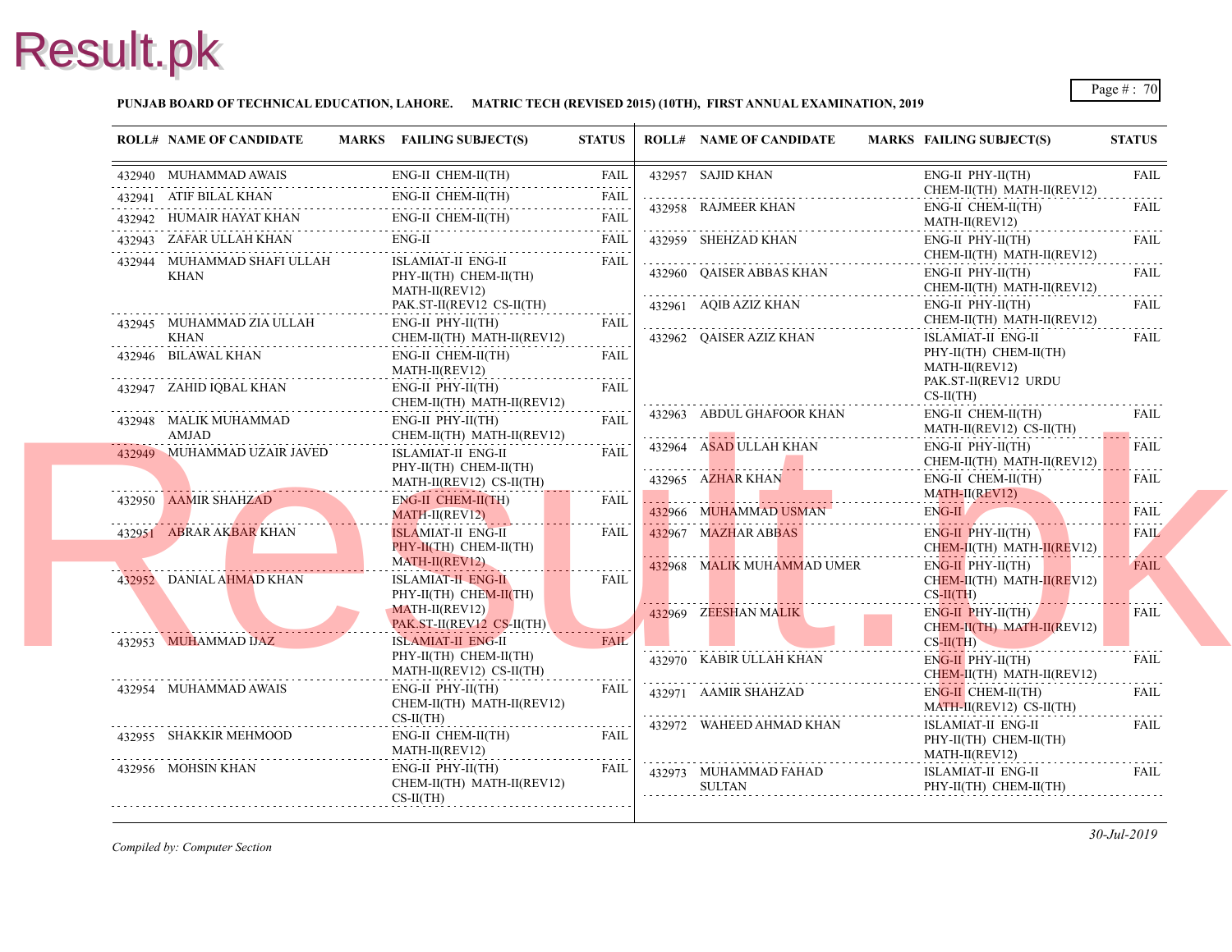**PUNJAB BOARD OF TECHNICAL EDUCATION, LAHORE. MATRIC TECH (REVISED 2015) (10TH), FIRST ANNUAL EXAMINATION, 2019**

| ROLL# | NAME OF CANDIDATE | MARKS | FAILING SUBJECT(S) | STATUS |
|---|---|---|---|---|
| 432940 | MUHAMMAD AWAIS | | ENG-II CHEM-II(TH) | FAIL |
| 432941 | ATIF BILAL KHAN | | ENG-II CHEM-II(TH) | FAIL |
| 432942 | HUMAIR HAYAT KHAN | | ENG-II CHEM-II(TH) | FAIL |
| 432943 | ZAFAR ULLAH KHAN | | ENG-II | FAIL |
| 432944 | MUHAMMAD SHAFI ULLAH KHAN | | ISLAMIAT-II ENG-II PHY-II(TH) CHEM-II(TH) MATH-II(REV12) PAK.ST-II(REV12 CS-II(TH) | FAIL |
| 432945 | MUHAMMAD ZIA ULLAH KHAN | | ENG-II PHY-II(TH) CHEM-II(TH) MATH-II(REV12) | FAIL |
| 432946 | BILAWAL KHAN | | ENG-II CHEM-II(TH) MATH-II(REV12) | FAIL |
| 432947 | ZAHID IQBAL KHAN | | ENG-II PHY-II(TH) CHEM-II(TH) MATH-II(REV12) | FAIL |
| 432948 | MALIK MUHAMMAD AMJAD | | ENG-II PHY-II(TH) CHEM-II(TH) MATH-II(REV12) | FAIL |
| 432949 | MUHAMMAD UZAIR JAVED | | ISLAMIAT-II ENG-II PHY-II(TH) CHEM-II(TH) MATH-II(REV12) CS-II(TH) | FAIL |
| 432950 | AAMIR SHAHZAD | | ENG-II CHEM-II(TH) MATH-II(REV12) | FAIL |
| 432951 | ABRAR AKBAR KHAN | | ISLAMIAT-II ENG-II PHY-II(TH) CHEM-II(TH) MATH-II(REV12) | FAIL |
| 432952 | DANIAL AHMAD KHAN | | ISLAMIAT-II ENG-II PHY-II(TH) CHEM-II(TH) MATH-II(REV12) PAK.ST-II(REV12 CS-II(TH) | FAIL |
| 432953 | MUHAMMAD IJAZ | | ISLAMIAT-II ENG-II PHY-II(TH) CHEM-II(TH) MATH-II(REV12) CS-II(TH) | FAIL |
| 432954 | MUHAMMAD AWAIS | | ENG-II PHY-II(TH) CHEM-II(TH) MATH-II(REV12) CS-II(TH) | FAIL |
| 432955 | SHAKKIR MEHMOOD | | ENG-II CHEM-II(TH) MATH-II(REV12) | FAIL |
| 432956 | MOHSIN KHAN | | ENG-II PHY-II(TH) CHEM-II(TH) MATH-II(REV12) CS-II(TH) | FAIL |
| 432957 | SAJID KHAN | | ENG-II PHY-II(TH) CHEM-II(TH) MATH-II(REV12) | FAIL |
| 432958 | RAJMEER KHAN | | ENG-II CHEM-II(TH) MATH-II(REV12) | FAIL |
| 432959 | SHEHZAD KHAN | | ENG-II PHY-II(TH) CHEM-II(TH) MATH-II(REV12) | FAIL |
| 432960 | QAISER ABBAS KHAN | | ENG-II PHY-II(TH) CHEM-II(TH) MATH-II(REV12) | FAIL |
| 432961 | AQIB AZIZ KHAN | | ENG-II PHY-II(TH) CHEM-II(TH) MATH-II(REV12) | FAIL |
| 432962 | QAISER AZIZ KHAN | | ISLAMIAT-II ENG-II PHY-II(TH) CHEM-II(TH) MATH-II(REV12) PAK.ST-II(REV12 URDU CS-II(TH) | FAIL |
| 432963 | ABDUL GHAFOOR KHAN | | ENG-II CHEM-II(TH) MATH-II(REV12) CS-II(TH) | FAIL |
| 432964 | ASAD ULLAH KHAN | | ENG-II PHY-II(TH) CHEM-II(TH) MATH-II(REV12) | FAIL |
| 432965 | AZHAR KHAN | | ENG-II CHEM-II(TH) MATH-II(REV12) | FAIL |
| 432966 | MUHAMMAD USMAN | | ENG-II | FAIL |
| 432967 | MAZHAR ABBAS | | ENG-II PHY-II(TH) CHEM-II(TH) MATH-II(REV12) | FAIL |
| 432968 | MALIK MUHAMMAD UMER | | ENG-II PHY-II(TH) CHEM-II(TH) MATH-II(REV12) CS-II(TH) | FAIL |
| 432969 | ZEESHAN MALIK | | ENG-II PHY-II(TH) CHEM-II(TH) MATH-II(REV12) CS-II(TH) | FAIL |
| 432970 | KABIR ULLAH KHAN | | ENG-II PHY-II(TH) CHEM-II(TH) MATH-II(REV12) | FAIL |
| 432971 | AAMIR SHAHZAD | | ENG-II CHEM-II(TH) MATH-II(REV12) CS-II(TH) | FAIL |
| 432972 | WAHEED AHMAD KHAN | | ISLAMIAT-II ENG-II PHY-II(TH) CHEM-II(TH) MATH-II(REV12) | FAIL |
| 432973 | MUHAMMAD FAHAD SULTAN | | ISLAMIAT-II ENG-II PHY-II(TH) CHEM-II(TH) | FAIL |

*Compiled by: Computer Section*

*30-Jul-2019*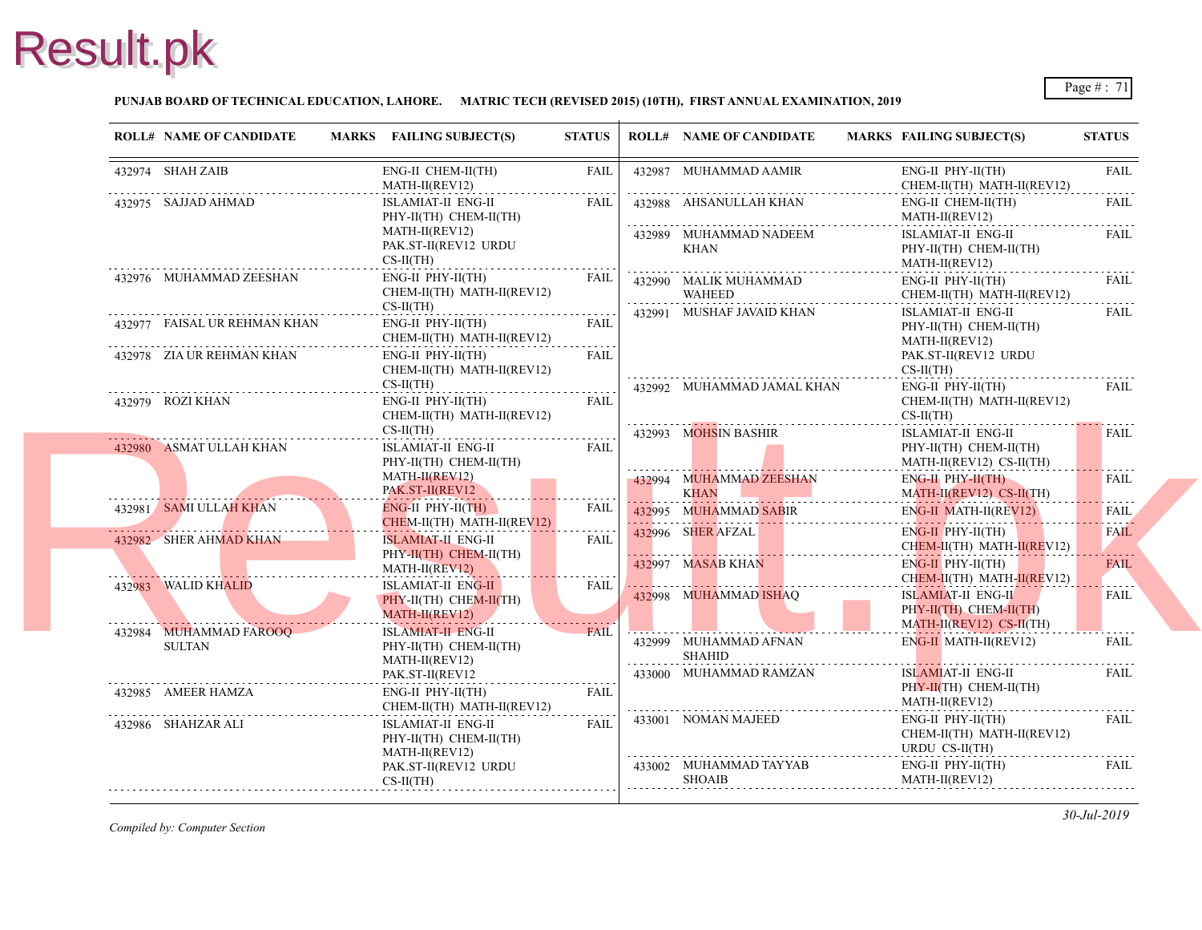**PUNJAB BOARD OF TECHNICAL EDUCATION, LAHORE. MATRIC TECH (REVISED 2015) (10TH), FIRST ANNUAL EXAMINATION, 2019**

| ROLL# | NAME OF CANDIDATE | MARKS | FAILING SUBJECT(S) | STATUS |
|---|---|---|---|---|
| 432974 | SHAH ZAIB | | ENG-II CHEM-II(TH) MATH-II(REV12) | FAIL |
| 432975 | SAJJAD AHMAD | | ISLAMIAT-II ENG-II PHY-II(TH) CHEM-II(TH) MATH-II(REV12) PAK.ST-II(REV12 URDU CS-II(TH) | FAIL |
| 432976 | MUHAMMAD ZEESHAN | | ENG-II PHY-II(TH) CHEM-II(TH) MATH-II(REV12) CS-II(TH) | FAIL |
| 432977 | FAISAL UR REHMAN KHAN | | ENG-II PHY-II(TH) CHEM-II(TH) MATH-II(REV12) | FAIL |
| 432978 | ZIA UR REHMAN KHAN | | ENG-II PHY-II(TH) CHEM-II(TH) MATH-II(REV12) CS-II(TH) | FAIL |
| 432979 | ROZI KHAN | | ENG-II PHY-II(TH) CHEM-II(TH) MATH-II(REV12) CS-II(TH) | FAIL |
| 432980 | ASMAT ULLAH KHAN | | ISLAMIAT-II ENG-II PHY-II(TH) CHEM-II(TH) MATH-II(REV12) PAK.ST-II(REV12 | FAIL |
| 432981 | SAMI ULLAH KHAN | | ENG-II PHY-II(TH) CHEM-II(TH) MATH-II(REV12) | FAIL |
| 432982 | SHER AHMAD KHAN | | ISLAMIAT-II ENG-II PHY-II(TH) CHEM-II(TH) MATH-II(REV12) | FAIL |
| 432983 | WALID KHALID | | ISLAMIAT-II ENG-II PHY-II(TH) CHEM-II(TH) MATH-II(REV12) | FAIL |
| 432984 | MUHAMMAD FAROOQ SULTAN | | ISLAMIAT-II ENG-II PHY-II(TH) CHEM-II(TH) MATH-II(REV12) PAK.ST-II(REV12 | FAIL |
| 432985 | AMEER HAMZA | | ENG-II PHY-II(TH) CHEM-II(TH) MATH-II(REV12) | FAIL |
| 432986 | SHAHZAR ALI | | ISLAMIAT-II ENG-II PHY-II(TH) CHEM-II(TH) MATH-II(REV12) PAK.ST-II(REV12 URDU CS-II(TH) | FAIL |
| 432987 | MUHAMMAD AAMIR | | ENG-II PHY-II(TH) CHEM-II(TH) MATH-II(REV12) | FAIL |
| 432988 | AHSANULLAH KHAN | | ENG-II CHEM-II(TH) MATH-II(REV12) | FAIL |
| 432989 | MUHAMMAD NADEEM KHAN | | ISLAMIAT-II ENG-II PHY-II(TH) CHEM-II(TH) MATH-II(REV12) | FAIL |
| 432990 | MALIK MUHAMMAD WAHEED | | ENG-II PHY-II(TH) CHEM-II(TH) MATH-II(REV12) | FAIL |
| 432991 | MUSHAF JAVAID KHAN | | ISLAMIAT-II ENG-II PHY-II(TH) CHEM-II(TH) MATH-II(REV12) PAK.ST-II(REV12 URDU CS-II(TH) | FAIL |
| 432992 | MUHAMMAD JAMAL KHAN | | ENG-II PHY-II(TH) CHEM-II(TH) MATH-II(REV12) CS-II(TH) | FAIL |
| 432993 | MOHSIN BASHIR | | ISLAMIAT-II ENG-II PHY-II(TH) CHEM-II(TH) MATH-II(REV12) CS-II(TH) | FAIL |
| 432994 | MUHAMMAD ZEESHAN KHAN | | ENG-II PHY-II(TH) MATH-II(REV12) CS-II(TH) | FAIL |
| 432995 | MUHAMMAD SABIR | | ENG-II MATH-II(REV12) | FAIL |
| 432996 | SHER AFZAL | | ENG-II PHY-II(TH) CHEM-II(TH) MATH-II(REV12) | FAIL |
| 432997 | MASAB KHAN | | ENG-II PHY-II(TH) CHEM-II(TH) MATH-II(REV12) | FAIL |
| 432998 | MUHAMMAD ISHAQ | | ISLAMIAT-II ENG-II PHY-II(TH) CHEM-II(TH) MATH-II(REV12) CS-II(TH) | FAIL |
| 432999 | MUHAMMAD AFNAN SHAHID | | ENG-II MATH-II(REV12) | FAIL |
| 433000 | MUHAMMAD RAMZAN | | ISLAMIAT-II ENG-II PHY-II(TH) CHEM-II(TH) MATH-II(REV12) | FAIL |
| 433001 | NOMAN MAJEED | | ENG-II PHY-II(TH) CHEM-II(TH) MATH-II(REV12) URDU CS-II(TH) | FAIL |
| 433002 | MUHAMMAD TAYYAB SHOAIB | | ENG-II PHY-II(TH) MATH-II(REV12) | FAIL |

*Compiled by: Computer Section*

*30-Jul-2019*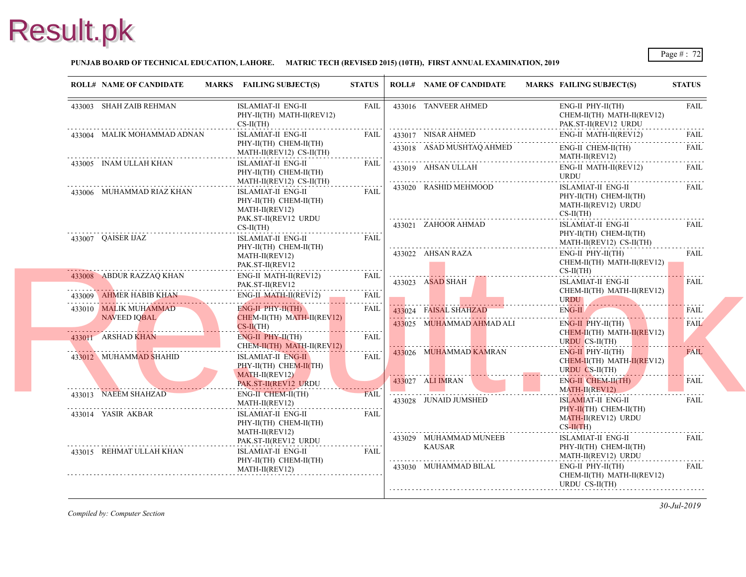**PUNJAB BOARD OF TECHNICAL EDUCATION, LAHORE. MATRIC TECH (REVISED 2015) (10TH), FIRST ANNUAL EXAMINATION, 2019**

| ROLL# | NAME OF CANDIDATE | MARKS | FAILING SUBJECT(S) | STATUS |
|---|---|---|---|---|
| 433003 | SHAH ZAIB REHMAN | | ISLAMIAT-II ENG-II PHY-II(TH) MATH-II(REV12) CS-II(TH) | FAIL |
| 433004 | MALIK MOHAMMAD ADNAN | | ISLAMIAT-II ENG-II PHY-II(TH) CHEM-II(TH) MATH-II(REV12) CS-II(TH) | FAIL |
| 433005 | INAM ULLAH KHAN | | ISLAMIAT-II ENG-II PHY-II(TH) CHEM-II(TH) MATH-II(REV12) CS-II(TH) | FAIL |
| 433006 | MUHAMMAD RIAZ KHAN | | ISLAMIAT-II ENG-II PHY-II(TH) CHEM-II(TH) MATH-II(REV12) PAK.ST-II(REV12 URDU CS-II(TH) | FAIL |
| 433007 | QAISER IJAZ | | ISLAMIAT-II ENG-II PHY-II(TH) CHEM-II(TH) MATH-II(REV12) PAK.ST-II(REV12 | FAIL |
| 433008 | ABDUR RAZZAQ KHAN | | ENG-II MATH-II(REV12) PAK.ST-II(REV12 | FAIL |
| 433009 | AHMER HABIB KHAN | | ENG-II MATH-II(REV12) | FAIL |
| 433010 | MALIK MUHAMMAD NAVEED IQBAL | | ENG-II PHY-II(TH) CHEM-II(TH) MATH-II(REV12) CS-II(TH) | FAIL |
| 433011 | ARSHAD KHAN | | ENG-II PHY-II(TH) CHEM-II(TH) MATH-II(REV12) | FAIL |
| 433012 | MUHAMMAD SHAHID | | ISLAMIAT-II ENG-II PHY-II(TH) CHEM-II(TH) MATH-II(REV12) PAK.ST-II(REV12 URDU | FAIL |
| 433013 | NAEEM SHAHZAD | | ENG-II CHEM-II(TH) MATH-II(REV12) | FAIL |
| 433014 | YASIR AKBAR | | ISLAMIAT-II ENG-II PHY-II(TH) CHEM-II(TH) MATH-II(REV12) PAK.ST-II(REV12 URDU | FAIL |
| 433015 | REHMAT ULLAH KHAN | | ISLAMIAT-II ENG-II PHY-II(TH) CHEM-II(TH) MATH-II(REV12) | FAIL |
| 433016 | TANVEER AHMED | | ENG-II PHY-II(TH) CHEM-II(TH) MATH-II(REV12) PAK.ST-II(REV12 URDU | FAIL |
| 433017 | NISAR AHMED | | ENG-II MATH-II(REV12) | FAIL |
| 433018 | ASAD MUSHTAQ AHMED | | ENG-II CHEM-II(TH) MATH-II(REV12) | FAIL |
| 433019 | AHSAN ULLAH | | ENG-II MATH-II(REV12) URDU | FAIL |
| 433020 | RASHID MEHMOOD | | ISLAMIAT-II ENG-II PHY-II(TH) CHEM-II(TH) MATH-II(REV12) URDU CS-II(TH) | FAIL |
| 433021 | ZAHOOR AHMAD | | ISLAMIAT-II ENG-II PHY-II(TH) CHEM-II(TH) MATH-II(REV12) CS-II(TH) | FAIL |
| 433022 | AHSAN RAZA | | ENG-II PHY-II(TH) CHEM-II(TH) MATH-II(REV12) CS-II(TH) | FAIL |
| 433023 | ASAD SHAH | | ISLAMIAT-II ENG-II CHEM-II(TH) MATH-II(REV12) URDU | FAIL |
| 433024 | FAISAL SHAHZAD | | ENG-II | FAIL |
| 433025 | MUHAMMAD AHMAD ALI | | ENG-II PHY-II(TH) CHEM-II(TH) MATH-II(REV12) URDU CS-II(TH) | FAIL |
| 433026 | MUHAMMAD KAMRAN | | ENG-II PHY-II(TH) CHEM-II(TH) MATH-II(REV12) URDU CS-II(TH) | FAIL |
| 433027 | ALI IMRAN | | ENG-II CHEM-II(TH) MATH-II(REV12) | FAIL |
| 433028 | JUNAID JUMSHED | | ISLAMIAT-II ENG-II PHY-II(TH) CHEM-II(TH) MATH-II(REV12) URDU CS-II(TH) | FAIL |
| 433029 | MUHAMMAD MUNEEB KAUSAR | | ISLAMIAT-II ENG-II PHY-II(TH) CHEM-II(TH) MATH-II(REV12) URDU | FAIL |
| 433030 | MUHAMMAD BILAL | | ENG-II PHY-II(TH) CHEM-II(TH) MATH-II(REV12) URDU CS-II(TH) | FAIL |

*Compiled by: Computer Section*

*30-Jul-2019*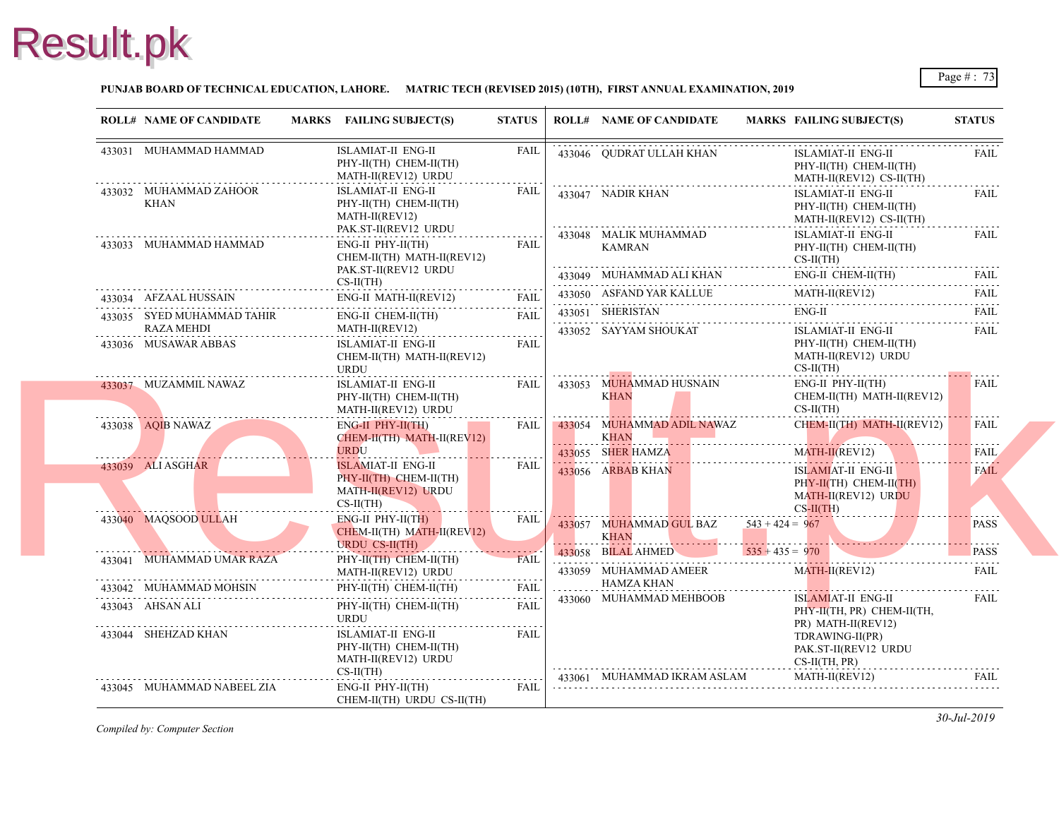**PUNJAB BOARD OF TECHNICAL EDUCATION, LAHORE. MATRIC TECH (REVISED 2015) (10TH), FIRST ANNUAL EXAMINATION, 2019**

| ROLL# | NAME OF CANDIDATE | MARKS | FAILING SUBJECT(S) | STATUS |
|---|---|---|---|---|
| 433031 | MUHAMMAD HAMMAD | | ISLAMIAT-II ENG-II PHY-II(TH) CHEM-II(TH) MATH-II(REV12) URDU | FAIL |
| 433032 | MUHAMMAD ZAHOOR KHAN | | ISLAMIAT-II ENG-II PHY-II(TH) CHEM-II(TH) MATH-II(REV12) PAK.ST-II(REV12 URDU | FAIL |
| 433033 | MUHAMMAD HAMMAD | | ENG-II PHY-II(TH) CHEM-II(TH) MATH-II(REV12) PAK.ST-II(REV12 URDU CS-II(TH) | FAIL |
| 433034 | AFZAAL HUSSAIN | | ENG-II MATH-II(REV12) | FAIL |
| 433035 | SYED MUHAMMAD TAHIR RAZA MEHDI | | ENG-II CHEM-II(TH) MATH-II(REV12) | FAIL |
| 433036 | MUSAWAR ABBAS | | ISLAMIAT-II ENG-II CHEM-II(TH) MATH-II(REV12) URDU | FAIL |
| 433037 | MUZAMMIL NAWAZ | | ISLAMIAT-II ENG-II PHY-II(TH) CHEM-II(TH) MATH-II(REV12) URDU | FAIL |
| 433038 | AQIB NAWAZ | | ENG-II PHY-II(TH) CHEM-II(TH) MATH-II(REV12) URDU | FAIL |
| 433039 | ALI ASGHAR | | ISLAMIAT-II ENG-II PHY-II(TH) CHEM-II(TH) MATH-II(REV12) URDU CS-II(TH) | FAIL |
| 433040 | MAQSOOD ULLAH | | ENG-II PHY-II(TH) CHEM-II(TH) MATH-II(REV12) URDU CS-II(TH) | FAIL |
| 433041 | MUHAMMAD UMAR RAZA | | PHY-II(TH) CHEM-II(TH) MATH-II(REV12) URDU | FAIL |
| 433042 | MUHAMMAD MOHSIN | | PHY-II(TH) CHEM-II(TH) | FAIL |
| 433043 | AHSAN ALI | | PHY-II(TH) CHEM-II(TH) URDU | FAIL |
| 433044 | SHEHZAD KHAN | | ISLAMIAT-II ENG-II PHY-II(TH) CHEM-II(TH) MATH-II(REV12) URDU CS-II(TH) | FAIL |
| 433045 | MUHAMMAD NABEEL ZIA | | ENG-II PHY-II(TH) CHEM-II(TH) URDU CS-II(TH) | FAIL |
| 433046 | QUDRAT ULLAH KHAN | | ISLAMIAT-II ENG-II PHY-II(TH) CHEM-II(TH) MATH-II(REV12) CS-II(TH) | FAIL |
| 433047 | NADIR KHAN | | ISLAMIAT-II ENG-II PHY-II(TH) CHEM-II(TH) MATH-II(REV12) CS-II(TH) | FAIL |
| 433048 | MALIK MUHAMMAD KAMRAN | | ISLAMIAT-II ENG-II PHY-II(TH) CHEM-II(TH) CS-II(TH) | FAIL |
| 433049 | MUHAMMAD ALI KHAN | | ENG-II CHEM-II(TH) | FAIL |
| 433050 | ASFAND YAR KALLUE | | MATH-II(REV12) | FAIL |
| 433051 | SHERISTAN | | ENG-II | FAIL |
| 433052 | SAYYAM SHOUKAT | | ISLAMIAT-II ENG-II PHY-II(TH) CHEM-II(TH) MATH-II(REV12) URDU CS-II(TH) | FAIL |
| 433053 | MUHAMMAD HUSNAIN KHAN | | ENG-II PHY-II(TH) CHEM-II(TH) MATH-II(REV12) CS-II(TH) | FAIL |
| 433054 | MUHAMMAD ADIL NAWAZ KHAN | | CHEM-II(TH) MATH-II(REV12) | FAIL |
| 433055 | SHER HAMZA | | MATH-II(REV12) | FAIL |
| 433056 | ARBAB KHAN | | ISLAMIAT-II ENG-II PHY-II(TH) CHEM-II(TH) MATH-II(REV12) URDU CS-II(TH) | FAIL |
| 433057 | MUHAMMAD GUL BAZ KHAN | 543 + 424 = 967 | | PASS |
| 433058 | BILAL AHMED | 535 + 435 = 970 | | PASS |
| 433059 | MUHAMMAD AMEER HAMZA KHAN | | MATH-II(REV12) | FAIL |
| 433060 | MUHAMMAD MEHBOOB | | ISLAMIAT-II ENG-II PHY-II(TH, PR) CHEM-II(TH, PR) MATH-II(REV12) TDRAWING-II(PR) PAK.ST-II(REV12 URDU CS-II(TH, PR) | FAIL |
| 433061 | MUHAMMAD IKRAM ASLAM | | MATH-II(REV12) | FAIL |

*Compiled by: Computer Section*

*30-Jul-2019*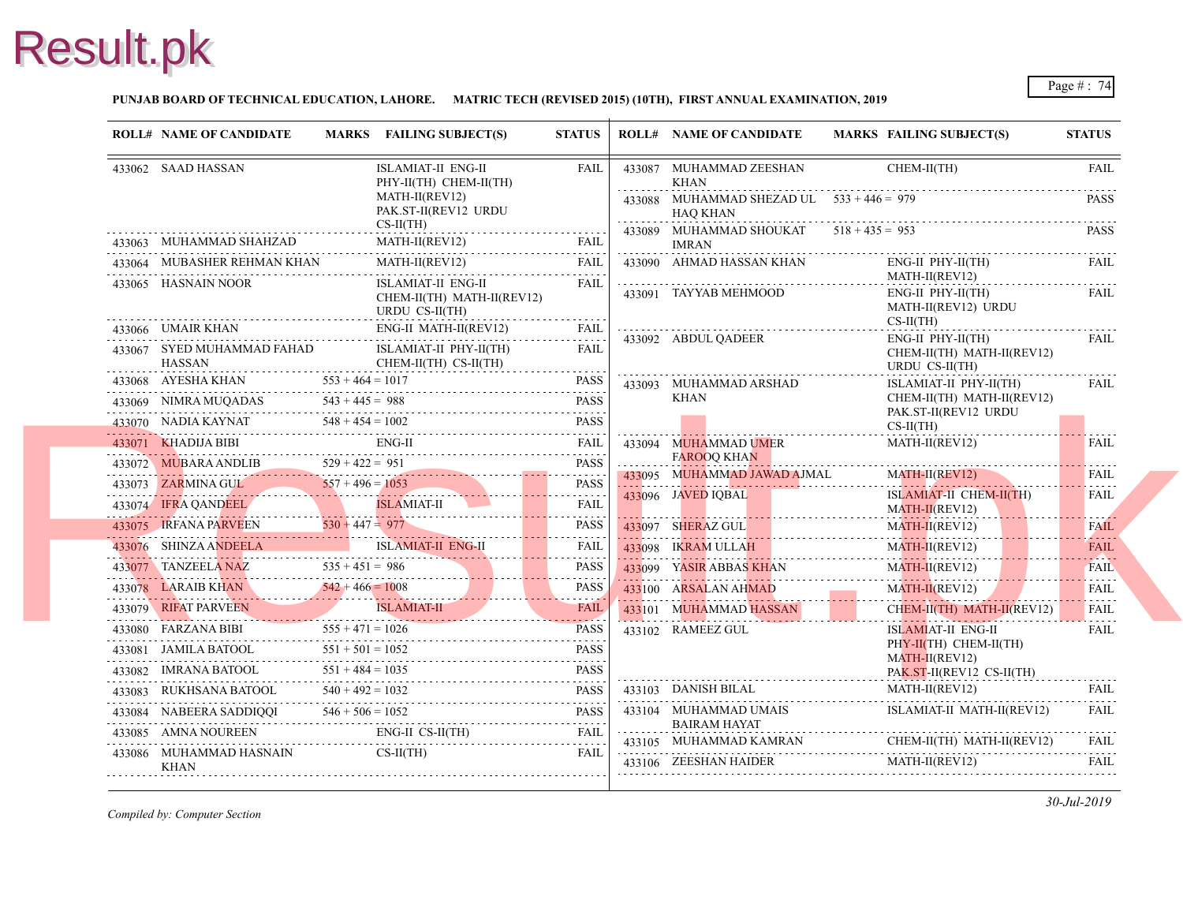**PUNJAB BOARD OF TECHNICAL EDUCATION, LAHORE. MATRIC TECH (REVISED 2015) (10TH), FIRST ANNUAL EXAMINATION, 2019**

| ROLL# | NAME OF CANDIDATE | MARKS | FAILING SUBJECT(S) | STATUS |
|---|---|---|---|---|
| 433062 | SAAD HASSAN | | ISLAMIAT-II ENG-II PHY-II(TH) CHEM-II(TH) MATH-II(REV12) PAK.ST-II(REV12 URDU CS-II(TH) | FAIL |
| 433063 | MUHAMMAD SHAHZAD | | MATH-II(REV12) | FAIL |
| 433064 | MUBASHER REHMAN KHAN | | MATH-II(REV12) | FAIL |
| 433065 | HASNAIN NOOR | | ISLAMIAT-II ENG-II CHEM-II(TH) MATH-II(REV12) URDU CS-II(TH) | FAIL |
| 433066 | UMAIR KHAN | | ENG-II MATH-II(REV12) | FAIL |
| 433067 | SYED MUHAMMAD FAHAD HASSAN | | ISLAMIAT-II PHY-II(TH) CHEM-II(TH) CS-II(TH) | FAIL |
| 433068 | AYESHA KHAN | 553 + 464 = 1017 | | PASS |
| 433069 | NIMRA MUQADAS | 543 + 445 = 988 | | PASS |
| 433070 | NADIA KAYNAT | 548 + 454 = 1002 | | PASS |
| 433071 | KHADIJA BIBI | | ENG-II | FAIL |
| 433072 | MUBARA ANDLIB | 529 + 422 = 951 | | PASS |
| 433073 | ZARMINA GUL | 557 + 496 = 1053 | | PASS |
| 433074 | IFRA QANDEEL | | ISLAMIAT-II | FAIL |
| 433075 | IRFANA PARVEEN | 530 + 447 = 977 | | PASS |
| 433076 | SHINZA ANDEELA | | ISLAMIAT-II ENG-II | FAIL |
| 433077 | TANZEELA NAZ | 535 + 451 = 986 | | PASS |
| 433078 | LARAIB KHAN | 542 + 466 = 1008 | | PASS |
| 433079 | RIFAT PARVEEN | | ISLAMIAT-II | FAIL |
| 433080 | FARZANA BIBI | 555 + 471 = 1026 | | PASS |
| 433081 | JAMILA BATOOL | 551 + 501 = 1052 | | PASS |
| 433082 | IMRANA BATOOL | 551 + 484 = 1035 | | PASS |
| 433083 | RUKHSANA BATOOL | 540 + 492 = 1032 | | PASS |
| 433084 | NABEERA SADDIQQI | 546 + 506 = 1052 | | PASS |
| 433085 | AMNA NOUREEN | | ENG-II CS-II(TH) | FAIL |
| 433086 | MUHAMMAD HASNAIN KHAN | | CS-II(TH) | FAIL |
| 433087 | MUHAMMAD ZEESHAN KHAN | | CHEM-II(TH) | FAIL |
| 433088 | MUHAMMAD SHEZAD UL HAQ KHAN | 533 + 446 = 979 | | PASS |
| 433089 | MUHAMMAD SHOUKAT IMRAN | 518 + 435 = 953 | | PASS |
| 433090 | AHMAD HASSAN KHAN | | ENG-II PHY-II(TH) MATH-II(REV12) | FAIL |
| 433091 | TAYYAB MEHMOOD | | ENG-II PHY-II(TH) MATH-II(REV12) URDU CS-II(TH) | FAIL |
| 433092 | ABDUL QADEER | | ENG-II PHY-II(TH) CHEM-II(TH) MATH-II(REV12) URDU CS-II(TH) | FAIL |
| 433093 | MUHAMMAD ARSHAD KHAN | | ISLAMIAT-II PHY-II(TH) CHEM-II(TH) MATH-II(REV12) PAK.ST-II(REV12 URDU CS-II(TH) | FAIL |
| 433094 | MUHAMMAD UMER FAROOQ KHAN | | MATH-II(REV12) | FAIL |
| 433095 | MUHAMMAD JAWAD AJMAL | | MATH-II(REV12) | FAIL |
| 433096 | JAVED IQBAL | | ISLAMIAT-II CHEM-II(TH) MATH-II(REV12) | FAIL |
| 433097 | SHERAZ GUL | | MATH-II(REV12) | FAIL |
| 433098 | IKRAM ULLAH | | MATH-II(REV12) | FAIL |
| 433099 | YASIR ABBAS KHAN | | MATH-II(REV12) | FAIL |
| 433100 | ARSALAN AHMAD | | MATH-II(REV12) | FAIL |
| 433101 | MUHAMMAD HASSAN | | CHEM-II(TH) MATH-II(REV12) | FAIL |
| 433102 | RAMEEZ GUL | | ISLAMIAT-II ENG-II PHY-II(TH) CHEM-II(TH) MATH-II(REV12) PAK.ST-II(REV12 CS-II(TH) | FAIL |
| 433103 | DANISH BILAL | | MATH-II(REV12) | FAIL |
| 433104 | MUHAMMAD UMAIS BAIRAM HAYAT | | ISLAMIAT-II MATH-II(REV12) | FAIL |
| 433105 | MUHAMMAD KAMRAN | | CHEM-II(TH) MATH-II(REV12) | FAIL |
| 433106 | ZEESHAN HAIDER | | MATH-II(REV12) | FAIL |

*Compiled by: Computer Section*

*30-Jul-2019*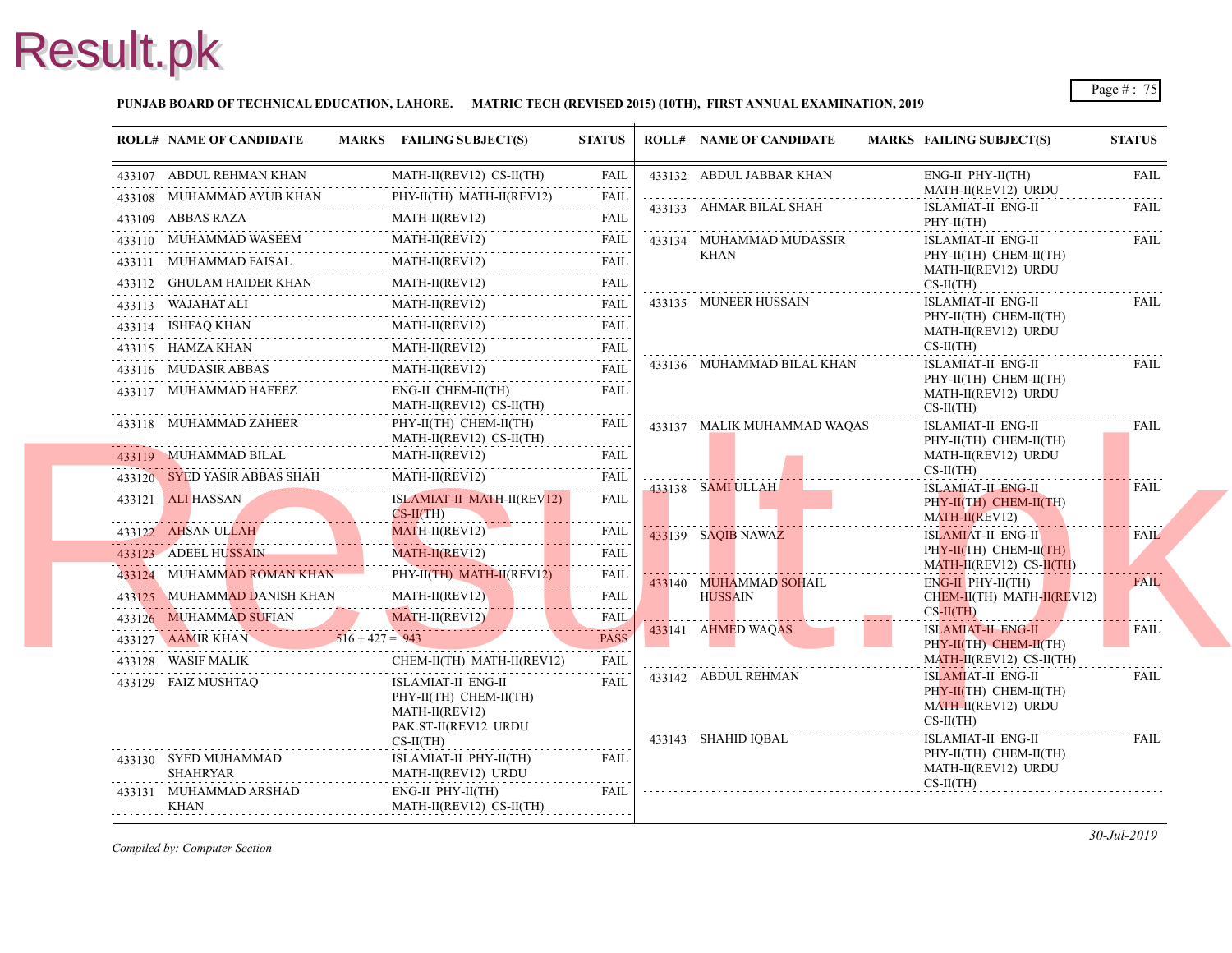**PUNJAB BOARD OF TECHNICAL EDUCATION, LAHORE. MATRIC TECH (REVISED 2015) (10TH), FIRST ANNUAL EXAMINATION, 2019**

| ROLL# | NAME OF CANDIDATE | MARKS | FAILING SUBJECT(S) | STATUS |
|---|---|---|---|---|
| 433107 | ABDUL REHMAN KHAN | | MATH-II(REV12) CS-II(TH) | FAIL |
| 433108 | MUHAMMAD AYUB KHAN | | PHY-II(TH) MATH-II(REV12) | FAIL |
| 433109 | ABBAS RAZA | | MATH-II(REV12) | FAIL |
| 433110 | MUHAMMAD WASEEM | | MATH-II(REV12) | FAIL |
| 433111 | MUHAMMAD FAISAL | | MATH-II(REV12) | FAIL |
| 433112 | GHULAM HAIDER KHAN | | MATH-II(REV12) | FAIL |
| 433113 | WAJAHAT ALI | | MATH-II(REV12) | FAIL |
| 433114 | ISHFAQ KHAN | | MATH-II(REV12) | FAIL |
| 433115 | HAMZA KHAN | | MATH-II(REV12) | FAIL |
| 433116 | MUDASIR ABBAS | | MATH-II(REV12) | FAIL |
| 433117 | MUHAMMAD HAFEEZ | | ENG-II CHEM-II(TH) MATH-II(REV12) CS-II(TH) | FAIL |
| 433118 | MUHAMMAD ZAHEER | | PHY-II(TH) CHEM-II(TH) MATH-II(REV12) CS-II(TH) | FAIL |
| 433119 | MUHAMMAD BILAL | | MATH-II(REV12) | FAIL |
| 433120 | SYED YASIR ABBAS SHAH | | MATH-II(REV12) | FAIL |
| 433121 | ALI HASSAN | | ISLAMIAT-II MATH-II(REV12) CS-II(TH) | FAIL |
| 433122 | AHSAN ULLAH | | MATH-II(REV12) | FAIL |
| 433123 | ADEEL HUSSAIN | | MATH-II(REV12) | FAIL |
| 433124 | MUHAMMAD ROMAN KHAN | | PHY-II(TH) MATH-II(REV12) | FAIL |
| 433125 | MUHAMMAD DANISH KHAN | | MATH-II(REV12) | FAIL |
| 433126 | MUHAMMAD SUFIAN | | MATH-II(REV12) | FAIL |
| 433127 | AAMIR KHAN | 516 + 427 = 943 | | PASS |
| 433128 | WASIF MALIK | | CHEM-II(TH) MATH-II(REV12) | FAIL |
| 433129 | FAIZ MUSHTAQ | | ISLAMIAT-II ENG-II PHY-II(TH) CHEM-II(TH) MATH-II(REV12) PAK.ST-II(REV12 URDU CS-II(TH) | FAIL |
| 433130 | SYED MUHAMMAD SHAHRYAR | | ISLAMIAT-II PHY-II(TH) MATH-II(REV12) URDU | FAIL |
| 433131 | MUHAMMAD ARSHAD KHAN | | ENG-II PHY-II(TH) MATH-II(REV12) CS-II(TH) | FAIL |
| 433132 | ABDUL JABBAR KHAN | | ENG-II PHY-II(TH) MATH-II(REV12) URDU | FAIL |
| 433133 | AHMAR BILAL SHAH | | ISLAMIAT-II ENG-II PHY-II(TH) | FAIL |
| 433134 | MUHAMMAD MUDASSIR KHAN | | ISLAMIAT-II ENG-II PHY-II(TH) CHEM-II(TH) MATH-II(REV12) URDU CS-II(TH) | FAIL |
| 433135 | MUNEER HUSSAIN | | ISLAMIAT-II ENG-II PHY-II(TH) CHEM-II(TH) MATH-II(REV12) URDU CS-II(TH) | FAIL |
| 433136 | MUHAMMAD BILAL KHAN | | ISLAMIAT-II ENG-II PHY-II(TH) CHEM-II(TH) MATH-II(REV12) URDU CS-II(TH) | FAIL |
| 433137 | MALIK MUHAMMAD WAQAS | | ISLAMIAT-II ENG-II PHY-II(TH) CHEM-II(TH) MATH-II(REV12) URDU CS-II(TH) | FAIL |
| 433138 | SAMI ULLAH | | ISLAMIAT-II ENG-II PHY-II(TH) CHEM-II(TH) MATH-II(REV12) | FAIL |
| 433139 | SAQIB NAWAZ | | ISLAMIAT-II ENG-II PHY-II(TH) CHEM-II(TH) MATH-II(REV12) CS-II(TH) | FAIL |
| 433140 | MUHAMMAD SOHAIL HUSSAIN | | ENG-II PHY-II(TH) CHEM-II(TH) MATH-II(REV12) CS-II(TH) | FAIL |
| 433141 | AHMED WAQAS | | ISLAMIAT-II ENG-II PHY-II(TH) CHEM-II(TH) MATH-II(REV12) CS-II(TH) | FAIL |
| 433142 | ABDUL REHMAN | | ISLAMIAT-II ENG-II PHY-II(TH) CHEM-II(TH) MATH-II(REV12) URDU CS-II(TH) | FAIL |
| 433143 | SHAHID IQBAL | | ISLAMIAT-II ENG-II PHY-II(TH) CHEM-II(TH) MATH-II(REV12) URDU CS-II(TH) | FAIL |

*Compiled by: Computer Section*

*30-Jul-2019*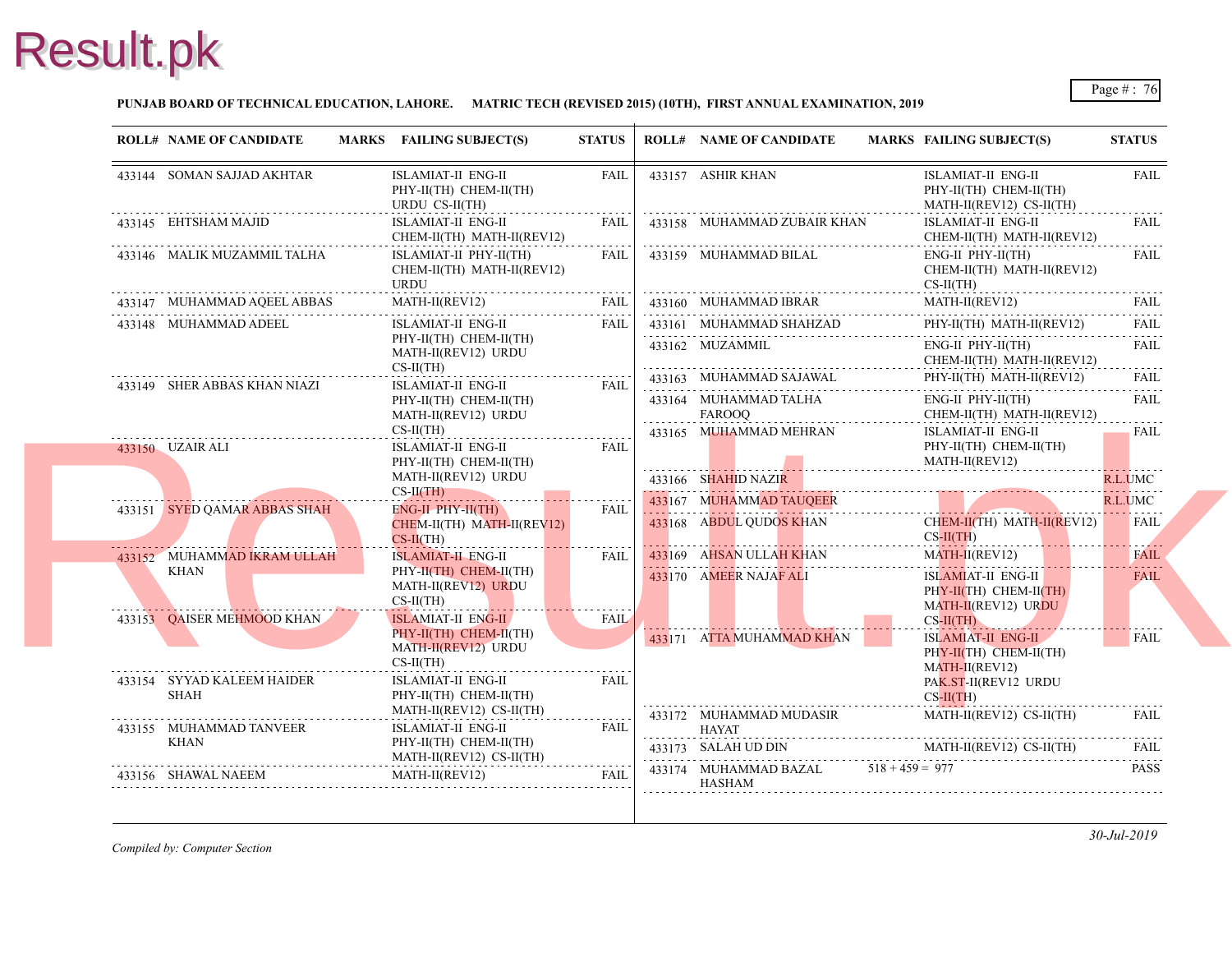**PUNJAB BOARD OF TECHNICAL EDUCATION, LAHORE. MATRIC TECH (REVISED 2015) (10TH), FIRST ANNUAL EXAMINATION, 2019**

| ROLL# | NAME OF CANDIDATE | MARKS | FAILING SUBJECT(S) | STATUS |
|---|---|---|---|---|
| 433144 | SOMAN SAJJAD AKHTAR | | ISLAMIAT-II ENG-II PHY-II(TH) CHEM-II(TH) URDU CS-II(TH) | FAIL |
| 433145 | EHTSHAM MAJID | | ISLAMIAT-II ENG-II CHEM-II(TH) MATH-II(REV12) | FAIL |
| 433146 | MALIK MUZAMMIL TALHA | | ISLAMIAT-II PHY-II(TH) CHEM-II(TH) MATH-II(REV12) URDU | FAIL |
| 433147 | MUHAMMAD AQEEL ABBAS | | MATH-II(REV12) | FAIL |
| 433148 | MUHAMMAD ADEEL | | ISLAMIAT-II ENG-II PHY-II(TH) CHEM-II(TH) MATH-II(REV12) URDU CS-II(TH) | FAIL |
| 433149 | SHER ABBAS KHAN NIAZI | | ISLAMIAT-II ENG-II PHY-II(TH) CHEM-II(TH) MATH-II(REV12) URDU CS-II(TH) | FAIL |
| 433150 | UZAIR ALI | | ISLAMIAT-II ENG-II PHY-II(TH) CHEM-II(TH) MATH-II(REV12) URDU CS-II(TH) | FAIL |
| 433151 | SYED QAMAR ABBAS SHAH | | ENG-II PHY-II(TH) CHEM-II(TH) MATH-II(REV12) CS-II(TH) | FAIL |
| 433152 | MUHAMMAD IKRAM ULLAH KHAN | | ISLAMIAT-II ENG-II PHY-II(TH) CHEM-II(TH) MATH-II(REV12) URDU CS-II(TH) | FAIL |
| 433153 | QAISER MEHMOOD KHAN | | ISLAMIAT-II ENG-II PHY-II(TH) CHEM-II(TH) MATH-II(REV12) URDU CS-II(TH) | FAIL |
| 433154 | SYYAD KALEEM HAIDER SHAH | | ISLAMIAT-II ENG-II PHY-II(TH) CHEM-II(TH) MATH-II(REV12) CS-II(TH) | FAIL |
| 433155 | MUHAMMAD TANVEER KHAN | | ISLAMIAT-II ENG-II PHY-II(TH) CHEM-II(TH) MATH-II(REV12) CS-II(TH) | FAIL |
| 433156 | SHAWAL NAEEM | | MATH-II(REV12) | FAIL |
| 433157 | ASHIR KHAN | | ISLAMIAT-II ENG-II PHY-II(TH) CHEM-II(TH) MATH-II(REV12) CS-II(TH) | FAIL |
| 433158 | MUHAMMAD ZUBAIR KHAN | | ISLAMIAT-II ENG-II CHEM-II(TH) MATH-II(REV12) | FAIL |
| 433159 | MUHAMMAD BILAL | | ENG-II PHY-II(TH) CHEM-II(TH) MATH-II(REV12) CS-II(TH) | FAIL |
| 433160 | MUHAMMAD IBRAR | | MATH-II(REV12) | FAIL |
| 433161 | MUHAMMAD SHAHZAD | | PHY-II(TH) MATH-II(REV12) | FAIL |
| 433162 | MUZAMMIL | | ENG-II PHY-II(TH) CHEM-II(TH) MATH-II(REV12) | FAIL |
| 433163 | MUHAMMAD SAJAWAL | | PHY-II(TH) MATH-II(REV12) | FAIL |
| 433164 | MUHAMMAD TALHA FAROOQ | | ENG-II PHY-II(TH) CHEM-II(TH) MATH-II(REV12) | FAIL |
| 433165 | MUHAMMAD MEHRAN | | ISLAMIAT-II ENG-II PHY-II(TH) CHEM-II(TH) MATH-II(REV12) | FAIL |
| 433166 | SHAHID NAZIR | | | R.L.UMC |
| 433167 | MUHAMMAD TAUQEER | | | R.L.UMC |
| 433168 | ABDUL QUDOS KHAN | | CHEM-II(TH) MATH-II(REV12) CS-II(TH) | FAIL |
| 433169 | AHSAN ULLAH KHAN | | MATH-II(REV12) | FAIL |
| 433170 | AMEER NAJAF ALI | | ISLAMIAT-II ENG-II PHY-II(TH) CHEM-II(TH) MATH-II(REV12) URDU CS-II(TH) | FAIL |
| 433171 | ATTA MUHAMMAD KHAN | | ISLAMIAT-II ENG-II PHY-II(TH) CHEM-II(TH) MATH-II(REV12) PAK.ST-II(REV12 URDU CS-II(TH) | FAIL |
| 433172 | MUHAMMAD MUDASIR HAYAT | | MATH-II(REV12) CS-II(TH) | FAIL |
| 433173 | SALAH UD DIN | | MATH-II(REV12) CS-II(TH) | FAIL |
| 433174 | MUHAMMAD BAZAL HASHAM | 518 + 459 = 977 | | PASS |

*Compiled by: Computer Section*

*30-Jul-2019*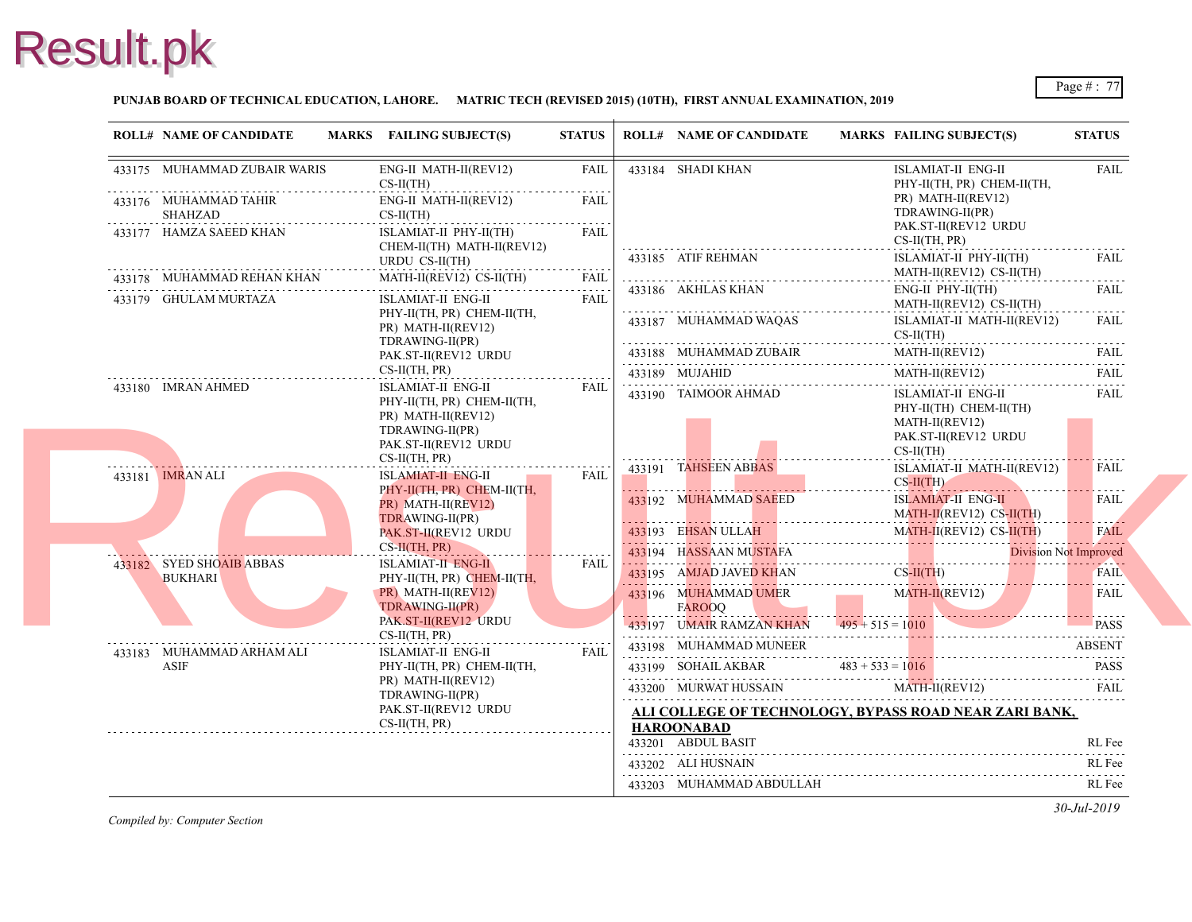**PUNJAB BOARD OF TECHNICAL EDUCATION, LAHORE. MATRIC TECH (REVISED 2015) (10TH), FIRST ANNUAL EXAMINATION, 2019**

| ROLL# | NAME OF CANDIDATE | MARKS | FAILING SUBJECT(S) | STATUS |
|---|---|---|---|---|
| 433175 | MUHAMMAD ZUBAIR WARIS | | ENG-II MATH-II(REV12) CS-II(TH) | FAIL |
| 433176 | MUHAMMAD TAHIR SHAHZAD | | ENG-II MATH-II(REV12) CS-II(TH) | FAIL |
| 433177 | HAMZA SAEED KHAN | | ISLAMIAT-II PHY-II(TH) CHEM-II(TH) MATH-II(REV12) URDU CS-II(TH) | FAIL |
| 433178 | MUHAMMAD REHAN KHAN | | MATH-II(REV12) CS-II(TH) | FAIL |
| 433179 | GHULAM MURTAZA | | ISLAMIAT-II ENG-II PHY-II(TH, PR) CHEM-II(TH, PR) MATH-II(REV12) TDRAWING-II(PR) PAK.ST-II(REV12 URDU CS-II(TH, PR) | FAIL |
| 433180 | IMRAN AHMED | | ISLAMIAT-II ENG-II PHY-II(TH, PR) CHEM-II(TH, PR) MATH-II(REV12) TDRAWING-II(PR) PAK.ST-II(REV12 URDU CS-II(TH, PR) | FAIL |
| 433181 | IMRAN ALI | | ISLAMIAT-II ENG-II PHY-II(TH, PR) CHEM-II(TH, PR) MATH-II(REV12) TDRAWING-II(PR) PAK.ST-II(REV12 URDU CS-II(TH, PR) | FAIL |
| 433182 | SYED SHOAIB ABBAS BUKHARI | | ISLAMIAT-II ENG-II PHY-II(TH, PR) CHEM-II(TH, PR) MATH-II(REV12) TDRAWING-II(PR) PAK.ST-II(REV12 URDU CS-II(TH, PR) | FAIL |
| 433183 | MUHAMMAD ARHAM ALI ASIF | | ISLAMIAT-II ENG-II PHY-II(TH, PR) CHEM-II(TH, PR) MATH-II(REV12) TDRAWING-II(PR) PAK.ST-II(REV12 URDU CS-II(TH, PR) | FAIL |
| 433184 | SHADI KHAN | | ISLAMIAT-II ENG-II PHY-II(TH, PR) CHEM-II(TH, PR) MATH-II(REV12) TDRAWING-II(PR) PAK.ST-II(REV12 URDU CS-II(TH, PR) | FAIL |
| 433185 | ATIF REHMAN | | ISLAMIAT-II PHY-II(TH) MATH-II(REV12) CS-II(TH) | FAIL |
| 433186 | AKHLAS KHAN | | ENG-II PHY-II(TH) MATH-II(REV12) CS-II(TH) | FAIL |
| 433187 | MUHAMMAD WAQAS | | ISLAMIAT-II MATH-II(REV12) CS-II(TH) | FAIL |
| 433188 | MUHAMMAD ZUBAIR | | MATH-II(REV12) | FAIL |
| 433189 | MUJAHID | | MATH-II(REV12) | FAIL |
| 433190 | TAIMOOR AHMAD | | ISLAMIAT-II ENG-II PHY-II(TH) CHEM-II(TH) MATH-II(REV12) PAK.ST-II(REV12 URDU CS-II(TH) | FAIL |
| 433191 | TAHSEEN ABBAS | | ISLAMIAT-II MATH-II(REV12) CS-II(TH) | FAIL |
| 433192 | MUHAMMAD SAEED | | ISLAMIAT-II ENG-II MATH-II(REV12) CS-II(TH) | FAIL |
| 433193 | EHSAN ULLAH | | MATH-II(REV12) CS-II(TH) | FAIL |
| 433194 | HASSAAN MUSTAFA | | | Division Not Improved |
| 433195 | AMJAD JAVED KHAN | | CS-II(TH) | FAIL |
| 433196 | MUHAMMAD UMER FAROOQ | | MATH-II(REV12) | FAIL |
| 433197 | UMAIR RAMZAN KHAN | 495 + 515 = 1010 | | PASS |
| 433198 | MUHAMMAD MUNEER | | | ABSENT |
| 433199 | SOHAIL AKBAR | 483 + 533 = 1016 | | PASS |
| 433200 | MURWAT HUSSAIN | | MATH-II(REV12) | FAIL |

**ALI COLLEGE OF TECHNOLOGY, BYPASS ROAD NEAR ZARI BANK, HAROONABAD**

| ROLL# | NAME OF CANDIDATE | MARKS | FAILING SUBJECT(S) | STATUS |
|---|---|---|---|---|
| 433201 | ABDUL BASIT | | | RL Fee |
| 433202 | ALI HUSNAIN | | | RL Fee |
| 433203 | MUHAMMAD ABDULLAH | | | RL Fee |

*Compiled by: Computer Section*

*30-Jul-2019*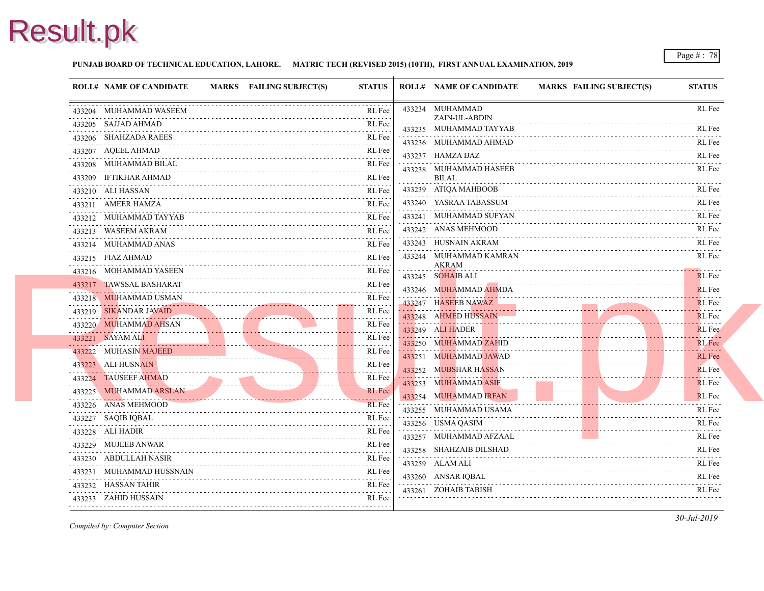**PUNJAB BOARD OF TECHNICAL EDUCATION, LAHORE. MATRIC TECH (REVISED 2015) (10TH), FIRST ANNUAL EXAMINATION, 2019**

| ROLL# | NAME OF CANDIDATE | MARKS | FAILING SUBJECT(S) | STATUS |
|---|---|---|---|---|
| 433204 | MUHAMMAD WASEEM | | | RL Fee |
| 433205 | SAJJAD AHMAD | | | RL Fee |
| 433206 | SHAHZADA RAEES | | | RL Fee |
| 433207 | AQEEL AHMAD | | | RL Fee |
| 433208 | MUHAMMAD BILAL | | | RL Fee |
| 433209 | IFTIKHAR AHMAD | | | RL Fee |
| 433210 | ALI HASSAN | | | RL Fee |
| 433211 | AMEER HAMZA | | | RL Fee |
| 433212 | MUHAMMAD TAYYAB | | | RL Fee |
| 433213 | WASEEM AKRAM | | | RL Fee |
| 433214 | MUHAMMAD ANAS | | | RL Fee |
| 433215 | FIAZ AHMAD | | | RL Fee |
| 433216 | MOHAMMAD YASEEN | | | RL Fee |
| 433217 | TAWSSAL BASHARAT | | | RL Fee |
| 433218 | MUHAMMAD USMAN | | | RL Fee |
| 433219 | SIKANDAR JAVAID | | | RL Fee |
| 433220 | MUHAMMAD AHSAN | | | RL Fee |
| 433221 | SAYAM ALI | | | RL Fee |
| 433222 | MUHASIN MAJEED | | | RL Fee |
| 433223 | ALI HUSNAIN | | | RL Fee |
| 433224 | TAUSEEF AHMAD | | | RL Fee |
| 433225 | MUHAMMAD ARSLAN | | | RL Fee |
| 433226 | ANAS MEHMOOD | | | RL Fee |
| 433227 | SAQIB IQBAL | | | RL Fee |
| 433228 | ALI HADIR | | | RL Fee |
| 433229 | MUJEEB ANWAR | | | RL Fee |
| 433230 | ABDULLAH NASIR | | | RL Fee |
| 433231 | MUHAMMAD HUSSNAIN | | | RL Fee |
| 433232 | HASSAN TAHIR | | | RL Fee |
| 433233 | ZAHID HUSSAIN | | | RL Fee |
| 433234 | MUHAMMAD ZAIN-UL-ABDIN | | | RL Fee |
| 433235 | MUHAMMAD TAYYAB | | | RL Fee |
| 433236 | MUHAMMAD AHMAD | | | RL Fee |
| 433237 | HAMZA IJAZ | | | RL Fee |
| 433238 | MUHAMMAD HASEEB BILAL | | | RL Fee |
| 433239 | ATIQA MAHBOOB | | | RL Fee |
| 433240 | YASRAA TABASSUM | | | RL Fee |
| 433241 | MUHAMMAD SUFYAN | | | RL Fee |
| 433242 | ANAS MEHMOOD | | | RL Fee |
| 433243 | HUSNAIN AKRAM | | | RL Fee |
| 433244 | MUHAMMAD KAMRAN AKRAM | | | RL Fee |
| 433245 | SOHAIB ALI | | | RL Fee |
| 433246 | MUHAMMAD AHMDA | | | RL Fee |
| 433247 | HASEEB NAWAZ | | | RL Fee |
| 433248 | AHMED HUSSAIN | | | RL Fee |
| 433249 | ALI HADER | | | RL Fee |
| 433250 | MUHAMMAD ZAHID | | | RL Fee |
| 433251 | MUHAMMAD JAWAD | | | RL Fee |
| 433252 | MUBSHAR HASSAN | | | RL Fee |
| 433253 | MUHAMMAD ASIF | | | RL Fee |
| 433254 | MUHAMMAD IRFAN | | | RL Fee |
| 433255 | MUHAMMAD USAMA | | | RL Fee |
| 433256 | USMA QASIM | | | RL Fee |
| 433257 | MUHAMMAD AFZAAL | | | RL Fee |
| 433258 | SHAHZAIB DILSHAD | | | RL Fee |
| 433259 | ALAM ALI | | | RL Fee |
| 433260 | ANSAR IQBAL | | | RL Fee |
| 433261 | ZOHAIB TABISH | | | RL Fee |

*Compiled by: Computer Section*

*30-Jul-2019*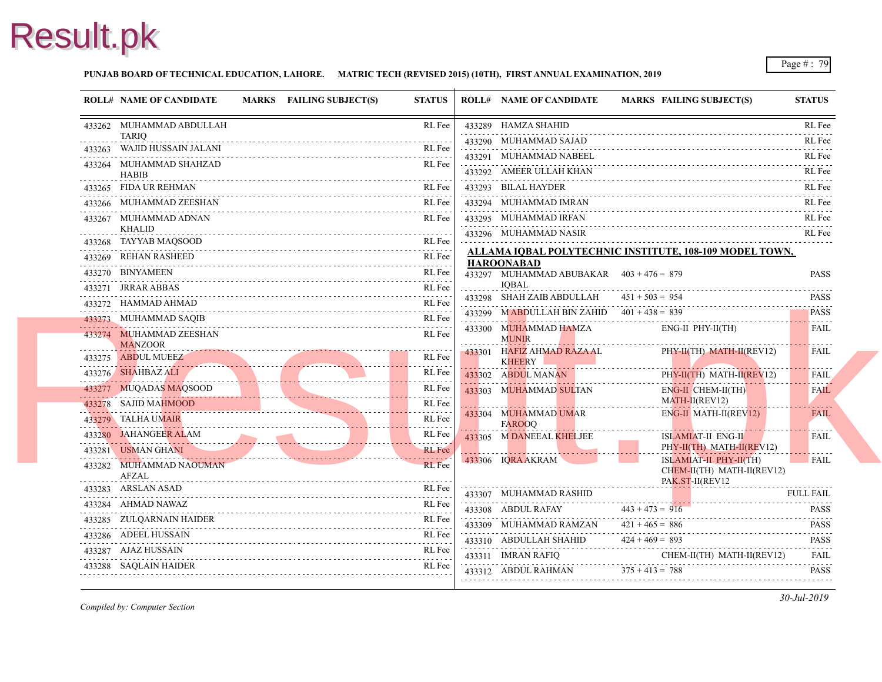**PUNJAB BOARD OF TECHNICAL EDUCATION, LAHORE.     MATRIC TECH (REVISED 2015) (10TH), FIRST ANNUAL EXAMINATION, 2019**

| ROLL# | NAME OF CANDIDATE | MARKS | FAILING SUBJECT(S) | STATUS |
|---|---|---|---|---|
| 433262 | MUHAMMAD ABDULLAH TARIQ | | | RL Fee |
| 433263 | WAJID HUSSAIN JALANI | | | RL Fee |
| 433264 | MUHAMMAD SHAHZAD HABIB | | | RL Fee |
| 433265 | FIDA UR REHMAN | | | RL Fee |
| 433266 | MUHAMMAD ZEESHAN | | | RL Fee |
| 433267 | MUHAMMAD ADNAN KHALID | | | RL Fee |
| 433268 | TAYYAB MAQSOOD | | | RL Fee |
| 433269 | REHAN RASHEED | | | RL Fee |
| 433270 | BINYAMEEN | | | RL Fee |
| 433271 | JRRAR ABBAS | | | RL Fee |
| 433272 | HAMMAD AHMAD | | | RL Fee |
| 433273 | MUHAMMAD SAQIB | | | RL Fee |
| 433274 | MUHAMMAD ZEESHAN MANZOOR | | | RL Fee |
| 433275 | ABDUL MUEEZ | | | RL Fee |
| 433276 | SHAHBAZ ALI | | | RL Fee |
| 433277 | MUQADAS MAQSOOD | | | RL Fee |
| 433278 | SAJID MAHMOOD | | | RL Fee |
| 433279 | TALHA UMAIR | | | RL Fee |
| 433280 | JAHANGEER ALAM | | | RL Fee |
| 433281 | USMAN GHANI | | | RL Fee |
| 433282 | MUHAMMAD NAOUMAN AFZAL | | | RL Fee |
| 433283 | ARSLAN ASAD | | | RL Fee |
| 433284 | AHMAD NAWAZ | | | RL Fee |
| 433285 | ZULQARNAIN HAIDER | | | RL Fee |
| 433286 | ADEEL HUSSAIN | | | RL Fee |
| 433287 | AJAZ HUSSAIN | | | RL Fee |
| 433288 | SAQLAIN HAIDER | | | RL Fee |
| 433289 | HAMZA SHAHID | | | RL Fee |
| 433290 | MUHAMMAD SAJAD | | | RL Fee |
| 433291 | MUHAMMAD NABEEL | | | RL Fee |
| 433292 | AMEER ULLAH KHAN | | | RL Fee |
| 433293 | BILAL HAYDER | | | RL Fee |
| 433294 | MUHAMMAD IMRAN | | | RL Fee |
| 433295 | MUHAMMAD IRFAN | | | RL Fee |
| 433296 | MUHAMMAD NASIR | | | RL Fee |

**ALLAMA IQBAL POLYTECHNIC INSTITUTE, 108-109 MODEL TOWN, HAROONABAD**

| ROLL# | NAME OF CANDIDATE | MARKS | FAILING SUBJECT(S) | STATUS |
|---|---|---|---|---|
| 433297 | MUHAMMAD ABUBAKAR IQBAL | 403 + 476 = 879 | | PASS |
| 433298 | SHAH ZAIB ABDULLAH | 451 + 503 = 954 | | PASS |
| 433299 | M ABDULLAH BIN ZAHID | 401 + 438 = 839 | | PASS |
| 433300 | MUHAMMAD HAMZA MUNIR | | ENG-II PHY-II(TH) | FAIL |
| 433301 | HAFIZ AHMAD RAZA AL KHEERY | | PHY-II(TH) MATH-II(REV12) | FAIL |
| 433302 | ABDUL MANAN | | PHY-II(TH) MATH-II(REV12) | FAIL |
| 433303 | MUHAMMAD SULTAN | | ENG-II CHEM-II(TH) MATH-II(REV12) | FAIL |
| 433304 | MUHAMMAD UMAR FAROOQ | | ENG-II MATH-II(REV12) | FAIL |
| 433305 | M DANEEAL KHELJEE | | ISLAMIAT-II ENG-II PHY-II(TH) MATH-II(REV12) | FAIL |
| 433306 | IQRA AKRAM | | ISLAMIAT-II PHY-II(TH) CHEM-II(TH) MATH-II(REV12) PAK.ST-II(REV12 | FAIL |
| 433307 | MUHAMMAD RASHID | | | FULL FAIL |
| 433308 | ABDUL RAFAY | 443 + 473 = 916 | | PASS |
| 433309 | MUHAMMAD RAMZAN | 421 + 465 = 886 | | PASS |
| 433310 | ABDULLAH SHAHID | 424 + 469 = 893 | | PASS |
| 433311 | IMRAN RAFIQ | | CHEM-II(TH) MATH-II(REV12) | FAIL |
| 433312 | ABDUL RAHMAN | 375 + 413 = 788 | | PASS |

*Compiled by: Computer Section*

*30-Jul-2019*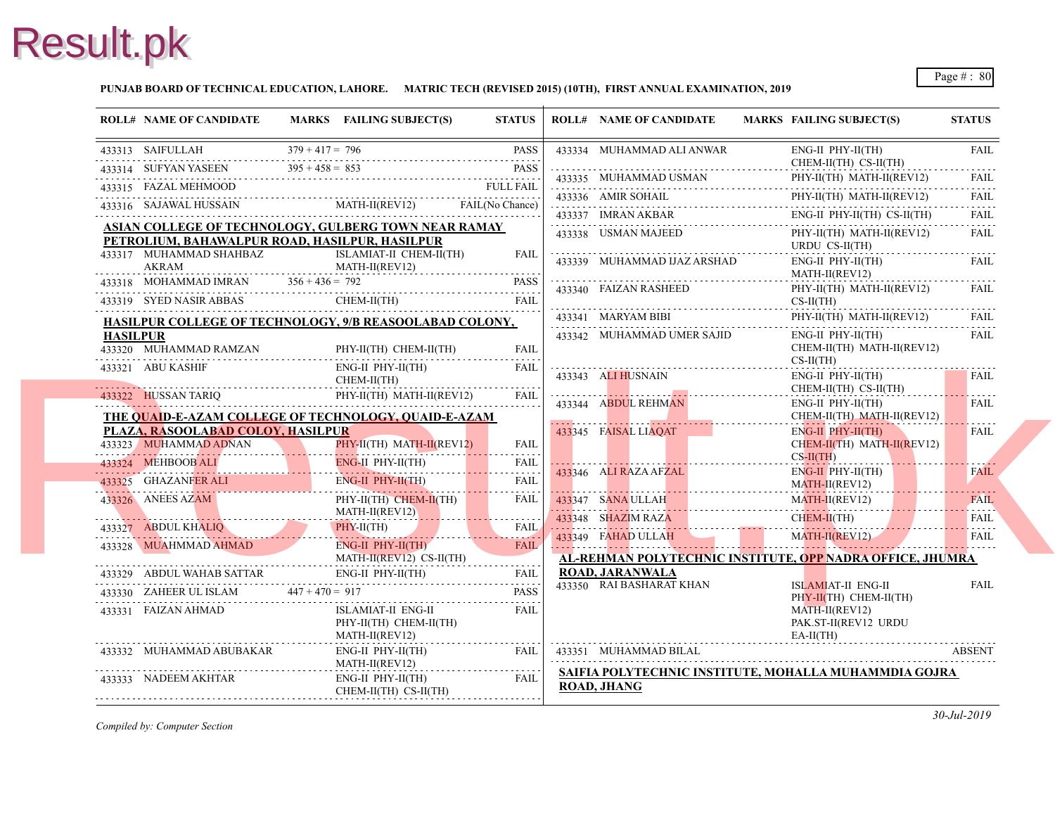**PUNJAB BOARD OF TECHNICAL EDUCATION, LAHORE. MATRIC TECH (REVISED 2015) (10TH), FIRST ANNUAL EXAMINATION, 2019**

| ROLL# | NAME OF CANDIDATE | MARKS | FAILING SUBJECT(S) | STATUS |
|---|---|---|---|---|
| 433313 | SAIFULLAH | 379 + 417 = 796 | | PASS |
| 433314 | SUFYAN YASEEN | 395 + 458 = 853 | | PASS |
| 433315 | FAZAL MEHMOOD | | | FULL FAIL |
| 433316 | SAJAWAL HUSSAIN | | MATH-II(REV12) | FAIL(No Chance) |

**ASIAN COLLEGE OF TECHNOLOGY, GULBERG TOWN NEAR RAMAY PETROLIUM, BAHAWALPUR ROAD, HASILPUR, HASILPUR**

| ROLL# | NAME OF CANDIDATE | MARKS | FAILING SUBJECT(S) | STATUS |
|---|---|---|---|---|
| 433317 | MUHAMMAD SHAHBAZ AKRAM | | ISLAMIAT-II CHEM-II(TH) MATH-II(REV12) | FAIL |
| 433318 | MOHAMMAD IMRAN | 356 + 436 = 792 | | PASS |
| 433319 | SYED NASIR ABBAS | | CHEM-II(TH) | FAIL |

**HASILPUR COLLEGE OF TECHNOLOGY, 9/B REASOOLABAD COLONY, HASILPUR**

| ROLL# | NAME OF CANDIDATE | MARKS | FAILING SUBJECT(S) | STATUS |
|---|---|---|---|---|
| 433320 | MUHAMMAD RAMZAN | | PHY-II(TH) CHEM-II(TH) | FAIL |
| 433321 | ABU KASHIF | | ENG-II PHY-II(TH) CHEM-II(TH) | FAIL |
| 433322 | HUSSAN TARIQ | | PHY-II(TH) MATH-II(REV12) | FAIL |

**THE QUAID-E-AZAM COLLEGE OF TECHNOLOGY, QUAID-E-AZAM PLAZA, RASOOLABAD COLOY, HASILPUR**

| ROLL# | NAME OF CANDIDATE | MARKS | FAILING SUBJECT(S) | STATUS |
|---|---|---|---|---|
| 433323 | MUHAMMAD ADNAN | | PHY-II(TH) MATH-II(REV12) | FAIL |
| 433324 | MEHBOOB ALI | | ENG-II PHY-II(TH) | FAIL |
| 433325 | GHAZANFER ALI | | ENG-II PHY-II(TH) | FAIL |
| 433326 | ANEES AZAM | | PHY-II(TH) CHEM-II(TH) MATH-II(REV12) | FAIL |
| 433327 | ABDUL KHALIQ | | PHY-II(TH) | FAIL |
| 433328 | MUAHMMAD AHMAD | | ENG-II PHY-II(TH) MATH-II(REV12) CS-II(TH) | FAIL |
| 433329 | ABDUL WAHAB SATTAR | | ENG-II PHY-II(TH) | FAIL |
| 433330 | ZAHEER UL ISLAM | 447 + 470 = 917 | | PASS |
| 433331 | FAIZAN AHMAD | | ISLAMIAT-II ENG-II PHY-II(TH) CHEM-II(TH) MATH-II(REV12) | FAIL |
| 433332 | MUHAMMAD ABUBAKAR | | ENG-II PHY-II(TH) MATH-II(REV12) | FAIL |
| 433333 | NADEEM AKHTAR | | ENG-II PHY-II(TH) CHEM-II(TH) CS-II(TH) | FAIL |
| 433334 | MUHAMMAD ALI ANWAR | | ENG-II PHY-II(TH) CHEM-II(TH) CS-II(TH) | FAIL |
| 433335 | MUHAMMAD USMAN | | PHY-II(TH) MATH-II(REV12) | FAIL |
| 433336 | AMIR SOHAIL | | PHY-II(TH) MATH-II(REV12) | FAIL |
| 433337 | IMRAN AKBAR | | ENG-II PHY-II(TH) CS-II(TH) | FAIL |
| 433338 | USMAN MAJEED | | PHY-II(TH) MATH-II(REV12) URDU CS-II(TH) | FAIL |
| 433339 | MUHAMMAD IJAZ ARSHAD | | ENG-II PHY-II(TH) MATH-II(REV12) | FAIL |
| 433340 | FAIZAN RASHEED | | PHY-II(TH) MATH-II(REV12) CS-II(TH) | FAIL |
| 433341 | MARYAM BIBI | | PHY-II(TH) MATH-II(REV12) | FAIL |
| 433342 | MUHAMMAD UMER SAJID | | ENG-II PHY-II(TH) CHEM-II(TH) MATH-II(REV12) CS-II(TH) | FAIL |
| 433343 | ALI HUSNAIN | | ENG-II PHY-II(TH) CHEM-II(TH) CS-II(TH) | FAIL |
| 433344 | ABDUL REHMAN | | ENG-II PHY-II(TH) CHEM-II(TH) MATH-II(REV12) | FAIL |
| 433345 | FAISAL LIAQAT | | ENG-II PHY-II(TH) CHEM-II(TH) MATH-II(REV12) CS-II(TH) | FAIL |
| 433346 | ALI RAZA AFZAL | | ENG-II PHY-II(TH) MATH-II(REV12) | FAIL |
| 433347 | SANA ULLAH | | MATH-II(REV12) | FAIL |
| 433348 | SHAZIM RAZA | | CHEM-II(TH) | FAIL |
| 433349 | FAHAD ULLAH | | MATH-II(REV12) | FAIL |

**AL-REHMAN POLYTECHNIC INSTITUTE, OPP NADRA OFFICE, JHUMRA ROAD, JARANWALA**

| ROLL# | NAME OF CANDIDATE | MARKS | FAILING SUBJECT(S) | STATUS |
|---|---|---|---|---|
| 433350 | RAI BASHARAT KHAN | | ISLAMIAT-II ENG-II PHY-II(TH) CHEM-II(TH) MATH-II(REV12) PAK.ST-II(REV12 URDU EA-II(TH) | FAIL |
| 433351 | MUHAMMAD BILAL | | | ABSENT |

**SAIFIA POLYTECHNIC INSTITUTE, MOHALLA MUHAMMDIA GOJRA ROAD, JHANG**

*Compiled by: Computer Section*

30-Jul-2019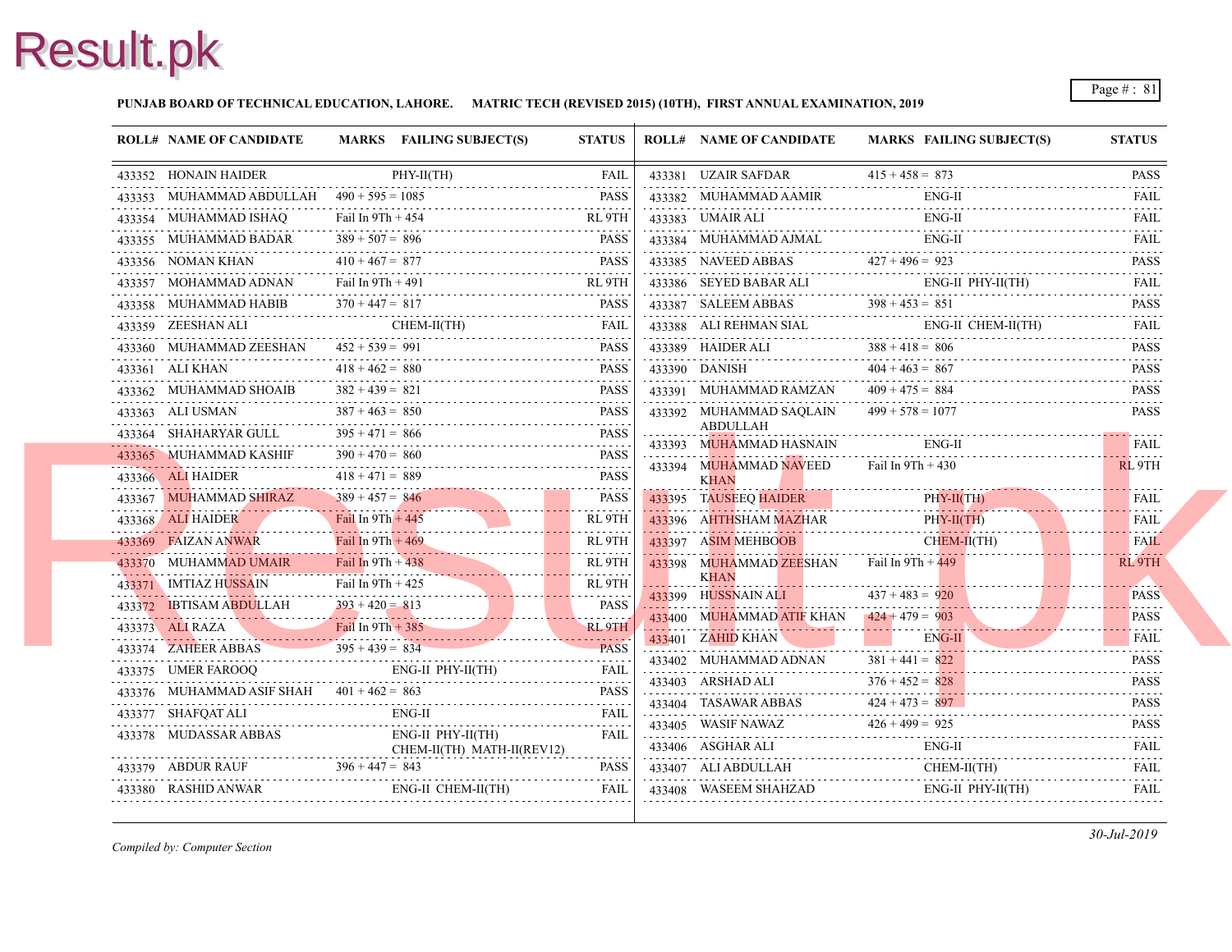**PUNJAB BOARD OF TECHNICAL EDUCATION, LAHORE. MATRIC TECH (REVISED 2015) (10TH), FIRST ANNUAL EXAMINATION, 2019**

| ROLL# | NAME OF CANDIDATE | MARKS | FAILING SUBJECT(S) | STATUS |
|---|---|---|---|---|
| 433352 | HONAIN HAIDER | | PHY-II(TH) | FAIL |
| 433353 | MUHAMMAD ABDULLAH | 490 + 595 = 1085 | | PASS |
| 433354 | MUHAMMAD ISHAQ | Fail In 9Th + 454 | | RL 9TH |
| 433355 | MUHAMMAD BADAR | 389 + 507 = 896 | | PASS |
| 433356 | NOMAN KHAN | 410 + 467 = 877 | | PASS |
| 433357 | MOHAMMAD ADNAN | Fail In 9Th + 491 | | RL 9TH |
| 433358 | MUHAMMAD HABIB | 370 + 447 = 817 | | PASS |
| 433359 | ZEESHAN ALI | | CHEM-II(TH) | FAIL |
| 433360 | MUHAMMAD ZEESHAN | 452 + 539 = 991 | | PASS |
| 433361 | ALI KHAN | 418 + 462 = 880 | | PASS |
| 433362 | MUHAMMAD SHOAIB | 382 + 439 = 821 | | PASS |
| 433363 | ALI USMAN | 387 + 463 = 850 | | PASS |
| 433364 | SHAHARYAR GULL | 395 + 471 = 866 | | PASS |
| 433365 | MUHAMMAD KASHIF | 390 + 470 = 860 | | PASS |
| 433366 | ALI HAIDER | 418 + 471 = 889 | | PASS |
| 433367 | MUHAMMAD SHIRAZ | 389 + 457 = 846 | | PASS |
| 433368 | ALI HAIDER | Fail In 9Th + 445 | | RL 9TH |
| 433369 | FAIZAN ANWAR | Fail In 9Th + 469 | | RL 9TH |
| 433370 | MUHAMMAD UMAIR | Fail In 9Th + 438 | | RL 9TH |
| 433371 | IMTIAZ HUSSAIN | Fail In 9Th + 425 | | RL 9TH |
| 433372 | IBTISAM ABDULLAH | 393 + 420 = 813 | | PASS |
| 433373 | ALI RAZA | Fail In 9Th + 385 | | RL 9TH |
| 433374 | ZAHEER ABBAS | 395 + 439 = 834 | | PASS |
| 433375 | UMER FAROOQ | | ENG-II PHY-II(TH) | FAIL |
| 433376 | MUHAMMAD ASIF SHAH | 401 + 462 = 863 | | PASS |
| 433377 | SHAFQAT ALI | | ENG-II | FAIL |
| 433378 | MUDASSAR ABBAS | | ENG-II PHY-II(TH) CHEM-II(TH) MATH-II(REV12) | FAIL |
| 433379 | ABDUR RAUF | 396 + 447 = 843 | | PASS |
| 433380 | RASHID ANWAR | | ENG-II CHEM-II(TH) | FAIL |
| 433381 | UZAIR SAFDAR | 415 + 458 = 873 | | PASS |
| 433382 | MUHAMMAD AAMIR | | ENG-II | FAIL |
| 433383 | UMAIR ALI | | ENG-II | FAIL |
| 433384 | MUHAMMAD AJMAL | | ENG-II | FAIL |
| 433385 | NAVEED ABBAS | 427 + 496 = 923 | | PASS |
| 433386 | SEYED BABAR ALI | | ENG-II PHY-II(TH) | FAIL |
| 433387 | SALEEM ABBAS | 398 + 453 = 851 | | PASS |
| 433388 | ALI REHMAN SIAL | | ENG-II CHEM-II(TH) | FAIL |
| 433389 | HAIDER ALI | 388 + 418 = 806 | | PASS |
| 433390 | DANISH | 404 + 463 = 867 | | PASS |
| 433391 | MUHAMMAD RAMZAN | 409 + 475 = 884 | | PASS |
| 433392 | MUHAMMAD SAQLAIN ABDULLAH | 499 + 578 = 1077 | | PASS |
| 433393 | MUHAMMAD HASNAIN | | ENG-II | FAIL |
| 433394 | MUHAMMAD NAVEED KHAN | Fail In 9Th + 430 | | RL 9TH |
| 433395 | TAUSEEQ HAIDER | | PHY-II(TH) | FAIL |
| 433396 | AHTHSHAM MAZHAR | | PHY-II(TH) | FAIL |
| 433397 | ASIM MEHBOOB | | CHEM-II(TH) | FAIL |
| 433398 | MUHAMMAD ZEESHAN KHAN | Fail In 9Th + 449 | | RL 9TH |
| 433399 | HUSSNAIN ALI | 437 + 483 = 920 | | PASS |
| 433400 | MUHAMMAD ATIF KHAN | 424 + 479 = 903 | | PASS |
| 433401 | ZAHID KHAN | | ENG-II | FAIL |
| 433402 | MUHAMMAD ADNAN | 381 + 441 = 822 | | PASS |
| 433403 | ARSHAD ALI | 376 + 452 = 828 | | PASS |
| 433404 | TASAWAR ABBAS | 424 + 473 = 897 | | PASS |
| 433405 | WASIF NAWAZ | 426 + 499 = 925 | | PASS |
| 433406 | ASGHAR ALI | | ENG-II | FAIL |
| 433407 | ALI ABDULLAH | | CHEM-II(TH) | FAIL |
| 433408 | WASEEM SHAHZAD | | ENG-II PHY-II(TH) | FAIL |

*Compiled by: Computer Section*

*30-Jul-2019*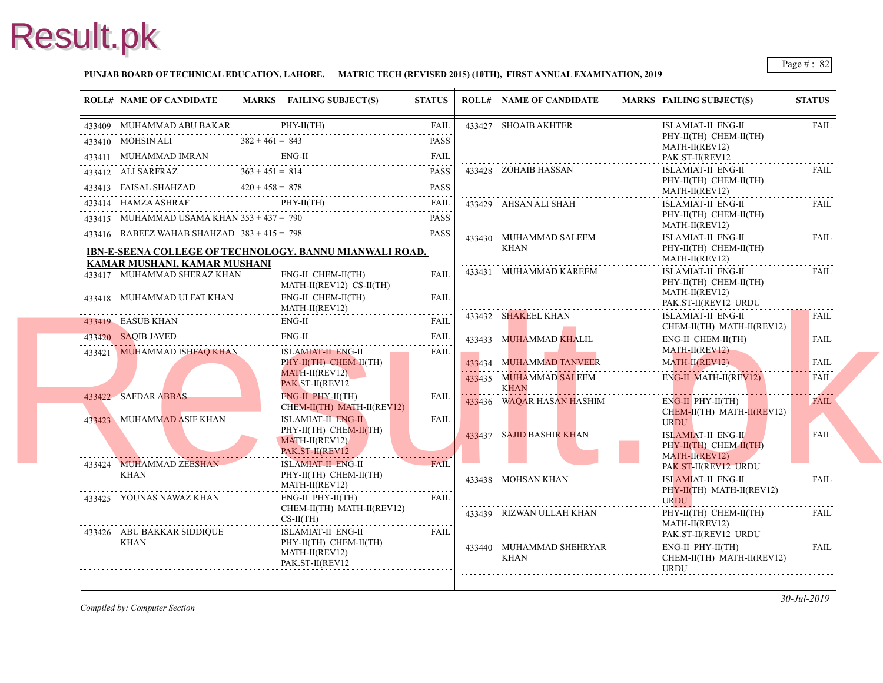**PUNJAB BOARD OF TECHNICAL EDUCATION, LAHORE. MATRIC TECH (REVISED 2015) (10TH), FIRST ANNUAL EXAMINATION, 2019**

| ROLL# | NAME OF CANDIDATE | MARKS | FAILING SUBJECT(S) | STATUS |
|---|---|---|---|---|
| 433409 | MUHAMMAD ABU BAKAR | | PHY-II(TH) | FAIL |
| 433410 | MOHSIN ALI | 382 + 461 = 843 | | PASS |
| 433411 | MUHAMMAD IMRAN | | ENG-II | FAIL |
| 433412 | ALI SARFRAZ | 363 + 451 = 814 | | PASS |
| 433413 | FAISAL SHAHZAD | 420 + 458 = 878 | | PASS |
| 433414 | HAMZA ASHRAF | | PHY-II(TH) | FAIL |
| 433415 | MUHAMMAD USAMA KHAN | 353 + 437 = 790 | | PASS |
| 433416 | RABEEZ WAHAB SHAHZAD | 383 + 415 = 798 | | PASS |

**IBN-E-SEENA COLLEGE OF TECHNOLOGY, BANNU MIANWALI ROAD, KAMAR MUSHANI, KAMAR MUSHANI**

| ROLL# | NAME OF CANDIDATE | MARKS | FAILING SUBJECT(S) | STATUS |
|---|---|---|---|---|
| 433417 | MUHAMMAD SHERAZ KHAN | | ENG-II CHEM-II(TH) MATH-II(REV12) CS-II(TH) | FAIL |
| 433418 | MUHAMMAD ULFAT KHAN | | ENG-II CHEM-II(TH) MATH-II(REV12) | FAIL |
| 433419 | EASUB KHAN | | ENG-II | FAIL |
| 433420 | SAQIB JAVED | | ENG-II | FAIL |
| 433421 | MUHAMMAD ISHFAQ KHAN | | ISLAMIAT-II ENG-II PHY-II(TH) CHEM-II(TH) MATH-II(REV12) PAK.ST-II(REV12 | FAIL |
| 433422 | SAFDAR ABBAS | | ENG-II PHY-II(TH) CHEM-II(TH) MATH-II(REV12) | FAIL |
| 433423 | MUHAMMAD ASIF KHAN | | ISLAMIAT-II ENG-II PHY-II(TH) CHEM-II(TH) MATH-II(REV12) PAK.ST-II(REV12 | FAIL |
| 433424 | MUHAMMAD ZEESHAN KHAN | | ISLAMIAT-II ENG-II PHY-II(TH) CHEM-II(TH) MATH-II(REV12) | FAIL |
| 433425 | YOUNAS NAWAZ KHAN | | ENG-II PHY-II(TH) CHEM-II(TH) MATH-II(REV12) CS-II(TH) | FAIL |
| 433426 | ABU BAKKAR SIDDIQUE KHAN | | ISLAMIAT-II ENG-II PHY-II(TH) CHEM-II(TH) MATH-II(REV12) PAK.ST-II(REV12 | FAIL |
| 433427 | SHOAIB AKHTER | | ISLAMIAT-II ENG-II PHY-II(TH) CHEM-II(TH) MATH-II(REV12) PAK.ST-II(REV12 | FAIL |
| 433428 | ZOHAIB HASSAN | | ISLAMIAT-II ENG-II PHY-II(TH) CHEM-II(TH) MATH-II(REV12) | FAIL |
| 433429 | AHSAN ALI SHAH | | ISLAMIAT-II ENG-II PHY-II(TH) CHEM-II(TH) MATH-II(REV12) | FAIL |
| 433430 | MUHAMMAD SALEEM KHAN | | ISLAMIAT-II ENG-II PHY-II(TH) CHEM-II(TH) MATH-II(REV12) | FAIL |
| 433431 | MUHAMMAD KAREEM | | ISLAMIAT-II ENG-II PHY-II(TH) CHEM-II(TH) MATH-II(REV12) PAK.ST-II(REV12 URDU | FAIL |
| 433432 | SHAKEEL KHAN | | ISLAMIAT-II ENG-II CHEM-II(TH) MATH-II(REV12) | FAIL |
| 433433 | MUHAMMAD KHALIL | | ENG-II CHEM-II(TH) MATH-II(REV12) | FAIL |
| 433434 | MUHAMMAD TANVEER | | MATH-II(REV12) | FAIL |
| 433435 | MUHAMMAD SALEEM KHAN | | ENG-II MATH-II(REV12) | FAIL |
| 433436 | WAQAR HASAN HASHIM | | ENG-II PHY-II(TH) CHEM-II(TH) MATH-II(REV12) URDU | FAIL |
| 433437 | SAJID BASHIR KHAN | | ISLAMIAT-II ENG-II PHY-II(TH) CHEM-II(TH) MATH-II(REV12) PAK.ST-II(REV12 URDU | FAIL |
| 433438 | MOHSIN KHAN | | ISLAMIAT-II ENG-II PHY-II(TH) MATH-II(REV12) URDU | FAIL |
| 433439 | RIZWAN ULLAH KHAN | | PHY-II(TH) CHEM-II(TH) MATH-II(REV12) PAK.ST-II(REV12 URDU | FAIL |
| 433440 | MUHAMMAD SHEHRYAR KHAN | | ENG-II PHY-II(TH) CHEM-II(TH) MATH-II(REV12) URDU | FAIL |

*Compiled by: Computer Section*

*30-Jul-2019*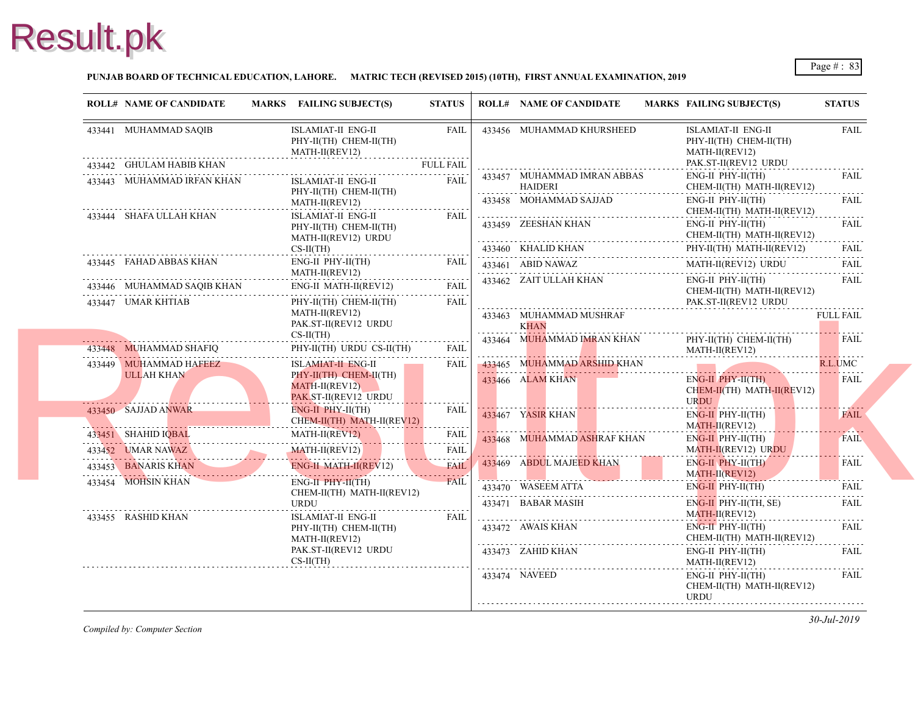**PUNJAB BOARD OF TECHNICAL EDUCATION, LAHORE. MATRIC TECH (REVISED 2015) (10TH), FIRST ANNUAL EXAMINATION, 2019**

| ROLL# | NAME OF CANDIDATE | MARKS | FAILING SUBJECT(S) | STATUS |
|---|---|---|---|---|
| 433441 | MUHAMMAD SAQIB | | ISLAMIAT-II ENG-II PHY-II(TH) CHEM-II(TH) MATH-II(REV12) | FAIL |
| 433442 | GHULAM HABIB KHAN | | | FULL FAIL |
| 433443 | MUHAMMAD IRFAN KHAN | | ISLAMIAT-II ENG-II PHY-II(TH) CHEM-II(TH) MATH-II(REV12) | FAIL |
| 433444 | SHAFA ULLAH KHAN | | ISLAMIAT-II ENG-II PHY-II(TH) CHEM-II(TH) MATH-II(REV12) URDU CS-II(TH) | FAIL |
| 433445 | FAHAD ABBAS KHAN | | ENG-II PHY-II(TH) MATH-II(REV12) | FAIL |
| 433446 | MUHAMMAD SAQIB KHAN | | ENG-II MATH-II(REV12) | FAIL |
| 433447 | UMAR KHTIAB | | PHY-II(TH) CHEM-II(TH) MATH-II(REV12) PAK.ST-II(REV12 URDU CS-II(TH) | FAIL |
| 433448 | MUHAMMAD SHAFIQ | | PHY-II(TH) URDU CS-II(TH) | FAIL |
| 433449 | MUHAMMAD HAFEEZ ULLAH KHAN | | ISLAMIAT-II ENG-II PHY-II(TH) CHEM-II(TH) MATH-II(REV12) PAK.ST-II(REV12 URDU | FAIL |
| 433450 | SAJJAD ANWAR | | ENG-II PHY-II(TH) CHEM-II(TH) MATH-II(REV12) | FAIL |
| 433451 | SHAHID IQBAL | | MATH-II(REV12) | FAIL |
| 433452 | UMAR NAWAZ | | MATH-II(REV12) | FAIL |
| 433453 | BANARIS KHAN | | ENG-II MATH-II(REV12) | FAIL |
| 433454 | MOHSIN KHAN | | ENG-II PHY-II(TH) CHEM-II(TH) MATH-II(REV12) URDU | FAIL |
| 433455 | RASHID KHAN | | ISLAMIAT-II ENG-II PHY-II(TH) CHEM-II(TH) MATH-II(REV12) PAK.ST-II(REV12 URDU CS-II(TH) | FAIL |
| 433456 | MUHAMMAD KHURSHEED | | ISLAMIAT-II ENG-II PHY-II(TH) CHEM-II(TH) MATH-II(REV12) PAK.ST-II(REV12 URDU | FAIL |
| 433457 | MUHAMMAD IMRAN ABBAS HAIDERI | | ENG-II PHY-II(TH) CHEM-II(TH) MATH-II(REV12) | FAIL |
| 433458 | MOHAMMAD SAJJAD | | ENG-II PHY-II(TH) CHEM-II(TH) MATH-II(REV12) | FAIL |
| 433459 | ZEESHAN KHAN | | ENG-II PHY-II(TH) CHEM-II(TH) MATH-II(REV12) | FAIL |
| 433460 | KHALID KHAN | | PHY-II(TH) MATH-II(REV12) | FAIL |
| 433461 | ABID NAWAZ | | MATH-II(REV12) URDU | FAIL |
| 433462 | ZAIT ULLAH KHAN | | ENG-II PHY-II(TH) CHEM-II(TH) MATH-II(REV12) PAK.ST-II(REV12 URDU | FAIL |
| 433463 | MUHAMMAD MUSHRAF KHAN | | | FULL FAIL |
| 433464 | MUHAMMAD IMRAN KHAN | | PHY-II(TH) CHEM-II(TH) MATH-II(REV12) | FAIL |
| 433465 | MUHAMMAD ARSHID KHAN | | | R.L.UMC |
| 433466 | ALAM KHAN | | ENG-II PHY-II(TH) CHEM-II(TH) MATH-II(REV12) URDU | FAIL |
| 433467 | YASIR KHAN | | ENG-II PHY-II(TH) MATH-II(REV12) | FAIL |
| 433468 | MUHAMMAD ASHRAF KHAN | | ENG-II PHY-II(TH) MATH-II(REV12) URDU | FAIL |
| 433469 | ABDUL MAJEED KHAN | | ENG-II PHY-II(TH) MATH-II(REV12) | FAIL |
| 433470 | WASEEM ATTA | | ENG-II PHY-II(TH) | FAIL |
| 433471 | BABAR MASIH | | ENG-II PHY-II(TH, SE) MATH-II(REV12) | FAIL |
| 433472 | AWAIS KHAN | | ENG-II PHY-II(TH) CHEM-II(TH) MATH-II(REV12) | FAIL |
| 433473 | ZAHID KHAN | | ENG-II PHY-II(TH) MATH-II(REV12) | FAIL |
| 433474 | NAVEED | | ENG-II PHY-II(TH) CHEM-II(TH) MATH-II(REV12) URDU | FAIL |

*Compiled by: Computer Section*

*30-Jul-2019*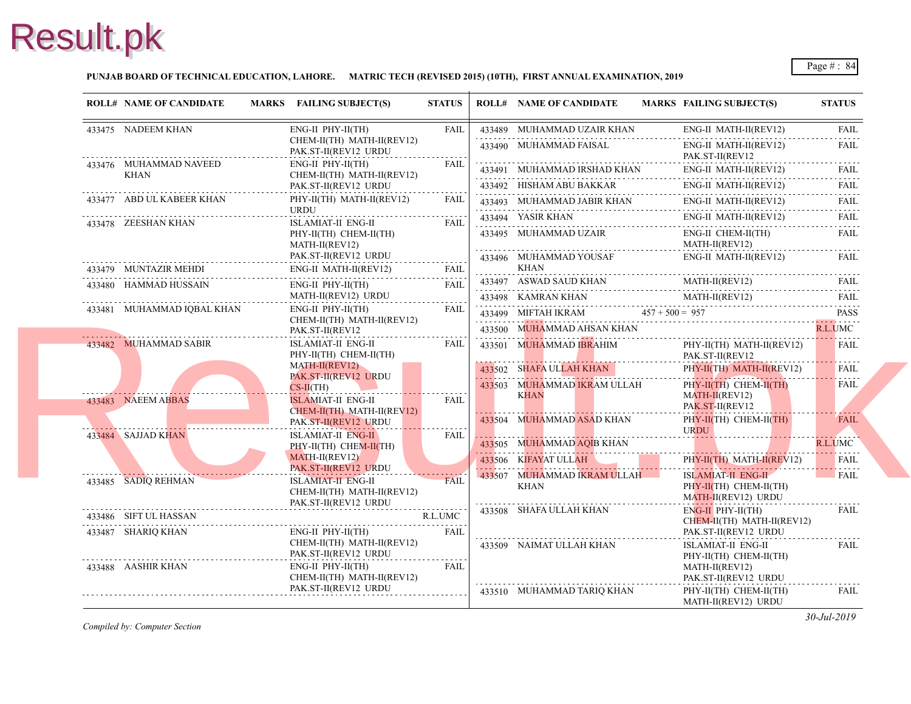**PUNJAB BOARD OF TECHNICAL EDUCATION, LAHORE. MATRIC TECH (REVISED 2015) (10TH), FIRST ANNUAL EXAMINATION, 2019**

| ROLL# | NAME OF CANDIDATE | MARKS | FAILING SUBJECT(S) | STATUS |
|---|---|---|---|---|
| 433475 | NADEEM KHAN | | ENG-II PHY-II(TH) CHEM-II(TH) MATH-II(REV12) PAK.ST-II(REV12 URDU | FAIL |
| 433476 | MUHAMMAD NAVEED KHAN | | ENG-II PHY-II(TH) CHEM-II(TH) MATH-II(REV12) PAK.ST-II(REV12 URDU | FAIL |
| 433477 | ABD UL KABEER KHAN | | PHY-II(TH) MATH-II(REV12) URDU | FAIL |
| 433478 | ZEESHAN KHAN | | ISLAMIAT-II ENG-II PHY-II(TH) CHEM-II(TH) MATH-II(REV12) PAK.ST-II(REV12 URDU | FAIL |
| 433479 | MUNTAZIR MEHDI | | ENG-II MATH-II(REV12) | FAIL |
| 433480 | HAMMAD HUSSAIN | | ENG-II PHY-II(TH) MATH-II(REV12) URDU | FAIL |
| 433481 | MUHAMMAD IQBAL KHAN | | ENG-II PHY-II(TH) CHEM-II(TH) MATH-II(REV12) PAK.ST-II(REV12 | FAIL |
| 433482 | MUHAMMAD SABIR | | ISLAMIAT-II ENG-II PHY-II(TH) CHEM-II(TH) MATH-II(REV12) PAK.ST-II(REV12 URDU CS-II(TH) | FAIL |
| 433483 | NAEEM ABBAS | | ISLAMIAT-II ENG-II CHEM-II(TH) MATH-II(REV12) PAK.ST-II(REV12 URDU | FAIL |
| 433484 | SAJJAD KHAN | | ISLAMIAT-II ENG-II PHY-II(TH) CHEM-II(TH) MATH-II(REV12) PAK.ST-II(REV12 URDU | FAIL |
| 433485 | SADIQ REHMAN | | ISLAMIAT-II ENG-II CHEM-II(TH) MATH-II(REV12) PAK.ST-II(REV12 URDU | FAIL |
| 433486 | SIFT UL HASSAN | | | R.L.UMC |
| 433487 | SHARIQ KHAN | | ENG-II PHY-II(TH) CHEM-II(TH) MATH-II(REV12) PAK.ST-II(REV12 URDU | FAIL |
| 433488 | AASHIR KHAN | | ENG-II PHY-II(TH) CHEM-II(TH) MATH-II(REV12) PAK.ST-II(REV12 URDU | FAIL |
| 433489 | MUHAMMAD UZAIR KHAN | | ENG-II MATH-II(REV12) | FAIL |
| 433490 | MUHAMMAD FAISAL | | ENG-II MATH-II(REV12) PAK.ST-II(REV12 | FAIL |
| 433491 | MUHAMMAD IRSHAD KHAN | | ENG-II MATH-II(REV12) | FAIL |
| 433492 | HISHAM ABU BAKKAR | | ENG-II MATH-II(REV12) | FAIL |
| 433493 | MUHAMMAD JABIR KHAN | | ENG-II MATH-II(REV12) | FAIL |
| 433494 | YASIR KHAN | | ENG-II MATH-II(REV12) | FAIL |
| 433495 | MUHAMMAD UZAIR | | ENG-II CHEM-II(TH) MATH-II(REV12) | FAIL |
| 433496 | MUHAMMAD YOUSAF KHAN | | ENG-II MATH-II(REV12) | FAIL |
| 433497 | ASWAD SAUD KHAN | | MATH-II(REV12) | FAIL |
| 433498 | KAMRAN KHAN | | MATH-II(REV12) | FAIL |
| 433499 | MIFTAH IKRAM | 457 + 500 = 957 | | PASS |
| 433500 | MUHAMMAD AHSAN KHAN | | | R.L.UMC |
| 433501 | MUHAMMAD IBRAHIM | | PHY-II(TH) MATH-II(REV12) PAK.ST-II(REV12 | FAIL |
| 433502 | SHAFA ULLAH KHAN | | PHY-II(TH) MATH-II(REV12) | FAIL |
| 433503 | MUHAMMAD IKRAM ULLAH KHAN | | PHY-II(TH) CHEM-II(TH) MATH-II(REV12) PAK.ST-II(REV12 | FAIL |
| 433504 | MUHAMMAD ASAD KHAN | | PHY-II(TH) CHEM-II(TH) URDU | FAIL |
| 433505 | MUHAMMAD AQIB KHAN | | | R.L.UMC |
| 433506 | KIFAYAT ULLAH | | PHY-II(TH) MATH-II(REV12) | FAIL |
| 433507 | MUHAMMAD IKRAM ULLAH KHAN | | ISLAMIAT-II ENG-II PHY-II(TH) CHEM-II(TH) MATH-II(REV12) URDU | FAIL |
| 433508 | SHAFA ULLAH KHAN | | ENG-II PHY-II(TH) CHEM-II(TH) MATH-II(REV12) PAK.ST-II(REV12 URDU | FAIL |
| 433509 | NAIMAT ULLAH KHAN | | ISLAMIAT-II ENG-II PHY-II(TH) CHEM-II(TH) MATH-II(REV12) PAK.ST-II(REV12 URDU | FAIL |
| 433510 | MUHAMMAD TARIQ KHAN | | PHY-II(TH) CHEM-II(TH) MATH-II(REV12) URDU | FAIL |

*Compiled by: Computer Section*

*30-Jul-2019*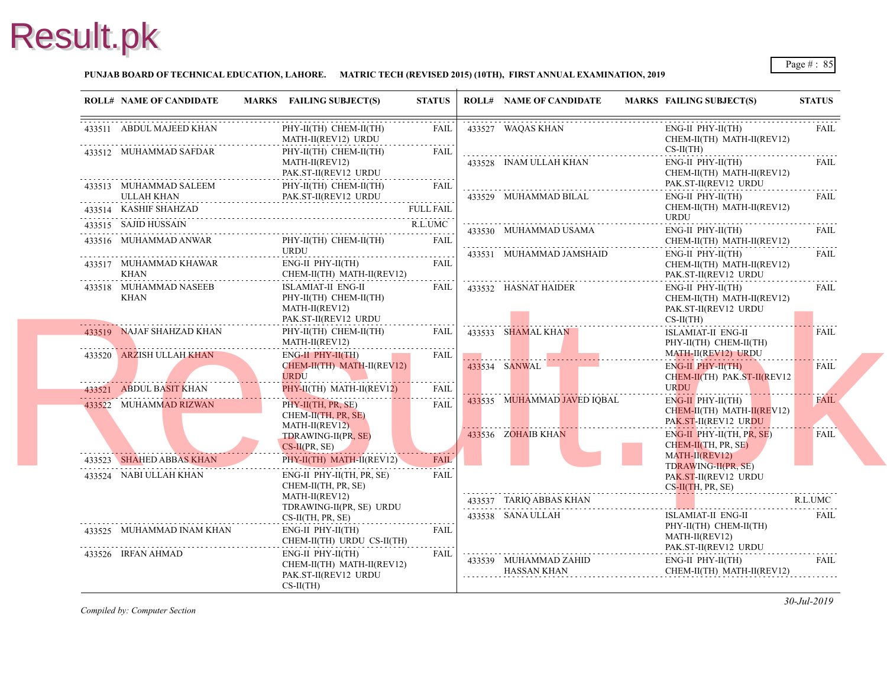**PUNJAB BOARD OF TECHNICAL EDUCATION, LAHORE. MATRIC TECH (REVISED 2015) (10TH), FIRST ANNUAL EXAMINATION, 2019**

| ROLL# | NAME OF CANDIDATE | MARKS | FAILING SUBJECT(S) | STATUS |
|---|---|---|---|---|
| 433511 | ABDUL MAJEED KHAN | | PHY-II(TH) CHEM-II(TH) MATH-II(REV12) URDU | FAIL |
| 433512 | MUHAMMAD SAFDAR | | PHY-II(TH) CHEM-II(TH) MATH-II(REV12) PAK.ST-II(REV12 URDU | FAIL |
| 433513 | MUHAMMAD SALEEM ULLAH KHAN | | PHY-II(TH) CHEM-II(TH) PAK.ST-II(REV12 URDU | FAIL |
| 433514 | KASHIF SHAHZAD | | | FULL FAIL |
| 433515 | SAJID HUSSAIN | | | R.L.UMC |
| 433516 | MUHAMMAD ANWAR | | PHY-II(TH) CHEM-II(TH) URDU | FAIL |
| 433517 | MUHAMMAD KHAWAR KHAN | | ENG-II PHY-II(TH) CHEM-II(TH) MATH-II(REV12) | FAIL |
| 433518 | MUHAMMAD NASEEB KHAN | | ISLAMIAT-II ENG-II PHY-II(TH) CHEM-II(TH) MATH-II(REV12) PAK.ST-II(REV12 URDU | FAIL |
| 433519 | NAJAF SHAHZAD KHAN | | PHY-II(TH) CHEM-II(TH) MATH-II(REV12) | FAIL |
| 433520 | ARZISH ULLAH KHAN | | ENG-II PHY-II(TH) CHEM-II(TH) MATH-II(REV12) URDU | FAIL |
| 433521 | ABDUL BASIT KHAN | | PHY-II(TH) MATH-II(REV12) | FAIL |
| 433522 | MUHAMMAD RIZWAN | | PHY-II(TH, PR, SE) CHEM-II(TH, PR, SE) MATH-II(REV12) TDRAWING-II(PR, SE) CS-II(PR, SE) | FAIL |
| 433523 | SHAHED ABBAS KHAN | | PHY-II(TH) MATH-II(REV12) | FAIL |
| 433524 | NABI ULLAH KHAN | | ENG-II PHY-II(TH, PR, SE) CHEM-II(TH, PR, SE) MATH-II(REV12) TDRAWING-II(PR, SE) URDU CS-II(TH, PR, SE) | FAIL |
| 433525 | MUHAMMAD INAM KHAN | | ENG-II PHY-II(TH) CHEM-II(TH) URDU CS-II(TH) | FAIL |
| 433526 | IRFAN AHMAD | | ENG-II PHY-II(TH) CHEM-II(TH) MATH-II(REV12) PAK.ST-II(REV12 URDU CS-II(TH) | FAIL |
| 433527 | WAQAS KHAN | | ENG-II PHY-II(TH) CHEM-II(TH) MATH-II(REV12) CS-II(TH) | FAIL |
| 433528 | INAM ULLAH KHAN | | ENG-II PHY-II(TH) CHEM-II(TH) MATH-II(REV12) PAK.ST-II(REV12 URDU | FAIL |
| 433529 | MUHAMMAD BILAL | | ENG-II PHY-II(TH) CHEM-II(TH) MATH-II(REV12) URDU | FAIL |
| 433530 | MUHAMMAD USAMA | | ENG-II PHY-II(TH) CHEM-II(TH) MATH-II(REV12) | FAIL |
| 433531 | MUHAMMAD JAMSHAID | | ENG-II PHY-II(TH) CHEM-II(TH) MATH-II(REV12) PAK.ST-II(REV12 URDU | FAIL |
| 433532 | HASNAT HAIDER | | ENG-II PHY-II(TH) CHEM-II(TH) MATH-II(REV12) PAK.ST-II(REV12 URDU CS-II(TH) | FAIL |
| 433533 | SHAMAL KHAN | | ISLAMIAT-II ENG-II PHY-II(TH) CHEM-II(TH) MATH-II(REV12) URDU | FAIL |
| 433534 | SANWAL | | ENG-II PHY-II(TH) CHEM-II(TH) PAK.ST-II(REV12 URDU | FAIL |
| 433535 | MUHAMMAD JAVED IQBAL | | ENG-II PHY-II(TH) CHEM-II(TH) MATH-II(REV12) PAK.ST-II(REV12 URDU | FAIL |
| 433536 | ZOHAIB KHAN | | ENG-II PHY-II(TH, PR, SE) CHEM-II(TH, PR, SE) MATH-II(REV12) TDRAWING-II(PR, SE) PAK.ST-II(REV12 URDU CS-II(TH, PR, SE) | FAIL |
| 433537 | TARIQ ABBAS KHAN | | | R.L.UMC |
| 433538 | SANA ULLAH | | ISLAMIAT-II ENG-II PHY-II(TH) CHEM-II(TH) MATH-II(REV12) PAK.ST-II(REV12 URDU | FAIL |
| 433539 | MUHAMMAD ZAHID HASSAN KHAN | | ENG-II PHY-II(TH) CHEM-II(TH) MATH-II(REV12) | FAIL |

*Compiled by: Computer Section*

*30-Jul-2019*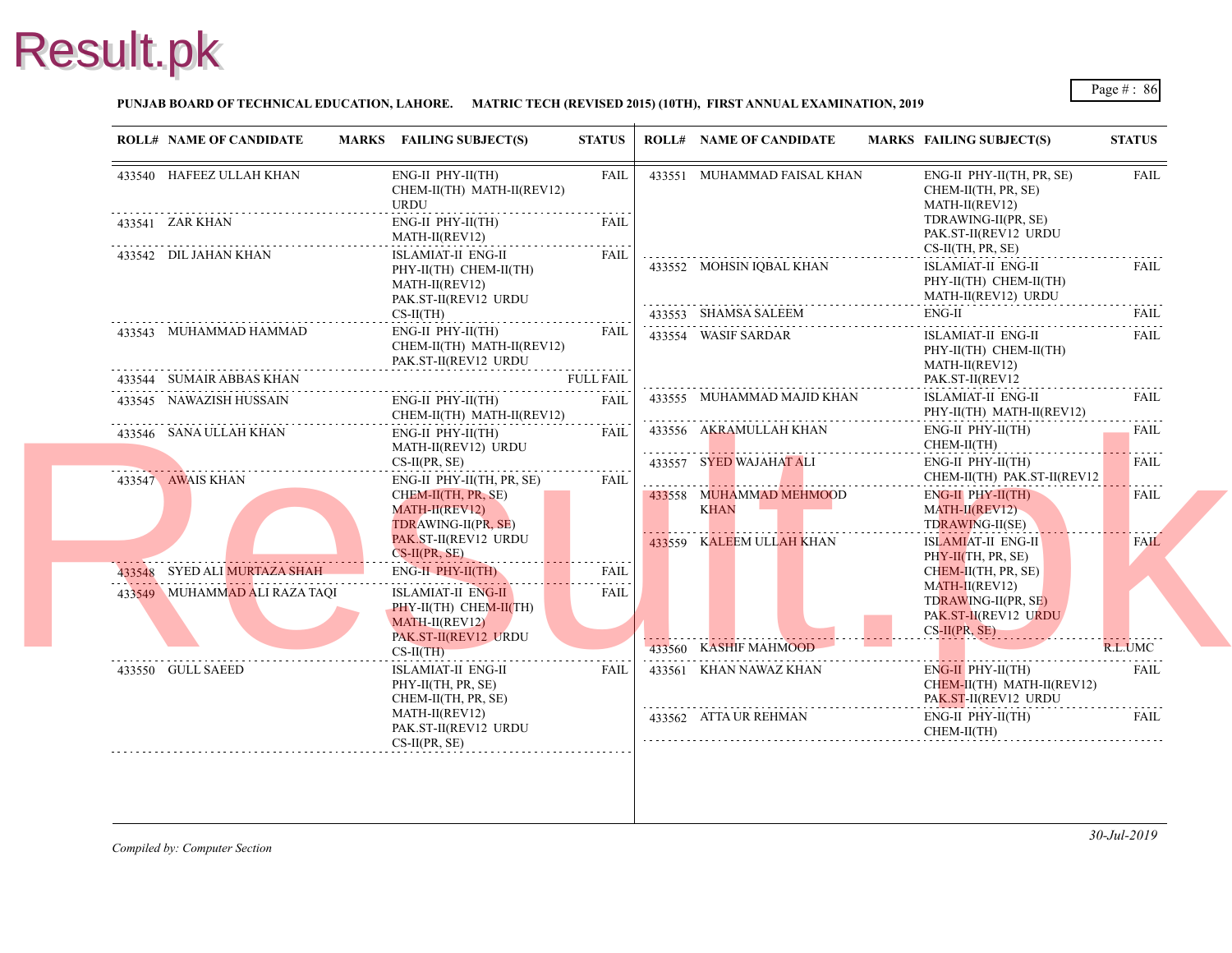**PUNJAB BOARD OF TECHNICAL EDUCATION, LAHORE. MATRIC TECH (REVISED 2015) (10TH), FIRST ANNUAL EXAMINATION, 2019**

| ROLL# | NAME OF CANDIDATE | MARKS | FAILING SUBJECT(S) | STATUS |
|---|---|---|---|---|
| 433540 | HAFEEZ ULLAH KHAN | | ENG-II PHY-II(TH) CHEM-II(TH) MATH-II(REV12) URDU | FAIL |
| 433541 | ZAR KHAN | | ENG-II PHY-II(TH) MATH-II(REV12) | FAIL |
| 433542 | DIL JAHAN KHAN | | ISLAMIAT-II ENG-II PHY-II(TH) CHEM-II(TH) MATH-II(REV12) PAK.ST-II(REV12 URDU CS-II(TH) | FAIL |
| 433543 | MUHAMMAD HAMMAD | | ENG-II PHY-II(TH) CHEM-II(TH) MATH-II(REV12) PAK.ST-II(REV12 URDU | FAIL |
| 433544 | SUMAIR ABBAS KHAN | | | FULL FAIL |
| 433545 | NAWAZISH HUSSAIN | | ENG-II PHY-II(TH) CHEM-II(TH) MATH-II(REV12) | FAIL |
| 433546 | SANA ULLAH KHAN | | ENG-II PHY-II(TH) MATH-II(REV12) URDU CS-II(PR, SE) | FAIL |
| 433547 | AWAIS KHAN | | ENG-II PHY-II(TH, PR, SE) CHEM-II(TH, PR, SE) MATH-II(REV12) TDRAWING-II(PR, SE) PAK.ST-II(REV12 URDU CS-II(PR, SE) | FAIL |
| 433548 | SYED ALI MURTAZA SHAH | | ENG-II PHY-II(TH) | FAIL |
| 433549 | MUHAMMAD ALI RAZA TAQI | | ISLAMIAT-II ENG-II PHY-II(TH) CHEM-II(TH) MATH-II(REV12) PAK.ST-II(REV12 URDU CS-II(TH) | FAIL |
| 433550 | GULL SAEED | | ISLAMIAT-II ENG-II PHY-II(TH, PR, SE) CHEM-II(TH, PR, SE) MATH-II(REV12) PAK.ST-II(REV12 URDU CS-II(PR, SE) | FAIL |
| 433551 | MUHAMMAD FAISAL KHAN | | ENG-II PHY-II(TH, PR, SE) CHEM-II(TH, PR, SE) MATH-II(REV12) TDRAWING-II(PR, SE) PAK.ST-II(REV12 URDU CS-II(TH, PR, SE) | FAIL |
| 433552 | MOHSIN IQBAL KHAN | | ISLAMIAT-II ENG-II PHY-II(TH) CHEM-II(TH) MATH-II(REV12) URDU | FAIL |
| 433553 | SHAMSA SALEEM | | ENG-II | FAIL |
| 433554 | WASIF SARDAR | | ISLAMIAT-II ENG-II PHY-II(TH) CHEM-II(TH) MATH-II(REV12) PAK.ST-II(REV12 | FAIL |
| 433555 | MUHAMMAD MAJID KHAN | | ISLAMIAT-II ENG-II PHY-II(TH) MATH-II(REV12) | FAIL |
| 433556 | AKRAMULLAH KHAN | | ENG-II PHY-II(TH) CHEM-II(TH) | FAIL |
| 433557 | SYED WAJAHAT ALI | | ENG-II PHY-II(TH) CHEM-II(TH) PAK.ST-II(REV12 | FAIL |
| 433558 | MUHAMMAD MEHMOOD KHAN | | ENG-II PHY-II(TH) MATH-II(REV12) TDRAWING-II(SE) | FAIL |
| 433559 | KALEEM ULLAH KHAN | | ISLAMIAT-II ENG-II PHY-II(TH, PR, SE) CHEM-II(TH, PR, SE) MATH-II(REV12) TDRAWING-II(PR, SE) PAK.ST-II(REV12 URDU CS-II(PR, SE) | FAIL |
| 433560 | KASHIF MAHMOOD | | | R.L.UMC |
| 433561 | KHAN NAWAZ KHAN | | ENG-II PHY-II(TH) CHEM-II(TH) MATH-II(REV12) PAK.ST-II(REV12 URDU | FAIL |
| 433562 | ATTA UR REHMAN | | ENG-II PHY-II(TH) CHEM-II(TH) | FAIL |

*Compiled by: Computer Section*

*30-Jul-2019*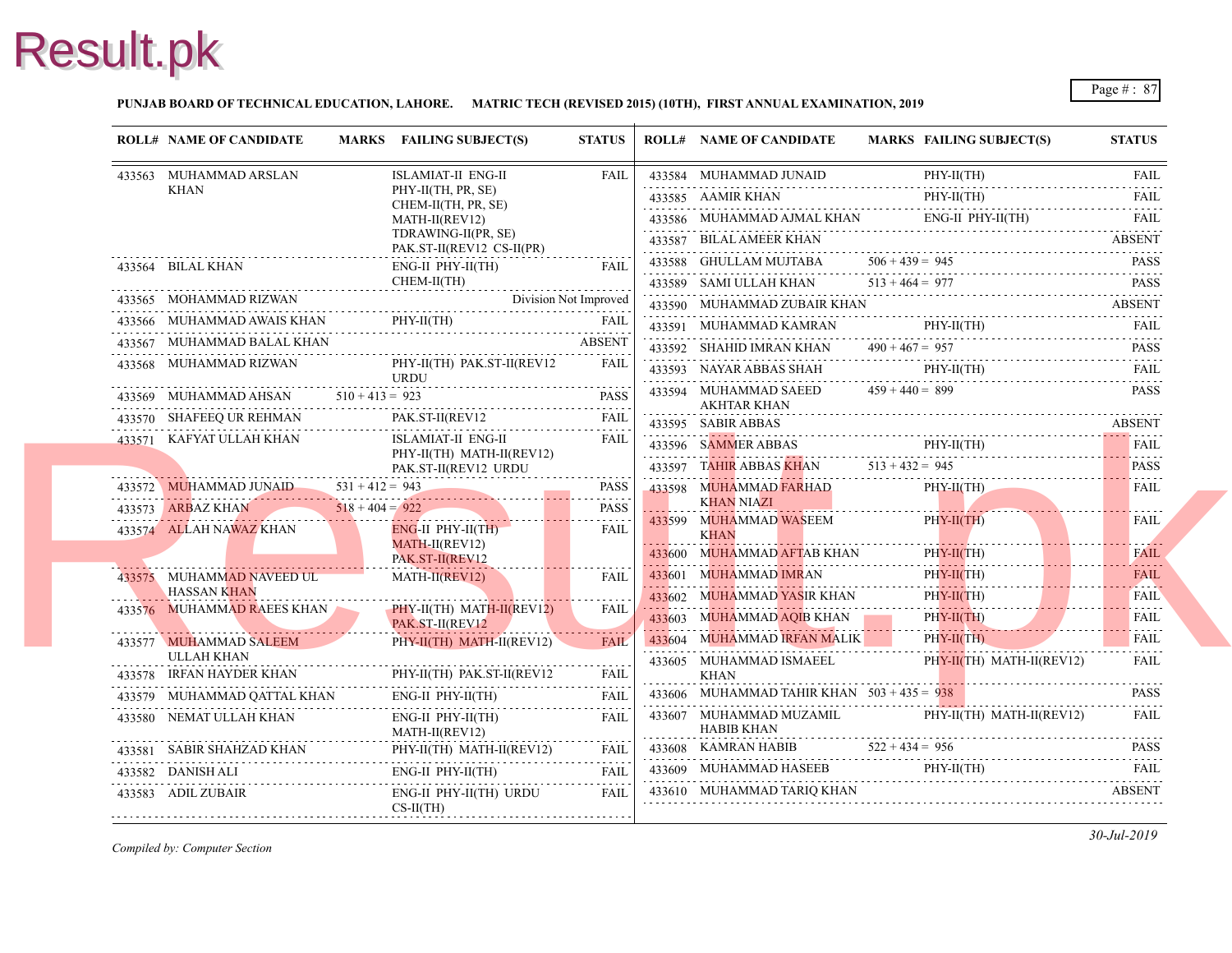**PUNJAB BOARD OF TECHNICAL EDUCATION, LAHORE. MATRIC TECH (REVISED 2015) (10TH), FIRST ANNUAL EXAMINATION, 2019**

| ROLL# | NAME OF CANDIDATE | MARKS | FAILING SUBJECT(S) | STATUS |
|---|---|---|---|---|
| 433563 | MUHAMMAD ARSLAN KHAN | | ISLAMIAT-II ENG-II PHY-II(TH, PR, SE) CHEM-II(TH, PR, SE) MATH-II(REV12) TDRAWING-II(PR, SE) PAK.ST-II(REV12 CS-II(PR) | FAIL |
| 433564 | BILAL KHAN | | ENG-II PHY-II(TH) CHEM-II(TH) | FAIL |
| 433565 | MOHAMMAD RIZWAN | | | Division Not Improved |
| 433566 | MUHAMMAD AWAIS KHAN | | PHY-II(TH) | FAIL |
| 433567 | MUHAMMAD BALAL KHAN | | | ABSENT |
| 433568 | MUHAMMAD RIZWAN | | PHY-II(TH) PAK.ST-II(REV12 URDU | FAIL |
| 433569 | MUHAMMAD AHSAN | 510 + 413 = 923 | | PASS |
| 433570 | SHAFEEQ UR REHMAN | | PAK.ST-II(REV12 | FAIL |
| 433571 | KAFYAT ULLAH KHAN | | ISLAMIAT-II ENG-II PHY-II(TH) MATH-II(REV12) PAK.ST-II(REV12 URDU | FAIL |
| 433572 | MUHAMMAD JUNAID | 531 + 412 = 943 | | PASS |
| 433573 | ARBAZ KHAN | 518 + 404 = 922 | | PASS |
| 433574 | ALLAH NAWAZ KHAN | | ENG-II PHY-II(TH) MATH-II(REV12) PAK.ST-II(REV12 | FAIL |
| 433575 | MUHAMMAD NAVEED UL HASSAN KHAN | | MATH-II(REV12) | FAIL |
| 433576 | MUHAMMAD RAEES KHAN | | PHY-II(TH) MATH-II(REV12) PAK.ST-II(REV12 | FAIL |
| 433577 | MUHAMMAD SALEEM ULLAH KHAN | | PHY-II(TH) MATH-II(REV12) | FAIL |
| 433578 | IRFAN HAYDER KHAN | | PHY-II(TH) PAK.ST-II(REV12 | FAIL |
| 433579 | MUHAMMAD QATTAL KHAN | | ENG-II PHY-II(TH) | FAIL |
| 433580 | NEMAT ULLAH KHAN | | ENG-II PHY-II(TH) MATH-II(REV12) | FAIL |
| 433581 | SABIR SHAHZAD KHAN | | PHY-II(TH) MATH-II(REV12) | FAIL |
| 433582 | DANISH ALI | | ENG-II PHY-II(TH) | FAIL |
| 433583 | ADIL ZUBAIR | | ENG-II PHY-II(TH) URDU CS-II(TH) | FAIL |
| 433584 | MUHAMMAD JUNAID | | PHY-II(TH) | FAIL |
| 433585 | AAMIR KHAN | | PHY-II(TH) | FAIL |
| 433586 | MUHAMMAD AJMAL KHAN | | ENG-II PHY-II(TH) | FAIL |
| 433587 | BILAL AMEER KHAN | | | ABSENT |
| 433588 | GHULLAM MUJTABA | 506 + 439 = 945 | | PASS |
| 433589 | SAMI ULLAH KHAN | 513 + 464 = 977 | | PASS |
| 433590 | MUHAMMAD ZUBAIR KHAN | | | ABSENT |
| 433591 | MUHAMMAD KAMRAN | | PHY-II(TH) | FAIL |
| 433592 | SHAHID IMRAN KHAN | 490 + 467 = 957 | | PASS |
| 433593 | NAYAR ABBAS SHAH | | PHY-II(TH) | FAIL |
| 433594 | MUHAMMAD SAEED AKHTAR KHAN | 459 + 440 = 899 | | PASS |
| 433595 | SABIR ABBAS | | | ABSENT |
| 433596 | SAMMER ABBAS | | PHY-II(TH) | FAIL |
| 433597 | TAHIR ABBAS KHAN | 513 + 432 = 945 | | PASS |
| 433598 | MUHAMMAD FARHAD KHAN NIAZI | | PHY-II(TH) | FAIL |
| 433599 | MUHAMMAD WASEEM KHAN | | PHY-II(TH) | FAIL |
| 433600 | MUHAMMAD AFTAB KHAN | | PHY-II(TH) | FAIL |
| 433601 | MUHAMMAD IMRAN | | PHY-II(TH) | FAIL |
| 433602 | MUHAMMAD YASIR KHAN | | PHY-II(TH) | FAIL |
| 433603 | MUHAMMAD AQIB KHAN | | PHY-II(TH) | FAIL |
| 433604 | MUHAMMAD IRFAN MALIK | | PHY-II(TH) | FAIL |
| 433605 | MUHAMMAD ISMAEEL KHAN | | PHY-II(TH) MATH-II(REV12) | FAIL |
| 433606 | MUHAMMAD TAHIR KHAN | 503 + 435 = 938 | | PASS |
| 433607 | MUHAMMAD MUZAMIL HABIB KHAN | | PHY-II(TH) MATH-II(REV12) | FAIL |
| 433608 | KAMRAN HABIB | 522 + 434 = 956 | | PASS |
| 433609 | MUHAMMAD HASEEB | | PHY-II(TH) | FAIL |
| 433610 | MUHAMMAD TARIQ KHAN | | | ABSENT |

*Compiled by: Computer Section*

*30-Jul-2019*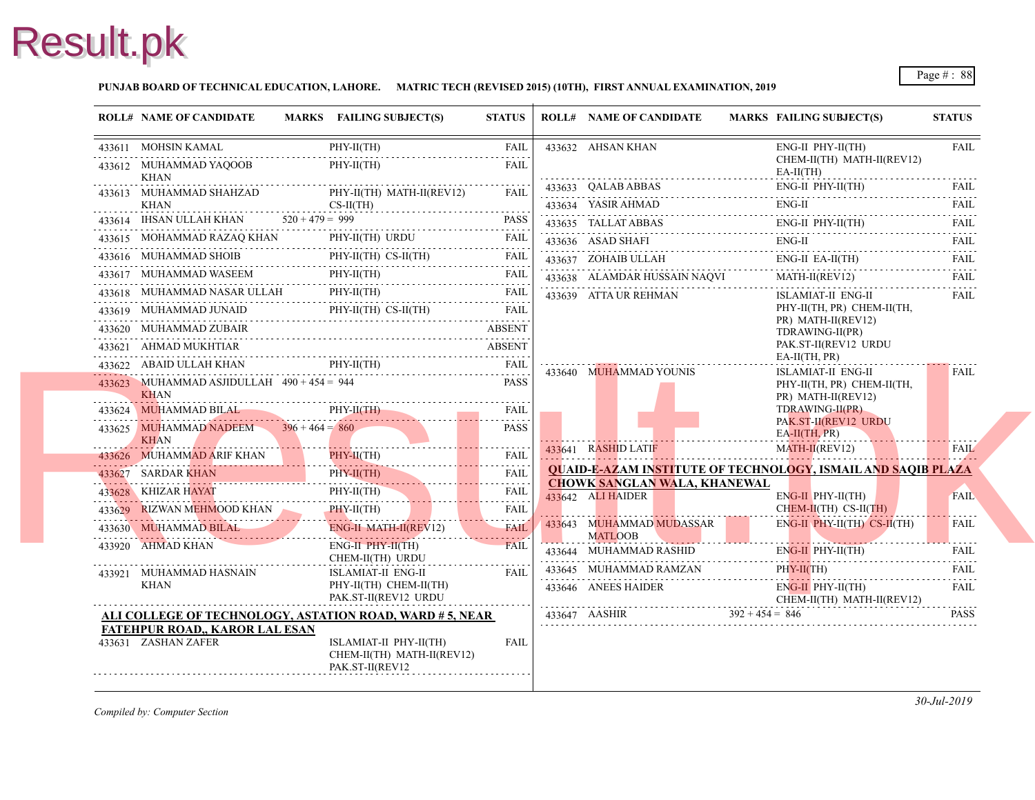**PUNJAB BOARD OF TECHNICAL EDUCATION, LAHORE. MATRIC TECH (REVISED 2015) (10TH), FIRST ANNUAL EXAMINATION, 2019**

| ROLL# | NAME OF CANDIDATE | MARKS | FAILING SUBJECT(S) | STATUS |
|---|---|---|---|---|
| 433611 | MOHSIN KAMAL | | PHY-II(TH) | FAIL |
| 433612 | MUHAMMAD YAQOOB KHAN | | PHY-II(TH) | FAIL |
| 433613 | MUHAMMAD SHAHZAD KHAN | | PHY-II(TH) MATH-II(REV12) CS-II(TH) | FAIL |
| 433614 | IHSAN ULLAH KHAN | 520 + 479 = 999 | | PASS |
| 433615 | MOHAMMAD RAZAQ KHAN | | PHY-II(TH) URDU | FAIL |
| 433616 | MUHAMMAD SHOIB | | PHY-II(TH) CS-II(TH) | FAIL |
| 433617 | MUHAMMAD WASEEM | | PHY-II(TH) | FAIL |
| 433618 | MUHAMMAD NASAR ULLAH | | PHY-II(TH) | FAIL |
| 433619 | MUHAMMAD JUNAID | | PHY-II(TH) CS-II(TH) | FAIL |
| 433620 | MUHAMMAD ZUBAIR | | | ABSENT |
| 433621 | AHMAD MUKHTIAR | | | ABSENT |
| 433622 | ABAID ULLAH KHAN | | PHY-II(TH) | FAIL |
| 433623 | MUHAMMAD ASJIDULLAH KHAN | 490 + 454 = 944 | | PASS |
| 433624 | MUHAMMAD BILAL | | PHY-II(TH) | FAIL |
| 433625 | MUHAMMAD NADEEM KHAN | 396 + 464 = 860 | | PASS |
| 433626 | MUHAMMAD ARIF KHAN | | PHY-II(TH) | FAIL |
| 433627 | SARDAR KHAN | | PHY-II(TH) | FAIL |
| 433628 | KHIZAR HAYAT | | PHY-II(TH) | FAIL |
| 433629 | RIZWAN MEHMOOD KHAN | | PHY-II(TH) | FAIL |
| 433630 | MUHAMMAD BILAL | | ENG-II MATH-II(REV12) | FAIL |
| 433920 | AHMAD KHAN | | ENG-II PHY-II(TH) CHEM-II(TH) URDU | FAIL |
| 433921 | MUHAMMAD HASNAIN KHAN | | ISLAMIAT-II ENG-II PHY-II(TH) CHEM-II(TH) PAK.ST-II(REV12 URDU | FAIL |

**ALI COLLEGE OF TECHNOLOGY, ASTATION ROAD, WARD # 5, NEAR FATEHPUR ROAD,, KAROR LAL ESAN**

| ROLL# | NAME OF CANDIDATE | MARKS | FAILING SUBJECT(S) | STATUS |
|---|---|---|---|---|
| 433631 | ZASHAN ZAFER | | ISLAMIAT-II PHY-II(TH) CHEM-II(TH) MATH-II(REV12) PAK.ST-II(REV12 | FAIL |
| 433632 | AHSAN KHAN | | ENG-II PHY-II(TH) CHEM-II(TH) MATH-II(REV12) EA-II(TH) | FAIL |
| 433633 | QALAB ABBAS | | ENG-II PHY-II(TH) | FAIL |
| 433634 | YASIR AHMAD | | ENG-II | FAIL |
| 433635 | TALLAT ABBAS | | ENG-II PHY-II(TH) | FAIL |
| 433636 | ASAD SHAFI | | ENG-II | FAIL |
| 433637 | ZOHAIB ULLAH | | ENG-II EA-II(TH) | FAIL |
| 433638 | ALAMDAR HUSSAIN NAQVI | | MATH-II(REV12) | FAIL |
| 433639 | ATTA UR REHMAN | | ISLAMIAT-II ENG-II PHY-II(TH, PR) CHEM-II(TH, PR) MATH-II(REV12) TDRAWING-II(PR) PAK.ST-II(REV12 URDU EA-II(TH, PR) | FAIL |
| 433640 | MUHAMMAD YOUNIS | | ISLAMIAT-II ENG-II PHY-II(TH, PR) CHEM-II(TH, PR) MATH-II(REV12) TDRAWING-II(PR) PAK.ST-II(REV12 URDU EA-II(TH, PR) | FAIL |
| 433641 | RASHID LATIF | | MATH-II(REV12) | FAIL |

**QUAID-E-AZAM INSTITUTE OF TECHNOLOGY, ISMAIL AND SAQIB PLAZA CHOWK SANGLAN WALA, KHANEWAL**

| ROLL# | NAME OF CANDIDATE | MARKS | FAILING SUBJECT(S) | STATUS |
|---|---|---|---|---|
| 433642 | ALI HAIDER | | ENG-II PHY-II(TH) CHEM-II(TH) CS-II(TH) | FAIL |
| 433643 | MUHAMMAD MUDASSAR MATLOOB | | ENG-II PHY-II(TH) CS-II(TH) | FAIL |
| 433644 | MUHAMMAD RASHID | | ENG-II PHY-II(TH) | FAIL |
| 433645 | MUHAMMAD RAMZAN | | PHY-II(TH) | FAIL |
| 433646 | ANEES HAIDER | | ENG-II PHY-II(TH) CHEM-II(TH) MATH-II(REV12) | FAIL |
| 433647 | AASHIR | 392 + 454 = 846 | | PASS |

*Compiled by: Computer Section*

*30-Jul-2019*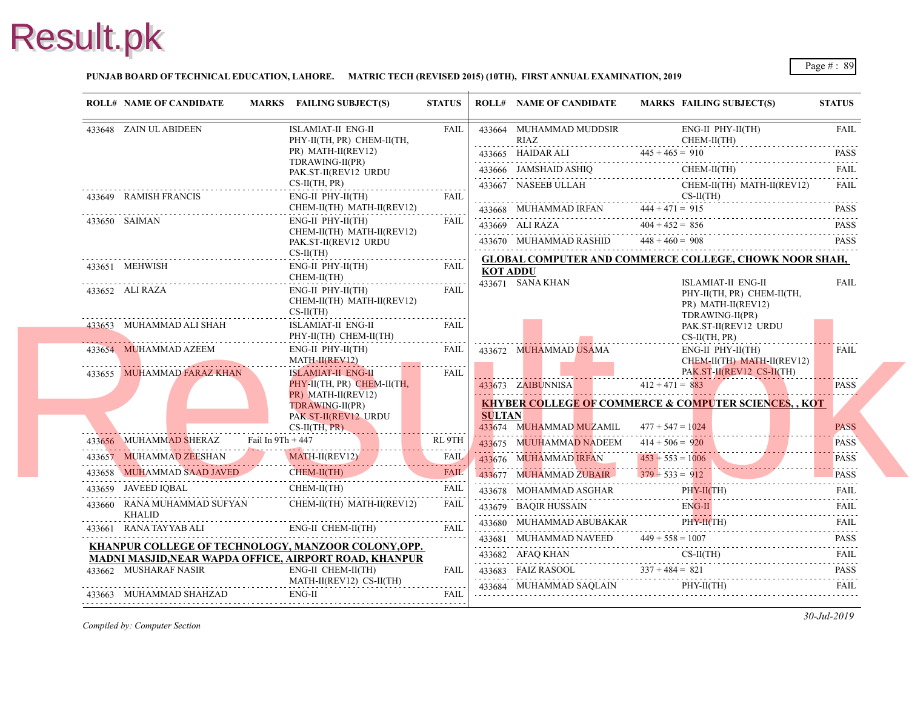**PUNJAB BOARD OF TECHNICAL EDUCATION, LAHORE. MATRIC TECH (REVISED 2015) (10TH), FIRST ANNUAL EXAMINATION, 2019**

| ROLL# | NAME OF CANDIDATE | MARKS | FAILING SUBJECT(S) | STATUS |
|---|---|---|---|---|
| 433648 | ZAIN UL ABIDEEN | | ISLAMIAT-II ENG-II PHY-II(TH, PR) CHEM-II(TH, PR) MATH-II(REV12) TDRAWING-II(PR) PAK.ST-II(REV12 URDU CS-II(TH, PR) | FAIL |
| 433649 | RAMISH FRANCIS | | ENG-II PHY-II(TH) CHEM-II(TH) MATH-II(REV12) | FAIL |
| 433650 | SAIMAN | | ENG-II PHY-II(TH) CHEM-II(TH) MATH-II(REV12) PAK.ST-II(REV12 URDU CS-II(TH) | FAIL |
| 433651 | MEHWISH | | ENG-II PHY-II(TH) CHEM-II(TH) | FAIL |
| 433652 | ALI RAZA | | ENG-II PHY-II(TH) CHEM-II(TH) MATH-II(REV12) CS-II(TH) | FAIL |
| 433653 | MUHAMMAD ALI SHAH | | ISLAMIAT-II ENG-II PHY-II(TH) CHEM-II(TH) | FAIL |
| 433654 | MUHAMMAD AZEEM | | ENG-II PHY-II(TH) MATH-II(REV12) | FAIL |
| 433655 | MUHAMMAD FARAZ KHAN | | ISLAMIAT-II ENG-II PHY-II(TH, PR) CHEM-II(TH, PR) MATH-II(REV12) TDRAWING-II(PR) PAK.ST-II(REV12 URDU CS-II(TH, PR) | FAIL |
| 433656 | MUHAMMAD SHERAZ | Fail In 9Th + 447 | | RL 9TH |
| 433657 | MUHAMMAD ZEESHAN | | MATH-II(REV12) | FAIL |
| 433658 | MUHAMMAD SAAD JAVED | | CHEM-II(TH) | FAIL |
| 433659 | JAVEED IQBAL | | CHEM-II(TH) | FAIL |
| 433660 | RANA MUHAMMAD SUFYAN KHALID | | CHEM-II(TH) MATH-II(REV12) | FAIL |
| 433661 | RANA TAYYAB ALI | | ENG-II CHEM-II(TH) | FAIL |

**KHANPUR COLLEGE OF TECHNOLOGY, MANZOOR COLONY,OPP. MADNI MASJID,NEAR WAPDA OFFICE, AIRPORT ROAD, KHANPUR**

| ROLL# | NAME OF CANDIDATE | MARKS | FAILING SUBJECT(S) | STATUS |
|---|---|---|---|---|
| 433662 | MUSHARAF NASIR | | ENG-II CHEM-II(TH) MATH-II(REV12) CS-II(TH) | FAIL |
| 433663 | MUHAMMAD SHAHZAD | | ENG-II | FAIL |
| 433664 | MUHAMMAD MUDDSIR RIAZ | | ENG-II PHY-II(TH) CHEM-II(TH) | FAIL |
| 433665 | HAIDAR ALI | 445 + 465 = 910 | | PASS |
| 433666 | JAMSHAID ASHIQ | | CHEM-II(TH) | FAIL |
| 433667 | NASEEB ULLAH | | CHEM-II(TH) MATH-II(REV12) CS-II(TH) | FAIL |
| 433668 | MUHAMMAD IRFAN | 444 + 471 = 915 | | PASS |
| 433669 | ALI RAZA | 404 + 452 = 856 | | PASS |
| 433670 | MUHAMMAD RASHID | 448 + 460 = 908 | | PASS |

**GLOBAL COMPUTER AND COMMERCE COLLEGE, CHOWK NOOR SHAH, KOT ADDU**

| ROLL# | NAME OF CANDIDATE | MARKS | FAILING SUBJECT(S) | STATUS |
|---|---|---|---|---|
| 433671 | SANA KHAN | | ISLAMIAT-II ENG-II PHY-II(TH, PR) CHEM-II(TH, PR) MATH-II(REV12) TDRAWING-II(PR) PAK.ST-II(REV12 URDU CS-II(TH, PR) | FAIL |
| 433672 | MUHAMMAD USAMA | | ENG-II PHY-II(TH) CHEM-II(TH) MATH-II(REV12) PAK.ST-II(REV12 CS-II(TH) | FAIL |
| 433673 | ZAIBUNNISA | 412 + 471 = 883 | | PASS |

**KHYBER COLLEGE OF COMMERCE & COMPUTER SCIENCES, , KOT SULTAN**

| ROLL# | NAME OF CANDIDATE | MARKS | FAILING SUBJECT(S) | STATUS |
|---|---|---|---|---|
| 433674 | MUHAMMAD MUZAMIL | 477 + 547 = 1024 | | PASS |
| 433675 | MUUHAMMAD NADEEM | 414 + 506 = 920 | | PASS |
| 433676 | MUHAMMAD IRFAN | 453 + 553 = 1006 | | PASS |
| 433677 | MUHAMMAD ZUBAIR | 379 + 533 = 912 | | PASS |
| 433678 | MOHAMMAD ASGHAR | | PHY-II(TH) | FAIL |
| 433679 | BAQIR HUSSAIN | | ENG-II | FAIL |
| 433680 | MUHAMMAD ABUBAKAR | | PHY-II(TH) | FAIL |
| 433681 | MUHAMMAD NAVEED | 449 + 558 = 1007 | | PASS |
| 433682 | AFAQ KHAN | | CS-II(TH) | FAIL |
| 433683 | FAIZ RASOOL | 337 + 484 = 821 | | PASS |
| 433684 | MUHAMMAD SAQLAIN | | PHY-II(TH) | FAIL |

*Compiled by: Computer Section*

*30-Jul-2019*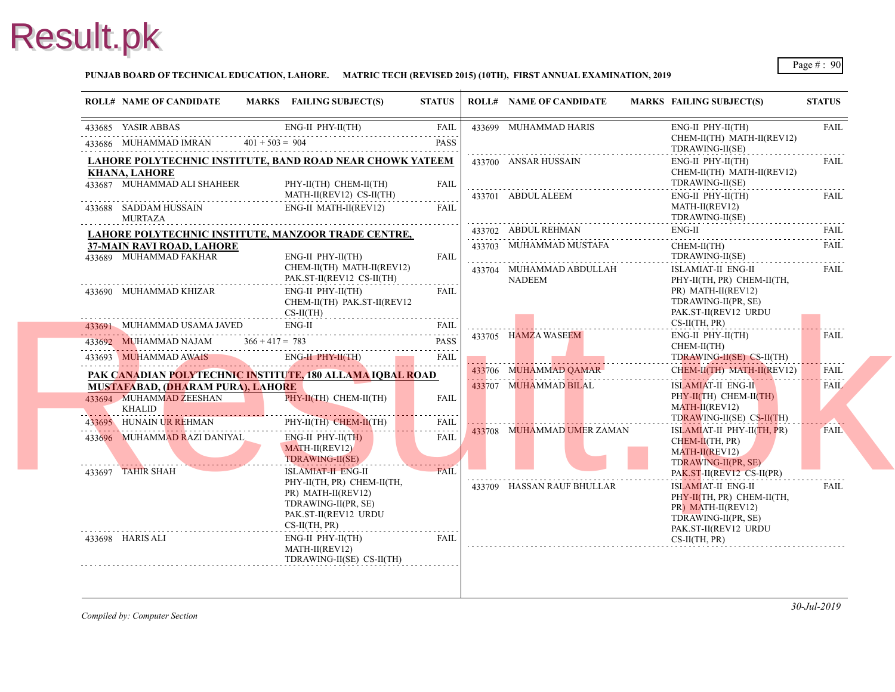**PUNJAB BOARD OF TECHNICAL EDUCATION, LAHORE. MATRIC TECH (REVISED 2015) (10TH), FIRST ANNUAL EXAMINATION, 2019**

| ROLL# | NAME OF CANDIDATE | MARKS | FAILING SUBJECT(S) | STATUS |
|---|---|---|---|---|
| 433685 | YASIR ABBAS | | ENG-II PHY-II(TH) | FAIL |
| 433686 | MUHAMMAD IMRAN | 401 + 503 = 904 | | PASS |

**LAHORE POLYTECHNIC INSTITUTE, BAND ROAD NEAR CHOWK YATEEM KHANA, LAHORE**

| ROLL# | NAME OF CANDIDATE | MARKS | FAILING SUBJECT(S) | STATUS |
|---|---|---|---|---|
| 433687 | MUHAMMAD ALI SHAHEER | | PHY-II(TH) CHEM-II(TH) MATH-II(REV12) CS-II(TH) | FAIL |
| 433688 | SADDAM HUSSAIN MURTAZA | | ENG-II MATH-II(REV12) | FAIL |

**LAHORE POLYTECHNIC INSTITUTE, MANZOOR TRADE CENTRE, 37-MAIN RAVI ROAD, LAHORE**

| ROLL# | NAME OF CANDIDATE | MARKS | FAILING SUBJECT(S) | STATUS |
|---|---|---|---|---|
| 433689 | MUHAMMAD FAKHAR | | ENG-II PHY-II(TH) CHEM-II(TH) MATH-II(REV12) PAK.ST-II(REV12 CS-II(TH) | FAIL |
| 433690 | MUHAMMAD KHIZAR | | ENG-II PHY-II(TH) CHEM-II(TH) PAK.ST-II(REV12 CS-II(TH) | FAIL |
| 433691 | MUHAMMAD USAMA JAVED | | ENG-II | FAIL |
| 433692 | MUHAMMAD NAJAM | 366 + 417 = 783 | | PASS |
| 433693 | MUHAMMAD AWAIS | | ENG-II PHY-II(TH) | FAIL |

**PAK CANADIAN POLYTECHNIC INSTITUTE, 180 ALLAMA IQBAL ROAD MUSTAFABAD, (DHARAM PURA), LAHORE**

| ROLL# | NAME OF CANDIDATE | MARKS | FAILING SUBJECT(S) | STATUS |
|---|---|---|---|---|
| 433694 | MUHAMMAD ZEESHAN KHALID | | PHY-II(TH) CHEM-II(TH) | FAIL |
| 433695 | HUNAIN UR REHMAN | | PHY-II(TH) CHEM-II(TH) | FAIL |
| 433696 | MUHAMMAD RAZI DANIYAL | | ENG-II PHY-II(TH) MATH-II(REV12) TDRAWING-II(SE) | FAIL |
| 433697 | TAHIR SHAH | | ISLAMIAT-II ENG-II PHY-II(TH, PR) CHEM-II(TH, PR) MATH-II(REV12) TDRAWING-II(PR, SE) PAK.ST-II(REV12 URDU CS-II(TH, PR) | FAIL |
| 433698 | HARIS ALI | | ENG-II PHY-II(TH) MATH-II(REV12) TDRAWING-II(SE) CS-II(TH) | FAIL |
| 433699 | MUHAMMAD HARIS | | ENG-II PHY-II(TH) CHEM-II(TH) MATH-II(REV12) TDRAWING-II(SE) | FAIL |
| 433700 | ANSAR HUSSAIN | | ENG-II PHY-II(TH) CHEM-II(TH) MATH-II(REV12) TDRAWING-II(SE) | FAIL |
| 433701 | ABDUL ALEEM | | ENG-II PHY-II(TH) MATH-II(REV12) TDRAWING-II(SE) | FAIL |
| 433702 | ABDUL REHMAN | | ENG-II | FAIL |
| 433703 | MUHAMMAD MUSTAFA | | CHEM-II(TH) TDRAWING-II(SE) | FAIL |
| 433704 | MUHAMMAD ABDULLAH NADEEM | | ISLAMIAT-II ENG-II PHY-II(TH, PR) CHEM-II(TH, PR) MATH-II(REV12) TDRAWING-II(PR, SE) PAK.ST-II(REV12 URDU CS-II(TH, PR) | FAIL |
| 433705 | HAMZA WASEEM | | ENG-II PHY-II(TH) CHEM-II(TH) TDRAWING-II(SE) CS-II(TH) | FAIL |
| 433706 | MUHAMMAD QAMAR | | CHEM-II(TH) MATH-II(REV12) | FAIL |
| 433707 | MUHAMMAD BILAL | | ISLAMIAT-II ENG-II PHY-II(TH) CHEM-II(TH) MATH-II(REV12) TDRAWING-II(SE) CS-II(TH) | FAIL |
| 433708 | MUHAMMAD UMER ZAMAN | | ISLAMIAT-II PHY-II(TH, PR) CHEM-II(TH, PR) MATH-II(REV12) TDRAWING-II(PR, SE) PAK.ST-II(REV12 CS-II(PR) | FAIL |
| 433709 | HASSAN RAUF BHULLAR | | ISLAMIAT-II ENG-II PHY-II(TH, PR) CHEM-II(TH, PR) MATH-II(REV12) TDRAWING-II(PR, SE) PAK.ST-II(REV12 URDU CS-II(TH, PR) | FAIL |

*Compiled by: Computer Section*

*30-Jul-2019*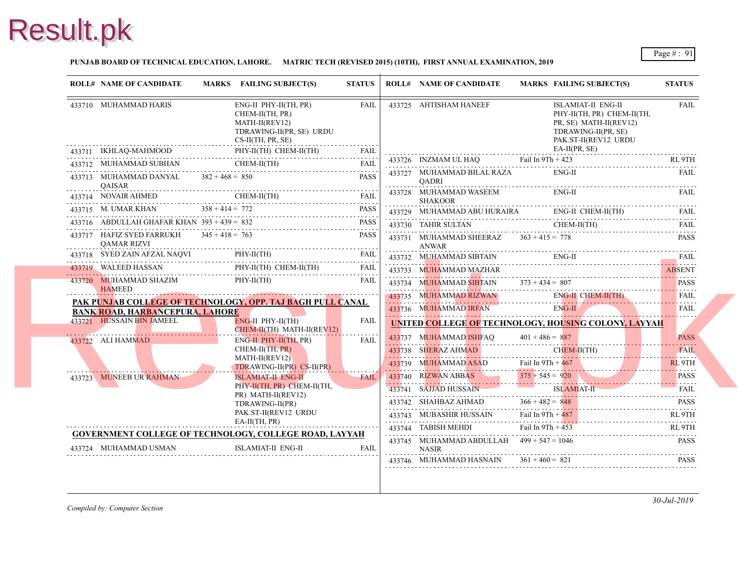**PUNJAB BOARD OF TECHNICAL EDUCATION, LAHORE. MATRIC TECH (REVISED 2015) (10TH), FIRST ANNUAL EXAMINATION, 2019**

| ROLL# | NAME OF CANDIDATE | MARKS | FAILING SUBJECT(S) | STATUS |
|---|---|---|---|---|
| 433710 | MUHAMMAD HARIS | | ENG-II PHY-II(TH, PR) CHEM-II(TH, PR) MATH-II(REV12) TDRAWING-II(PR, SE) URDU CS-II(TH, PR, SE) | FAIL |
| 433711 | IKHLAQ-MAHMOOD | | PHY-II(TH) CHEM-II(TH) | FAIL |
| 433712 | MUHAMMAD SUBHAN | | CHEM-II(TH) | FAIL |
| 433713 | MUHAMMAD DANYAL QAISAR | 382 + 468 = 850 | | PASS |
| 433714 | NOVAIR AHMED | | CHEM-II(TH) | FAIL |
| 433715 | M. UMAR KHAN | 358 + 414 = 772 | | PASS |
| 433716 | ABDULLAH GHAFAR KHAN | 393 + 439 = 832 | | PASS |
| 433717 | HAFIZ SYED FARRUKH QAMAR RIZVI | 345 + 418 = 763 | | PASS |
| 433718 | SYED ZAIN AFZAL NAQVI | | PHY-II(TH) | FAIL |
| 433719 | WALEED HASSAN | | PHY-II(TH) CHEM-II(TH) | FAIL |
| 433720 | MUHAMMAD SHAZIM HAMEED | | PHY-II(TH) | FAIL |

**PAK PUNJAB COLLEGE OF TECHNOLOGY, OPP. TAJ BAGH PULL CANAL BANK ROAD, HARBANCEPURA, LAHORE**

| ROLL# | NAME OF CANDIDATE | MARKS | FAILING SUBJECT(S) | STATUS |
|---|---|---|---|---|
| 433721 | HUSSAIN BIN JAMEEL | | ENG-II PHY-II(TH) CHEM-II(TH) MATH-II(REV12) | FAIL |
| 433722 | ALI HAMMAD | | ENG-II PHY-II(TH, PR) CHEM-II(TH, PR) MATH-II(REV12) TDRAWING-II(PR) CS-II(PR) | FAIL |
| 433723 | MUNEEB UR RAHMAN | | ISLAMIAT-II ENG-II PHY-II(TH, PR) CHEM-II(TH, PR) MATH-II(REV12) TDRAWING-II(PR) PAK.ST-II(REV12 URDU EA-II(TH, PR) | FAIL |

**GOVERNMENT COLLEGE OF TECHNOLOGY, COLLEGE ROAD, LAYYAH**

| ROLL# | NAME OF CANDIDATE | MARKS | FAILING SUBJECT(S) | STATUS |
|---|---|---|---|---|
| 433724 | MUHAMMAD USMAN | | ISLAMIAT-II ENG-II | FAIL |
| 433725 | AHTISHAM HANEEF | | ISLAMIAT-II ENG-II PHY-II(TH, PR) CHEM-II(TH, PR, SE) MATH-II(REV12) TDRAWING-II(PR, SE) PAK.ST-II(REV12 URDU EA-II(PR, SE) | FAIL |
| 433726 | INZMAM UL HAQ | Fail In 9Th + 423 | | RL 9TH |
| 433727 | MUHAMMAD BILAL RAZA QADRI | | ENG-II | FAIL |
| 433728 | MUHAMMAD WASEEM SHAKOOR | | ENG-II | FAIL |
| 433729 | MUHAMMAD ABU HURAIRA | | ENG-II CHEM-II(TH) | FAIL |
| 433730 | TAHIR SULTAN | | CHEM-II(TH) | FAIL |
| 433731 | MUHAMMAD SHEERAZ ANWAR | 363 + 415 = 778 | | PASS |
| 433732 | MUHAMMAD SIBTAIN | | ENG-II | FAIL |
| 433733 | MUHAMMAD MAZHAR | | | ABSENT |
| 433734 | MUHAMMAD SIBTAIN | 373 + 434 = 807 | | PASS |
| 433735 | MUHAMMAD RIZWAN | | ENG-II CHEM-II(TH) | FAIL |
| 433736 | MUHAMMAD IRFAN | | ENG-II | FAIL |

**UNITED COLLEGE OF TECHNOLOGY, HOUSING COLONY, LAYYAH**

| ROLL# | NAME OF CANDIDATE | MARKS | FAILING SUBJECT(S) | STATUS |
|---|---|---|---|---|
| 433737 | MUHAMMAD ISHFAQ | 401 + 486 = 887 | | PASS |
| 433738 | SHERAZ AHMAD | | CHEM-II(TH) | FAIL |
| 433739 | MUHAMMAD ASAD | Fail In 9Th + 467 | | RL 9TH |
| 433740 | RIZWAN ABBAS | 375 + 545 = 920 | | PASS |
| 433741 | SAJJAD HUSSAIN | | ISLAMIAT-II | FAIL |
| 433742 | SHAHBAZ AHMAD | 366 + 482 = 848 | | PASS |
| 433743 | MUBASHIR HUSSAIN | Fail In 9Th + 487 | | RL 9TH |
| 433744 | TABISH MEHDI | Fail In 9Th + 453 | | RL 9TH |
| 433745 | MUHAMMAD ABDULLAH NASIR | 499 + 547 = 1046 | | PASS |
| 433746 | MUHAMMAD HASNAIN | 361 + 460 = 821 | | PASS |

*Compiled by: Computer Section*

*30-Jul-2019*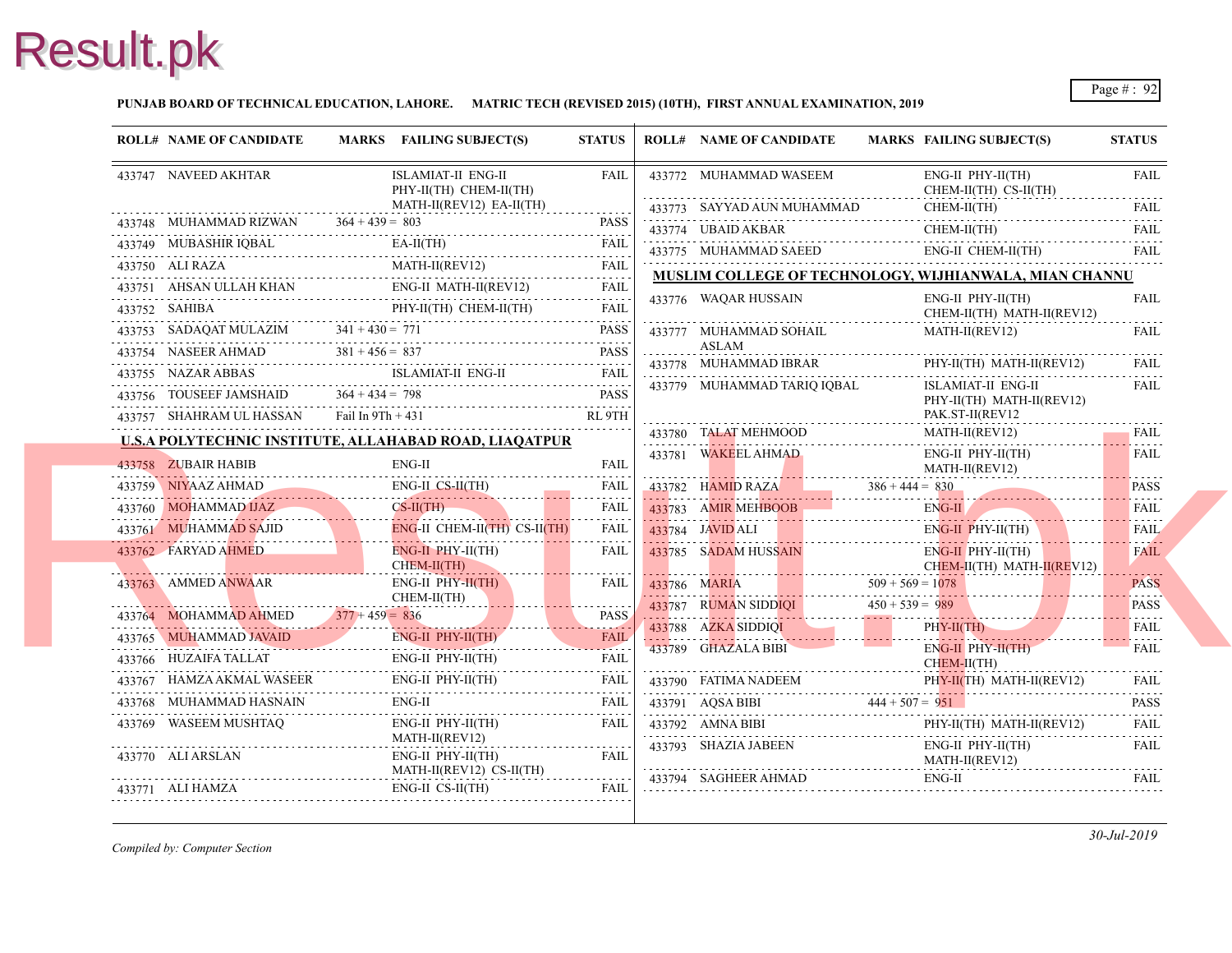**PUNJAB BOARD OF TECHNICAL EDUCATION, LAHORE. MATRIC TECH (REVISED 2015) (10TH), FIRST ANNUAL EXAMINATION, 2019**

| ROLL# | NAME OF CANDIDATE | MARKS | FAILING SUBJECT(S) | STATUS |
|---|---|---|---|---|
| 433747 | NAVEED AKHTAR | | ISLAMIAT-II ENG-II PHY-II(TH) CHEM-II(TH) MATH-II(REV12) EA-II(TH) | FAIL |
| 433748 | MUHAMMAD RIZWAN | 364 + 439 = 803 | | PASS |
| 433749 | MUBASHIR IQBAL | | EA-II(TH) | FAIL |
| 433750 | ALI RAZA | | MATH-II(REV12) | FAIL |
| 433751 | AHSAN ULLAH KHAN | | ENG-II MATH-II(REV12) | FAIL |
| 433752 | SAHIBA | | PHY-II(TH) CHEM-II(TH) | FAIL |
| 433753 | SADAQAT MULAZIM | 341 + 430 = 771 | | PASS |
| 433754 | NASEER AHMAD | 381 + 456 = 837 | | PASS |
| 433755 | NAZAR ABBAS | | ISLAMIAT-II ENG-II | FAIL |
| 433756 | TOUSEEF JAMSHAID | 364 + 434 = 798 | | PASS |
| 433757 | SHAHRAM UL HASSAN | Fail In 9Th + 431 | | RL 9TH |

**U.S.A POLYTECHNIC INSTITUTE, ALLAHABAD ROAD, LIAQATPUR**

| ROLL# | NAME OF CANDIDATE | MARKS | FAILING SUBJECT(S) | STATUS |
|---|---|---|---|---|
| 433758 | ZUBAIR HABIB | | ENG-II | FAIL |
| 433759 | NIYAAZ AHMAD | | ENG-II CS-II(TH) | FAIL |
| 433760 | MOHAMMAD IJAZ | | CS-II(TH) | FAIL |
| 433761 | MUHAMMAD SAJID | | ENG-II CHEM-II(TH) CS-II(TH) | FAIL |
| 433762 | FARYAD AHMED | | ENG-II PHY-II(TH) CHEM-II(TH) | FAIL |
| 433763 | AMMED ANWAAR | | ENG-II PHY-II(TH) CHEM-II(TH) | FAIL |
| 433764 | MOHAMMAD AHMED | 377 + 459 = 836 | | PASS |
| 433765 | MUHAMMAD JAVAID | | ENG-II PHY-II(TH) | FAIL |
| 433766 | HUZAIFA TALLAT | | ENG-II PHY-II(TH) | FAIL |
| 433767 | HAMZA AKMAL WASEER | | ENG-II PHY-II(TH) | FAIL |
| 433768 | MUHAMMAD HASNAIN | | ENG-II | FAIL |
| 433769 | WASEEM MUSHTAQ | | ENG-II PHY-II(TH) MATH-II(REV12) | FAIL |
| 433770 | ALI ARSLAN | | ENG-II PHY-II(TH) MATH-II(REV12) CS-II(TH) | FAIL |
| 433771 | ALI HAMZA | | ENG-II CS-II(TH) | FAIL |
| 433772 | MUHAMMAD WASEEM | | ENG-II PHY-II(TH) CHEM-II(TH) CS-II(TH) | FAIL |
| 433773 | SAYYAD AUN MUHAMMAD | | CHEM-II(TH) | FAIL |
| 433774 | UBAID AKBAR | | CHEM-II(TH) | FAIL |
| 433775 | MUHAMMAD SAEED | | ENG-II CHEM-II(TH) | FAIL |

**MUSLIM COLLEGE OF TECHNOLOGY, WIJHIANWALA, MIAN CHANNU**

| ROLL# | NAME OF CANDIDATE | MARKS | FAILING SUBJECT(S) | STATUS |
|---|---|---|---|---|
| 433776 | WAQAR HUSSAIN | | ENG-II PHY-II(TH) CHEM-II(TH) MATH-II(REV12) | FAIL |
| 433777 | MUHAMMAD SOHAIL ASLAM | | MATH-II(REV12) | FAIL |
| 433778 | MUHAMMAD IBRAR | | PHY-II(TH) MATH-II(REV12) | FAIL |
| 433779 | MUHAMMAD TARIQ IQBAL | | ISLAMIAT-II ENG-II PHY-II(TH) MATH-II(REV12) PAK.ST-II(REV12 | FAIL |
| 433780 | TALAT MEHMOOD | | MATH-II(REV12) | FAIL |
| 433781 | WAKEEL AHMAD | | ENG-II PHY-II(TH) MATH-II(REV12) | FAIL |
| 433782 | HAMID RAZA | 386 + 444 = 830 | | PASS |
| 433783 | AMIR MEHBOOB | | ENG-II | FAIL |
| 433784 | JAVID ALI | | ENG-II PHY-II(TH) | FAIL |
| 433785 | SADAM HUSSAIN | | ENG-II PHY-II(TH) CHEM-II(TH) MATH-II(REV12) | FAIL |
| 433786 | MARIA | 509 + 569 = 1078 | | PASS |
| 433787 | RUMAN SIDDIQI | 450 + 539 = 989 | | PASS |
| 433788 | AZKA SIDDIQI | | PHY-II(TH) | FAIL |
| 433789 | GHAZALA BIBI | | ENG-II PHY-II(TH) CHEM-II(TH) | FAIL |
| 433790 | FATIMA NADEEM | | PHY-II(TH) MATH-II(REV12) | FAIL |
| 433791 | AQSA BIBI | 444 + 507 = 951 | | PASS |
| 433792 | AMNA BIBI | | PHY-II(TH) MATH-II(REV12) | FAIL |
| 433793 | SHAZIA JABEEN | | ENG-II PHY-II(TH) MATH-II(REV12) | FAIL |
| 433794 | SAGHEER AHMAD | | ENG-II | FAIL |

*Compiled by: Computer Section*

*30-Jul-2019*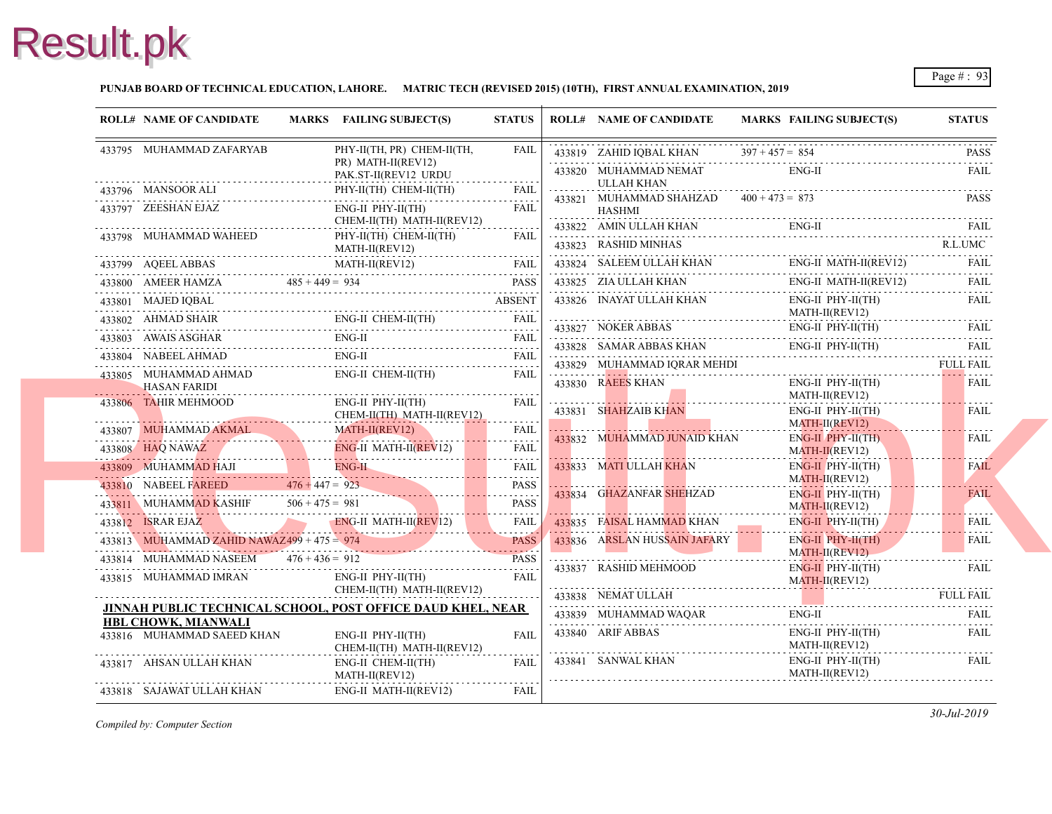**PUNJAB BOARD OF TECHNICAL EDUCATION, LAHORE. MATRIC TECH (REVISED 2015) (10TH), FIRST ANNUAL EXAMINATION, 2019**

| ROLL# | NAME OF CANDIDATE | MARKS | FAILING SUBJECT(S) | STATUS |
|---|---|---|---|---|
| 433795 | MUHAMMAD ZAFARYAB | | PHY-II(TH, PR) CHEM-II(TH, PR) MATH-II(REV12) PAK.ST-II(REV12 URDU | FAIL |
| 433796 | MANSOOR ALI | | PHY-II(TH) CHEM-II(TH) | FAIL |
| 433797 | ZEESHAN EJAZ | | ENG-II PHY-II(TH) CHEM-II(TH) MATH-II(REV12) | FAIL |
| 433798 | MUHAMMAD WAHEED | | PHY-II(TH) CHEM-II(TH) MATH-II(REV12) | FAIL |
| 433799 | AQEEL ABBAS | | MATH-II(REV12) | FAIL |
| 433800 | AMEER HAMZA | 485 + 449 = 934 | | PASS |
| 433801 | MAJED IQBAL | | | ABSENT |
| 433802 | AHMAD SHAIR | | ENG-II CHEM-II(TH) | FAIL |
| 433803 | AWAIS ASGHAR | | ENG-II | FAIL |
| 433804 | NABEEL AHMAD | | ENG-II | FAIL |
| 433805 | MUHAMMAD AHMAD HASAN FARIDI | | ENG-II CHEM-II(TH) | FAIL |
| 433806 | TAHIR MEHMOOD | | ENG-II PHY-II(TH) CHEM-II(TH) MATH-II(REV12) | FAIL |
| 433807 | MUHAMMAD AKMAL | | MATH-II(REV12) | FAIL |
| 433808 | HAQ NAWAZ | | ENG-II MATH-II(REV12) | FAIL |
| 433809 | MUHAMMAD HAJI | | ENG-II | FAIL |
| 433810 | NABEEL FAREED | 476 + 447 = 923 | | PASS |
| 433811 | MUHAMMAD KASHIF | 506 + 475 = 981 | | PASS |
| 433812 | ISRAR EJAZ | | ENG-II MATH-II(REV12) | FAIL |
| 433813 | MUHAMMAD ZAHID NAWAZ | 499 + 475 = 974 | | PASS |
| 433814 | MUHAMMAD NASEEM | 476 + 436 = 912 | | PASS |
| 433815 | MUHAMMAD IMRAN | | ENG-II PHY-II(TH) CHEM-II(TH) MATH-II(REV12) | FAIL |

**JINNAH PUBLIC TECHNICAL SCHOOL, POST OFFICE DAUD KHEL, NEAR HBL CHOWK, MIANWALI**

| ROLL# | NAME OF CANDIDATE | MARKS | FAILING SUBJECT(S) | STATUS |
|---|---|---|---|---|
| 433816 | MUHAMMAD SAEED KHAN | | ENG-II PHY-II(TH) CHEM-II(TH) MATH-II(REV12) | FAIL |
| 433817 | AHSAN ULLAH KHAN | | ENG-II CHEM-II(TH) MATH-II(REV12) | FAIL |
| 433818 | SAJAWAT ULLAH KHAN | | ENG-II MATH-II(REV12) | FAIL |
| 433819 | ZAHID IQBAL KHAN | 397 + 457 = 854 | | PASS |
| 433820 | MUHAMMAD NEMAT ULLAH KHAN | | ENG-II | FAIL |
| 433821 | MUHAMMAD SHAHZAD HASHMI | 400 + 473 = 873 | | PASS |
| 433822 | AMIN ULLAH KHAN | | ENG-II | FAIL |
| 433823 | RASHID MINHAS | | | R.L.UMC |
| 433824 | SALEEM ULLAH KHAN | | ENG-II MATH-II(REV12) | FAIL |
| 433825 | ZIA ULLAH KHAN | | ENG-II MATH-II(REV12) | FAIL |
| 433826 | INAYAT ULLAH KHAN | | ENG-II PHY-II(TH) MATH-II(REV12) | FAIL |
| 433827 | NOKER ABBAS | | ENG-II PHY-II(TH) | FAIL |
| 433828 | SAMAR ABBAS KHAN | | ENG-II PHY-II(TH) | FAIL |
| 433829 | MUHAMMAD IQRAR MEHDI | | | FULL FAIL |
| 433830 | RAEES KHAN | | ENG-II PHY-II(TH) MATH-II(REV12) | FAIL |
| 433831 | SHAHZAIB KHAN | | ENG-II PHY-II(TH) MATH-II(REV12) | FAIL |
| 433832 | MUHAMMAD JUNAID KHAN | | ENG-II PHY-II(TH) MATH-II(REV12) | FAIL |
| 433833 | MATI ULLAH KHAN | | ENG-II PHY-II(TH) MATH-II(REV12) | FAIL |
| 433834 | GHAZANFAR SHEHZAD | | ENG-II PHY-II(TH) MATH-II(REV12) | FAIL |
| 433835 | FAISAL HAMMAD KHAN | | ENG-II PHY-II(TH) | FAIL |
| 433836 | ARSLAN HUSSAIN JAFARY | | ENG-II PHY-II(TH) MATH-II(REV12) | FAIL |
| 433837 | RASHID MEHMOOD | | ENG-II PHY-II(TH) MATH-II(REV12) | FAIL |
| 433838 | NEMAT ULLAH | | | FULL FAIL |
| 433839 | MUHAMMAD WAQAR | | ENG-II | FAIL |
| 433840 | ARIF ABBAS | | ENG-II PHY-II(TH) MATH-II(REV12) | FAIL |
| 433841 | SANWAL KHAN | | ENG-II PHY-II(TH) MATH-II(REV12) | FAIL |

*Compiled by: Computer Section*

*30-Jul-2019*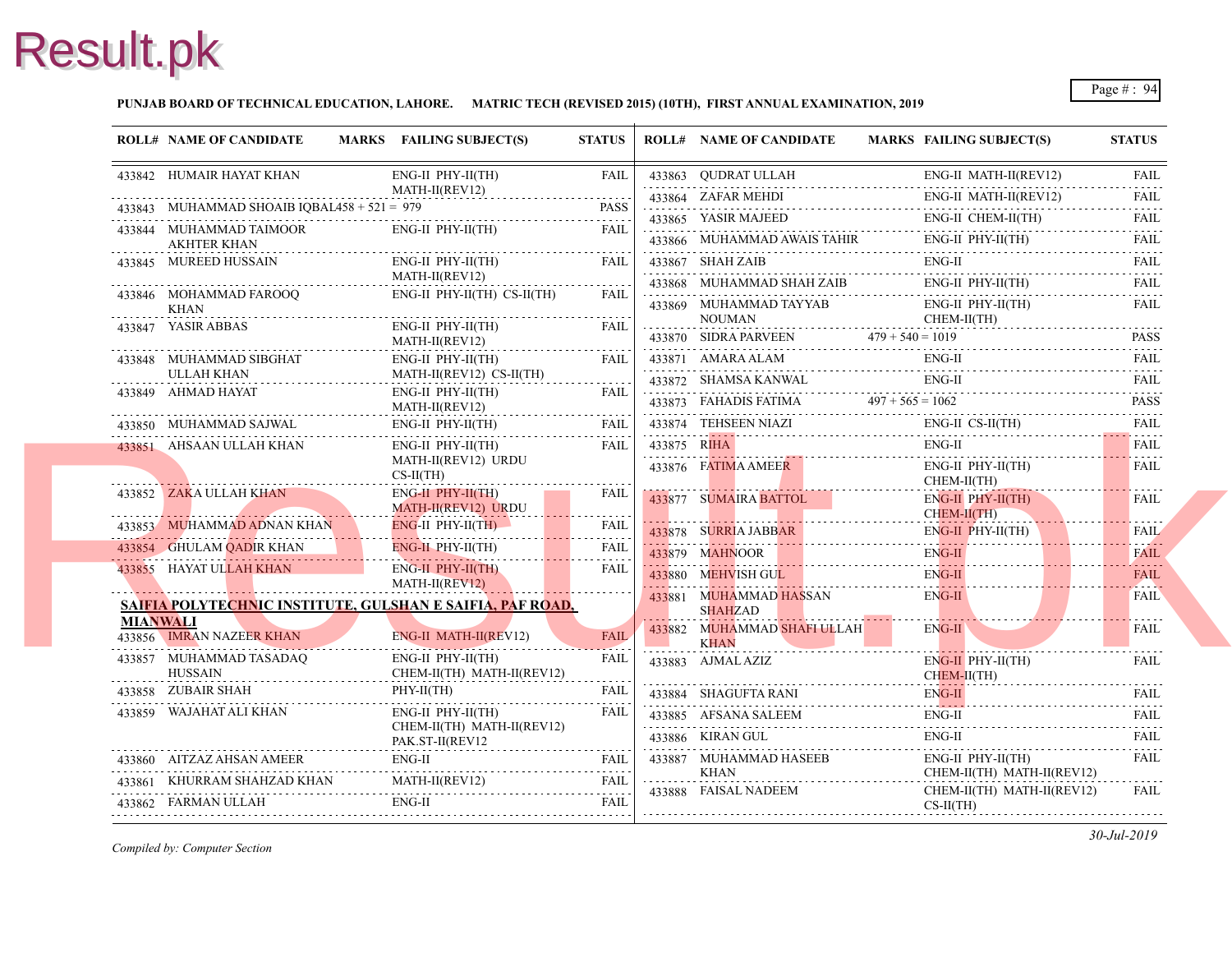**PUNJAB BOARD OF TECHNICAL EDUCATION, LAHORE. MATRIC TECH (REVISED 2015) (10TH), FIRST ANNUAL EXAMINATION, 2019**

| ROLL# | NAME OF CANDIDATE | MARKS | FAILING SUBJECT(S) | STATUS |
|---|---|---|---|---|
| 433842 | HUMAIR HAYAT KHAN | | ENG-II PHY-II(TH) MATH-II(REV12) | FAIL |
| 433843 | MUHAMMAD SHOAIB IQBAL | 458 + 521 = 979 | | PASS |
| 433844 | MUHAMMAD TAIMOOR AKHTER KHAN | | ENG-II PHY-II(TH) | FAIL |
| 433845 | MUREED HUSSAIN | | ENG-II PHY-II(TH) MATH-II(REV12) | FAIL |
| 433846 | MOHAMMAD FAROOQ KHAN | | ENG-II PHY-II(TH) CS-II(TH) | FAIL |
| 433847 | YASIR ABBAS | | ENG-II PHY-II(TH) MATH-II(REV12) | FAIL |
| 433848 | MUHAMMAD SIBGHAT ULLAH KHAN | | ENG-II PHY-II(TH) MATH-II(REV12) CS-II(TH) | FAIL |
| 433849 | AHMAD HAYAT | | ENG-II PHY-II(TH) MATH-II(REV12) | FAIL |
| 433850 | MUHAMMAD SAJWAL | | ENG-II PHY-II(TH) | FAIL |
| 433851 | AHSAAN ULLAH KHAN | | ENG-II PHY-II(TH) MATH-II(REV12) URDU CS-II(TH) | FAIL |
| 433852 | ZAKA ULLAH KHAN | | ENG-II PHY-II(TH) MATH-II(REV12) URDU | FAIL |
| 433853 | MUHAMMAD ADNAN KHAN | | ENG-II PHY-II(TH) | FAIL |
| 433854 | GHULAM QADIR KHAN | | ENG-II PHY-II(TH) | FAIL |
| 433855 | HAYAT ULLAH KHAN | | ENG-II PHY-II(TH) MATH-II(REV12) | FAIL |

**SAIFIA POLYTECHNIC INSTITUTE, GULSHAN E SAIFIA, PAF ROAD, MIANWALI**

| ROLL# | NAME OF CANDIDATE | MARKS | FAILING SUBJECT(S) | STATUS |
|---|---|---|---|---|
| 433856 | IMRAN NAZEER KHAN | | ENG-II MATH-II(REV12) | FAIL |
| 433857 | MUHAMMAD TASADAQ HUSSAIN | | ENG-II PHY-II(TH) CHEM-II(TH) MATH-II(REV12) | FAIL |
| 433858 | ZUBAIR SHAH | | PHY-II(TH) | FAIL |
| 433859 | WAJAHAT ALI KHAN | | ENG-II PHY-II(TH) CHEM-II(TH) MATH-II(REV12) PAK.ST-II(REV12 | FAIL |
| 433860 | AITZAZ AHSAN AMEER | | ENG-II | FAIL |
| 433861 | KHURRAM SHAHZAD KHAN | | MATH-II(REV12) | FAIL |
| 433862 | FARMAN ULLAH | | ENG-II | FAIL |
| 433863 | QUDRAT ULLAH | | ENG-II MATH-II(REV12) | FAIL |
| 433864 | ZAFAR MEHDI | | ENG-II MATH-II(REV12) | FAIL |
| 433865 | YASIR MAJEED | | ENG-II CHEM-II(TH) | FAIL |
| 433866 | MUHAMMAD AWAIS TAHIR | | ENG-II PHY-II(TH) | FAIL |
| 433867 | SHAH ZAIB | | ENG-II | FAIL |
| 433868 | MUHAMMAD SHAH ZAIB | | ENG-II PHY-II(TH) | FAIL |
| 433869 | MUHAMMAD TAYYAB NOUMAN | | ENG-II PHY-II(TH) CHEM-II(TH) | FAIL |
| 433870 | SIDRA PARVEEN | 479 + 540 = 1019 | | PASS |
| 433871 | AMARA ALAM | | ENG-II | FAIL |
| 433872 | SHAMSA KANWAL | | ENG-II | FAIL |
| 433873 | FAHADIS FATIMA | 497 + 565 = 1062 | | PASS |
| 433874 | TEHSEEN NIAZI | | ENG-II CS-II(TH) | FAIL |
| 433875 | RIHA | | ENG-II | FAIL |
| 433876 | FATIMA AMEER | | ENG-II PHY-II(TH) CHEM-II(TH) | FAIL |
| 433877 | SUMAIRA BATTOL | | ENG-II PHY-II(TH) CHEM-II(TH) | FAIL |
| 433878 | SURRIA JABBAR | | ENG-II PHY-II(TH) | FAIL |
| 433879 | MAHNOOR | | ENG-II | FAIL |
| 433880 | MEHVISH GUL | | ENG-II | FAIL |
| 433881 | MUHAMMAD HASSAN SHAHZAD | | ENG-II | FAIL |
| 433882 | MUHAMMAD SHAFI ULLAH KHAN | | ENG-II | FAIL |
| 433883 | AJMAL AZIZ | | ENG-II PHY-II(TH) CHEM-II(TH) | FAIL |
| 433884 | SHAGUFTA RANI | | ENG-II | FAIL |
| 433885 | AFSANA SALEEM | | ENG-II | FAIL |
| 433886 | KIRAN GUL | | ENG-II | FAIL |
| 433887 | MUHAMMAD HASEEB KHAN | | ENG-II PHY-II(TH) CHEM-II(TH) MATH-II(REV12) | FAIL |
| 433888 | FAISAL NADEEM | | CHEM-II(TH) MATH-II(REV12) CS-II(TH) | FAIL |

*Compiled by: Computer Section*

*30-Jul-2019*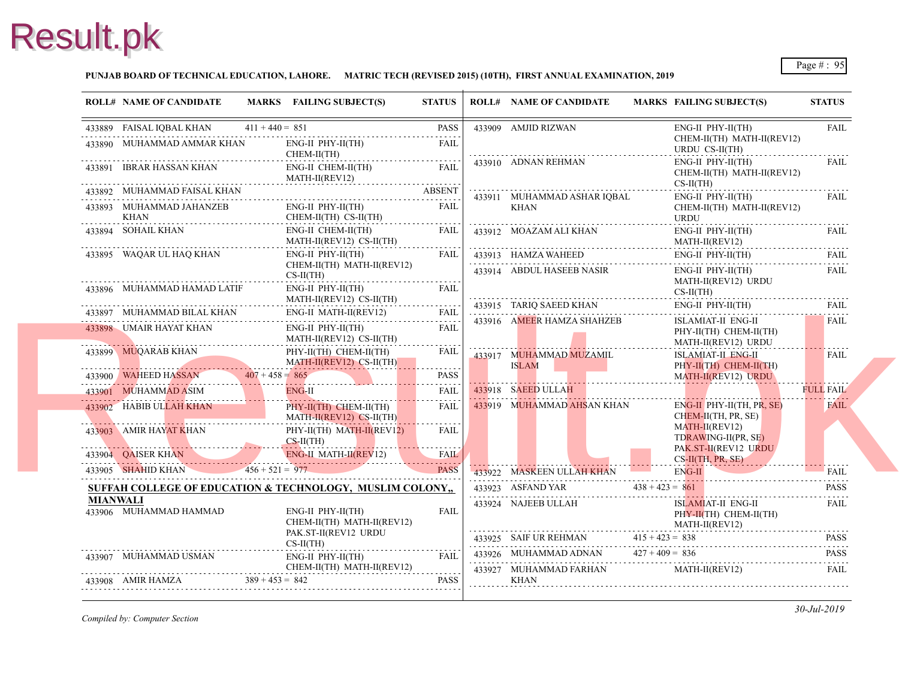**PUNJAB BOARD OF TECHNICAL EDUCATION, LAHORE.　　MATRIC TECH (REVISED 2015) (10TH), FIRST ANNUAL EXAMINATION, 2019**

| ROLL# | NAME OF CANDIDATE | MARKS | FAILING SUBJECT(S) | STATUS |
|---|---|---|---|---|
| 433889 | FAISAL IQBAL KHAN | 411 + 440 = 851 | | PASS |
| 433890 | MUHAMMAD AMMAR KHAN | | ENG-II PHY-II(TH) CHEM-II(TH) | FAIL |
| 433891 | IBRAR HASSAN KHAN | | ENG-II CHEM-II(TH) MATH-II(REV12) | FAIL |
| 433892 | MUHAMMAD FAISAL KHAN | | | ABSENT |
| 433893 | MUHAMMAD JAHANZEB KHAN | | ENG-II PHY-II(TH) CHEM-II(TH) CS-II(TH) | FAIL |
| 433894 | SOHAIL KHAN | | ENG-II CHEM-II(TH) MATH-II(REV12) CS-II(TH) | FAIL |
| 433895 | WAQAR UL HAQ KHAN | | ENG-II PHY-II(TH) CHEM-II(TH) MATH-II(REV12) CS-II(TH) | FAIL |
| 433896 | MUHAMMAD HAMAD LATIF | | ENG-II PHY-II(TH) MATH-II(REV12) CS-II(TH) | FAIL |
| 433897 | MUHAMMAD BILAL KHAN | | ENG-II MATH-II(REV12) | FAIL |
| 433898 | UMAIR HAYAT KHAN | | ENG-II PHY-II(TH) MATH-II(REV12) CS-II(TH) | FAIL |
| 433899 | MUQARAB KHAN | | PHY-II(TH) CHEM-II(TH) MATH-II(REV12) CS-II(TH) | FAIL |
| 433900 | WAHEED HASSAN | 407 + 458 = 865 | | PASS |
| 433901 | MUHAMMAD ASIM | | ENG-II | FAIL |
| 433902 | HABIB ULLAH KHAN | | PHY-II(TH) CHEM-II(TH) MATH-II(REV12) CS-II(TH) | FAIL |
| 433903 | AMIR HAYAT KHAN | | PHY-II(TH) MATH-II(REV12) CS-II(TH) | FAIL |
| 433904 | QAISER KHAN | | ENG-II MATH-II(REV12) | FAIL |
| 433905 | SHAHID KHAN | 456 + 521 = 977 | | PASS |

**SUFFAH COLLEGE OF EDUCATION & TECHNOLOGY, MUSLIM COLONY,, MIANWALI**

| ROLL# | NAME OF CANDIDATE | MARKS | FAILING SUBJECT(S) | STATUS |
|---|---|---|---|---|
| 433906 | MUHAMMAD HAMMAD | | ENG-II PHY-II(TH) CHEM-II(TH) MATH-II(REV12) PAK.ST-II(REV12 URDU CS-II(TH) | FAIL |
| 433907 | MUHAMMAD USMAN | | ENG-II PHY-II(TH) CHEM-II(TH) MATH-II(REV12) | FAIL |
| 433908 | AMIR HAMZA | 389 + 453 = 842 | | PASS |
| 433909 | AMJID RIZWAN | | ENG-II PHY-II(TH) CHEM-II(TH) MATH-II(REV12) URDU CS-II(TH) | FAIL |
| 433910 | ADNAN REHMAN | | ENG-II PHY-II(TH) CHEM-II(TH) MATH-II(REV12) CS-II(TH) | FAIL |
| 433911 | MUHAMMAD ASHAR IQBAL KHAN | | ENG-II PHY-II(TH) CHEM-II(TH) MATH-II(REV12) URDU | FAIL |
| 433912 | MOAZAM ALI KHAN | | ENG-II PHY-II(TH) MATH-II(REV12) | FAIL |
| 433913 | HAMZA WAHEED | | ENG-II PHY-II(TH) | FAIL |
| 433914 | ABDUL HASEEB NASIR | | ENG-II PHY-II(TH) MATH-II(REV12) URDU CS-II(TH) | FAIL |
| 433915 | TARIQ SAEED KHAN | | ENG-II PHY-II(TH) | FAIL |
| 433916 | AMEER HAMZA SHAHZEB | | ISLAMIAT-II ENG-II PHY-II(TH) CHEM-II(TH) MATH-II(REV12) URDU | FAIL |
| 433917 | MUHAMMAD MUZAMIL ISLAM | | ISLAMIAT-II ENG-II PHY-II(TH) CHEM-II(TH) MATH-II(REV12) URDU | FAIL |
| 433918 | SAEED ULLAH | | | FULL FAIL |
| 433919 | MUHAMMAD AHSAN KHAN | | ENG-II PHY-II(TH, PR, SE) CHEM-II(TH, PR, SE) MATH-II(REV12) TDRAWING-II(PR, SE) PAK.ST-II(REV12 URDU CS-II(TH, PR, SE) | FAIL |
| 433922 | MASKEEN ULLAH KHAN | | ENG-II | FAIL |
| 433923 | ASFAND YAR | 438 + 423 = 861 | | PASS |
| 433924 | NAJEEB ULLAH | | ISLAMIAT-II ENG-II PHY-II(TH) CHEM-II(TH) MATH-II(REV12) | FAIL |
| 433925 | SAIF UR REHMAN | 415 + 423 = 838 | | PASS |
| 433926 | MUHAMMAD ADNAN | 427 + 409 = 836 | | PASS |
| 433927 | MUHAMMAD FARHAN KHAN | | MATH-II(REV12) | FAIL |

*Compiled by: Computer Section*

*30-Jul-2019*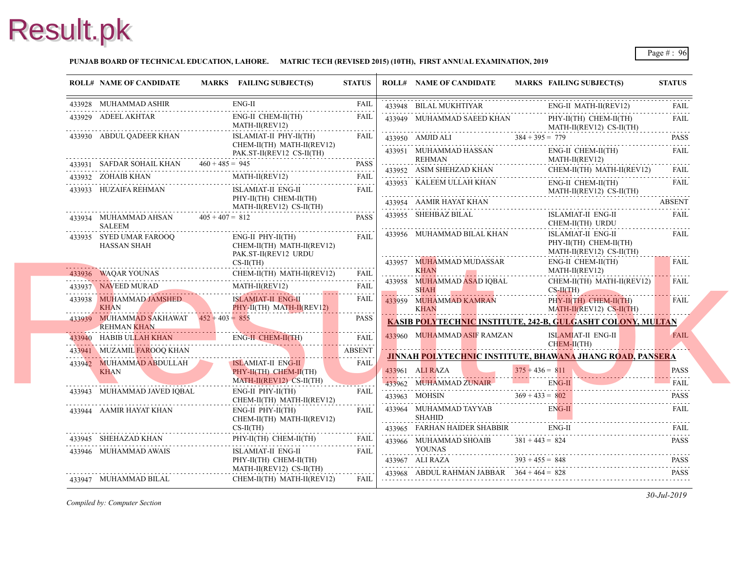**PUNJAB BOARD OF TECHNICAL EDUCATION, LAHORE. MATRIC TECH (REVISED 2015) (10TH), FIRST ANNUAL EXAMINATION, 2019**

| ROLL# | NAME OF CANDIDATE | MARKS | FAILING SUBJECT(S) | STATUS |
|---|---|---|---|---|
| 433928 | MUHAMMAD ASHIR | | ENG-II | FAIL |
| 433929 | ADEEL AKHTAR | | ENG-II CHEM-II(TH) MATH-II(REV12) | FAIL |
| 433930 | ABDUL QADEER KHAN | | ISLAMIAT-II PHY-II(TH) CHEM-II(TH) MATH-II(REV12) PAK.ST-II(REV12 CS-II(TH) | FAIL |
| 433931 | SAFDAR SOHAIL KHAN | 460 + 485 = 945 | | PASS |
| 433932 | ZOHAIB KHAN | | MATH-II(REV12) | FAIL |
| 433933 | HUZAIFA REHMAN | | ISLAMIAT-II ENG-II PHY-II(TH) CHEM-II(TH) MATH-II(REV12) CS-II(TH) | FAIL |
| 433934 | MUHAMMAD AHSAN SALEEM | 405 + 407 = 812 | | PASS |
| 433935 | SYED UMAR FAROOQ HASSAN SHAH | | ENG-II PHY-II(TH) CHEM-II(TH) MATH-II(REV12) PAK.ST-II(REV12 URDU CS-II(TH) | FAIL |
| 433936 | WAQAR YOUNAS | | CHEM-II(TH) MATH-II(REV12) | FAIL |
| 433937 | NAVEED MURAD | | MATH-II(REV12) | FAIL |
| 433938 | MUHAMMAD JAMSHED KHAN | | ISLAMIAT-II ENG-II PHY-II(TH) MATH-II(REV12) | FAIL |
| 433939 | MUHAMMAD SAKHAWAT REHMAN KHAN | 452 + 403 = 855 | | PASS |
| 433940 | HABIB ULLAH KHAN | | ENG-II CHEM-II(TH) | FAIL |
| 433941 | MUZAMIL FAROOQ KHAN | | | ABSENT |
| 433942 | MUHAMMAD ABDULLAH KHAN | | ISLAMIAT-II ENG-II PHY-II(TH) CHEM-II(TH) MATH-II(REV12) CS-II(TH) | FAIL |
| 433943 | MUHAMMAD JAVED IQBAL | | ENG-II PHY-II(TH) CHEM-II(TH) MATH-II(REV12) | FAIL |
| 433944 | AAMIR HAYAT KHAN | | ENG-II PHY-II(TH) CHEM-II(TH) MATH-II(REV12) CS-II(TH) | FAIL |
| 433945 | SHEHAZAD KHAN | | PHY-II(TH) CHEM-II(TH) | FAIL |
| 433946 | MUHAMMAD AWAIS | | ISLAMIAT-II ENG-II PHY-II(TH) CHEM-II(TH) MATH-II(REV12) CS-II(TH) | FAIL |
| 433947 | MUHAMMAD BILAL | | CHEM-II(TH) MATH-II(REV12) | FAIL |
| 433948 | BILAL MUKHTIYAR | | ENG-II MATH-II(REV12) | FAIL |
| 433949 | MUHAMMAD SAEED KHAN | | PHY-II(TH) CHEM-II(TH) MATH-II(REV12) CS-II(TH) | FAIL |
| 433950 | AMJID ALI | 384 + 395 = 779 | | PASS |
| 433951 | MUHAMMAD HASSAN REHMAN | | ENG-II CHEM-II(TH) MATH-II(REV12) | FAIL |
| 433952 | ASIM SHEHZAD KHAN | | CHEM-II(TH) MATH-II(REV12) | FAIL |
| 433953 | KALEEM ULLAH KHAN | | ENG-II CHEM-II(TH) MATH-II(REV12) CS-II(TH) | FAIL |
| 433954 | AAMIR HAYAT KHAN | | | ABSENT |
| 433955 | SHEHBAZ BILAL | | ISLAMIAT-II ENG-II CHEM-II(TH) URDU | FAIL |
| 433956 | MUHAMMAD BILAL KHAN | | ISLAMIAT-II ENG-II PHY-II(TH) CHEM-II(TH) MATH-II(REV12) CS-II(TH) | FAIL |
| 433957 | MUHAMMAD MUDASSAR KHAN | | ENG-II CHEM-II(TH) MATH-II(REV12) | FAIL |
| 433958 | MUHAMMAD ASAD IQBAL SHAH | | CHEM-II(TH) MATH-II(REV12) CS-II(TH) | FAIL |
| 433959 | MUHAMMAD KAMRAN KHAN | | PHY-II(TH) CHEM-II(TH) MATH-II(REV12) CS-II(TH) | FAIL |

**KASIB POLYTECHNIC INSTITUTE, 242-B, GULGASHT COLONY, MULTAN**

| ROLL# | NAME OF CANDIDATE | MARKS | FAILING SUBJECT(S) | STATUS |
|---|---|---|---|---|
| 433960 | MUHAMMAD ASIF RAMZAN | | ISLAMIAT-II ENG-II CHEM-II(TH) | FAIL |

**JINNAH POLYTECHNIC INSTITUTE, BHAWANA JHANG ROAD, PANSERA**

| ROLL# | NAME OF CANDIDATE | MARKS | FAILING SUBJECT(S) | STATUS |
|---|---|---|---|---|
| 433961 | ALI RAZA | 375 + 436 = 811 | | PASS |
| 433962 | MUHAMMAD ZUNAIR | | ENG-II | FAIL |
| 433963 | MOHSIN | 369 + 433 = 802 | | PASS |
| 433964 | MUHAMMAD TAYYAB SHAHID | | ENG-II | FAIL |
| 433965 | FARHAN HAIDER SHABBIR | | ENG-II | FAIL |
| 433966 | MUHAMMAD SHOAIB YOUNAS | 381 + 443 = 824 | | PASS |
| 433967 | ALI RAZA | 393 + 455 = 848 | | PASS |
| 433968 | ABDUL RAHMAN JABBAR | 364 + 464 = 828 | | PASS |

*Compiled by: Computer Section*

*30-Jul-2019*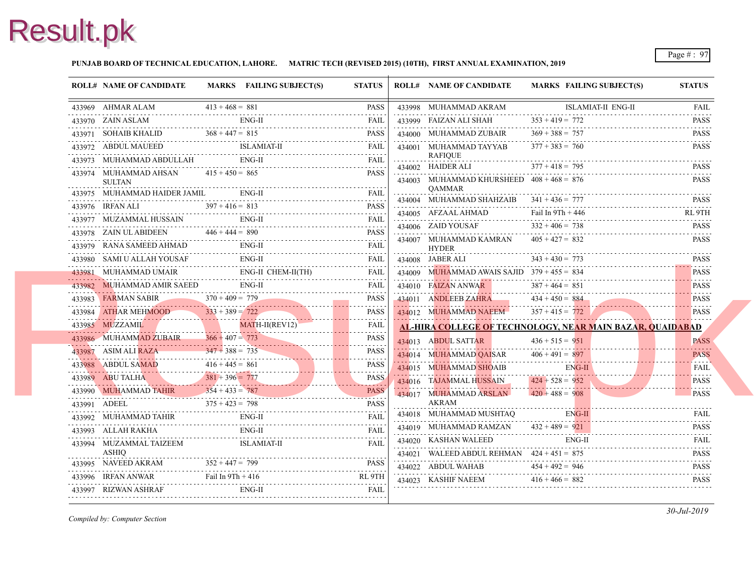**PUNJAB BOARD OF TECHNICAL EDUCATION, LAHORE. MATRIC TECH (REVISED 2015) (10TH), FIRST ANNUAL EXAMINATION, 2019**

| ROLL# | NAME OF CANDIDATE | MARKS | FAILING SUBJECT(S) | STATUS |
|---|---|---|---|---|
| 433969 | AHMAR ALAM | 413 + 468 = 881 | | PASS |
| 433970 | ZAIN ASLAM | | ENG-II | FAIL |
| 433971 | SOHAIB KHALID | 368 + 447 = 815 | | PASS |
| 433972 | ABDUL MAUEED | | ISLAMIAT-II | FAIL |
| 433973 | MUHAMMAD ABDULLAH | | ENG-II | FAIL |
| 433974 | MUHAMMAD AHSAN SULTAN | 415 + 450 = 865 | | PASS |
| 433975 | MUHAMMAD HAIDER JAMIL | | ENG-II | FAIL |
| 433976 | IRFAN ALI | 397 + 416 = 813 | | PASS |
| 433977 | MUZAMMAL HUSSAIN | | ENG-II | FAIL |
| 433978 | ZAIN UL ABIDEEN | 446 + 444 = 890 | | PASS |
| 433979 | RANA SAMEED AHMAD | | ENG-II | FAIL |
| 433980 | SAMI U ALLAH YOUSAF | | ENG-II | FAIL |
| 433981 | MUHAMMAD UMAIR | | ENG-II CHEM-II(TH) | FAIL |
| 433982 | MUHAMMAD AMIR SAEED | | ENG-II | FAIL |
| 433983 | FARMAN SABIR | 370 + 409 = 779 | | PASS |
| 433984 | ATHAR MEHMOOD | 333 + 389 = 722 | | PASS |
| 433985 | MUZZAMIL | | MATH-II(REV12) | FAIL |
| 433986 | MUHAMMAD ZUBAIR | 366 + 407 = 773 | | PASS |
| 433987 | ASIM ALI RAZA | 347 + 388 = 735 | | PASS |
| 433988 | ABDUL SAMAD | 416 + 445 = 861 | | PASS |
| 433989 | ABU TALHA | 381 + 396 = 777 | | PASS |
| 433990 | MUHAMMAD TAHIR | 354 + 433 = 787 | | PASS |
| 433991 | ADEEL | 375 + 423 = 798 | | PASS |
| 433992 | MUHAMMAD TAHIR | | ENG-II | FAIL |
| 433993 | ALLAH RAKHA | | ENG-II | FAIL |
| 433994 | MUZAMMAL TAIZEEM ASHIQ | | ISLAMIAT-II | FAIL |
| 433995 | NAVEED AKRAM | 352 + 447 = 799 | | PASS |
| 433996 | IRFAN ANWAR | Fail In 9Th + 416 | | RL 9TH |
| 433997 | RIZWAN ASHRAF | | ENG-II | FAIL |
| 433998 | MUHAMMAD AKRAM | | ISLAMIAT-II ENG-II | FAIL |
| 433999 | FAIZAN ALI SHAH | 353 + 419 = 772 | | PASS |
| 434000 | MUHAMMAD ZUBAIR | 369 + 388 = 757 | | PASS |
| 434001 | MUHAMMAD TAYYAB RAFIQUE | 377 + 383 = 760 | | PASS |
| 434002 | HAIDER ALI | 377 + 418 = 795 | | PASS |
| 434003 | MUHAMMAD KHURSHEED QAMMAR | 408 + 468 = 876 | | PASS |
| 434004 | MUHAMMAD SHAHZAIB | 341 + 436 = 777 | | PASS |
| 434005 | AFZAAL AHMAD | Fail In 9Th + 446 | | RL 9TH |
| 434006 | ZAID YOUSAF | 332 + 406 = 738 | | PASS |
| 434007 | MUHAMMAD KAMRAN HYDER | 405 + 427 = 832 | | PASS |
| 434008 | JABER ALI | 343 + 430 = 773 | | PASS |
| 434009 | MUHAMMAD AWAIS SAJID | 379 + 455 = 834 | | PASS |
| 434010 | FAIZAN ANWAR | 387 + 464 = 851 | | PASS |
| 434011 | ANDLEEB ZAHRA | 434 + 450 = 884 | | PASS |
| 434012 | MUHAMMAD NAEEM | 357 + 415 = 772 | | PASS |

**AL-HIRA COLLEGE OF TECHNOLOGY, NEAR MAIN BAZAR, QUAIDABAD**

| ROLL# | NAME OF CANDIDATE | MARKS | FAILING SUBJECT(S) | STATUS |
|---|---|---|---|---|
| 434013 | ABDUL SATTAR | 436 + 515 = 951 | | PASS |
| 434014 | MUHAMMAD QAISAR | 406 + 491 = 897 | | PASS |
| 434015 | MUHAMMAD SHOAIB | | ENG-II | FAIL |
| 434016 | TAJAMMAL HUSSAIN | 424 + 528 = 952 | | PASS |
| 434017 | MUHAMMAD ARSLAN AKRAM | 420 + 488 = 908 | | PASS |
| 434018 | MUHAMMAD MUSHTAQ | | ENG-II | FAIL |
| 434019 | MUHAMMAD RAMZAN | 432 + 489 = 921 | | PASS |
| 434020 | KASHAN WALEED | | ENG-II | FAIL |
| 434021 | WALEED ABDUL REHMAN | 424 + 451 = 875 | | PASS |
| 434022 | ABDUL WAHAB | 454 + 492 = 946 | | PASS |
| 434023 | KASHIF NAEEM | 416 + 466 = 882 | | PASS |

*Compiled by: Computer Section*

*30-Jul-2019*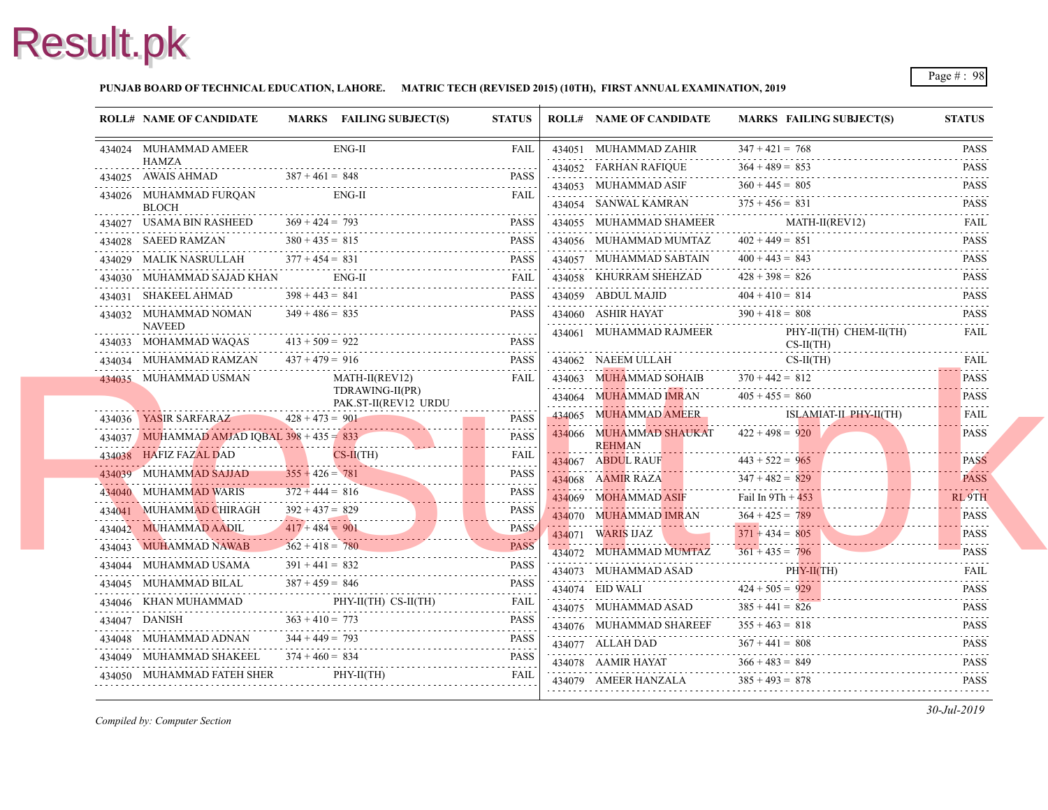**PUNJAB BOARD OF TECHNICAL EDUCATION, LAHORE. MATRIC TECH (REVISED 2015) (10TH), FIRST ANNUAL EXAMINATION, 2019**

| ROLL# | NAME OF CANDIDATE | MARKS | FAILING SUBJECT(S) | STATUS |
|---|---|---|---|---|
| 434024 | MUHAMMAD AMEER HAMZA | | ENG-II | FAIL |
| 434025 | AWAIS AHMAD | 387 + 461 = 848 | | PASS |
| 434026 | MUHAMMAD FURQAN BLOCH | | ENG-II | FAIL |
| 434027 | USAMA BIN RASHEED | 369 + 424 = 793 | | PASS |
| 434028 | SAEED RAMZAN | 380 + 435 = 815 | | PASS |
| 434029 | MALIK NASRULLAH | 377 + 454 = 831 | | PASS |
| 434030 | MUHAMMAD SAJAD KHAN | | ENG-II | FAIL |
| 434031 | SHAKEEL AHMAD | 398 + 443 = 841 | | PASS |
| 434032 | MUHAMMAD NOMAN NAVEED | 349 + 486 = 835 | | PASS |
| 434033 | MOHAMMAD WAQAS | 413 + 509 = 922 | | PASS |
| 434034 | MUHAMMAD RAMZAN | 437 + 479 = 916 | | PASS |
| 434035 | MUHAMMAD USMAN | | MATH-II(REV12) TDRAWING-II(PR) PAK.ST-II(REV12 URDU | FAIL |
| 434036 | YASIR SARFARAZ | 428 + 473 = 901 | | PASS |
| 434037 | MUHAMMAD AMJAD IQBAL | 398 + 435 = 833 | | PASS |
| 434038 | HAFIZ FAZAL DAD | | CS-II(TH) | FAIL |
| 434039 | MUHAMMAD SAJJAD | 355 + 426 = 781 | | PASS |
| 434040 | MUHAMMAD WARIS | 372 + 444 = 816 | | PASS |
| 434041 | MUHAMMAD CHIRAGH | 392 + 437 = 829 | | PASS |
| 434042 | MUHAMMAD AADIL | 417 + 484 = 901 | | PASS |
| 434043 | MUHAMMAD NAWAB | 362 + 418 = 780 | | PASS |
| 434044 | MUHAMMAD USAMA | 391 + 441 = 832 | | PASS |
| 434045 | MUHAMMAD BILAL | 387 + 459 = 846 | | PASS |
| 434046 | KHAN MUHAMMAD | | PHY-II(TH) CS-II(TH) | FAIL |
| 434047 | DANISH | 363 + 410 = 773 | | PASS |
| 434048 | MUHAMMAD ADNAN | 344 + 449 = 793 | | PASS |
| 434049 | MUHAMMAD SHAKEEL | 374 + 460 = 834 | | PASS |
| 434050 | MUHAMMAD FATEH SHER | | PHY-II(TH) | FAIL |
| 434051 | MUHAMMAD ZAHIR | 347 + 421 = 768 | | PASS |
| 434052 | FARHAN RAFIQUE | 364 + 489 = 853 | | PASS |
| 434053 | MUHAMMAD ASIF | 360 + 445 = 805 | | PASS |
| 434054 | SANWAL KAMRAN | 375 + 456 = 831 | | PASS |
| 434055 | MUHAMMAD SHAMEER | | MATH-II(REV12) | FAIL |
| 434056 | MUHAMMAD MUMTAZ | 402 + 449 = 851 | | PASS |
| 434057 | MUHAMMAD SABTAIN | 400 + 443 = 843 | | PASS |
| 434058 | KHURRAM SHEHZAD | 428 + 398 = 826 | | PASS |
| 434059 | ABDUL MAJID | 404 + 410 = 814 | | PASS |
| 434060 | ASHIR HAYAT | 390 + 418 = 808 | | PASS |
| 434061 | MUHAMMAD RAJMEER | | PHY-II(TH) CHEM-II(TH) CS-II(TH) | FAIL |
| 434062 | NAEEM ULLAH | | CS-II(TH) | FAIL |
| 434063 | MUHAMMAD SOHAIB | 370 + 442 = 812 | | PASS |
| 434064 | MUHAMMAD IMRAN | 405 + 455 = 860 | | PASS |
| 434065 | MUHAMMAD AMEER | | ISLAMIAT-II PHY-II(TH) | FAIL |
| 434066 | MUHAMMAD SHAUKAT REHMAN | 422 + 498 = 920 | | PASS |
| 434067 | ABDUL RAUF | 443 + 522 = 965 | | PASS |
| 434068 | AAMIR RAZA | 347 + 482 = 829 | | PASS |
| 434069 | MOHAMMAD ASIF | Fail In 9Th + 453 | | RL 9TH |
| 434070 | MUHAMMAD IMRAN | 364 + 425 = 789 | | PASS |
| 434071 | WARIS IJAZ | 371 + 434 = 805 | | PASS |
| 434072 | MUHAMMAD MUMTAZ | 361 + 435 = 796 | | PASS |
| 434073 | MUHAMMAD ASAD | | PHY-II(TH) | FAIL |
| 434074 | EID WALI | 424 + 505 = 929 | | PASS |
| 434075 | MUHAMMAD ASAD | 385 + 441 = 826 | | PASS |
| 434076 | MUHAMMAD SHAREEF | 355 + 463 = 818 | | PASS |
| 434077 | ALLAH DAD | 367 + 441 = 808 | | PASS |
| 434078 | AAMIR HAYAT | 366 + 483 = 849 | | PASS |
| 434079 | AMEER HANZALA | 385 + 493 = 878 | | PASS |

*Compiled by: Computer Section*

*30-Jul-2019*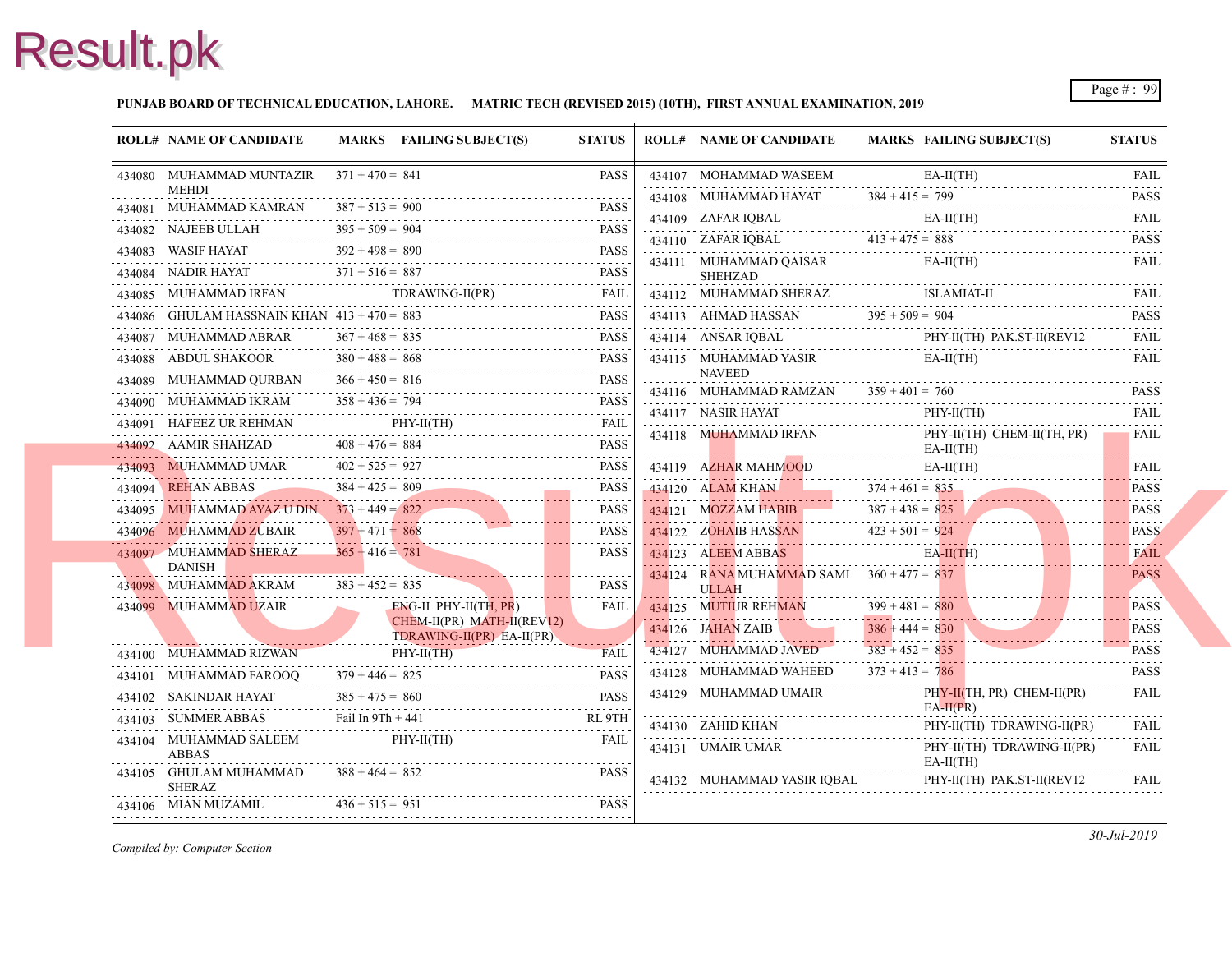**PUNJAB BOARD OF TECHNICAL EDUCATION, LAHORE. MATRIC TECH (REVISED 2015) (10TH), FIRST ANNUAL EXAMINATION, 2019**

| ROLL# | NAME OF CANDIDATE | MARKS | FAILING SUBJECT(S) | STATUS |
|---|---|---|---|---|
| 434080 | MUHAMMAD MUNTAZIR MEHDI | 371 + 470 = 841 | | PASS |
| 434081 | MUHAMMAD KAMRAN | 387 + 513 = 900 | | PASS |
| 434082 | NAJEEB ULLAH | 395 + 509 = 904 | | PASS |
| 434083 | WASIF HAYAT | 392 + 498 = 890 | | PASS |
| 434084 | NADIR HAYAT | 371 + 516 = 887 | | PASS |
| 434085 | MUHAMMAD IRFAN | | TDRAWING-II(PR) | FAIL |
| 434086 | GHULAM HASSNAIN KHAN | 413 + 470 = 883 | | PASS |
| 434087 | MUHAMMAD ABRAR | 367 + 468 = 835 | | PASS |
| 434088 | ABDUL SHAKOOR | 380 + 488 = 868 | | PASS |
| 434089 | MUHAMMAD QURBAN | 366 + 450 = 816 | | PASS |
| 434090 | MUHAMMAD IKRAM | 358 + 436 = 794 | | PASS |
| 434091 | HAFEEZ UR REHMAN | | PHY-II(TH) | FAIL |
| 434092 | AAMIR SHAHZAD | 408 + 476 = 884 | | PASS |
| 434093 | MUHAMMAD UMAR | 402 + 525 = 927 | | PASS |
| 434094 | REHAN ABBAS | 384 + 425 = 809 | | PASS |
| 434095 | MUHAMMAD AYAZ U DIN | 373 + 449 = 822 | | PASS |
| 434096 | MUHAMMAD ZUBAIR | 397 + 471 = 868 | | PASS |
| 434097 | MUHAMMAD SHERAZ DANISH | 365 + 416 = 781 | | PASS |
| 434098 | MUHAMMAD AKRAM | 383 + 452 = 835 | | PASS |
| 434099 | MUHAMMAD UZAIR | | ENG-II PHY-II(TH, PR) CHEM-II(PR) MATH-II(REV12) TDRAWING-II(PR) EA-II(PR) | FAIL |
| 434100 | MUHAMMAD RIZWAN | | PHY-II(TH) | FAIL |
| 434101 | MUHAMMAD FAROOQ | 379 + 446 = 825 | | PASS |
| 434102 | SAKINDAR HAYAT | 385 + 475 = 860 | | PASS |
| 434103 | SUMMER ABBAS | Fail In 9Th + 441 | | RL 9TH |
| 434104 | MUHAMMAD SALEEM ABBAS | | PHY-II(TH) | FAIL |
| 434105 | GHULAM MUHAMMAD SHERAZ | 388 + 464 = 852 | | PASS |
| 434106 | MIAN MUZAMIL | 436 + 515 = 951 | | PASS |
| 434107 | MOHAMMAD WASEEM | | EA-II(TH) | FAIL |
| 434108 | MUHAMMAD HAYAT | 384 + 415 = 799 | | PASS |
| 434109 | ZAFAR IQBAL | | EA-II(TH) | FAIL |
| 434110 | ZAFAR IQBAL | 413 + 475 = 888 | | PASS |
| 434111 | MUHAMMAD QAISAR SHEHZAD | | EA-II(TH) | FAIL |
| 434112 | MUHAMMAD SHERAZ | | ISLAMIAT-II | FAIL |
| 434113 | AHMAD HASSAN | 395 + 509 = 904 | | PASS |
| 434114 | ANSAR IQBAL | | PHY-II(TH) PAK.ST-II(REV12 | FAIL |
| 434115 | MUHAMMAD YASIR NAVEED | | EA-II(TH) | FAIL |
| 434116 | MUHAMMAD RAMZAN | 359 + 401 = 760 | | PASS |
| 434117 | NASIR HAYAT | | PHY-II(TH) | FAIL |
| 434118 | MUHAMMAD IRFAN | | PHY-II(TH) CHEM-II(TH, PR) EA-II(TH) | FAIL |
| 434119 | AZHAR MAHMOOD | | EA-II(TH) | FAIL |
| 434120 | ALAM KHAN | 374 + 461 = 835 | | PASS |
| 434121 | MOZZAM HABIB | 387 + 438 = 825 | | PASS |
| 434122 | ZOHAIB HASSAN | 423 + 501 = 924 | | PASS |
| 434123 | ALEEM ABBAS | | EA-II(TH) | FAIL |
| 434124 | RANA MUHAMMAD SAMI ULLAH | 360 + 477 = 837 | | PASS |
| 434125 | MUTIUR REHMAN | 399 + 481 = 880 | | PASS |
| 434126 | JAHAN ZAIB | 386 + 444 = 830 | | PASS |
| 434127 | MUHAMMAD JAVED | 383 + 452 = 835 | | PASS |
| 434128 | MUHAMMAD WAHEED | 373 + 413 = 786 | | PASS |
| 434129 | MUHAMMAD UMAIR | | PHY-II(TH, PR) CHEM-II(PR) EA-II(PR) | FAIL |
| 434130 | ZAHID KHAN | | PHY-II(TH) TDRAWING-II(PR) | FAIL |
| 434131 | UMAIR UMAR | | PHY-II(TH) TDRAWING-II(PR) EA-II(TH) | FAIL |
| 434132 | MUHAMMAD YASIR IQBAL | | PHY-II(TH) PAK.ST-II(REV12 | FAIL |

*Compiled by: Computer Section*

*30-Jul-2019*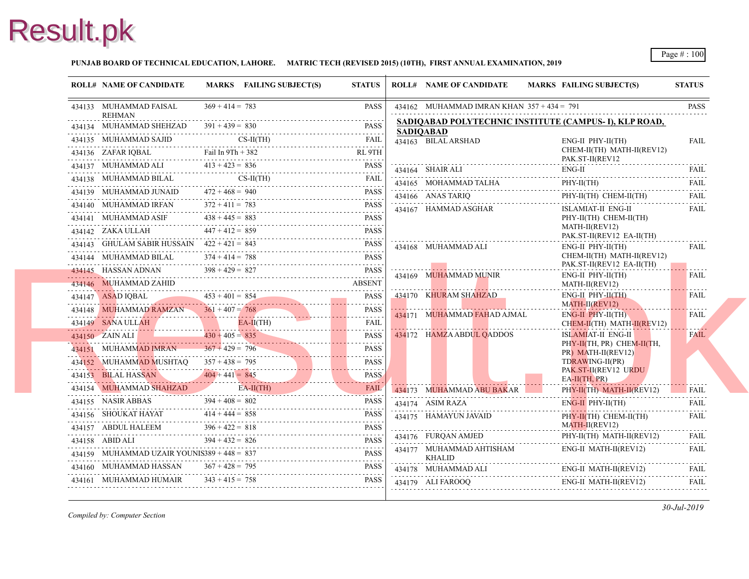**PUNJAB BOARD OF TECHNICAL EDUCATION, LAHORE. MATRIC TECH (REVISED 2015) (10TH), FIRST ANNUAL EXAMINATION, 2019**

| ROLL# | NAME OF CANDIDATE | MARKS | FAILING SUBJECT(S) | STATUS |
|---|---|---|---|---|
| 434133 | MUHAMMAD FAISAL REHMAN | 369 + 414 = 783 | | PASS |
| 434134 | MUHAMMAD SHEHZAD | 391 + 439 = 830 | | PASS |
| 434135 | MUHAMMAD SAJID | | CS-II(TH) | FAIL |
| 434136 | ZAFAR IQBAL | Fail In 9Th + 382 | | RL 9TH |
| 434137 | MUHAMMAD ALI | 413 + 423 = 836 | | PASS |
| 434138 | MUHAMMAD BILAL | | CS-II(TH) | FAIL |
| 434139 | MUHAMMAD JUNAID | 472 + 468 = 940 | | PASS |
| 434140 | MUHAMMAD IRFAN | 372 + 411 = 783 | | PASS |
| 434141 | MUHAMMAD ASIF | 438 + 445 = 883 | | PASS |
| 434142 | ZAKA ULLAH | 447 + 412 = 859 | | PASS |
| 434143 | GHULAM SABIR HUSSAIN | 422 + 421 = 843 | | PASS |
| 434144 | MUHAMMAD BILAL | 374 + 414 = 788 | | PASS |
| 434145 | HASSAN ADNAN | 398 + 429 = 827 | | PASS |
| 434146 | MUHAMMAD ZAHID | | | ABSENT |
| 434147 | ASAD IQBAL | 453 + 401 = 854 | | PASS |
| 434148 | MUHAMMAD RAMZAN | 361 + 407 = 768 | | PASS |
| 434149 | SANA ULLAH | | EA-II(TH) | FAIL |
| 434150 | ZAIN ALI | 430 + 405 = 835 | | PASS |
| 434151 | MUHAMMAD IMRAN | 367 + 429 = 796 | | PASS |
| 434152 | MUHAMMAD MUSHTAQ | 357 + 438 = 795 | | PASS |
| 434153 | BILAL HASSAN | 404 + 441 = 845 | | PASS |
| 434154 | MUHAMMAD SHAHZAD | | EA-II(TH) | FAIL |
| 434155 | NASIR ABBAS | 394 + 408 = 802 | | PASS |
| 434156 | SHOUKAT HAYAT | 414 + 444 = 858 | | PASS |
| 434157 | ABDUL HALEEM | 396 + 422 = 818 | | PASS |
| 434158 | ABID ALI | 394 + 432 = 826 | | PASS |
| 434159 | MUHAMMAD UZAIR YOUNIS | 389 + 448 = 837 | | PASS |
| 434160 | MUHAMMAD HASSAN | 367 + 428 = 795 | | PASS |
| 434161 | MUHAMMAD HUMAIR | 343 + 415 = 758 | | PASS |
| 434162 | MUHAMMAD IMRAN KHAN | 357 + 434 = 791 | | PASS |

**SADIQABAD POLYTECHNIC INSTITUTE (CAMPUS- I), KLP ROAD, SADIQABAD**

| ROLL# | NAME OF CANDIDATE | MARKS | FAILING SUBJECT(S) | STATUS |
|---|---|---|---|---|
| 434163 | BILAL ARSHAD | | ENG-II PHY-II(TH) CHEM-II(TH) MATH-II(REV12) PAK.ST-II(REV12 | FAIL |
| 434164 | SHAIR ALI | | ENG-II | FAIL |
| 434165 | MOHAMMAD TALHA | | PHY-II(TH) | FAIL |
| 434166 | ANAS TARIQ | | PHY-II(TH) CHEM-II(TH) | FAIL |
| 434167 | HAMMAD ASGHAR | | ISLAMIAT-II ENG-II PHY-II(TH) CHEM-II(TH) MATH-II(REV12) PAK.ST-II(REV12 EA-II(TH) | FAIL |
| 434168 | MUHAMMAD ALI | | ENG-II PHY-II(TH) CHEM-II(TH) MATH-II(REV12) PAK.ST-II(REV12 EA-II(TH) | FAIL |
| 434169 | MUHAMMAD MUNIR | | ENG-II PHY-II(TH) MATH-II(REV12) | FAIL |
| 434170 | KHURAM SHAHZAD | | ENG-II PHY-II(TH) MATH-II(REV12) | FAIL |
| 434171 | MUHAMMAD FAHAD AJMAL | | ENG-II PHY-II(TH) CHEM-II(TH) MATH-II(REV12) | FAIL |
| 434172 | HAMZA ABDUL QADDOS | | ISLAMIAT-II ENG-II PHY-II(TH, PR) CHEM-II(TH, PR) MATH-II(REV12) TDRAWING-II(PR) PAK.ST-II(REV12 URDU EA-II(TH, PR) | FAIL |
| 434173 | MUHAMMAD ABU BAKAR | | PHY-II(TH) MATH-II(REV12) | FAIL |
| 434174 | ASIM RAZA | | ENG-II PHY-II(TH) | FAIL |
| 434175 | HAMAYUN JAVAID | | PHY-II(TH) CHEM-II(TH) MATH-II(REV12) | FAIL |
| 434176 | FURQAN AMJED | | PHY-II(TH) MATH-II(REV12) | FAIL |
| 434177 | MUHAMMAD AHTISHAM KHALID | | ENG-II MATH-II(REV12) | FAIL |
| 434178 | MUHAMMAD ALI | | ENG-II MATH-II(REV12) | FAIL |
| 434179 | ALI FAROOQ | | ENG-II MATH-II(REV12) | FAIL |

*Compiled by: Computer Section*

*30-Jul-2019*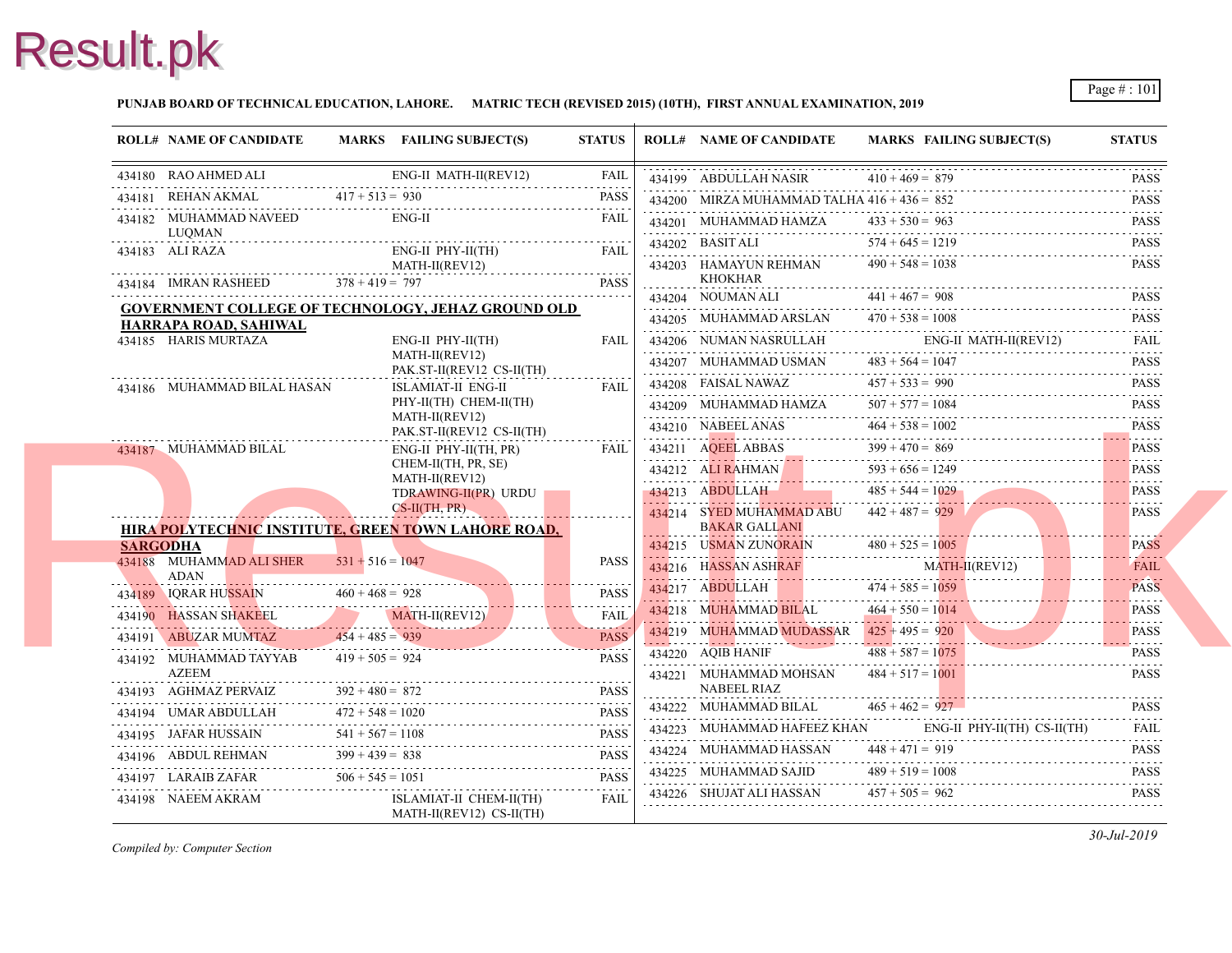**PUNJAB BOARD OF TECHNICAL EDUCATION, LAHORE. MATRIC TECH (REVISED 2015) (10TH), FIRST ANNUAL EXAMINATION, 2019**

| ROLL# | NAME OF CANDIDATE | MARKS | FAILING SUBJECT(S) | STATUS |
|---|---|---|---|---|
| 434180 | RAO AHMED ALI | | ENG-II MATH-II(REV12) | FAIL |
| 434181 | REHAN AKMAL | 417 + 513 = 930 | | PASS |
| 434182 | MUHAMMAD NAVEED LUQMAN | | ENG-II | FAIL |
| 434183 | ALI RAZA | | ENG-II PHY-II(TH) MATH-II(REV12) | FAIL |
| 434184 | IMRAN RASHEED | 378 + 419 = 797 | | PASS |
| **GOVERNMENT COLLEGE OF TECHNOLOGY, JEHAZ GROUND OLD HARRAPA ROAD, SAHIWAL** | | | | |
| 434185 | HARIS MURTAZA | | ENG-II PHY-II(TH) MATH-II(REV12) PAK.ST-II(REV12 CS-II(TH) | FAIL |
| 434186 | MUHAMMAD BILAL HASAN | | ISLAMIAT-II ENG-II PHY-II(TH) CHEM-II(TH) MATH-II(REV12) PAK.ST-II(REV12 CS-II(TH) | FAIL |
| 434187 | MUHAMMAD BILAL | | ENG-II PHY-II(TH, PR) CHEM-II(TH, PR, SE) MATH-II(REV12) TDRAWING-II(PR) URDU CS-II(TH, PR) | FAIL |
| **HIRA POLYTECHNIC INSTITUTE, GREEN TOWN LAHORE ROAD, SARGODHA** | | | | |
| 434188 | MUHAMMAD ALI SHER ADAN | 531 + 516 = 1047 | | PASS |
| 434189 | IQRAR HUSSAIN | 460 + 468 = 928 | | PASS |
| 434190 | HASSAN SHAKEEL | | MATH-II(REV12) | FAIL |
| 434191 | ABUZAR MUMTAZ | 454 + 485 = 939 | | PASS |
| 434192 | MUHAMMAD TAYYAB AZEEM | 419 + 505 = 924 | | PASS |
| 434193 | AGHMAZ PERVAIZ | 392 + 480 = 872 | | PASS |
| 434194 | UMAR ABDULLAH | 472 + 548 = 1020 | | PASS |
| 434195 | JAFAR HUSSAIN | 541 + 567 = 1108 | | PASS |
| 434196 | ABDUL REHMAN | 399 + 439 = 838 | | PASS |
| 434197 | LARAIB ZAFAR | 506 + 545 = 1051 | | PASS |
| 434198 | NAEEM AKRAM | | ISLAMIAT-II CHEM-II(TH) MATH-II(REV12) CS-II(TH) | FAIL |
| 434199 | ABDULLAH NASIR | 410 + 469 = 879 | | PASS |
| 434200 | MIRZA MUHAMMAD TALHA | 416 + 436 = 852 | | PASS |
| 434201 | MUHAMMAD HAMZA | 433 + 530 = 963 | | PASS |
| 434202 | BASIT ALI | 574 + 645 = 1219 | | PASS |
| 434203 | HAMAYUN REHMAN KHOKHAR | 490 + 548 = 1038 | | PASS |
| 434204 | NOUMAN ALI | 441 + 467 = 908 | | PASS |
| 434205 | MUHAMMAD ARSLAN | 470 + 538 = 1008 | | PASS |
| 434206 | NUMAN NASRULLAH | | ENG-II MATH-II(REV12) | FAIL |
| 434207 | MUHAMMAD USMAN | 483 + 564 = 1047 | | PASS |
| 434208 | FAISAL NAWAZ | 457 + 533 = 990 | | PASS |
| 434209 | MUHAMMAD HAMZA | 507 + 577 = 1084 | | PASS |
| 434210 | NABEEL ANAS | 464 + 538 = 1002 | | PASS |
| 434211 | AQEEL ABBAS | 399 + 470 = 869 | | PASS |
| 434212 | ALI RAHMAN | 593 + 656 = 1249 | | PASS |
| 434213 | ABDULLAH | 485 + 544 = 1029 | | PASS |
| 434214 | SYED MUHAMMAD ABU BAKAR GALLANI | 442 + 487 = 929 | | PASS |
| 434215 | USMAN ZUNORAIN | 480 + 525 = 1005 | | PASS |
| 434216 | HASSAN ASHRAF | | MATH-II(REV12) | FAIL |
| 434217 | ABDULLAH | 474 + 585 = 1059 | | PASS |
| 434218 | MUHAMMAD BILAL | 464 + 550 = 1014 | | PASS |
| 434219 | MUHAMMAD MUDASSAR | 425 + 495 = 920 | | PASS |
| 434220 | AQIB HANIF | 488 + 587 = 1075 | | PASS |
| 434221 | MUHAMMAD MOHSAN NABEEL RIAZ | 484 + 517 = 1001 | | PASS |
| 434222 | MUHAMMAD BILAL | 465 + 462 = 927 | | PASS |
| 434223 | MUHAMMAD HAFEEZ KHAN | | ENG-II PHY-II(TH) CS-II(TH) | FAIL |
| 434224 | MUHAMMAD HASSAN | 448 + 471 = 919 | | PASS |
| 434225 | MUHAMMAD SAJID | 489 + 519 = 1008 | | PASS |
| 434226 | SHUJAT ALI HASSAN | 457 + 505 = 962 | | PASS |

*Compiled by: Computer Section*

*30-Jul-2019*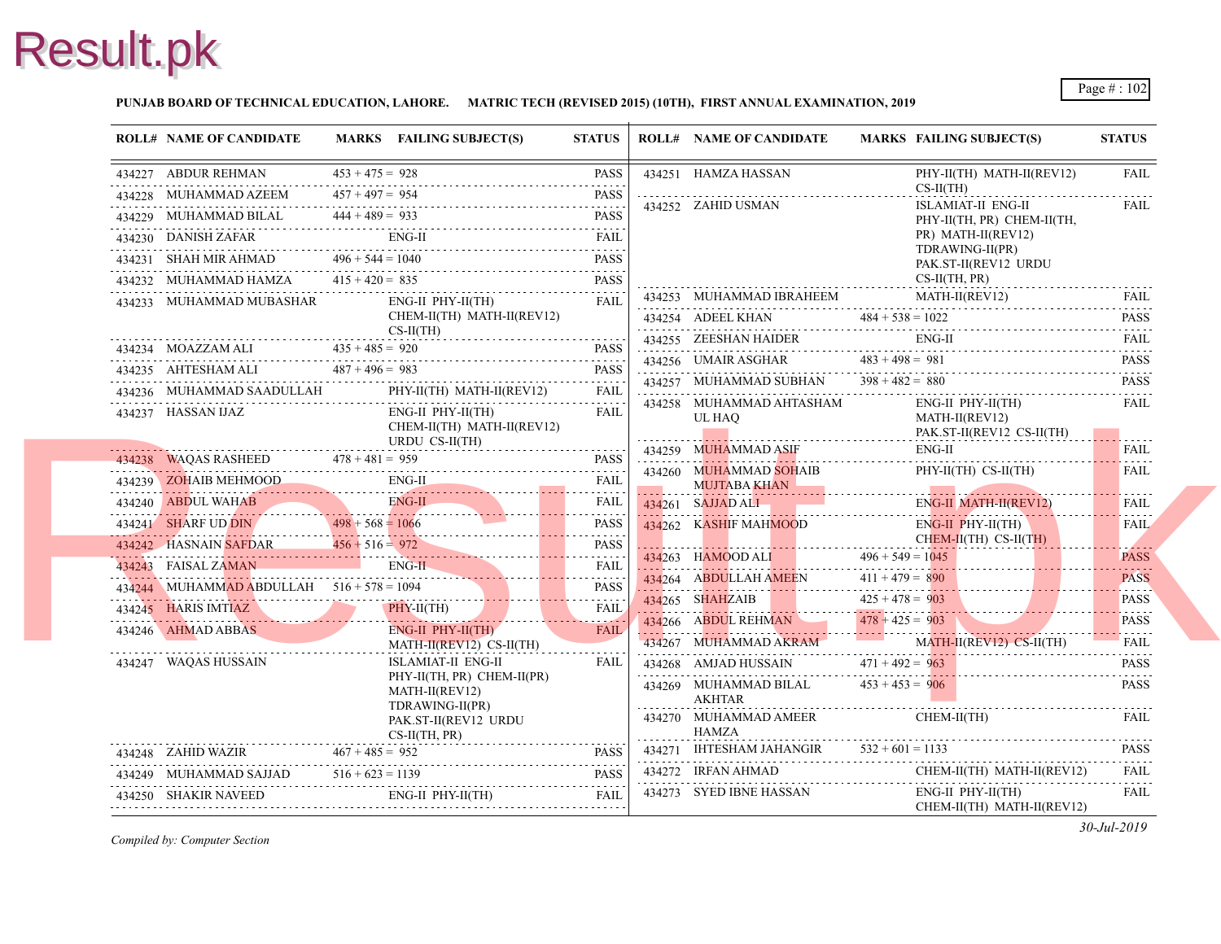**PUNJAB BOARD OF TECHNICAL EDUCATION, LAHORE. MATRIC TECH (REVISED 2015) (10TH), FIRST ANNUAL EXAMINATION, 2019**

| ROLL# | NAME OF CANDIDATE | MARKS | FAILING SUBJECT(S) | STATUS |
|---|---|---|---|---|
| 434227 | ABDUR REHMAN | 453 + 475 = 928 | | PASS |
| 434228 | MUHAMMAD AZEEM | 457 + 497 = 954 | | PASS |
| 434229 | MUHAMMAD BILAL | 444 + 489 = 933 | | PASS |
| 434230 | DANISH ZAFAR | | ENG-II | FAIL |
| 434231 | SHAH MIR AHMAD | 496 + 544 = 1040 | | PASS |
| 434232 | MUHAMMAD HAMZA | 415 + 420 = 835 | | PASS |
| 434233 | MUHAMMAD MUBASHAR | | ENG-II PHY-II(TH) CHEM-II(TH) MATH-II(REV12) CS-II(TH) | FAIL |
| 434234 | MOAZZAM ALI | 435 + 485 = 920 | | PASS |
| 434235 | AHTESHAM ALI | 487 + 496 = 983 | | PASS |
| 434236 | MUHAMMAD SAADULLAH | | PHY-II(TH) MATH-II(REV12) | FAIL |
| 434237 | HASSAN IJAZ | | ENG-II PHY-II(TH) CHEM-II(TH) MATH-II(REV12) URDU CS-II(TH) | FAIL |
| 434238 | WAQAS RASHEED | 478 + 481 = 959 | | PASS |
| 434239 | ZOHAIB MEHMOOD | | ENG-II | FAIL |
| 434240 | ABDUL WAHAB | | ENG-II | FAIL |
| 434241 | SHARF UD DIN | 498 + 568 = 1066 | | PASS |
| 434242 | HASNAIN SAFDAR | 456 + 516 = 972 | | PASS |
| 434243 | FAISAL ZAMAN | | ENG-II | FAIL |
| 434244 | MUHAMMAD ABDULLAH | 516 + 578 = 1094 | | PASS |
| 434245 | HARIS IMTIAZ | | PHY-II(TH) | FAIL |
| 434246 | AHMAD ABBAS | | ENG-II PHY-II(TH) MATH-II(REV12) CS-II(TH) | FAIL |
| 434247 | WAQAS HUSSAIN | | ISLAMIAT-II ENG-II PHY-II(TH, PR) CHEM-II(PR) MATH-II(REV12) TDRAWING-II(PR) PAK.ST-II(REV12 URDU CS-II(TH, PR) | FAIL |
| 434248 | ZAHID WAZIR | 467 + 485 = 952 | | PASS |
| 434249 | MUHAMMAD SAJJAD | 516 + 623 = 1139 | | PASS |
| 434250 | SHAKIR NAVEED | | ENG-II PHY-II(TH) | FAIL |
| 434251 | HAMZA HASSAN | | PHY-II(TH) MATH-II(REV12) CS-II(TH) | FAIL |
| 434252 | ZAHID USMAN | | ISLAMIAT-II ENG-II PHY-II(TH, PR) CHEM-II(TH, PR) MATH-II(REV12) TDRAWING-II(PR) PAK.ST-II(REV12 URDU CS-II(TH, PR) | FAIL |
| 434253 | MUHAMMAD IBRAHEEM | | MATH-II(REV12) | FAIL |
| 434254 | ADEEL KHAN | 484 + 538 = 1022 | | PASS |
| 434255 | ZEESHAN HAIDER | | ENG-II | FAIL |
| 434256 | UMAIR ASGHAR | 483 + 498 = 981 | | PASS |
| 434257 | MUHAMMAD SUBHAN | 398 + 482 = 880 | | PASS |
| 434258 | MUHAMMAD AHTASHAM UL HAQ | | ENG-II PHY-II(TH) MATH-II(REV12) PAK.ST-II(REV12 CS-II(TH) | FAIL |
| 434259 | MUHAMMAD ASIF | | ENG-II | FAIL |
| 434260 | MUHAMMAD SOHAIB MUJTABA KHAN | | PHY-II(TH) CS-II(TH) | FAIL |
| 434261 | SAJJAD ALI | | ENG-II MATH-II(REV12) | FAIL |
| 434262 | KASHIF MAHMOOD | | ENG-II PHY-II(TH) CHEM-II(TH) CS-II(TH) | FAIL |
| 434263 | HAMOOD ALI | 496 + 549 = 1045 | | PASS |
| 434264 | ABDULLAH AMEEN | 411 + 479 = 890 | | PASS |
| 434265 | SHAHZAIB | 425 + 478 = 903 | | PASS |
| 434266 | ABDUL REHMAN | 478 + 425 = 903 | | PASS |
| 434267 | MUHAMMAD AKRAM | | MATH-II(REV12) CS-II(TH) | FAIL |
| 434268 | AMJAD HUSSAIN | 471 + 492 = 963 | | PASS |
| 434269 | MUHAMMAD BILAL AKHTAR | 453 + 453 = 906 | | PASS |
| 434270 | MUHAMMAD AMEER HAMZA | | CHEM-II(TH) | FAIL |
| 434271 | IHTESHAM JAHANGIR | 532 + 601 = 1133 | | PASS |
| 434272 | IRFAN AHMAD | | CHEM-II(TH) MATH-II(REV12) | FAIL |
| 434273 | SYED IBNE HASSAN | | ENG-II PHY-II(TH) CHEM-II(TH) MATH-II(REV12) | FAIL |

*Compiled by: Computer Section*

*30-Jul-2019*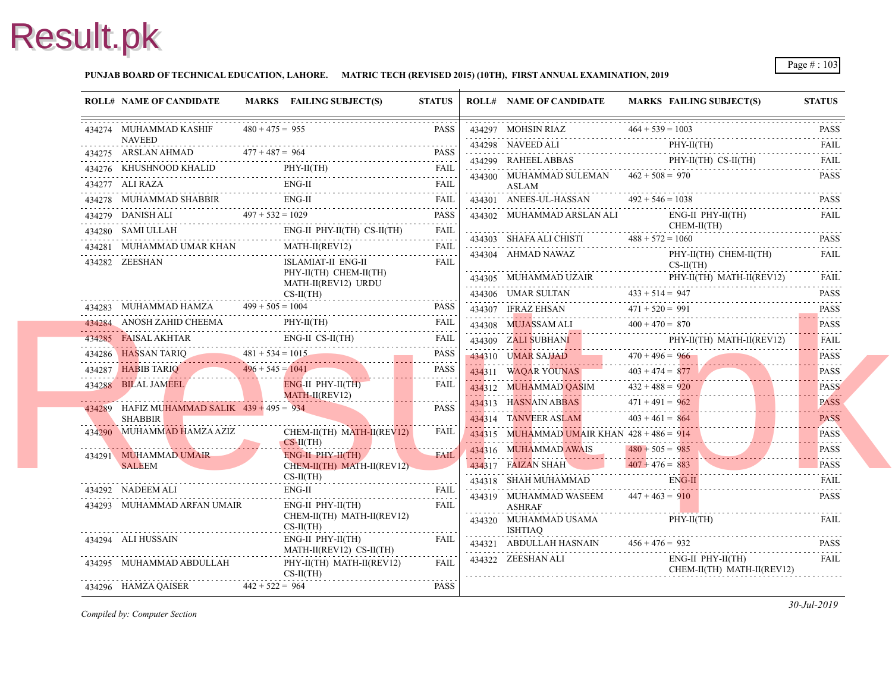**PUNJAB BOARD OF TECHNICAL EDUCATION, LAHORE. MATRIC TECH (REVISED 2015) (10TH), FIRST ANNUAL EXAMINATION, 2019**

| ROLL# | NAME OF CANDIDATE | MARKS | FAILING SUBJECT(S) | STATUS |
|---|---|---|---|---|
| 434274 | MUHAMMAD KASHIF NAVEED | 480 + 475 = 955 | | PASS |
| 434275 | ARSLAN AHMAD | 477 + 487 = 964 | | PASS |
| 434276 | KHUSHNOOD KHALID | | PHY-II(TH) | FAIL |
| 434277 | ALI RAZA | | ENG-II | FAIL |
| 434278 | MUHAMMAD SHABBIR | | ENG-II | FAIL |
| 434279 | DANISH ALI | 497 + 532 = 1029 | | PASS |
| 434280 | SAMI ULLAH | | ENG-II PHY-II(TH) CS-II(TH) | FAIL |
| 434281 | MUHAMMAD UMAR KHAN | | MATH-II(REV12) | FAIL |
| 434282 | ZEESHAN | | ISLAMIAT-II ENG-II PHY-II(TH) CHEM-II(TH) MATH-II(REV12) URDU CS-II(TH) | FAIL |
| 434283 | MUHAMMAD HAMZA | 499 + 505 = 1004 | | PASS |
| 434284 | ANOSH ZAHID CHEEMA | | PHY-II(TH) | FAIL |
| 434285 | FAISAL AKHTAR | | ENG-II CS-II(TH) | FAIL |
| 434286 | HASSAN TARIQ | 481 + 534 = 1015 | | PASS |
| 434287 | HABIB TARIQ | 496 + 545 = 1041 | | PASS |
| 434288 | BILAL JAMEEL | | ENG-II PHY-II(TH) MATH-II(REV12) | FAIL |
| 434289 | HAFIZ MUHAMMAD SALIK SHABBIR | 439 + 495 = 934 | | PASS |
| 434290 | MUHAMMAD HAMZA AZIZ | | CHEM-II(TH) MATH-II(REV12) CS-II(TH) | FAIL |
| 434291 | MUHAMMAD UMAIR SALEEM | | ENG-II PHY-II(TH) CHEM-II(TH) MATH-II(REV12) CS-II(TH) | FAIL |
| 434292 | NADEEM ALI | | ENG-II | FAIL |
| 434293 | MUHAMMAD ARFAN UMAIR | | ENG-II PHY-II(TH) CHEM-II(TH) MATH-II(REV12) CS-II(TH) | FAIL |
| 434294 | ALI HUSSAIN | | ENG-II PHY-II(TH) MATH-II(REV12) CS-II(TH) | FAIL |
| 434295 | MUHAMMAD ABDULLAH | | PHY-II(TH) MATH-II(REV12) CS-II(TH) | FAIL |
| 434296 | HAMZA QAISER | 442 + 522 = 964 | | PASS |
| 434297 | MOHSIN RIAZ | 464 + 539 = 1003 | | PASS |
| 434298 | NAVEED ALI | | PHY-II(TH) | FAIL |
| 434299 | RAHEEL ABBAS | | PHY-II(TH) CS-II(TH) | FAIL |
| 434300 | MUHAMMAD SULEMAN ASLAM | 462 + 508 = 970 | | PASS |
| 434301 | ANEES-UL-HASSAN | 492 + 546 = 1038 | | PASS |
| 434302 | MUHAMMAD ARSLAN ALI | | ENG-II PHY-II(TH) CHEM-II(TH) | FAIL |
| 434303 | SHAFA ALI CHISTI | 488 + 572 = 1060 | | PASS |
| 434304 | AHMAD NAWAZ | | PHY-II(TH) CHEM-II(TH) CS-II(TH) | FAIL |
| 434305 | MUHAMMAD UZAIR | | PHY-II(TH) MATH-II(REV12) | FAIL |
| 434306 | UMAR SULTAN | 433 + 514 = 947 | | PASS |
| 434307 | IFRAZ EHSAN | 471 + 520 = 991 | | PASS |
| 434308 | MUJASSAM ALI | 400 + 470 = 870 | | PASS |
| 434309 | ZALI SUBHANI | | PHY-II(TH) MATH-II(REV12) | FAIL |
| 434310 | UMAR SAJJAD | 470 + 496 = 966 | | PASS |
| 434311 | WAQAR YOUNAS | 403 + 474 = 877 | | PASS |
| 434312 | MUHAMMAD QASIM | 432 + 488 = 920 | | PASS |
| 434313 | HASNAIN ABBAS | 471 + 491 = 962 | | PASS |
| 434314 | TANVEER ASLAM | 403 + 461 = 864 | | PASS |
| 434315 | MUHAMMAD UMAIR KHAN | 428 + 486 = 914 | | PASS |
| 434316 | MUHAMMAD AWAIS | 480 + 505 = 985 | | PASS |
| 434317 | FAIZAN SHAH | 407 + 476 = 883 | | PASS |
| 434318 | SHAH MUHAMMAD | | ENG-II | FAIL |
| 434319 | MUHAMMAD WASEEM ASHRAF | 447 + 463 = 910 | | PASS |
| 434320 | MUHAMMAD USAMA ISHTIAQ | | PHY-II(TH) | FAIL |
| 434321 | ABDULLAH HASNAIN | 456 + 476 = 932 | | PASS |
| 434322 | ZEESHAN ALI | | ENG-II PHY-II(TH) CHEM-II(TH) MATH-II(REV12) | FAIL |

*Compiled by: Computer Section*

*30-Jul-2019*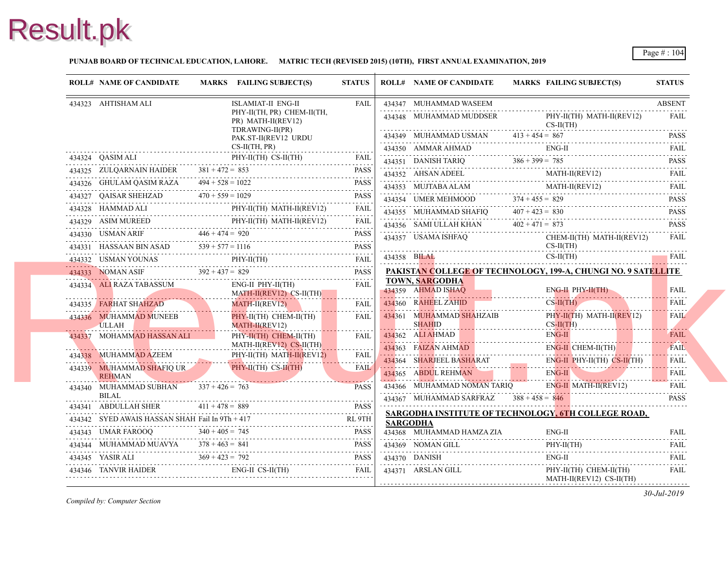**PUNJAB BOARD OF TECHNICAL EDUCATION, LAHORE. MATRIC TECH (REVISED 2015) (10TH), FIRST ANNUAL EXAMINATION, 2019**

| ROLL# | NAME OF CANDIDATE | MARKS | FAILING SUBJECT(S) | STATUS |
|---|---|---|---|---|
| 434323 | AHTISHAM ALI | | ISLAMIAT-II ENG-II PHY-II(TH, PR) CHEM-II(TH, PR) MATH-II(REV12) TDRAWING-II(PR) PAK.ST-II(REV12 URDU CS-II(TH, PR) | FAIL |
| 434324 | QASIM ALI | | PHY-II(TH) CS-II(TH) | FAIL |
| 434325 | ZULQARNAIN HAIDER | 381 + 472 = 853 | | PASS |
| 434326 | GHULAM QASIM RAZA | 494 + 528 = 1022 | | PASS |
| 434327 | QAISAR SHEHZAD | 470 + 559 = 1029 | | PASS |
| 434328 | HAMMAD ALI | | PHY-II(TH) MATH-II(REV12) | FAIL |
| 434329 | ASIM MUREED | | PHY-II(TH) MATH-II(REV12) | FAIL |
| 434330 | USMAN ARIF | 446 + 474 = 920 | | PASS |
| 434331 | HASSAAN BIN ASAD | 539 + 577 = 1116 | | PASS |
| 434332 | USMAN YOUNAS | | PHY-II(TH) | FAIL |
| 434333 | NOMAN ASIF | 392 + 437 = 829 | | PASS |
| 434334 | ALI RAZA TABASSUM | | ENG-II PHY-II(TH) MATH-II(REV12) CS-II(TH) | FAIL |
| 434335 | FARHAT SHAHZAD | | MATH-II(REV12) | FAIL |
| 434336 | MUHAMMAD MUNEEB ULLAH | | PHY-II(TH) CHEM-II(TH) MATH-II(REV12) | FAIL |
| 434337 | MOHAMMAD HASSAN ALI | | PHY-II(TH) CHEM-II(TH) MATH-II(REV12) CS-II(TH) | FAIL |
| 434338 | MUHAMMAD AZEEM | | PHY-II(TH) MATH-II(REV12) | FAIL |
| 434339 | MUHAMMAD SHAFIQ UR REHMAN | | PHY-II(TH) CS-II(TH) | FAIL |
| 434340 | MUHAMMAD SUBHAN BILAL | 337 + 426 = 763 | | PASS |
| 434341 | ABDULLAH SHER | 411 + 478 = 889 | | PASS |
| 434342 | SYED AWAIS HASSAN SHAH | Fail In 9Th + 417 | | RL 9TH |
| 434343 | UMAR FAROOQ | 340 + 405 = 745 | | PASS |
| 434344 | MUHAMMAD MUAVYA | 378 + 463 = 841 | | PASS |
| 434345 | YASIR ALI | 369 + 423 = 792 | | PASS |
| 434346 | TANVIR HAIDER | | ENG-II CS-II(TH) | FAIL |
| 434347 | MUHAMMAD WASEEM | | | ABSENT |
| 434348 | MUHAMMAD MUDDSER | | PHY-II(TH) MATH-II(REV12) CS-II(TH) | FAIL |
| 434349 | MUHAMMAD USMAN | 413 + 454 = 867 | | PASS |
| 434350 | AMMAR AHMAD | | ENG-II | FAIL |
| 434351 | DANISH TARIQ | 386 + 399 = 785 | | PASS |
| 434352 | AHSAN ADEEL | | MATH-II(REV12) | FAIL |
| 434353 | MUJTABA ALAM | | MATH-II(REV12) | FAIL |
| 434354 | UMER MEHMOOD | 374 + 455 = 829 | | PASS |
| 434355 | MUHAMMAD SHAFIQ | 407 + 423 = 830 | | PASS |
| 434356 | SAMI ULLAH KHAN | 402 + 471 = 873 | | PASS |
| 434357 | USAMA ISHFAQ | | CHEM-II(TH) MATH-II(REV12) CS-II(TH) | FAIL |
| 434358 | BILAL | | CS-II(TH) | FAIL |

**PAKISTAN COLLEGE OF TECHNOLOGY, 199-A, CHUNGI NO. 9 SATELLITE TOWN, SARGODHA**

| ROLL# | NAME OF CANDIDATE | MARKS | FAILING SUBJECT(S) | STATUS |
|---|---|---|---|---|
| 434359 | AHMAD ISHAQ | | ENG-II PHY-II(TH) | FAIL |
| 434360 | RAHEEL ZAHID | | CS-II(TH) | FAIL |
| 434361 | MUHAMMAD SHAHZAIB SHAHID | | PHY-II(TH) MATH-II(REV12) CS-II(TH) | FAIL |
| 434362 | ALI AHMAD | | ENG-II | FAIL |
| 434363 | FAIZAN AHMAD | | ENG-II CHEM-II(TH) | FAIL |
| 434364 | SHARJEEL BASHARAT | | ENG-II PHY-II(TH) CS-II(TH) | FAIL |
| 434365 | ABDUL REHMAN | | ENG-II | FAIL |
| 434366 | MUHAMMAD NOMAN TARIQ | | ENG-II MATH-II(REV12) | FAIL |
| 434367 | MUHAMMAD SARFRAZ | 388 + 458 = 846 | | PASS |

**SARGODHA INSTITUTE OF TECHNOLOGY, 6TH COLLEGE ROAD, SARGODHA**

| ROLL# | NAME OF CANDIDATE | MARKS | FAILING SUBJECT(S) | STATUS |
|---|---|---|---|---|
| 434368 | MUHAMMAD HAMZA ZIA | | ENG-II | FAIL |
| 434369 | NOMAN GILL | | PHY-II(TH) | FAIL |
| 434370 | DANISH | | ENG-II | FAIL |
| 434371 | ARSLAN GILL | | PHY-II(TH) CHEM-II(TH) MATH-II(REV12) CS-II(TH) | FAIL |

*Compiled by: Computer Section*

*30-Jul-2019*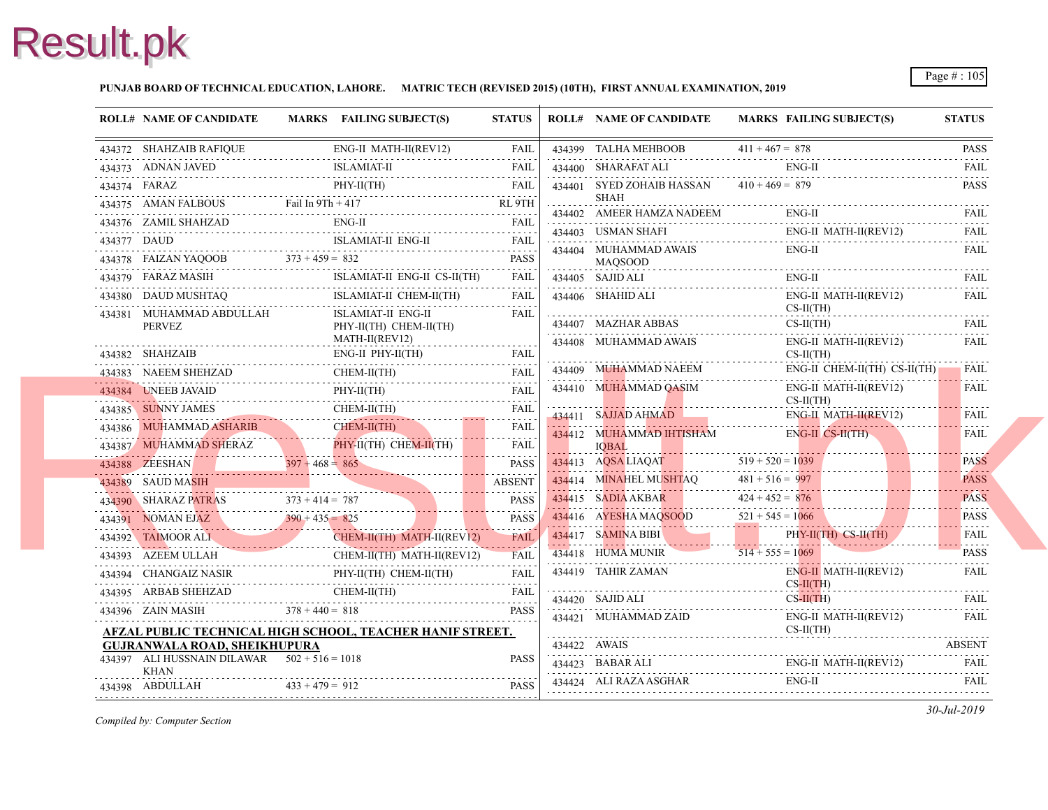**PUNJAB BOARD OF TECHNICAL EDUCATION, LAHORE. MATRIC TECH (REVISED 2015) (10TH), FIRST ANNUAL EXAMINATION, 2019**

| ROLL# | NAME OF CANDIDATE | MARKS | FAILING SUBJECT(S) | STATUS |
|---|---|---|---|---|
| 434372 | SHAHZAIB RAFIQUE | | ENG-II MATH-II(REV12) | FAIL |
| 434373 | ADNAN JAVED | | ISLAMIAT-II | FAIL |
| 434374 | FARAZ | | PHY-II(TH) | FAIL |
| 434375 | AMAN FALBOUS | Fail In 9Th + 417 | | RL 9TH |
| 434376 | ZAMIL SHAHZAD | | ENG-II | FAIL |
| 434377 | DAUD | | ISLAMIAT-II ENG-II | FAIL |
| 434378 | FAIZAN YAQOOB | 373 + 459 = 832 | | PASS |
| 434379 | FARAZ MASIH | | ISLAMIAT-II ENG-II CS-II(TH) | FAIL |
| 434380 | DAUD MUSHTAQ | | ISLAMIAT-II CHEM-II(TH) | FAIL |
| 434381 | MUHAMMAD ABDULLAH PERVEZ | | ISLAMIAT-II ENG-II PHY-II(TH) CHEM-II(TH) MATH-II(REV12) | FAIL |
| 434382 | SHAHZAIB | | ENG-II PHY-II(TH) | FAIL |
| 434383 | NAEEM SHEHZAD | | CHEM-II(TH) | FAIL |
| 434384 | UNEEB JAVAID | | PHY-II(TH) | FAIL |
| 434385 | SUNNY JAMES | | CHEM-II(TH) | FAIL |
| 434386 | MUHAMMAD ASHARIB | | CHEM-II(TH) | FAIL |
| 434387 | MUHAMMAD SHERAZ | | PHY-II(TH) CHEM-II(TH) | FAIL |
| 434388 | ZEESHAN | 397 + 468 = 865 | | PASS |
| 434389 | SAUD MASIH | | | ABSENT |
| 434390 | SHARAZ PATRAS | 373 + 414 = 787 | | PASS |
| 434391 | NOMAN EJAZ | 390 + 435 = 825 | | PASS |
| 434392 | TAIMOOR ALI | | CHEM-II(TH) MATH-II(REV12) | FAIL |
| 434393 | AZEEM ULLAH | | CHEM-II(TH) MATH-II(REV12) | FAIL |
| 434394 | CHANGAIZ NASIR | | PHY-II(TH) CHEM-II(TH) | FAIL |
| 434395 | ARBAB SHEHZAD | | CHEM-II(TH) | FAIL |
| 434396 | ZAIN MASIH | 378 + 440 = 818 | | PASS |

**AFZAL PUBLIC TECHNICAL HIGH SCHOOL, TEACHER HANIF STREET. GUJRANWALA ROAD, SHEIKHUPURA**

| ROLL# | NAME OF CANDIDATE | MARKS | FAILING SUBJECT(S) | STATUS |
|---|---|---|---|---|
| 434397 | ALI HUSSNAIN DILAWAR KHAN | 502 + 516 = 1018 | | PASS |
| 434398 | ABDULLAH | 433 + 479 = 912 | | PASS |
| 434399 | TALHA MEHBOOB | 411 + 467 = 878 | | PASS |
| 434400 | SHARAFAT ALI | | ENG-II | FAIL |
| 434401 | SYED ZOHAIB HASSAN SHAH | 410 + 469 = 879 | | PASS |
| 434402 | AMEER HAMZA NADEEM | | ENG-II | FAIL |
| 434403 | USMAN SHAFI | | ENG-II MATH-II(REV12) | FAIL |
| 434404 | MUHAMMAD AWAIS MAQSOOD | | ENG-II | FAIL |
| 434405 | SAJID ALI | | ENG-II | FAIL |
| 434406 | SHAHID ALI | | ENG-II MATH-II(REV12) CS-II(TH) | FAIL |
| 434407 | MAZHAR ABBAS | | CS-II(TH) | FAIL |
| 434408 | MUHAMMAD AWAIS | | ENG-II MATH-II(REV12) CS-II(TH) | FAIL |
| 434409 | MUHAMMAD NAEEM | | ENG-II CHEM-II(TH) CS-II(TH) | FAIL |
| 434410 | MUHAMMAD QASIM | | ENG-II MATH-II(REV12) CS-II(TH) | FAIL |
| 434411 | SAJJAD AHMAD | | ENG-II MATH-II(REV12) | FAIL |
| 434412 | MUHAMMAD IHTISHAM IQBAL | | ENG-II CS-II(TH) | FAIL |
| 434413 | AQSA LIAQAT | 519 + 520 = 1039 | | PASS |
| 434414 | MINAHEL MUSHTAQ | 481 + 516 = 997 | | PASS |
| 434415 | SADIA AKBAR | 424 + 452 = 876 | | PASS |
| 434416 | AYESHA MAQSOOD | 521 + 545 = 1066 | | PASS |
| 434417 | SAMINA BIBI | | PHY-II(TH) CS-II(TH) | FAIL |
| 434418 | HUMA MUNIR | 514 + 555 = 1069 | | PASS |
| 434419 | TAHIR ZAMAN | | ENG-II MATH-II(REV12) CS-II(TH) | FAIL |
| 434420 | SAJID ALI | | CS-II(TH) | FAIL |
| 434421 | MUHAMMAD ZAID | | ENG-II MATH-II(REV12) CS-II(TH) | FAIL |
| 434422 | AWAIS | | | ABSENT |
| 434423 | BABAR ALI | | ENG-II MATH-II(REV12) | FAIL |
| 434424 | ALI RAZA ASGHAR | | ENG-II | FAIL |

*Compiled by: Computer Section*

*30-Jul-2019*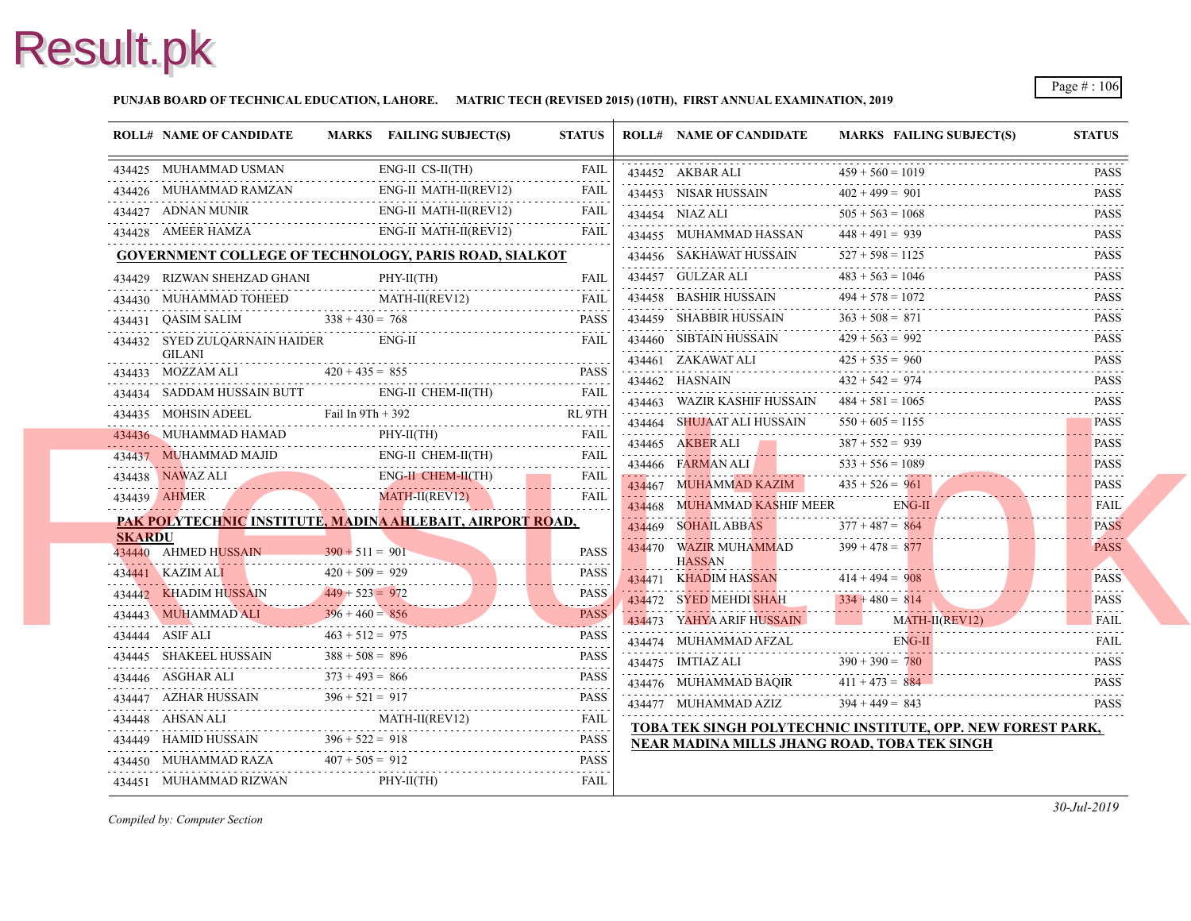**PUNJAB BOARD OF TECHNICAL EDUCATION, LAHORE. MATRIC TECH (REVISED 2015) (10TH), FIRST ANNUAL EXAMINATION, 2019**

| ROLL# | NAME OF CANDIDATE | MARKS | FAILING SUBJECT(S) | STATUS |
|---|---|---|---|---|
| 434425 | MUHAMMAD USMAN | | ENG-II CS-II(TH) | FAIL |
| 434426 | MUHAMMAD RAMZAN | | ENG-II MATH-II(REV12) | FAIL |
| 434427 | ADNAN MUNIR | | ENG-II MATH-II(REV12) | FAIL |
| 434428 | AMEER HAMZA | | ENG-II MATH-II(REV12) | FAIL |

**GOVERNMENT COLLEGE OF TECHNOLOGY, PARIS ROAD, SIALKOT**

| ROLL# | NAME OF CANDIDATE | MARKS | FAILING SUBJECT(S) | STATUS |
|---|---|---|---|---|
| 434429 | RIZWAN SHEHZAD GHANI | | PHY-II(TH) | FAIL |
| 434430 | MUHAMMAD TOHEED | | MATH-II(REV12) | FAIL |
| 434431 | QASIM SALIM | 338 + 430 = 768 | | PASS |
| 434432 | SYED ZULQARNAIN HAIDER GILANI | | ENG-II | FAIL |
| 434433 | MOZZAM ALI | 420 + 435 = 855 | | PASS |
| 434434 | SADDAM HUSSAIN BUTT | | ENG-II CHEM-II(TH) | FAIL |
| 434435 | MOHSIN ADEEL | Fail In 9Th + 392 | | RL 9TH |
| 434436 | MUHAMMAD HAMAD | | PHY-II(TH) | FAIL |
| 434437 | MUHAMMAD MAJID | | ENG-II CHEM-II(TH) | FAIL |
| 434438 | NAWAZ ALI | | ENG-II CHEM-II(TH) | FAIL |
| 434439 | AHMER | | MATH-II(REV12) | FAIL |

**PAK POLYTECHNIC INSTITUTE, MADINA AHLEBAIT, AIRPORT ROAD, SKARDU**

| ROLL# | NAME OF CANDIDATE | MARKS | FAILING SUBJECT(S) | STATUS |
|---|---|---|---|---|
| 434440 | AHMED HUSSAIN | 390 + 511 = 901 | | PASS |
| 434441 | KAZIM ALI | 420 + 509 = 929 | | PASS |
| 434442 | KHADIM HUSSAIN | 449 + 523 = 972 | | PASS |
| 434443 | MUHAMMAD ALI | 396 + 460 = 856 | | PASS |
| 434444 | ASIF ALI | 463 + 512 = 975 | | PASS |
| 434445 | SHAKEEL HUSSAIN | 388 + 508 = 896 | | PASS |
| 434446 | ASGHAR ALI | 373 + 493 = 866 | | PASS |
| 434447 | AZHAR HUSSAIN | 396 + 521 = 917 | | PASS |
| 434448 | AHSAN ALI | | MATH-II(REV12) | FAIL |
| 434449 | HAMID HUSSAIN | 396 + 522 = 918 | | PASS |
| 434450 | MUHAMMAD RAZA | 407 + 505 = 912 | | PASS |
| 434451 | MUHAMMAD RIZWAN | | PHY-II(TH) | FAIL |
| 434452 | AKBAR ALI | 459 + 560 = 1019 | | PASS |
| 434453 | NISAR HUSSAIN | 402 + 499 = 901 | | PASS |
| 434454 | NIAZ ALI | 505 + 563 = 1068 | | PASS |
| 434455 | MUHAMMAD HASSAN | 448 + 491 = 939 | | PASS |
| 434456 | SAKHAWAT HUSSAIN | 527 + 598 = 1125 | | PASS |
| 434457 | GULZAR ALI | 483 + 563 = 1046 | | PASS |
| 434458 | BASHIR HUSSAIN | 494 + 578 = 1072 | | PASS |
| 434459 | SHABBIR HUSSAIN | 363 + 508 = 871 | | PASS |
| 434460 | SIBTAIN HUSSAIN | 429 + 563 = 992 | | PASS |
| 434461 | ZAKAWAT ALI | 425 + 535 = 960 | | PASS |
| 434462 | HASNAIN | 432 + 542 = 974 | | PASS |
| 434463 | WAZIR KASHIF HUSSAIN | 484 + 581 = 1065 | | PASS |
| 434464 | SHUJAAT ALI HUSSAIN | 550 + 605 = 1155 | | PASS |
| 434465 | AKBER ALI | 387 + 552 = 939 | | PASS |
| 434466 | FARMAN ALI | 533 + 556 = 1089 | | PASS |
| 434467 | MUHAMMAD KAZIM | 435 + 526 = 961 | | PASS |
| 434468 | MUHAMMAD KASHIF MEER | | ENG-II | FAIL |
| 434469 | SOHAIL ABBAS | 377 + 487 = 864 | | PASS |
| 434470 | WAZIR MUHAMMAD HASSAN | 399 + 478 = 877 | | PASS |
| 434471 | KHADIM HASSAN | 414 + 494 = 908 | | PASS |
| 434472 | SYED MEHDI SHAH | 334 + 480 = 814 | | PASS |
| 434473 | YAHYA ARIF HUSSAIN | | MATH-II(REV12) | FAIL |
| 434474 | MUHAMMAD AFZAL | | ENG-II | FAIL |
| 434475 | IMTIAZ ALI | 390 + 390 = 780 | | PASS |
| 434476 | MUHAMMAD BAQIR | 411 + 473 = 884 | | PASS |
| 434477 | MUHAMMAD AZIZ | 394 + 449 = 843 | | PASS |

**TOBA TEK SINGH POLYTECHNIC INSTITUTE, OPP. NEW FOREST PARK, NEAR MADINA MILLS JHANG ROAD, TOBA TEK SINGH**

*Compiled by: Computer Section*

*30-Jul-2019*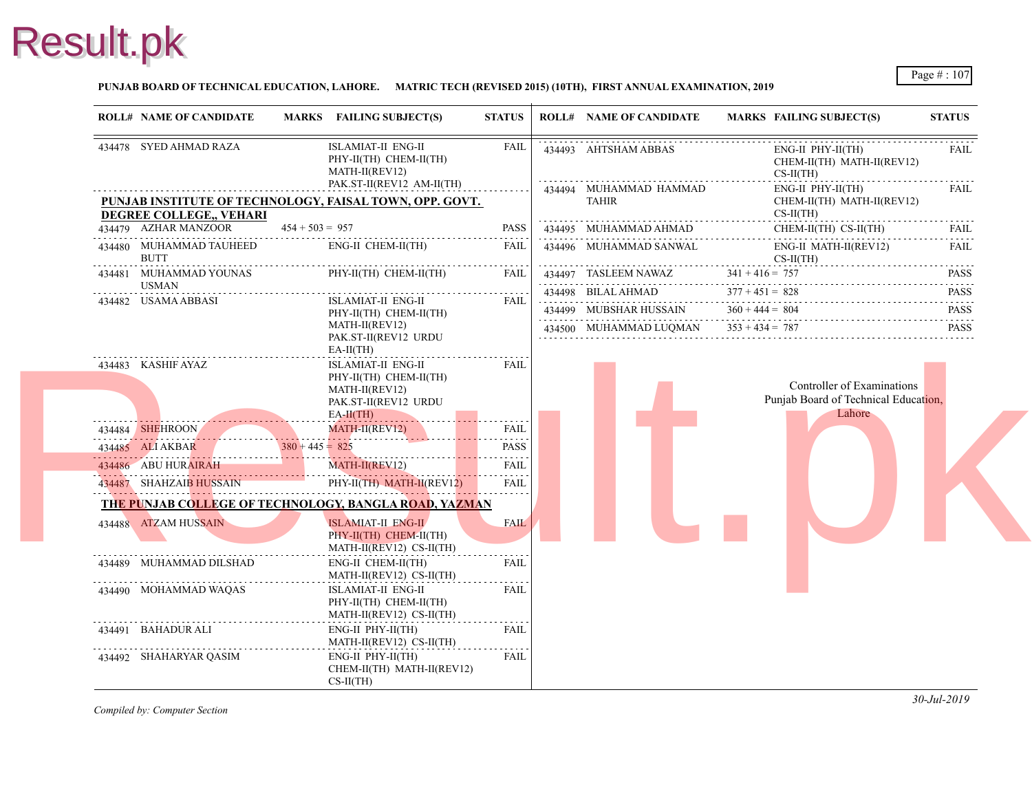**PUNJAB BOARD OF TECHNICAL EDUCATION, LAHORE. MATRIC TECH (REVISED 2015) (10TH), FIRST ANNUAL EXAMINATION, 2019**

| ROLL# | NAME OF CANDIDATE | MARKS | FAILING SUBJECT(S) | STATUS |
|---|---|---|---|---|
| 434478 | SYED AHMAD RAZA | | ISLAMIAT-II ENG-II PHY-II(TH) CHEM-II(TH) MATH-II(REV12) PAK.ST-II(REV12 AM-II(TH) | FAIL |

**PUNJAB INSTITUTE OF TECHNOLOGY, FAISAL TOWN, OPP. GOVT. DEGREE COLLEGE,, VEHARI**

| ROLL# | NAME OF CANDIDATE | MARKS | FAILING SUBJECT(S) | STATUS |
|---|---|---|---|---|
| 434479 | AZHAR MANZOOR | 454 + 503 = 957 | | PASS |
| 434480 | MUHAMMAD TAUHEED BUTT | | ENG-II CHEM-II(TH) | FAIL |
| 434481 | MUHAMMAD YOUNAS USMAN | | PHY-II(TH) CHEM-II(TH) | FAIL |
| 434482 | USAMA ABBASI | | ISLAMIAT-II ENG-II PHY-II(TH) CHEM-II(TH) MATH-II(REV12) PAK.ST-II(REV12 URDU EA-II(TH) | FAIL |
| 434483 | KASHIF AYAZ | | ISLAMIAT-II ENG-II PHY-II(TH) CHEM-II(TH) MATH-II(REV12) PAK.ST-II(REV12 URDU EA-II(TH) | FAIL |
| 434484 | SHEHROON | | MATH-II(REV12) | FAIL |
| 434485 | ALI AKBAR | 380 + 445 = 825 | | PASS |
| 434486 | ABU HURAIRAH | | MATH-II(REV12) | FAIL |
| 434487 | SHAHZAIB HUSSAIN | | PHY-II(TH) MATH-II(REV12) | FAIL |

**THE PUNJAB COLLEGE OF TECHNOLOGY, BANGLA ROAD, YAZMAN**

| ROLL# | NAME OF CANDIDATE | MARKS | FAILING SUBJECT(S) | STATUS |
|---|---|---|---|---|
| 434488 | ATZAM HUSSAIN | | ISLAMIAT-II ENG-II PHY-II(TH) CHEM-II(TH) MATH-II(REV12) CS-II(TH) | FAIL |
| 434489 | MUHAMMAD DILSHAD | | ENG-II CHEM-II(TH) MATH-II(REV12) CS-II(TH) | FAIL |
| 434490 | MOHAMMAD WAQAS | | ISLAMIAT-II ENG-II PHY-II(TH) CHEM-II(TH) MATH-II(REV12) CS-II(TH) | FAIL |
| 434491 | BAHADUR ALI | | ENG-II PHY-II(TH) MATH-II(REV12) CS-II(TH) | FAIL |
| 434492 | SHAHARYAR QASIM | | ENG-II PHY-II(TH) CHEM-II(TH) MATH-II(REV12) CS-II(TH) | FAIL |
| 434493 | AHTSHAM ABBAS | | ENG-II PHY-II(TH) CHEM-II(TH) MATH-II(REV12) CS-II(TH) | FAIL |
| 434494 | MUHAMMAD HAMMAD TAHIR | | ENG-II PHY-II(TH) CHEM-II(TH) MATH-II(REV12) CS-II(TH) | FAIL |
| 434495 | MUHAMMAD AHMAD | | CHEM-II(TH) CS-II(TH) | FAIL |
| 434496 | MUHAMMAD SANWAL | | ENG-II MATH-II(REV12) CS-II(TH) | FAIL |
| 434497 | TASLEEM NAWAZ | 341 + 416 = 757 | | PASS |
| 434498 | BILAL AHMAD | 377 + 451 = 828 | | PASS |
| 434499 | MUBSHAR HUSSAIN | 360 + 444 = 804 | | PASS |
| 434500 | MUHAMMAD LUQMAN | 353 + 434 = 787 | | PASS |

Controller of Examinations
Punjab Board of Technical Education, Lahore

*Compiled by: Computer Section*

*30-Jul-2019*